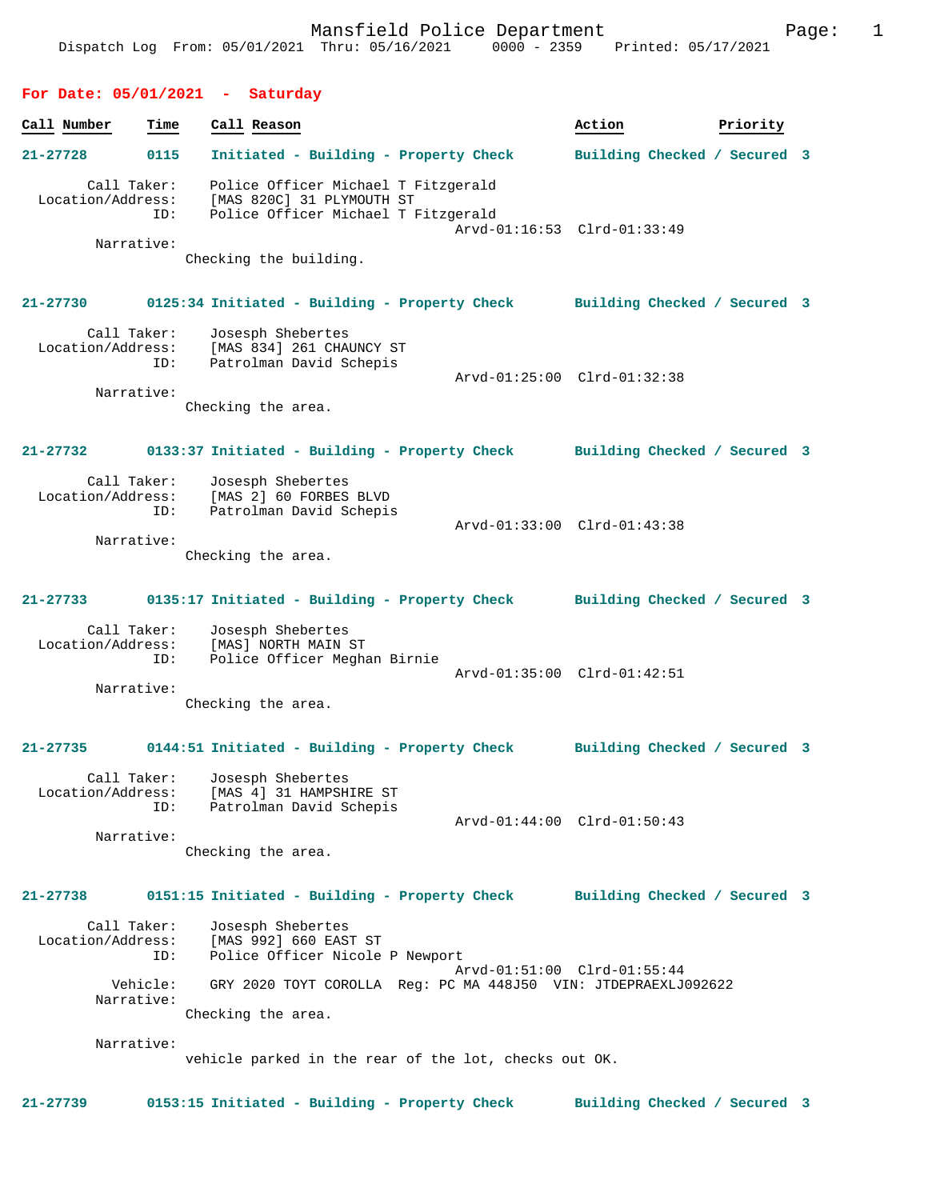Mansfield Police Department
Dispatch Log From: 05/01/2021 Thru: 05/16/2021 0000 - 2359 Printed: 05/17/2021

## For Date: 05/01/2021 - Saturday

| Call Number | Time | Call Reason | Action | Priority |
|---|---|---|---|---|

**21-27728** 0115 **Initiated - Building - Property Check** Building Checked / Secured 3

Call Taker: Police Officer Michael T Fitzgerald
Location/Address: [MAS 820C] 31 PLYMOUTH ST
ID: Police Officer Michael T Fitzgerald
Arvd-01:16:53 Clrd-01:33:49
Narrative:
Checking the building.

**21-27730** 0125:34 **Initiated - Building - Property Check** Building Checked / Secured 3

Call Taker: Josesph Shebertes
Location/Address: [MAS 834] 261 CHAUNCY ST
ID: Patrolman David Schepis
Arvd-01:25:00 Clrd-01:32:38
Narrative:
Checking the area.

**21-27732** 0133:37 **Initiated - Building - Property Check** Building Checked / Secured 3

Call Taker: Josesph Shebertes
Location/Address: [MAS 2] 60 FORBES BLVD
ID: Patrolman David Schepis
Arvd-01:33:00 Clrd-01:43:38
Narrative:
Checking the area.

**21-27733** 0135:17 **Initiated - Building - Property Check** Building Checked / Secured 3

Call Taker: Josesph Shebertes
Location/Address: [MAS] NORTH MAIN ST
ID: Police Officer Meghan Birnie
Arvd-01:35:00 Clrd-01:42:51
Narrative:
Checking the area.

**21-27735** 0144:51 **Initiated - Building - Property Check** Building Checked / Secured 3

Call Taker: Josesph Shebertes
Location/Address: [MAS 4] 31 HAMPSHIRE ST
ID: Patrolman David Schepis
Arvd-01:44:00 Clrd-01:50:43
Narrative:
Checking the area.

**21-27738** 0151:15 **Initiated - Building - Property Check** Building Checked / Secured 3

Call Taker: Josesph Shebertes
Location/Address: [MAS 992] 660 EAST ST
ID: Police Officer Nicole P Newport
Arvd-01:51:00 Clrd-01:55:44
Vehicle: GRY 2020 TOYT COROLLA Reg: PC MA 448J50 VIN: JTDEPRAEXLJ092622
Narrative:
Checking the area.

Narrative:
vehicle parked in the rear of the lot, checks out OK.

**21-27739** 0153:15 **Initiated - Building - Property Check** Building Checked / Secured 3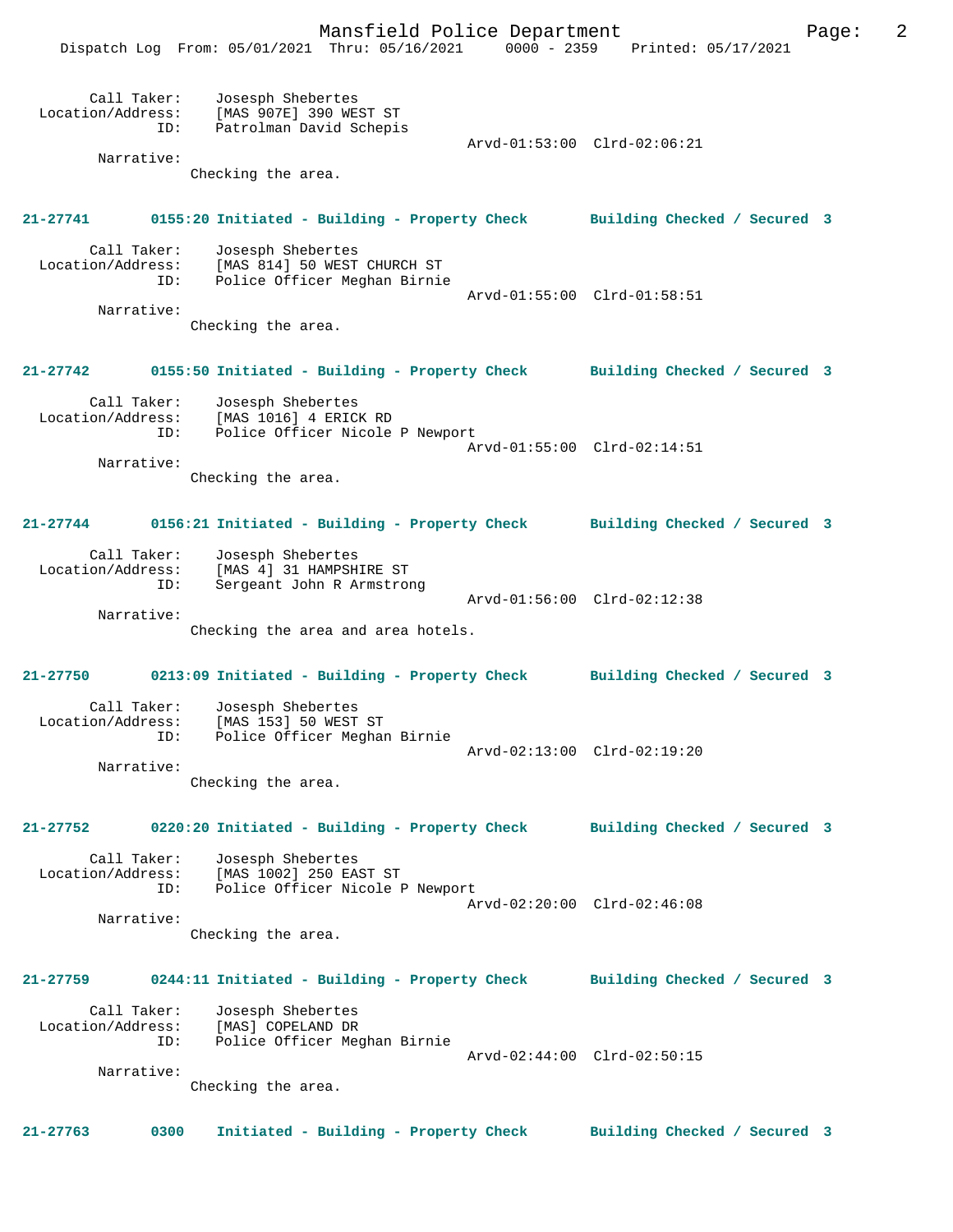```
        Call Taker:    Josesph Shebertes
  Location/Address:    [MAS 907E] 390 WEST ST
                ID:    Patrolman David Schepis
                                                  Arvd-01:53:00  Clrd-02:06:21
         Narrative:
                Checking the area.


21-27741       0155:20 Initiated - Building - Property Check       Building Checked / Secured  3

        Call Taker:    Josesph Shebertes
  Location/Address:    [MAS 814] 50 WEST CHURCH ST
                ID:    Police Officer Meghan Birnie
                                                  Arvd-01:55:00  Clrd-01:58:51
         Narrative:
                Checking the area.


21-27742       0155:50 Initiated - Building - Property Check       Building Checked / Secured  3

        Call Taker:    Josesph Shebertes
  Location/Address:    [MAS 1016] 4 ERICK RD
                ID:    Police Officer Nicole P Newport
                                                  Arvd-01:55:00  Clrd-02:14:51
         Narrative:
                Checking the area.


21-27744       0156:21 Initiated - Building - Property Check       Building Checked / Secured  3

        Call Taker:    Josesph Shebertes
  Location/Address:    [MAS 4] 31 HAMPSHIRE ST
                ID:    Sergeant John R Armstrong
                                                  Arvd-01:56:00  Clrd-02:12:38
         Narrative:
                Checking the area and area hotels.


21-27750       0213:09 Initiated - Building - Property Check       Building Checked / Secured  3

        Call Taker:    Josesph Shebertes
  Location/Address:    [MAS 153] 50 WEST ST
                ID:    Police Officer Meghan Birnie
                                                  Arvd-02:13:00  Clrd-02:19:20
         Narrative:
                Checking the area.


21-27752       0220:20 Initiated - Building - Property Check       Building Checked / Secured  3

        Call Taker:    Josesph Shebertes
  Location/Address:    [MAS 1002] 250 EAST ST
                ID:    Police Officer Nicole P Newport
                                                  Arvd-02:20:00  Clrd-02:46:08
         Narrative:
                Checking the area.


21-27759       0244:11 Initiated - Building - Property Check       Building Checked / Secured  3

        Call Taker:    Josesph Shebertes
  Location/Address:    [MAS] COPELAND DR
                ID:    Police Officer Meghan Birnie
                                                  Arvd-02:44:00  Clrd-02:50:15
         Narrative:
                Checking the area.


21-27763       0300    Initiated - Building - Property Check       Building Checked / Secured  3
```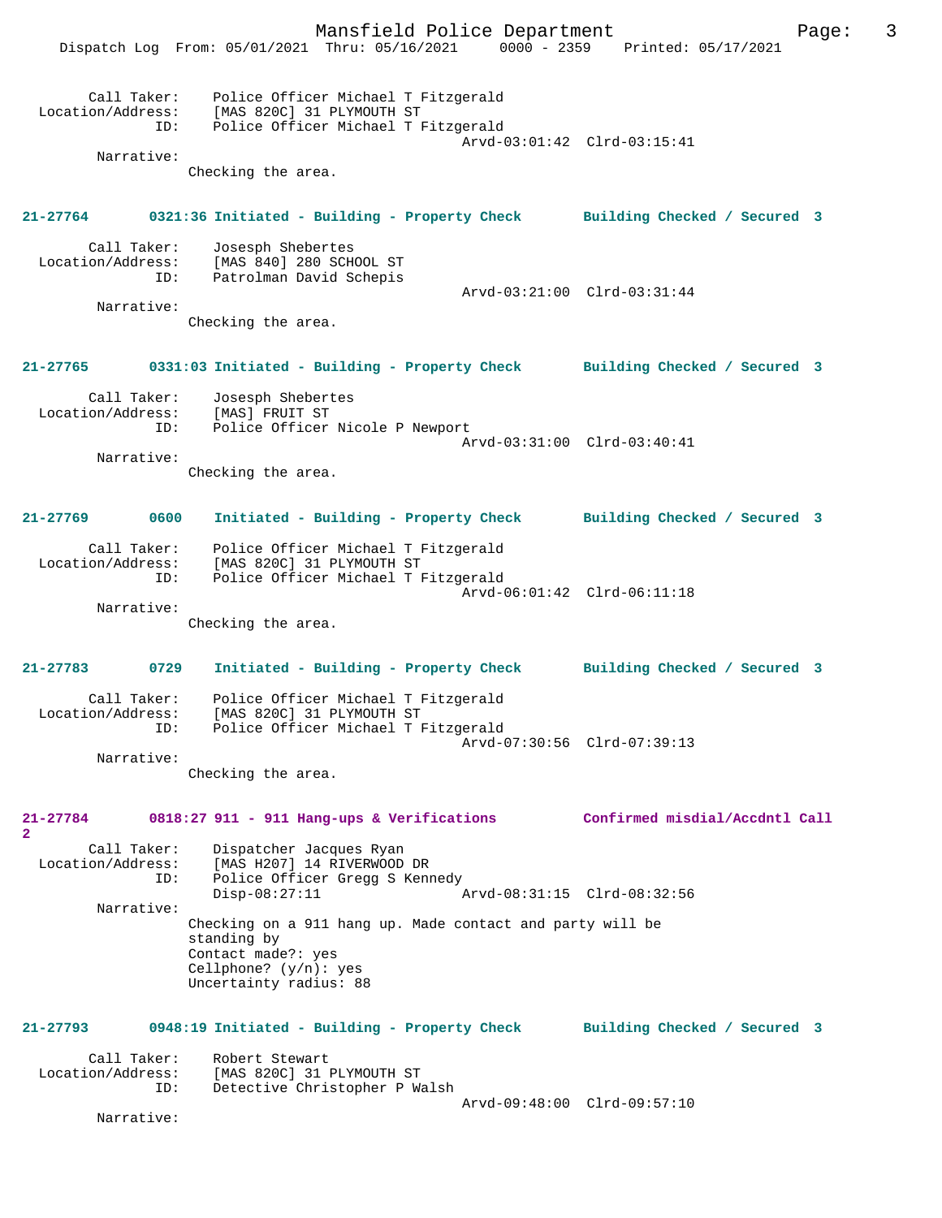Call Taker: Police Officer Michael T Fitzgerald
Location/Address: [MAS 820C] 31 PLYMOUTH ST
ID: Police Officer Michael T Fitzgerald
Arvd-03:01:42 Clrd-03:15:41
Narrative:
Checking the area.

**21-27764 0321:36 Initiated - Building - Property Check Building Checked / Secured 3**

Call Taker: Josesph Shebertes
Location/Address: [MAS 840] 280 SCHOOL ST
ID: Patrolman David Schepis
Arvd-03:21:00 Clrd-03:31:44
Narrative:
Checking the area.

**21-27765 0331:03 Initiated - Building - Property Check Building Checked / Secured 3**

Call Taker: Josesph Shebertes
Location/Address: [MAS] FRUIT ST
ID: Police Officer Nicole P Newport
Arvd-03:31:00 Clrd-03:40:41
Narrative:
Checking the area.

**21-27769 0600 Initiated - Building - Property Check Building Checked / Secured 3**

Call Taker: Police Officer Michael T Fitzgerald
Location/Address: [MAS 820C] 31 PLYMOUTH ST
ID: Police Officer Michael T Fitzgerald
Arvd-06:01:42 Clrd-06:11:18
Narrative:
Checking the area.

**21-27783 0729 Initiated - Building - Property Check Building Checked / Secured 3**

Call Taker: Police Officer Michael T Fitzgerald
Location/Address: [MAS 820C] 31 PLYMOUTH ST
ID: Police Officer Michael T Fitzgerald
Arvd-07:30:56 Clrd-07:39:13
Narrative:
Checking the area.

**21-27784 0818:27 911 - 911 Hang-ups & Verifications Confirmed misdial/Accdntl Call 2**

Call Taker: Dispatcher Jacques Ryan
Location/Address: [MAS H207] 14 RIVERWOOD DR
ID: Police Officer Gregg S Kennedy
Disp-08:27:11 Arvd-08:31:15 Clrd-08:32:56
Narrative:
Checking on a 911 hang up. Made contact and party will be standing by
Contact made?: yes
Cellphone? (y/n): yes
Uncertainty radius: 88

**21-27793 0948:19 Initiated - Building - Property Check Building Checked / Secured 3**

Call Taker: Robert Stewart
Location/Address: [MAS 820C] 31 PLYMOUTH ST
ID: Detective Christopher P Walsh
Arvd-09:48:00 Clrd-09:57:10
Narrative: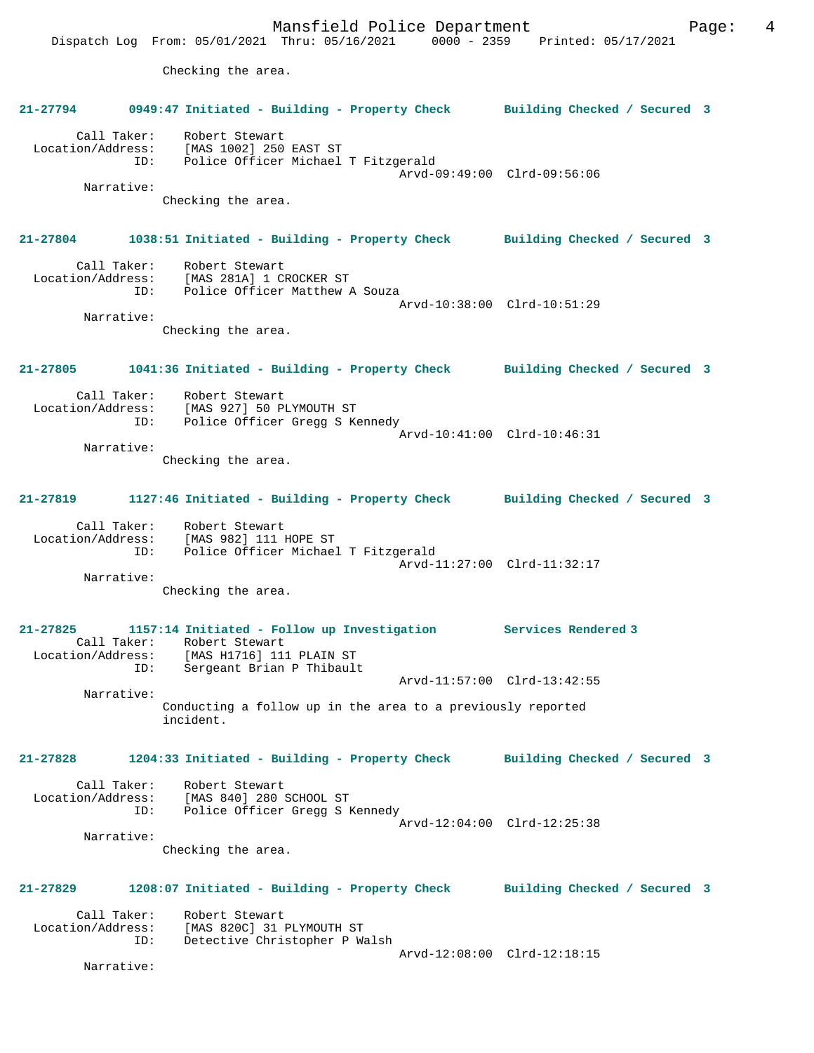Checking the area.

**21-27794 0949:47 Initiated - Building - Property Check Building Checked / Secured 3**

Call Taker: Robert Stewart
Location/Address: [MAS 1002] 250 EAST ST
ID: Police Officer Michael T Fitzgerald
Arvd-09:49:00 Clrd-09:56:06
Narrative:
Checking the area.

**21-27804 1038:51 Initiated - Building - Property Check Building Checked / Secured 3**

Call Taker: Robert Stewart
Location/Address: [MAS 281A] 1 CROCKER ST
ID: Police Officer Matthew A Souza
Arvd-10:38:00 Clrd-10:51:29
Narrative:
Checking the area.

**21-27805 1041:36 Initiated - Building - Property Check Building Checked / Secured 3**

Call Taker: Robert Stewart
Location/Address: [MAS 927] 50 PLYMOUTH ST
ID: Police Officer Gregg S Kennedy
Arvd-10:41:00 Clrd-10:46:31
Narrative:
Checking the area.

**21-27819 1127:46 Initiated - Building - Property Check Building Checked / Secured 3**

Call Taker: Robert Stewart
Location/Address: [MAS 982] 111 HOPE ST
ID: Police Officer Michael T Fitzgerald
Arvd-11:27:00 Clrd-11:32:17
Narrative:
Checking the area.

**21-27825 1157:14 Initiated - Follow up Investigation Services Rendered 3**

Call Taker: Robert Stewart
Location/Address: [MAS H1716] 111 PLAIN ST
ID: Sergeant Brian P Thibault
Arvd-11:57:00 Clrd-13:42:55
Narrative:
Conducting a follow up in the area to a previously reported incident.

**21-27828 1204:33 Initiated - Building - Property Check Building Checked / Secured 3**

Call Taker: Robert Stewart
Location/Address: [MAS 840] 280 SCHOOL ST
ID: Police Officer Gregg S Kennedy
Arvd-12:04:00 Clrd-12:25:38
Narrative:
Checking the area.

**21-27829 1208:07 Initiated - Building - Property Check Building Checked / Secured 3**

Call Taker: Robert Stewart
Location/Address: [MAS 820C] 31 PLYMOUTH ST
ID: Detective Christopher P Walsh
Arvd-12:08:00 Clrd-12:18:15
Narrative: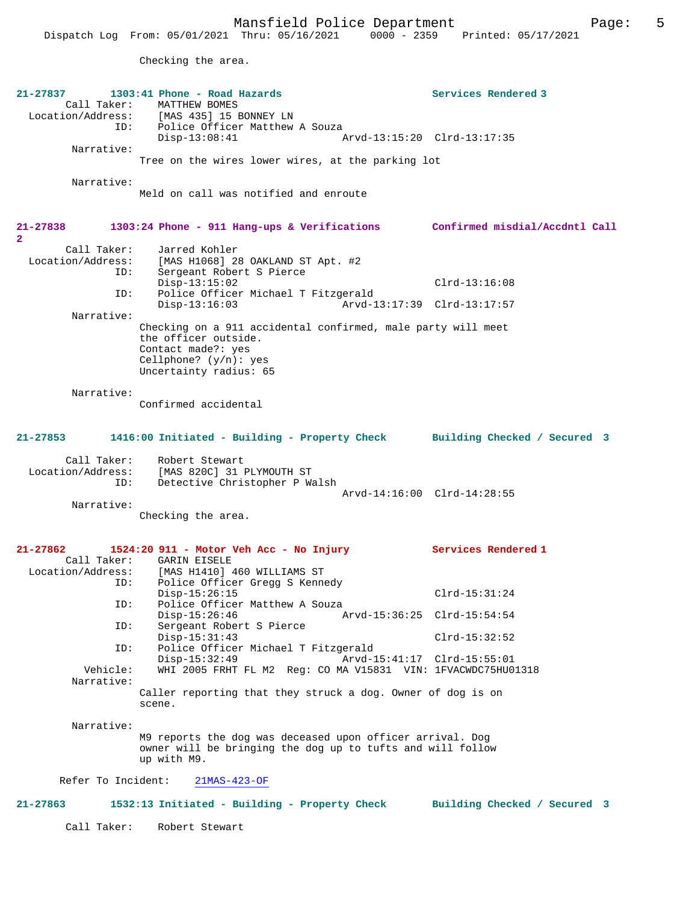Checking the area.

**21-27837 1303:41 Phone - Road Hazards** — **Services Rendered 3**

Call Taker: MATTHEW BOMES
Location/Address: [MAS 435] 15 BONNEY LN
ID: Police Officer Matthew A Souza
Disp-13:08:41 Arvd-13:15:20 Clrd-13:17:35

Narrative:
Tree on the wires lower wires, at the parking lot

Narrative:
Meld on call was notified and enroute

**21-27838 1303:24 Phone - 911 Hang-ups & Verifications** — **Confirmed misdial/Accdntl Call 2**

Call Taker: Jarred Kohler
Location/Address: [MAS H1068] 28 OAKLAND ST Apt. #2
ID: Sergeant Robert S Pierce
Disp-13:15:02 Clrd-13:16:08
ID: Police Officer Michael T Fitzgerald
Disp-13:16:03 Arvd-13:17:39 Clrd-13:17:57

Narrative:
Checking on a 911 accidental confirmed, male party will meet the officer outside.
Contact made?: yes
Cellphone? (y/n): yes
Uncertainty radius: 65

Narrative:
Confirmed accidental

**21-27853 1416:00 Initiated - Building - Property Check** — **Building Checked / Secured 3**

Call Taker: Robert Stewart
Location/Address: [MAS 820C] 31 PLYMOUTH ST
ID: Detective Christopher P Walsh
Arvd-14:16:00 Clrd-14:28:55

Narrative:
Checking the area.

**21-27862 1524:20 911 - Motor Veh Acc - No Injury** — **Services Rendered 1**

Call Taker: GARIN EISELE
Location/Address: [MAS H1410] 460 WILLIAMS ST
ID: Police Officer Gregg S Kennedy
Disp-15:26:15 Clrd-15:31:24
ID: Police Officer Matthew A Souza
Disp-15:26:46 Arvd-15:36:25 Clrd-15:54:54
ID: Sergeant Robert S Pierce
Disp-15:31:43 Clrd-15:32:52
ID: Police Officer Michael T Fitzgerald
Disp-15:32:49 Arvd-15:41:17 Clrd-15:55:01
Vehicle: WHI 2005 FRHT FL M2 Reg: CO MA V15831 VIN: 1FVACWDC75HU01318

Narrative:
Caller reporting that they struck a dog. Owner of dog is on scene.

Narrative:
M9 reports the dog was deceased upon officer arrival. Dog owner will be bringing the dog up to tufts and will follow up with M9.

Refer To Incident: 21MAS-423-OF

**21-27863 1532:13 Initiated - Building - Property Check** — **Building Checked / Secured 3**

Call Taker: Robert Stewart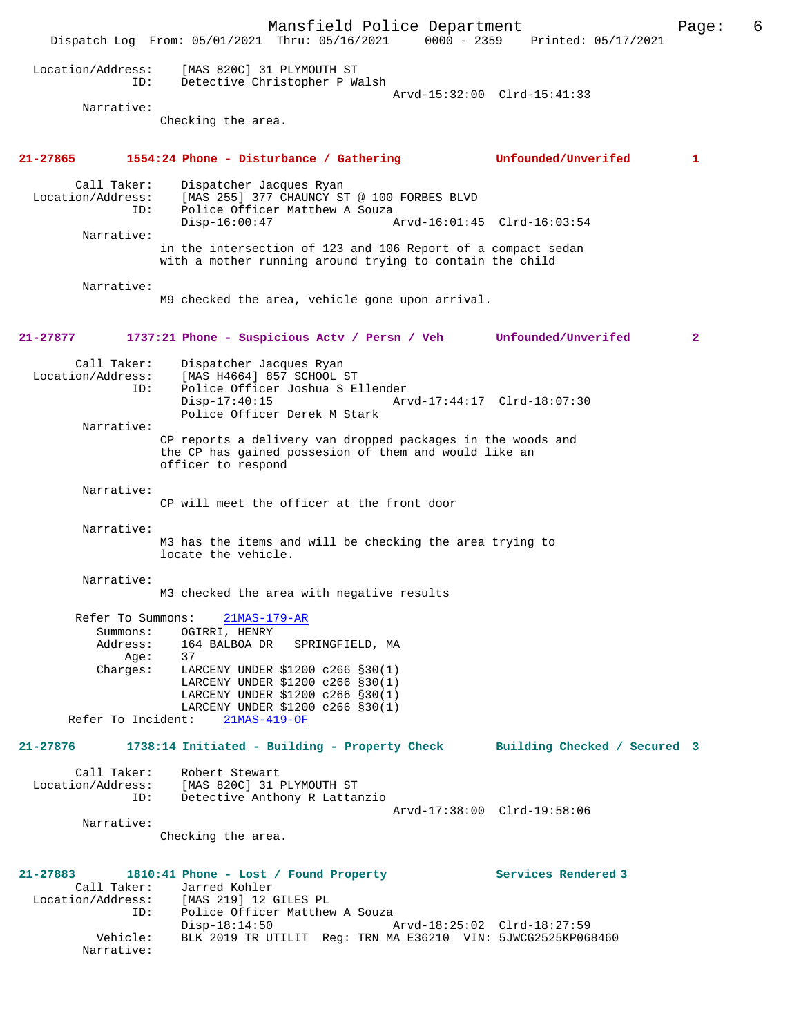Location/Address: [MAS 820C] 31 PLYMOUTH ST
ID: Detective Christopher P Walsh
Arvd-15:32:00 Clrd-15:41:33

Narrative:
Checking the area.

**21-27865 1554:24 Phone - Disturbance / Gathering — Unfounded/Unverifed 1**

Call Taker: Dispatcher Jacques Ryan
Location/Address: [MAS 255] 377 CHAUNCY ST @ 100 FORBES BLVD
ID: Police Officer Matthew A Souza
Disp-16:00:47 Arvd-16:01:45 Clrd-16:03:54

Narrative:
in the intersection of 123 and 106 Report of a compact sedan with a mother running around trying to contain the child

Narrative:
M9 checked the area, vehicle gone upon arrival.

**21-27877 1737:21 Phone - Suspicious Actv / Persn / Veh — Unfounded/Unverifed 2**

Call Taker: Dispatcher Jacques Ryan
Location/Address: [MAS H4664] 857 SCHOOL ST
ID: Police Officer Joshua S Ellender
Disp-17:40:15 Arvd-17:44:17 Clrd-18:07:30
Police Officer Derek M Stark

Narrative:
CP reports a delivery van dropped packages in the woods and the CP has gained possesion of them and would like an officer to respond

Narrative:
CP will meet the officer at the front door

Narrative:
M3 has the items and will be checking the area trying to locate the vehicle.

Narrative:
M3 checked the area with negative results

Refer To Summons: 21MAS-179-AR
Summons: OGIRRI, HENRY
Address: 164 BALBOA DR SPRINGFIELD, MA
Age: 37
Charges: LARCENY UNDER $1200 c266 §30(1)
LARCENY UNDER $1200 c266 §30(1)
LARCENY UNDER $1200 c266 §30(1)
LARCENY UNDER $1200 c266 §30(1)
Refer To Incident: 21MAS-419-OF

**21-27876 1738:14 Initiated - Building - Property Check — Building Checked / Secured 3**

Call Taker: Robert Stewart
Location/Address: [MAS 820C] 31 PLYMOUTH ST
ID: Detective Anthony R Lattanzio
Arvd-17:38:00 Clrd-19:58:06

Narrative:
Checking the area.

**21-27883 1810:41 Phone - Lost / Found Property — Services Rendered 3**

Call Taker: Jarred Kohler
Location/Address: [MAS 219] 12 GILES PL
ID: Police Officer Matthew A Souza
Disp-18:14:50 Arvd-18:25:02 Clrd-18:27:59
Vehicle: BLK 2019 TR UTILIT Reg: TRN MA E36210 VIN: 5JWCG2525KP068460
Narrative: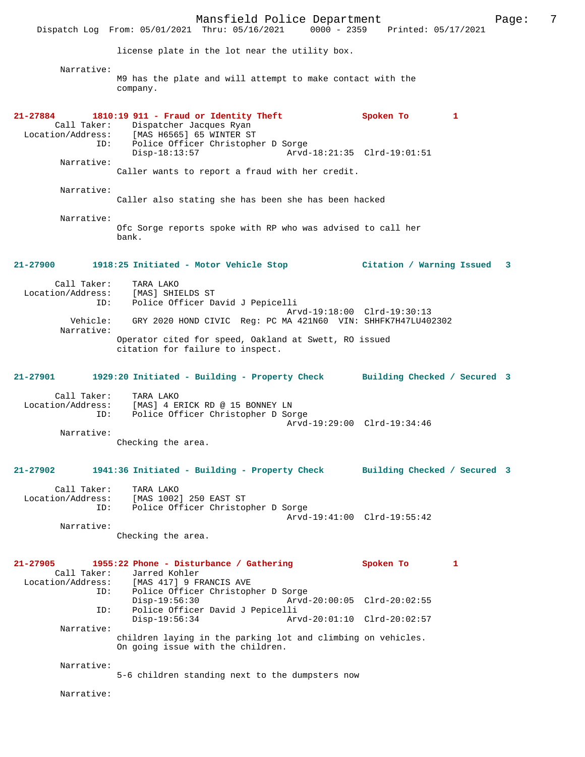license plate in the lot near the utility box.

Narrative:
M9 has the plate and will attempt to make contact with the company.

**21-27884 1810:19 911 - Fraud or Identity Theft Spoken To 1**

Call Taker: Dispatcher Jacques Ryan
Location/Address: [MAS H6565] 65 WINTER ST
ID: Police Officer Christopher D Sorge
Disp-18:13:57 Arvd-18:21:35 Clrd-19:01:51

Narrative:
Caller wants to report a fraud with her credit.

Narrative:
Caller also stating she has been she has been hacked

Narrative:
Ofc Sorge reports spoke with RP who was advised to call her bank.

**21-27900 1918:25 Initiated - Motor Vehicle Stop Citation / Warning Issued 3**

Call Taker: TARA LAKO
Location/Address: [MAS] SHIELDS ST
ID: Police Officer David J Pepicelli
Arvd-19:18:00 Clrd-19:30:13
Vehicle: GRY 2020 HOND CIVIC Reg: PC MA 421N60 VIN: SHHFK7H47LU402302

Narrative:
Operator cited for speed, Oakland at Swett, RO issued citation for failure to inspect.

**21-27901 1929:20 Initiated - Building - Property Check Building Checked / Secured 3**

Call Taker: TARA LAKO
Location/Address: [MAS] 4 ERICK RD @ 15 BONNEY LN
ID: Police Officer Christopher D Sorge
Arvd-19:29:00 Clrd-19:34:46

Narrative:
Checking the area.

**21-27902 1941:36 Initiated - Building - Property Check Building Checked / Secured 3**

Call Taker: TARA LAKO
Location/Address: [MAS 1002] 250 EAST ST
ID: Police Officer Christopher D Sorge
Arvd-19:41:00 Clrd-19:55:42

Narrative:
Checking the area.

**21-27905 1955:22 Phone - Disturbance / Gathering Spoken To 1**

Call Taker: Jarred Kohler
Location/Address: [MAS 417] 9 FRANCIS AVE
ID: Police Officer Christopher D Sorge
Disp-19:56:30 Arvd-20:00:05 Clrd-20:02:55
ID: Police Officer David J Pepicelli
Disp-19:56:34 Arvd-20:01:10 Clrd-20:02:57

Narrative:
children laying in the parking lot and climbing on vehicles. On going issue with the children.

Narrative:
5-6 children standing next to the dumpsters now

Narrative: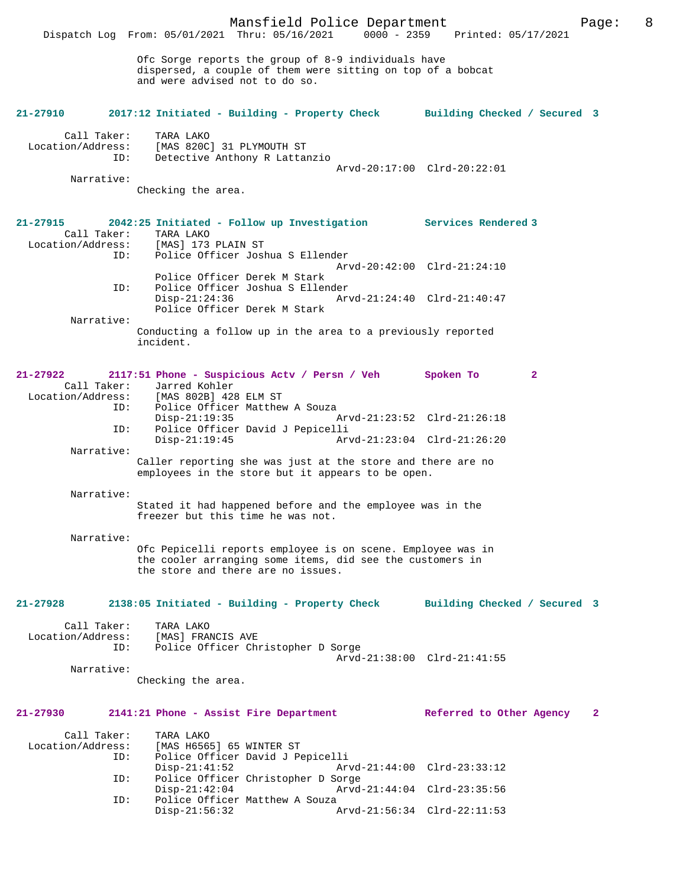Ofc Sorge reports the group of 8-9 individuals have dispersed, a couple of them were sitting on top of a bobcat and were advised not to do so.

**21-27910 2017:12 Initiated - Building - Property Check — Building Checked / Secured 3**

Call Taker: TARA LAKO
Location/Address: [MAS 820C] 31 PLYMOUTH ST
ID: Detective Anthony R Lattanzio
Arvd-20:17:00 Clrd-20:22:01
Narrative:
Checking the area.

**21-27915 2042:25 Initiated - Follow up Investigation — Services Rendered 3**

Call Taker: TARA LAKO
Location/Address: [MAS] 173 PLAIN ST
ID: Police Officer Joshua S Ellender
Arvd-20:42:00 Clrd-21:24:10
Police Officer Derek M Stark
ID: Police Officer Joshua S Ellender
Disp-21:24:36 Arvd-21:24:40 Clrd-21:40:47
Police Officer Derek M Stark
Narrative:
Conducting a follow up in the area to a previously reported incident.

**21-27922 2117:51 Phone - Suspicious Actv / Persn / Veh — Spoken To 2**

Call Taker: Jarred Kohler
Location/Address: [MAS 802B] 428 ELM ST
ID: Police Officer Matthew A Souza
Disp-21:19:35 Arvd-21:23:52 Clrd-21:26:18
ID: Police Officer David J Pepicelli
Disp-21:19:45 Arvd-21:23:04 Clrd-21:26:20
Narrative:
Caller reporting she was just at the store and there are no employees in the store but it appears to be open.

Narrative:
Stated it had happened before and the employee was in the freezer but this time he was not.

Narrative:
Ofc Pepicelli reports employee is on scene. Employee was in the cooler arranging some items, did see the customers in the store and there are no issues.

**21-27928 2138:05 Initiated - Building - Property Check — Building Checked / Secured 3**

Call Taker: TARA LAKO
Location/Address: [MAS] FRANCIS AVE
ID: Police Officer Christopher D Sorge
Arvd-21:38:00 Clrd-21:41:55
Narrative:
Checking the area.

**21-27930 2141:21 Phone - Assist Fire Department — Referred to Other Agency 2**

Call Taker: TARA LAKO
Location/Address: [MAS H6565] 65 WINTER ST
ID: Police Officer David J Pepicelli
Disp-21:41:52 Arvd-21:44:00 Clrd-23:33:12
ID: Police Officer Christopher D Sorge
Disp-21:42:04 Arvd-21:44:04 Clrd-23:35:56
ID: Police Officer Matthew A Souza
Disp-21:56:32 Arvd-21:56:34 Clrd-22:11:53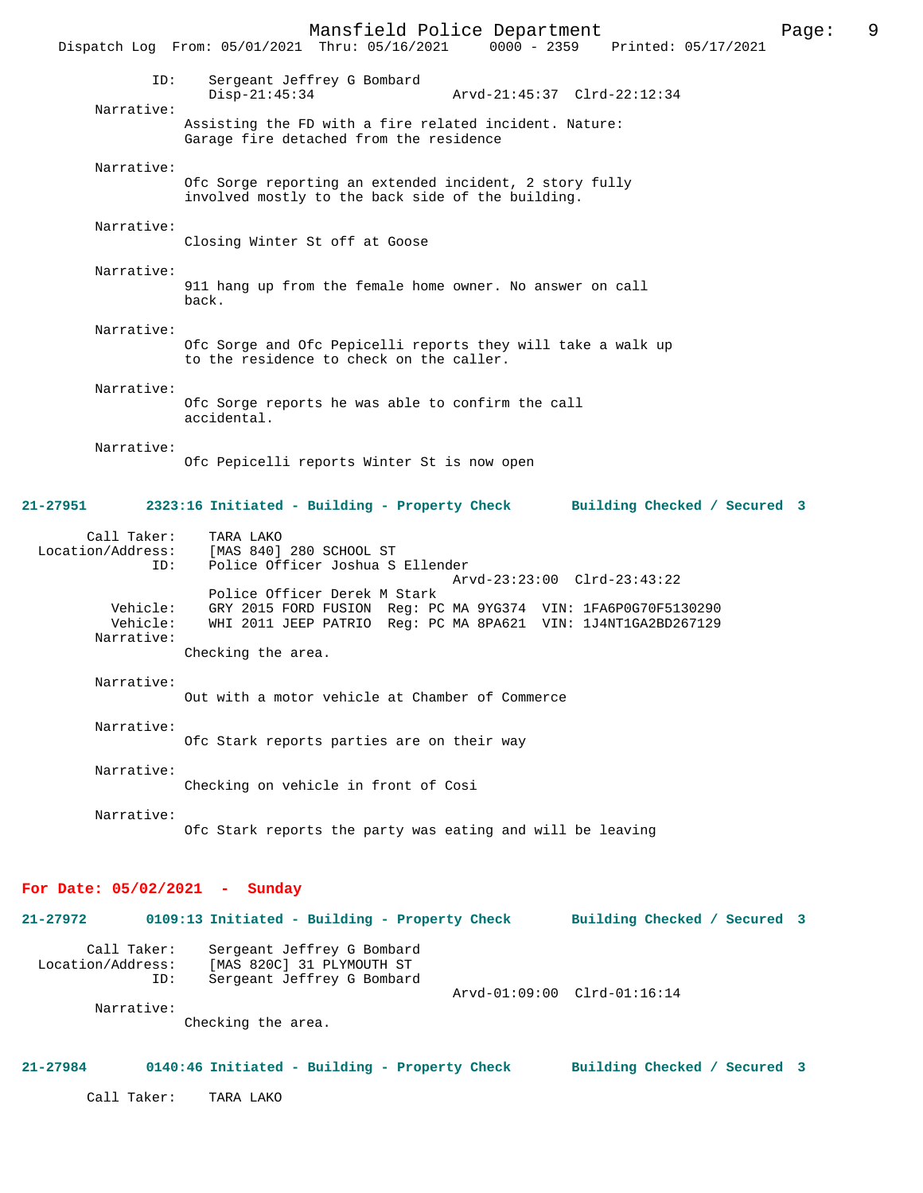ID: Sergeant Jeffrey G Bombard
Disp-21:45:34 Arvd-21:45:37 Clrd-22:12:34

Narrative:
Assisting the FD with a fire related incident. Nature: Garage fire detached from the residence

Narrative:
Ofc Sorge reporting an extended incident, 2 story fully involved mostly to the back side of the building.

Narrative:
Closing Winter St off at Goose

Narrative:
911 hang up from the female home owner. No answer on call back.

Narrative:
Ofc Sorge and Ofc Pepicelli reports they will take a walk up to the residence to check on the caller.

Narrative:
Ofc Sorge reports he was able to confirm the call accidental.

Narrative:
Ofc Pepicelli reports Winter St is now open

**21-27951 2323:16 Initiated - Building - Property Check Building Checked / Secured 3**

Call Taker: TARA LAKO
Location/Address: [MAS 840] 280 SCHOOL ST
ID: Police Officer Joshua S Ellender
Arvd-23:23:00 Clrd-23:43:22
Police Officer Derek M Stark
Vehicle: GRY 2015 FORD FUSION Reg: PC MA 9YG374 VIN: 1FA6P0G70F5130290
Vehicle: WHI 2011 JEEP PATRIO Reg: PC MA 8PA621 VIN: 1J4NT1GA2BD267129

Narrative:
Checking the area.

Narrative:
Out with a motor vehicle at Chamber of Commerce

Narrative:
Ofc Stark reports parties are on their way

Narrative:
Checking on vehicle in front of Cosi

Narrative:
Ofc Stark reports the party was eating and will be leaving

## For Date: 05/02/2021 - Sunday

**21-27972 0109:13 Initiated - Building - Property Check Building Checked / Secured 3**

Call Taker: Sergeant Jeffrey G Bombard
Location/Address: [MAS 820C] 31 PLYMOUTH ST
ID: Sergeant Jeffrey G Bombard
Arvd-01:09:00 Clrd-01:16:14

Narrative:
Checking the area.

**21-27984 0140:46 Initiated - Building - Property Check Building Checked / Secured 3**

Call Taker: TARA LAKO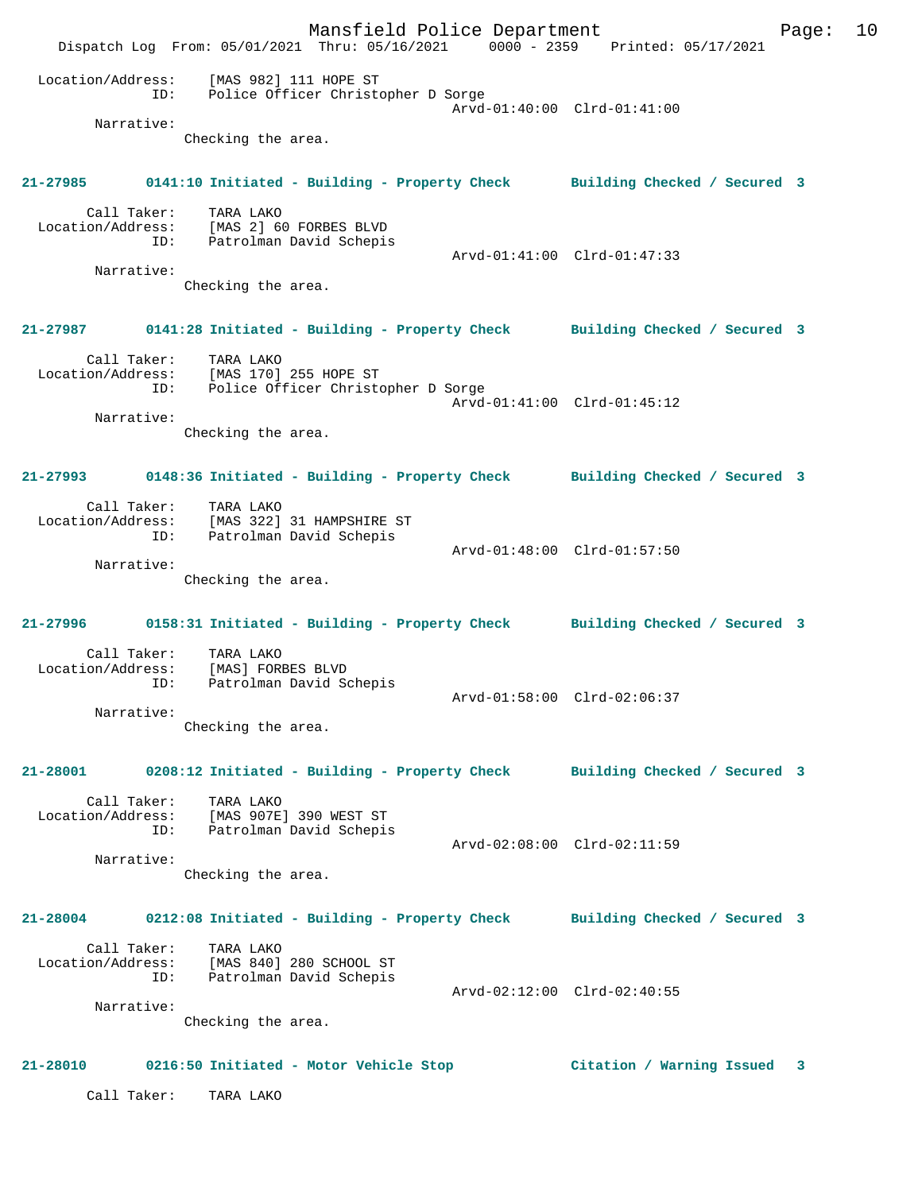Location/Address: [MAS 982] 111 HOPE ST
ID: Police Officer Christopher D Sorge
Arvd-01:40:00 Clrd-01:41:00
Narrative:
Checking the area.

**21-27985 0141:10 Initiated - Building - Property Check Building Checked / Secured 3**

Call Taker: TARA LAKO
Location/Address: [MAS 2] 60 FORBES BLVD
ID: Patrolman David Schepis
Arvd-01:41:00 Clrd-01:47:33
Narrative:
Checking the area.

**21-27987 0141:28 Initiated - Building - Property Check Building Checked / Secured 3**

Call Taker: TARA LAKO
Location/Address: [MAS 170] 255 HOPE ST
ID: Police Officer Christopher D Sorge
Arvd-01:41:00 Clrd-01:45:12
Narrative:
Checking the area.

**21-27993 0148:36 Initiated - Building - Property Check Building Checked / Secured 3**

Call Taker: TARA LAKO
Location/Address: [MAS 322] 31 HAMPSHIRE ST
ID: Patrolman David Schepis
Arvd-01:48:00 Clrd-01:57:50
Narrative:
Checking the area.

**21-27996 0158:31 Initiated - Building - Property Check Building Checked / Secured 3**

Call Taker: TARA LAKO
Location/Address: [MAS] FORBES BLVD
ID: Patrolman David Schepis
Arvd-01:58:00 Clrd-02:06:37
Narrative:
Checking the area.

**21-28001 0208:12 Initiated - Building - Property Check Building Checked / Secured 3**

Call Taker: TARA LAKO
Location/Address: [MAS 907E] 390 WEST ST
ID: Patrolman David Schepis
Arvd-02:08:00 Clrd-02:11:59
Narrative:
Checking the area.

**21-28004 0212:08 Initiated - Building - Property Check Building Checked / Secured 3**

Call Taker: TARA LAKO
Location/Address: [MAS 840] 280 SCHOOL ST
ID: Patrolman David Schepis
Arvd-02:12:00 Clrd-02:40:55
Narrative:
Checking the area.

**21-28010 0216:50 Initiated - Motor Vehicle Stop Citation / Warning Issued 3**

Call Taker: TARA LAKO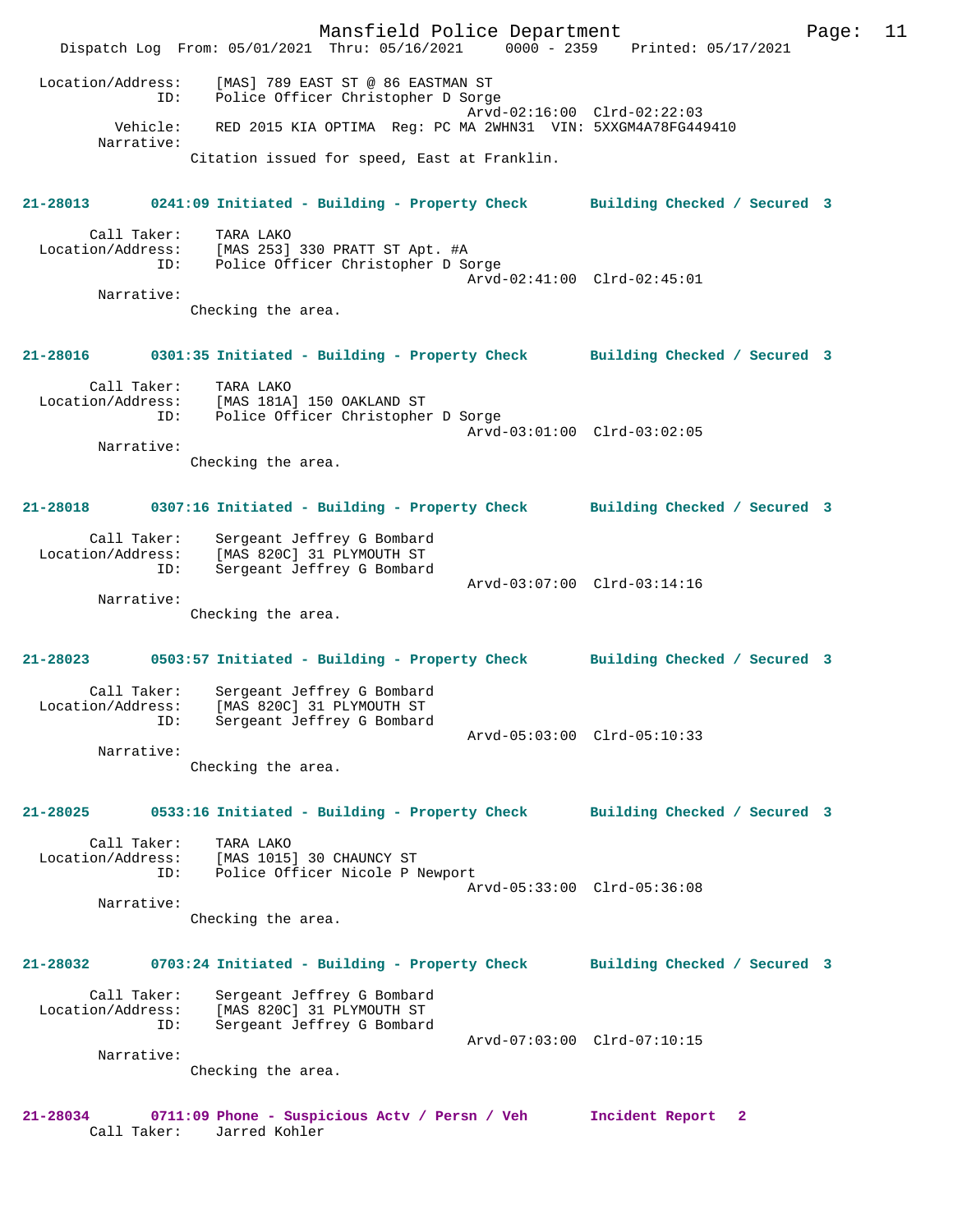Location/Address: [MAS] 789 EAST ST @ 86 EASTMAN ST
ID: Police Officer Christopher D Sorge
Arvd-02:16:00 Clrd-02:22:03
Vehicle: RED 2015 KIA OPTIMA Reg: PC MA 2WHN31 VIN: 5XXGM4A78FG449410
Narrative:
Citation issued for speed, East at Franklin.

**21-28013 0241:09 Initiated - Building - Property Check Building Checked / Secured 3**

Call Taker: TARA LAKO
Location/Address: [MAS 253] 330 PRATT ST Apt. #A
ID: Police Officer Christopher D Sorge
Arvd-02:41:00 Clrd-02:45:01
Narrative:
Checking the area.

**21-28016 0301:35 Initiated - Building - Property Check Building Checked / Secured 3**

Call Taker: TARA LAKO
Location/Address: [MAS 181A] 150 OAKLAND ST
ID: Police Officer Christopher D Sorge
Arvd-03:01:00 Clrd-03:02:05
Narrative:
Checking the area.

**21-28018 0307:16 Initiated - Building - Property Check Building Checked / Secured 3**

Call Taker: Sergeant Jeffrey G Bombard
Location/Address: [MAS 820C] 31 PLYMOUTH ST
ID: Sergeant Jeffrey G Bombard
Arvd-03:07:00 Clrd-03:14:16
Narrative:
Checking the area.

**21-28023 0503:57 Initiated - Building - Property Check Building Checked / Secured 3**

Call Taker: Sergeant Jeffrey G Bombard
Location/Address: [MAS 820C] 31 PLYMOUTH ST
ID: Sergeant Jeffrey G Bombard
Arvd-05:03:00 Clrd-05:10:33
Narrative:
Checking the area.

**21-28025 0533:16 Initiated - Building - Property Check Building Checked / Secured 3**

Call Taker: TARA LAKO
Location/Address: [MAS 1015] 30 CHAUNCY ST
ID: Police Officer Nicole P Newport
Arvd-05:33:00 Clrd-05:36:08
Narrative:
Checking the area.

**21-28032 0703:24 Initiated - Building - Property Check Building Checked / Secured 3**

Call Taker: Sergeant Jeffrey G Bombard
Location/Address: [MAS 820C] 31 PLYMOUTH ST
ID: Sergeant Jeffrey G Bombard
Arvd-07:03:00 Clrd-07:10:15
Narrative:
Checking the area.

**21-28034 0711:09 Phone - Suspicious Actv / Persn / Veh Incident Report 2**

Call Taker: Jarred Kohler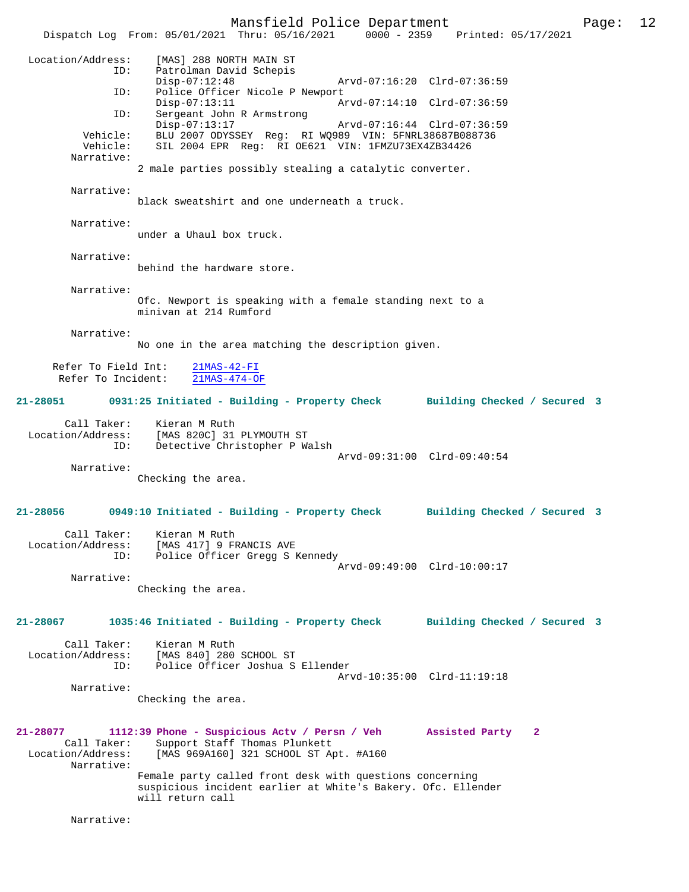```
 Location/Address:    [MAS] 288 NORTH MAIN ST
               ID:    Patrolman David Schepis
                      Disp-07:12:48                 Arvd-07:16:20  Clrd-07:36:59
               ID:    Police Officer Nicole P Newport
                      Disp-07:13:11                 Arvd-07:14:10  Clrd-07:36:59
               ID:    Sergeant John R Armstrong
                      Disp-07:13:17                 Arvd-07:16:44  Clrd-07:36:59
          Vehicle:    BLU 2007 ODYSSEY  Reg:  RI WQ989  VIN: 5FNRL38687B088736
          Vehicle:    SIL 2004 EPR  Reg:  RI OE621  VIN: 1FMZU73EX4ZB34426
        Narrative:
                   2 male parties possibly stealing a catalytic converter.

        Narrative:
                   black sweatshirt and one underneath a truck.

        Narrative:
                   under a Uhaul box truck.

        Narrative:
                   behind the hardware store.

        Narrative:
                   Ofc. Newport is speaking with a female standing next to a
                   minivan at 214 Rumford

        Narrative:
                   No one in the area matching the description given.

     Refer To Field Int:    21MAS-42-FI
      Refer To Incident:    21MAS-474-OF

21-28051        0931:25 Initiated - Building - Property Check       Building Checked / Secured  3

        Call Taker:    Kieran M Ruth
  Location/Address:    [MAS 820C] 31 PLYMOUTH ST
                ID:    Detective Christopher P Walsh
                                                    Arvd-09:31:00  Clrd-09:40:54
        Narrative:
                   Checking the area.


21-28056        0949:10 Initiated - Building - Property Check       Building Checked / Secured  3

        Call Taker:    Kieran M Ruth
  Location/Address:    [MAS 417] 9 FRANCIS AVE
                ID:    Police Officer Gregg S Kennedy
                                                    Arvd-09:49:00  Clrd-10:00:17
        Narrative:
                   Checking the area.


21-28067        1035:46 Initiated - Building - Property Check       Building Checked / Secured  3

        Call Taker:    Kieran M Ruth
  Location/Address:    [MAS 840] 280 SCHOOL ST
                ID:    Police Officer Joshua S Ellender
                                                    Arvd-10:35:00  Clrd-11:19:18
        Narrative:
                   Checking the area.


21-28077        1112:39 Phone - Suspicious Actv / Persn / Veh       Assisted Party    2
        Call Taker:    Support Staff Thomas Plunkett
  Location/Address:    [MAS 969A160] 321 SCHOOL ST Apt. #A160
        Narrative:
                   Female party called front desk with questions concerning
                   suspicious incident earlier at White's Bakery. Ofc. Ellender
                   will return call

        Narrative:
```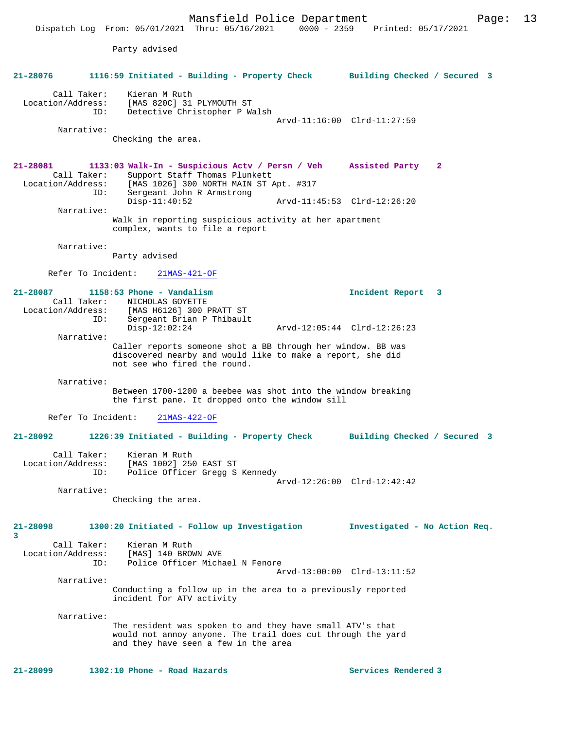Party advised

**21-28076 1116:59 Initiated - Building - Property Check Building Checked / Secured 3**

Call Taker: Kieran M Ruth
Location/Address: [MAS 820C] 31 PLYMOUTH ST
ID: Detective Christopher P Walsh
Arvd-11:16:00 Clrd-11:27:59

Narrative:
Checking the area.

**21-28081 1133:03 Walk-In - Suspicious Actv / Persn / Veh Assisted Party 2**

Call Taker: Support Staff Thomas Plunkett
Location/Address: [MAS 1026] 300 NORTH MAIN ST Apt. #317
ID: Sergeant John R Armstrong
Disp-11:40:52 Arvd-11:45:53 Clrd-12:26:20

Narrative:
Walk in reporting suspicious activity at her apartment complex, wants to file a report

Narrative:
Party advised

Refer To Incident: 21MAS-421-OF

**21-28087 1158:53 Phone - Vandalism Incident Report 3**

Call Taker: NICHOLAS GOYETTE
Location/Address: [MAS H6126] 300 PRATT ST
ID: Sergeant Brian P Thibault
Disp-12:02:24 Arvd-12:05:44 Clrd-12:26:23

Narrative:
Caller reports someone shot a BB through her window. BB was discovered nearby and would like to make a report, she did not see who fired the round.

Narrative:
Between 1700-1200 a beebee was shot into the window breaking the first pane. It dropped onto the window sill

Refer To Incident: 21MAS-422-OF

**21-28092 1226:39 Initiated - Building - Property Check Building Checked / Secured 3**

Call Taker: Kieran M Ruth
Location/Address: [MAS 1002] 250 EAST ST
ID: Police Officer Gregg S Kennedy
Arvd-12:26:00 Clrd-12:42:42

Narrative:
Checking the area.

**21-28098 1300:20 Initiated - Follow up Investigation Investigated - No Action Req. 3**

Call Taker: Kieran M Ruth
Location/Address: [MAS] 140 BROWN AVE
ID: Police Officer Michael N Fenore
Arvd-13:00:00 Clrd-13:11:52

Narrative:
Conducting a follow up in the area to a previously reported incident for ATV activity

Narrative:
The resident was spoken to and they have small ATV's that would not annoy anyone. The trail does cut through the yard and they have seen a few in the area

**21-28099 1302:10 Phone - Road Hazards Services Rendered 3**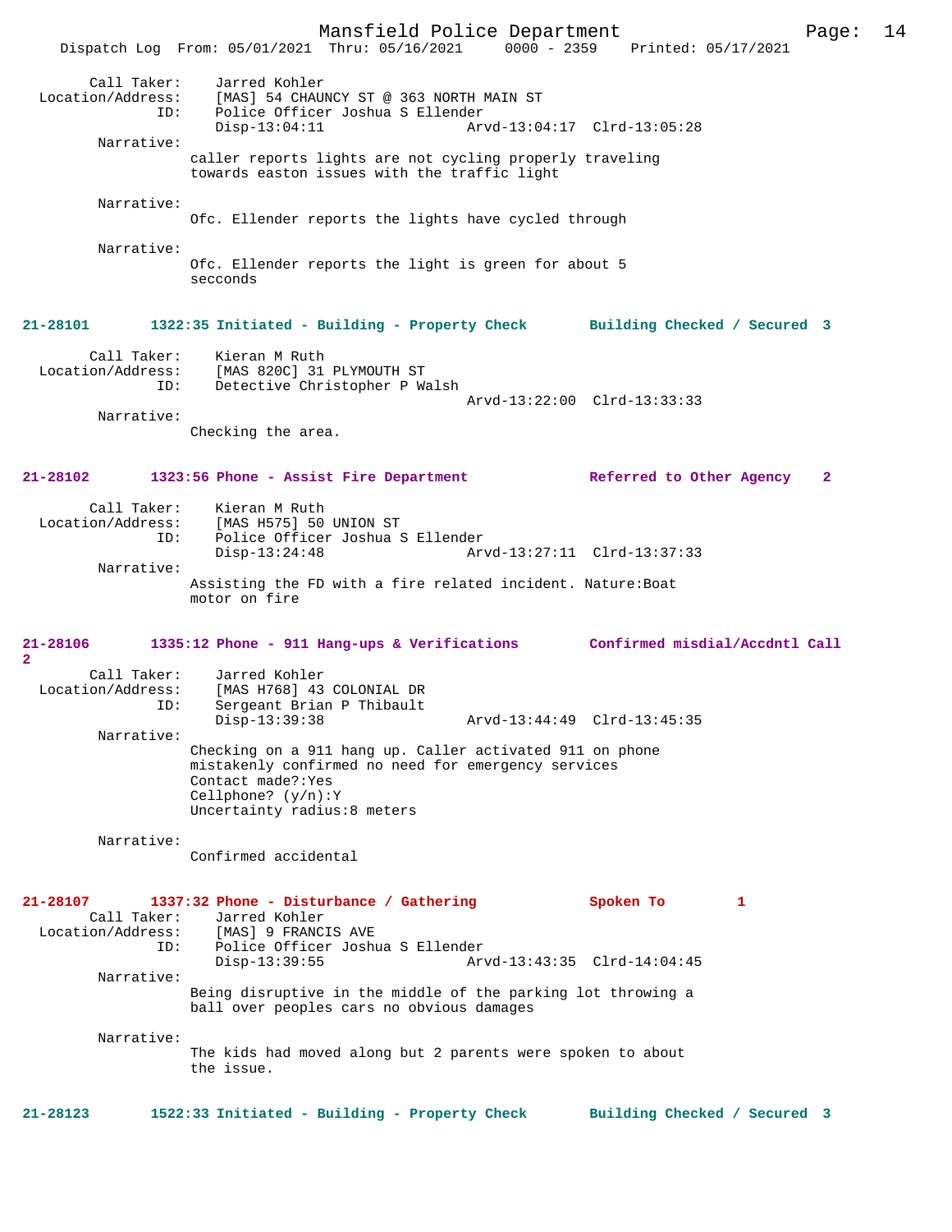Call Taker: Jarred Kohler
Location/Address: [MAS] 54 CHAUNCY ST @ 363 NORTH MAIN ST
ID: Police Officer Joshua S Ellender
Disp-13:04:11 Arvd-13:04:17 Clrd-13:05:28

Narrative:
caller reports lights are not cycling properly traveling towards easton issues with the traffic light

Narrative:
Ofc. Ellender reports the lights have cycled through

Narrative:
Ofc. Ellender reports the light is green for about 5 secconds

**21-28101 1322:35 Initiated - Building - Property Check Building Checked / Secured 3**

Call Taker: Kieran M Ruth
Location/Address: [MAS 820C] 31 PLYMOUTH ST
ID: Detective Christopher P Walsh
Arvd-13:22:00 Clrd-13:33:33

Narrative:
Checking the area.

**21-28102 1323:56 Phone - Assist Fire Department Referred to Other Agency 2**

Call Taker: Kieran M Ruth
Location/Address: [MAS H575] 50 UNION ST
ID: Police Officer Joshua S Ellender
Disp-13:24:48 Arvd-13:27:11 Clrd-13:37:33

Narrative:
Assisting the FD with a fire related incident. Nature:Boat motor on fire

**21-28106 1335:12 Phone - 911 Hang-ups & Verifications Confirmed misdial/Accdntl Call 2**

Call Taker: Jarred Kohler
Location/Address: [MAS H768] 43 COLONIAL DR
ID: Sergeant Brian P Thibault
Disp-13:39:38 Arvd-13:44:49 Clrd-13:45:35

Narrative:
Checking on a 911 hang up. Caller activated 911 on phone mistakenly confirmed no need for emergency services
Contact made?:Yes
Cellphone? (y/n):Y
Uncertainty radius:8 meters

Narrative:
Confirmed accidental

**21-28107 1337:32 Phone - Disturbance / Gathering Spoken To 1**

Call Taker: Jarred Kohler
Location/Address: [MAS] 9 FRANCIS AVE
ID: Police Officer Joshua S Ellender
Disp-13:39:55 Arvd-13:43:35 Clrd-14:04:45

Narrative:
Being disruptive in the middle of the parking lot throwing a ball over peoples cars no obvious damages

Narrative:
The kids had moved along but 2 parents were spoken to about the issue.

**21-28123 1522:33 Initiated - Building - Property Check Building Checked / Secured 3**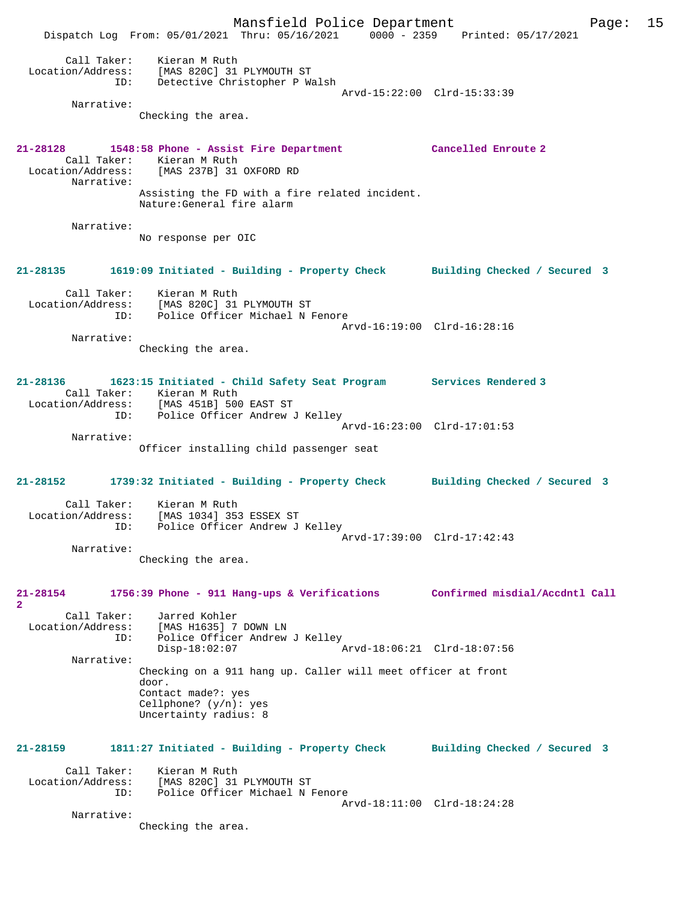```
        Call Taker:     Kieran M Ruth
  Location/Address:     [MAS 820C] 31 PLYMOUTH ST
                ID:     Detective Christopher P Walsh
                                                    Arvd-15:22:00  Clrd-15:33:39
         Narrative:
                      Checking the area.
```

**21-28128        1548:58 Phone - Assist Fire Department              Cancelled Enroute 2**

```
        Call Taker:     Kieran M Ruth
  Location/Address:     [MAS 237B] 31 OXFORD RD
         Narrative:
                      Assisting the FD with a fire related incident.
                      Nature:General fire alarm

         Narrative:
                      No response per OIC
```

**21-28135        1619:09 Initiated - Building - Property Check       Building Checked / Secured  3**

```
        Call Taker:     Kieran M Ruth
  Location/Address:     [MAS 820C] 31 PLYMOUTH ST
                ID:     Police Officer Michael N Fenore
                                                    Arvd-16:19:00  Clrd-16:28:16
         Narrative:
                      Checking the area.
```

**21-28136        1623:15 Initiated - Child Safety Seat Program       Services Rendered 3**

```
        Call Taker:     Kieran M Ruth
  Location/Address:     [MAS 451B] 500 EAST ST
                ID:     Police Officer Andrew J Kelley
                                                    Arvd-16:23:00  Clrd-17:01:53
         Narrative:
                      Officer installing child passenger seat
```

**21-28152        1739:32 Initiated - Building - Property Check       Building Checked / Secured  3**

```
        Call Taker:     Kieran M Ruth
  Location/Address:     [MAS 1034] 353 ESSEX ST
                ID:     Police Officer Andrew J Kelley
                                                    Arvd-17:39:00  Clrd-17:42:43
         Narrative:
                      Checking the area.
```

**21-28154        1756:39 Phone - 911 Hang-ups & Verifications        Confirmed misdial/Accdntl Call 2**

```
        Call Taker:     Jarred Kohler
  Location/Address:     [MAS H1635] 7 DOWN LN
                ID:     Police Officer Andrew J Kelley
                        Disp-18:02:07               Arvd-18:06:21  Clrd-18:07:56
         Narrative:
                      Checking on a 911 hang up. Caller will meet officer at front
                      door.
                      Contact made?: yes
                      Cellphone? (y/n): yes
                      Uncertainty radius: 8
```

**21-28159        1811:27 Initiated - Building - Property Check       Building Checked / Secured  3**

```
        Call Taker:     Kieran M Ruth
  Location/Address:     [MAS 820C] 31 PLYMOUTH ST
                ID:     Police Officer Michael N Fenore
                                                    Arvd-18:11:00  Clrd-18:24:28
         Narrative:
                      Checking the area.
```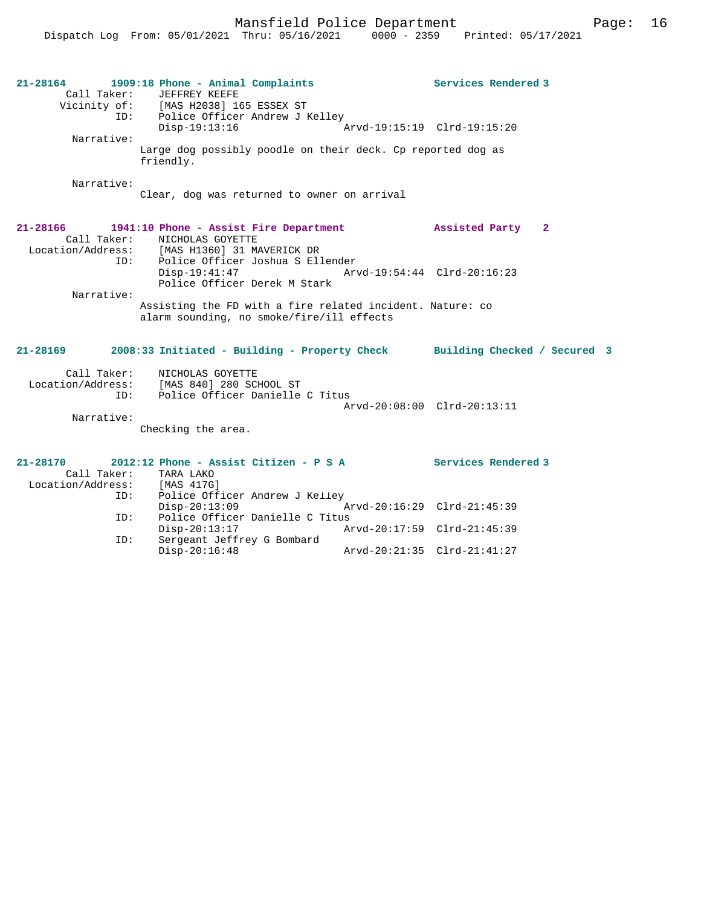**21-28164** 1909:18 Phone - Animal Complaints — Services Rendered 3

Call Taker: JEFFREY KEEFE
Vicinity of: [MAS H2038] 165 ESSEX ST
ID: Police Officer Andrew J Kelley
Disp-19:13:16 Arvd-19:15:19 Clrd-19:15:20

Narrative:
Large dog possibly poodle on their deck. Cp reported dog as friendly.

Narrative:
Clear, dog was returned to owner on arrival

**21-28166** 1941:10 Phone - Assist Fire Department — Assisted Party 2

Call Taker: NICHOLAS GOYETTE
Location/Address: [MAS H1360] 31 MAVERICK DR
ID: Police Officer Joshua S Ellender
Disp-19:41:47 Arvd-19:54:44 Clrd-20:16:23
Police Officer Derek M Stark

Narrative:
Assisting the FD with a fire related incident. Nature: co alarm sounding, no smoke/fire/ill effects

**21-28169** 2008:33 Initiated - Building - Property Check — Building Checked / Secured 3

Call Taker: NICHOLAS GOYETTE
Location/Address: [MAS 840] 280 SCHOOL ST
ID: Police Officer Danielle C Titus
Arvd-20:08:00 Clrd-20:13:11

Narrative:
Checking the area.

**21-28170** 2012:12 Phone - Assist Citizen - P S A — Services Rendered 3

Call Taker: TARA LAKO
Location/Address: [MAS 417G]
ID: Police Officer Andrew J Kelley
Disp-20:13:09 Arvd-20:16:29 Clrd-21:45:39
ID: Police Officer Danielle C Titus
Disp-20:13:17 Arvd-20:17:59 Clrd-21:45:39
ID: Sergeant Jeffrey G Bombard
Disp-20:16:48 Arvd-20:21:35 Clrd-21:41:27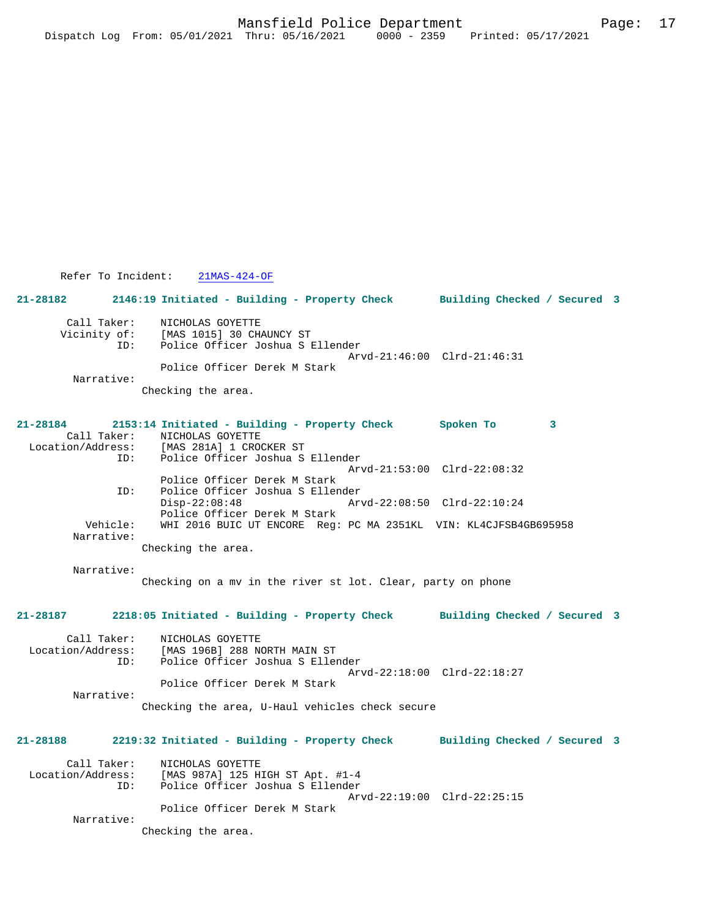Refer To Incident: 21MAS-424-OF

**21-28182 2146:19 Initiated - Building - Property Check Building Checked / Secured 3**

Call Taker: NICHOLAS GOYETTE
Vicinity of: [MAS 1015] 30 CHAUNCY ST
ID: Police Officer Joshua S Ellender
Arvd-21:46:00 Clrd-21:46:31
Police Officer Derek M Stark
Narrative:
Checking the area.

**21-28184 2153:14 Initiated - Building - Property Check Spoken To 3**

Call Taker: NICHOLAS GOYETTE
Location/Address: [MAS 281A] 1 CROCKER ST
ID: Police Officer Joshua S Ellender
Arvd-21:53:00 Clrd-22:08:32
Police Officer Derek M Stark
ID: Police Officer Joshua S Ellender
Disp-22:08:48 Arvd-22:08:50 Clrd-22:10:24
Police Officer Derek M Stark
Vehicle: WHI 2016 BUIC UT ENCORE Reg: PC MA 2351KL VIN: KL4CJFSB4GB695958
Narrative:
Checking the area.

Narrative:
Checking on a mv in the river st lot. Clear, party on phone

**21-28187 2218:05 Initiated - Building - Property Check Building Checked / Secured 3**

Call Taker: NICHOLAS GOYETTE
Location/Address: [MAS 196B] 288 NORTH MAIN ST
ID: Police Officer Joshua S Ellender
Arvd-22:18:00 Clrd-22:18:27
Police Officer Derek M Stark
Narrative:
Checking the area, U-Haul vehicles check secure

**21-28188 2219:32 Initiated - Building - Property Check Building Checked / Secured 3**

Call Taker: NICHOLAS GOYETTE
Location/Address: [MAS 987A] 125 HIGH ST Apt. #1-4
ID: Police Officer Joshua S Ellender
Arvd-22:19:00 Clrd-22:25:15
Police Officer Derek M Stark
Narrative:
Checking the area.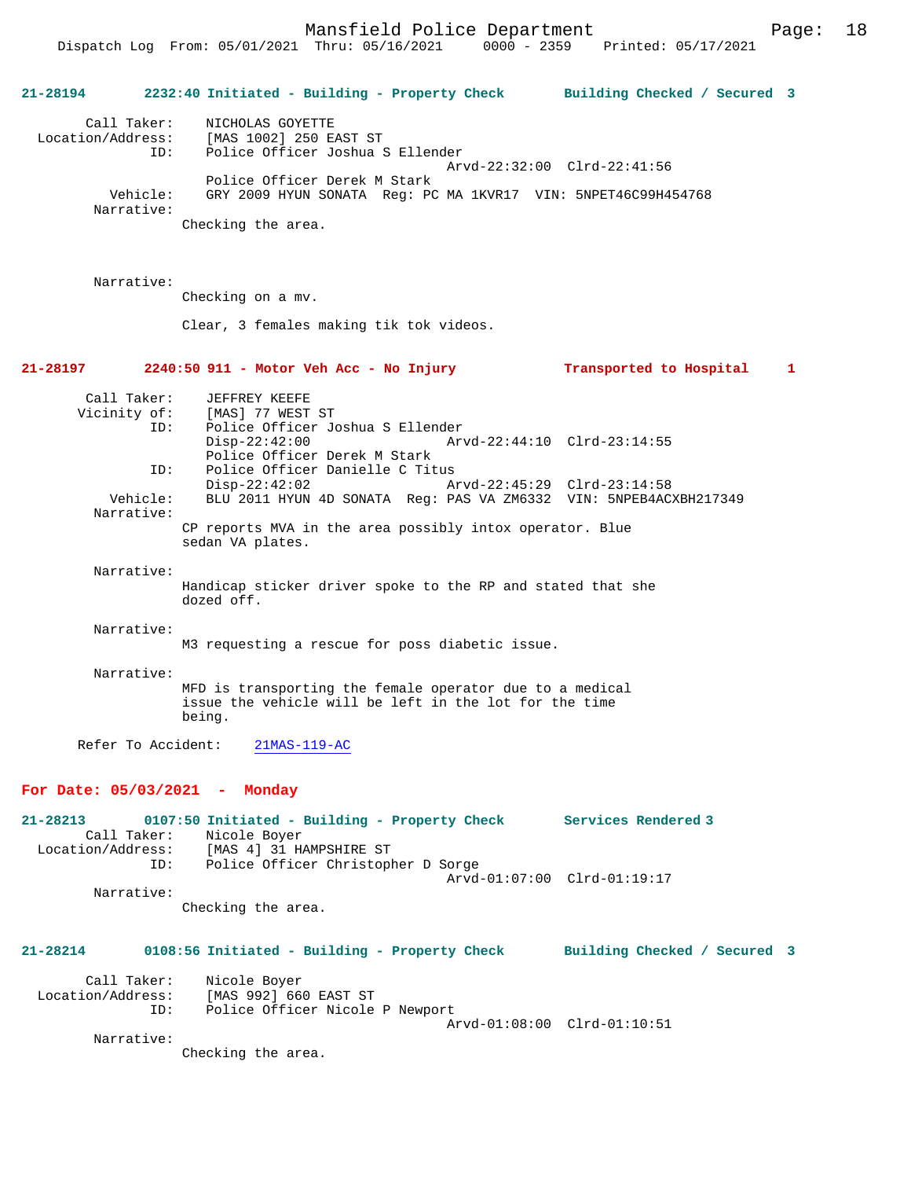**21-28194** 2232:40 Initiated - Building - Property Check Building Checked / Secured 3

```
        Call Taker:    NICHOLAS GOYETTE
  Location/Address:    [MAS 1002] 250 EAST ST
                ID:    Police Officer Joshua S Ellender
                                              Arvd-22:32:00  Clrd-22:41:56
                       Police Officer Derek M Stark
           Vehicle:    GRY 2009 HYUN SONATA  Reg: PC MA 1KVR17  VIN: 5NPET46C99H454768
         Narrative:
                    Checking the area.



         Narrative:
                    Checking on a mv.

                    Clear, 3 females making tik tok videos.
```

**21-28197** 2240:50 911 - Motor Veh Acc - No Injury Transported to Hospital 1

```
        Call Taker:    JEFFREY KEEFE
       Vicinity of:    [MAS] 77 WEST ST
                ID:    Police Officer Joshua S Ellender
                       Disp-22:42:00              Arvd-22:44:10  Clrd-23:14:55
                       Police Officer Derek M Stark
                ID:    Police Officer Danielle C Titus
                       Disp-22:42:02              Arvd-22:45:29  Clrd-23:14:58
           Vehicle:    BLU 2011 HYUN 4D SONATA  Reg: PAS VA ZM6332  VIN: 5NPEB4ACXBH217349
         Narrative:
                    CP reports MVA in the area possibly intox operator. Blue
                    sedan VA plates.

         Narrative:
                    Handicap sticker driver spoke to the RP and stated that she
                    dozed off.

         Narrative:
                    M3 requesting a rescue for poss diabetic issue.

         Narrative:
                    MFD is transporting the female operator due to a medical
                    issue the vehicle will be left in the lot for the time
                    being.

      Refer To Accident:    21MAS-119-AC
```

## For Date: 05/03/2021 - Monday

**21-28213** 0107:50 Initiated - Building - Property Check Services Rendered 3

```
        Call Taker:    Nicole Boyer
  Location/Address:    [MAS 4] 31 HAMPSHIRE ST
                ID:    Police Officer Christopher D Sorge
                                              Arvd-01:07:00  Clrd-01:19:17
         Narrative:
                    Checking the area.
```

**21-28214** 0108:56 Initiated - Building - Property Check Building Checked / Secured 3

```
        Call Taker:    Nicole Boyer
  Location/Address:    [MAS 992] 660 EAST ST
                ID:    Police Officer Nicole P Newport
                                              Arvd-01:08:00  Clrd-01:10:51
         Narrative:
                    Checking the area.
```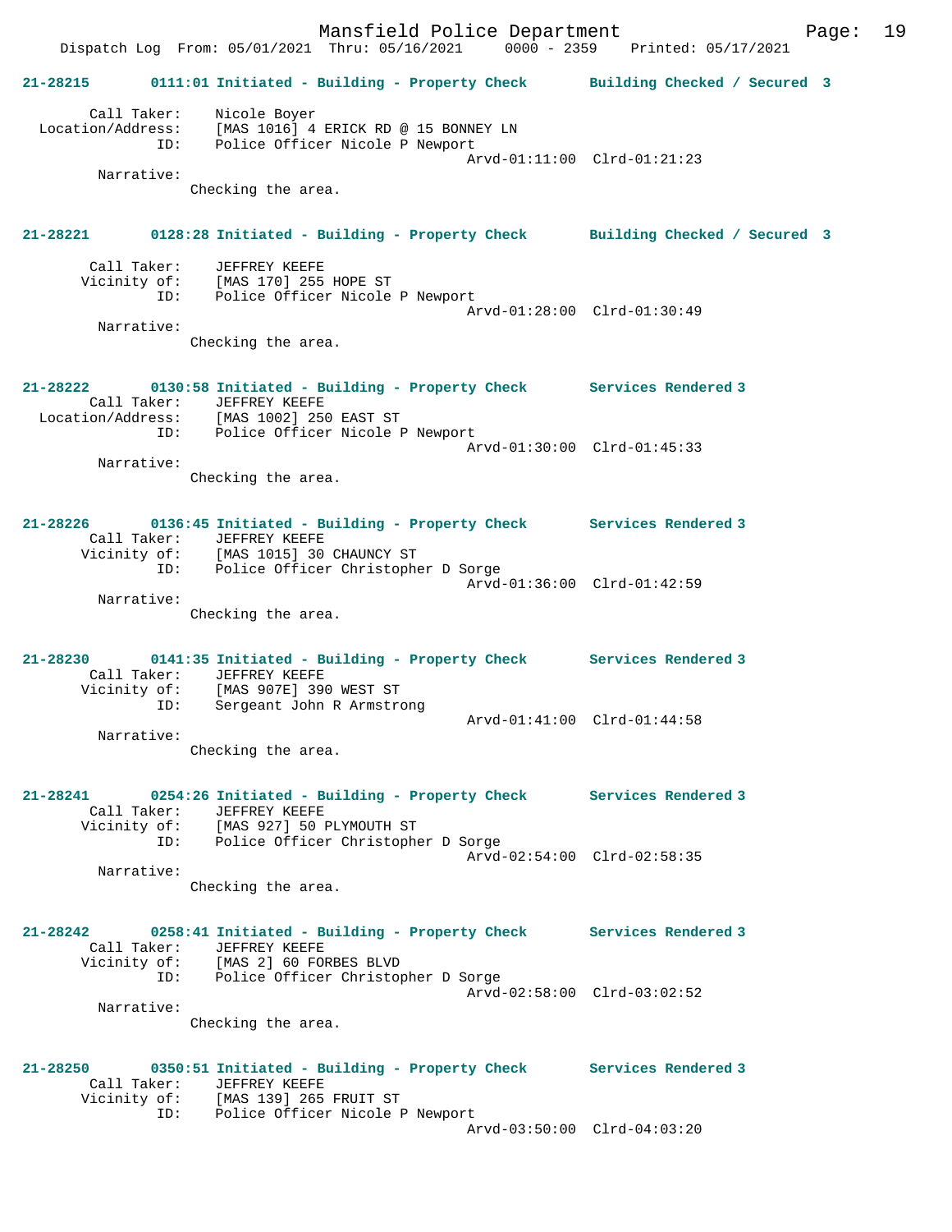**21-28215 0111:01 Initiated - Building - Property Check Building Checked / Secured 3**

Call Taker: Nicole Boyer
Location/Address: [MAS 1016] 4 ERICK RD @ 15 BONNEY LN
ID: Police Officer Nicole P Newport
Arvd-01:11:00 Clrd-01:21:23
Narrative:
Checking the area.

**21-28221 0128:28 Initiated - Building - Property Check Building Checked / Secured 3**

Call Taker: JEFFREY KEEFE
Vicinity of: [MAS 170] 255 HOPE ST
ID: Police Officer Nicole P Newport
Arvd-01:28:00 Clrd-01:30:49
Narrative:
Checking the area.

**21-28222 0130:58 Initiated - Building - Property Check Services Rendered 3**

Call Taker: JEFFREY KEEFE
Location/Address: [MAS 1002] 250 EAST ST
ID: Police Officer Nicole P Newport
Arvd-01:30:00 Clrd-01:45:33
Narrative:
Checking the area.

**21-28226 0136:45 Initiated - Building - Property Check Services Rendered 3**

Call Taker: JEFFREY KEEFE
Vicinity of: [MAS 1015] 30 CHAUNCY ST
ID: Police Officer Christopher D Sorge
Arvd-01:36:00 Clrd-01:42:59
Narrative:
Checking the area.

**21-28230 0141:35 Initiated - Building - Property Check Services Rendered 3**

Call Taker: JEFFREY KEEFE
Vicinity of: [MAS 907E] 390 WEST ST
ID: Sergeant John R Armstrong
Arvd-01:41:00 Clrd-01:44:58
Narrative:
Checking the area.

**21-28241 0254:26 Initiated - Building - Property Check Services Rendered 3**

Call Taker: JEFFREY KEEFE
Vicinity of: [MAS 927] 50 PLYMOUTH ST
ID: Police Officer Christopher D Sorge
Arvd-02:54:00 Clrd-02:58:35
Narrative:
Checking the area.

**21-28242 0258:41 Initiated - Building - Property Check Services Rendered 3**

Call Taker: JEFFREY KEEFE
Vicinity of: [MAS 2] 60 FORBES BLVD
ID: Police Officer Christopher D Sorge
Arvd-02:58:00 Clrd-03:02:52
Narrative:
Checking the area.

**21-28250 0350:51 Initiated - Building - Property Check Services Rendered 3**

Call Taker: JEFFREY KEEFE
Vicinity of: [MAS 139] 265 FRUIT ST
ID: Police Officer Nicole P Newport
Arvd-03:50:00 Clrd-04:03:20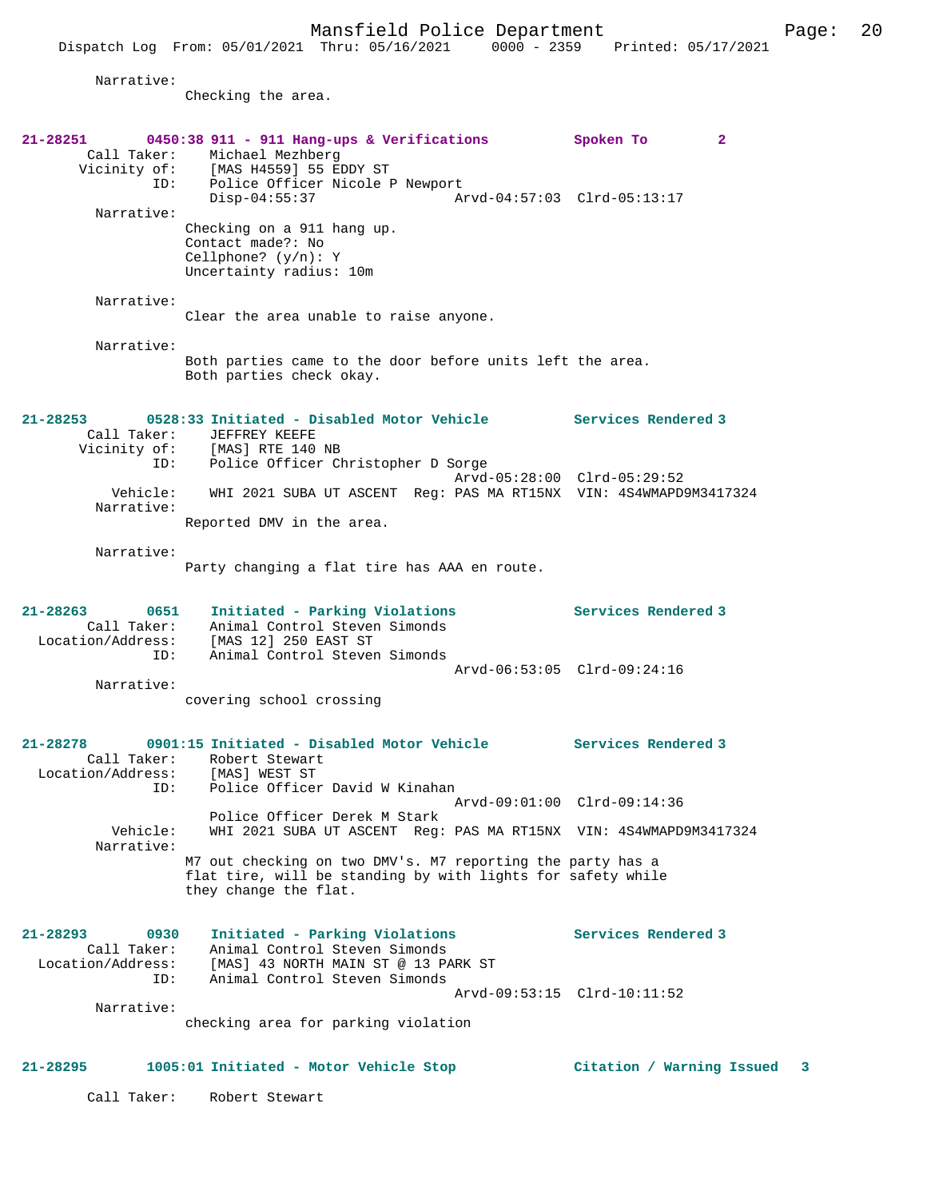Narrative:
Checking the area.

**21-28251 0450:38 911 - 911 Hang-ups & Verifications — Spoken To — 2**

Call Taker: Michael Mezhberg
Vicinity of: [MAS H4559] 55 EDDY ST
ID: Police Officer Nicole P Newport
Disp-04:55:37 Arvd-04:57:03 Clrd-05:13:17

Narrative:
Checking on a 911 hang up.
Contact made?: No
Cellphone? (y/n): Y
Uncertainty radius: 10m

Narrative:
Clear the area unable to raise anyone.

Narrative:
Both parties came to the door before units left the area.
Both parties check okay.

**21-28253 0528:33 Initiated - Disabled Motor Vehicle — Services Rendered 3**

Call Taker: JEFFREY KEEFE
Vicinity of: [MAS] RTE 140 NB
ID: Police Officer Christopher D Sorge
Arvd-05:28:00 Clrd-05:29:52
Vehicle: WHI 2021 SUBA UT ASCENT Reg: PAS MA RT15NX VIN: 4S4WMAPD9M3417324

Narrative:
Reported DMV in the area.

Narrative:
Party changing a flat tire has AAA en route.

**21-28263 0651 Initiated - Parking Violations — Services Rendered 3**

Call Taker: Animal Control Steven Simonds
Location/Address: [MAS 12] 250 EAST ST
ID: Animal Control Steven Simonds
Arvd-06:53:05 Clrd-09:24:16

Narrative:
covering school crossing

**21-28278 0901:15 Initiated - Disabled Motor Vehicle — Services Rendered 3**

Call Taker: Robert Stewart
Location/Address: [MAS] WEST ST
ID: Police Officer David W Kinahan
Arvd-09:01:00 Clrd-09:14:36
Police Officer Derek M Stark
Vehicle: WHI 2021 SUBA UT ASCENT Reg: PAS MA RT15NX VIN: 4S4WMAPD9M3417324

Narrative:
M7 out checking on two DMV's. M7 reporting the party has a flat tire, will be standing by with lights for safety while they change the flat.

**21-28293 0930 Initiated - Parking Violations — Services Rendered 3**

Call Taker: Animal Control Steven Simonds
Location/Address: [MAS] 43 NORTH MAIN ST @ 13 PARK ST
ID: Animal Control Steven Simonds
Arvd-09:53:15 Clrd-10:11:52

Narrative:
checking area for parking violation

**21-28295 1005:01 Initiated - Motor Vehicle Stop — Citation / Warning Issued 3**

Call Taker: Robert Stewart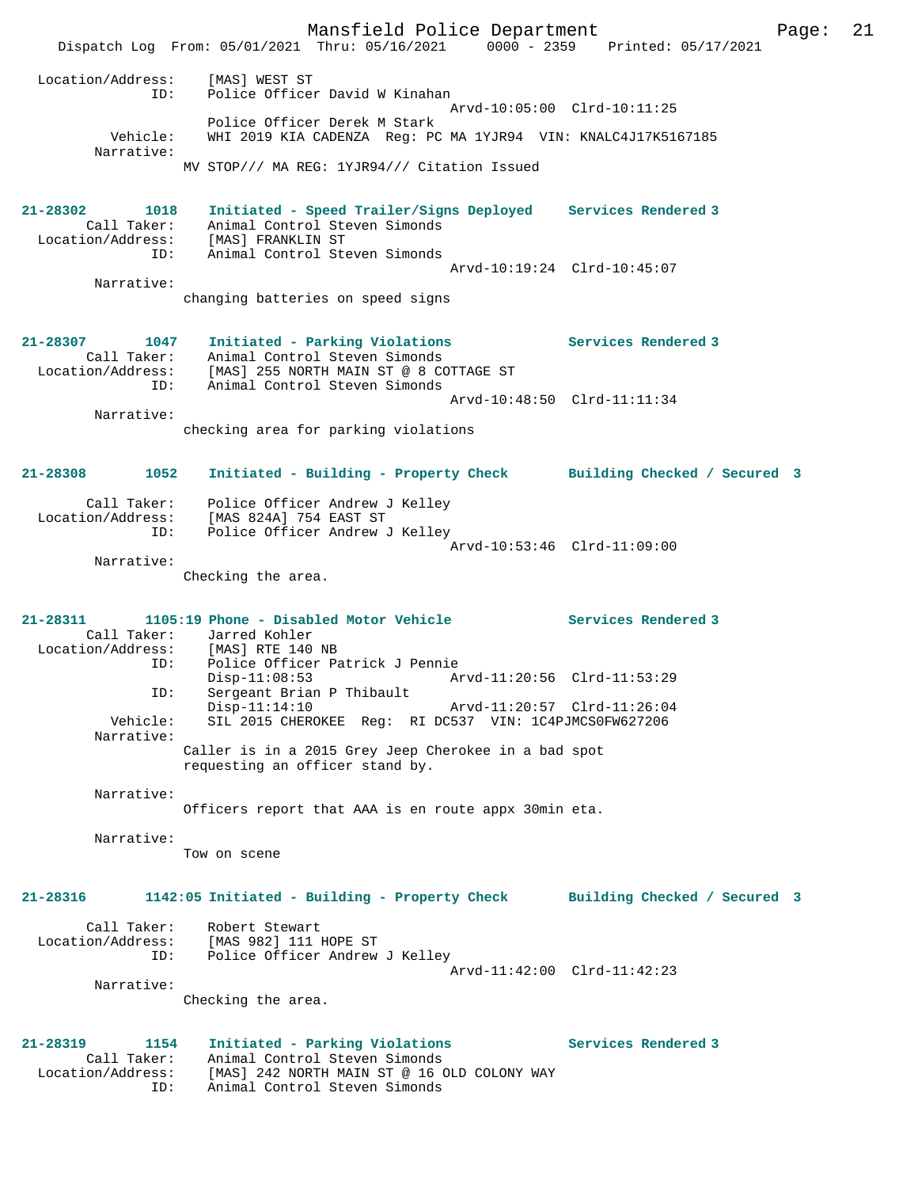```
 Location/Address:      [MAS] WEST ST
                ID:     Police Officer David W Kinahan
                                                      Arvd-10:05:00  Clrd-10:11:25
                        Police Officer Derek M Stark
          Vehicle:      WHI 2019 KIA CADENZA  Reg: PC MA 1YJR94  VIN: KNALC4J17K5167185
        Narrative:
                    MV STOP/// MA REG: 1YJR94/// Citation Issued


21-28302        1018    Initiated - Speed Trailer/Signs Deployed    Services Rendered 3
        Call Taker:     Animal Control Steven Simonds
  Location/Address:     [MAS] FRANKLIN ST
                ID:     Animal Control Steven Simonds
                                                      Arvd-10:19:24  Clrd-10:45:07
        Narrative:
                    changing batteries on speed signs


21-28307        1047    Initiated - Parking Violations              Services Rendered 3
        Call Taker:     Animal Control Steven Simonds
  Location/Address:     [MAS] 255 NORTH MAIN ST @ 8 COTTAGE ST
                ID:     Animal Control Steven Simonds
                                                      Arvd-10:48:50  Clrd-11:11:34
        Narrative:
                    checking area for parking violations


21-28308        1052    Initiated - Building - Property Check       Building Checked / Secured  3

        Call Taker:     Police Officer Andrew J Kelley
  Location/Address:     [MAS 824A] 754 EAST ST
                ID:     Police Officer Andrew J Kelley
                                                      Arvd-10:53:46  Clrd-11:09:00
        Narrative:
                    Checking the area.


21-28311        1105:19 Phone - Disabled Motor Vehicle              Services Rendered 3
        Call Taker:     Jarred Kohler
  Location/Address:     [MAS] RTE 140 NB
                ID:     Police Officer Patrick J Pennie
                        Disp-11:08:53                 Arvd-11:20:56  Clrd-11:53:29
                ID:     Sergeant Brian P Thibault
                        Disp-11:14:10                 Arvd-11:20:57  Clrd-11:26:04
          Vehicle:      SIL 2015 CHEROKEE  Reg:  RI DC537  VIN: 1C4PJMCS0FW627206
        Narrative:
                    Caller is in a 2015 Grey Jeep Cherokee in a bad spot
                    requesting an officer stand by.

        Narrative:
                    Officers report that AAA is en route appx 30min eta.

        Narrative:
                    Tow on scene


21-28316        1142:05 Initiated - Building - Property Check       Building Checked / Secured  3

        Call Taker:     Robert Stewart
  Location/Address:     [MAS 982] 111 HOPE ST
                ID:     Police Officer Andrew J Kelley
                                                      Arvd-11:42:00  Clrd-11:42:23
        Narrative:
                    Checking the area.


21-28319        1154    Initiated - Parking Violations              Services Rendered 3
        Call Taker:     Animal Control Steven Simonds
  Location/Address:     [MAS] 242 NORTH MAIN ST @ 16 OLD COLONY WAY
                ID:     Animal Control Steven Simonds
```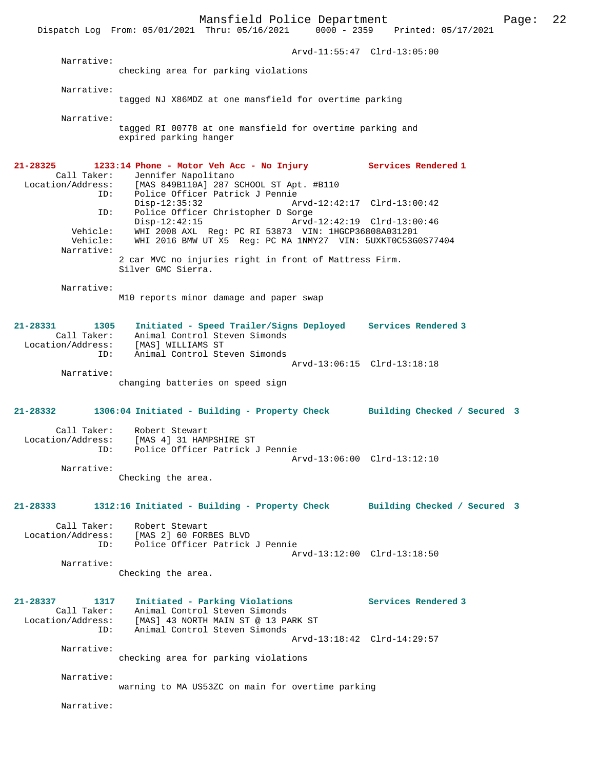Arvd-11:55:47 Clrd-13:05:00

Narrative:
checking area for parking violations

Narrative:
tagged NJ X86MDZ at one mansfield for overtime parking

Narrative:
tagged RI 00778 at one mansfield for overtime parking and expired parking hanger

**21-28325 1233:14 Phone - Motor Veh Acc - No Injury Services Rendered 1**

Call Taker: Jennifer Napolitano
Location/Address: [MAS 849B110A] 287 SCHOOL ST Apt. #B110
ID: Police Officer Patrick J Pennie
Disp-12:35:32 Arvd-12:42:17 Clrd-13:00:42
ID: Police Officer Christopher D Sorge
Disp-12:42:15 Arvd-12:42:19 Clrd-13:00:46
Vehicle: WHI 2008 AXL Reg: PC RI 53873 VIN: 1HGCP36808A031201
Vehicle: WHI 2016 BMW UT X5 Reg: PC MA 1NMY27 VIN: 5UXKT0C53G0S77404

Narrative:
2 car MVC no injuries right in front of Mattress Firm.
Silver GMC Sierra.

Narrative:
M10 reports minor damage and paper swap

**21-28331 1305 Initiated - Speed Trailer/Signs Deployed Services Rendered 3**

Call Taker: Animal Control Steven Simonds
Location/Address: [MAS] WILLIAMS ST
ID: Animal Control Steven Simonds
Arvd-13:06:15 Clrd-13:18:18

Narrative:
changing batteries on speed sign

**21-28332 1306:04 Initiated - Building - Property Check Building Checked / Secured 3**

Call Taker: Robert Stewart
Location/Address: [MAS 4] 31 HAMPSHIRE ST
ID: Police Officer Patrick J Pennie
Arvd-13:06:00 Clrd-13:12:10

Narrative:
Checking the area.

**21-28333 1312:16 Initiated - Building - Property Check Building Checked / Secured 3**

Call Taker: Robert Stewart
Location/Address: [MAS 2] 60 FORBES BLVD
ID: Police Officer Patrick J Pennie
Arvd-13:12:00 Clrd-13:18:50

Narrative:
Checking the area.

**21-28337 1317 Initiated - Parking Violations Services Rendered 3**

Call Taker: Animal Control Steven Simonds
Location/Address: [MAS] 43 NORTH MAIN ST @ 13 PARK ST
ID: Animal Control Steven Simonds
Arvd-13:18:42 Clrd-14:29:57

Narrative:
checking area for parking violations

Narrative:
warning to MA US53ZC on main for overtime parking

Narrative: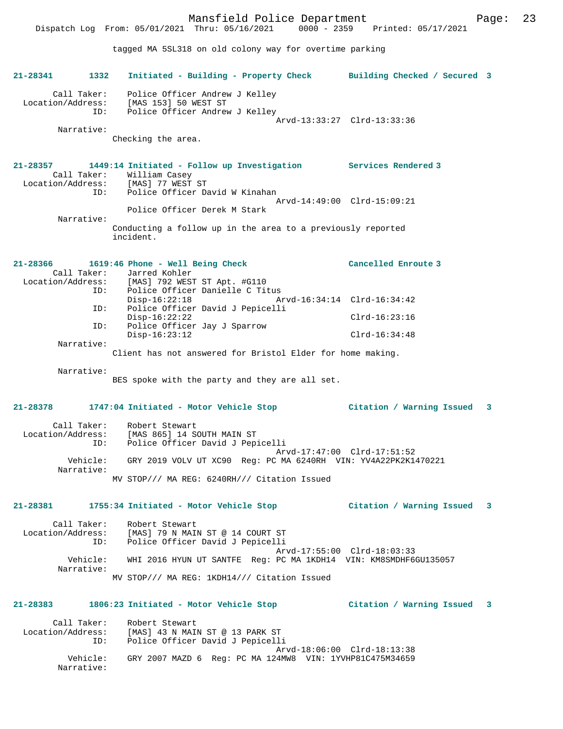tagged MA 5SL318 on old colony way for overtime parking

**21-28341 1332 Initiated - Building - Property Check — Building Checked / Secured 3**

Call Taker: Police Officer Andrew J Kelley
Location/Address: [MAS 153] 50 WEST ST
ID: Police Officer Andrew J Kelley
Arvd-13:33:27 Clrd-13:33:36
Narrative:
Checking the area.

**21-28357 1449:14 Initiated - Follow up Investigation — Services Rendered 3**

Call Taker: William Casey
Location/Address: [MAS] 77 WEST ST
ID: Police Officer David W Kinahan
Arvd-14:49:00 Clrd-15:09:21
Police Officer Derek M Stark
Narrative:
Conducting a follow up in the area to a previously reported incident.

**21-28366 1619:46 Phone - Well Being Check — Cancelled Enroute 3**

Call Taker: Jarred Kohler
Location/Address: [MAS] 792 WEST ST Apt. #G110
ID: Police Officer Danielle C Titus
Disp-16:22:18 Arvd-16:34:14 Clrd-16:34:42
ID: Police Officer David J Pepicelli
Disp-16:22:22 Clrd-16:23:16
ID: Police Officer Jay J Sparrow
Disp-16:23:12 Clrd-16:34:48
Narrative:
Client has not answered for Bristol Elder for home making.

Narrative:
BES spoke with the party and they are all set.

**21-28378 1747:04 Initiated - Motor Vehicle Stop — Citation / Warning Issued 3**

Call Taker: Robert Stewart
Location/Address: [MAS 865] 14 SOUTH MAIN ST
ID: Police Officer David J Pepicelli
Arvd-17:47:00 Clrd-17:51:52
Vehicle: GRY 2019 VOLV UT XC90 Reg: PC MA 6240RH VIN: YV4A22PK2K1470221
Narrative:
MV STOP/// MA REG: 6240RH/// Citation Issued

**21-28381 1755:34 Initiated - Motor Vehicle Stop — Citation / Warning Issued 3**

Call Taker: Robert Stewart
Location/Address: [MAS] 79 N MAIN ST @ 14 COURT ST
ID: Police Officer David J Pepicelli
Arvd-17:55:00 Clrd-18:03:33
Vehicle: WHI 2016 HYUN UT SANTFE Reg: PC MA 1KDH14 VIN: KM8SMDHF6GU135057
Narrative:
MV STOP/// MA REG: 1KDH14/// Citation Issued

**21-28383 1806:23 Initiated - Motor Vehicle Stop — Citation / Warning Issued 3**

Call Taker: Robert Stewart
Location/Address: [MAS] 43 N MAIN ST @ 13 PARK ST
ID: Police Officer David J Pepicelli
Arvd-18:06:00 Clrd-18:13:38
Vehicle: GRY 2007 MAZD 6 Reg: PC MA 124MW8 VIN: 1YVHP81C475M34659
Narrative: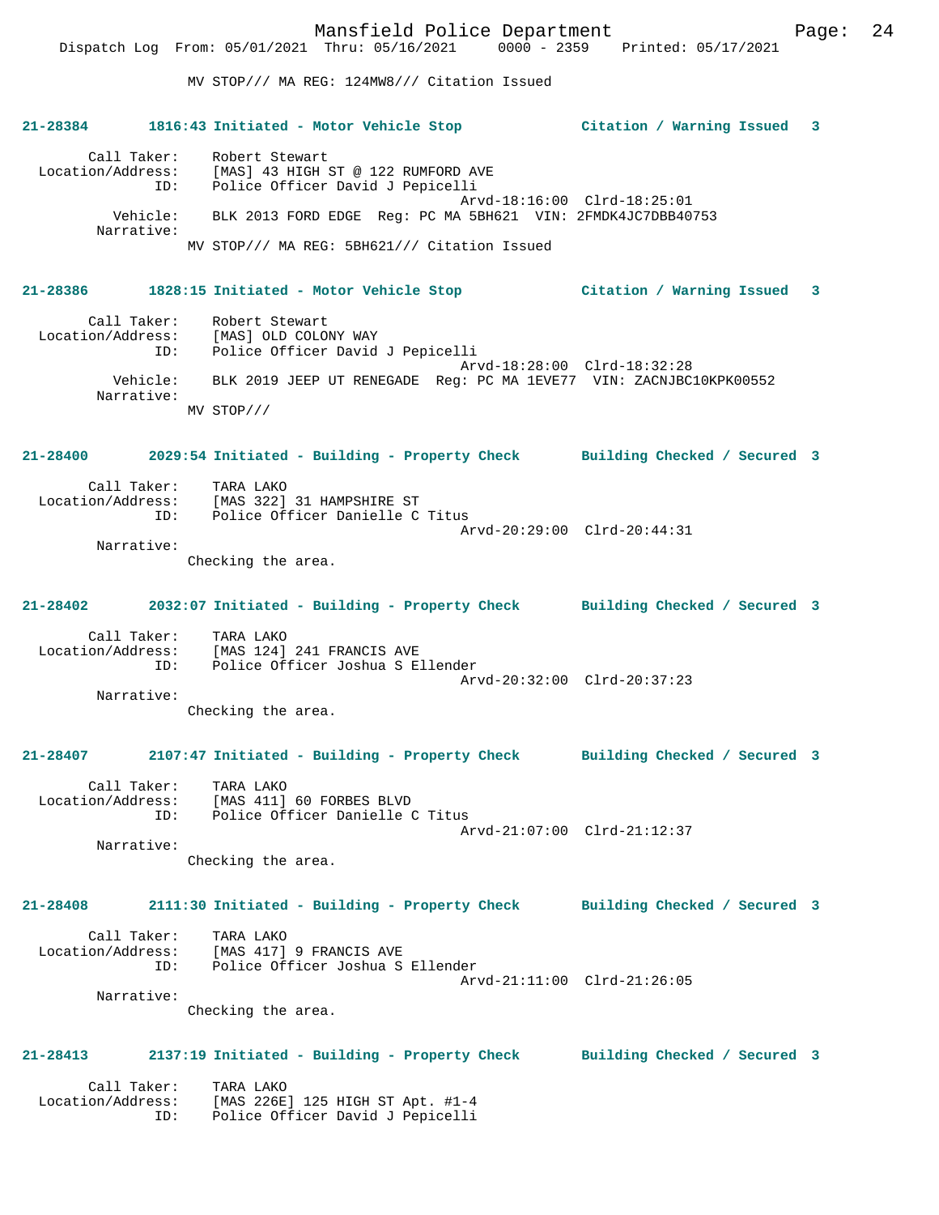MV STOP/// MA REG: 124MW8/// Citation Issued

**21-28384 1816:43 Initiated - Motor Vehicle Stop Citation / Warning Issued 3**

Call Taker: Robert Stewart
Location/Address: [MAS] 43 HIGH ST @ 122 RUMFORD AVE
ID: Police Officer David J Pepicelli
Arvd-18:16:00 Clrd-18:25:01
Vehicle: BLK 2013 FORD EDGE Reg: PC MA 5BH621 VIN: 2FMDK4JC7DBB40753
Narrative:
MV STOP/// MA REG: 5BH621/// Citation Issued

**21-28386 1828:15 Initiated - Motor Vehicle Stop Citation / Warning Issued 3**

Call Taker: Robert Stewart
Location/Address: [MAS] OLD COLONY WAY
ID: Police Officer David J Pepicelli
Arvd-18:28:00 Clrd-18:32:28
Vehicle: BLK 2019 JEEP UT RENEGADE Reg: PC MA 1EVE77 VIN: ZACNJBC10KPK00552
Narrative:
MV STOP///

**21-28400 2029:54 Initiated - Building - Property Check Building Checked / Secured 3**

Call Taker: TARA LAKO
Location/Address: [MAS 322] 31 HAMPSHIRE ST
ID: Police Officer Danielle C Titus
Arvd-20:29:00 Clrd-20:44:31
Narrative:
Checking the area.

**21-28402 2032:07 Initiated - Building - Property Check Building Checked / Secured 3**

Call Taker: TARA LAKO
Location/Address: [MAS 124] 241 FRANCIS AVE
ID: Police Officer Joshua S Ellender
Arvd-20:32:00 Clrd-20:37:23
Narrative:
Checking the area.

**21-28407 2107:47 Initiated - Building - Property Check Building Checked / Secured 3**

Call Taker: TARA LAKO
Location/Address: [MAS 411] 60 FORBES BLVD
ID: Police Officer Danielle C Titus
Arvd-21:07:00 Clrd-21:12:37
Narrative:
Checking the area.

**21-28408 2111:30 Initiated - Building - Property Check Building Checked / Secured 3**

Call Taker: TARA LAKO
Location/Address: [MAS 417] 9 FRANCIS AVE
ID: Police Officer Joshua S Ellender
Arvd-21:11:00 Clrd-21:26:05
Narrative:
Checking the area.

**21-28413 2137:19 Initiated - Building - Property Check Building Checked / Secured 3**

Call Taker: TARA LAKO
Location/Address: [MAS 226E] 125 HIGH ST Apt. #1-4
ID: Police Officer David J Pepicelli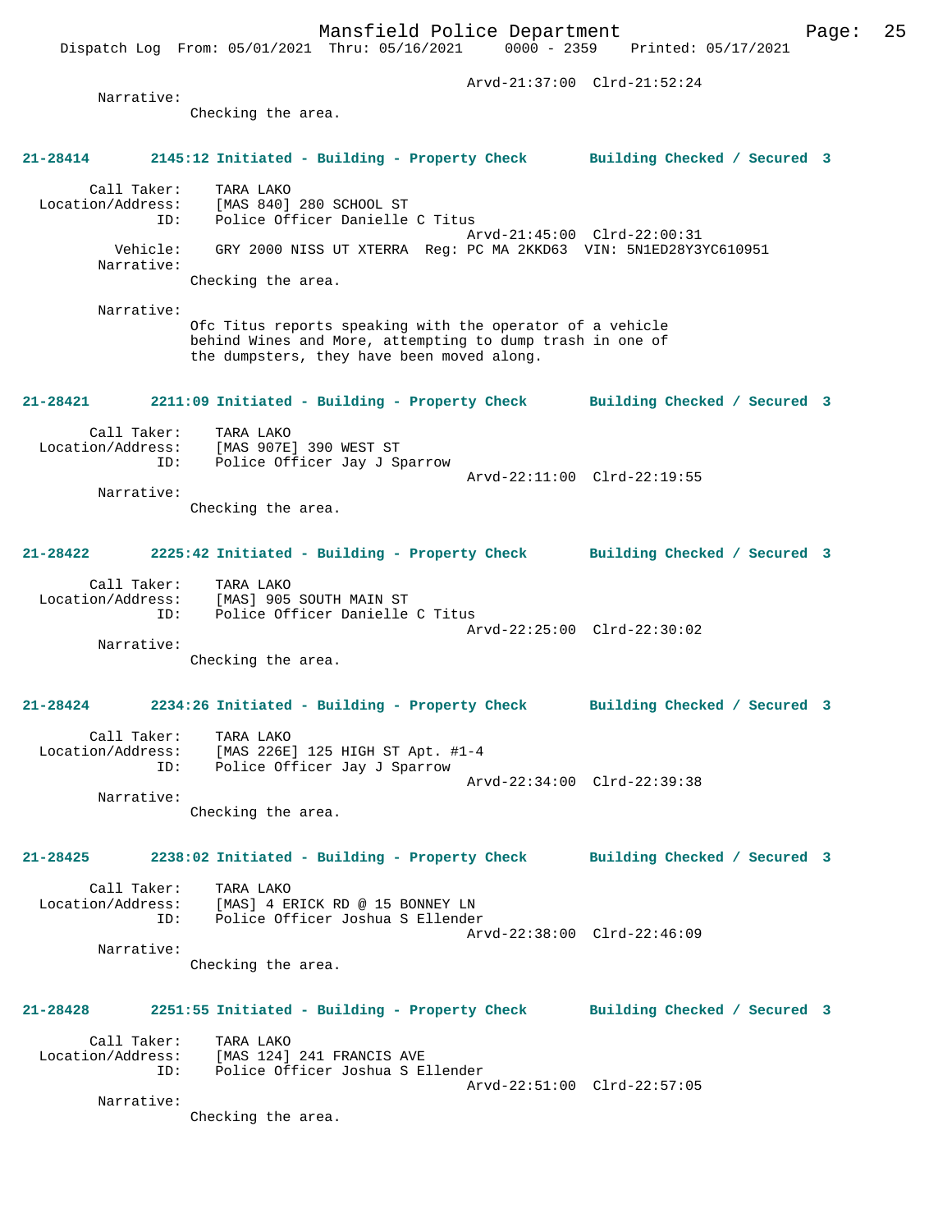Arvd-21:37:00 Clrd-21:52:24

Narrative:
Checking the area.

**21-28414 2145:12 Initiated - Building - Property Check Building Checked / Secured 3**

Call Taker: TARA LAKO
Location/Address: [MAS 840] 280 SCHOOL ST
ID: Police Officer Danielle C Titus
Arvd-21:45:00 Clrd-22:00:31
Vehicle: GRY 2000 NISS UT XTERRA Reg: PC MA 2KKD63 VIN: 5N1ED28Y3YC610951
Narrative:
Checking the area.

Narrative:
Ofc Titus reports speaking with the operator of a vehicle behind Wines and More, attempting to dump trash in one of the dumpsters, they have been moved along.

**21-28421 2211:09 Initiated - Building - Property Check Building Checked / Secured 3**

Call Taker: TARA LAKO
Location/Address: [MAS 907E] 390 WEST ST
ID: Police Officer Jay J Sparrow
Arvd-22:11:00 Clrd-22:19:55
Narrative:
Checking the area.

**21-28422 2225:42 Initiated - Building - Property Check Building Checked / Secured 3**

Call Taker: TARA LAKO
Location/Address: [MAS] 905 SOUTH MAIN ST
ID: Police Officer Danielle C Titus
Arvd-22:25:00 Clrd-22:30:02
Narrative:
Checking the area.

**21-28424 2234:26 Initiated - Building - Property Check Building Checked / Secured 3**

Call Taker: TARA LAKO
Location/Address: [MAS 226E] 125 HIGH ST Apt. #1-4
ID: Police Officer Jay J Sparrow
Arvd-22:34:00 Clrd-22:39:38
Narrative:
Checking the area.

**21-28425 2238:02 Initiated - Building - Property Check Building Checked / Secured 3**

Call Taker: TARA LAKO
Location/Address: [MAS] 4 ERICK RD @ 15 BONNEY LN
ID: Police Officer Joshua S Ellender
Arvd-22:38:00 Clrd-22:46:09
Narrative:
Checking the area.

**21-28428 2251:55 Initiated - Building - Property Check Building Checked / Secured 3**

Call Taker: TARA LAKO
Location/Address: [MAS 124] 241 FRANCIS AVE
ID: Police Officer Joshua S Ellender
Arvd-22:51:00 Clrd-22:57:05
Narrative:
Checking the area.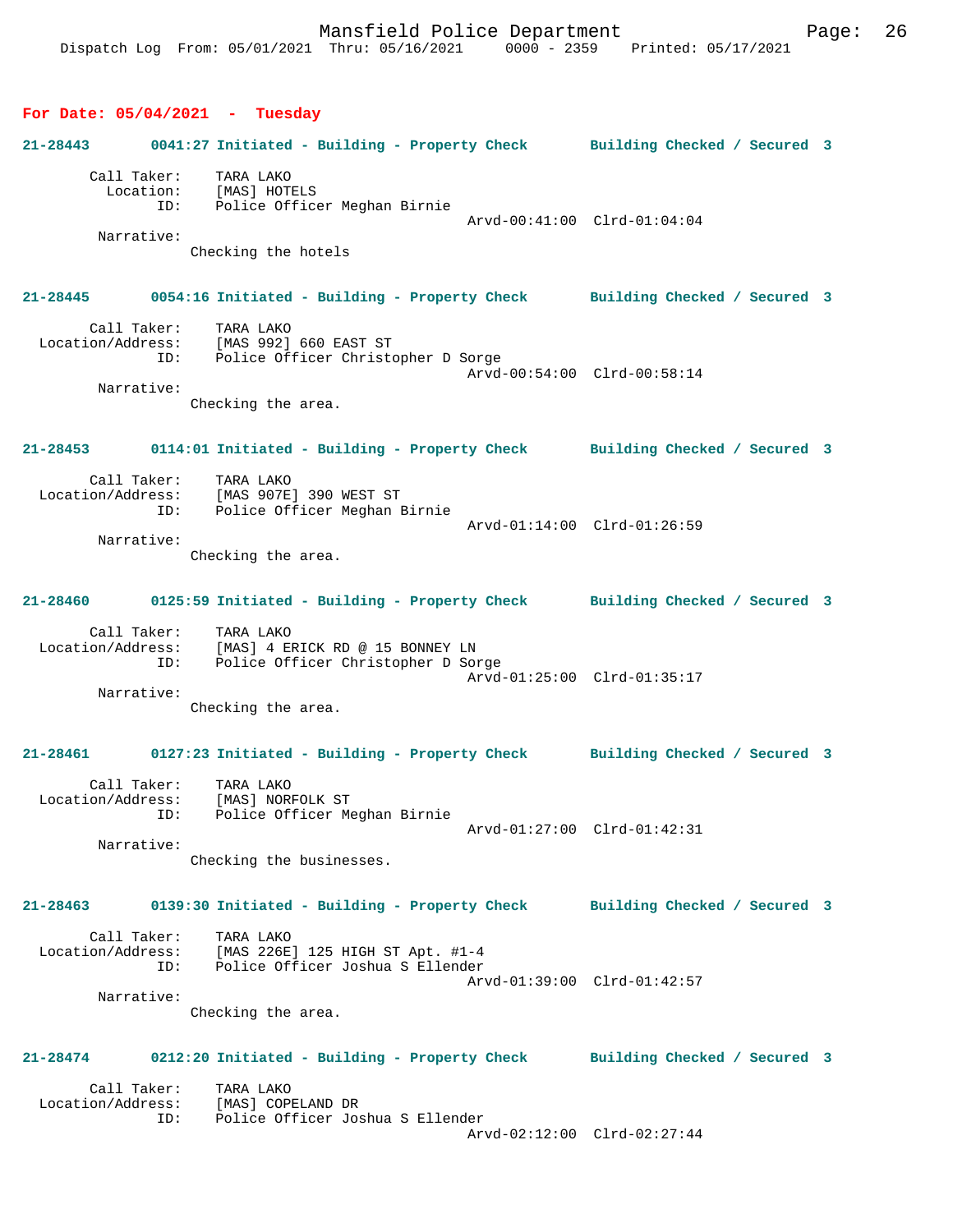Mansfield Police Department
Dispatch Log From: 05/01/2021 Thru: 05/16/2021 0000 - 2359 Printed: 05/17/2021

**For Date: 05/04/2021 - Tuesday**

**21-28443 0041:27 Initiated - Building - Property Check Building Checked / Secured 3**

Call Taker: TARA LAKO
Location: [MAS] HOTELS
ID: Police Officer Meghan Birnie
Arvd-00:41:00 Clrd-01:04:04
Narrative:
Checking the hotels

**21-28445 0054:16 Initiated - Building - Property Check Building Checked / Secured 3**

Call Taker: TARA LAKO
Location/Address: [MAS 992] 660 EAST ST
ID: Police Officer Christopher D Sorge
Arvd-00:54:00 Clrd-00:58:14
Narrative:
Checking the area.

**21-28453 0114:01 Initiated - Building - Property Check Building Checked / Secured 3**

Call Taker: TARA LAKO
Location/Address: [MAS 907E] 390 WEST ST
ID: Police Officer Meghan Birnie
Arvd-01:14:00 Clrd-01:26:59
Narrative:
Checking the area.

**21-28460 0125:59 Initiated - Building - Property Check Building Checked / Secured 3**

Call Taker: TARA LAKO
Location/Address: [MAS] 4 ERICK RD @ 15 BONNEY LN
ID: Police Officer Christopher D Sorge
Arvd-01:25:00 Clrd-01:35:17
Narrative:
Checking the area.

**21-28461 0127:23 Initiated - Building - Property Check Building Checked / Secured 3**

Call Taker: TARA LAKO
Location/Address: [MAS] NORFOLK ST
ID: Police Officer Meghan Birnie
Arvd-01:27:00 Clrd-01:42:31
Narrative:
Checking the businesses.

**21-28463 0139:30 Initiated - Building - Property Check Building Checked / Secured 3**

Call Taker: TARA LAKO
Location/Address: [MAS 226E] 125 HIGH ST Apt. #1-4
ID: Police Officer Joshua S Ellender
Arvd-01:39:00 Clrd-01:42:57
Narrative:
Checking the area.

**21-28474 0212:20 Initiated - Building - Property Check Building Checked / Secured 3**

Call Taker: TARA LAKO
Location/Address: [MAS] COPELAND DR
ID: Police Officer Joshua S Ellender
Arvd-02:12:00 Clrd-02:27:44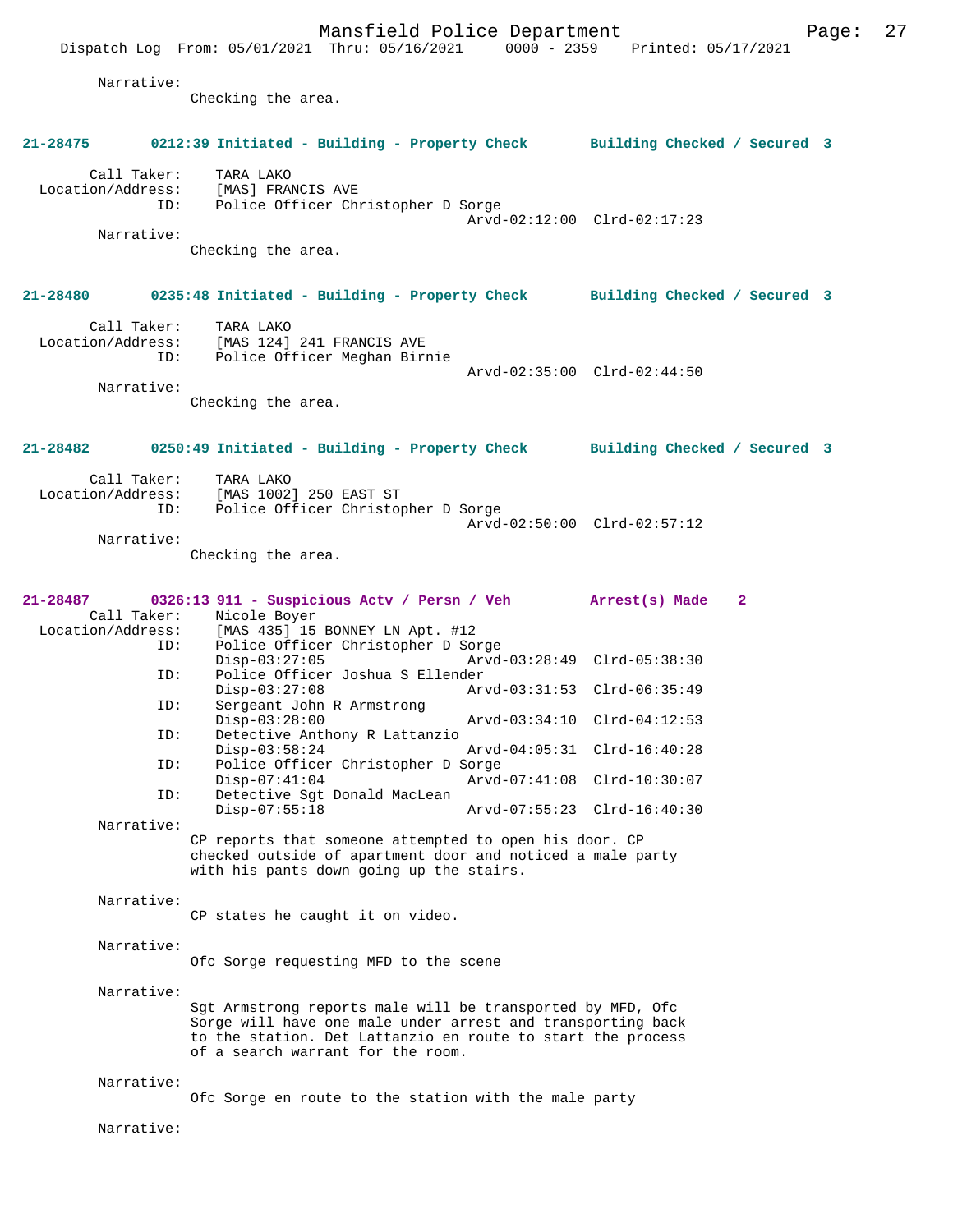Narrative:
Checking the area.

**21-28475 0212:39 Initiated - Building - Property Check Building Checked / Secured 3**

Call Taker: TARA LAKO
Location/Address: [MAS] FRANCIS AVE
ID: Police Officer Christopher D Sorge
Arvd-02:12:00 Clrd-02:17:23
Narrative:
Checking the area.

**21-28480 0235:48 Initiated - Building - Property Check Building Checked / Secured 3**

Call Taker: TARA LAKO
Location/Address: [MAS 124] 241 FRANCIS AVE
ID: Police Officer Meghan Birnie
Arvd-02:35:00 Clrd-02:44:50
Narrative:
Checking the area.

**21-28482 0250:49 Initiated - Building - Property Check Building Checked / Secured 3**

Call Taker: TARA LAKO
Location/Address: [MAS 1002] 250 EAST ST
ID: Police Officer Christopher D Sorge
Arvd-02:50:00 Clrd-02:57:12
Narrative:
Checking the area.

**21-28487 0326:13 911 - Suspicious Actv / Persn / Veh Arrest(s) Made 2**

Call Taker: Nicole Boyer
Location/Address: [MAS 435] 15 BONNEY LN Apt. #12
ID: Police Officer Christopher D Sorge
Disp-03:27:05 Arvd-03:28:49 Clrd-05:38:30
ID: Police Officer Joshua S Ellender
Disp-03:27:08 Arvd-03:31:53 Clrd-06:35:49
ID: Sergeant John R Armstrong
Disp-03:28:00 Arvd-03:34:10 Clrd-04:12:53
ID: Detective Anthony R Lattanzio
Disp-03:58:24 Arvd-04:05:31 Clrd-16:40:28
ID: Police Officer Christopher D Sorge
Disp-07:41:04 Arvd-07:41:08 Clrd-10:30:07
ID: Detective Sgt Donald MacLean
Disp-07:55:18 Arvd-07:55:23 Clrd-16:40:30
Narrative:
CP reports that someone attempted to open his door. CP checked outside of apartment door and noticed a male party with his pants down going up the stairs.

Narrative:
CP states he caught it on video.

Narrative:
Ofc Sorge requesting MFD to the scene

Narrative:
Sgt Armstrong reports male will be transported by MFD, Ofc Sorge will have one male under arrest and transporting back to the station. Det Lattanzio en route to start the process of a search warrant for the room.

Narrative:
Ofc Sorge en route to the station with the male party

Narrative: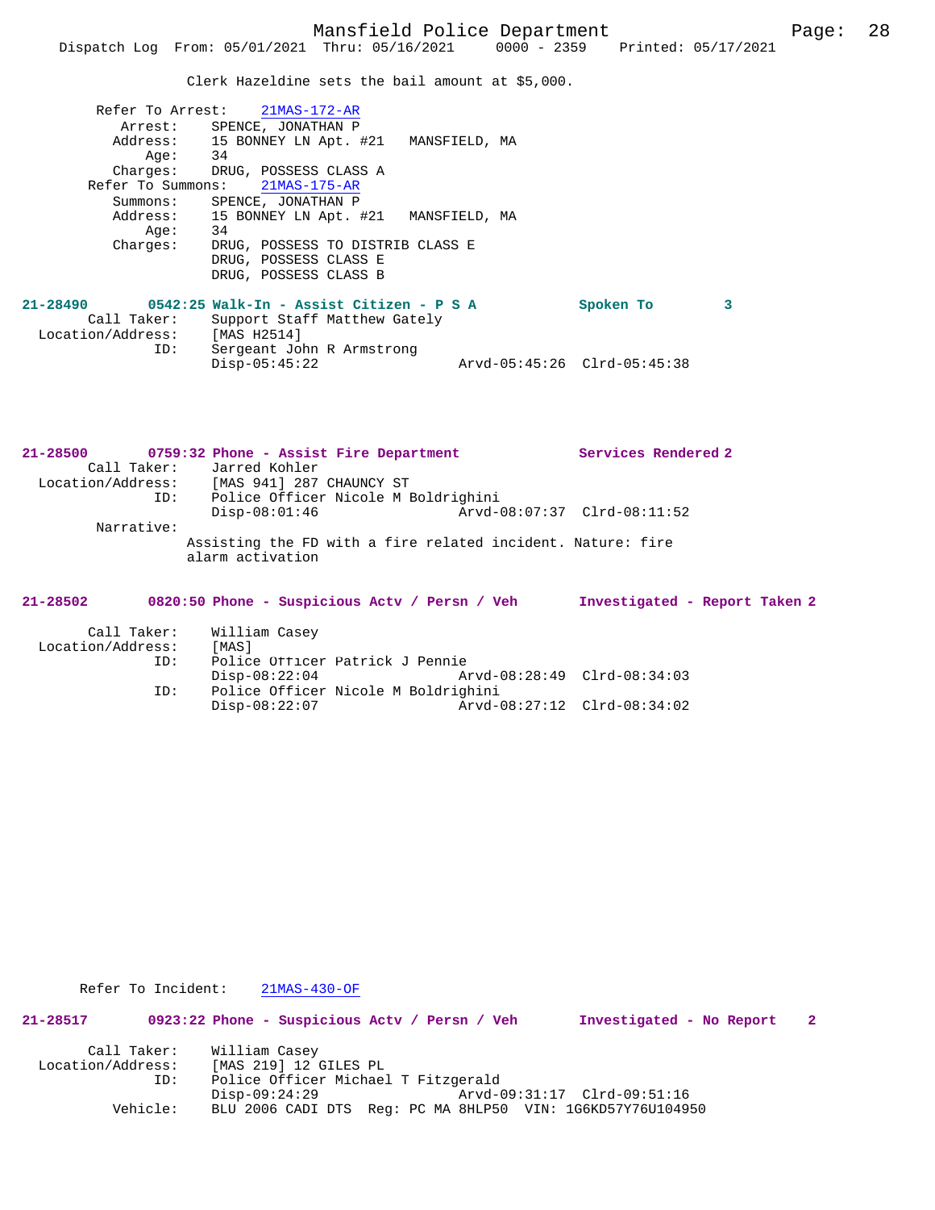Clerk Hazeldine sets the bail amount at $5,000.

```
        Refer To Arrest:    21MAS-172-AR
           Arrest:     SPENCE, JONATHAN P
          Address:     15 BONNEY LN Apt. #21   MANSFIELD, MA
              Age:     34
          Charges:     DRUG, POSSESS CLASS A
       Refer To Summons:    21MAS-175-AR
          Summons:     SPENCE, JONATHAN P
          Address:     15 BONNEY LN Apt. #21   MANSFIELD, MA
              Age:     34
          Charges:     DRUG, POSSESS TO DISTRIB CLASS E
                       DRUG, POSSESS CLASS E
                       DRUG, POSSESS CLASS B
```

**21-28490 0542:25 Walk-In - Assist Citizen - P S A Spoken To 3**

```
        Call Taker:    Support Staff Matthew Gately
  Location/Address:    [MAS H2514]
               ID:     Sergeant John R Armstrong
                       Disp-05:45:22              Arvd-05:45:26  Clrd-05:45:38
```

**21-28500 0759:32 Phone - Assist Fire Department Services Rendered 2**

```
        Call Taker:    Jarred Kohler
  Location/Address:    [MAS 941] 287 CHAUNCY ST
               ID:     Police Officer Nicole M Boldrighini
                       Disp-08:01:46              Arvd-08:07:37  Clrd-08:11:52
         Narrative:
                    Assisting the FD with a fire related incident. Nature: fire
                    alarm activation
```

**21-28502 0820:50 Phone - Suspicious Actv / Persn / Veh Investigated - Report Taken 2**

```
        Call Taker:    William Casey
  Location/Address:    [MAS]
               ID:     Police Officer Patrick J Pennie
                       Disp-08:22:04              Arvd-08:28:49  Clrd-08:34:03
               ID:     Police Officer Nicole M Boldrighini
                       Disp-08:22:07              Arvd-08:27:12  Clrd-08:34:02
```

```
       Refer To Incident:    21MAS-430-OF
```

**21-28517 0923:22 Phone - Suspicious Actv / Persn / Veh Investigated - No Report 2**

```
        Call Taker:    William Casey
  Location/Address:    [MAS 219] 12 GILES PL
               ID:     Police Officer Michael T Fitzgerald
                       Disp-09:24:29              Arvd-09:31:17  Clrd-09:51:16
          Vehicle:     BLU 2006 CADI DTS  Reg: PC MA 8HLP50  VIN: 1G6KD57Y76U104950
```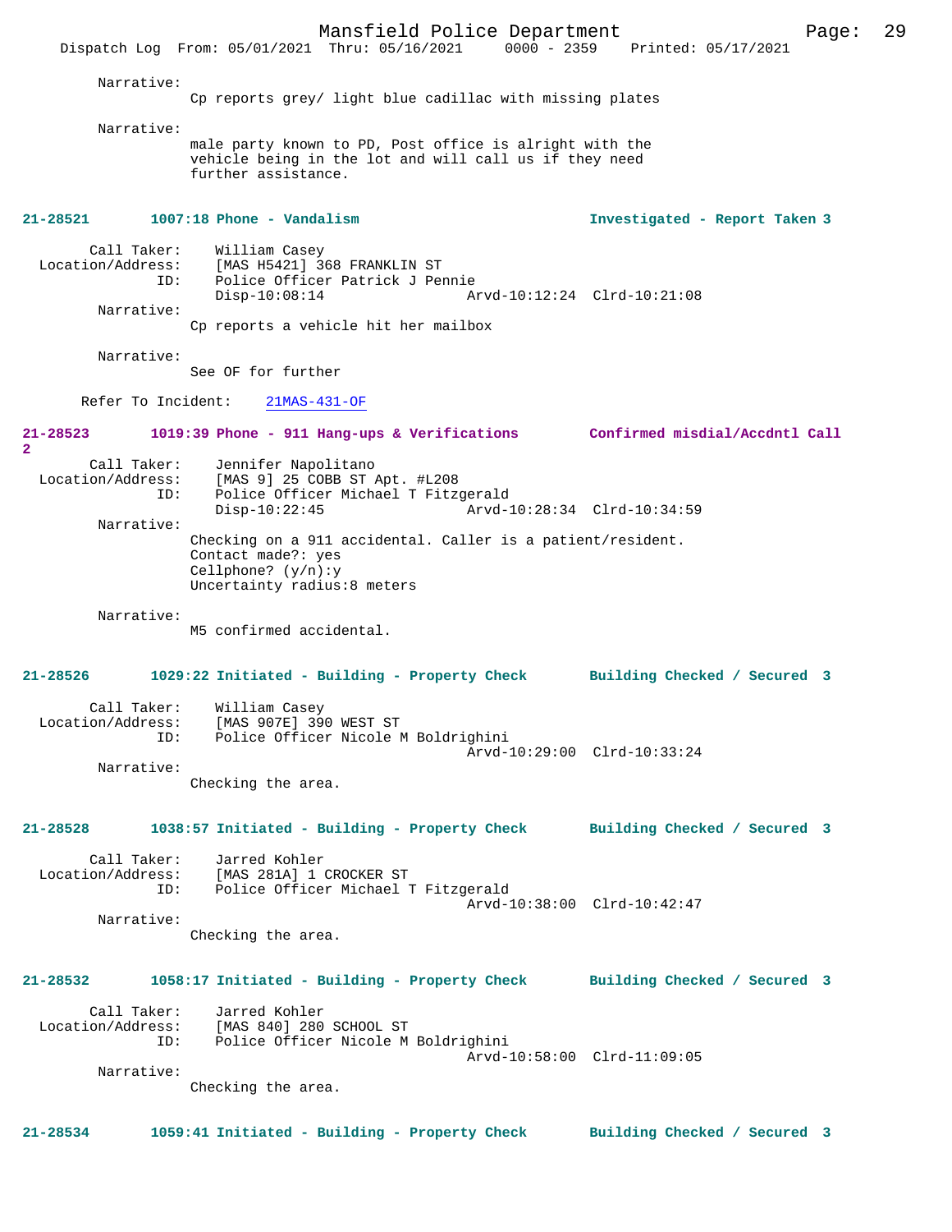Narrative:
Cp reports grey/ light blue cadillac with missing plates

Narrative:
male party known to PD, Post office is alright with the vehicle being in the lot and will call us if they need further assistance.

**21-28521 1007:18 Phone - Vandalism Investigated - Report Taken 3**

Call Taker: William Casey
Location/Address: [MAS H5421] 368 FRANKLIN ST
ID: Police Officer Patrick J Pennie
Disp-10:08:14 Arvd-10:12:24 Clrd-10:21:08

Narrative:
Cp reports a vehicle hit her mailbox

Narrative:
See OF for further

Refer To Incident: 21MAS-431-OF

**21-28523 1019:39 Phone - 911 Hang-ups & Verifications Confirmed misdial/Accdntl Call 2**

Call Taker: Jennifer Napolitano
Location/Address: [MAS 9] 25 COBB ST Apt. #L208
ID: Police Officer Michael T Fitzgerald
Disp-10:22:45 Arvd-10:28:34 Clrd-10:34:59

Narrative:
Checking on a 911 accidental. Caller is a patient/resident.
Contact made?: yes
Cellphone? (y/n):y
Uncertainty radius:8 meters

Narrative:
M5 confirmed accidental.

**21-28526 1029:22 Initiated - Building - Property Check Building Checked / Secured 3**

Call Taker: William Casey
Location/Address: [MAS 907E] 390 WEST ST
ID: Police Officer Nicole M Boldrighini
Arvd-10:29:00 Clrd-10:33:24

Narrative:
Checking the area.

**21-28528 1038:57 Initiated - Building - Property Check Building Checked / Secured 3**

Call Taker: Jarred Kohler
Location/Address: [MAS 281A] 1 CROCKER ST
ID: Police Officer Michael T Fitzgerald
Arvd-10:38:00 Clrd-10:42:47

Narrative:
Checking the area.

**21-28532 1058:17 Initiated - Building - Property Check Building Checked / Secured 3**

Call Taker: Jarred Kohler
Location/Address: [MAS 840] 280 SCHOOL ST
ID: Police Officer Nicole M Boldrighini
Arvd-10:58:00 Clrd-11:09:05

Narrative:
Checking the area.

**21-28534 1059:41 Initiated - Building - Property Check Building Checked / Secured 3**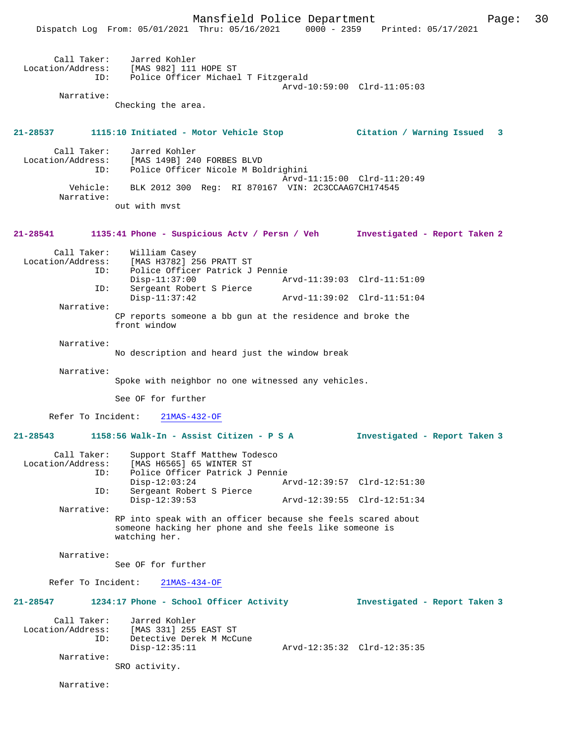Call Taker: Jarred Kohler
Location/Address: [MAS 982] 111 HOPE ST
ID: Police Officer Michael T Fitzgerald
Arvd-10:59:00 Clrd-11:05:03
Narrative:
Checking the area.

**21-28537 1115:10 Initiated - Motor Vehicle Stop Citation / Warning Issued 3**

Call Taker: Jarred Kohler
Location/Address: [MAS 149B] 240 FORBES BLVD
ID: Police Officer Nicole M Boldrighini
Arvd-11:15:00 Clrd-11:20:49
Vehicle: BLK 2012 300 Reg: RI 870167 VIN: 2C3CCAAG7CH174545
Narrative:
out with mvst

**21-28541 1135:41 Phone - Suspicious Actv / Persn / Veh Investigated - Report Taken 2**

Call Taker: William Casey
Location/Address: [MAS H3782] 256 PRATT ST
ID: Police Officer Patrick J Pennie
Disp-11:37:00 Arvd-11:39:03 Clrd-11:51:09
ID: Sergeant Robert S Pierce
Disp-11:37:42 Arvd-11:39:02 Clrd-11:51:04
Narrative:
CP reports someone a bb gun at the residence and broke the front window

Narrative:
No description and heard just the window break

Narrative:
Spoke with neighbor no one witnessed any vehicles.

See OF for further

Refer To Incident: 21MAS-432-OF

**21-28543 1158:56 Walk-In - Assist Citizen - P S A Investigated - Report Taken 3**

Call Taker: Support Staff Matthew Todesco
Location/Address: [MAS H6565] 65 WINTER ST
ID: Police Officer Patrick J Pennie
Disp-12:03:24 Arvd-12:39:57 Clrd-12:51:30
ID: Sergeant Robert S Pierce
Disp-12:39:53 Arvd-12:39:55 Clrd-12:51:34
Narrative:
RP into speak with an officer because she feels scared about someone hacking her phone and she feels like someone is watching her.

Narrative:
See OF for further

Refer To Incident: 21MAS-434-OF

**21-28547 1234:17 Phone - School Officer Activity Investigated - Report Taken 3**

Call Taker: Jarred Kohler
Location/Address: [MAS 331] 255 EAST ST
ID: Detective Derek M McCune
Disp-12:35:11 Arvd-12:35:32 Clrd-12:35:35
Narrative:
SRO activity.

Narrative: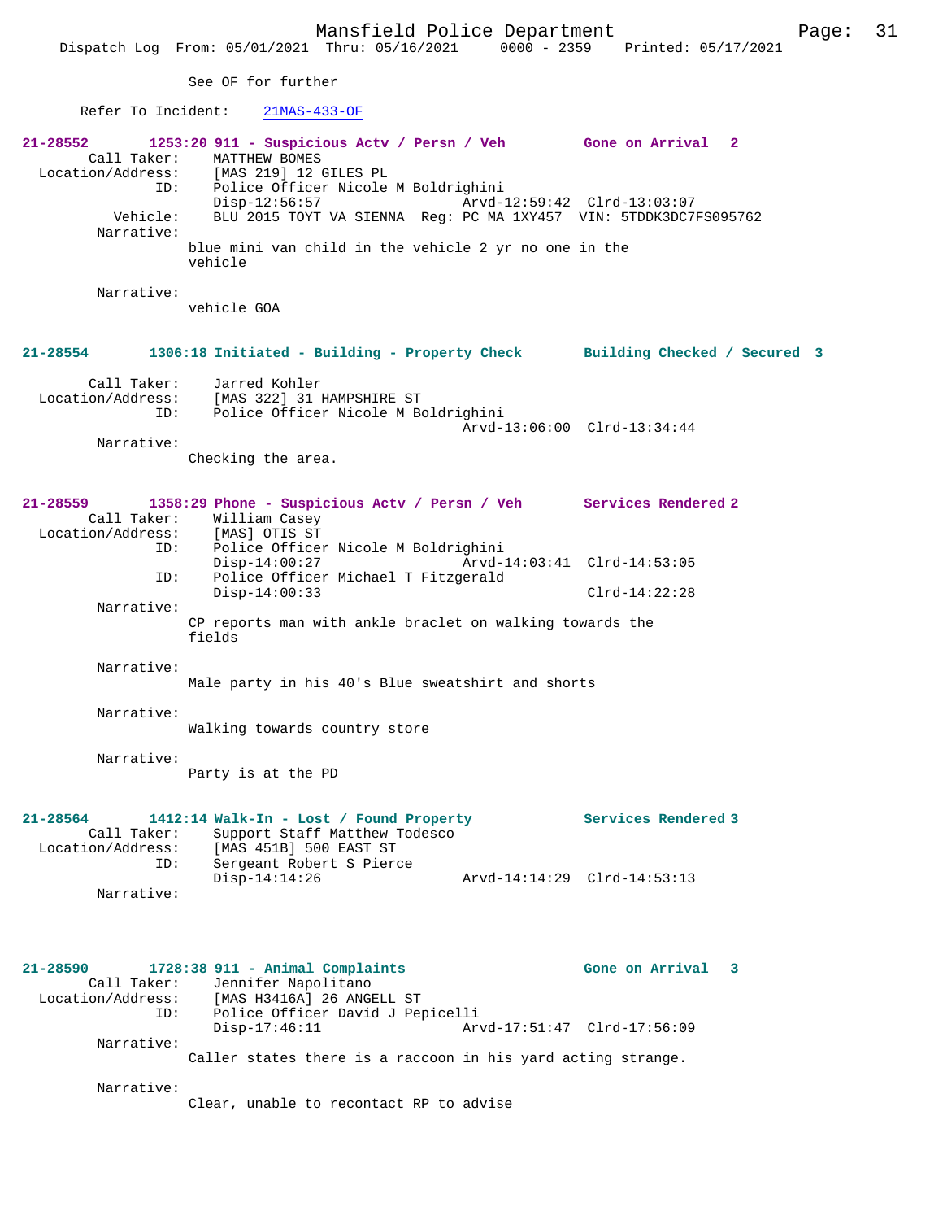See OF for further

Refer To Incident: 21MAS-433-OF

**21-28552 1253:20 911 - Suspicious Actv / Persn / Veh Gone on Arrival 2**

Call Taker: MATTHEW BOMES
Location/Address: [MAS 219] 12 GILES PL
ID: Police Officer Nicole M Boldrighini
Disp-12:56:57 Arvd-12:59:42 Clrd-13:03:07
Vehicle: BLU 2015 TOYT VA SIENNA Reg: PC MA 1XY457 VIN: 5TDDK3DC7FS095762
Narrative:
blue mini van child in the vehicle 2 yr no one in the vehicle

Narrative:
vehicle GOA

**21-28554 1306:18 Initiated - Building - Property Check Building Checked / Secured 3**

Call Taker: Jarred Kohler
Location/Address: [MAS 322] 31 HAMPSHIRE ST
ID: Police Officer Nicole M Boldrighini
Arvd-13:06:00 Clrd-13:34:44
Narrative:
Checking the area.

**21-28559 1358:29 Phone - Suspicious Actv / Persn / Veh Services Rendered 2**

Call Taker: William Casey
Location/Address: [MAS] OTIS ST
ID: Police Officer Nicole M Boldrighini
Disp-14:00:27 Arvd-14:03:41 Clrd-14:53:05
ID: Police Officer Michael T Fitzgerald
Disp-14:00:33 Clrd-14:22:28
Narrative:
CP reports man with ankle braclet on walking towards the fields

Narrative:
Male party in his 40's Blue sweatshirt and shorts

Narrative:
Walking towards country store

Narrative:
Party is at the PD

**21-28564 1412:14 Walk-In - Lost / Found Property Services Rendered 3**

Call Taker: Support Staff Matthew Todesco
Location/Address: [MAS 451B] 500 EAST ST
ID: Sergeant Robert S Pierce
Disp-14:14:26 Arvd-14:14:29 Clrd-14:53:13
Narrative:

**21-28590 1728:38 911 - Animal Complaints Gone on Arrival 3**

Call Taker: Jennifer Napolitano
Location/Address: [MAS H3416A] 26 ANGELL ST
ID: Police Officer David J Pepicelli
Disp-17:46:11 Arvd-17:51:47 Clrd-17:56:09
Narrative:
Caller states there is a raccoon in his yard acting strange.

Narrative:
Clear, unable to recontact RP to advise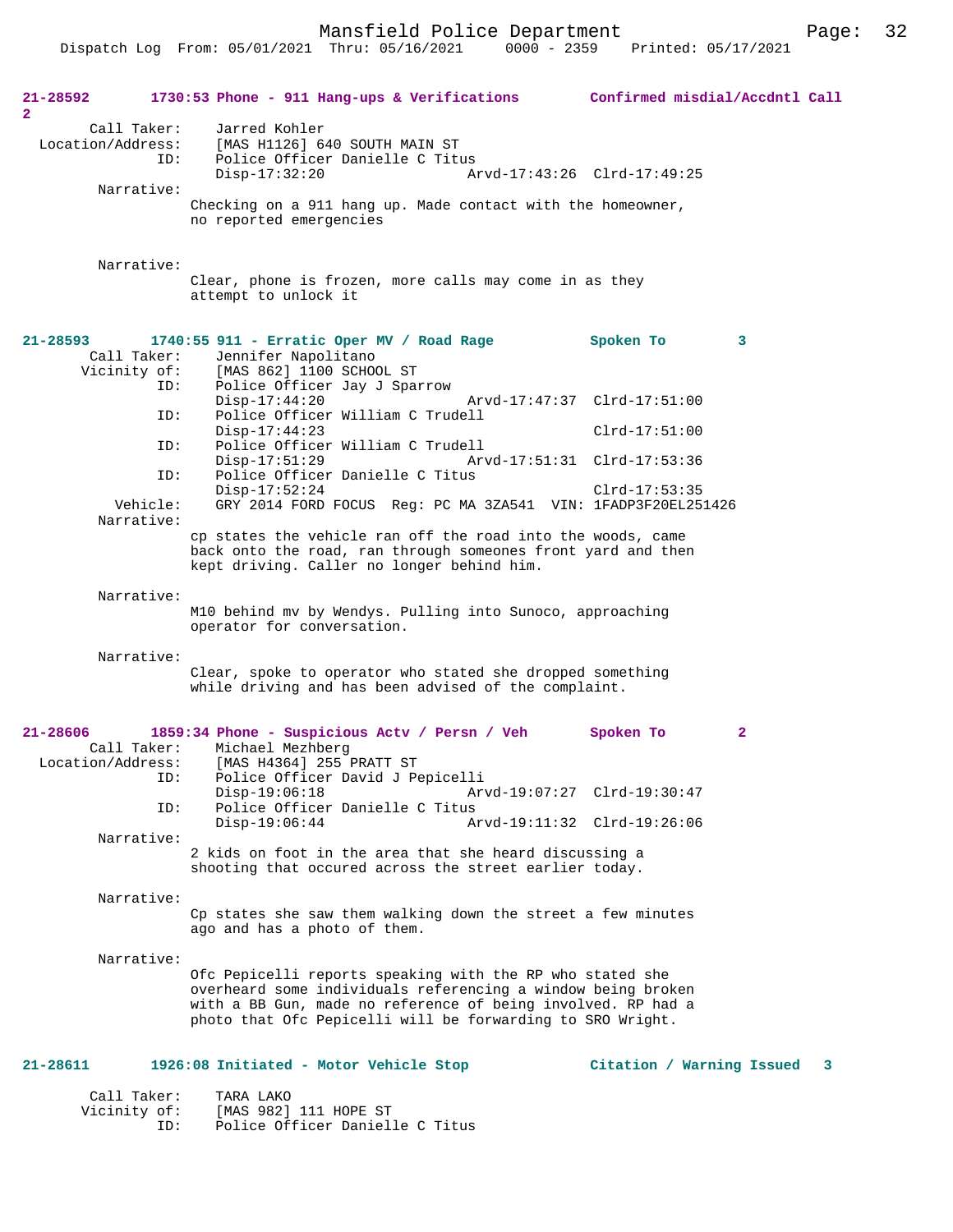**21-28592 1730:53 Phone - 911 Hang-ups & Verifications Confirmed misdial/Accdntl Call 2**

Call Taker: Jarred Kohler
Location/Address: [MAS H1126] 640 SOUTH MAIN ST
ID: Police Officer Danielle C Titus
Disp-17:32:20 Arvd-17:43:26 Clrd-17:49:25

Narrative:
Checking on a 911 hang up. Made contact with the homeowner, no reported emergencies

Narrative:
Clear, phone is frozen, more calls may come in as they attempt to unlock it

**21-28593 1740:55 911 - Erratic Oper MV / Road Rage Spoken To 3**

Call Taker: Jennifer Napolitano
Vicinity of: [MAS 862] 1100 SCHOOL ST
ID: Police Officer Jay J Sparrow
Disp-17:44:20 Arvd-17:47:37 Clrd-17:51:00
ID: Police Officer William C Trudell
Disp-17:44:23 Clrd-17:51:00
ID: Police Officer William C Trudell
Disp-17:51:29 Arvd-17:51:31 Clrd-17:53:36
ID: Police Officer Danielle C Titus
Disp-17:52:24 Clrd-17:53:35
Vehicle: GRY 2014 FORD FOCUS Reg: PC MA 3ZA541 VIN: 1FADP3F20EL251426

Narrative:
cp states the vehicle ran off the road into the woods, came back onto the road, ran through someones front yard and then kept driving. Caller no longer behind him.

Narrative:
M10 behind mv by Wendys. Pulling into Sunoco, approaching operator for conversation.

Narrative:
Clear, spoke to operator who stated she dropped something while driving and has been advised of the complaint.

**21-28606 1859:34 Phone - Suspicious Actv / Persn / Veh Spoken To 2**

Call Taker: Michael Mezhberg
Location/Address: [MAS H4364] 255 PRATT ST
ID: Police Officer David J Pepicelli
Disp-19:06:18 Arvd-19:07:27 Clrd-19:30:47
ID: Police Officer Danielle C Titus
Disp-19:06:44 Arvd-19:11:32 Clrd-19:26:06

Narrative:
2 kids on foot in the area that she heard discussing a shooting that occured across the street earlier today.

Narrative:
Cp states she saw them walking down the street a few minutes ago and has a photo of them.

Narrative:
Ofc Pepicelli reports speaking with the RP who stated she overheard some individuals referencing a window being broken with a BB Gun, made no reference of being involved. RP had a photo that Ofc Pepicelli will be forwarding to SRO Wright.

**21-28611 1926:08 Initiated - Motor Vehicle Stop Citation / Warning Issued 3**

Call Taker: TARA LAKO
Vicinity of: [MAS 982] 111 HOPE ST
ID: Police Officer Danielle C Titus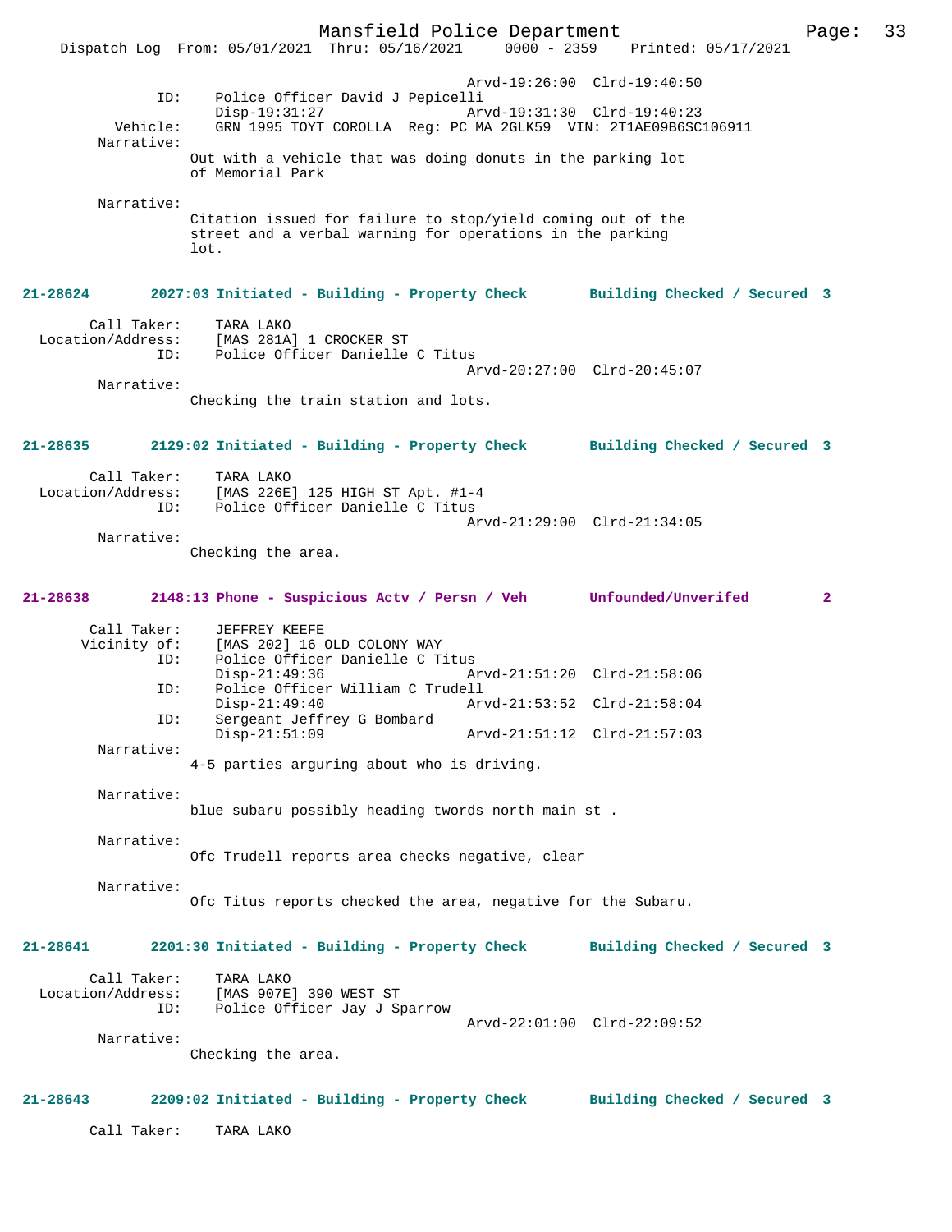```
                                             Arvd-19:26:00  Clrd-19:40:50
            ID:     Police Officer David J Pepicelli
                    Disp-19:31:27            Arvd-19:31:30  Clrd-19:40:23
       Vehicle:     GRN 1995 TOYT COROLLA  Reg: PC MA 2GLK59  VIN: 2T1AE09B6SC106911
     Narrative:
                    Out with a vehicle that was doing donuts in the parking lot
                    of Memorial Park

     Narrative:
                    Citation issued for failure to stop/yield coming out of the
                    street and a verbal warning for operations in the parking
                    lot.
```

**21-28624   2027:03 Initiated - Building - Property Check   Building Checked / Secured 3**

```
    Call Taker:     TARA LAKO
Location/Address:   [MAS 281A] 1 CROCKER ST
            ID:     Police Officer Danielle C Titus
                                             Arvd-20:27:00  Clrd-20:45:07
     Narrative:
                    Checking the train station and lots.
```

**21-28635   2129:02 Initiated - Building - Property Check   Building Checked / Secured 3**

```
    Call Taker:     TARA LAKO
Location/Address:   [MAS 226E] 125 HIGH ST Apt. #1-4
            ID:     Police Officer Danielle C Titus
                                             Arvd-21:29:00  Clrd-21:34:05
     Narrative:
                    Checking the area.
```

**21-28638   2148:13 Phone - Suspicious Actv / Persn / Veh   Unfounded/Unverifed 2**

```
    Call Taker:     JEFFREY KEEFE
   Vicinity of:     [MAS 202] 16 OLD COLONY WAY
            ID:     Police Officer Danielle C Titus
                    Disp-21:49:36            Arvd-21:51:20  Clrd-21:58:06
            ID:     Police Officer William C Trudell
                    Disp-21:49:40            Arvd-21:53:52  Clrd-21:58:04
            ID:     Sergeant Jeffrey G Bombard
                    Disp-21:51:09            Arvd-21:51:12  Clrd-21:57:03
     Narrative:
                    4-5 parties arguring about who is driving.

     Narrative:
                    blue subaru possibly heading twords north main st .

     Narrative:
                    Ofc Trudell reports area checks negative, clear

     Narrative:
                    Ofc Titus reports checked the area, negative for the Subaru.
```

**21-28641   2201:30 Initiated - Building - Property Check   Building Checked / Secured 3**

```
    Call Taker:     TARA LAKO
Location/Address:   [MAS 907E] 390 WEST ST
            ID:     Police Officer Jay J Sparrow
                                             Arvd-22:01:00  Clrd-22:09:52
     Narrative:
                    Checking the area.
```

**21-28643   2209:02 Initiated - Building - Property Check   Building Checked / Secured 3**

```
    Call Taker:     TARA LAKO
```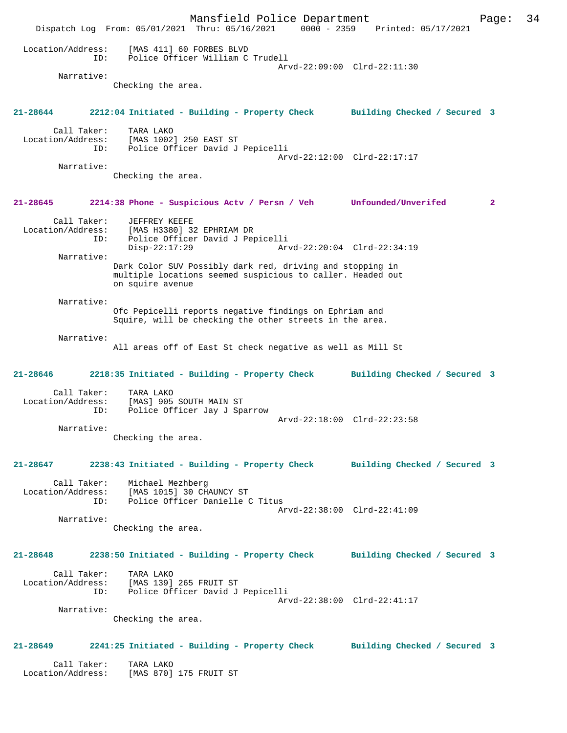Location/Address: [MAS 411] 60 FORBES BLVD
ID: Police Officer William C Trudell
Arvd-22:09:00 Clrd-22:11:30

Narrative:
Checking the area.

**21-28644 2212:04 Initiated - Building - Property Check Building Checked / Secured 3**

Call Taker: TARA LAKO
Location/Address: [MAS 1002] 250 EAST ST
ID: Police Officer David J Pepicelli
Arvd-22:12:00 Clrd-22:17:17

Narrative:
Checking the area.

**21-28645 2214:38 Phone - Suspicious Actv / Persn / Veh Unfounded/Unverifed 2**

Call Taker: JEFFREY KEEFE
Location/Address: [MAS H3380] 32 EPHRIAM DR
ID: Police Officer David J Pepicelli
Disp-22:17:29 Arvd-22:20:04 Clrd-22:34:19

Narrative:
Dark Color SUV Possibly dark red, driving and stopping in multiple locations seemed suspicious to caller. Headed out on squire avenue

Narrative:
Ofc Pepicelli reports negative findings on Ephriam and Squire, will be checking the other streets in the area.

Narrative:
All areas off of East St check negative as well as Mill St

**21-28646 2218:35 Initiated - Building - Property Check Building Checked / Secured 3**

Call Taker: TARA LAKO
Location/Address: [MAS] 905 SOUTH MAIN ST
ID: Police Officer Jay J Sparrow
Arvd-22:18:00 Clrd-22:23:58

Narrative:
Checking the area.

**21-28647 2238:43 Initiated - Building - Property Check Building Checked / Secured 3**

Call Taker: Michael Mezhberg
Location/Address: [MAS 1015] 30 CHAUNCY ST
ID: Police Officer Danielle C Titus
Arvd-22:38:00 Clrd-22:41:09

Narrative:
Checking the area.

**21-28648 2238:50 Initiated - Building - Property Check Building Checked / Secured 3**

Call Taker: TARA LAKO
Location/Address: [MAS 139] 265 FRUIT ST
ID: Police Officer David J Pepicelli
Arvd-22:38:00 Clrd-22:41:17

Narrative:
Checking the area.

**21-28649 2241:25 Initiated - Building - Property Check Building Checked / Secured 3**

Call Taker: TARA LAKO
Location/Address: [MAS 870] 175 FRUIT ST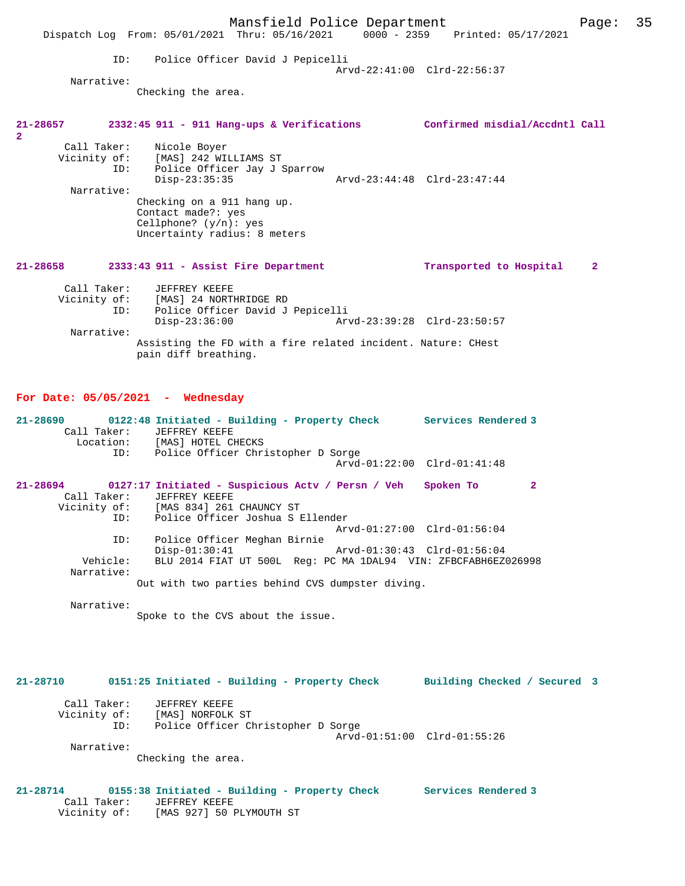ID: Police Officer David J Pepicelli
Arvd-22:41:00 Clrd-22:56:37

Narrative:
Checking the area.

**21-28657 2332:45 911 - 911 Hang-ups & Verifications Confirmed misdial/Accdntl Call 2**

Call Taker: Nicole Boyer
Vicinity of: [MAS] 242 WILLIAMS ST
ID: Police Officer Jay J Sparrow
Disp-23:35:35 Arvd-23:44:48 Clrd-23:47:44

Narrative:
Checking on a 911 hang up.
Contact made?: yes
Cellphone? (y/n): yes
Uncertainty radius: 8 meters

**21-28658 2333:43 911 - Assist Fire Department Transported to Hospital 2**

Call Taker: JEFFREY KEEFE
Vicinity of: [MAS] 24 NORTHRIDGE RD
ID: Police Officer David J Pepicelli
Disp-23:36:00 Arvd-23:39:28 Clrd-23:50:57

Narrative:
Assisting the FD with a fire related incident. Nature: CHest pain diff breathing.

## For Date: 05/05/2021 - Wednesday

**21-28690 0122:48 Initiated - Building - Property Check Services Rendered 3**

Call Taker: JEFFREY KEEFE
Location: [MAS] HOTEL CHECKS
ID: Police Officer Christopher D Sorge
Arvd-01:22:00 Clrd-01:41:48

**21-28694 0127:17 Initiated - Suspicious Actv / Persn / Veh Spoken To 2**

Call Taker: JEFFREY KEEFE
Vicinity of: [MAS 834] 261 CHAUNCY ST
ID: Police Officer Joshua S Ellender
Arvd-01:27:00 Clrd-01:56:04
ID: Police Officer Meghan Birnie
Disp-01:30:41 Arvd-01:30:43 Clrd-01:56:04
Vehicle: BLU 2014 FIAT UT 500L Reg: PC MA 1DAL94 VIN: ZFBCFABH6EZ026998

Narrative:
Out with two parties behind CVS dumpster diving.

Narrative:
Spoke to the CVS about the issue.

**21-28710 0151:25 Initiated - Building - Property Check Building Checked / Secured 3**

Call Taker: JEFFREY KEEFE
Vicinity of: [MAS] NORFOLK ST
ID: Police Officer Christopher D Sorge
Arvd-01:51:00 Clrd-01:55:26

Narrative:
Checking the area.

**21-28714 0155:38 Initiated - Building - Property Check Services Rendered 3**

Call Taker: JEFFREY KEEFE
Vicinity of: [MAS 927] 50 PLYMOUTH ST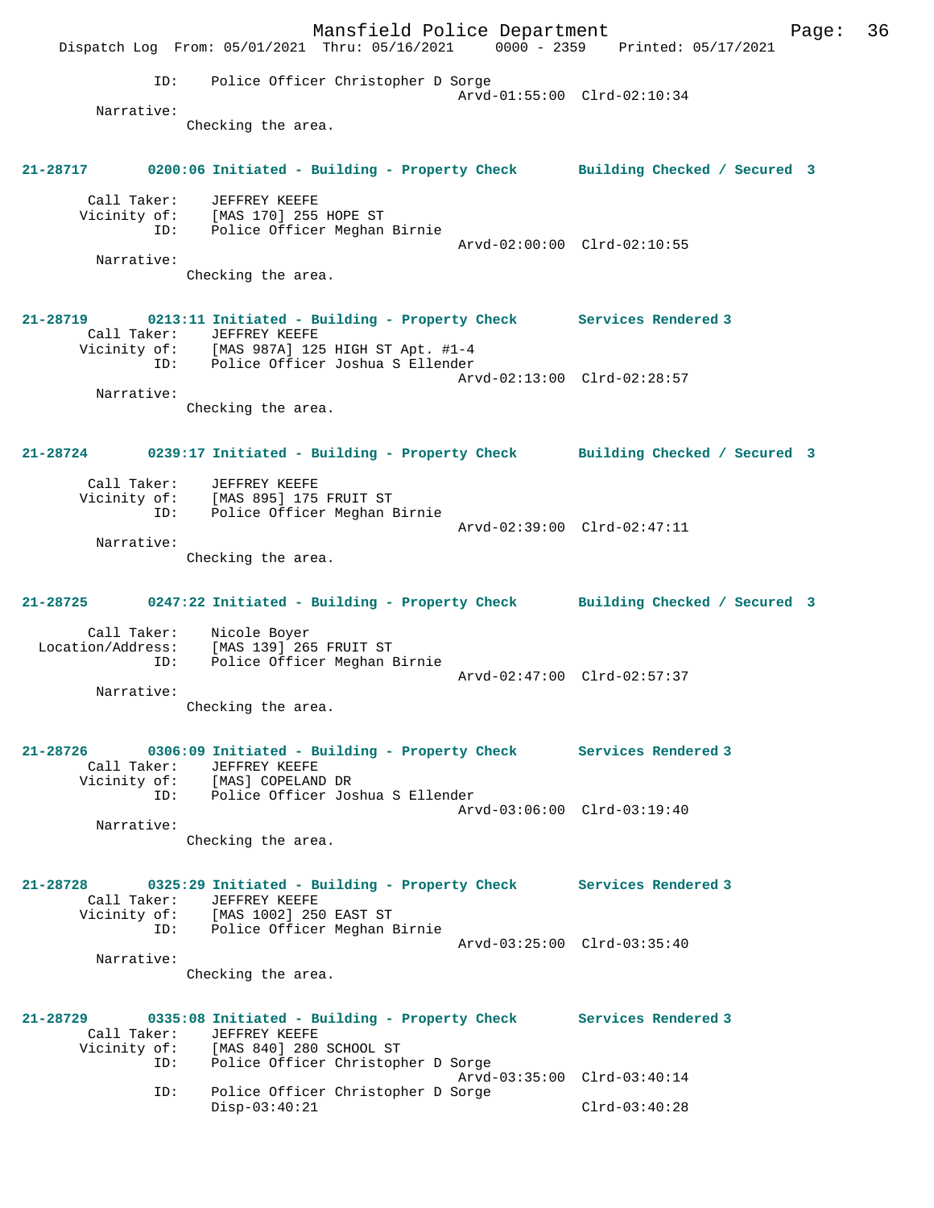ID: Police Officer Christopher D Sorge
Arvd-01:55:00 Clrd-02:10:34

Narrative:
Checking the area.

**21-28717 0200:06 Initiated - Building - Property Check Building Checked / Secured 3**

Call Taker: JEFFREY KEEFE
Vicinity of: [MAS 170] 255 HOPE ST
ID: Police Officer Meghan Birnie
Arvd-02:00:00 Clrd-02:10:55

Narrative:
Checking the area.

**21-28719 0213:11 Initiated - Building - Property Check Services Rendered 3**

Call Taker: JEFFREY KEEFE
Vicinity of: [MAS 987A] 125 HIGH ST Apt. #1-4
ID: Police Officer Joshua S Ellender
Arvd-02:13:00 Clrd-02:28:57

Narrative:
Checking the area.

**21-28724 0239:17 Initiated - Building - Property Check Building Checked / Secured 3**

Call Taker: JEFFREY KEEFE
Vicinity of: [MAS 895] 175 FRUIT ST
ID: Police Officer Meghan Birnie
Arvd-02:39:00 Clrd-02:47:11

Narrative:
Checking the area.

**21-28725 0247:22 Initiated - Building - Property Check Building Checked / Secured 3**

Call Taker: Nicole Boyer
Location/Address: [MAS 139] 265 FRUIT ST
ID: Police Officer Meghan Birnie
Arvd-02:47:00 Clrd-02:57:37

Narrative:
Checking the area.

**21-28726 0306:09 Initiated - Building - Property Check Services Rendered 3**

Call Taker: JEFFREY KEEFE
Vicinity of: [MAS] COPELAND DR
ID: Police Officer Joshua S Ellender
Arvd-03:06:00 Clrd-03:19:40

Narrative:
Checking the area.

**21-28728 0325:29 Initiated - Building - Property Check Services Rendered 3**

Call Taker: JEFFREY KEEFE
Vicinity of: [MAS 1002] 250 EAST ST
ID: Police Officer Meghan Birnie
Arvd-03:25:00 Clrd-03:35:40

Narrative:
Checking the area.

**21-28729 0335:08 Initiated - Building - Property Check Services Rendered 3**

Call Taker: JEFFREY KEEFE
Vicinity of: [MAS 840] 280 SCHOOL ST
ID: Police Officer Christopher D Sorge
Arvd-03:35:00 Clrd-03:40:14
ID: Police Officer Christopher D Sorge
Disp-03:40:21 Clrd-03:40:28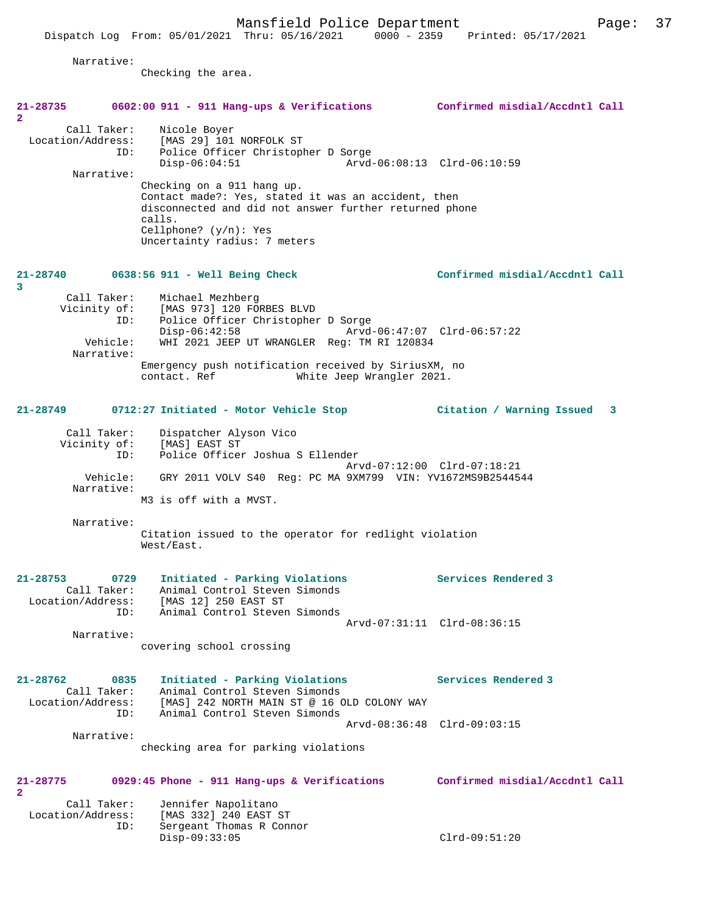Narrative:
Checking the area.

**21-28735 0602:00 911 - 911 Hang-ups & Verifications Confirmed misdial/Accdntl Call 2**

Call Taker: Nicole Boyer
Location/Address: [MAS 29] 101 NORFOLK ST
ID: Police Officer Christopher D Sorge
Disp-06:04:51 Arvd-06:08:13 Clrd-06:10:59
Narrative:
Checking on a 911 hang up.
Contact made?: Yes, stated it was an accident, then disconnected and did not answer further returned phone calls.
Cellphone? (y/n): Yes
Uncertainty radius: 7 meters

**21-28740 0638:56 911 - Well Being Check Confirmed misdial/Accdntl Call 3**

Call Taker: Michael Mezhberg
Vicinity of: [MAS 973] 120 FORBES BLVD
ID: Police Officer Christopher D Sorge
Disp-06:42:58 Arvd-06:47:07 Clrd-06:57:22
Vehicle: WHI 2021 JEEP UT WRANGLER Reg: TM RI 120834
Narrative:
Emergency push notification received by SiriusXM, no contact. Ref White Jeep Wrangler 2021.

**21-28749 0712:27 Initiated - Motor Vehicle Stop Citation / Warning Issued 3**

Call Taker: Dispatcher Alyson Vico
Vicinity of: [MAS] EAST ST
ID: Police Officer Joshua S Ellender
Arvd-07:12:00 Clrd-07:18:21
Vehicle: GRY 2011 VOLV S40 Reg: PC MA 9XM799 VIN: YV1672MS9B2544544
Narrative:
M3 is off with a MVST.

Narrative:
Citation issued to the operator for redlight violation West/East.

**21-28753 0729 Initiated - Parking Violations Services Rendered 3**

Call Taker: Animal Control Steven Simonds
Location/Address: [MAS 12] 250 EAST ST
ID: Animal Control Steven Simonds
Arvd-07:31:11 Clrd-08:36:15
Narrative:
covering school crossing

**21-28762 0835 Initiated - Parking Violations Services Rendered 3**

Call Taker: Animal Control Steven Simonds
Location/Address: [MAS] 242 NORTH MAIN ST @ 16 OLD COLONY WAY
ID: Animal Control Steven Simonds
Arvd-08:36:48 Clrd-09:03:15
Narrative:
checking area for parking violations

**21-28775 0929:45 Phone - 911 Hang-ups & Verifications Confirmed misdial/Accdntl Call 2**

Call Taker: Jennifer Napolitano
Location/Address: [MAS 332] 240 EAST ST
ID: Sergeant Thomas R Connor
Disp-09:33:05 Clrd-09:51:20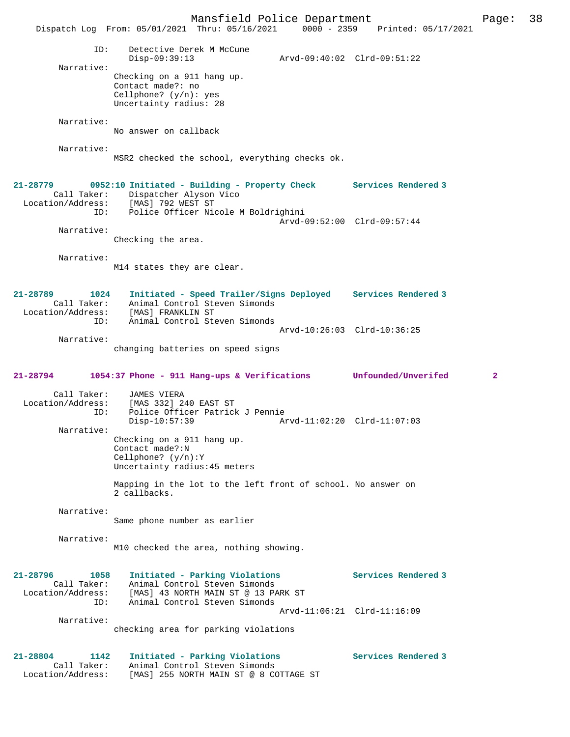```
            ID:    Detective Derek M McCune
                   Disp-09:39:13                Arvd-09:40:02  Clrd-09:51:22
     Narrative:
                  Checking on a 911 hang up.
                  Contact made?: no
                  Cellphone? (y/n): yes
                  Uncertainty radius: 28

     Narrative:
                  No answer on callback

     Narrative:
                  MSR2 checked the school, everything checks ok.


21-28779      0952:10 Initiated - Building - Property Check       Services Rendered 3
      Call Taker:    Dispatcher Alyson Vico
 Location/Address:   [MAS] 792 WEST ST
              ID:    Police Officer Nicole M Boldrighini
                                                Arvd-09:52:00  Clrd-09:57:44
     Narrative:
                  Checking the area.

     Narrative:
                  M14 states they are clear.


21-28789       1024   Initiated - Speed Trailer/Signs Deployed    Services Rendered 3
      Call Taker:    Animal Control Steven Simonds
 Location/Address:   [MAS] FRANKLIN ST
              ID:    Animal Control Steven Simonds
                                                Arvd-10:26:03  Clrd-10:36:25
     Narrative:
                  changing batteries on speed signs


21-28794      1054:37 Phone - 911 Hang-ups & Verifications        Unfounded/Unverifed         2

      Call Taker:    JAMES VIERA
 Location/Address:   [MAS 332] 240 EAST ST
              ID:    Police Officer Patrick J Pennie
                     Disp-10:57:39               Arvd-11:02:20  Clrd-11:07:03
     Narrative:
                  Checking on a 911 hang up.
                  Contact made?:N
                  Cellphone? (y/n):Y
                  Uncertainty radius:45 meters

                  Mapping in the lot to the left front of school. No answer on
                  2 callbacks.

     Narrative:
                  Same phone number as earlier

     Narrative:
                  M10 checked the area, nothing showing.


21-28796       1058   Initiated - Parking Violations              Services Rendered 3
      Call Taker:    Animal Control Steven Simonds
 Location/Address:   [MAS] 43 NORTH MAIN ST @ 13 PARK ST
              ID:    Animal Control Steven Simonds
                                                Arvd-11:06:21  Clrd-11:16:09
     Narrative:
                  checking area for parking violations


21-28804       1142   Initiated - Parking Violations              Services Rendered 3
      Call Taker:    Animal Control Steven Simonds
 Location/Address:   [MAS] 255 NORTH MAIN ST @ 8 COTTAGE ST
```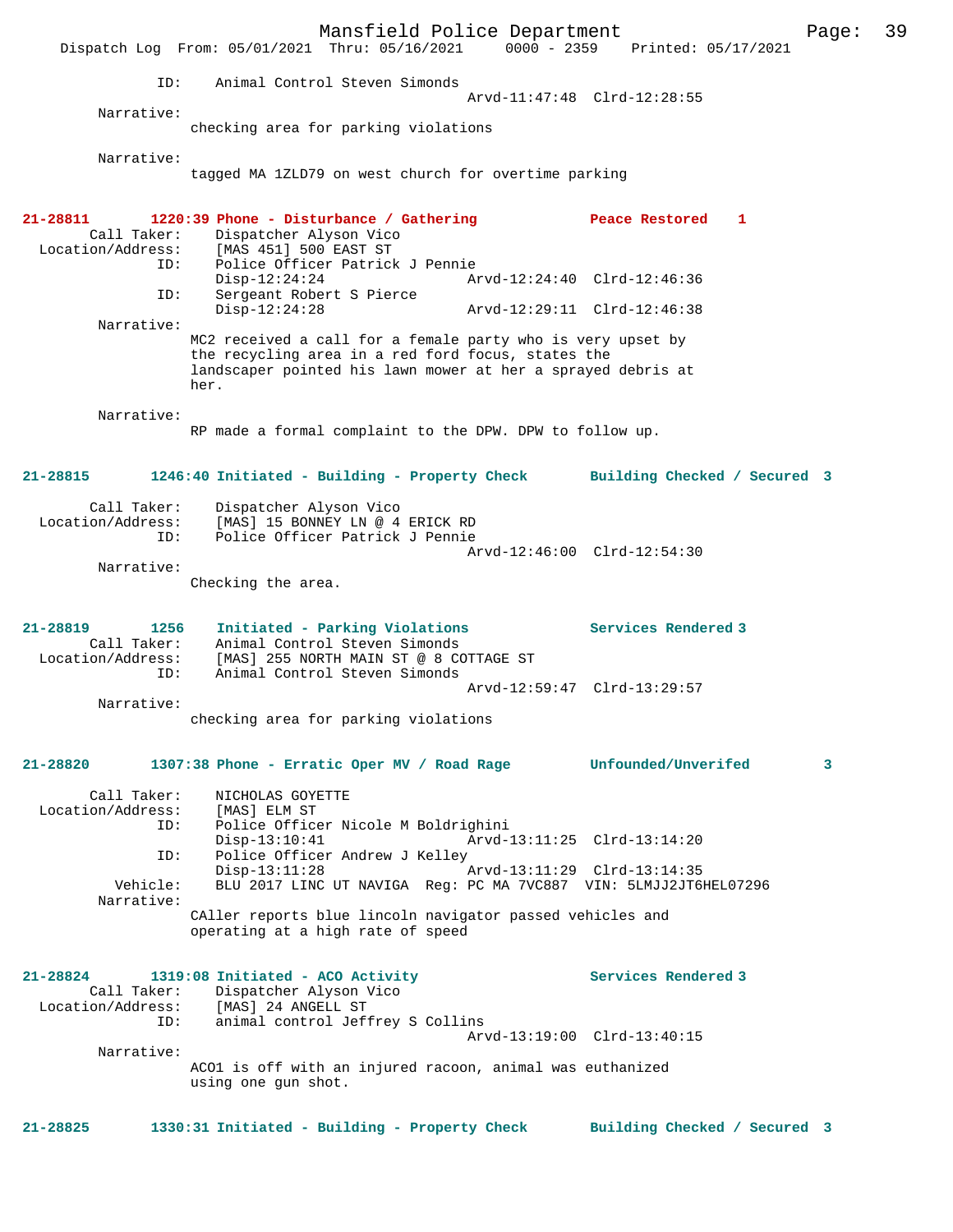```
            ID:    Animal Control Steven Simonds
                                            Arvd-11:47:48  Clrd-12:28:55
        Narrative:
                checking area for parking violations

        Narrative:
                tagged MA 1ZLD79 on west church for overtime parking
```

**21-28811 1220:39 Phone - Disturbance / Gathering — Peace Restored 1**

```
       Call Taker:    Dispatcher Alyson Vico
 Location/Address:    [MAS 451] 500 EAST ST
               ID:    Police Officer Patrick J Pennie
                      Disp-12:24:24           Arvd-12:24:40  Clrd-12:46:36
               ID:    Sergeant Robert S Pierce
                      Disp-12:24:28           Arvd-12:29:11  Clrd-12:46:38
        Narrative:
                MC2 received a call for a female party who is very upset by
                the recycling area in a red ford focus, states the
                landscaper pointed his lawn mower at her a sprayed debris at
                her.

        Narrative:
                RP made a formal complaint to the DPW. DPW to follow up.
```

**21-28815 1246:40 Initiated - Building - Property Check — Building Checked / Secured 3**

```
       Call Taker:    Dispatcher Alyson Vico
 Location/Address:    [MAS] 15 BONNEY LN @ 4 ERICK RD
               ID:    Police Officer Patrick J Pennie
                                              Arvd-12:46:00  Clrd-12:54:30
        Narrative:
                Checking the area.
```

**21-28819 1256 Initiated - Parking Violations — Services Rendered 3**

```
       Call Taker:    Animal Control Steven Simonds
 Location/Address:    [MAS] 255 NORTH MAIN ST @ 8 COTTAGE ST
               ID:    Animal Control Steven Simonds
                                              Arvd-12:59:47  Clrd-13:29:57
        Narrative:
                checking area for parking violations
```

**21-28820 1307:38 Phone - Erratic Oper MV / Road Rage — Unfounded/Unverifed 3**

```
       Call Taker:    NICHOLAS GOYETTE
 Location/Address:    [MAS] ELM ST
               ID:    Police Officer Nicole M Boldrighini
                      Disp-13:10:41           Arvd-13:11:25  Clrd-13:14:20
               ID:    Police Officer Andrew J Kelley
                      Disp-13:11:28           Arvd-13:11:29  Clrd-13:14:35
          Vehicle:    BLU 2017 LINC UT NAVIGA  Reg: PC MA 7VC887  VIN: 5LMJJ2JT6HEL07296
        Narrative:
                CAller reports blue lincoln navigator passed vehicles and
                operating at a high rate of speed
```

**21-28824 1319:08 Initiated - ACO Activity — Services Rendered 3**

```
       Call Taker:    Dispatcher Alyson Vico
 Location/Address:    [MAS] 24 ANGELL ST
               ID:    animal control Jeffrey S Collins
                                              Arvd-13:19:00  Clrd-13:40:15
        Narrative:
                ACO1 is off with an injured racoon, animal was euthanized
                using one gun shot.
```

**21-28825 1330:31 Initiated - Building - Property Check — Building Checked / Secured 3**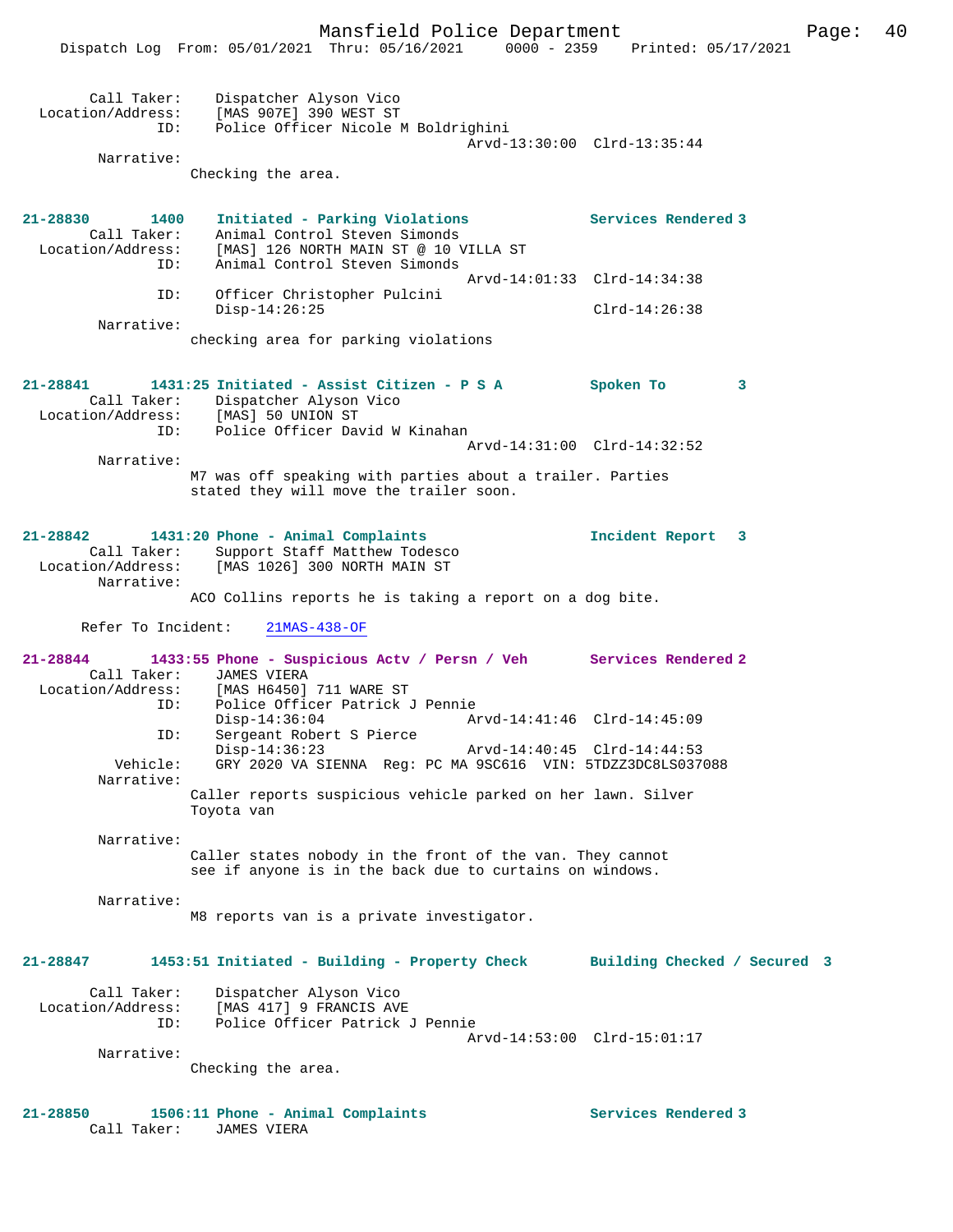Call Taker: Dispatcher Alyson Vico
Location/Address: [MAS 907E] 390 WEST ST
ID: Police Officer Nicole M Boldrighini
Arvd-13:30:00 Clrd-13:35:44
Narrative:
Checking the area.

**21-28830 1400 Initiated - Parking Violations Services Rendered 3**
Call Taker: Animal Control Steven Simonds
Location/Address: [MAS] 126 NORTH MAIN ST @ 10 VILLA ST
ID: Animal Control Steven Simonds
Arvd-14:01:33 Clrd-14:34:38
ID: Officer Christopher Pulcini
Disp-14:26:25 Clrd-14:26:38
Narrative:
checking area for parking violations

**21-28841 1431:25 Initiated - Assist Citizen - P S A Spoken To 3**
Call Taker: Dispatcher Alyson Vico
Location/Address: [MAS] 50 UNION ST
ID: Police Officer David W Kinahan
Arvd-14:31:00 Clrd-14:32:52
Narrative:
M7 was off speaking with parties about a trailer. Parties stated they will move the trailer soon.

**21-28842 1431:20 Phone - Animal Complaints Incident Report 3**
Call Taker: Support Staff Matthew Todesco
Location/Address: [MAS 1026] 300 NORTH MAIN ST
Narrative:
ACO Collins reports he is taking a report on a dog bite.

Refer To Incident: 21MAS-438-OF

**21-28844 1433:55 Phone - Suspicious Actv / Persn / Veh Services Rendered 2**
Call Taker: JAMES VIERA
Location/Address: [MAS H6450] 711 WARE ST
ID: Police Officer Patrick J Pennie
Disp-14:36:04 Arvd-14:41:46 Clrd-14:45:09
ID: Sergeant Robert S Pierce
Disp-14:36:23 Arvd-14:40:45 Clrd-14:44:53
Vehicle: GRY 2020 VA SIENNA Reg: PC MA 9SC616 VIN: 5TDZZ3DC8LS037088
Narrative:
Caller reports suspicious vehicle parked on her lawn. Silver Toyota van

Narrative:
Caller states nobody in the front of the van. They cannot see if anyone is in the back due to curtains on windows.

Narrative:
M8 reports van is a private investigator.

**21-28847 1453:51 Initiated - Building - Property Check Building Checked / Secured 3**
Call Taker: Dispatcher Alyson Vico
Location/Address: [MAS 417] 9 FRANCIS AVE
ID: Police Officer Patrick J Pennie
Arvd-14:53:00 Clrd-15:01:17
Narrative:
Checking the area.

**21-28850 1506:11 Phone - Animal Complaints Services Rendered 3**
Call Taker: JAMES VIERA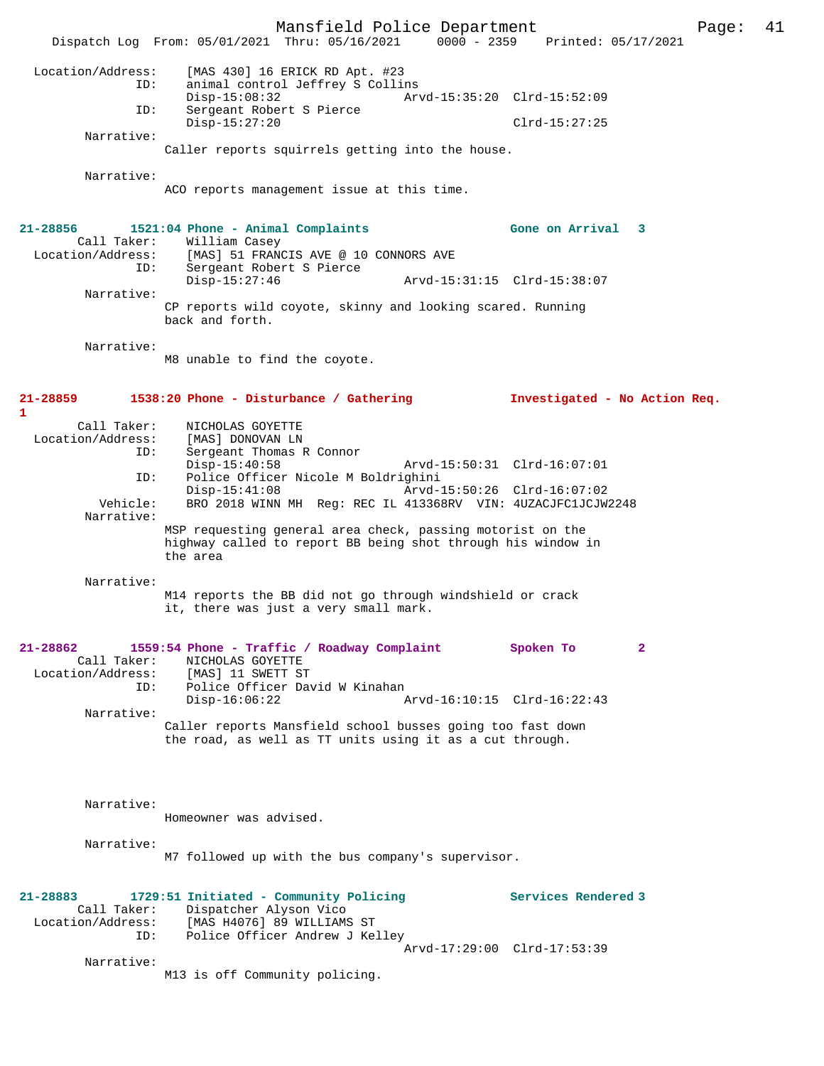```
Location/Address:    [MAS 430] 16 ERICK RD Apt. #23
              ID:    animal control Jeffrey S Collins
                     Disp-15:08:32                 Arvd-15:35:20  Clrd-15:52:09
              ID:    Sergeant Robert S Pierce
                     Disp-15:27:20                                Clrd-15:27:25
       Narrative:
                     Caller reports squirrels getting into the house.

       Narrative:
                     ACO reports management issue at this time.
```

**21-28856 1521:04 Phone - Animal Complaints — Gone on Arrival 3**

```
      Call Taker:    William Casey
Location/Address:    [MAS] 51 FRANCIS AVE @ 10 CONNORS AVE
              ID:    Sergeant Robert S Pierce
                     Disp-15:27:46                 Arvd-15:31:15  Clrd-15:38:07
       Narrative:
                     CP reports wild coyote, skinny and looking scared. Running
                     back and forth.

       Narrative:
                     M8 unable to find the coyote.
```

**21-28859 1538:20 Phone - Disturbance / Gathering — Investigated - No Action Req. 1**

```
      Call Taker:    NICHOLAS GOYETTE
Location/Address:    [MAS] DONOVAN LN
              ID:    Sergeant Thomas R Connor
                     Disp-15:40:58                 Arvd-15:50:31  Clrd-16:07:01
              ID:    Police Officer Nicole M Boldrighini
                     Disp-15:41:08                 Arvd-15:50:26  Clrd-16:07:02
         Vehicle:    BRO 2018 WINN MH  Reg: REC IL 413368RV  VIN: 4UZACJFC1JCJW2248
       Narrative:
                     MSP requesting general area check, passing motorist on the
                     highway called to report BB being shot through his window in
                     the area

       Narrative:
                     M14 reports the BB did not go through windshield or crack
                     it, there was just a very small mark.
```

**21-28862 1559:54 Phone - Traffic / Roadway Complaint — Spoken To 2**

```
      Call Taker:    NICHOLAS GOYETTE
Location/Address:    [MAS] 11 SWETT ST
              ID:    Police Officer David W Kinahan
                     Disp-16:06:22                 Arvd-16:10:15  Clrd-16:22:43
       Narrative:
                     Caller reports Mansfield school busses going too fast down
                     the road, as well as TT units using it as a cut through.

       Narrative:
                     Homeowner was advised.

       Narrative:
                     M7 followed up with the bus company's supervisor.
```

**21-28883 1729:51 Initiated - Community Policing — Services Rendered 3**

```
      Call Taker:    Dispatcher Alyson Vico
Location/Address:    [MAS H4076] 89 WILLIAMS ST
              ID:    Police Officer Andrew J Kelley
                                                   Arvd-17:29:00  Clrd-17:53:39
       Narrative:
                     M13 is off Community policing.
```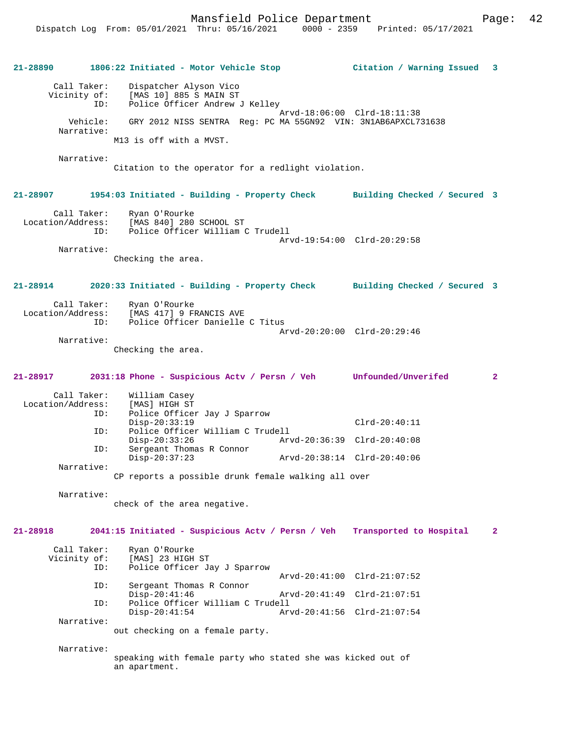**21-28890 1806:22 Initiated - Motor Vehicle Stop — Citation / Warning Issued 3**

```
Call Taker:    Dispatcher Alyson Vico
Vicinity of:   [MAS 10] 885 S MAIN ST
ID:            Police Officer Andrew J Kelley
                                        Arvd-18:06:00  Clrd-18:11:38
Vehicle:       GRY 2012 NISS SENTRA  Reg: PC MA 55GN92  VIN: 3N1AB6APXCL731638
Narrative:
               M13 is off with a MVST.

Narrative:
               Citation to the operator for a redlight violation.
```

**21-28907 1954:03 Initiated - Building - Property Check — Building Checked / Secured 3**

```
Call Taker:        Ryan O'Rourke
Location/Address:  [MAS 840] 280 SCHOOL ST
ID:                Police Officer William C Trudell
                                        Arvd-19:54:00  Clrd-20:29:58
Narrative:
                   Checking the area.
```

**21-28914 2020:33 Initiated - Building - Property Check — Building Checked / Secured 3**

```
Call Taker:        Ryan O'Rourke
Location/Address:  [MAS 417] 9 FRANCIS AVE
ID:                Police Officer Danielle C Titus
                                        Arvd-20:20:00  Clrd-20:29:46
Narrative:
                   Checking the area.
```

**21-28917 2031:18 Phone - Suspicious Actv / Persn / Veh — Unfounded/Unverifed 2**

```
Call Taker:        William Casey
Location/Address:  [MAS] HIGH ST
ID:                Police Officer Jay J Sparrow
                   Disp-20:33:19                         Clrd-20:40:11
ID:                Police Officer William C Trudell
                   Disp-20:33:26        Arvd-20:36:39    Clrd-20:40:08
ID:                Sergeant Thomas R Connor
                   Disp-20:37:23        Arvd-20:38:14    Clrd-20:40:06
Narrative:
                   CP reports a possible drunk female walking all over

Narrative:
                   check of the area negative.
```

**21-28918 2041:15 Initiated - Suspicious Actv / Persn / Veh — Transported to Hospital 2**

```
Call Taker:        Ryan O'Rourke
Vicinity of:       [MAS] 23 HIGH ST
ID:                Police Officer Jay J Sparrow
                                        Arvd-20:41:00    Clrd-21:07:52
ID:                Sergeant Thomas R Connor
                   Disp-20:41:46        Arvd-20:41:49    Clrd-21:07:51
ID:                Police Officer William C Trudell
                   Disp-20:41:54        Arvd-20:41:56    Clrd-21:07:54
Narrative:
                   out checking on a female party.

Narrative:
                   speaking with female party who stated she was kicked out of
                   an apartment.
```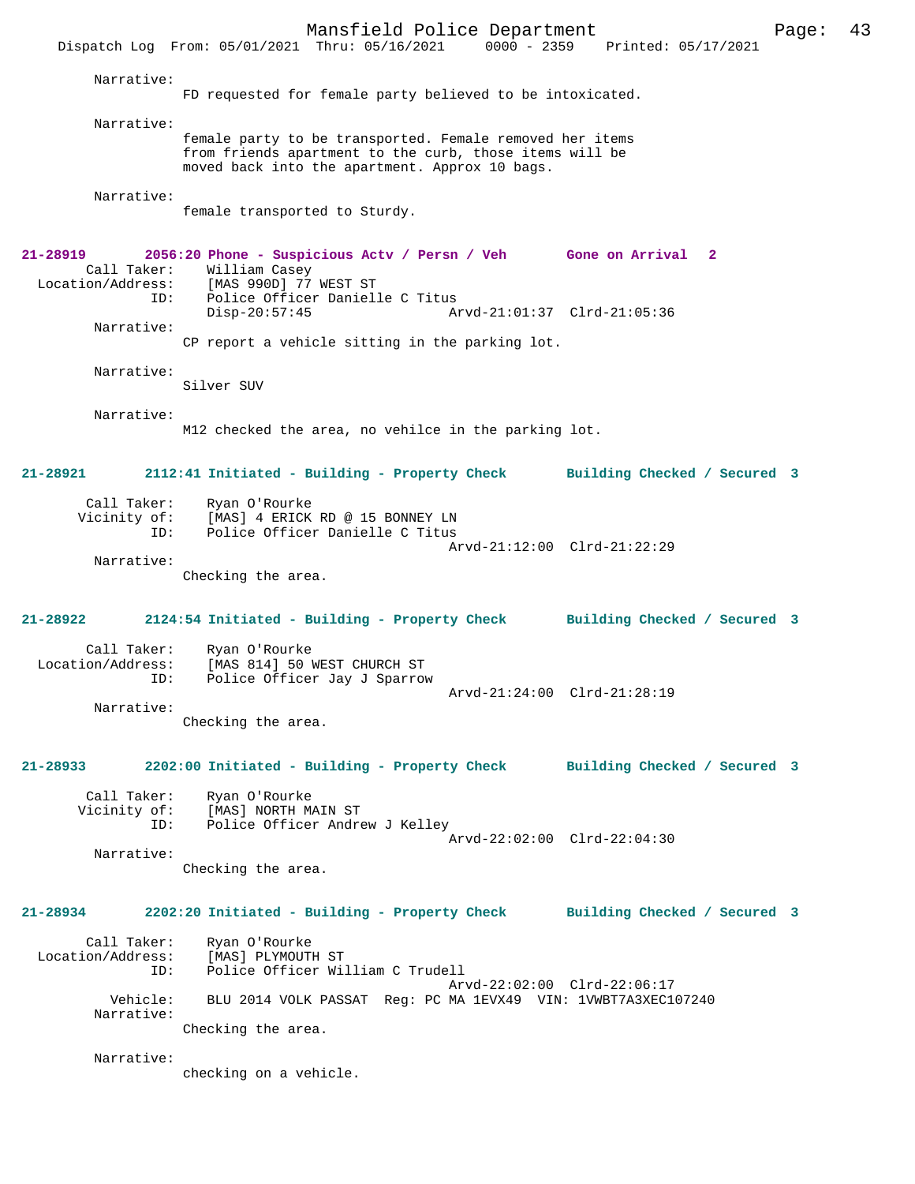Narrative:
FD requested for female party believed to be intoxicated.

Narrative:
female party to be transported. Female removed her items from friends apartment to the curb, those items will be moved back into the apartment. Approx 10 bags.

Narrative:
female transported to Sturdy.

**21-28919 2056:20 Phone - Suspicious Actv / Persn / Veh Gone on Arrival 2**

Call Taker: William Casey
Location/Address: [MAS 990D] 77 WEST ST
ID: Police Officer Danielle C Titus
Disp-20:57:45 Arvd-21:01:37 Clrd-21:05:36

Narrative:
CP report a vehicle sitting in the parking lot.

Narrative:
Silver SUV

Narrative:
M12 checked the area, no vehilce in the parking lot.

**21-28921 2112:41 Initiated - Building - Property Check Building Checked / Secured 3**

Call Taker: Ryan O'Rourke
Vicinity of: [MAS] 4 ERICK RD @ 15 BONNEY LN
ID: Police Officer Danielle C Titus
Arvd-21:12:00 Clrd-21:22:29

Narrative:
Checking the area.

**21-28922 2124:54 Initiated - Building - Property Check Building Checked / Secured 3**

Call Taker: Ryan O'Rourke
Location/Address: [MAS 814] 50 WEST CHURCH ST
ID: Police Officer Jay J Sparrow
Arvd-21:24:00 Clrd-21:28:19

Narrative:
Checking the area.

**21-28933 2202:00 Initiated - Building - Property Check Building Checked / Secured 3**

Call Taker: Ryan O'Rourke
Vicinity of: [MAS] NORTH MAIN ST
ID: Police Officer Andrew J Kelley
Arvd-22:02:00 Clrd-22:04:30

Narrative:
Checking the area.

**21-28934 2202:20 Initiated - Building - Property Check Building Checked / Secured 3**

Call Taker: Ryan O'Rourke
Location/Address: [MAS] PLYMOUTH ST
ID: Police Officer William C Trudell
Arvd-22:02:00 Clrd-22:06:17
Vehicle: BLU 2014 VOLK PASSAT Reg: PC MA 1EVX49 VIN: 1VWBT7A3XEC107240

Narrative:
Checking the area.

Narrative:
checking on a vehicle.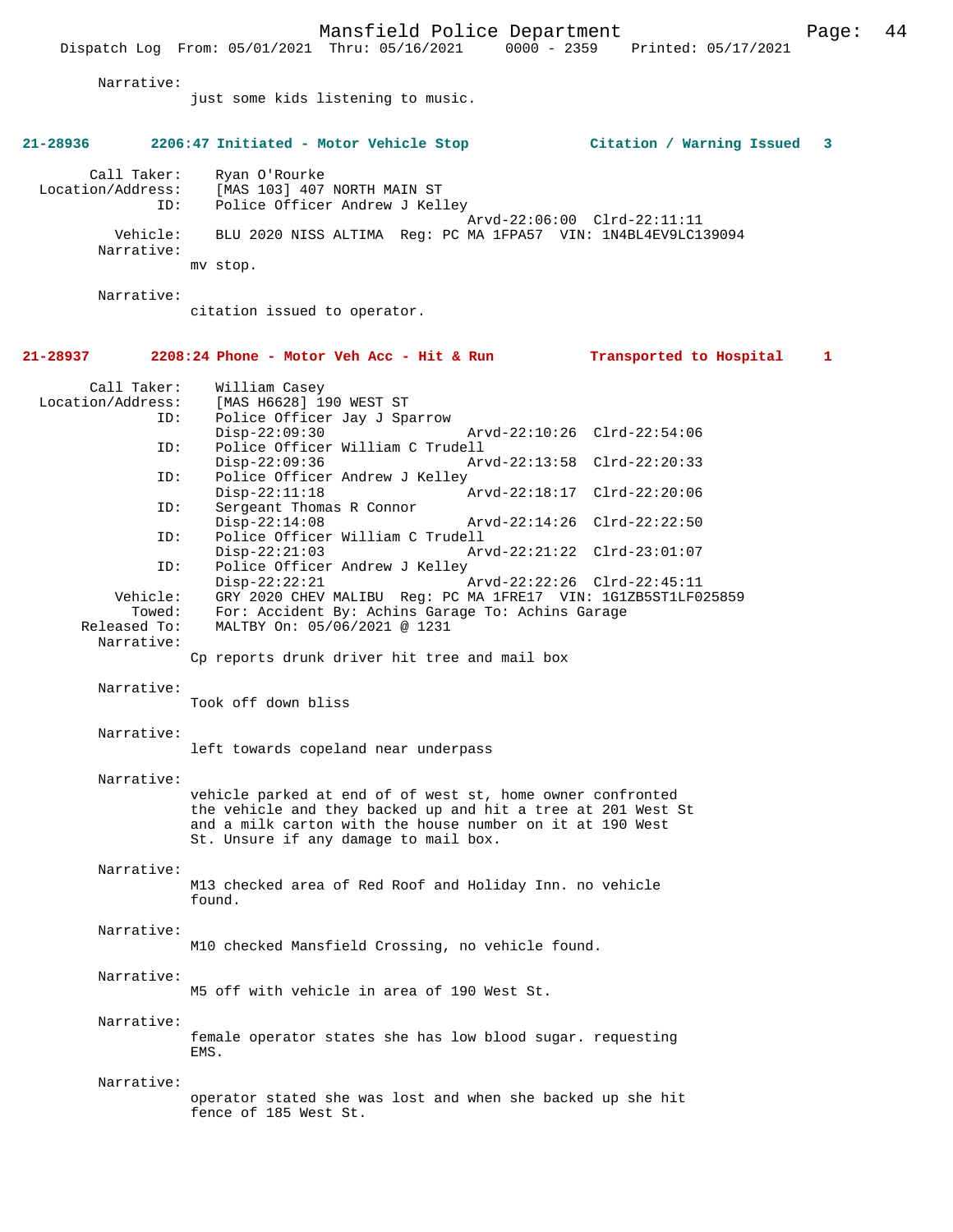Narrative:
just some kids listening to music.

**21-28936 2206:47 Initiated - Motor Vehicle Stop Citation / Warning Issued 3**

Call Taker: Ryan O'Rourke
Location/Address: [MAS 103] 407 NORTH MAIN ST
ID: Police Officer Andrew J Kelley
Arvd-22:06:00 Clrd-22:11:11
Vehicle: BLU 2020 NISS ALTIMA Reg: PC MA 1FPA57 VIN: 1N4BL4EV9LC139094
Narrative:
mv stop.

Narrative:
citation issued to operator.

**21-28937 2208:24 Phone - Motor Veh Acc - Hit & Run Transported to Hospital 1**

Call Taker: William Casey
Location/Address: [MAS H6628] 190 WEST ST
ID: Police Officer Jay J Sparrow
Disp-22:09:30 Arvd-22:10:26 Clrd-22:54:06
ID: Police Officer William C Trudell
Disp-22:09:36 Arvd-22:13:58 Clrd-22:20:33
ID: Police Officer Andrew J Kelley
Disp-22:11:18 Arvd-22:18:17 Clrd-22:20:06
ID: Sergeant Thomas R Connor
Disp-22:14:08 Arvd-22:14:26 Clrd-22:22:50
ID: Police Officer William C Trudell
Disp-22:21:03 Arvd-22:21:22 Clrd-23:01:07
ID: Police Officer Andrew J Kelley
Disp-22:22:21 Arvd-22:22:26 Clrd-22:45:11
Vehicle: GRY 2020 CHEV MALIBU Reg: PC MA 1FRE17 VIN: 1G1ZB5ST1LF025859
Towed: For: Accident By: Achins Garage To: Achins Garage
Released To: MALTBY On: 05/06/2021 @ 1231
Narrative:
Cp reports drunk driver hit tree and mail box

Narrative:
Took off down bliss

Narrative:
left towards copeland near underpass

Narrative:
vehicle parked at end of of west st, home owner confronted the vehicle and they backed up and hit a tree at 201 West St and a milk carton with the house number on it at 190 West St. Unsure if any damage to mail box.

Narrative:
M13 checked area of Red Roof and Holiday Inn. no vehicle found.

Narrative:
M10 checked Mansfield Crossing, no vehicle found.

Narrative:
M5 off with vehicle in area of 190 West St.

Narrative:
female operator states she has low blood sugar. requesting EMS.

Narrative:
operator stated she was lost and when she backed up she hit fence of 185 West St.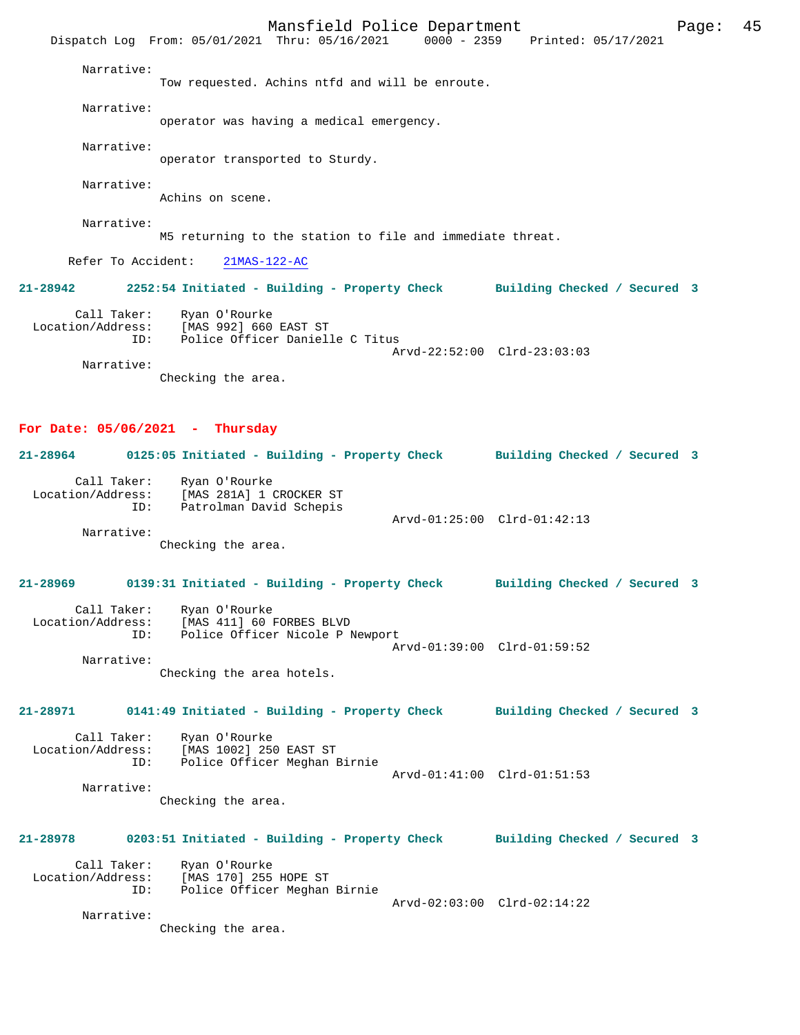Narrative:
Tow requested. Achins ntfd and will be enroute.

Narrative:
operator was having a medical emergency.

Narrative:
operator transported to Sturdy.

Narrative:
Achins on scene.

Narrative:
M5 returning to the station to file and immediate threat.

Refer To Accident: 21MAS-122-AC

**21-28942 2252:54 Initiated - Building - Property Check Building Checked / Secured 3**

Call Taker: Ryan O'Rourke
Location/Address: [MAS 992] 660 EAST ST
ID: Police Officer Danielle C Titus
Arvd-22:52:00 Clrd-23:03:03
Narrative:
Checking the area.

## For Date: 05/06/2021 - Thursday

**21-28964 0125:05 Initiated - Building - Property Check Building Checked / Secured 3**

Call Taker: Ryan O'Rourke
Location/Address: [MAS 281A] 1 CROCKER ST
ID: Patrolman David Schepis
Arvd-01:25:00 Clrd-01:42:13
Narrative:
Checking the area.

**21-28969 0139:31 Initiated - Building - Property Check Building Checked / Secured 3**

Call Taker: Ryan O'Rourke
Location/Address: [MAS 411] 60 FORBES BLVD
ID: Police Officer Nicole P Newport
Arvd-01:39:00 Clrd-01:59:52
Narrative:
Checking the area hotels.

**21-28971 0141:49 Initiated - Building - Property Check Building Checked / Secured 3**

Call Taker: Ryan O'Rourke
Location/Address: [MAS 1002] 250 EAST ST
ID: Police Officer Meghan Birnie
Arvd-01:41:00 Clrd-01:51:53
Narrative:
Checking the area.

**21-28978 0203:51 Initiated - Building - Property Check Building Checked / Secured 3**

Call Taker: Ryan O'Rourke
Location/Address: [MAS 170] 255 HOPE ST
ID: Police Officer Meghan Birnie
Arvd-02:03:00 Clrd-02:14:22
Narrative:
Checking the area.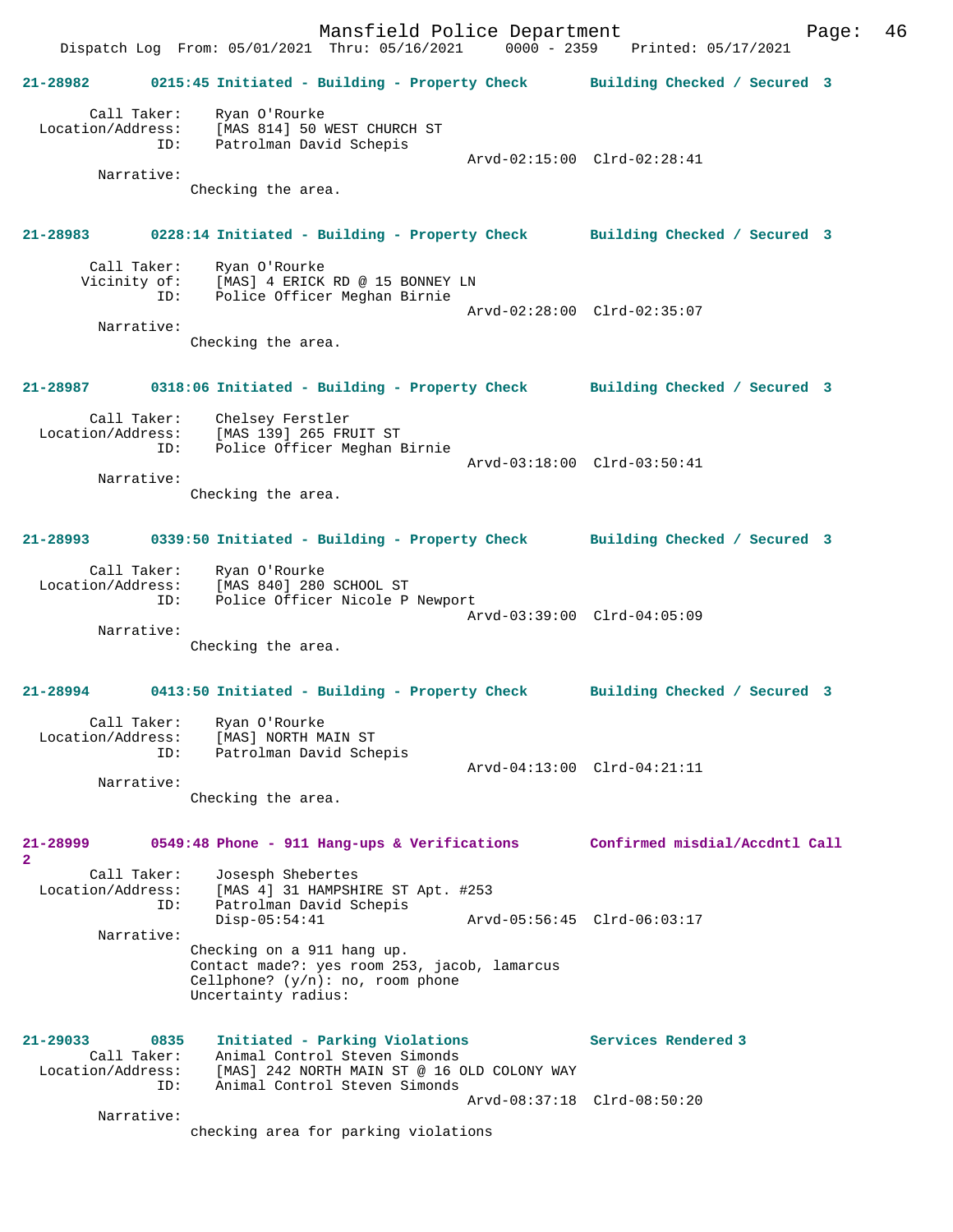**21-28982 0215:45 Initiated - Building - Property Check Building Checked / Secured 3**

Call Taker: Ryan O'Rourke
Location/Address: [MAS 814] 50 WEST CHURCH ST
ID: Patrolman David Schepis
Arvd-02:15:00 Clrd-02:28:41
Narrative:
Checking the area.

**21-28983 0228:14 Initiated - Building - Property Check Building Checked / Secured 3**

Call Taker: Ryan O'Rourke
Vicinity of: [MAS] 4 ERICK RD @ 15 BONNEY LN
ID: Police Officer Meghan Birnie
Arvd-02:28:00 Clrd-02:35:07
Narrative:
Checking the area.

**21-28987 0318:06 Initiated - Building - Property Check Building Checked / Secured 3**

Call Taker: Chelsey Ferstler
Location/Address: [MAS 139] 265 FRUIT ST
ID: Police Officer Meghan Birnie
Arvd-03:18:00 Clrd-03:50:41
Narrative:
Checking the area.

**21-28993 0339:50 Initiated - Building - Property Check Building Checked / Secured 3**

Call Taker: Ryan O'Rourke
Location/Address: [MAS 840] 280 SCHOOL ST
ID: Police Officer Nicole P Newport
Arvd-03:39:00 Clrd-04:05:09
Narrative:
Checking the area.

**21-28994 0413:50 Initiated - Building - Property Check Building Checked / Secured 3**

Call Taker: Ryan O'Rourke
Location/Address: [MAS] NORTH MAIN ST
ID: Patrolman David Schepis
Arvd-04:13:00 Clrd-04:21:11
Narrative:
Checking the area.

**21-28999 0549:48 Phone - 911 Hang-ups & Verifications Confirmed misdial/Accdntl Call 2**

Call Taker: Josesph Shebertes
Location/Address: [MAS 4] 31 HAMPSHIRE ST Apt. #253
ID: Patrolman David Schepis
Disp-05:54:41 Arvd-05:56:45 Clrd-06:03:17
Narrative:
Checking on a 911 hang up.
Contact made?: yes room 253, jacob, lamarcus
Cellphone? (y/n): no, room phone
Uncertainty radius:

**21-29033 0835 Initiated - Parking Violations Services Rendered 3**

Call Taker: Animal Control Steven Simonds
Location/Address: [MAS] 242 NORTH MAIN ST @ 16 OLD COLONY WAY
ID: Animal Control Steven Simonds
Arvd-08:37:18 Clrd-08:50:20
Narrative:
checking area for parking violations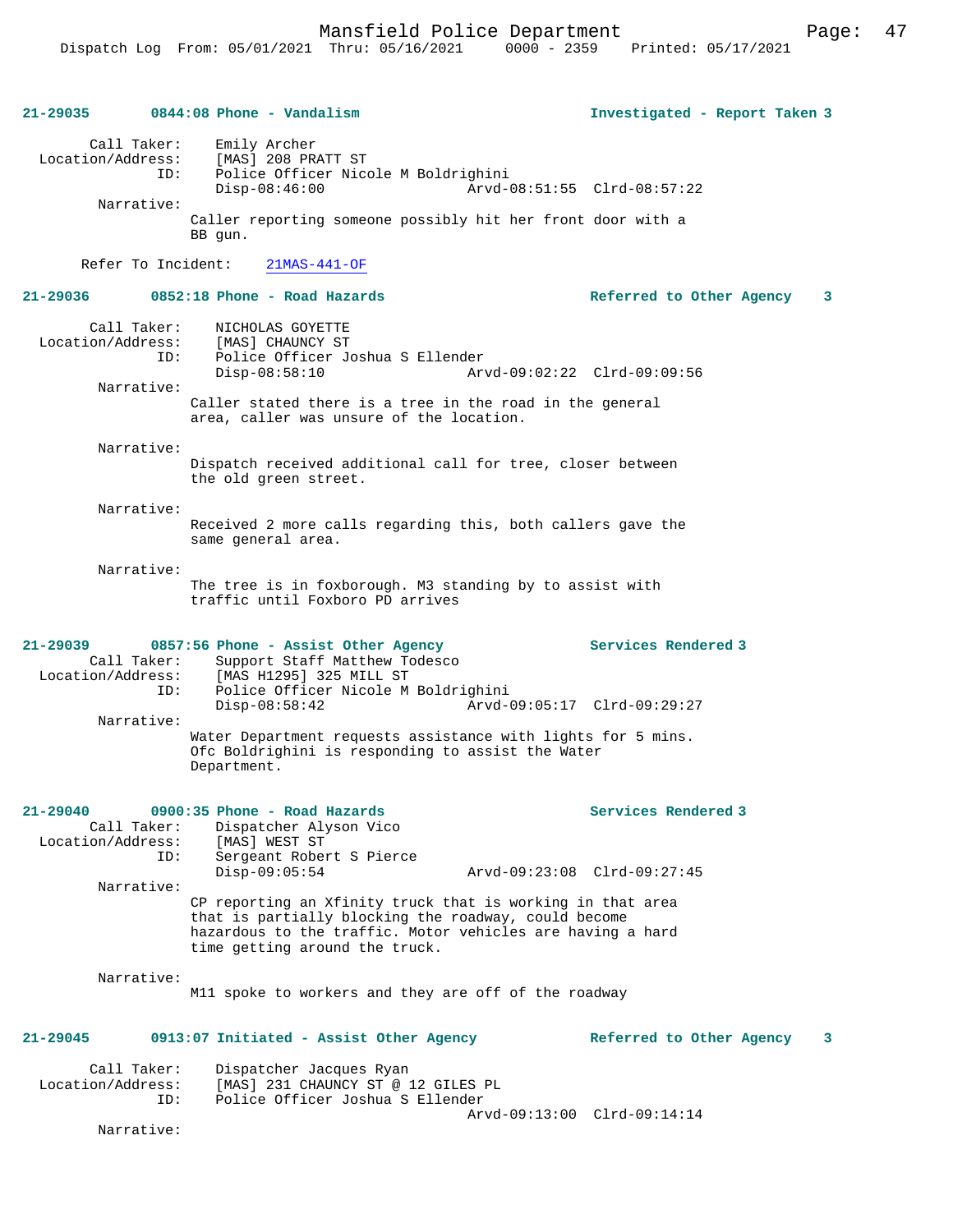**21-29035** **0844:08 Phone - Vandalism** **Investigated - Report Taken 3**

Call Taker: Emily Archer
Location/Address: [MAS] 208 PRATT ST
ID: Police Officer Nicole M Boldrighini
Disp-08:46:00 Arvd-08:51:55 Clrd-08:57:22

Narrative:
Caller reporting someone possibly hit her front door with a BB gun.

Refer To Incident: 21MAS-441-OF

**21-29036** **0852:18 Phone - Road Hazards** **Referred to Other Agency 3**

Call Taker: NICHOLAS GOYETTE
Location/Address: [MAS] CHAUNCY ST
ID: Police Officer Joshua S Ellender
Disp-08:58:10 Arvd-09:02:22 Clrd-09:09:56

Narrative:
Caller stated there is a tree in the road in the general area, caller was unsure of the location.

Narrative:
Dispatch received additional call for tree, closer between the old green street.

Narrative:
Received 2 more calls regarding this, both callers gave the same general area.

Narrative:
The tree is in foxborough. M3 standing by to assist with traffic until Foxboro PD arrives

**21-29039** **0857:56 Phone - Assist Other Agency** **Services Rendered 3**

Call Taker: Support Staff Matthew Todesco
Location/Address: [MAS H1295] 325 MILL ST
ID: Police Officer Nicole M Boldrighini
Disp-08:58:42 Arvd-09:05:17 Clrd-09:29:27

Narrative:
Water Department requests assistance with lights for 5 mins. Ofc Boldrighini is responding to assist the Water Department.

**21-29040** **0900:35 Phone - Road Hazards** **Services Rendered 3**

Call Taker: Dispatcher Alyson Vico
Location/Address: [MAS] WEST ST
ID: Sergeant Robert S Pierce
Disp-09:05:54 Arvd-09:23:08 Clrd-09:27:45

Narrative:
CP reporting an Xfinity truck that is working in that area that is partially blocking the roadway, could become hazardous to the traffic. Motor vehicles are having a hard time getting around the truck.

Narrative:
M11 spoke to workers and they are off of the roadway

**21-29045** **0913:07 Initiated - Assist Other Agency** **Referred to Other Agency 3**

Call Taker: Dispatcher Jacques Ryan
Location/Address: [MAS] 231 CHAUNCY ST @ 12 GILES PL
ID: Police Officer Joshua S Ellender
Arvd-09:13:00 Clrd-09:14:14

Narrative: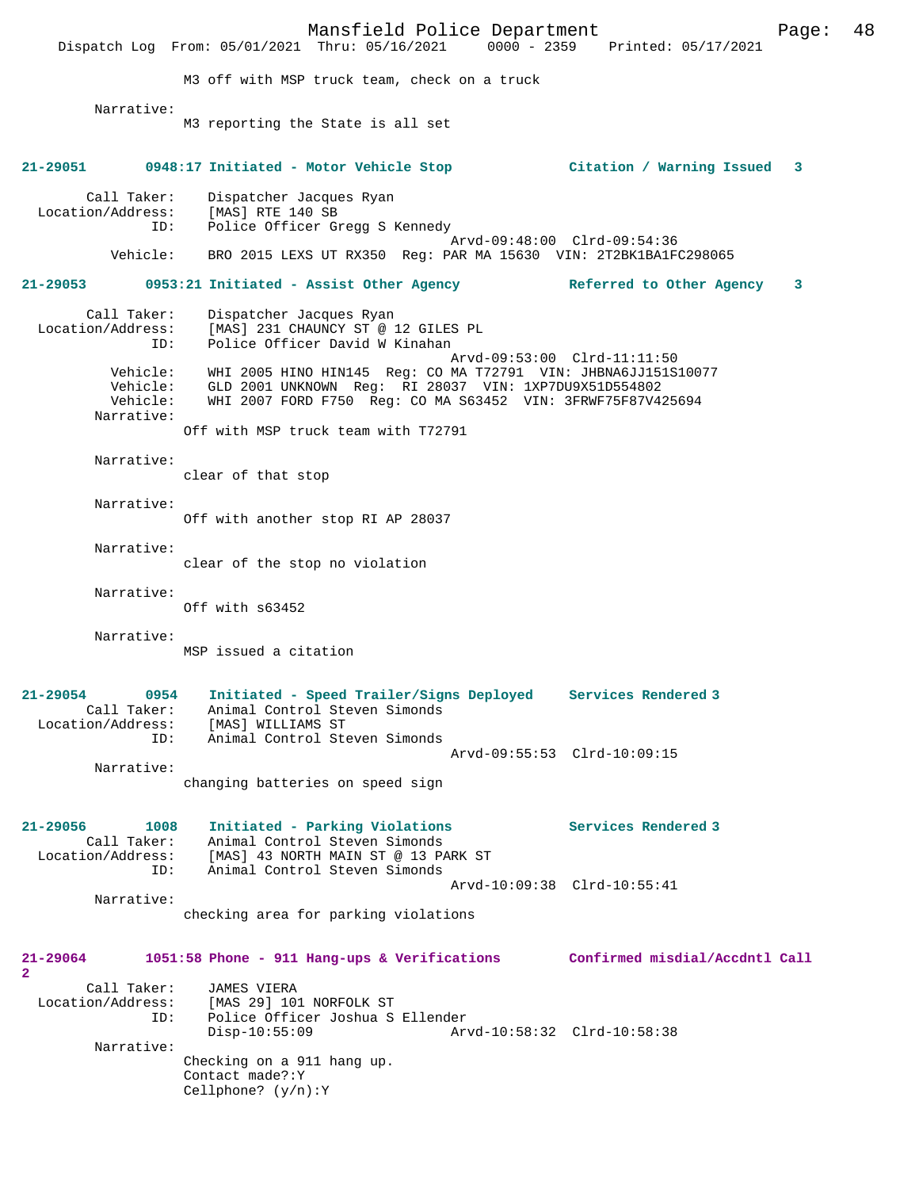M3 off with MSP truck team, check on a truck

Narrative:
M3 reporting the State is all set

**21-29051 0948:17 Initiated - Motor Vehicle Stop — Citation / Warning Issued 3**

Call Taker: Dispatcher Jacques Ryan
Location/Address: [MAS] RTE 140 SB
ID: Police Officer Gregg S Kennedy
Arvd-09:48:00 Clrd-09:54:36
Vehicle: BRO 2015 LEXS UT RX350 Reg: PAR MA 15630 VIN: 2T2BK1BA1FC298065

**21-29053 0953:21 Initiated - Assist Other Agency — Referred to Other Agency 3**

Call Taker: Dispatcher Jacques Ryan
Location/Address: [MAS] 231 CHAUNCY ST @ 12 GILES PL
ID: Police Officer David W Kinahan
Arvd-09:53:00 Clrd-11:11:50
Vehicle: WHI 2005 HINO HIN145 Reg: CO MA T72791 VIN: JHBNA6JJ151S10077
Vehicle: GLD 2001 UNKNOWN Reg: RI 28037 VIN: 1XP7DU9X51D554802
Vehicle: WHI 2007 FORD F750 Reg: CO MA S63452 VIN: 3FRWF75F87V425694
Narrative:
Off with MSP truck team with T72791

Narrative:
clear of that stop

Narrative:
Off with another stop RI AP 28037

Narrative:
clear of the stop no violation

Narrative:
Off with s63452

Narrative:
MSP issued a citation

**21-29054 0954 Initiated - Speed Trailer/Signs Deployed — Services Rendered 3**

Call Taker: Animal Control Steven Simonds
Location/Address: [MAS] WILLIAMS ST
ID: Animal Control Steven Simonds
Arvd-09:55:53 Clrd-10:09:15
Narrative:
changing batteries on speed sign

**21-29056 1008 Initiated - Parking Violations — Services Rendered 3**

Call Taker: Animal Control Steven Simonds
Location/Address: [MAS] 43 NORTH MAIN ST @ 13 PARK ST
ID: Animal Control Steven Simonds
Arvd-10:09:38 Clrd-10:55:41
Narrative:
checking area for parking violations

**21-29064 1051:58 Phone - 911 Hang-ups & Verifications — Confirmed misdial/Accdntl Call 2**

Call Taker: JAMES VIERA
Location/Address: [MAS 29] 101 NORFOLK ST
ID: Police Officer Joshua S Ellender
Disp-10:55:09 Arvd-10:58:32 Clrd-10:58:38
Narrative:
Checking on a 911 hang up.
Contact made?:Y
Cellphone? (y/n):Y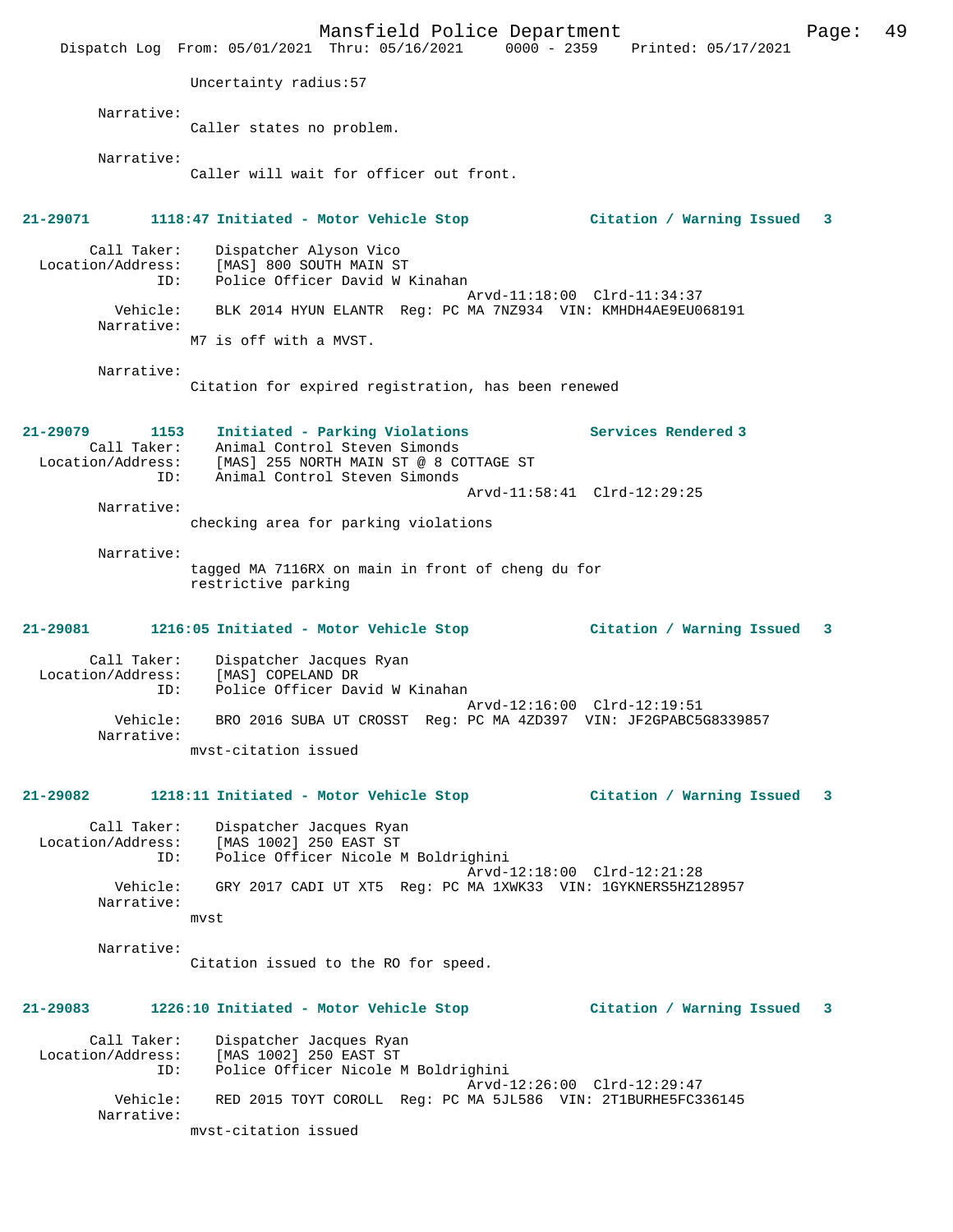Uncertainty radius:57

Narrative:
Caller states no problem.

Narrative:
Caller will wait for officer out front.

**21-29071 1118:47 Initiated - Motor Vehicle Stop Citation / Warning Issued 3**

Call Taker: Dispatcher Alyson Vico
Location/Address: [MAS] 800 SOUTH MAIN ST
ID: Police Officer David W Kinahan
Arvd-11:18:00 Clrd-11:34:37
Vehicle: BLK 2014 HYUN ELANTR Reg: PC MA 7NZ934 VIN: KMHDH4AE9EU068191
Narrative:
M7 is off with a MVST.

Narrative:
Citation for expired registration, has been renewed

**21-29079 1153 Initiated - Parking Violations Services Rendered 3**

Call Taker: Animal Control Steven Simonds
Location/Address: [MAS] 255 NORTH MAIN ST @ 8 COTTAGE ST
ID: Animal Control Steven Simonds
Arvd-11:58:41 Clrd-12:29:25
Narrative:
checking area for parking violations

Narrative:
tagged MA 7116RX on main in front of cheng du for restrictive parking

**21-29081 1216:05 Initiated - Motor Vehicle Stop Citation / Warning Issued 3**

Call Taker: Dispatcher Jacques Ryan
Location/Address: [MAS] COPELAND DR
ID: Police Officer David W Kinahan
Arvd-12:16:00 Clrd-12:19:51
Vehicle: BRO 2016 SUBA UT CROSST Reg: PC MA 4ZD397 VIN: JF2GPABC5G8339857
Narrative:
mvst-citation issued

**21-29082 1218:11 Initiated - Motor Vehicle Stop Citation / Warning Issued 3**

Call Taker: Dispatcher Jacques Ryan
Location/Address: [MAS 1002] 250 EAST ST
ID: Police Officer Nicole M Boldrighini
Arvd-12:18:00 Clrd-12:21:28
Vehicle: GRY 2017 CADI UT XT5 Reg: PC MA 1XWK33 VIN: 1GYKNERS5HZ128957
Narrative:
mvst

Narrative:
Citation issued to the RO for speed.

**21-29083 1226:10 Initiated - Motor Vehicle Stop Citation / Warning Issued 3**

Call Taker: Dispatcher Jacques Ryan
Location/Address: [MAS 1002] 250 EAST ST
ID: Police Officer Nicole M Boldrighini
Arvd-12:26:00 Clrd-12:29:47
Vehicle: RED 2015 TOYT COROLL Reg: PC MA 5JL586 VIN: 2T1BURHE5FC336145
Narrative:
mvst-citation issued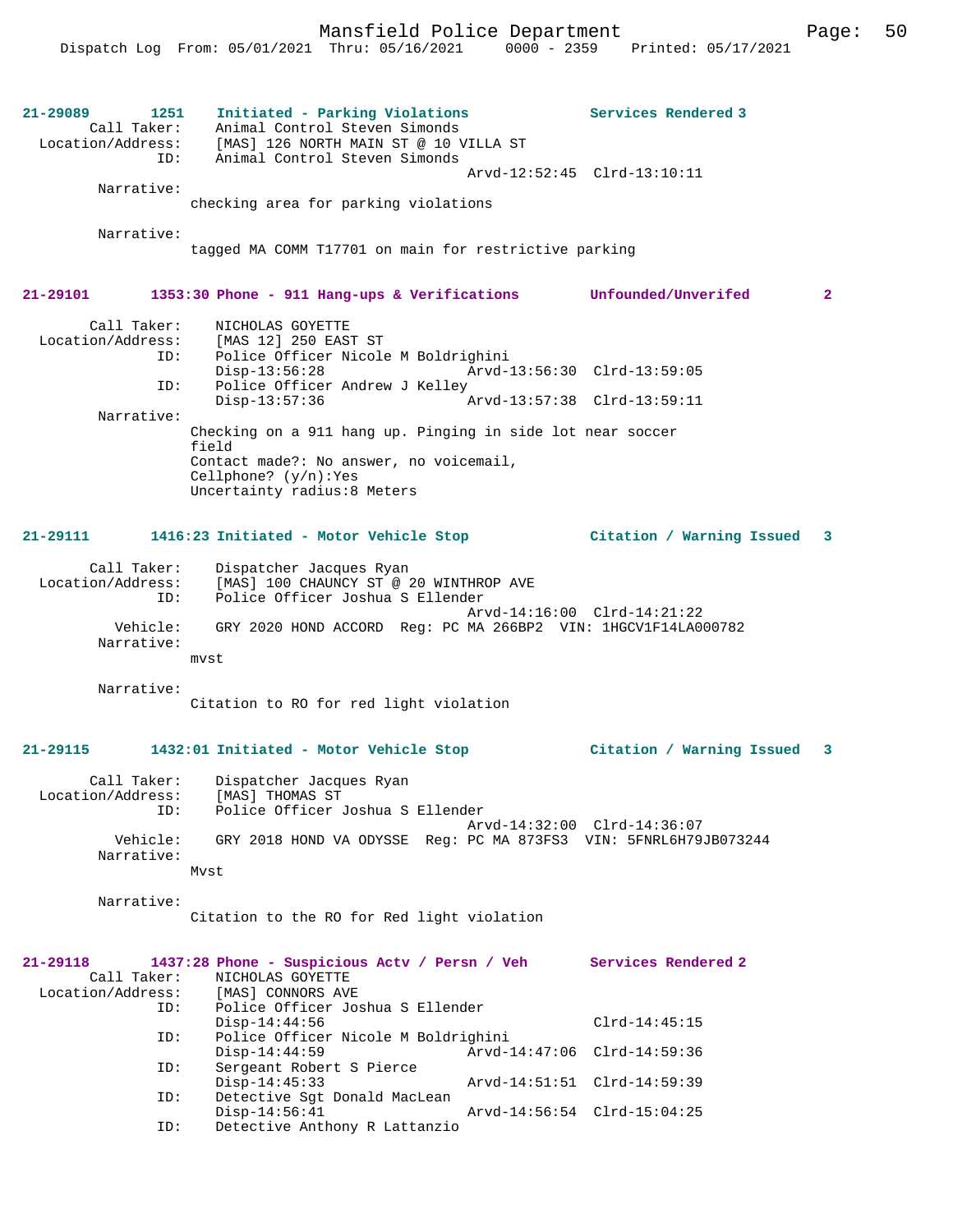**21-29089** 1251 **Initiated - Parking Violations** **Services Rendered 3**

Call Taker: Animal Control Steven Simonds
Location/Address: [MAS] 126 NORTH MAIN ST @ 10 VILLA ST
ID: Animal Control Steven Simonds
Arvd-12:52:45 Clrd-13:10:11

Narrative:
checking area for parking violations

Narrative:
tagged MA COMM T17701 on main for restrictive parking

**21-29101** 1353:30 **Phone - 911 Hang-ups & Verifications** **Unfounded/Unverifed 2**

Call Taker: NICHOLAS GOYETTE
Location/Address: [MAS 12] 250 EAST ST
ID: Police Officer Nicole M Boldrighini
Disp-13:56:28 Arvd-13:56:30 Clrd-13:59:05
ID: Police Officer Andrew J Kelley
Disp-13:57:36 Arvd-13:57:38 Clrd-13:59:11

Narrative:
Checking on a 911 hang up. Pinging in side lot near soccer field
Contact made?: No answer, no voicemail,
Cellphone? (y/n):Yes
Uncertainty radius:8 Meters

**21-29111** 1416:23 **Initiated - Motor Vehicle Stop** **Citation / Warning Issued 3**

Call Taker: Dispatcher Jacques Ryan
Location/Address: [MAS] 100 CHAUNCY ST @ 20 WINTHROP AVE
ID: Police Officer Joshua S Ellender
Arvd-14:16:00 Clrd-14:21:22
Vehicle: GRY 2020 HOND ACCORD Reg: PC MA 266BP2 VIN: 1HGCV1F14LA000782

Narrative:
mvst

Narrative:
Citation to RO for red light violation

**21-29115** 1432:01 **Initiated - Motor Vehicle Stop** **Citation / Warning Issued 3**

Call Taker: Dispatcher Jacques Ryan
Location/Address: [MAS] THOMAS ST
ID: Police Officer Joshua S Ellender
Arvd-14:32:00 Clrd-14:36:07
Vehicle: GRY 2018 HOND VA ODYSSE Reg: PC MA 873FS3 VIN: 5FNRL6H79JB073244

Narrative:
Mvst

Narrative:
Citation to the RO for Red light violation

**21-29118** 1437:28 **Phone - Suspicious Actv / Persn / Veh** **Services Rendered 2**

Call Taker: NICHOLAS GOYETTE
Location/Address: [MAS] CONNORS AVE
ID: Police Officer Joshua S Ellender
Disp-14:44:56 Clrd-14:45:15
ID: Police Officer Nicole M Boldrighini
Disp-14:44:59 Arvd-14:47:06 Clrd-14:59:36
ID: Sergeant Robert S Pierce
Disp-14:45:33 Arvd-14:51:51 Clrd-14:59:39
ID: Detective Sgt Donald MacLean
Disp-14:56:41 Arvd-14:56:54 Clrd-15:04:25
ID: Detective Anthony R Lattanzio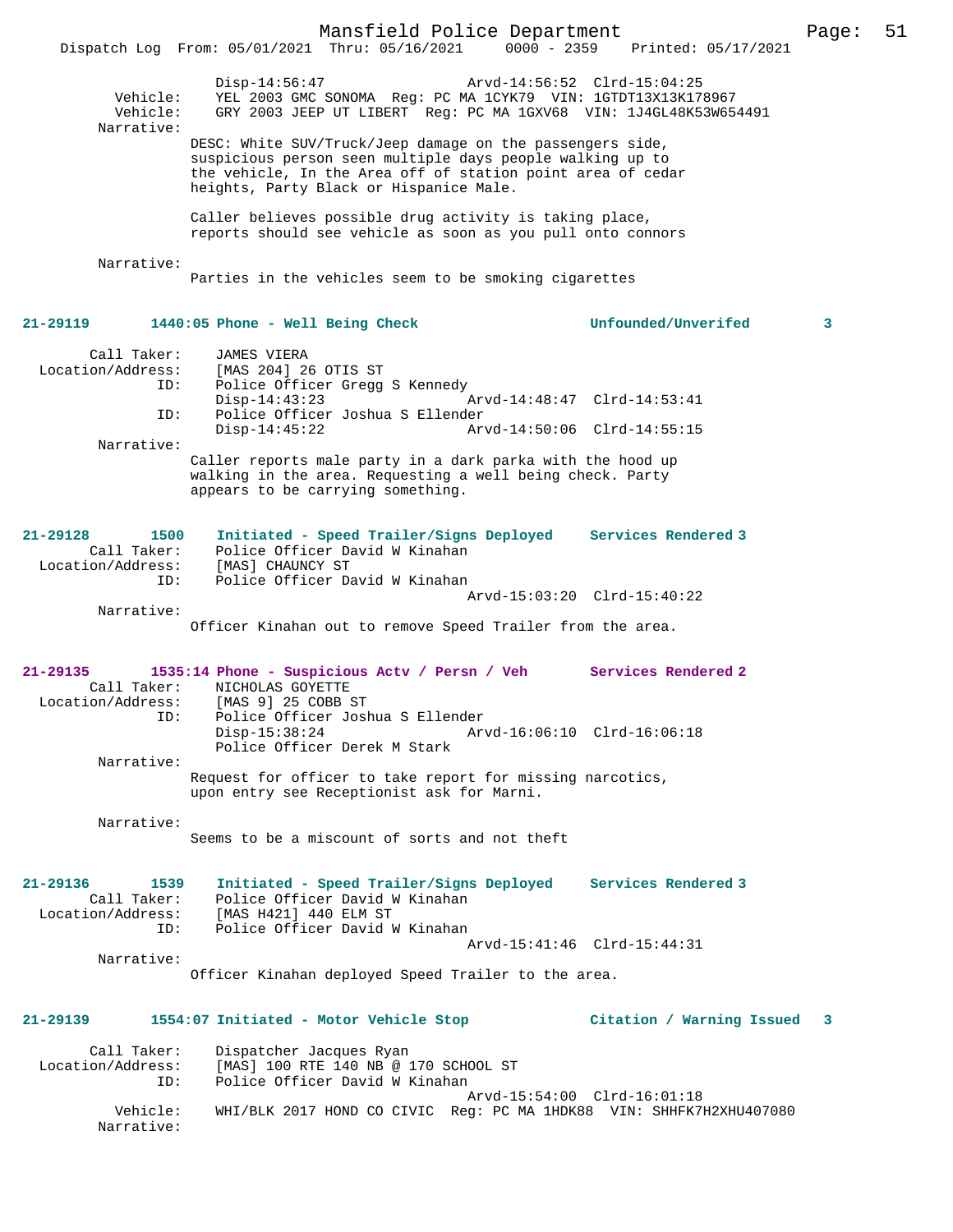Disp-14:56:47 Arvd-14:56:52 Clrd-15:04:25
Vehicle: YEL 2003 GMC SONOMA Reg: PC MA 1CYK79 VIN: 1GTDT13X13K178967
Vehicle: GRY 2003 JEEP UT LIBERT Reg: PC MA 1GXV68 VIN: 1J4GL48K53W654491
Narrative:
DESC: White SUV/Truck/Jeep damage on the passengers side, suspicious person seen multiple days people walking up to the vehicle, In the Area off of station point area of cedar heights, Party Black or Hispanice Male.

Caller believes possible drug activity is taking place, reports should see vehicle as soon as you pull onto connors

Narrative:
Parties in the vehicles seem to be smoking cigarettes

**21-29119 1440:05 Phone - Well Being Check Unfounded/Unverifed 3**

Call Taker: JAMES VIERA
Location/Address: [MAS 204] 26 OTIS ST
ID: Police Officer Gregg S Kennedy
Disp-14:43:23 Arvd-14:48:47 Clrd-14:53:41
ID: Police Officer Joshua S Ellender
Disp-14:45:22 Arvd-14:50:06 Clrd-14:55:15
Narrative:
Caller reports male party in a dark parka with the hood up walking in the area. Requesting a well being check. Party appears to be carrying something.

**21-29128 1500 Initiated - Speed Trailer/Signs Deployed Services Rendered 3**

Call Taker: Police Officer David W Kinahan
Location/Address: [MAS] CHAUNCY ST
ID: Police Officer David W Kinahan
Arvd-15:03:20 Clrd-15:40:22
Narrative:
Officer Kinahan out to remove Speed Trailer from the area.

**21-29135 1535:14 Phone - Suspicious Actv / Persn / Veh Services Rendered 2**

Call Taker: NICHOLAS GOYETTE
Location/Address: [MAS 9] 25 COBB ST
ID: Police Officer Joshua S Ellender
Disp-15:38:24 Arvd-16:06:10 Clrd-16:06:18
Police Officer Derek M Stark
Narrative:
Request for officer to take report for missing narcotics, upon entry see Receptionist ask for Marni.

Narrative:
Seems to be a miscount of sorts and not theft

**21-29136 1539 Initiated - Speed Trailer/Signs Deployed Services Rendered 3**

Call Taker: Police Officer David W Kinahan
Location/Address: [MAS H421] 440 ELM ST
ID: Police Officer David W Kinahan
Arvd-15:41:46 Clrd-15:44:31
Narrative:
Officer Kinahan deployed Speed Trailer to the area.

**21-29139 1554:07 Initiated - Motor Vehicle Stop Citation / Warning Issued 3**

Call Taker: Dispatcher Jacques Ryan
Location/Address: [MAS] 100 RTE 140 NB @ 170 SCHOOL ST
ID: Police Officer David W Kinahan
Arvd-15:54:00 Clrd-16:01:18
Vehicle: WHI/BLK 2017 HOND CO CIVIC Reg: PC MA 1HDK88 VIN: SHHFK7H2XHU407080
Narrative: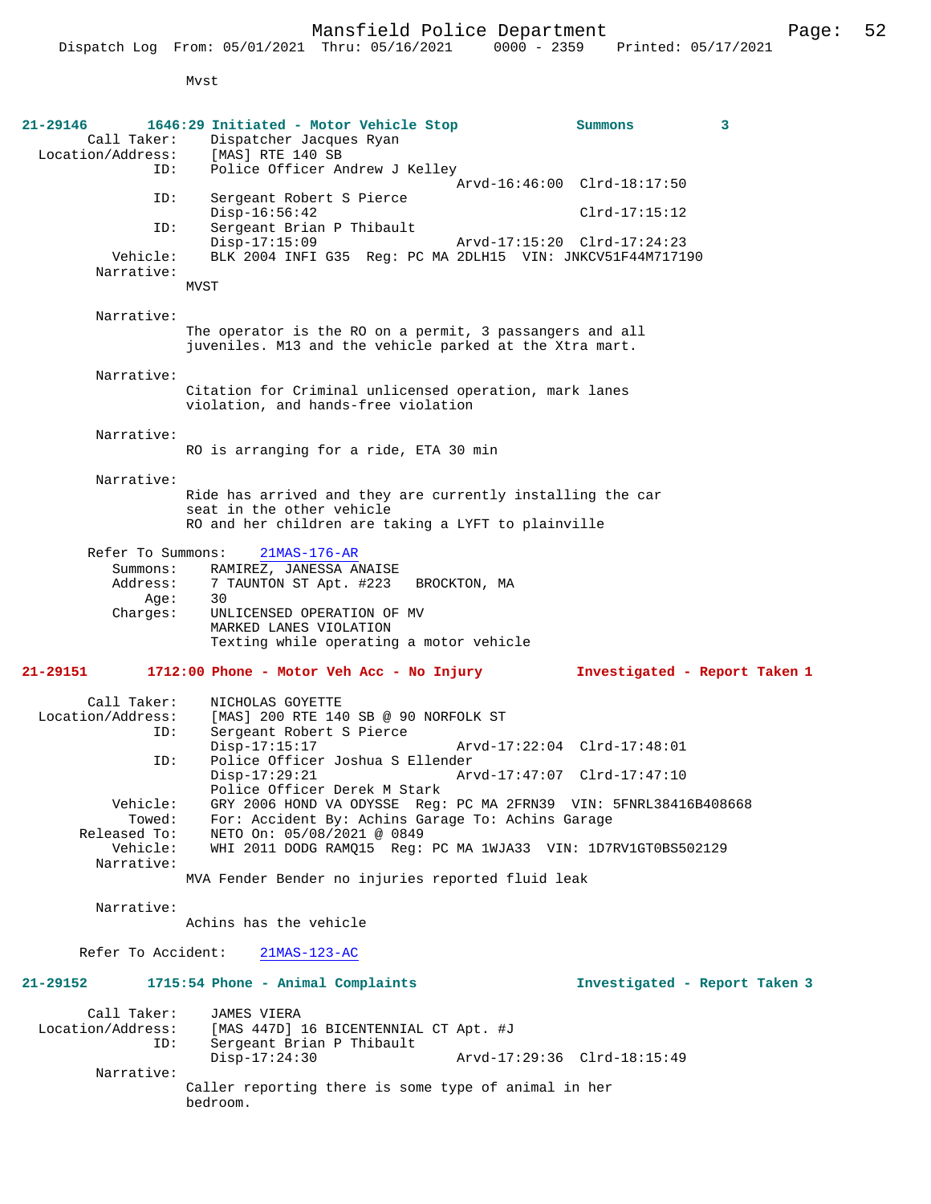Mvst

**21-29146 1646:29 Initiated - Motor Vehicle Stop — Summons 3**

Call Taker: Dispatcher Jacques Ryan
Location/Address: [MAS] RTE 140 SB
ID: Police Officer Andrew J Kelley
Arvd-16:46:00 Clrd-18:17:50
ID: Sergeant Robert S Pierce
Disp-16:56:42 Clrd-17:15:12
ID: Sergeant Brian P Thibault
Disp-17:15:09 Arvd-17:15:20 Clrd-17:24:23
Vehicle: BLK 2004 INFI G35 Reg: PC MA 2DLH15 VIN: JNKCV51F44M717190
Narrative:
MVST

Narrative:
The operator is the RO on a permit, 3 passangers and all juveniles. M13 and the vehicle parked at the Xtra mart.

Narrative:
Citation for Criminal unlicensed operation, mark lanes violation, and hands-free violation

Narrative:
RO is arranging for a ride, ETA 30 min

Narrative:
Ride has arrived and they are currently installing the car seat in the other vehicle
RO and her children are taking a LYFT to plainville

Refer To Summons: 21MAS-176-AR
Summons: RAMIREZ, JANESSA ANAISE
Address: 7 TAUNTON ST Apt. #223 BROCKTON, MA
Age: 30
Charges: UNLICENSED OPERATION OF MV
MARKED LANES VIOLATION
Texting while operating a motor vehicle

**21-29151 1712:00 Phone - Motor Veh Acc - No Injury — Investigated - Report Taken 1**

Call Taker: NICHOLAS GOYETTE
Location/Address: [MAS] 200 RTE 140 SB @ 90 NORFOLK ST
ID: Sergeant Robert S Pierce
Disp-17:15:17 Arvd-17:22:04 Clrd-17:48:01
ID: Police Officer Joshua S Ellender
Disp-17:29:21 Arvd-17:47:07 Clrd-17:47:10
Police Officer Derek M Stark
Vehicle: GRY 2006 HOND VA ODYSSE Reg: PC MA 2FRN39 VIN: 5FNRL38416B408668
Towed: For: Accident By: Achins Garage To: Achins Garage
Released To: NETO On: 05/08/2021 @ 0849
Vehicle: WHI 2011 DODG RAMQ15 Reg: PC MA 1WJA33 VIN: 1D7RV1GT0BS502129
Narrative:
MVA Fender Bender no injuries reported fluid leak

Narrative:
Achins has the vehicle

Refer To Accident: 21MAS-123-AC

**21-29152 1715:54 Phone - Animal Complaints — Investigated - Report Taken 3**

Call Taker: JAMES VIERA
Location/Address: [MAS 447D] 16 BICENTENNIAL CT Apt. #J
ID: Sergeant Brian P Thibault
Disp-17:24:30 Arvd-17:29:36 Clrd-18:15:49
Narrative:
Caller reporting there is some type of animal in her bedroom.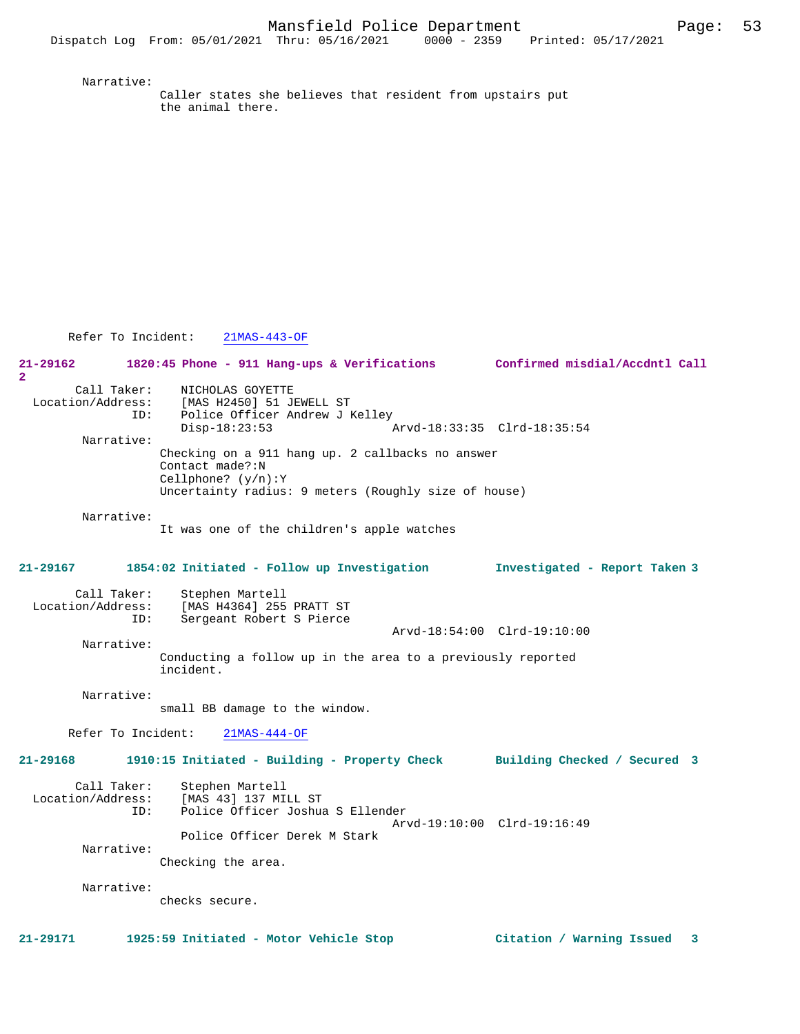Narrative:
Caller states she believes that resident from upstairs put the animal there.

Refer To Incident: 21MAS-443-OF

**21-29162 1820:45 Phone - 911 Hang-ups & Verifications Confirmed misdial/Accdntl Call 2**

Call Taker: NICHOLAS GOYETTE
Location/Address: [MAS H2450] 51 JEWELL ST
ID: Police Officer Andrew J Kelley
Disp-18:23:53 Arvd-18:33:35 Clrd-18:35:54

Narrative:
Checking on a 911 hang up. 2 callbacks no answer
Contact made?:N
Cellphone? (y/n):Y
Uncertainty radius: 9 meters (Roughly size of house)

Narrative:
It was one of the children's apple watches

**21-29167 1854:02 Initiated - Follow up Investigation Investigated - Report Taken 3**

Call Taker: Stephen Martell
Location/Address: [MAS H4364] 255 PRATT ST
ID: Sergeant Robert S Pierce
Arvd-18:54:00 Clrd-19:10:00

Narrative:
Conducting a follow up in the area to a previously reported incident.

Narrative:
small BB damage to the window.

Refer To Incident: 21MAS-444-OF

**21-29168 1910:15 Initiated - Building - Property Check Building Checked / Secured 3**

Call Taker: Stephen Martell
Location/Address: [MAS 43] 137 MILL ST
ID: Police Officer Joshua S Ellender
Arvd-19:10:00 Clrd-19:16:49
Police Officer Derek M Stark

Narrative:
Checking the area.

Narrative:
checks secure.

**21-29171 1925:59 Initiated - Motor Vehicle Stop Citation / Warning Issued 3**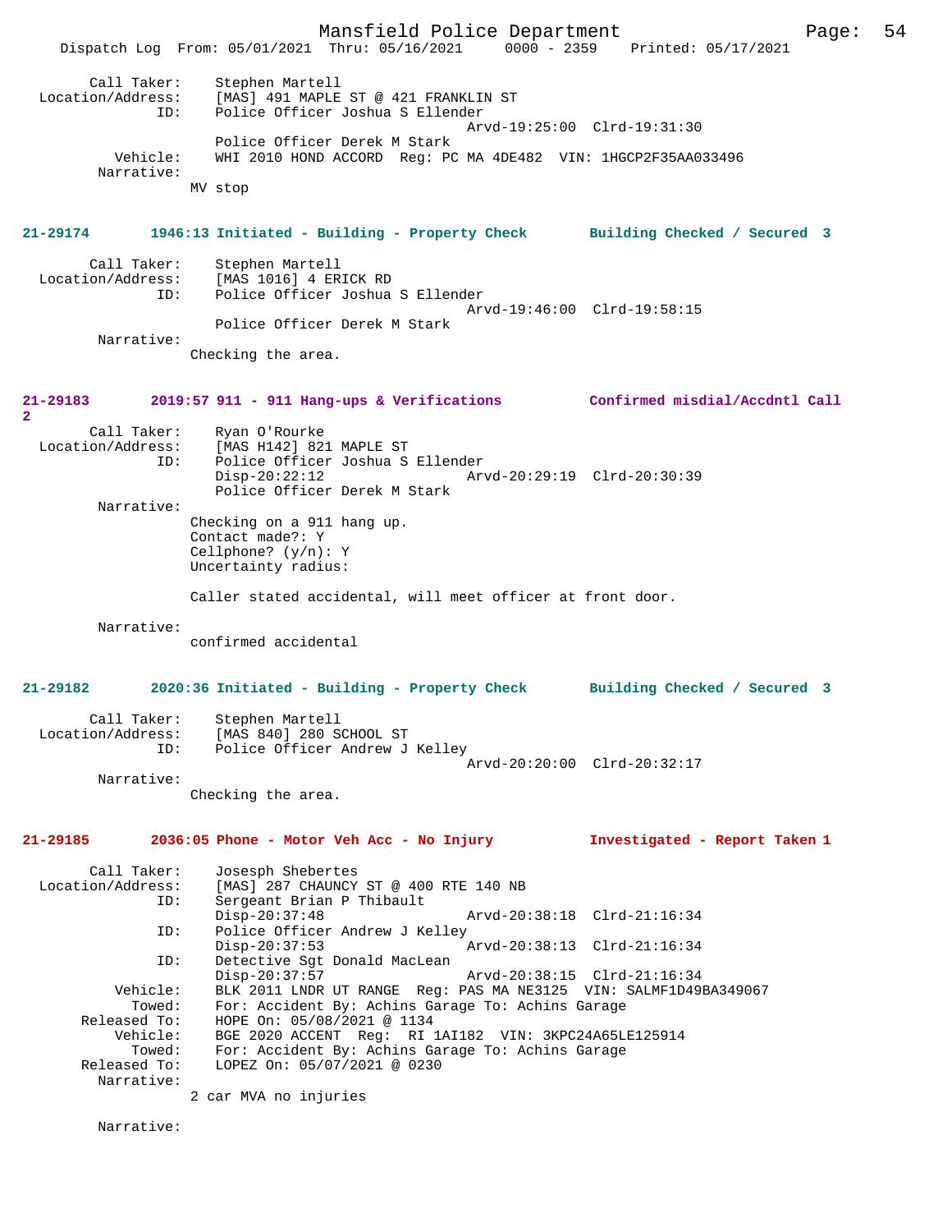Call Taker: Stephen Martell
Location/Address: [MAS] 491 MAPLE ST @ 421 FRANKLIN ST
ID: Police Officer Joshua S Ellender
Arvd-19:25:00 Clrd-19:31:30
Police Officer Derek M Stark
Vehicle: WHI 2010 HOND ACCORD Reg: PC MA 4DE482 VIN: 1HGCP2F35AA033496
Narrative:
MV stop

**21-29174 1946:13 Initiated - Building - Property Check Building Checked / Secured 3**

Call Taker: Stephen Martell
Location/Address: [MAS 1016] 4 ERICK RD
ID: Police Officer Joshua S Ellender
Arvd-19:46:00 Clrd-19:58:15
Police Officer Derek M Stark
Narrative:
Checking the area.

**21-29183 2019:57 911 - 911 Hang-ups & Verifications Confirmed misdial/Accdntl Call 2**

Call Taker: Ryan O'Rourke
Location/Address: [MAS H142] 821 MAPLE ST
ID: Police Officer Joshua S Ellender
Disp-20:22:12 Arvd-20:29:19 Clrd-20:30:39
Police Officer Derek M Stark
Narrative:
Checking on a 911 hang up.
Contact made?: Y
Cellphone? (y/n): Y
Uncertainty radius:

Caller stated accidental, will meet officer at front door.

Narrative:
confirmed accidental

**21-29182 2020:36 Initiated - Building - Property Check Building Checked / Secured 3**

Call Taker: Stephen Martell
Location/Address: [MAS 840] 280 SCHOOL ST
ID: Police Officer Andrew J Kelley
Arvd-20:20:00 Clrd-20:32:17
Narrative:
Checking the area.

**21-29185 2036:05 Phone - Motor Veh Acc - No Injury Investigated - Report Taken 1**

Call Taker: Josesph Shebertes
Location/Address: [MAS] 287 CHAUNCY ST @ 400 RTE 140 NB
ID: Sergeant Brian P Thibault
Disp-20:37:48 Arvd-20:38:18 Clrd-21:16:34
ID: Police Officer Andrew J Kelley
Disp-20:37:53 Arvd-20:38:13 Clrd-21:16:34
ID: Detective Sgt Donald MacLean
Disp-20:37:57 Arvd-20:38:15 Clrd-21:16:34
Vehicle: BLK 2011 LNDR UT RANGE Reg: PAS MA NE3125 VIN: SALMF1D49BA349067
Towed: For: Accident By: Achins Garage To: Achins Garage
Released To: HOPE On: 05/08/2021 @ 1134
Vehicle: BGE 2020 ACCENT Reg: RI 1AI182 VIN: 3KPC24A65LE125914
Towed: For: Accident By: Achins Garage To: Achins Garage
Released To: LOPEZ On: 05/07/2021 @ 0230
Narrative:
2 car MVA no injuries

Narrative: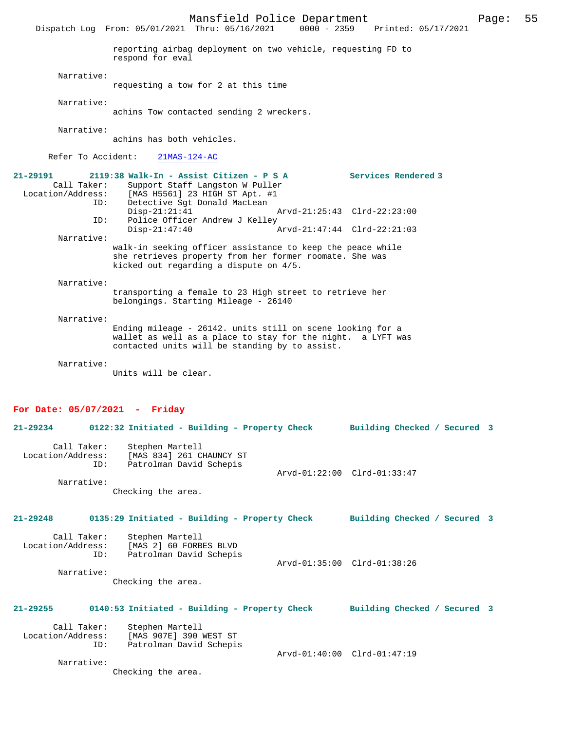reporting airbag deployment on two vehicle, requesting FD to respond for eval

Narrative:
requesting a tow for 2 at this time

Narrative:
achins Tow contacted sending 2 wreckers.

Narrative:
achins has both vehicles.

Refer To Accident: 21MAS-124-AC

**21-29191 2119:38 Walk-In - Assist Citizen - P S A — Services Rendered 3**

Call Taker: Support Staff Langston W Puller
Location/Address: [MAS H5561] 23 HIGH ST Apt. #1
ID: Detective Sgt Donald MacLean
Disp-21:21:41 Arvd-21:25:43 Clrd-22:23:00
ID: Police Officer Andrew J Kelley
Disp-21:47:40 Arvd-21:47:44 Clrd-22:21:03

Narrative:
walk-in seeking officer assistance to keep the peace while she retrieves property from her former roomate. She was kicked out regarding a dispute on 4/5.

Narrative:
transporting a female to 23 High street to retrieve her belongings. Starting Mileage - 26140

Narrative:
Ending mileage - 26142. units still on scene looking for a wallet as well as a place to stay for the night. a LYFT was contacted units will be standing by to assist.

Narrative:
Units will be clear.

## For Date: 05/07/2021 - Friday

**21-29234 0122:32 Initiated - Building - Property Check — Building Checked / Secured 3**

Call Taker: Stephen Martell
Location/Address: [MAS 834] 261 CHAUNCY ST
ID: Patrolman David Schepis
Arvd-01:22:00 Clrd-01:33:47

Narrative:
Checking the area.

**21-29248 0135:29 Initiated - Building - Property Check — Building Checked / Secured 3**

Call Taker: Stephen Martell
Location/Address: [MAS 2] 60 FORBES BLVD
ID: Patrolman David Schepis
Arvd-01:35:00 Clrd-01:38:26

Narrative:
Checking the area.

**21-29255 0140:53 Initiated - Building - Property Check — Building Checked / Secured 3**

Call Taker: Stephen Martell
Location/Address: [MAS 907E] 390 WEST ST
ID: Patrolman David Schepis
Arvd-01:40:00 Clrd-01:47:19

Narrative:
Checking the area.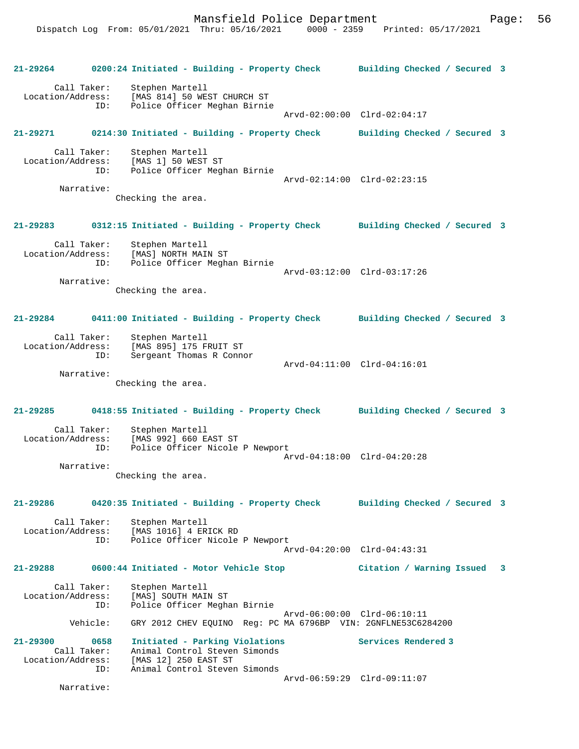**21-29264 0200:24 Initiated - Building - Property Check Building Checked / Secured 3**

Call Taker: Stephen Martell
Location/Address: [MAS 814] 50 WEST CHURCH ST
ID: Police Officer Meghan Birnie
Arvd-02:00:00 Clrd-02:04:17

**21-29271 0214:30 Initiated - Building - Property Check Building Checked / Secured 3**

Call Taker: Stephen Martell
Location/Address: [MAS 1] 50 WEST ST
ID: Police Officer Meghan Birnie
Arvd-02:14:00 Clrd-02:23:15
Narrative:
Checking the area.

**21-29283 0312:15 Initiated - Building - Property Check Building Checked / Secured 3**

Call Taker: Stephen Martell
Location/Address: [MAS] NORTH MAIN ST
ID: Police Officer Meghan Birnie
Arvd-03:12:00 Clrd-03:17:26
Narrative:
Checking the area.

**21-29284 0411:00 Initiated - Building - Property Check Building Checked / Secured 3**

Call Taker: Stephen Martell
Location/Address: [MAS 895] 175 FRUIT ST
ID: Sergeant Thomas R Connor
Arvd-04:11:00 Clrd-04:16:01
Narrative:
Checking the area.

**21-29285 0418:55 Initiated - Building - Property Check Building Checked / Secured 3**

Call Taker: Stephen Martell
Location/Address: [MAS 992] 660 EAST ST
ID: Police Officer Nicole P Newport
Arvd-04:18:00 Clrd-04:20:28
Narrative:
Checking the area.

**21-29286 0420:35 Initiated - Building - Property Check Building Checked / Secured 3**

Call Taker: Stephen Martell
Location/Address: [MAS 1016] 4 ERICK RD
ID: Police Officer Nicole P Newport
Arvd-04:20:00 Clrd-04:43:31

**21-29288 0600:44 Initiated - Motor Vehicle Stop Citation / Warning Issued 3**

Call Taker: Stephen Martell
Location/Address: [MAS] SOUTH MAIN ST
ID: Police Officer Meghan Birnie
Arvd-06:00:00 Clrd-06:10:11
Vehicle: GRY 2012 CHEV EQUINO Reg: PC MA 6796BP VIN: 2GNFLNE53C6284200

**21-29300 0658 Initiated - Parking Violations Services Rendered 3**

Call Taker: Animal Control Steven Simonds
Location/Address: [MAS 12] 250 EAST ST
ID: Animal Control Steven Simonds
Arvd-06:59:29 Clrd-09:11:07
Narrative: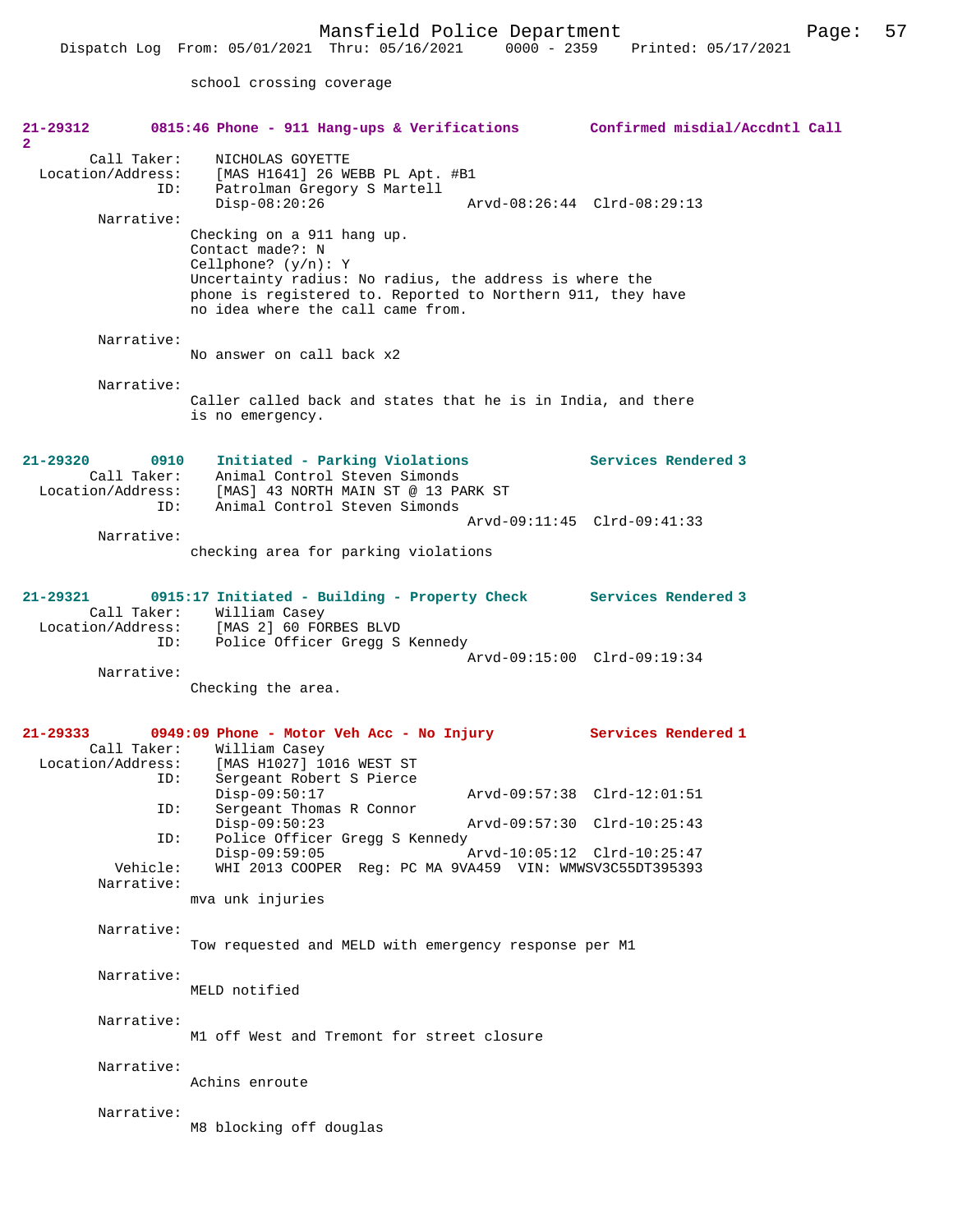school crossing coverage

**21-29312 0815:46 Phone - 911 Hang-ups & Verifications** **Confirmed misdial/Accdntl Call 2**

Call Taker: NICHOLAS GOYETTE
Location/Address: [MAS H1641] 26 WEBB PL Apt. #B1
ID: Patrolman Gregory S Martell
Disp-08:20:26 Arvd-08:26:44 Clrd-08:29:13

Narrative:
Checking on a 911 hang up.
Contact made?: N
Cellphone? (y/n): Y
Uncertainty radius: No radius, the address is where the phone is registered to. Reported to Northern 911, they have no idea where the call came from.

Narrative:
No answer on call back x2

Narrative:
Caller called back and states that he is in India, and there is no emergency.

**21-29320 0910 Initiated - Parking Violations** **Services Rendered 3**

Call Taker: Animal Control Steven Simonds
Location/Address: [MAS] 43 NORTH MAIN ST @ 13 PARK ST
ID: Animal Control Steven Simonds
Arvd-09:11:45 Clrd-09:41:33

Narrative:
checking area for parking violations

**21-29321 0915:17 Initiated - Building - Property Check** **Services Rendered 3**

Call Taker: William Casey
Location/Address: [MAS 2] 60 FORBES BLVD
ID: Police Officer Gregg S Kennedy
Arvd-09:15:00 Clrd-09:19:34

Narrative:
Checking the area.

**21-29333 0949:09 Phone - Motor Veh Acc - No Injury** **Services Rendered 1**

Call Taker: William Casey
Location/Address: [MAS H1027] 1016 WEST ST
ID: Sergeant Robert S Pierce
Disp-09:50:17 Arvd-09:57:38 Clrd-12:01:51
ID: Sergeant Thomas R Connor
Disp-09:50:23 Arvd-09:57:30 Clrd-10:25:43
ID: Police Officer Gregg S Kennedy
Disp-09:59:05 Arvd-10:05:12 Clrd-10:25:47
Vehicle: WHI 2013 COOPER Reg: PC MA 9VA459 VIN: WMWSV3C55DT395393

Narrative:
mva unk injuries

Narrative:
Tow requested and MELD with emergency response per M1

Narrative:
MELD notified

Narrative:
M1 off West and Tremont for street closure

Narrative:
Achins enroute

Narrative:
M8 blocking off douglas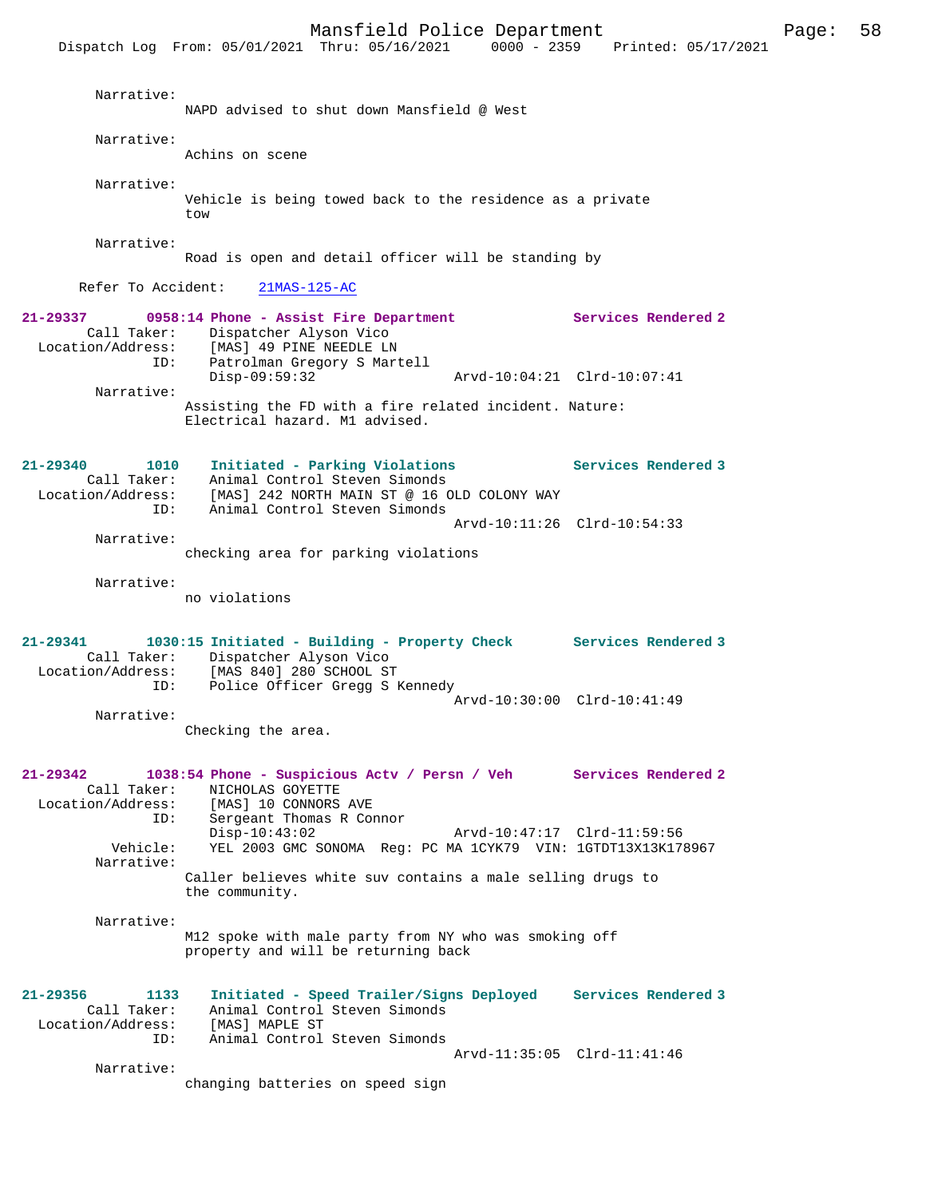Narrative:
NAPD advised to shut down Mansfield @ West

Narrative:
Achins on scene

Narrative:
Vehicle is being towed back to the residence as a private tow

Narrative:
Road is open and detail officer will be standing by

Refer To Accident: 21MAS-125-AC

**21-29337 0958:14 Phone - Assist Fire Department — Services Rendered 2**

Call Taker: Dispatcher Alyson Vico
Location/Address: [MAS] 49 PINE NEEDLE LN
ID: Patrolman Gregory S Martell
Disp-09:59:32 Arvd-10:04:21 Clrd-10:07:41

Narrative:
Assisting the FD with a fire related incident. Nature: Electrical hazard. M1 advised.

**21-29340 1010 Initiated - Parking Violations — Services Rendered 3**

Call Taker: Animal Control Steven Simonds
Location/Address: [MAS] 242 NORTH MAIN ST @ 16 OLD COLONY WAY
ID: Animal Control Steven Simonds
Arvd-10:11:26 Clrd-10:54:33

Narrative:
checking area for parking violations

Narrative:
no violations

**21-29341 1030:15 Initiated - Building - Property Check — Services Rendered 3**

Call Taker: Dispatcher Alyson Vico
Location/Address: [MAS 840] 280 SCHOOL ST
ID: Police Officer Gregg S Kennedy
Arvd-10:30:00 Clrd-10:41:49

Narrative:
Checking the area.

**21-29342 1038:54 Phone - Suspicious Actv / Persn / Veh — Services Rendered 2**

Call Taker: NICHOLAS GOYETTE
Location/Address: [MAS] 10 CONNORS AVE
ID: Sergeant Thomas R Connor
Disp-10:43:02 Arvd-10:47:17 Clrd-11:59:56
Vehicle: YEL 2003 GMC SONOMA Reg: PC MA 1CYK79 VIN: 1GTDT13X13K178967

Narrative:
Caller believes white suv contains a male selling drugs to the community.

Narrative:
M12 spoke with male party from NY who was smoking off property and will be returning back

**21-29356 1133 Initiated - Speed Trailer/Signs Deployed — Services Rendered 3**

Call Taker: Animal Control Steven Simonds
Location/Address: [MAS] MAPLE ST
ID: Animal Control Steven Simonds
Arvd-11:35:05 Clrd-11:41:46

Narrative:
changing batteries on speed sign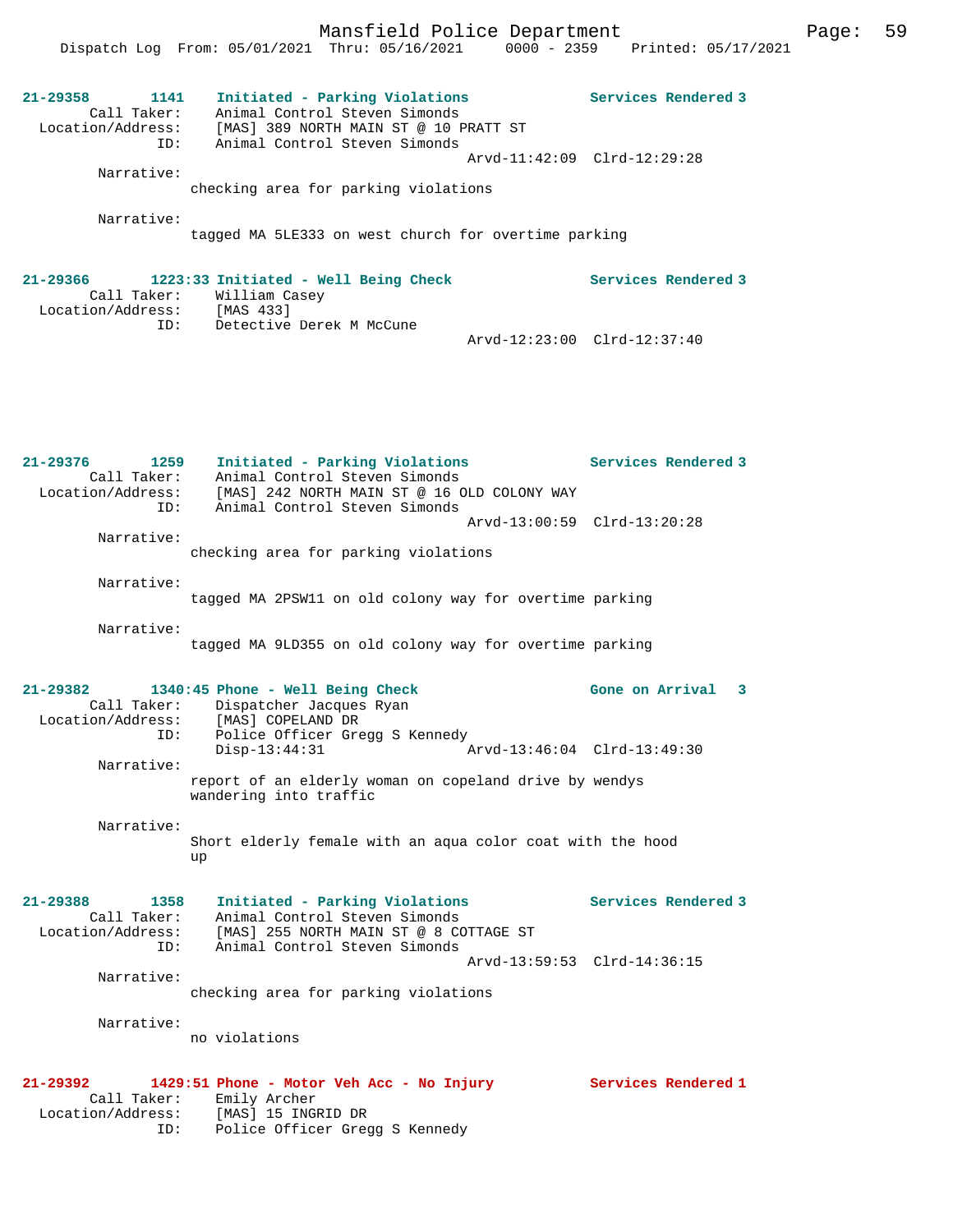**21-29358 1141 Initiated - Parking Violations Services Rendered 3**

Call Taker: Animal Control Steven Simonds
Location/Address: [MAS] 389 NORTH MAIN ST @ 10 PRATT ST
ID: Animal Control Steven Simonds
Arvd-11:42:09 Clrd-12:29:28

Narrative:
checking area for parking violations

Narrative:
tagged MA 5LE333 on west church for overtime parking

**21-29366 1223:33 Initiated - Well Being Check Services Rendered 3**

Call Taker: William Casey
Location/Address: [MAS 433]
ID: Detective Derek M McCune
Arvd-12:23:00 Clrd-12:37:40

**21-29376 1259 Initiated - Parking Violations Services Rendered 3**

Call Taker: Animal Control Steven Simonds
Location/Address: [MAS] 242 NORTH MAIN ST @ 16 OLD COLONY WAY
ID: Animal Control Steven Simonds
Arvd-13:00:59 Clrd-13:20:28

Narrative:
checking area for parking violations

Narrative:
tagged MA 2PSW11 on old colony way for overtime parking

Narrative:
tagged MA 9LD355 on old colony way for overtime parking

**21-29382 1340:45 Phone - Well Being Check Gone on Arrival 3**

Call Taker: Dispatcher Jacques Ryan
Location/Address: [MAS] COPELAND DR
ID: Police Officer Gregg S Kennedy
Disp-13:44:31 Arvd-13:46:04 Clrd-13:49:30

Narrative:
report of an elderly woman on copeland drive by wendys wandering into traffic

Narrative:
Short elderly female with an aqua color coat with the hood up

**21-29388 1358 Initiated - Parking Violations Services Rendered 3**

Call Taker: Animal Control Steven Simonds
Location/Address: [MAS] 255 NORTH MAIN ST @ 8 COTTAGE ST
ID: Animal Control Steven Simonds
Arvd-13:59:53 Clrd-14:36:15

Narrative:
checking area for parking violations

Narrative:
no violations

**21-29392 1429:51 Phone - Motor Veh Acc - No Injury Services Rendered 1**

Call Taker: Emily Archer
Location/Address: [MAS] 15 INGRID DR
ID: Police Officer Gregg S Kennedy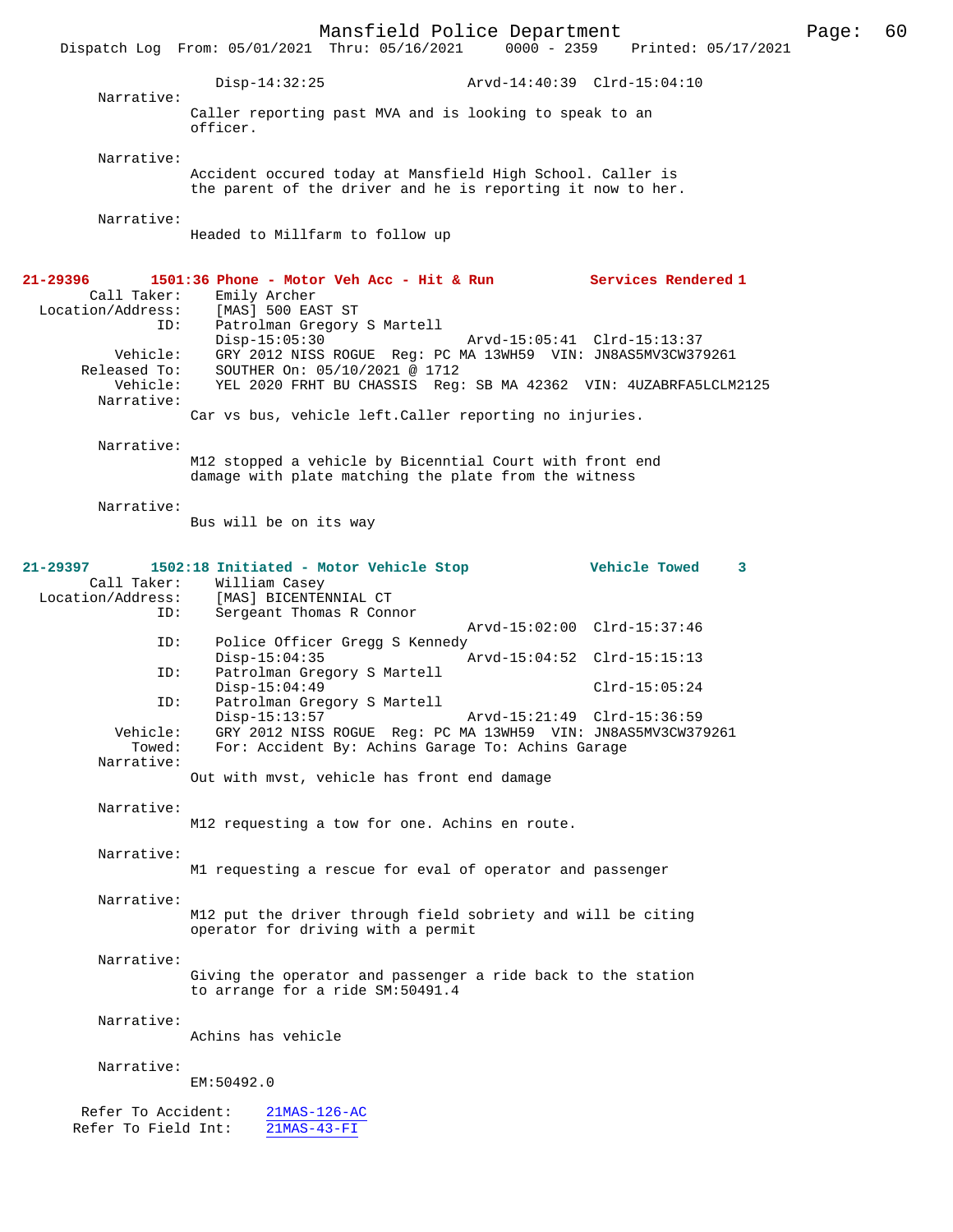Disp-14:32:25 Arvd-14:40:39 Clrd-15:04:10

Narrative:
Caller reporting past MVA and is looking to speak to an officer.

Narrative:
Accident occured today at Mansfield High School. Caller is the parent of the driver and he is reporting it now to her.

Narrative:
Headed to Millfarm to follow up

**21-29396 1501:36 Phone - Motor Veh Acc - Hit & Run Services Rendered 1**

Call Taker: Emily Archer
Location/Address: [MAS] 500 EAST ST
ID: Patrolman Gregory S Martell
Disp-15:05:30 Arvd-15:05:41 Clrd-15:13:37
Vehicle: GRY 2012 NISS ROGUE Reg: PC MA 13WH59 VIN: JN8AS5MV3CW379261
Released To: SOUTHER On: 05/10/2021 @ 1712
Vehicle: YEL 2020 FRHT BU CHASSIS Reg: SB MA 42362 VIN: 4UZABRFA5LCLM2125

Narrative:
Car vs bus, vehicle left.Caller reporting no injuries.

Narrative:
M12 stopped a vehicle by Bicenntial Court with front end damage with plate matching the plate from the witness

Narrative:
Bus will be on its way

**21-29397 1502:18 Initiated - Motor Vehicle Stop Vehicle Towed 3**

Call Taker: William Casey
Location/Address: [MAS] BICENTENNIAL CT
ID: Sergeant Thomas R Connor
Arvd-15:02:00 Clrd-15:37:46
ID: Police Officer Gregg S Kennedy
Disp-15:04:35 Arvd-15:04:52 Clrd-15:15:13
ID: Patrolman Gregory S Martell
Disp-15:04:49 Clrd-15:05:24
ID: Patrolman Gregory S Martell
Disp-15:13:57 Arvd-15:21:49 Clrd-15:36:59
Vehicle: GRY 2012 NISS ROGUE Reg: PC MA 13WH59 VIN: JN8AS5MV3CW379261
Towed: For: Accident By: Achins Garage To: Achins Garage

Narrative:
Out with mvst, vehicle has front end damage

Narrative:
M12 requesting a tow for one. Achins en route.

Narrative:
M1 requesting a rescue for eval of operator and passenger

Narrative:
M12 put the driver through field sobriety and will be citing operator for driving with a permit

Narrative:
Giving the operator and passenger a ride back to the station to arrange for a ride SM:50491.4

Narrative:
Achins has vehicle

Narrative:
EM:50492.0

Refer To Accident: 21MAS-126-AC
Refer To Field Int: 21MAS-43-FI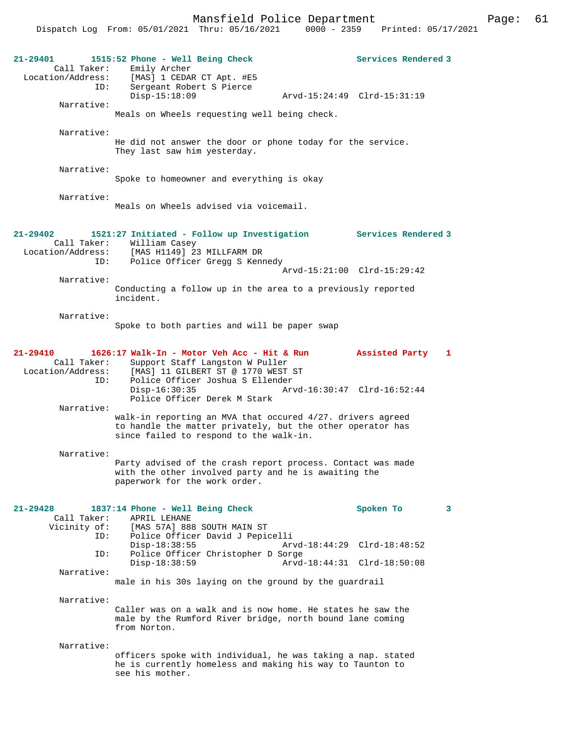**21-29401** **1515:52 Phone - Well Being Check** **Services Rendered 3**

Call Taker: Emily Archer
Location/Address: [MAS] 1 CEDAR CT Apt. #E5
ID: Sergeant Robert S Pierce
Disp-15:18:09 Arvd-15:24:49 Clrd-15:31:19

Narrative:
Meals on Wheels requesting well being check.

Narrative:
He did not answer the door or phone today for the service. They last saw him yesterday.

Narrative:
Spoke to homeowner and everything is okay

Narrative:
Meals on Wheels advised via voicemail.

**21-29402** **1521:27 Initiated - Follow up Investigation** **Services Rendered 3**

Call Taker: William Casey
Location/Address: [MAS H1149] 23 MILLFARM DR
ID: Police Officer Gregg S Kennedy
Arvd-15:21:00 Clrd-15:29:42

Narrative:
Conducting a follow up in the area to a previously reported incident.

Narrative:
Spoke to both parties and will be paper swap

**21-29410** **1626:17 Walk-In - Motor Veh Acc - Hit & Run** **Assisted Party 1**

Call Taker: Support Staff Langston W Puller
Location/Address: [MAS] 11 GILBERT ST @ 1770 WEST ST
ID: Police Officer Joshua S Ellender
Disp-16:30:35 Arvd-16:30:47 Clrd-16:52:44
Police Officer Derek M Stark

Narrative:
walk-in reporting an MVA that occured 4/27. drivers agreed to handle the matter privately, but the other operator has since failed to respond to the walk-in.

Narrative:
Party advised of the crash report process. Contact was made with the other involved party and he is awaiting the paperwork for the work order.

**21-29428** **1837:14 Phone - Well Being Check** **Spoken To 3**

Call Taker: APRIL LEHANE
Vicinity of: [MAS 57A] 888 SOUTH MAIN ST
ID: Police Officer David J Pepicelli
Disp-18:38:55 Arvd-18:44:29 Clrd-18:48:52
ID: Police Officer Christopher D Sorge
Disp-18:38:59 Arvd-18:44:31 Clrd-18:50:08

Narrative:
male in his 30s laying on the ground by the guardrail

Narrative:
Caller was on a walk and is now home. He states he saw the male by the Rumford River bridge, north bound lane coming from Norton.

Narrative:
officers spoke with individual, he was taking a nap. stated he is currently homeless and making his way to Taunton to see his mother.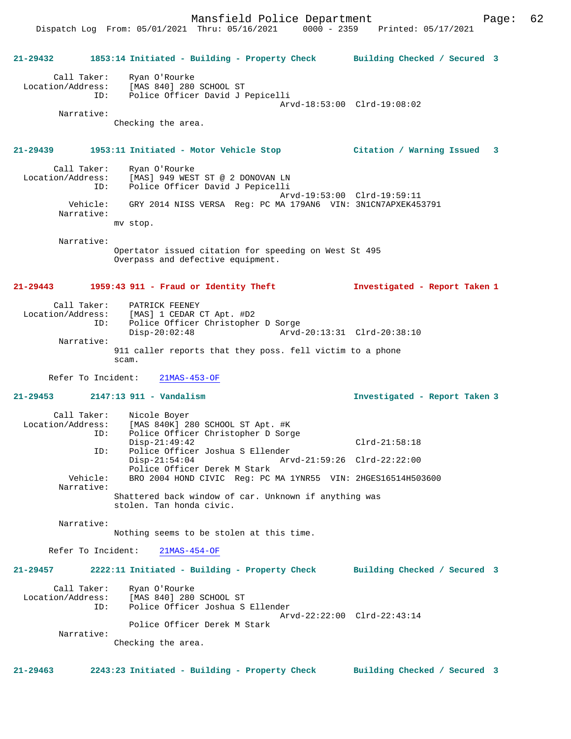**21-29432** 1853:14 Initiated - Building - Property Check — Building Checked / Secured 3

```
        Call Taker:    Ryan O'Rourke
  Location/Address:    [MAS 840] 280 SCHOOL ST
                ID:    Police Officer David J Pepicelli
                                             Arvd-18:53:00  Clrd-19:08:02
         Narrative:
                Checking the area.
```

**21-29439** 1953:11 Initiated - Motor Vehicle Stop — Citation / Warning Issued 3

```
        Call Taker:    Ryan O'Rourke
  Location/Address:    [MAS] 949 WEST ST @ 2 DONOVAN LN
                ID:    Police Officer David J Pepicelli
                                             Arvd-19:53:00  Clrd-19:59:11
           Vehicle:    GRY 2014 NISS VERSA  Reg: PC MA 179AN6  VIN: 3N1CN7APXEK453791
         Narrative:
                mv stop.

         Narrative:
                Opertator issued citation for speeding on West St 495
                Overpass and defective equipment.
```

**21-29443** 1959:43 911 - Fraud or Identity Theft — Investigated - Report Taken 1

```
        Call Taker:    PATRICK FEENEY
  Location/Address:    [MAS] 1 CEDAR CT Apt. #D2
                ID:    Police Officer Christopher D Sorge
                       Disp-20:02:48                 Arvd-20:13:31  Clrd-20:38:10
         Narrative:
                911 caller reports that they poss. fell victim to a phone
                scam.

      Refer To Incident:    21MAS-453-OF
```

**21-29453** 2147:13 911 - Vandalism — Investigated - Report Taken 3

```
        Call Taker:    Nicole Boyer
  Location/Address:    [MAS 840K] 280 SCHOOL ST Apt. #K
                ID:    Police Officer Christopher D Sorge
                       Disp-21:49:42                                Clrd-21:58:18
                ID:    Police Officer Joshua S Ellender
                       Disp-21:54:04                 Arvd-21:59:26  Clrd-22:22:00
                       Police Officer Derek M Stark
           Vehicle:    BRO 2004 HOND CIVIC  Reg: PC MA 1YNR55  VIN: 2HGES16514H503600
         Narrative:
                Shattered back window of car. Unknown if anything was
                stolen. Tan honda civic.

         Narrative:
                Nothing seems to be stolen at this time.

      Refer To Incident:    21MAS-454-OF
```

**21-29457** 2222:11 Initiated - Building - Property Check — Building Checked / Secured 3

```
        Call Taker:    Ryan O'Rourke
  Location/Address:    [MAS 840] 280 SCHOOL ST
                ID:    Police Officer Joshua S Ellender
                                             Arvd-22:22:00  Clrd-22:43:14
                       Police Officer Derek M Stark
         Narrative:
                Checking the area.
```

**21-29463** 2243:23 Initiated - Building - Property Check — Building Checked / Secured 3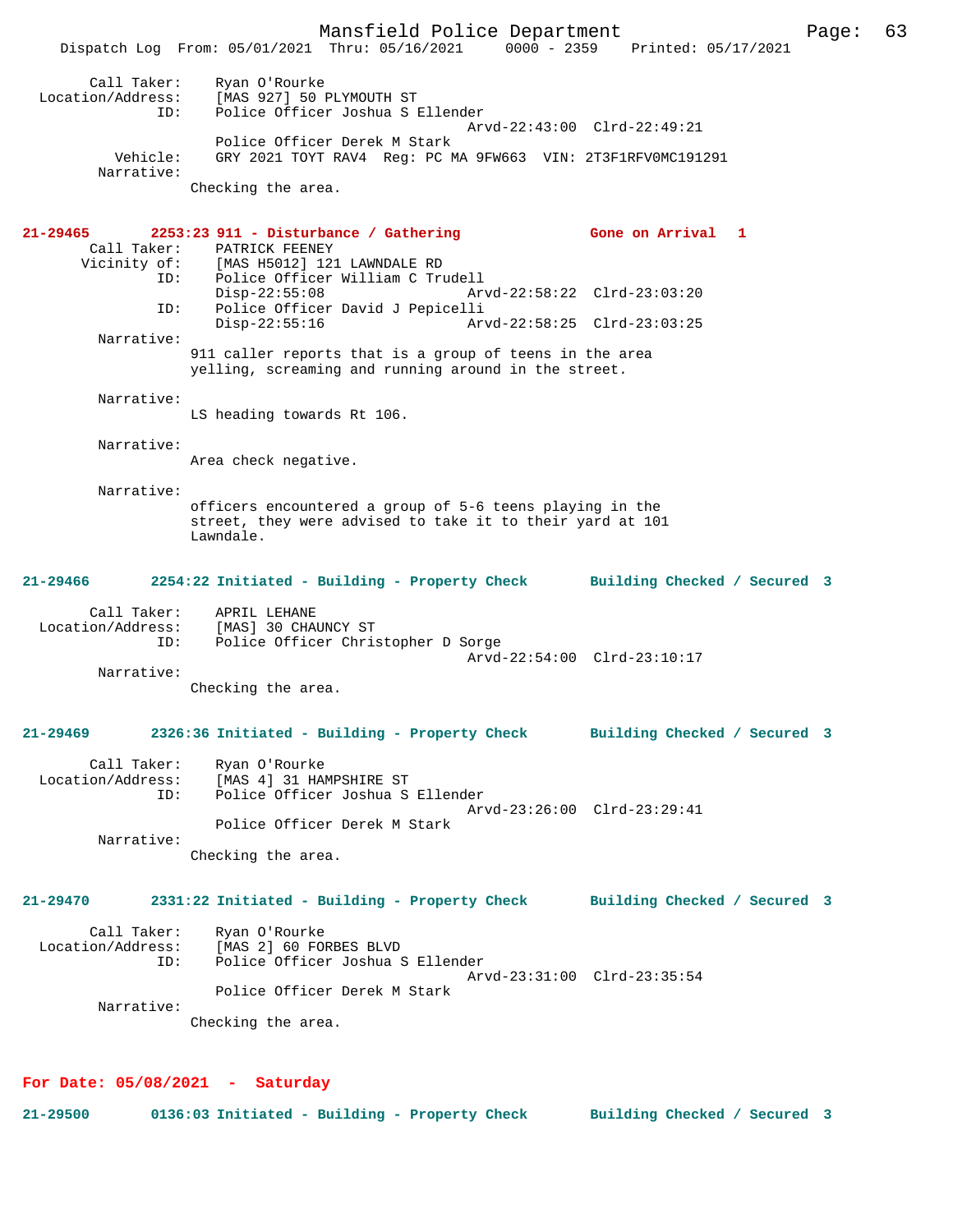```
Call Taker:    Ryan O'Rourke
Location/Address:    [MAS 927] 50 PLYMOUTH ST
            ID:    Police Officer Joshua S Ellender
                                        Arvd-22:43:00  Clrd-22:49:21
                   Police Officer Derek M Stark
       Vehicle:    GRY 2021 TOYT RAV4  Reg: PC MA 9FW663  VIN: 2T3F1RFV0MC191291
     Narrative:
                Checking the area.
```

**21-29465        2253:23 911 - Disturbance / Gathering                Gone on Arrival   1**

```
    Call Taker:    PATRICK FEENEY
   Vicinity of:    [MAS H5012] 121 LAWNDALE RD
            ID:    Police Officer William C Trudell
                   Disp-22:55:08                Arvd-22:58:22  Clrd-23:03:20
            ID:    Police Officer David J Pepicelli
                   Disp-22:55:16                Arvd-22:58:25  Clrd-23:03:25
     Narrative:
                911 caller reports that is a group of teens in the area
                yelling, screaming and running around in the street.

     Narrative:
                LS heading towards Rt 106.

     Narrative:
                Area check negative.

     Narrative:
                officers encountered a group of 5-6 teens playing in the
                street, they were advised to take it to their yard at 101
                Lawndale.
```

**21-29466        2254:22 Initiated - Building - Property Check       Building Checked / Secured  3**

```
    Call Taker:    APRIL LEHANE
Location/Address:    [MAS] 30 CHAUNCY ST
            ID:    Police Officer Christopher D Sorge
                                        Arvd-22:54:00  Clrd-23:10:17
     Narrative:
                Checking the area.
```

**21-29469        2326:36 Initiated - Building - Property Check       Building Checked / Secured  3**

```
    Call Taker:    Ryan O'Rourke
Location/Address:    [MAS 4] 31 HAMPSHIRE ST
            ID:    Police Officer Joshua S Ellender
                                        Arvd-23:26:00  Clrd-23:29:41
                   Police Officer Derek M Stark
     Narrative:
                Checking the area.
```

**21-29470        2331:22 Initiated - Building - Property Check       Building Checked / Secured  3**

```
    Call Taker:    Ryan O'Rourke
Location/Address:    [MAS 2] 60 FORBES BLVD
            ID:    Police Officer Joshua S Ellender
                                        Arvd-23:31:00  Clrd-23:35:54
                   Police Officer Derek M Stark
     Narrative:
                Checking the area.
```

## For Date: 05/08/2021  -  Saturday

**21-29500        0136:03 Initiated - Building - Property Check       Building Checked / Secured  3**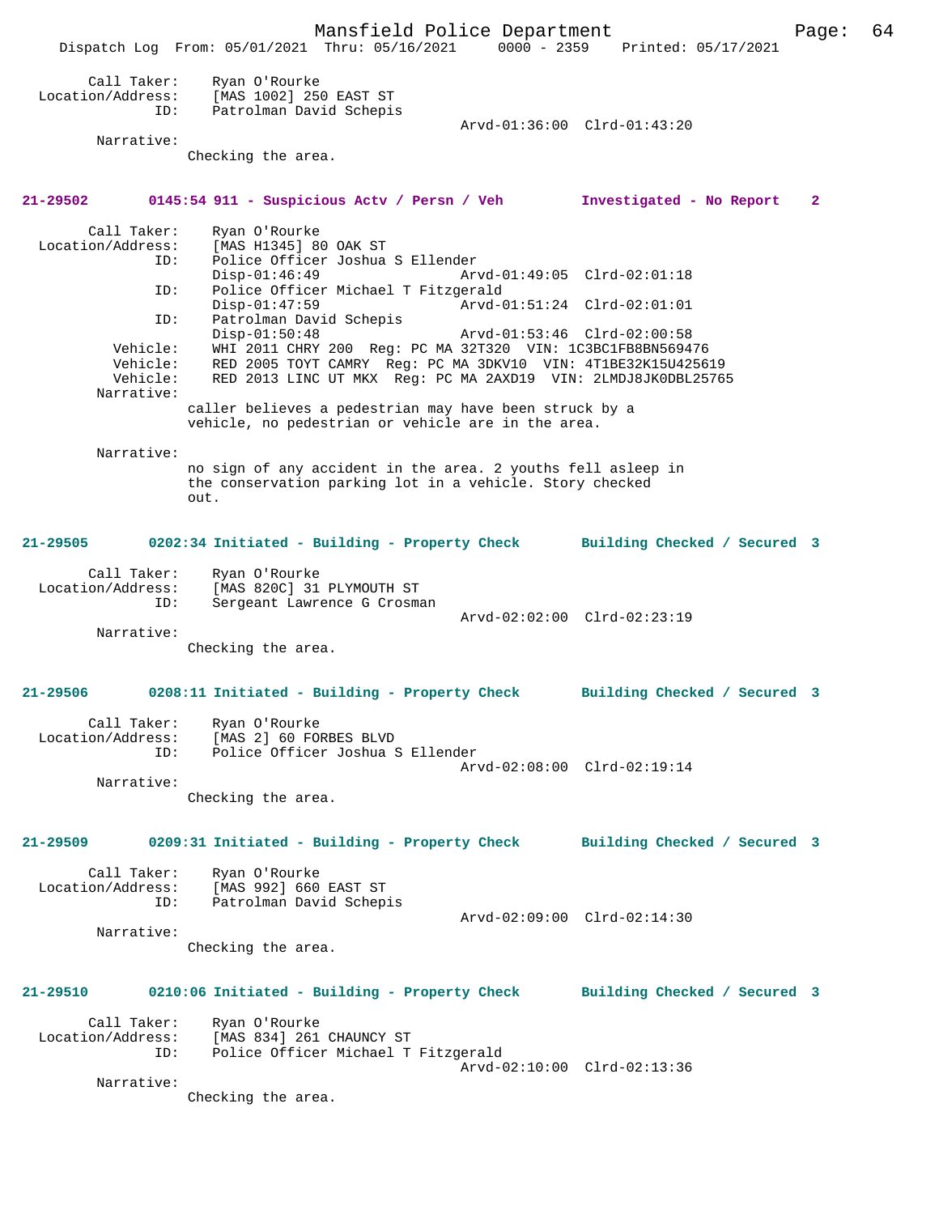```
        Call Taker:    Ryan O'Rourke
  Location/Address:    [MAS 1002] 250 EAST ST
                ID:    Patrolman David Schepis
                                               Arvd-01:36:00  Clrd-01:43:20
         Narrative:
                  Checking the area.


21-29502        0145:54 911 - Suspicious Actv / Persn / Veh         Investigated - No Report   2

        Call Taker:    Ryan O'Rourke
  Location/Address:    [MAS H1345] 80 OAK ST
                ID:    Police Officer Joshua S Ellender
                       Disp-01:46:49                   Arvd-01:49:05  Clrd-02:01:18
                ID:    Police Officer Michael T Fitzgerald
                       Disp-01:47:59                   Arvd-01:51:24  Clrd-02:01:01
                ID:    Patrolman David Schepis
                       Disp-01:50:48                   Arvd-01:53:46  Clrd-02:00:58
           Vehicle:    WHI 2011 CHRY 200  Reg: PC MA 32T320  VIN: 1C3BC1FB8BN569476
           Vehicle:    RED 2005 TOYT CAMRY  Reg: PC MA 3DKV10  VIN: 4T1BE32K15U425619
           Vehicle:    RED 2013 LINC UT MKX  Reg: PC MA 2AXD19  VIN: 2LMDJ8JK0DBL25765
         Narrative:
                  caller believes a pedestrian may have been struck by a
                  vehicle, no pedestrian or vehicle are in the area.

         Narrative:
                  no sign of any accident in the area. 2 youths fell asleep in
                  the conservation parking lot in a vehicle. Story checked
                  out.


21-29505        0202:34 Initiated - Building - Property Check       Building Checked / Secured  3

        Call Taker:    Ryan O'Rourke
  Location/Address:    [MAS 820C] 31 PLYMOUTH ST
                ID:    Sergeant Lawrence G Crosman
                                               Arvd-02:02:00  Clrd-02:23:19
         Narrative:
                  Checking the area.


21-29506        0208:11 Initiated - Building - Property Check       Building Checked / Secured  3

        Call Taker:    Ryan O'Rourke
  Location/Address:    [MAS 2] 60 FORBES BLVD
                ID:    Police Officer Joshua S Ellender
                                               Arvd-02:08:00  Clrd-02:19:14
         Narrative:
                  Checking the area.


21-29509        0209:31 Initiated - Building - Property Check       Building Checked / Secured  3

        Call Taker:    Ryan O'Rourke
  Location/Address:    [MAS 992] 660 EAST ST
                ID:    Patrolman David Schepis
                                               Arvd-02:09:00  Clrd-02:14:30
         Narrative:
                  Checking the area.


21-29510        0210:06 Initiated - Building - Property Check       Building Checked / Secured  3

        Call Taker:    Ryan O'Rourke
  Location/Address:    [MAS 834] 261 CHAUNCY ST
                ID:    Police Officer Michael T Fitzgerald
                                               Arvd-02:10:00  Clrd-02:13:36
         Narrative:
                  Checking the area.
```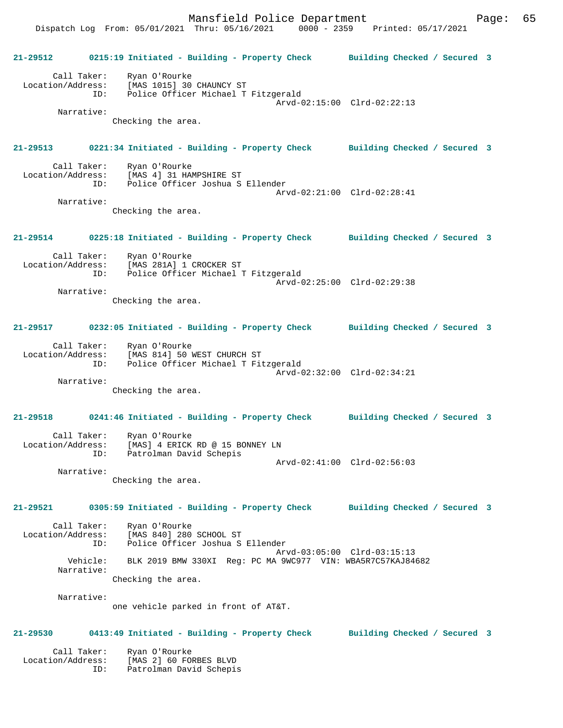**21-29512 0215:19 Initiated - Building - Property Check Building Checked / Secured 3**

Call Taker: Ryan O'Rourke
Location/Address: [MAS 1015] 30 CHAUNCY ST
ID: Police Officer Michael T Fitzgerald
Arvd-02:15:00 Clrd-02:22:13
Narrative:
Checking the area.

**21-29513 0221:34 Initiated - Building - Property Check Building Checked / Secured 3**

Call Taker: Ryan O'Rourke
Location/Address: [MAS 4] 31 HAMPSHIRE ST
ID: Police Officer Joshua S Ellender
Arvd-02:21:00 Clrd-02:28:41
Narrative:
Checking the area.

**21-29514 0225:18 Initiated - Building - Property Check Building Checked / Secured 3**

Call Taker: Ryan O'Rourke
Location/Address: [MAS 281A] 1 CROCKER ST
ID: Police Officer Michael T Fitzgerald
Arvd-02:25:00 Clrd-02:29:38
Narrative:
Checking the area.

**21-29517 0232:05 Initiated - Building - Property Check Building Checked / Secured 3**

Call Taker: Ryan O'Rourke
Location/Address: [MAS 814] 50 WEST CHURCH ST
ID: Police Officer Michael T Fitzgerald
Arvd-02:32:00 Clrd-02:34:21
Narrative:
Checking the area.

**21-29518 0241:46 Initiated - Building - Property Check Building Checked / Secured 3**

Call Taker: Ryan O'Rourke
Location/Address: [MAS] 4 ERICK RD @ 15 BONNEY LN
ID: Patrolman David Schepis
Arvd-02:41:00 Clrd-02:56:03
Narrative:
Checking the area.

**21-29521 0305:59 Initiated - Building - Property Check Building Checked / Secured 3**

Call Taker: Ryan O'Rourke
Location/Address: [MAS 840] 280 SCHOOL ST
ID: Police Officer Joshua S Ellender
Arvd-03:05:00 Clrd-03:15:13
Vehicle: BLK 2019 BMW 330XI Reg: PC MA 9WC977 VIN: WBA5R7C57KAJ84682
Narrative:
Checking the area.

Narrative:
one vehicle parked in front of AT&T.

**21-29530 0413:49 Initiated - Building - Property Check Building Checked / Secured 3**

Call Taker: Ryan O'Rourke
Location/Address: [MAS 2] 60 FORBES BLVD
ID: Patrolman David Schepis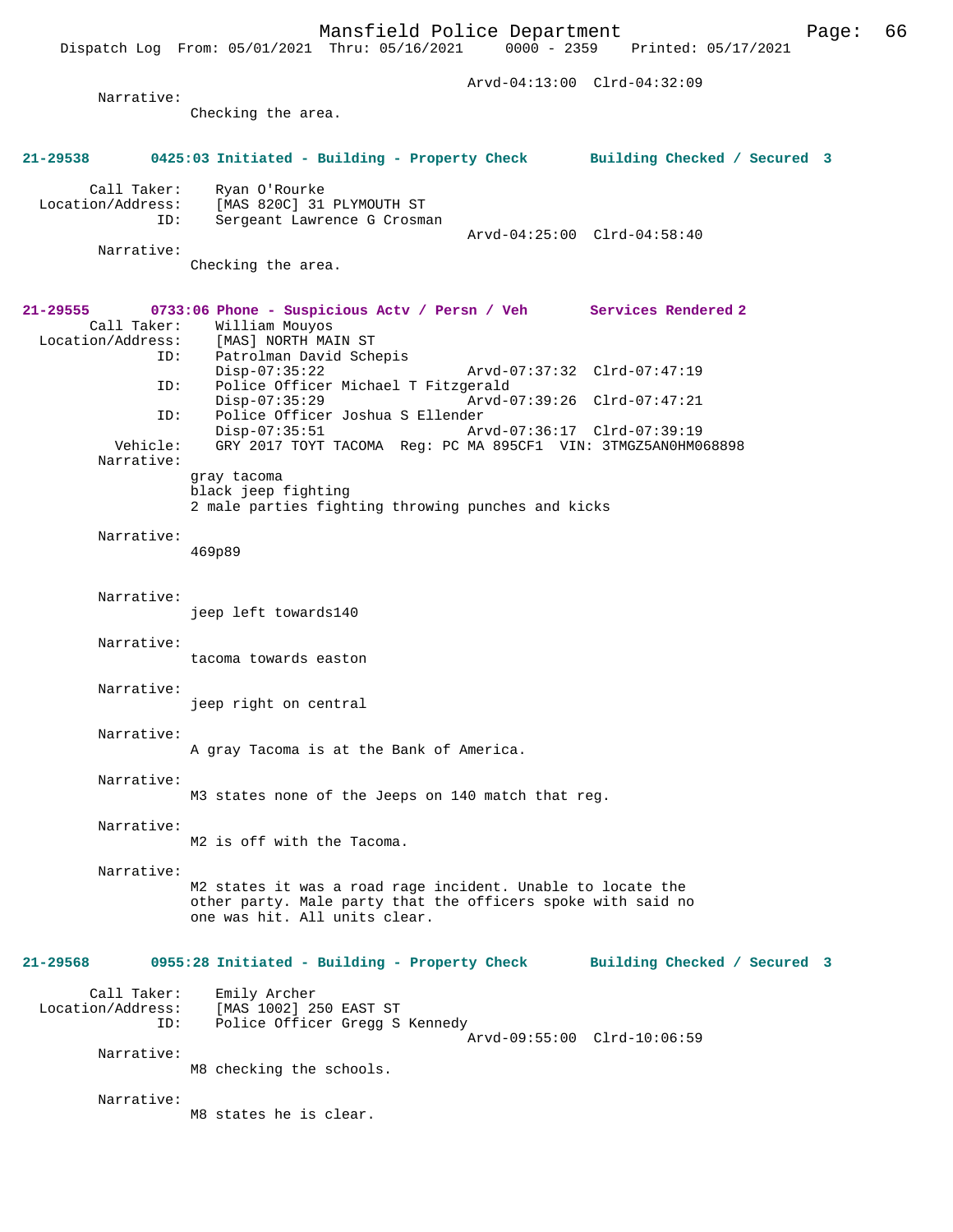Arvd-04:13:00 Clrd-04:32:09

Narrative:
Checking the area.

**21-29538 0425:03 Initiated - Building - Property Check Building Checked / Secured 3**

Call Taker: Ryan O'Rourke
Location/Address: [MAS 820C] 31 PLYMOUTH ST
ID: Sergeant Lawrence G Crosman
Arvd-04:25:00 Clrd-04:58:40

Narrative:
Checking the area.

**21-29555 0733:06 Phone - Suspicious Actv / Persn / Veh Services Rendered 2**

Call Taker: William Mouyos
Location/Address: [MAS] NORTH MAIN ST
ID: Patrolman David Schepis
Disp-07:35:22 Arvd-07:37:32 Clrd-07:47:19
ID: Police Officer Michael T Fitzgerald
Disp-07:35:29 Arvd-07:39:26 Clrd-07:47:21
ID: Police Officer Joshua S Ellender
Disp-07:35:51 Arvd-07:36:17 Clrd-07:39:19
Vehicle: GRY 2017 TOYT TACOMA Reg: PC MA 895CF1 VIN: 3TMGZ5AN0HM068898

Narrative:
gray tacoma
black jeep fighting
2 male parties fighting throwing punches and kicks

Narrative:
469p89

Narrative:
jeep left towards140

Narrative:
tacoma towards easton

Narrative:
jeep right on central

Narrative:
A gray Tacoma is at the Bank of America.

Narrative:
M3 states none of the Jeeps on 140 match that reg.

Narrative:
M2 is off with the Tacoma.

Narrative:
M2 states it was a road rage incident. Unable to locate the other party. Male party that the officers spoke with said no one was hit. All units clear.

**21-29568 0955:28 Initiated - Building - Property Check Building Checked / Secured 3**

Call Taker: Emily Archer
Location/Address: [MAS 1002] 250 EAST ST
ID: Police Officer Gregg S Kennedy
Arvd-09:55:00 Clrd-10:06:59

Narrative:
M8 checking the schools.

Narrative:
M8 states he is clear.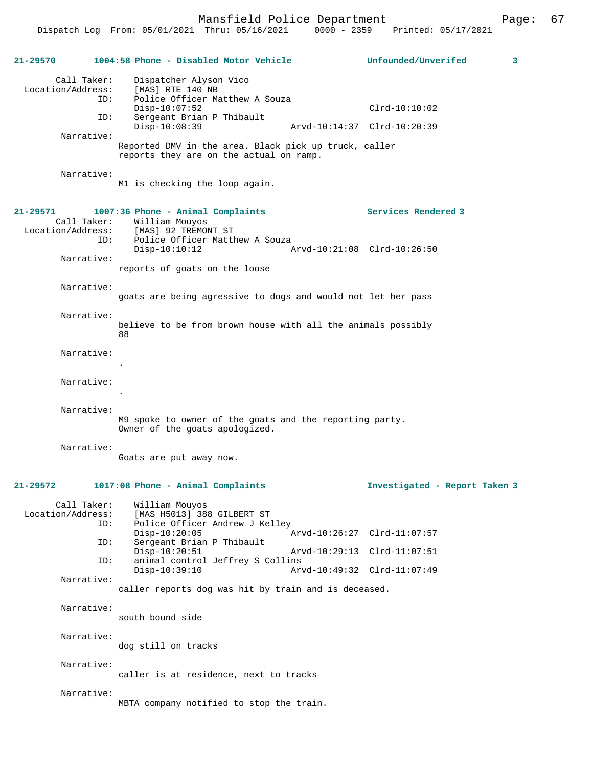**21-29570 1004:58 Phone - Disabled Motor Vehicle — Unfounded/Unverifed 3**

```
        Call Taker:    Dispatcher Alyson Vico
  Location/Address:    [MAS] RTE 140 NB
                ID:    Police Officer Matthew A Souza
                       Disp-10:07:52                           Clrd-10:10:02
                ID:    Sergeant Brian P Thibault
                       Disp-10:08:39              Arvd-10:14:37  Clrd-10:20:39
         Narrative:
                     Reported DMV in the area. Black pick up truck, caller
                     reports they are on the actual on ramp.

         Narrative:
                     M1 is checking the loop again.
```

**21-29571 1007:36 Phone - Animal Complaints — Services Rendered 3**

```
        Call Taker:    William Mouyos
  Location/Address:    [MAS] 92 TREMONT ST
                ID:    Police Officer Matthew A Souza
                       Disp-10:10:12              Arvd-10:21:08  Clrd-10:26:50
         Narrative:
                     reports of goats on the loose

         Narrative:
                     goats are being agressive to dogs and would not let her pass

         Narrative:
                     believe to be from brown house with all the animals possibly
                     88

         Narrative:
                     .

         Narrative:
                     .

         Narrative:
                     M9 spoke to owner of the goats and the reporting party.
                     Owner of the goats apologized.

         Narrative:
                     Goats are put away now.
```

**21-29572 1017:08 Phone - Animal Complaints — Investigated - Report Taken 3**

```
        Call Taker:    William Mouyos
  Location/Address:    [MAS H5013] 388 GILBERT ST
                ID:    Police Officer Andrew J Kelley
                       Disp-10:20:05              Arvd-10:26:27  Clrd-11:07:57
                ID:    Sergeant Brian P Thibault
                       Disp-10:20:51              Arvd-10:29:13  Clrd-11:07:51
                ID:    animal control Jeffrey S Collins
                       Disp-10:39:10              Arvd-10:49:32  Clrd-11:07:49
         Narrative:
                     caller reports dog was hit by train and is deceased.

         Narrative:
                     south bound side

         Narrative:
                     dog still on tracks

         Narrative:
                     caller is at residence, next to tracks

         Narrative:
                     MBTA company notified to stop the train.
```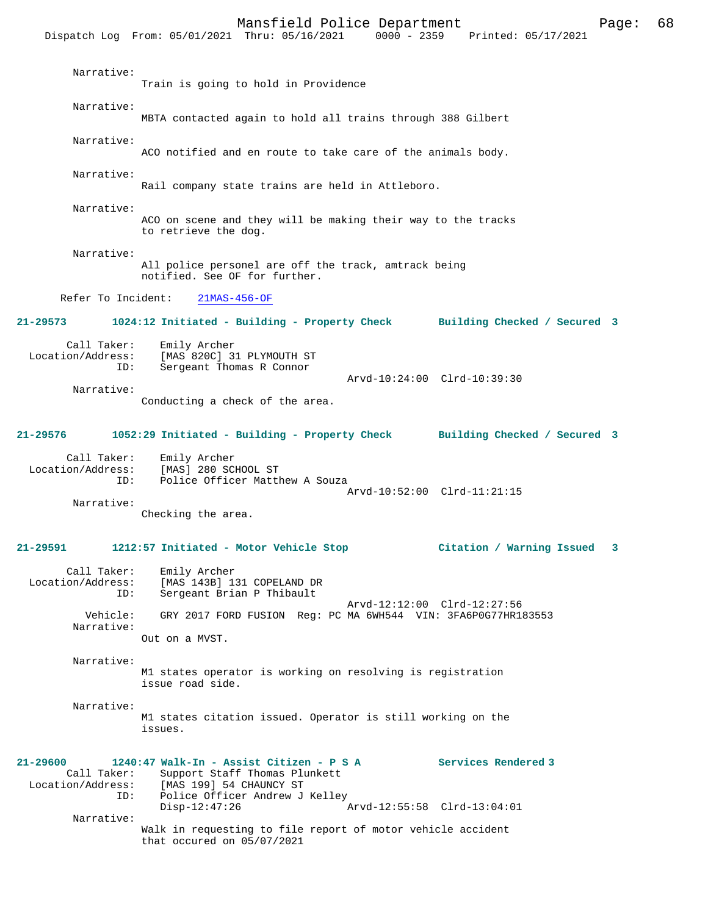Narrative:
Train is going to hold in Providence

Narrative:
MBTA contacted again to hold all trains through 388 Gilbert

Narrative:
ACO notified and en route to take care of the animals body.

Narrative:
Rail company state trains are held in Attleboro.

Narrative:
ACO on scene and they will be making their way to the tracks to retrieve the dog.

Narrative:
All police personel are off the track, amtrack being notified. See OF for further.

Refer To Incident: 21MAS-456-OF

**21-29573 1024:12 Initiated - Building - Property Check — Building Checked / Secured 3**

Call Taker: Emily Archer
Location/Address: [MAS 820C] 31 PLYMOUTH ST
ID: Sergeant Thomas R Connor
Arvd-10:24:00 Clrd-10:39:30
Narrative:
Conducting a check of the area.

**21-29576 1052:29 Initiated - Building - Property Check — Building Checked / Secured 3**

Call Taker: Emily Archer
Location/Address: [MAS] 280 SCHOOL ST
ID: Police Officer Matthew A Souza
Arvd-10:52:00 Clrd-11:21:15
Narrative:
Checking the area.

**21-29591 1212:57 Initiated - Motor Vehicle Stop — Citation / Warning Issued 3**

Call Taker: Emily Archer
Location/Address: [MAS 143B] 131 COPELAND DR
ID: Sergeant Brian P Thibault
Arvd-12:12:00 Clrd-12:27:56
Vehicle: GRY 2017 FORD FUSION Reg: PC MA 6WH544 VIN: 3FA6P0G77HR183553
Narrative:
Out on a MVST.

Narrative:
M1 states operator is working on resolving is registration issue road side.

Narrative:
M1 states citation issued. Operator is still working on the issues.

**21-29600 1240:47 Walk-In - Assist Citizen - P S A — Services Rendered 3**

Call Taker: Support Staff Thomas Plunkett
Location/Address: [MAS 199] 54 CHAUNCY ST
ID: Police Officer Andrew J Kelley
Disp-12:47:26 Arvd-12:55:58 Clrd-13:04:01
Narrative:
Walk in requesting to file report of motor vehicle accident that occured on 05/07/2021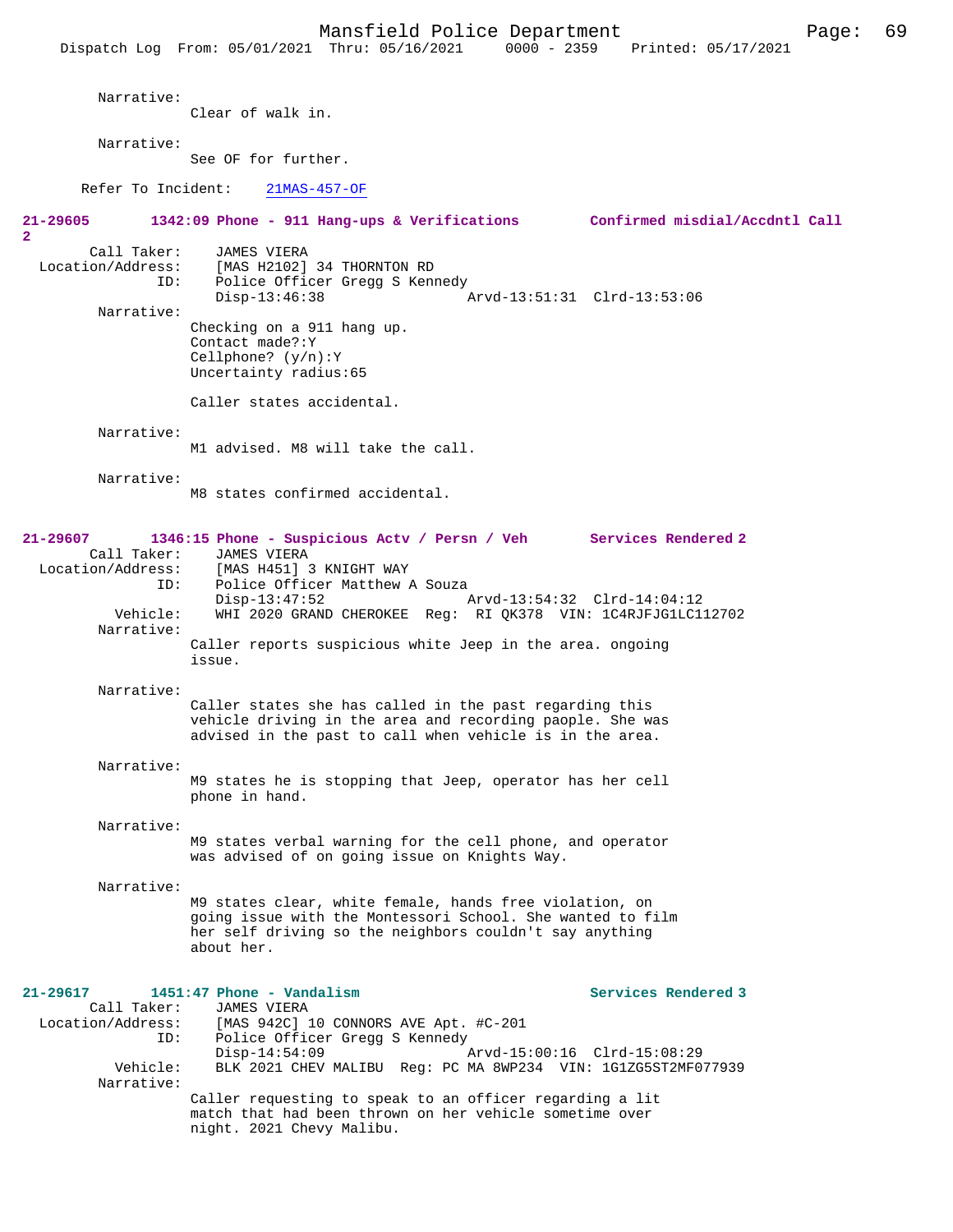Narrative:
Clear of walk in.

Narrative:
See OF for further.

Refer To Incident: 21MAS-457-OF

**21-29605 1342:09 Phone - 911 Hang-ups & Verifications Confirmed misdial/Accdntl Call 2**

Call Taker: JAMES VIERA
Location/Address: [MAS H2102] 34 THORNTON RD
ID: Police Officer Gregg S Kennedy
Disp-13:46:38 Arvd-13:51:31 Clrd-13:53:06

Narrative:
Checking on a 911 hang up.
Contact made?:Y
Cellphone? (y/n):Y
Uncertainty radius:65

Caller states accidental.

Narrative:
M1 advised. M8 will take the call.

Narrative:
M8 states confirmed accidental.

**21-29607 1346:15 Phone - Suspicious Actv / Persn / Veh Services Rendered 2**

Call Taker: JAMES VIERA
Location/Address: [MAS H451] 3 KNIGHT WAY
ID: Police Officer Matthew A Souza
Disp-13:47:52 Arvd-13:54:32 Clrd-14:04:12
Vehicle: WHI 2020 GRAND CHEROKEE Reg: RI QK378 VIN: 1C4RJFJG1LC112702

Narrative:
Caller reports suspicious white Jeep in the area. ongoing issue.

Narrative:
Caller states she has called in the past regarding this vehicle driving in the area and recording paople. She was advised in the past to call when vehicle is in the area.

Narrative:
M9 states he is stopping that Jeep, operator has her cell phone in hand.

Narrative:
M9 states verbal warning for the cell phone, and operator was advised of on going issue on Knights Way.

Narrative:
M9 states clear, white female, hands free violation, on going issue with the Montessori School. She wanted to film her self driving so the neighbors couldn't say anything about her.

**21-29617 1451:47 Phone - Vandalism Services Rendered 3**

Call Taker: JAMES VIERA
Location/Address: [MAS 942C] 10 CONNORS AVE Apt. #C-201
ID: Police Officer Gregg S Kennedy
Disp-14:54:09 Arvd-15:00:16 Clrd-15:08:29
Vehicle: BLK 2021 CHEV MALIBU Reg: PC MA 8WP234 VIN: 1G1ZG5ST2MF077939

Narrative:
Caller requesting to speak to an officer regarding a lit match that had been thrown on her vehicle sometime over night. 2021 Chevy Malibu.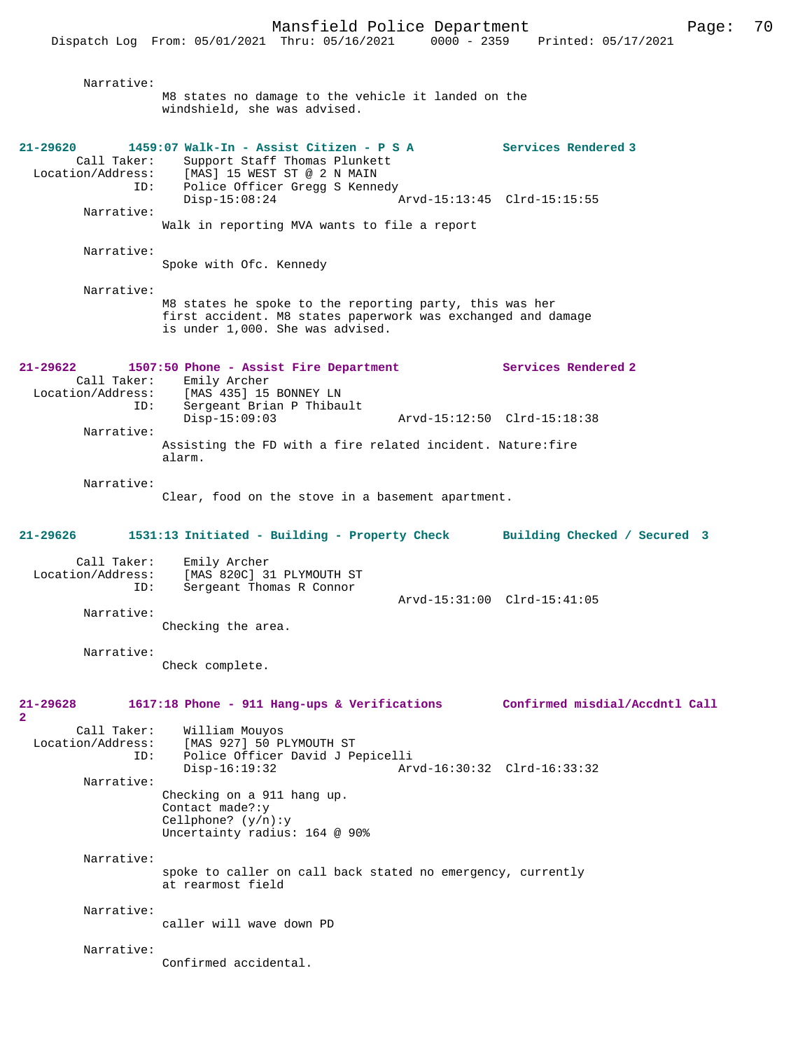Narrative:
M8 states no damage to the vehicle it landed on the windshield, she was advised.

**21-29620 1459:07 Walk-In - Assist Citizen - P S A — Services Rendered 3**

Call Taker: Support Staff Thomas Plunkett
Location/Address: [MAS] 15 WEST ST @ 2 N MAIN
ID: Police Officer Gregg S Kennedy
Disp-15:08:24 Arvd-15:13:45 Clrd-15:15:55

Narrative:
Walk in reporting MVA wants to file a report

Narrative:
Spoke with Ofc. Kennedy

Narrative:
M8 states he spoke to the reporting party, this was her first accident. M8 states paperwork was exchanged and damage is under 1,000. She was advised.

**21-29622 1507:50 Phone - Assist Fire Department — Services Rendered 2**

Call Taker: Emily Archer
Location/Address: [MAS 435] 15 BONNEY LN
ID: Sergeant Brian P Thibault
Disp-15:09:03 Arvd-15:12:50 Clrd-15:18:38

Narrative:
Assisting the FD with a fire related incident. Nature:fire alarm.

Narrative:
Clear, food on the stove in a basement apartment.

**21-29626 1531:13 Initiated - Building - Property Check — Building Checked / Secured 3**

Call Taker: Emily Archer
Location/Address: [MAS 820C] 31 PLYMOUTH ST
ID: Sergeant Thomas R Connor
Arvd-15:31:00 Clrd-15:41:05

Narrative:
Checking the area.

Narrative:
Check complete.

**21-29628 1617:18 Phone - 911 Hang-ups & Verifications — Confirmed misdial/Accdntl Call 2**

Call Taker: William Mouyos
Location/Address: [MAS 927] 50 PLYMOUTH ST
ID: Police Officer David J Pepicelli
Disp-16:19:32 Arvd-16:30:32 Clrd-16:33:32

Narrative:
Checking on a 911 hang up.
Contact made?:y
Cellphone? (y/n):y
Uncertainty radius: 164 @ 90%

Narrative:
spoke to caller on call back stated no emergency, currently at rearmost field

Narrative:
caller will wave down PD

Narrative:
Confirmed accidental.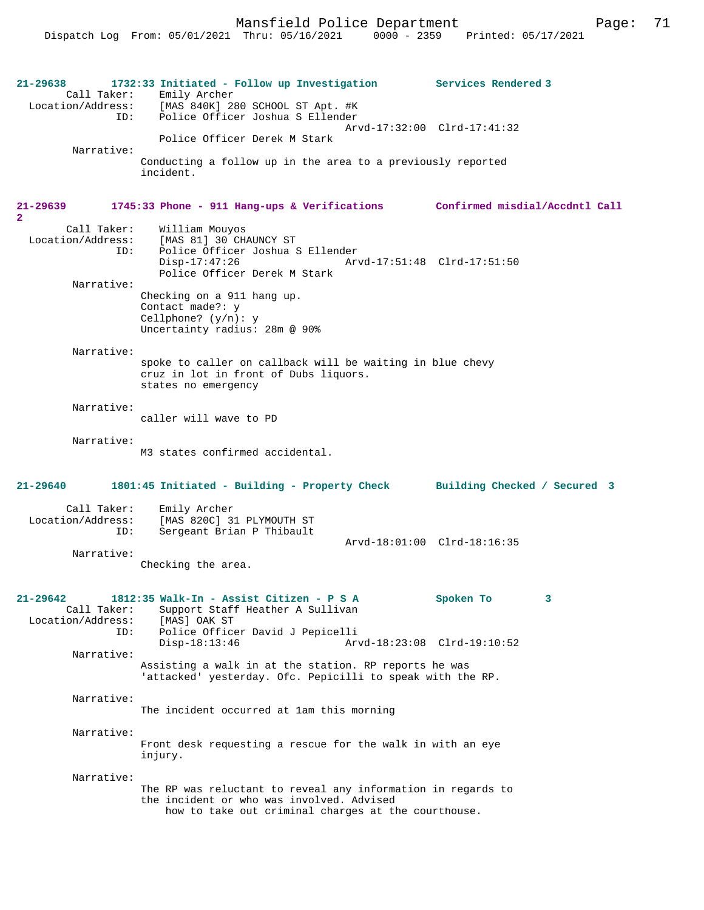**21-29638** **1732:33 Initiated - Follow up Investigation** **Services Rendered 3**

Call Taker: Emily Archer
Location/Address: [MAS 840K] 280 SCHOOL ST Apt. #K
ID: Police Officer Joshua S Ellender
Arvd-17:32:00 Clrd-17:41:32
Police Officer Derek M Stark

Narrative:
Conducting a follow up in the area to a previously reported incident.

**21-29639** **1745:33 Phone - 911 Hang-ups & Verifications** **Confirmed misdial/Accdntl Call 2**

Call Taker: William Mouyos
Location/Address: [MAS 81] 30 CHAUNCY ST
ID: Police Officer Joshua S Ellender
Disp-17:47:26 Arvd-17:51:48 Clrd-17:51:50
Police Officer Derek M Stark

Narrative:
Checking on a 911 hang up.
Contact made?: y
Cellphone? (y/n): y
Uncertainty radius: 28m @ 90%

Narrative:
spoke to caller on callback will be waiting in blue chevy cruz in lot in front of Dubs liquors.
states no emergency

Narrative:
caller will wave to PD

Narrative:
M3 states confirmed accidental.

**21-29640** **1801:45 Initiated - Building - Property Check** **Building Checked / Secured 3**

Call Taker: Emily Archer
Location/Address: [MAS 820C] 31 PLYMOUTH ST
ID: Sergeant Brian P Thibault
Arvd-18:01:00 Clrd-18:16:35

Narrative:
Checking the area.

**21-29642** **1812:35 Walk-In - Assist Citizen - P S A** **Spoken To 3**

Call Taker: Support Staff Heather A Sullivan
Location/Address: [MAS] OAK ST
ID: Police Officer David J Pepicelli
Disp-18:13:46 Arvd-18:23:08 Clrd-19:10:52

Narrative:
Assisting a walk in at the station. RP reports he was 'attacked' yesterday. Ofc. Pepicilli to speak with the RP.

Narrative:
The incident occurred at 1am this morning

Narrative:
Front desk requesting a rescue for the walk in with an eye injury.

Narrative:
The RP was reluctant to reveal any information in regards to the incident or who was involved. Advised how to take out criminal charges at the courthouse.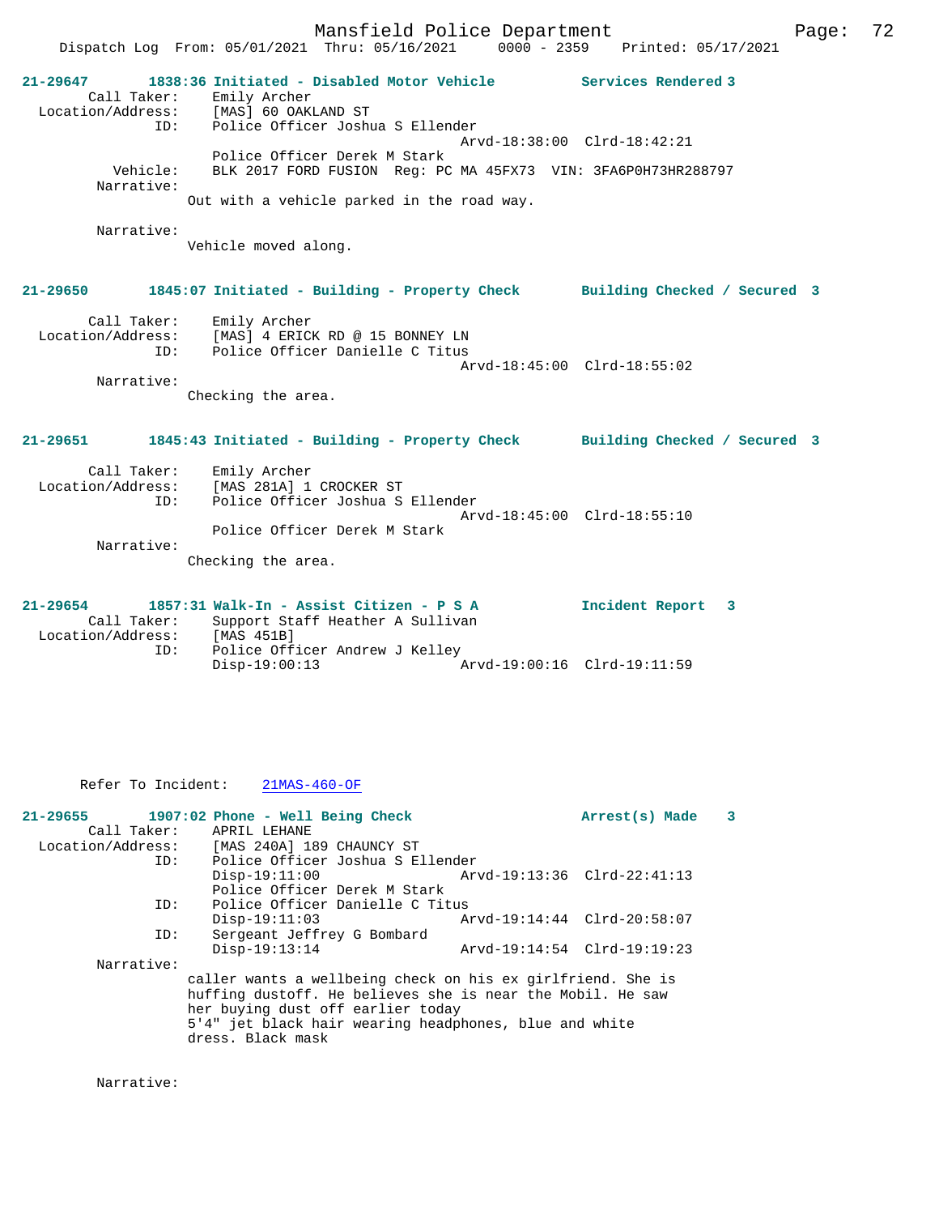**21-29647 1838:36 Initiated - Disabled Motor Vehicle** **Services Rendered 3**

Call Taker: Emily Archer
Location/Address: [MAS] 60 OAKLAND ST
ID: Police Officer Joshua S Ellender
Arvd-18:38:00 Clrd-18:42:21
Police Officer Derek M Stark
Vehicle: BLK 2017 FORD FUSION Reg: PC MA 45FX73 VIN: 3FA6P0H73HR288797
Narrative:
Out with a vehicle parked in the road way.

Narrative:
Vehicle moved along.

**21-29650 1845:07 Initiated - Building - Property Check** **Building Checked / Secured 3**

Call Taker: Emily Archer
Location/Address: [MAS] 4 ERICK RD @ 15 BONNEY LN
ID: Police Officer Danielle C Titus
Arvd-18:45:00 Clrd-18:55:02
Narrative:
Checking the area.

**21-29651 1845:43 Initiated - Building - Property Check** **Building Checked / Secured 3**

Call Taker: Emily Archer
Location/Address: [MAS 281A] 1 CROCKER ST
ID: Police Officer Joshua S Ellender
Arvd-18:45:00 Clrd-18:55:10
Police Officer Derek M Stark
Narrative:
Checking the area.

**21-29654 1857:31 Walk-In - Assist Citizen - P S A** **Incident Report 3**

Call Taker: Support Staff Heather A Sullivan
Location/Address: [MAS 451B]
ID: Police Officer Andrew J Kelley
Disp-19:00:13 Arvd-19:00:16 Clrd-19:11:59

Refer To Incident: 21MAS-460-OF

**21-29655 1907:02 Phone - Well Being Check** **Arrest(s) Made 3**

Call Taker: APRIL LEHANE
Location/Address: [MAS 240A] 189 CHAUNCY ST
ID: Police Officer Joshua S Ellender
Disp-19:11:00 Arvd-19:13:36 Clrd-22:41:13
Police Officer Derek M Stark
ID: Police Officer Danielle C Titus
Disp-19:11:03 Arvd-19:14:44 Clrd-20:58:07
ID: Sergeant Jeffrey G Bombard
Disp-19:13:14 Arvd-19:14:54 Clrd-19:19:23
Narrative:
caller wants a wellbeing check on his ex girlfriend. She is huffing dustoff. He believes she is near the Mobil. He saw her buying dust off earlier today
5'4" jet black hair wearing headphones, blue and white dress. Black mask

Narrative: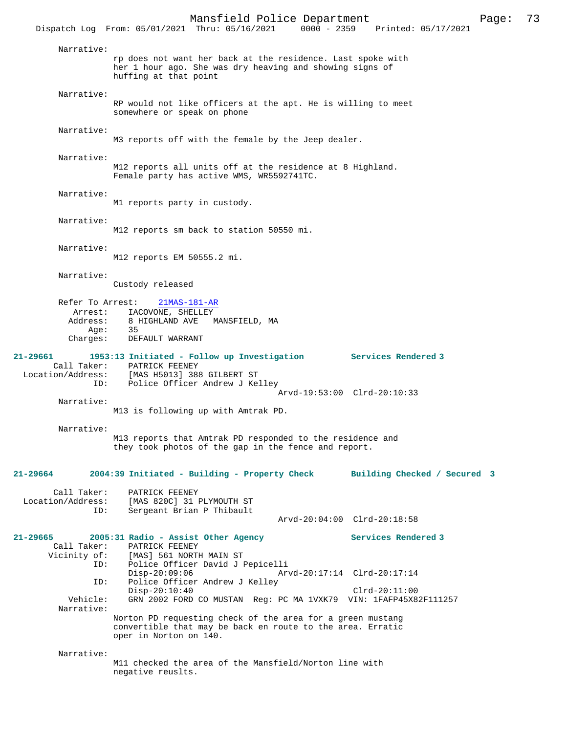Narrative:
rp does not want her back at the residence. Last spoke with her 1 hour ago. She was dry heaving and showing signs of huffing at that point

Narrative:
RP would not like officers at the apt. He is willing to meet somewhere or speak on phone

Narrative:
M3 reports off with the female by the Jeep dealer.

Narrative:
M12 reports all units off at the residence at 8 Highland. Female party has active WMS, WR5592741TC.

Narrative:
M1 reports party in custody.

Narrative:
M12 reports sm back to station 50550 mi.

Narrative:
M12 reports EM 50555.2 mi.

Narrative:
Custody released

Refer To Arrest: 21MAS-181-AR
Arrest: IACOVONE, SHELLEY
Address: 8 HIGHLAND AVE MANSFIELD, MA
Age: 35
Charges: DEFAULT WARRANT

**21-29661 1953:13 Initiated - Follow up Investigation Services Rendered 3**

Call Taker: PATRICK FEENEY
Location/Address: [MAS H5013] 388 GILBERT ST
ID: Police Officer Andrew J Kelley
Arvd-19:53:00 Clrd-20:10:33

Narrative:
M13 is following up with Amtrak PD.

Narrative:
M13 reports that Amtrak PD responded to the residence and they took photos of the gap in the fence and report.

**21-29664 2004:39 Initiated - Building - Property Check Building Checked / Secured 3**

Call Taker: PATRICK FEENEY
Location/Address: [MAS 820C] 31 PLYMOUTH ST
ID: Sergeant Brian P Thibault
Arvd-20:04:00 Clrd-20:18:58

**21-29665 2005:31 Radio - Assist Other Agency Services Rendered 3**

Call Taker: PATRICK FEENEY
Vicinity of: [MAS] 561 NORTH MAIN ST
ID: Police Officer David J Pepicelli
Disp-20:09:06 Arvd-20:17:14 Clrd-20:17:14
ID: Police Officer Andrew J Kelley
Disp-20:10:40 Clrd-20:11:00
Vehicle: GRN 2002 FORD CO MUSTAN Reg: PC MA 1VXK79 VIN: 1FAFP45X82F111257

Narrative:
Norton PD requesting check of the area for a green mustang convertible that may be back en route to the area. Erratic oper in Norton on 140.

Narrative:
M11 checked the area of the Mansfield/Norton line with negative reuslts.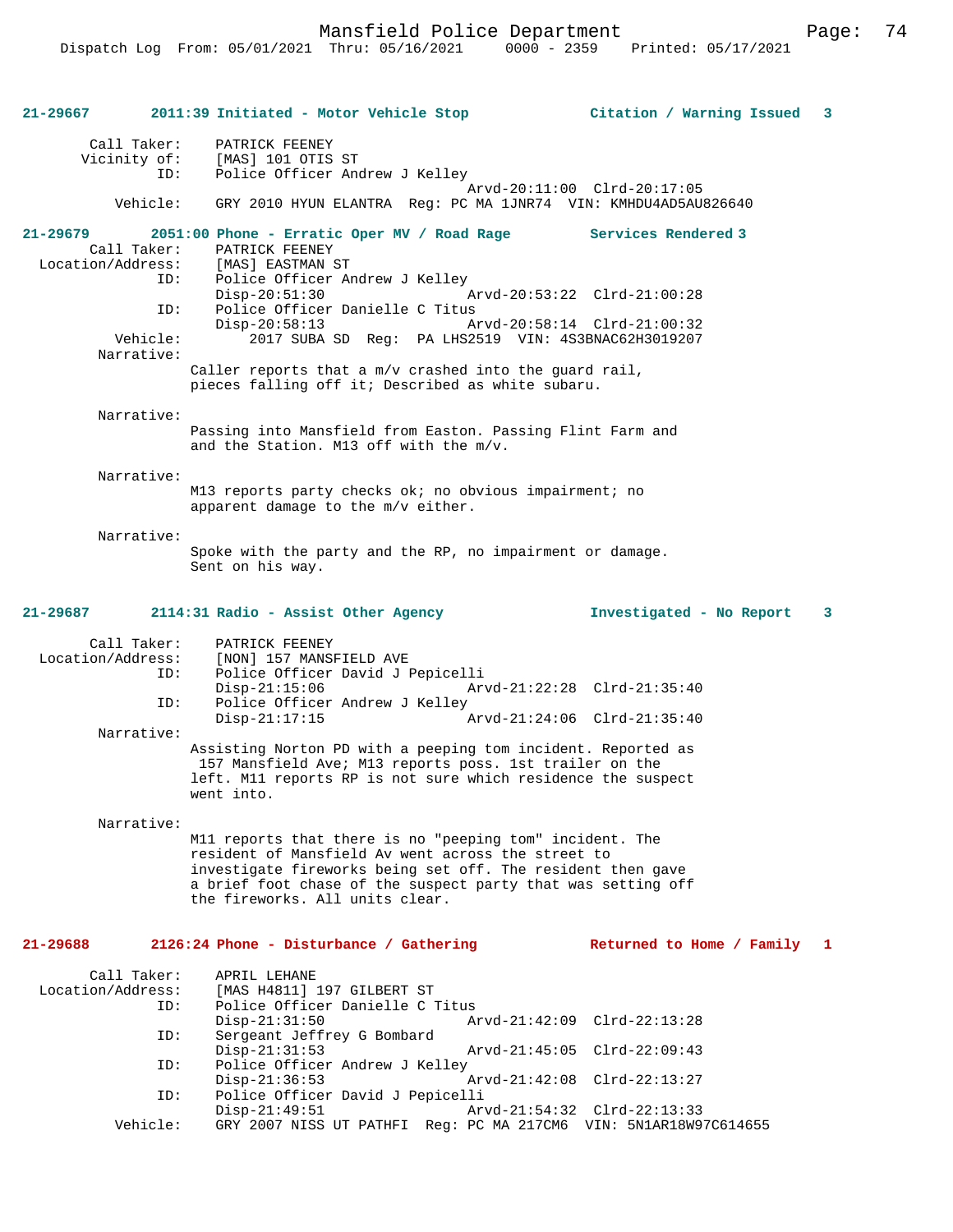**21-29667** 2011:39 Initiated - Motor Vehicle Stop — Citation / Warning Issued 3

```
        Call Taker:    PATRICK FEENEY
       Vicinity of:    [MAS] 101 OTIS ST
                ID:    Police Officer Andrew J Kelley
                                            Arvd-20:11:00  Clrd-20:17:05
           Vehicle:    GRY 2010 HYUN ELANTRA  Reg: PC MA 1JNR74  VIN: KMHDU4AD5AU826640
```

**21-29679** 2051:00 Phone - Erratic Oper MV / Road Rage — Services Rendered 3

```
        Call Taker:    PATRICK FEENEY
  Location/Address:    [MAS] EASTMAN ST
                ID:    Police Officer Andrew J Kelley
                       Disp-20:51:30                Arvd-20:53:22  Clrd-21:00:28
                ID:    Police Officer Danielle C Titus
                       Disp-20:58:13                Arvd-20:58:14  Clrd-21:00:32
           Vehicle:        2017 SUBA SD  Reg:  PA LHS2519  VIN: 4S3BNAC62H3019207
         Narrative:
```

Caller reports that a m/v crashed into the guard rail, pieces falling off it; Described as white subaru.

Narrative:

Passing into Mansfield from Easton. Passing Flint Farm and and the Station. M13 off with the m/v.

Narrative:

M13 reports party checks ok; no obvious impairment; no apparent damage to the m/v either.

Narrative:

Spoke with the party and the RP, no impairment or damage. Sent on his way.

**21-29687** 2114:31 Radio - Assist Other Agency — Investigated - No Report 3

```
        Call Taker:    PATRICK FEENEY
  Location/Address:    [NON] 157 MANSFIELD AVE
                ID:    Police Officer David J Pepicelli
                       Disp-21:15:06                Arvd-21:22:28  Clrd-21:35:40
                ID:    Police Officer Andrew J Kelley
                       Disp-21:17:15                Arvd-21:24:06  Clrd-21:35:40
         Narrative:
```

Assisting Norton PD with a peeping tom incident. Reported as 157 Mansfield Ave; M13 reports poss. 1st trailer on the left. M11 reports RP is not sure which residence the suspect went into.

Narrative:

M11 reports that there is no "peeping tom" incident. The resident of Mansfield Av went across the street to investigate fireworks being set off. The resident then gave a brief foot chase of the suspect party that was setting off the fireworks. All units clear.

**21-29688** 2126:24 Phone - Disturbance / Gathering — Returned to Home / Family 1

```
        Call Taker:    APRIL LEHANE
  Location/Address:    [MAS H4811] 197 GILBERT ST
                ID:    Police Officer Danielle C Titus
                       Disp-21:31:50                Arvd-21:42:09  Clrd-22:13:28
                ID:    Sergeant Jeffrey G Bombard
                       Disp-21:31:53                Arvd-21:45:05  Clrd-22:09:43
                ID:    Police Officer Andrew J Kelley
                       Disp-21:36:53                Arvd-21:42:08  Clrd-22:13:27
                ID:    Police Officer David J Pepicelli
                       Disp-21:49:51                Arvd-21:54:32  Clrd-22:13:33
           Vehicle:    GRY 2007 NISS UT PATHFI  Reg: PC MA 217CM6  VIN: 5N1AR18W97C614655
```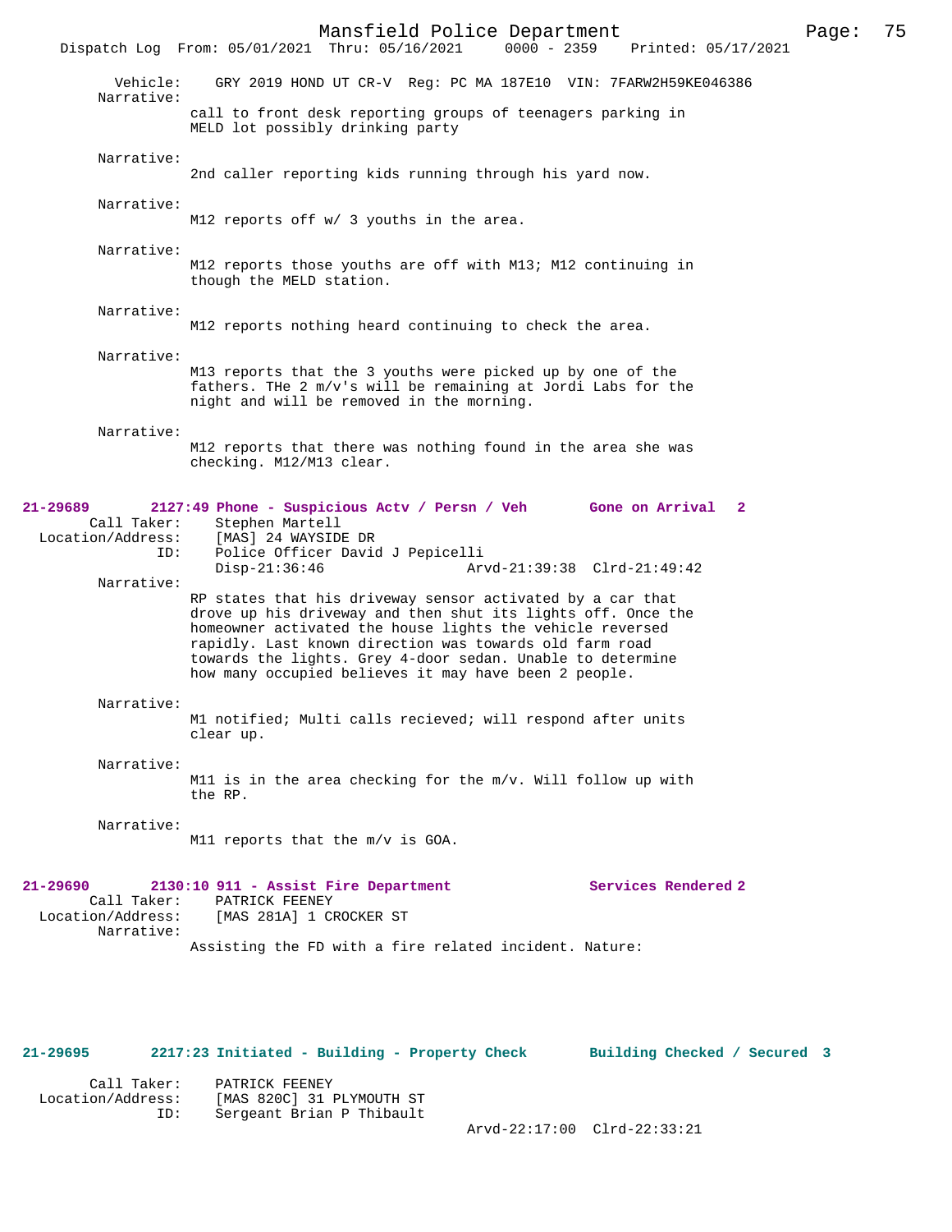Vehicle: GRY 2019 HOND UT CR-V Reg: PC MA 187E10 VIN: 7FARW2H59KE046386

Narrative:
call to front desk reporting groups of teenagers parking in MELD lot possibly drinking party

Narrative:
2nd caller reporting kids running through his yard now.

Narrative:
M12 reports off w/ 3 youths in the area.

Narrative:
M12 reports those youths are off with M13; M12 continuing in though the MELD station.

Narrative:
M12 reports nothing heard continuing to check the area.

Narrative:
M13 reports that the 3 youths were picked up by one of the fathers. THe 2 m/v's will be remaining at Jordi Labs for the night and will be removed in the morning.

Narrative:
M12 reports that there was nothing found in the area she was checking. M12/M13 clear.

**21-29689 2127:49 Phone - Suspicious Actv / Persn / Veh — Gone on Arrival 2**

Call Taker: Stephen Martell
Location/Address: [MAS] 24 WAYSIDE DR
ID: Police Officer David J Pepicelli
Disp-21:36:46 Arvd-21:39:38 Clrd-21:49:42

Narrative:
RP states that his driveway sensor activated by a car that drove up his driveway and then shut its lights off. Once the homeowner activated the house lights the vehicle reversed rapidly. Last known direction was towards old farm road towards the lights. Grey 4-door sedan. Unable to determine how many occupied believes it may have been 2 people.

Narrative:
M1 notified; Multi calls recieved; will respond after units clear up.

Narrative:
M11 is in the area checking for the m/v. Will follow up with the RP.

Narrative:
M11 reports that the m/v is GOA.

**21-29690 2130:10 911 - Assist Fire Department — Services Rendered 2**

Call Taker: PATRICK FEENEY
Location/Address: [MAS 281A] 1 CROCKER ST

Narrative:
Assisting the FD with a fire related incident. Nature:

**21-29695 2217:23 Initiated - Building - Property Check — Building Checked / Secured 3**

Call Taker: PATRICK FEENEY
Location/Address: [MAS 820C] 31 PLYMOUTH ST
ID: Sergeant Brian P Thibault
Arvd-22:17:00 Clrd-22:33:21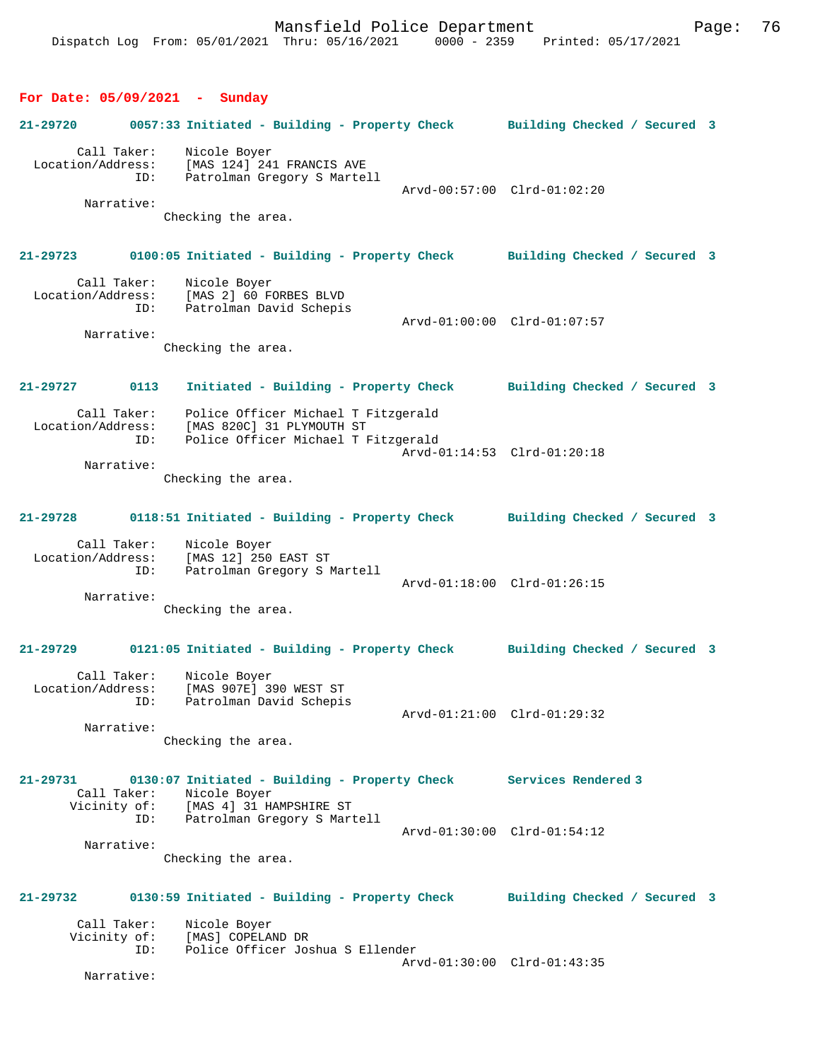**For Date: 05/09/2021 - Sunday**

**21-29720 0057:33 Initiated - Building - Property Check Building Checked / Secured 3**

Call Taker: Nicole Boyer
Location/Address: [MAS 124] 241 FRANCIS AVE
ID: Patrolman Gregory S Martell
Arvd-00:57:00 Clrd-01:02:20
Narrative:
Checking the area.

**21-29723 0100:05 Initiated - Building - Property Check Building Checked / Secured 3**

Call Taker: Nicole Boyer
Location/Address: [MAS 2] 60 FORBES BLVD
ID: Patrolman David Schepis
Arvd-01:00:00 Clrd-01:07:57
Narrative:
Checking the area.

**21-29727 0113 Initiated - Building - Property Check Building Checked / Secured 3**

Call Taker: Police Officer Michael T Fitzgerald
Location/Address: [MAS 820C] 31 PLYMOUTH ST
ID: Police Officer Michael T Fitzgerald
Arvd-01:14:53 Clrd-01:20:18
Narrative:
Checking the area.

**21-29728 0118:51 Initiated - Building - Property Check Building Checked / Secured 3**

Call Taker: Nicole Boyer
Location/Address: [MAS 12] 250 EAST ST
ID: Patrolman Gregory S Martell
Arvd-01:18:00 Clrd-01:26:15
Narrative:
Checking the area.

**21-29729 0121:05 Initiated - Building - Property Check Building Checked / Secured 3**

Call Taker: Nicole Boyer
Location/Address: [MAS 907E] 390 WEST ST
ID: Patrolman David Schepis
Arvd-01:21:00 Clrd-01:29:32
Narrative:
Checking the area.

**21-29731 0130:07 Initiated - Building - Property Check Services Rendered 3**

Call Taker: Nicole Boyer
Vicinity of: [MAS 4] 31 HAMPSHIRE ST
ID: Patrolman Gregory S Martell
Arvd-01:30:00 Clrd-01:54:12
Narrative:
Checking the area.

**21-29732 0130:59 Initiated - Building - Property Check Building Checked / Secured 3**

Call Taker: Nicole Boyer
Vicinity of: [MAS] COPELAND DR
ID: Police Officer Joshua S Ellender
Arvd-01:30:00 Clrd-01:43:35
Narrative: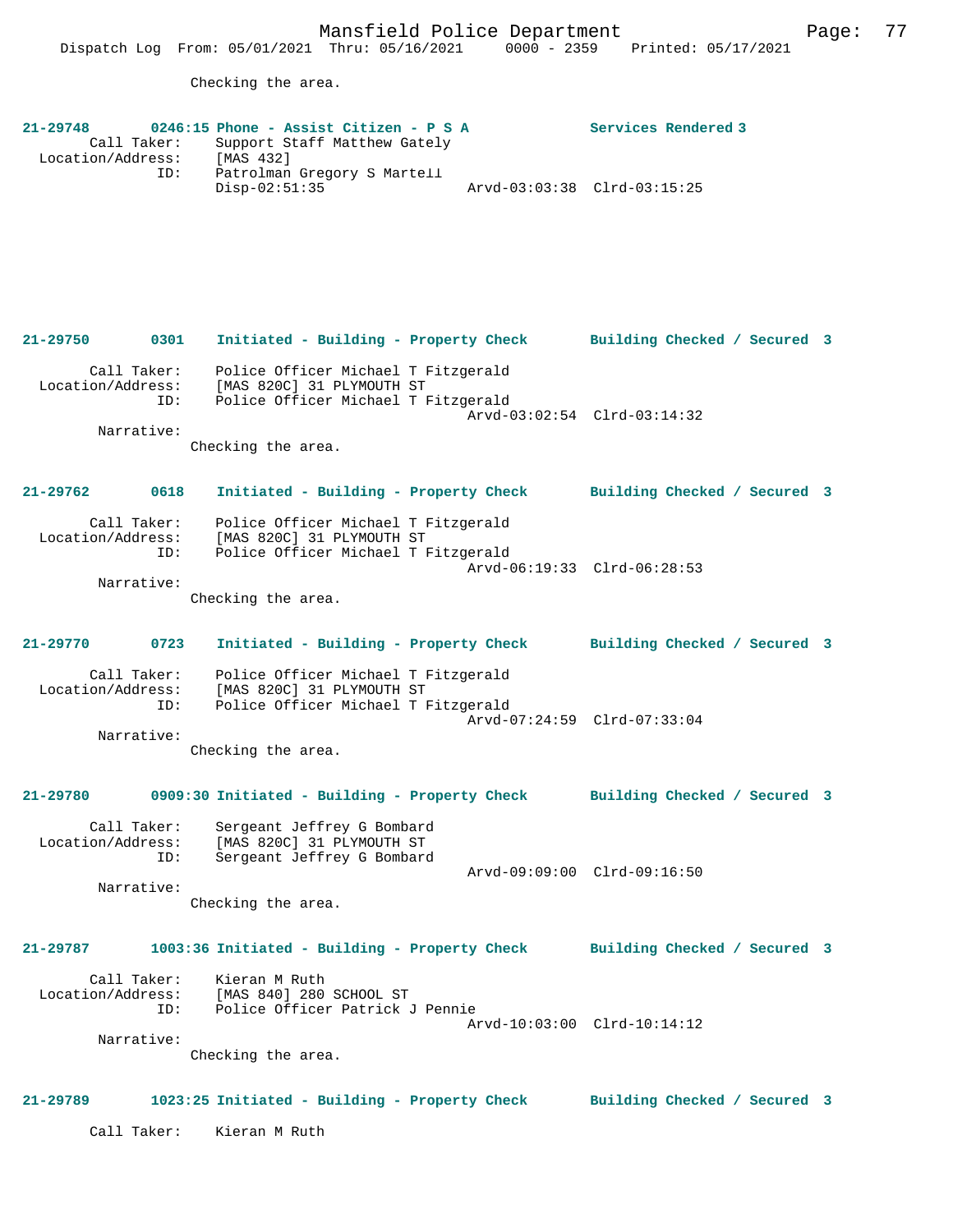Checking the area.

**21-29748 0246:15 Phone - Assist Citizen - P S A — Services Rendered 3**

Call Taker: Support Staff Matthew Gately
Location/Address: [MAS 432]
ID: Patrolman Gregory S Martell
Disp-02:51:35 Arvd-03:03:38 Clrd-03:15:25

**21-29750 0301 Initiated - Building - Property Check — Building Checked / Secured 3**

Call Taker: Police Officer Michael T Fitzgerald
Location/Address: [MAS 820C] 31 PLYMOUTH ST
ID: Police Officer Michael T Fitzgerald
Arvd-03:02:54 Clrd-03:14:32
Narrative:
Checking the area.

**21-29762 0618 Initiated - Building - Property Check — Building Checked / Secured 3**

Call Taker: Police Officer Michael T Fitzgerald
Location/Address: [MAS 820C] 31 PLYMOUTH ST
ID: Police Officer Michael T Fitzgerald
Arvd-06:19:33 Clrd-06:28:53
Narrative:
Checking the area.

**21-29770 0723 Initiated - Building - Property Check — Building Checked / Secured 3**

Call Taker: Police Officer Michael T Fitzgerald
Location/Address: [MAS 820C] 31 PLYMOUTH ST
ID: Police Officer Michael T Fitzgerald
Arvd-07:24:59 Clrd-07:33:04
Narrative:
Checking the area.

**21-29780 0909:30 Initiated - Building - Property Check — Building Checked / Secured 3**

Call Taker: Sergeant Jeffrey G Bombard
Location/Address: [MAS 820C] 31 PLYMOUTH ST
ID: Sergeant Jeffrey G Bombard
Arvd-09:09:00 Clrd-09:16:50
Narrative:
Checking the area.

**21-29787 1003:36 Initiated - Building - Property Check — Building Checked / Secured 3**

Call Taker: Kieran M Ruth
Location/Address: [MAS 840] 280 SCHOOL ST
ID: Police Officer Patrick J Pennie
Arvd-10:03:00 Clrd-10:14:12
Narrative:
Checking the area.

**21-29789 1023:25 Initiated - Building - Property Check — Building Checked / Secured 3**

Call Taker: Kieran M Ruth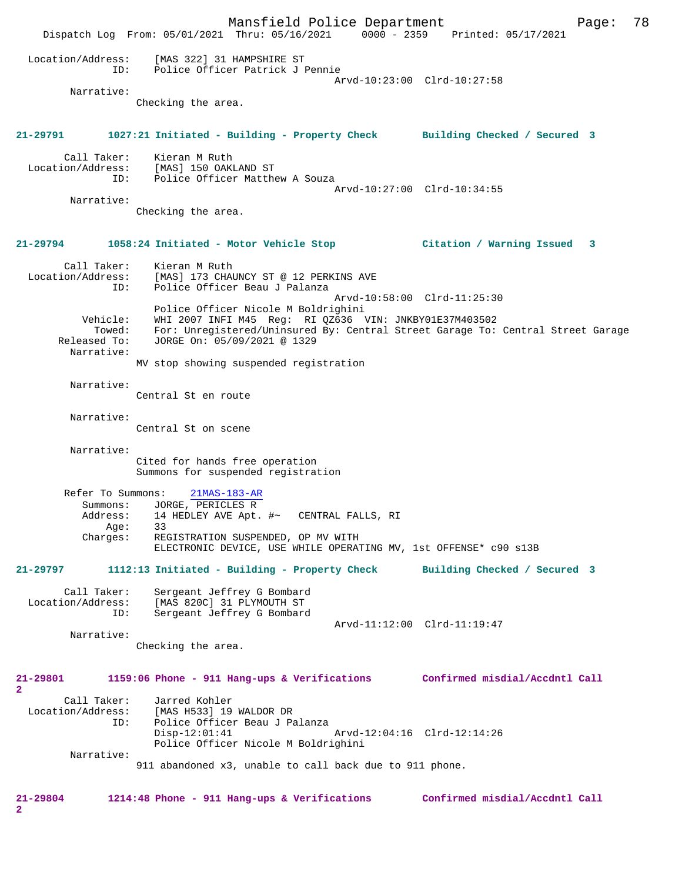```
Location/Address:     [MAS 322] 31 HAMPSHIRE ST
              ID:     Police Officer Patrick J Pennie
                                                Arvd-10:23:00  Clrd-10:27:58
       Narrative:
                Checking the area.


21-29791        1027:21 Initiated - Building - Property Check       Building Checked / Secured  3

       Call Taker:     Kieran M Ruth
  Location/Address:     [MAS] 150 OAKLAND ST
              ID:     Police Officer Matthew A Souza
                                                Arvd-10:27:00  Clrd-10:34:55
       Narrative:
                Checking the area.


21-29794        1058:24 Initiated - Motor Vehicle Stop              Citation / Warning Issued   3

       Call Taker:     Kieran M Ruth
  Location/Address:     [MAS] 173 CHAUNCY ST @ 12 PERKINS AVE
              ID:     Police Officer Beau J Palanza
                                                Arvd-10:58:00  Clrd-11:25:30
                      Police Officer Nicole M Boldrighini
          Vehicle:     WHI 2007 INFI M45  Reg:  RI QZ636  VIN: JNKBY01E37M403502
            Towed:     For: Unregistered/Uninsured By: Central Street Garage To: Central Street Garage
      Released To:     JORGE On: 05/09/2021 @ 1329
       Narrative:
                MV stop showing suspended registration

       Narrative:
                Central St en route

       Narrative:
                Central St on scene

       Narrative:
                Cited for hands free operation
                Summons for suspended registration

       Refer To Summons:    21MAS-183-AR
          Summons:     JORGE, PERICLES R
          Address:     14 HEDLEY AVE Apt. #~   CENTRAL FALLS, RI
              Age:     33
          Charges:     REGISTRATION SUSPENDED, OP MV WITH
                      ELECTRONIC DEVICE, USE WHILE OPERATING MV, 1st OFFENSE* c90 s13B

21-29797        1112:13 Initiated - Building - Property Check       Building Checked / Secured  3

       Call Taker:     Sergeant Jeffrey G Bombard
  Location/Address:     [MAS 820C] 31 PLYMOUTH ST
              ID:     Sergeant Jeffrey G Bombard
                                                Arvd-11:12:00  Clrd-11:19:47
       Narrative:
                Checking the area.


21-29801        1159:06 Phone - 911 Hang-ups & Verifications        Confirmed misdial/Accdntl Call
2
       Call Taker:     Jarred Kohler
  Location/Address:     [MAS H533] 19 WALDOR DR
              ID:     Police Officer Beau J Palanza
                      Disp-12:01:41             Arvd-12:04:16  Clrd-12:14:26
                      Police Officer Nicole M Boldrighini
       Narrative:
                911 abandoned x3, unable to call back due to 911 phone.


21-29804        1214:48 Phone - 911 Hang-ups & Verifications        Confirmed misdial/Accdntl Call
2
```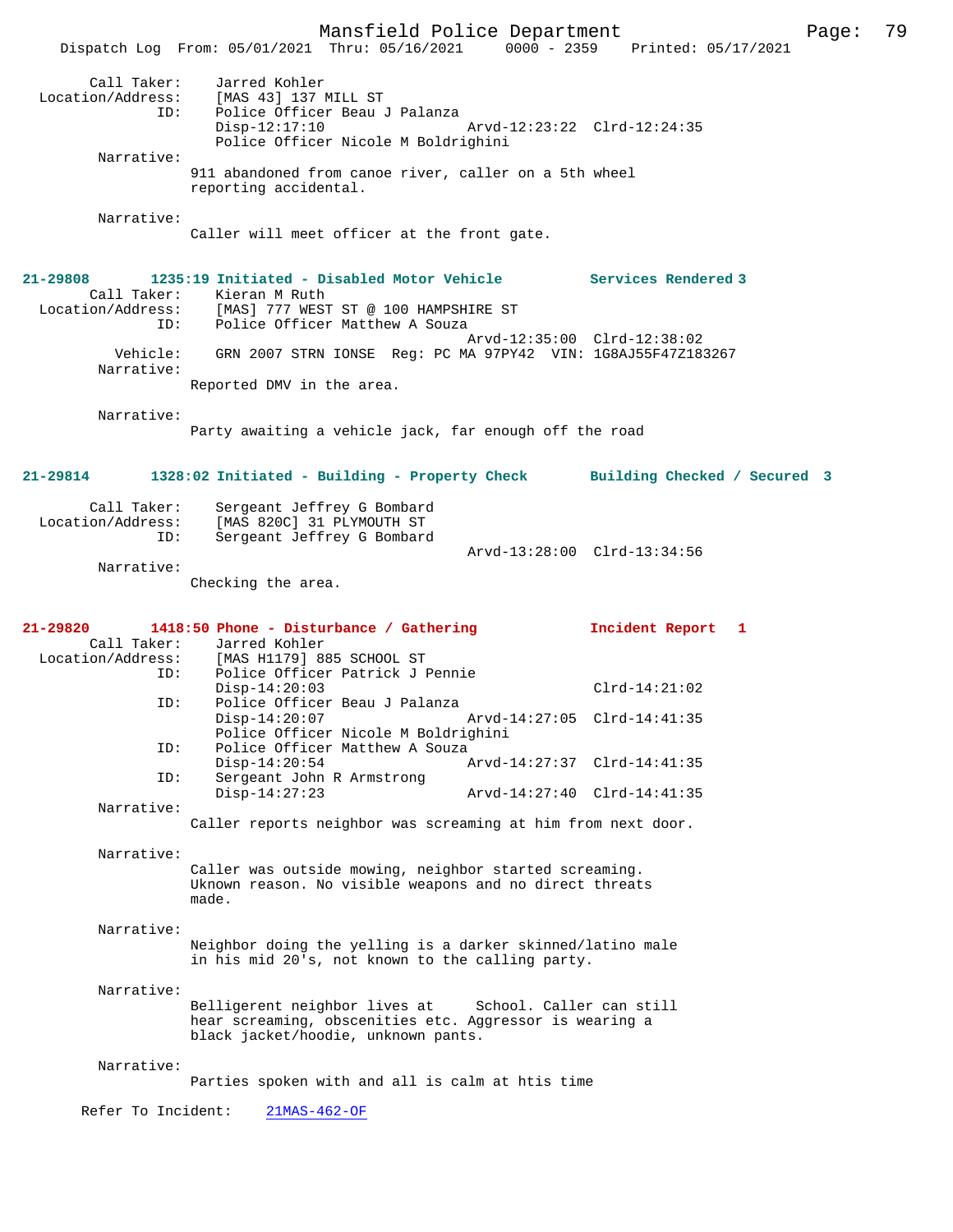Call Taker: Jarred Kohler
Location/Address: [MAS 43] 137 MILL ST
ID: Police Officer Beau J Palanza
Disp-12:17:10 Arvd-12:23:22 Clrd-12:24:35
Police Officer Nicole M Boldrighini
Narrative:
911 abandoned from canoe river, caller on a 5th wheel reporting accidental.

Narrative:
Caller will meet officer at the front gate.

**21-29808 1235:19 Initiated - Disabled Motor Vehicle Services Rendered 3**
Call Taker: Kieran M Ruth
Location/Address: [MAS] 777 WEST ST @ 100 HAMPSHIRE ST
ID: Police Officer Matthew A Souza
Arvd-12:35:00 Clrd-12:38:02
Vehicle: GRN 2007 STRN IONSE Reg: PC MA 97PY42 VIN: 1G8AJ55F47Z183267
Narrative:
Reported DMV in the area.

Narrative:
Party awaiting a vehicle jack, far enough off the road

**21-29814 1328:02 Initiated - Building - Property Check Building Checked / Secured 3**
Call Taker: Sergeant Jeffrey G Bombard
Location/Address: [MAS 820C] 31 PLYMOUTH ST
ID: Sergeant Jeffrey G Bombard
Arvd-13:28:00 Clrd-13:34:56
Narrative:
Checking the area.

**21-29820 1418:50 Phone - Disturbance / Gathering Incident Report 1**
Call Taker: Jarred Kohler
Location/Address: [MAS H1179] 885 SCHOOL ST
ID: Police Officer Patrick J Pennie
Disp-14:20:03 Clrd-14:21:02
ID: Police Officer Beau J Palanza
Disp-14:20:07 Arvd-14:27:05 Clrd-14:41:35
Police Officer Nicole M Boldrighini
ID: Police Officer Matthew A Souza
Disp-14:20:54 Arvd-14:27:37 Clrd-14:41:35
ID: Sergeant John R Armstrong
Disp-14:27:23 Arvd-14:27:40 Clrd-14:41:35
Narrative:
Caller reports neighbor was screaming at him from next door.

Narrative:
Caller was outside mowing, neighbor started screaming. Uknown reason. No visible weapons and no direct threats made.

Narrative:
Neighbor doing the yelling is a darker skinned/latino male in his mid 20's, not known to the calling party.

Narrative:
Belligerent neighbor lives at School. Caller can still hear screaming, obscenities etc. Aggressor is wearing a black jacket/hoodie, unknown pants.

Narrative:
Parties spoken with and all is calm at htis time

Refer To Incident: 21MAS-462-OF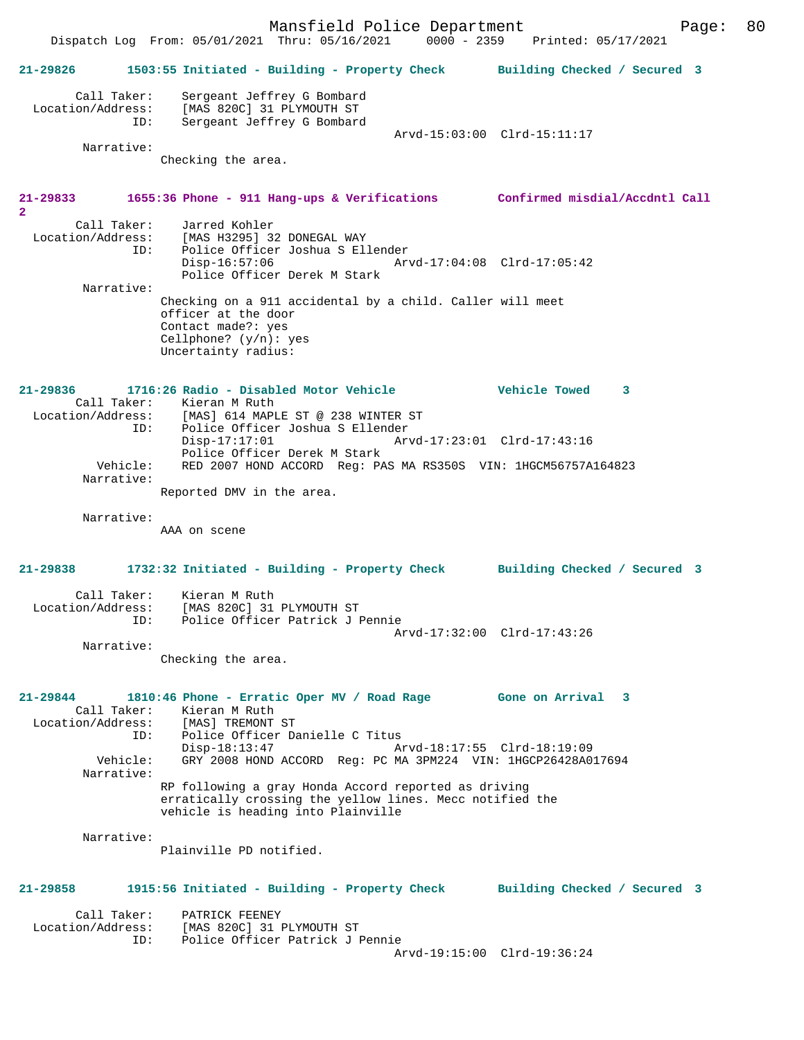**21-29826 1503:55 Initiated - Building - Property Check — Building Checked / Secured 3**

Call Taker: Sergeant Jeffrey G Bombard
Location/Address: [MAS 820C] 31 PLYMOUTH ST
ID: Sergeant Jeffrey G Bombard
Arvd-15:03:00 Clrd-15:11:17

Narrative:
Checking the area.

**21-29833 1655:36 Phone - 911 Hang-ups & Verifications — Confirmed misdial/Accdntl Call 2**

Call Taker: Jarred Kohler
Location/Address: [MAS H3295] 32 DONEGAL WAY
ID: Police Officer Joshua S Ellender
Disp-16:57:06 Arvd-17:04:08 Clrd-17:05:42
Police Officer Derek M Stark

Narrative:
Checking on a 911 accidental by a child. Caller will meet officer at the door
Contact made?: yes
Cellphone? (y/n): yes
Uncertainty radius:

**21-29836 1716:26 Radio - Disabled Motor Vehicle — Vehicle Towed 3**

Call Taker: Kieran M Ruth
Location/Address: [MAS] 614 MAPLE ST @ 238 WINTER ST
ID: Police Officer Joshua S Ellender
Disp-17:17:01 Arvd-17:23:01 Clrd-17:43:16
Police Officer Derek M Stark
Vehicle: RED 2007 HOND ACCORD Reg: PAS MA RS350S VIN: 1HGCM56757A164823

Narrative:
Reported DMV in the area.

Narrative:
AAA on scene

**21-29838 1732:32 Initiated - Building - Property Check — Building Checked / Secured 3**

Call Taker: Kieran M Ruth
Location/Address: [MAS 820C] 31 PLYMOUTH ST
ID: Police Officer Patrick J Pennie
Arvd-17:32:00 Clrd-17:43:26

Narrative:
Checking the area.

**21-29844 1810:46 Phone - Erratic Oper MV / Road Rage — Gone on Arrival 3**

Call Taker: Kieran M Ruth
Location/Address: [MAS] TREMONT ST
ID: Police Officer Danielle C Titus
Disp-18:13:47 Arvd-18:17:55 Clrd-18:19:09
Vehicle: GRY 2008 HOND ACCORD Reg: PC MA 3PM224 VIN: 1HGCP26428A017694

Narrative:
RP following a gray Honda Accord reported as driving erratically crossing the yellow lines. Mecc notified the vehicle is heading into Plainville

Narrative:
Plainville PD notified.

**21-29858 1915:56 Initiated - Building - Property Check — Building Checked / Secured 3**

Call Taker: PATRICK FEENEY
Location/Address: [MAS 820C] 31 PLYMOUTH ST
ID: Police Officer Patrick J Pennie
Arvd-19:15:00 Clrd-19:36:24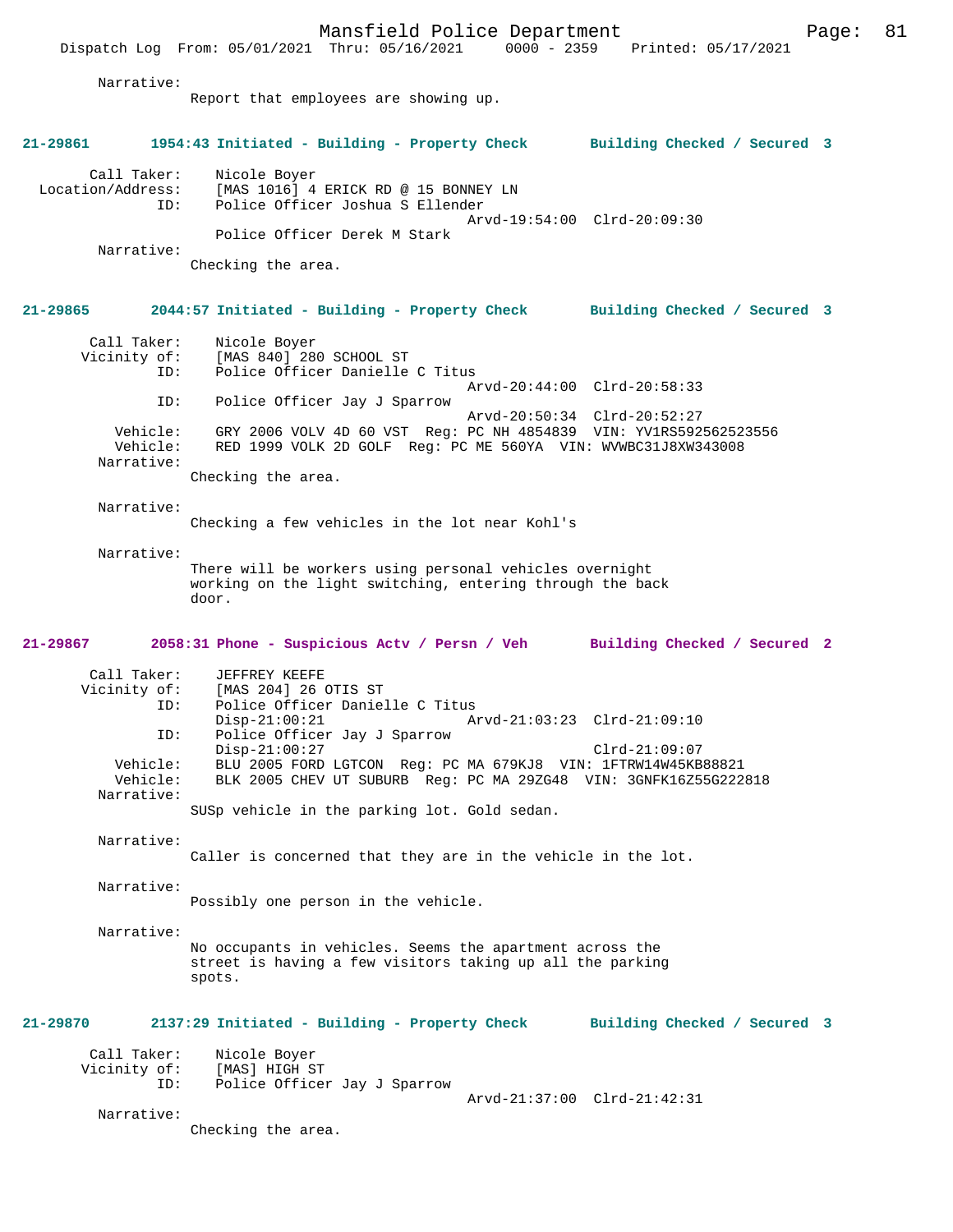Narrative:
Report that employees are showing up.

**21-29861 1954:43 Initiated - Building - Property Check Building Checked / Secured 3**

Call Taker: Nicole Boyer
Location/Address: [MAS 1016] 4 ERICK RD @ 15 BONNEY LN
ID: Police Officer Joshua S Ellender
Arvd-19:54:00 Clrd-20:09:30
Police Officer Derek M Stark
Narrative:
Checking the area.

**21-29865 2044:57 Initiated - Building - Property Check Building Checked / Secured 3**

Call Taker: Nicole Boyer
Vicinity of: [MAS 840] 280 SCHOOL ST
ID: Police Officer Danielle C Titus
Arvd-20:44:00 Clrd-20:58:33
ID: Police Officer Jay J Sparrow
Arvd-20:50:34 Clrd-20:52:27
Vehicle: GRY 2006 VOLV 4D 60 VST Reg: PC NH 4854839 VIN: YV1RS592562523556
Vehicle: RED 1999 VOLK 2D GOLF Reg: PC ME 560YA VIN: WVWBC31J8XW343008
Narrative:
Checking the area.

Narrative:
Checking a few vehicles in the lot near Kohl's

Narrative:
There will be workers using personal vehicles overnight working on the light switching, entering through the back door.

**21-29867 2058:31 Phone - Suspicious Actv / Persn / Veh Building Checked / Secured 2**

Call Taker: JEFFREY KEEFE
Vicinity of: [MAS 204] 26 OTIS ST
ID: Police Officer Danielle C Titus
Disp-21:00:21 Arvd-21:03:23 Clrd-21:09:10
ID: Police Officer Jay J Sparrow
Disp-21:00:27 Clrd-21:09:07
Vehicle: BLU 2005 FORD LGTCON Reg: PC MA 679KJ8 VIN: 1FTRW14W45KB88821
Vehicle: BLK 2005 CHEV UT SUBURB Reg: PC MA 29ZG48 VIN: 3GNFK16Z55G222818
Narrative:
SUSp vehicle in the parking lot. Gold sedan.

Narrative:
Caller is concerned that they are in the vehicle in the lot.

Narrative:
Possibly one person in the vehicle.

Narrative:
No occupants in vehicles. Seems the apartment across the street is having a few visitors taking up all the parking spots.

**21-29870 2137:29 Initiated - Building - Property Check Building Checked / Secured 3**

Call Taker: Nicole Boyer
Vicinity of: [MAS] HIGH ST
ID: Police Officer Jay J Sparrow
Arvd-21:37:00 Clrd-21:42:31
Narrative:
Checking the area.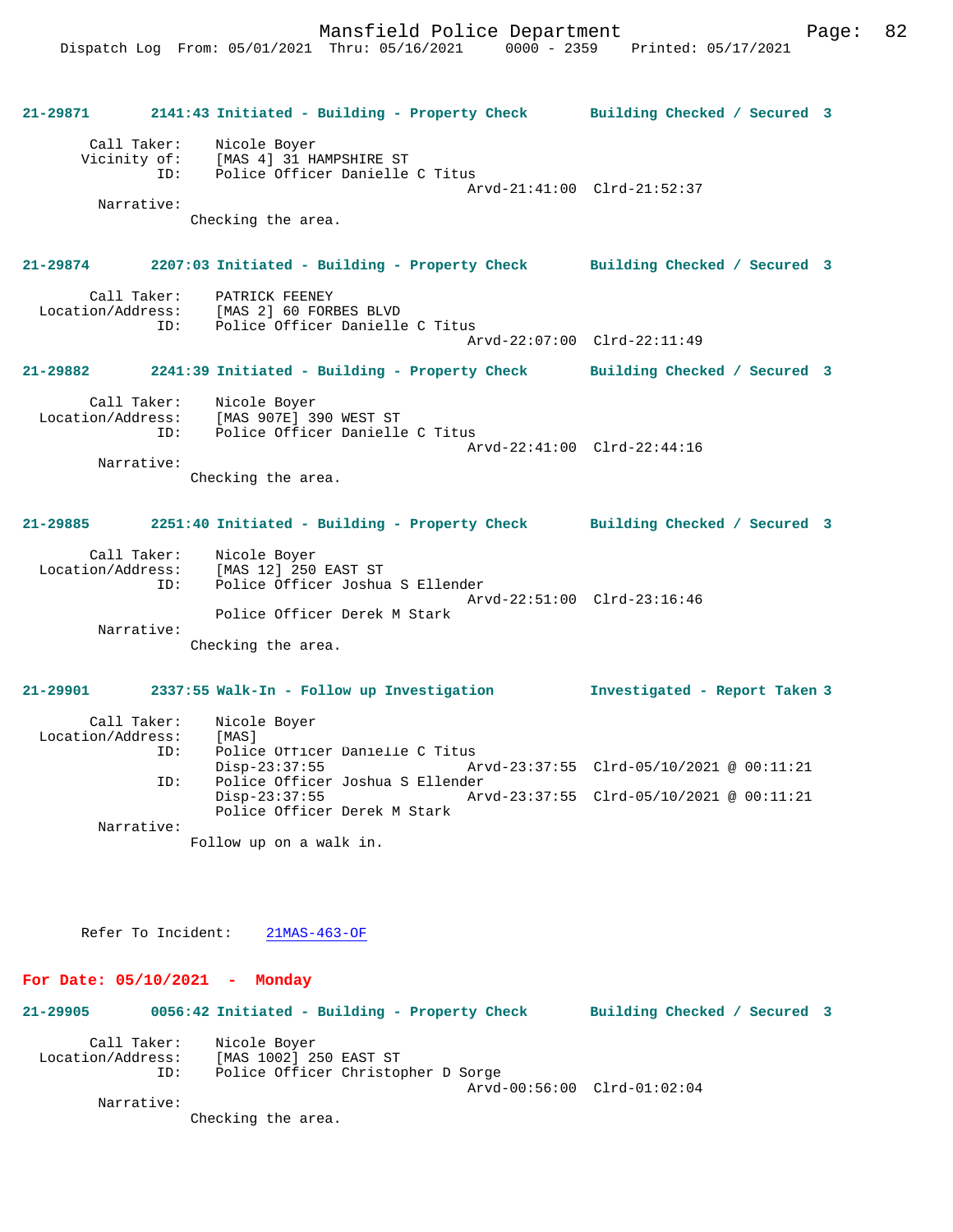**21-29871** 2141:43 Initiated - Building - Property Check **Building Checked / Secured 3**

```
        Call Taker:    Nicole Boyer
       Vicinity of:    [MAS 4] 31 HAMPSHIRE ST
                ID:    Police Officer Danielle C Titus
                                             Arvd-21:41:00  Clrd-21:52:37
         Narrative:
                Checking the area.
```

**21-29874** 2207:03 Initiated - Building - Property Check **Building Checked / Secured 3**

```
        Call Taker:    PATRICK FEENEY
  Location/Address:    [MAS 2] 60 FORBES BLVD
                ID:    Police Officer Danielle C Titus
                                             Arvd-22:07:00  Clrd-22:11:49
```

**21-29882** 2241:39 Initiated - Building - Property Check **Building Checked / Secured 3**

```
        Call Taker:    Nicole Boyer
  Location/Address:    [MAS 907E] 390 WEST ST
                ID:    Police Officer Danielle C Titus
                                             Arvd-22:41:00  Clrd-22:44:16
         Narrative:
                Checking the area.
```

**21-29885** 2251:40 Initiated - Building - Property Check **Building Checked / Secured 3**

```
        Call Taker:    Nicole Boyer
  Location/Address:    [MAS 12] 250 EAST ST
                ID:    Police Officer Joshua S Ellender
                                             Arvd-22:51:00  Clrd-23:16:46
                       Police Officer Derek M Stark
         Narrative:
                Checking the area.
```

**21-29901** 2337:55 Walk-In - Follow up Investigation **Investigated - Report Taken 3**

```
        Call Taker:    Nicole Boyer
  Location/Address:    [MAS]
                ID:    Police Officer Danielle C Titus
                       Disp-23:37:55         Arvd-23:37:55  Clrd-05/10/2021 @ 00:11:21
                ID:    Police Officer Joshua S Ellender
                       Disp-23:37:55         Arvd-23:37:55  Clrd-05/10/2021 @ 00:11:21
                       Police Officer Derek M Stark
         Narrative:
                Follow up on a walk in.
```

Refer To Incident: 21MAS-463-OF

## For Date: 05/10/2021 - Monday

**21-29905** 0056:42 Initiated - Building - Property Check **Building Checked / Secured 3**

```
        Call Taker:    Nicole Boyer
  Location/Address:    [MAS 1002] 250 EAST ST
                ID:    Police Officer Christopher D Sorge
                                             Arvd-00:56:00  Clrd-01:02:04
         Narrative:
                Checking the area.
```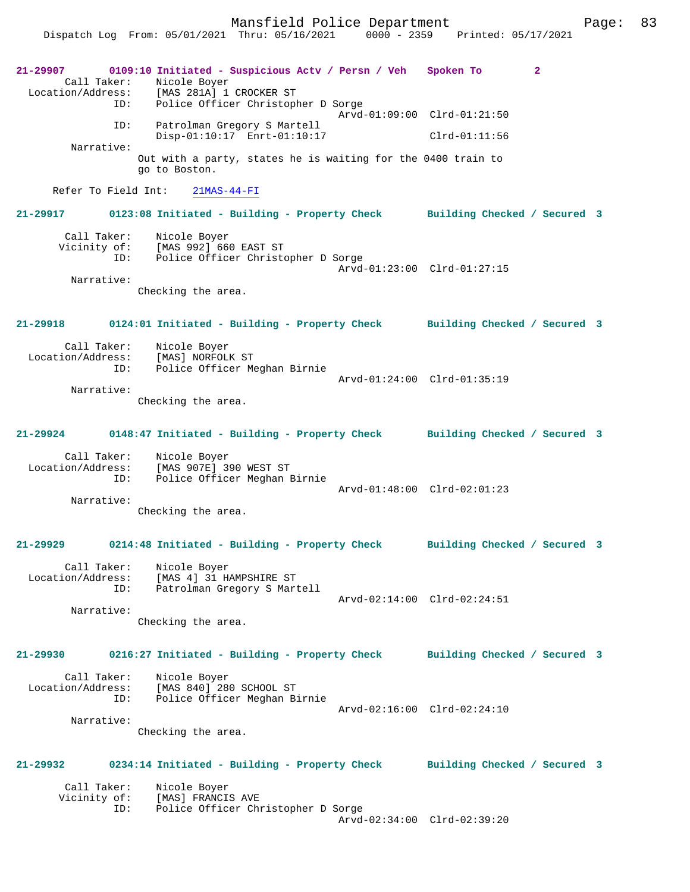21-29907 0109:10 Initiated - Suspicious Actv / Persn / Veh Spoken To 2

Call Taker: Nicole Boyer
Location/Address: [MAS 281A] 1 CROCKER ST
ID: Police Officer Christopher D Sorge
Arvd-01:09:00 Clrd-01:21:50
ID: Patrolman Gregory S Martell
Disp-01:10:17 Enrt-01:10:17 Clrd-01:11:56
Narrative:
Out with a party, states he is waiting for the 0400 train to go to Boston.

Refer To Field Int: 21MAS-44-FI

21-29917 0123:08 Initiated - Building - Property Check Building Checked / Secured 3

Call Taker: Nicole Boyer
Vicinity of: [MAS 992] 660 EAST ST
ID: Police Officer Christopher D Sorge
Arvd-01:23:00 Clrd-01:27:15
Narrative:
Checking the area.

21-29918 0124:01 Initiated - Building - Property Check Building Checked / Secured 3

Call Taker: Nicole Boyer
Location/Address: [MAS] NORFOLK ST
ID: Police Officer Meghan Birnie
Arvd-01:24:00 Clrd-01:35:19
Narrative:
Checking the area.

21-29924 0148:47 Initiated - Building - Property Check Building Checked / Secured 3

Call Taker: Nicole Boyer
Location/Address: [MAS 907E] 390 WEST ST
ID: Police Officer Meghan Birnie
Arvd-01:48:00 Clrd-02:01:23
Narrative:
Checking the area.

21-29929 0214:48 Initiated - Building - Property Check Building Checked / Secured 3

Call Taker: Nicole Boyer
Location/Address: [MAS 4] 31 HAMPSHIRE ST
ID: Patrolman Gregory S Martell
Arvd-02:14:00 Clrd-02:24:51
Narrative:
Checking the area.

21-29930 0216:27 Initiated - Building - Property Check Building Checked / Secured 3

Call Taker: Nicole Boyer
Location/Address: [MAS 840] 280 SCHOOL ST
ID: Police Officer Meghan Birnie
Arvd-02:16:00 Clrd-02:24:10
Narrative:
Checking the area.

21-29932 0234:14 Initiated - Building - Property Check Building Checked / Secured 3

Call Taker: Nicole Boyer
Vicinity of: [MAS] FRANCIS AVE
ID: Police Officer Christopher D Sorge
Arvd-02:34:00 Clrd-02:39:20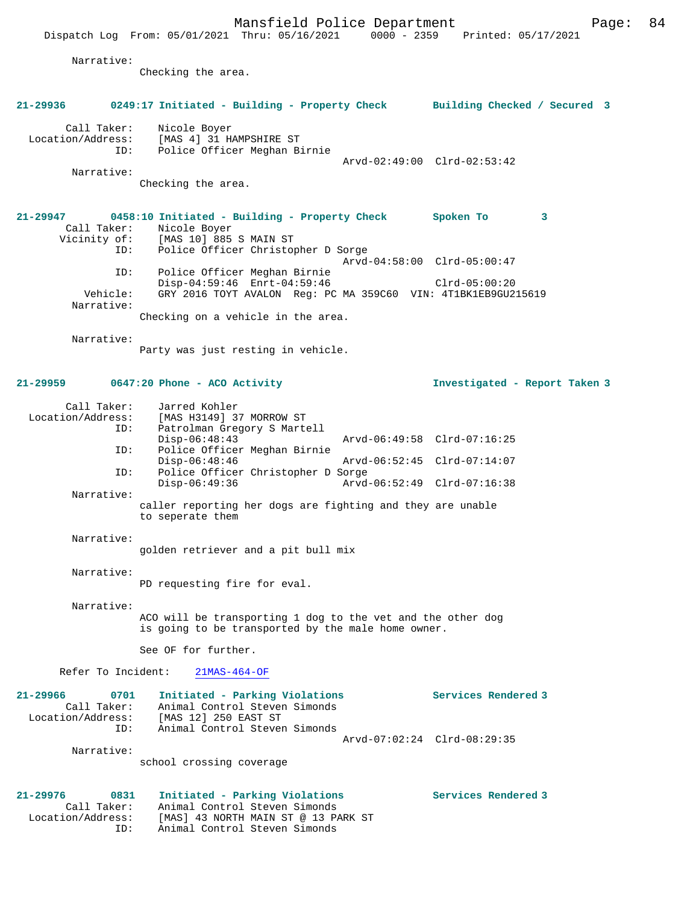Narrative:
Checking the area.

**21-29936 0249:17 Initiated - Building - Property Check — Building Checked / Secured 3**

Call Taker: Nicole Boyer
Location/Address: [MAS 4] 31 HAMPSHIRE ST
ID: Police Officer Meghan Birnie
Arvd-02:49:00 Clrd-02:53:42
Narrative:
Checking the area.

**21-29947 0458:10 Initiated - Building - Property Check — Spoken To 3**

Call Taker: Nicole Boyer
Vicinity of: [MAS 10] 885 S MAIN ST
ID: Police Officer Christopher D Sorge
Arvd-04:58:00 Clrd-05:00:47
ID: Police Officer Meghan Birnie
Disp-04:59:46 Enrt-04:59:46 Clrd-05:00:20
Vehicle: GRY 2016 TOYT AVALON Reg: PC MA 359C60 VIN: 4T1BK1EB9GU215619
Narrative:
Checking on a vehicle in the area.

Narrative:
Party was just resting in vehicle.

**21-29959 0647:20 Phone - ACO Activity — Investigated - Report Taken 3**

Call Taker: Jarred Kohler
Location/Address: [MAS H3149] 37 MORROW ST
ID: Patrolman Gregory S Martell
Disp-06:48:43 Arvd-06:49:58 Clrd-07:16:25
ID: Police Officer Meghan Birnie
Disp-06:48:46 Arvd-06:52:45 Clrd-07:14:07
ID: Police Officer Christopher D Sorge
Disp-06:49:36 Arvd-06:52:49 Clrd-07:16:38
Narrative:
caller reporting her dogs are fighting and they are unable to seperate them

Narrative:
golden retriever and a pit bull mix

Narrative:
PD requesting fire for eval.

Narrative:
ACO will be transporting 1 dog to the vet and the other dog is going to be transported by the male home owner.

See OF for further.

Refer To Incident: 21MAS-464-OF

**21-29966 0701 Initiated - Parking Violations — Services Rendered 3**

Call Taker: Animal Control Steven Simonds
Location/Address: [MAS 12] 250 EAST ST
ID: Animal Control Steven Simonds
Arvd-07:02:24 Clrd-08:29:35
Narrative:
school crossing coverage

**21-29976 0831 Initiated - Parking Violations — Services Rendered 3**

Call Taker: Animal Control Steven Simonds
Location/Address: [MAS] 43 NORTH MAIN ST @ 13 PARK ST
ID: Animal Control Steven Simonds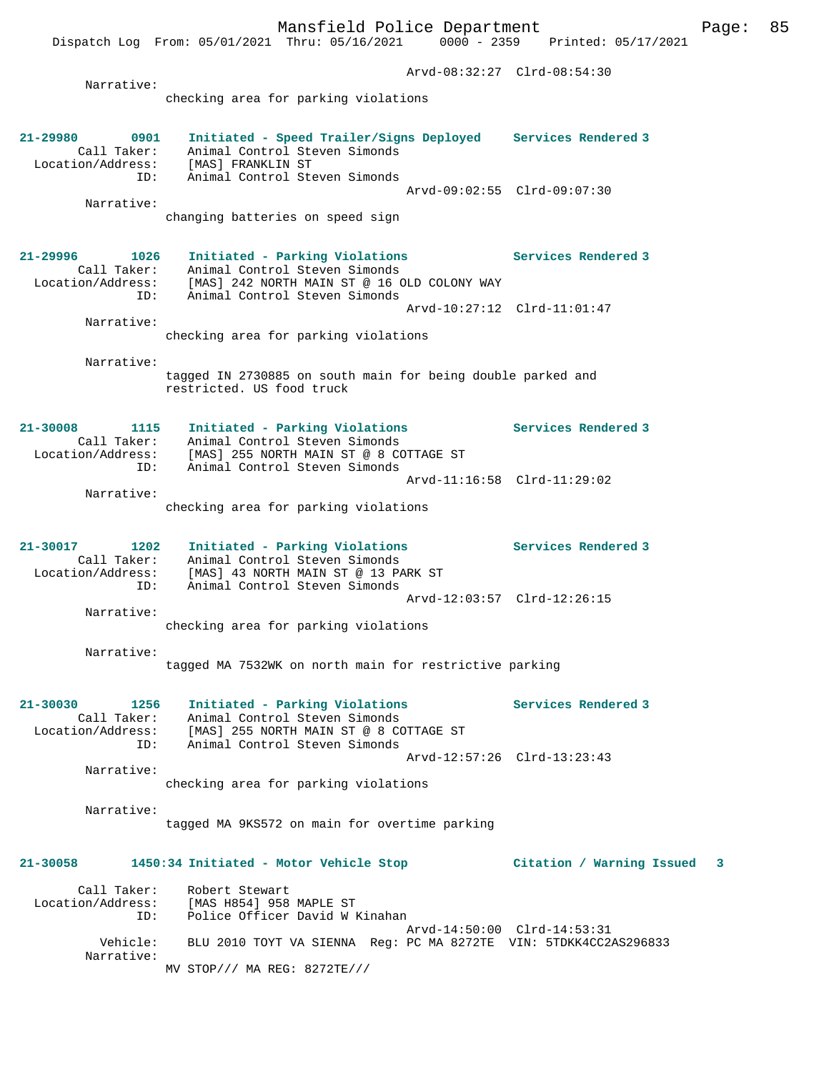Arvd-08:32:27 Clrd-08:54:30

Narrative:
checking area for parking violations

**21-29980 0901 Initiated - Speed Trailer/Signs Deployed — Services Rendered 3**

Call Taker: Animal Control Steven Simonds
Location/Address: [MAS] FRANKLIN ST
ID: Animal Control Steven Simonds
Arvd-09:02:55 Clrd-09:07:30

Narrative:
changing batteries on speed sign

**21-29996 1026 Initiated - Parking Violations — Services Rendered 3**

Call Taker: Animal Control Steven Simonds
Location/Address: [MAS] 242 NORTH MAIN ST @ 16 OLD COLONY WAY
ID: Animal Control Steven Simonds
Arvd-10:27:12 Clrd-11:01:47

Narrative:
checking area for parking violations

Narrative:
tagged IN 2730885 on south main for being double parked and restricted. US food truck

**21-30008 1115 Initiated - Parking Violations — Services Rendered 3**

Call Taker: Animal Control Steven Simonds
Location/Address: [MAS] 255 NORTH MAIN ST @ 8 COTTAGE ST
ID: Animal Control Steven Simonds
Arvd-11:16:58 Clrd-11:29:02

Narrative:
checking area for parking violations

**21-30017 1202 Initiated - Parking Violations — Services Rendered 3**

Call Taker: Animal Control Steven Simonds
Location/Address: [MAS] 43 NORTH MAIN ST @ 13 PARK ST
ID: Animal Control Steven Simonds
Arvd-12:03:57 Clrd-12:26:15

Narrative:
checking area for parking violations

Narrative:
tagged MA 7532WK on north main for restrictive parking

**21-30030 1256 Initiated - Parking Violations — Services Rendered 3**

Call Taker: Animal Control Steven Simonds
Location/Address: [MAS] 255 NORTH MAIN ST @ 8 COTTAGE ST
ID: Animal Control Steven Simonds
Arvd-12:57:26 Clrd-13:23:43

Narrative:
checking area for parking violations

Narrative:
tagged MA 9KS572 on main for overtime parking

**21-30058 1450:34 Initiated - Motor Vehicle Stop — Citation / Warning Issued 3**

Call Taker: Robert Stewart
Location/Address: [MAS H854] 958 MAPLE ST
ID: Police Officer David W Kinahan
Arvd-14:50:00 Clrd-14:53:31
Vehicle: BLU 2010 TOYT VA SIENNA Reg: PC MA 8272TE VIN: 5TDKK4CC2AS296833

Narrative:
MV STOP/// MA REG: 8272TE///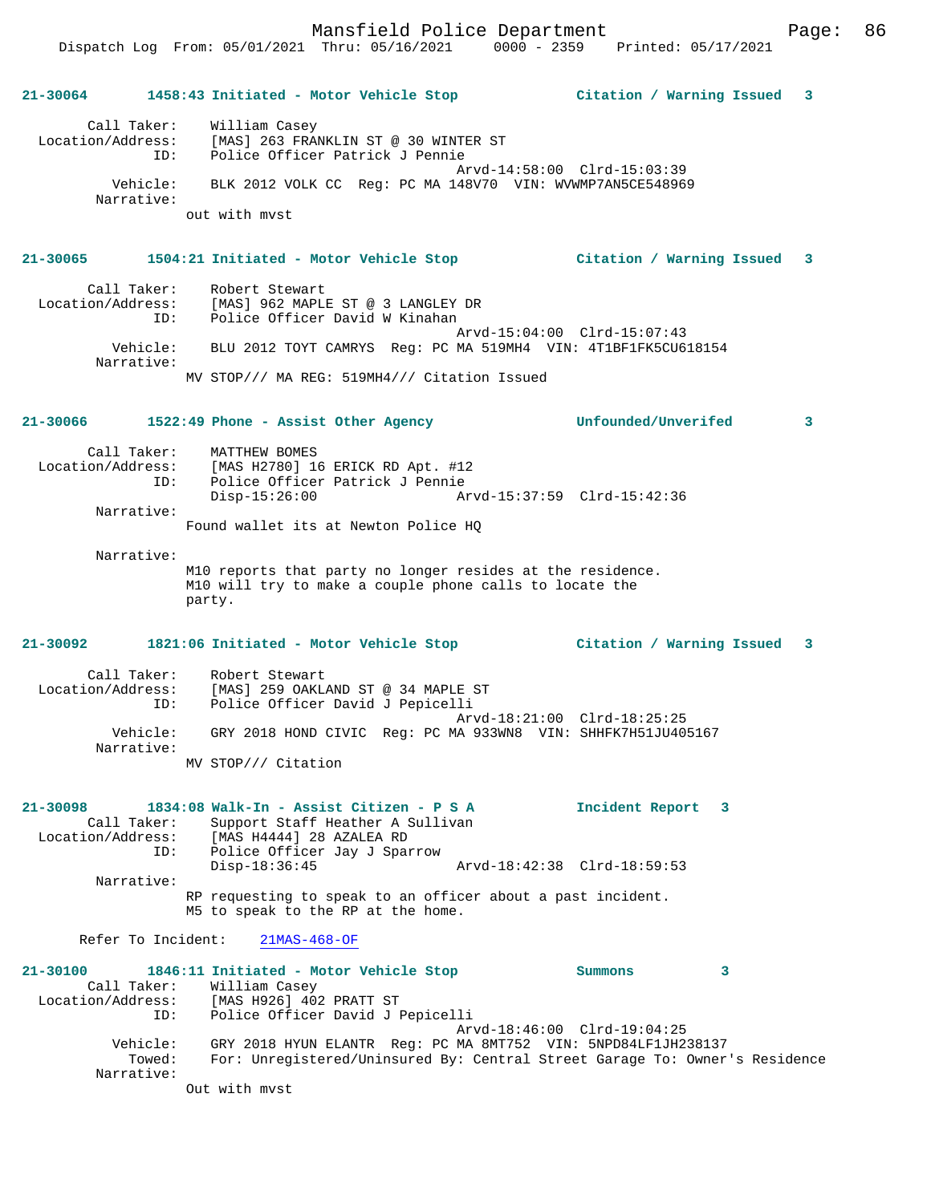**21-30064 1458:43 Initiated - Motor Vehicle Stop — Citation / Warning Issued 3**

```
        Call Taker:    William Casey
  Location/Address:    [MAS] 263 FRANKLIN ST @ 30 WINTER ST
                ID:    Police Officer Patrick J Pennie
                                           Arvd-14:58:00  Clrd-15:03:39
           Vehicle:    BLK 2012 VOLK CC  Reg: PC MA 148V70  VIN: WVWMP7AN5CE548969
         Narrative:    
                 out with mvst
```

**21-30065 1504:21 Initiated - Motor Vehicle Stop — Citation / Warning Issued 3**

```
        Call Taker:    Robert Stewart
  Location/Address:    [MAS] 962 MAPLE ST @ 3 LANGLEY DR
                ID:    Police Officer David W Kinahan
                                           Arvd-15:04:00  Clrd-15:07:43
           Vehicle:    BLU 2012 TOYT CAMRYS  Reg: PC MA 519MH4  VIN: 4T1BF1FK5CU618154
         Narrative:    
                 MV STOP/// MA REG: 519MH4/// Citation Issued
```

**21-30066 1522:49 Phone - Assist Other Agency — Unfounded/Unverifed 3**

```
        Call Taker:    MATTHEW BOMES
  Location/Address:    [MAS H2780] 16 ERICK RD Apt. #12
                ID:    Police Officer Patrick J Pennie
                       Disp-15:26:00               Arvd-15:37:59  Clrd-15:42:36
         Narrative:    
                 Found wallet its at Newton Police HQ

         Narrative:    
                 M10 reports that party no longer resides at the residence.
                 M10 will try to make a couple phone calls to locate the
                 party.
```

**21-30092 1821:06 Initiated - Motor Vehicle Stop — Citation / Warning Issued 3**

```
        Call Taker:    Robert Stewart
  Location/Address:    [MAS] 259 OAKLAND ST @ 34 MAPLE ST
                ID:    Police Officer David J Pepicelli
                                           Arvd-18:21:00  Clrd-18:25:25
           Vehicle:    GRY 2018 HOND CIVIC  Reg: PC MA 933WN8  VIN: SHHFK7H51JU405167
         Narrative:    
                 MV STOP/// Citation
```

**21-30098 1834:08 Walk-In - Assist Citizen - P S A — Incident Report 3**

```
        Call Taker:    Support Staff Heather A Sullivan
  Location/Address:    [MAS H4444] 28 AZALEA RD
                ID:    Police Officer Jay J Sparrow
                       Disp-18:36:45               Arvd-18:42:38  Clrd-18:59:53
         Narrative:    
                 RP requesting to speak to an officer about a past incident.
                 M5 to speak to the RP at the home.

      Refer To Incident:    21MAS-468-OF
```

**21-30100 1846:11 Initiated - Motor Vehicle Stop — Summons 3**

```
        Call Taker:    William Casey
  Location/Address:    [MAS H926] 402 PRATT ST
                ID:    Police Officer David J Pepicelli
                                           Arvd-18:46:00  Clrd-19:04:25
           Vehicle:    GRY 2018 HYUN ELANTR  Reg: PC MA 8MT752  VIN: 5NPD84LF1JH238137
             Towed:    For: Unregistered/Uninsured By: Central Street Garage To: Owner's Residence
         Narrative:    
                 Out with mvst
```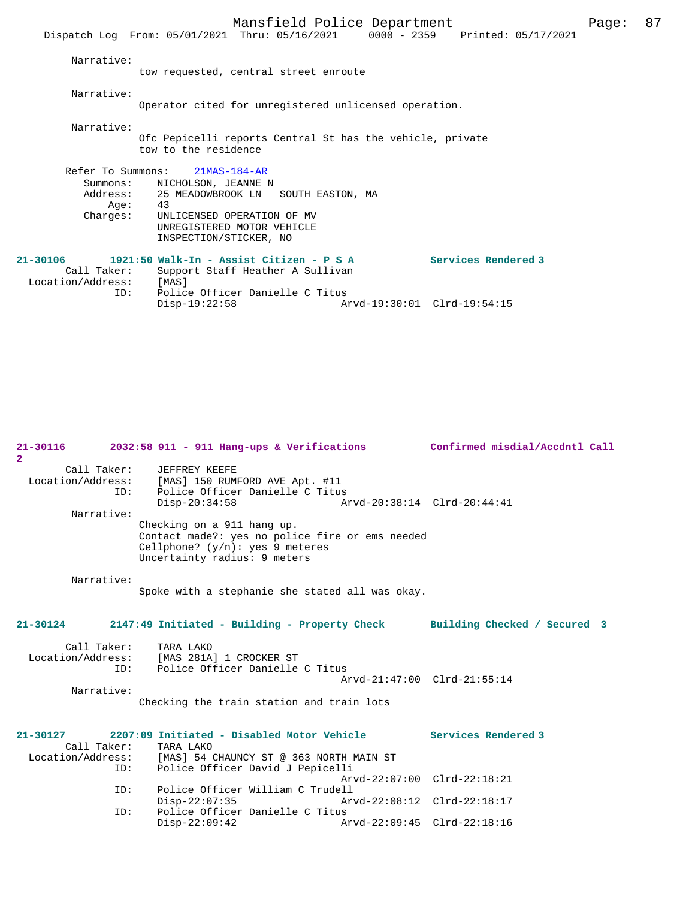Narrative:
tow requested, central street enroute

Narrative:
Operator cited for unregistered unlicensed operation.

Narrative:
Ofc Pepicelli reports Central St has the vehicle, private tow to the residence

Refer To Summons: 21MAS-184-AR
Summons: NICHOLSON, JEANNE N
Address: 25 MEADOWBROOK LN SOUTH EASTON, MA
Age: 43
Charges: UNLICENSED OPERATION OF MV
UNREGISTERED MOTOR VEHICLE
INSPECTION/STICKER, NO

**21-30106 1921:50 Walk-In - Assist Citizen - P S A — Services Rendered 3**
Call Taker: Support Staff Heather A Sullivan
Location/Address: [MAS]
ID: Police Officer Danielle C Titus
Disp-19:22:58 Arvd-19:30:01 Clrd-19:54:15

**21-30116 2032:58 911 - 911 Hang-ups & Verifications — Confirmed misdial/Accdntl Call 2**
Call Taker: JEFFREY KEEFE
Location/Address: [MAS] 150 RUMFORD AVE Apt. #11
ID: Police Officer Danielle C Titus
Disp-20:34:58 Arvd-20:38:14 Clrd-20:44:41
Narrative:
Checking on a 911 hang up.
Contact made?: yes no police fire or ems needed
Cellphone? (y/n): yes 9 meteres
Uncertainty radius: 9 meters

Narrative:
Spoke with a stephanie she stated all was okay.

**21-30124 2147:49 Initiated - Building - Property Check — Building Checked / Secured 3**
Call Taker: TARA LAKO
Location/Address: [MAS 281A] 1 CROCKER ST
ID: Police Officer Danielle C Titus
Arvd-21:47:00 Clrd-21:55:14
Narrative:
Checking the train station and train lots

**21-30127 2207:09 Initiated - Disabled Motor Vehicle — Services Rendered 3**
Call Taker: TARA LAKO
Location/Address: [MAS] 54 CHAUNCY ST @ 363 NORTH MAIN ST
ID: Police Officer David J Pepicelli
Arvd-22:07:00 Clrd-22:18:21
ID: Police Officer William C Trudell
Disp-22:07:35 Arvd-22:08:12 Clrd-22:18:17
ID: Police Officer Danielle C Titus
Disp-22:09:42 Arvd-22:09:45 Clrd-22:18:16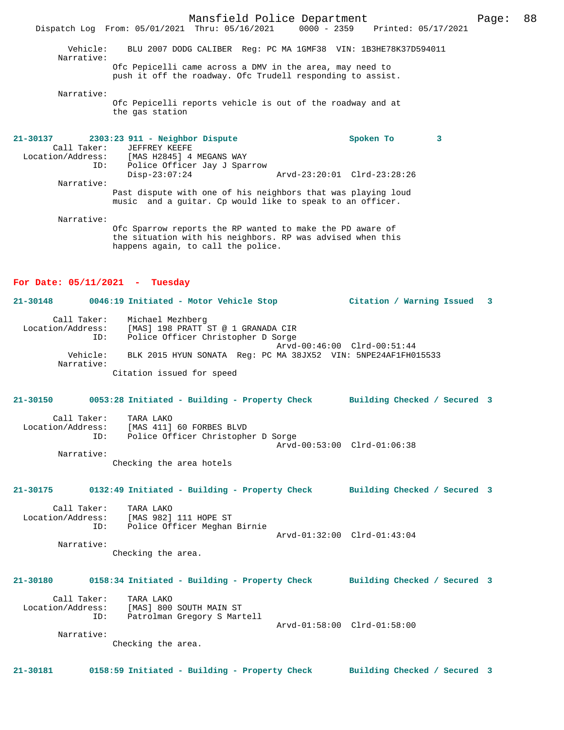Vehicle: BLU 2007 DODG CALIBER Reg: PC MA 1GMF38 VIN: 1B3HE78K37D594011

Narrative:
Ofc Pepicelli came across a DMV in the area, may need to push it off the roadway. Ofc Trudell responding to assist.

Narrative:
Ofc Pepicelli reports vehicle is out of the roadway and at the gas station

**21-30137 2303:23 911 - Neighbor Dispute — Spoken To 3**

Call Taker: JEFFREY KEEFE
Location/Address: [MAS H2845] 4 MEGANS WAY
ID: Police Officer Jay J Sparrow
Disp-23:07:24 Arvd-23:20:01 Clrd-23:28:26

Narrative:
Past dispute with one of his neighbors that was playing loud music and a guitar. Cp would like to speak to an officer.

Narrative:
Ofc Sparrow reports the RP wanted to make the PD aware of the situation with his neighbors. RP was advised when this happens again, to call the police.

## For Date: 05/11/2021 - Tuesday

**21-30148 0046:19 Initiated - Motor Vehicle Stop — Citation / Warning Issued 3**

Call Taker: Michael Mezhberg
Location/Address: [MAS] 198 PRATT ST @ 1 GRANADA CIR
ID: Police Officer Christopher D Sorge
Arvd-00:46:00 Clrd-00:51:44
Vehicle: BLK 2015 HYUN SONATA Reg: PC MA 38JX52 VIN: 5NPE24AF1FH015533

Narrative:
Citation issued for speed

**21-30150 0053:28 Initiated - Building - Property Check — Building Checked / Secured 3**

Call Taker: TARA LAKO
Location/Address: [MAS 411] 60 FORBES BLVD
ID: Police Officer Christopher D Sorge
Arvd-00:53:00 Clrd-01:06:38

Narrative:
Checking the area hotels

**21-30175 0132:49 Initiated - Building - Property Check — Building Checked / Secured 3**

Call Taker: TARA LAKO
Location/Address: [MAS 982] 111 HOPE ST
ID: Police Officer Meghan Birnie
Arvd-01:32:00 Clrd-01:43:04

Narrative:
Checking the area.

**21-30180 0158:34 Initiated - Building - Property Check — Building Checked / Secured 3**

Call Taker: TARA LAKO
Location/Address: [MAS] 800 SOUTH MAIN ST
ID: Patrolman Gregory S Martell
Arvd-01:58:00 Clrd-01:58:00

Narrative:
Checking the area.

**21-30181 0158:59 Initiated - Building - Property Check — Building Checked / Secured 3**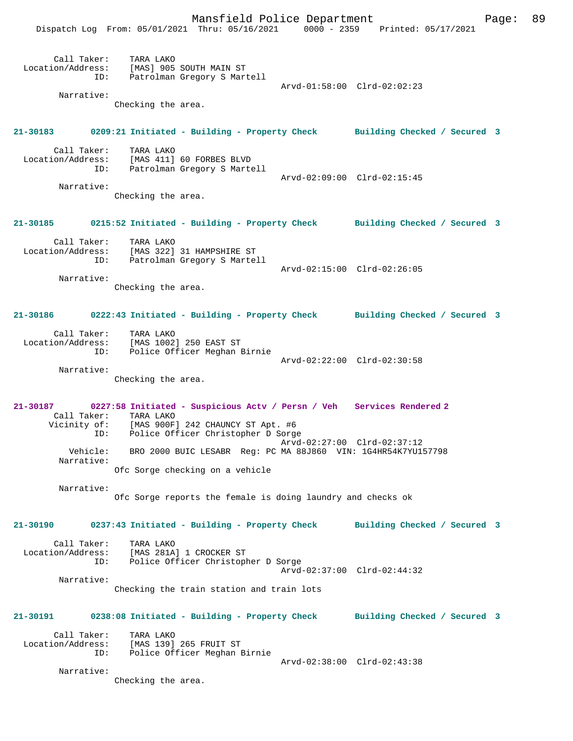Call Taker: TARA LAKO
Location/Address: [MAS] 905 SOUTH MAIN ST
ID: Patrolman Gregory S Martell
Arvd-01:58:00 Clrd-02:02:23
Narrative:
Checking the area.

**21-30183 0209:21 Initiated - Building - Property Check Building Checked / Secured 3**

Call Taker: TARA LAKO
Location/Address: [MAS 411] 60 FORBES BLVD
ID: Patrolman Gregory S Martell
Arvd-02:09:00 Clrd-02:15:45
Narrative:
Checking the area.

**21-30185 0215:52 Initiated - Building - Property Check Building Checked / Secured 3**

Call Taker: TARA LAKO
Location/Address: [MAS 322] 31 HAMPSHIRE ST
ID: Patrolman Gregory S Martell
Arvd-02:15:00 Clrd-02:26:05
Narrative:
Checking the area.

**21-30186 0222:43 Initiated - Building - Property Check Building Checked / Secured 3**

Call Taker: TARA LAKO
Location/Address: [MAS 1002] 250 EAST ST
ID: Police Officer Meghan Birnie
Arvd-02:22:00 Clrd-02:30:58
Narrative:
Checking the area.

**21-30187 0227:58 Initiated - Suspicious Actv / Persn / Veh Services Rendered 2**

Call Taker: TARA LAKO
Vicinity of: [MAS 900F] 242 CHAUNCY ST Apt. #6
ID: Police Officer Christopher D Sorge
Arvd-02:27:00 Clrd-02:37:12
Vehicle: BRO 2000 BUIC LESABR Reg: PC MA 88J860 VIN: 1G4HR54K7YU157798
Narrative:
Ofc Sorge checking on a vehicle

Narrative:
Ofc Sorge reports the female is doing laundry and checks ok

**21-30190 0237:43 Initiated - Building - Property Check Building Checked / Secured 3**

Call Taker: TARA LAKO
Location/Address: [MAS 281A] 1 CROCKER ST
ID: Police Officer Christopher D Sorge
Arvd-02:37:00 Clrd-02:44:32
Narrative:
Checking the train station and train lots

**21-30191 0238:08 Initiated - Building - Property Check Building Checked / Secured 3**

Call Taker: TARA LAKO
Location/Address: [MAS 139] 265 FRUIT ST
ID: Police Officer Meghan Birnie
Arvd-02:38:00 Clrd-02:43:38
Narrative:
Checking the area.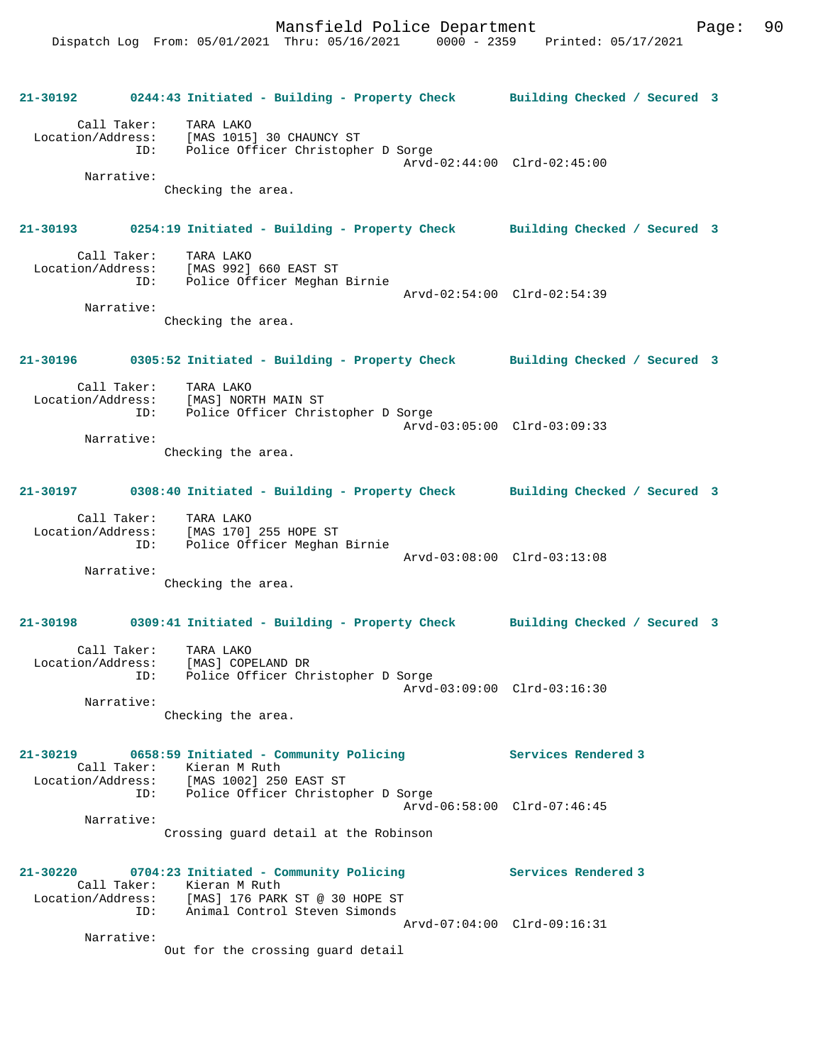Mansfield Police Department
Dispatch Log From: 05/01/2021 Thru: 05/16/2021 0000 - 2359 Printed: 05/17/2021

**21-30192 0244:43 Initiated - Building - Property Check Building Checked / Secured 3**

Call Taker: TARA LAKO
Location/Address: [MAS 1015] 30 CHAUNCY ST
ID: Police Officer Christopher D Sorge
Arvd-02:44:00 Clrd-02:45:00
Narrative:
Checking the area.

**21-30193 0254:19 Initiated - Building - Property Check Building Checked / Secured 3**

Call Taker: TARA LAKO
Location/Address: [MAS 992] 660 EAST ST
ID: Police Officer Meghan Birnie
Arvd-02:54:00 Clrd-02:54:39
Narrative:
Checking the area.

**21-30196 0305:52 Initiated - Building - Property Check Building Checked / Secured 3**

Call Taker: TARA LAKO
Location/Address: [MAS] NORTH MAIN ST
ID: Police Officer Christopher D Sorge
Arvd-03:05:00 Clrd-03:09:33
Narrative:
Checking the area.

**21-30197 0308:40 Initiated - Building - Property Check Building Checked / Secured 3**

Call Taker: TARA LAKO
Location/Address: [MAS 170] 255 HOPE ST
ID: Police Officer Meghan Birnie
Arvd-03:08:00 Clrd-03:13:08
Narrative:
Checking the area.

**21-30198 0309:41 Initiated - Building - Property Check Building Checked / Secured 3**

Call Taker: TARA LAKO
Location/Address: [MAS] COPELAND DR
ID: Police Officer Christopher D Sorge
Arvd-03:09:00 Clrd-03:16:30
Narrative:
Checking the area.

**21-30219 0658:59 Initiated - Community Policing Services Rendered 3**

Call Taker: Kieran M Ruth
Location/Address: [MAS 1002] 250 EAST ST
ID: Police Officer Christopher D Sorge
Arvd-06:58:00 Clrd-07:46:45
Narrative:
Crossing guard detail at the Robinson

**21-30220 0704:23 Initiated - Community Policing Services Rendered 3**

Call Taker: Kieran M Ruth
Location/Address: [MAS] 176 PARK ST @ 30 HOPE ST
ID: Animal Control Steven Simonds
Arvd-07:04:00 Clrd-09:16:31
Narrative:
Out for the crossing guard detail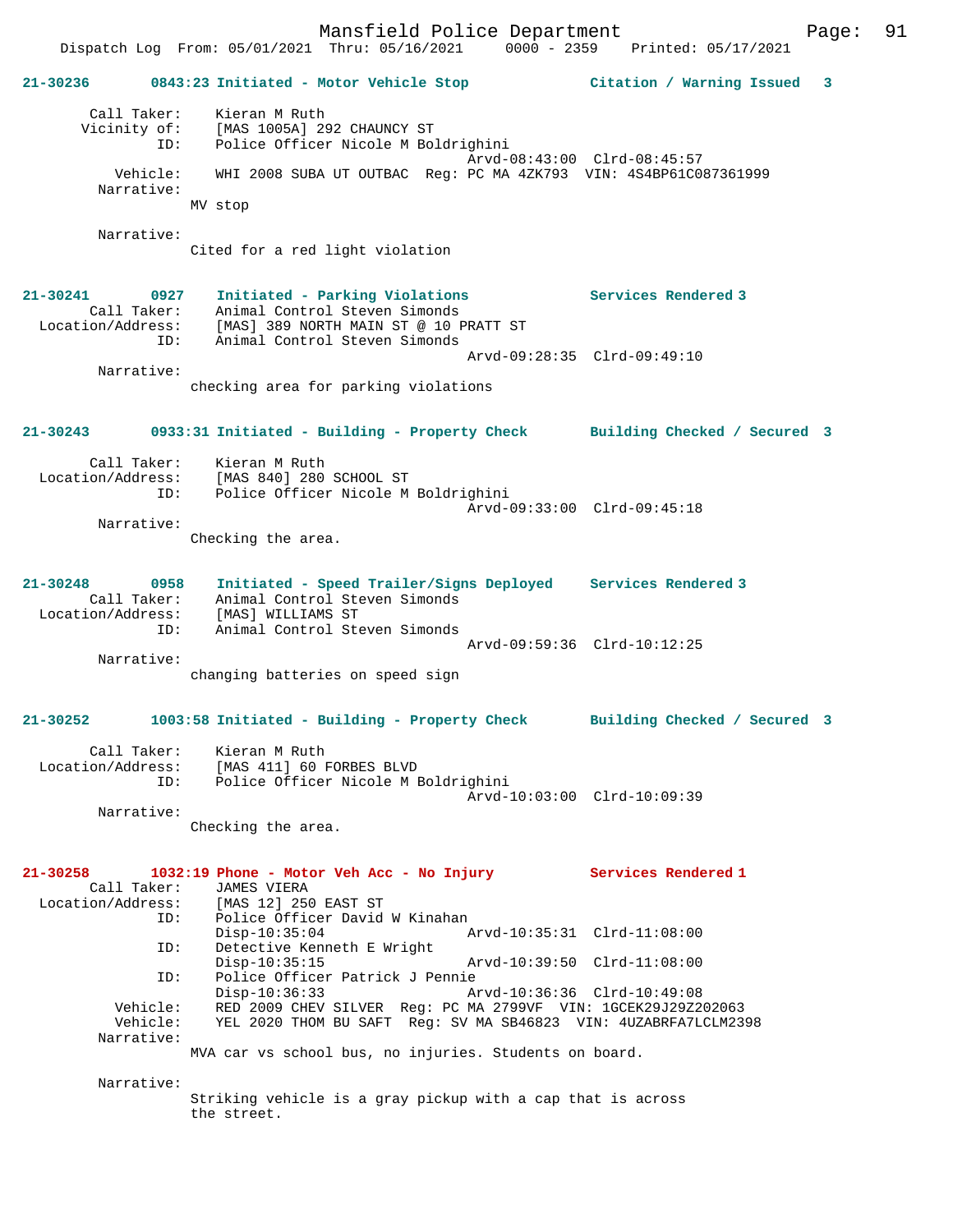**21-30236 0843:23 Initiated - Motor Vehicle Stop — Citation / Warning Issued 3**

Call Taker: Kieran M Ruth
Vicinity of: [MAS 1005A] 292 CHAUNCY ST
ID: Police Officer Nicole M Boldrighini
Arvd-08:43:00 Clrd-08:45:57
Vehicle: WHI 2008 SUBA UT OUTBAC Reg: PC MA 4ZK793 VIN: 4S4BP61C087361999
Narrative:
MV stop

Narrative:
Cited for a red light violation

**21-30241 0927 Initiated - Parking Violations — Services Rendered 3**

Call Taker: Animal Control Steven Simonds
Location/Address: [MAS] 389 NORTH MAIN ST @ 10 PRATT ST
ID: Animal Control Steven Simonds
Arvd-09:28:35 Clrd-09:49:10
Narrative:
checking area for parking violations

**21-30243 0933:31 Initiated - Building - Property Check — Building Checked / Secured 3**

Call Taker: Kieran M Ruth
Location/Address: [MAS 840] 280 SCHOOL ST
ID: Police Officer Nicole M Boldrighini
Arvd-09:33:00 Clrd-09:45:18
Narrative:
Checking the area.

**21-30248 0958 Initiated - Speed Trailer/Signs Deployed — Services Rendered 3**

Call Taker: Animal Control Steven Simonds
Location/Address: [MAS] WILLIAMS ST
ID: Animal Control Steven Simonds
Arvd-09:59:36 Clrd-10:12:25
Narrative:
changing batteries on speed sign

**21-30252 1003:58 Initiated - Building - Property Check — Building Checked / Secured 3**

Call Taker: Kieran M Ruth
Location/Address: [MAS 411] 60 FORBES BLVD
ID: Police Officer Nicole M Boldrighini
Arvd-10:03:00 Clrd-10:09:39
Narrative:
Checking the area.

**21-30258 1032:19 Phone - Motor Veh Acc - No Injury — Services Rendered 1**

Call Taker: JAMES VIERA
Location/Address: [MAS 12] 250 EAST ST
ID: Police Officer David W Kinahan
Disp-10:35:04 Arvd-10:35:31 Clrd-11:08:00
ID: Detective Kenneth E Wright
Disp-10:35:15 Arvd-10:39:50 Clrd-11:08:00
ID: Police Officer Patrick J Pennie
Disp-10:36:33 Arvd-10:36:36 Clrd-10:49:08
Vehicle: RED 2009 CHEV SILVER Reg: PC MA 2799VF VIN: 1GCEK29J29Z202063
Vehicle: YEL 2020 THOM BU SAFT Reg: SV MA SB46823 VIN: 4UZABRFA7LCLM2398
Narrative:
MVA car vs school bus, no injuries. Students on board.

Narrative:
Striking vehicle is a gray pickup with a cap that is across the street.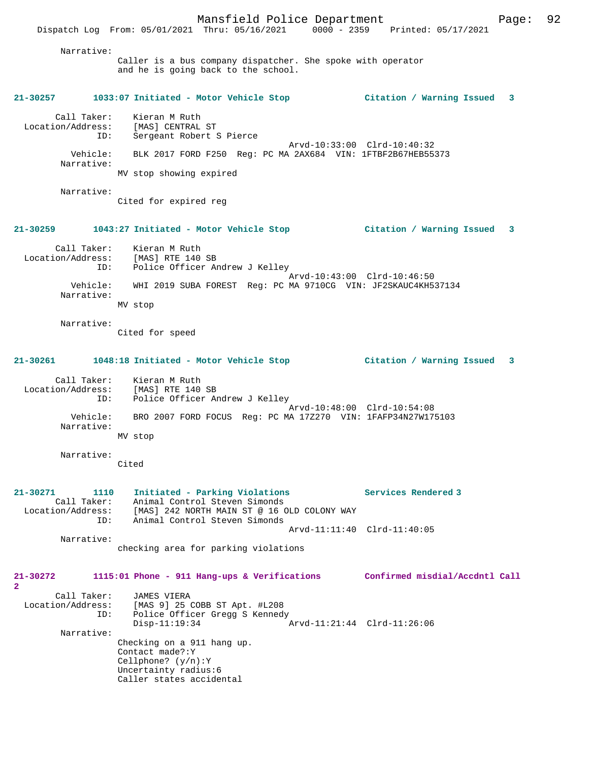Narrative:
Caller is a bus company dispatcher. She spoke with operator and he is going back to the school.

**21-30257 1033:07 Initiated - Motor Vehicle Stop — Citation / Warning Issued 3**

Call Taker: Kieran M Ruth
Location/Address: [MAS] CENTRAL ST
ID: Sergeant Robert S Pierce
Arvd-10:33:00 Clrd-10:40:32
Vehicle: BLK 2017 FORD F250 Reg: PC MA 2AX684 VIN: 1FTBF2B67HEB55373
Narrative:
MV stop showing expired

Narrative:
Cited for expired reg

**21-30259 1043:27 Initiated - Motor Vehicle Stop — Citation / Warning Issued 3**

Call Taker: Kieran M Ruth
Location/Address: [MAS] RTE 140 SB
ID: Police Officer Andrew J Kelley
Arvd-10:43:00 Clrd-10:46:50
Vehicle: WHI 2019 SUBA FOREST Reg: PC MA 9710CG VIN: JF2SKAUC4KH537134
Narrative:
MV stop

Narrative:
Cited for speed

**21-30261 1048:18 Initiated - Motor Vehicle Stop — Citation / Warning Issued 3**

Call Taker: Kieran M Ruth
Location/Address: [MAS] RTE 140 SB
ID: Police Officer Andrew J Kelley
Arvd-10:48:00 Clrd-10:54:08
Vehicle: BRO 2007 FORD FOCUS Reg: PC MA 17Z270 VIN: 1FAFP34N27W175103
Narrative:
MV stop

Narrative:
Cited

**21-30271 1110 Initiated - Parking Violations — Services Rendered 3**

Call Taker: Animal Control Steven Simonds
Location/Address: [MAS] 242 NORTH MAIN ST @ 16 OLD COLONY WAY
ID: Animal Control Steven Simonds
Arvd-11:11:40 Clrd-11:40:05
Narrative:
checking area for parking violations

**21-30272 1115:01 Phone - 911 Hang-ups & Verifications — Confirmed misdial/Accdntl Call 2**

Call Taker: JAMES VIERA
Location/Address: [MAS 9] 25 COBB ST Apt. #L208
ID: Police Officer Gregg S Kennedy
Disp-11:19:34 Arvd-11:21:44 Clrd-11:26:06
Narrative:
Checking on a 911 hang up.
Contact made?:Y
Cellphone? (y/n):Y
Uncertainty radius:6
Caller states accidental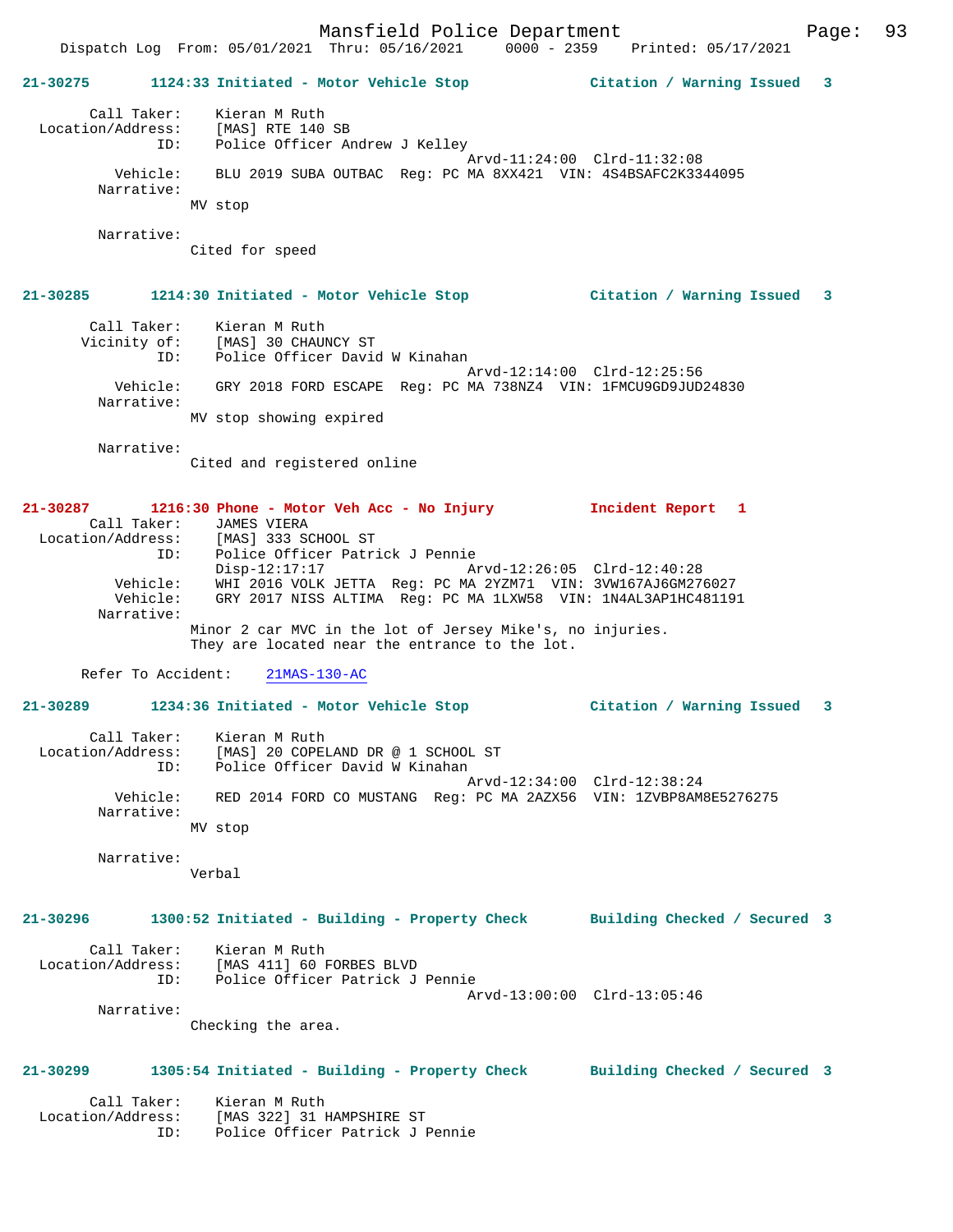**21-30275** 1124:33 Initiated - Motor Vehicle Stop — Citation / Warning Issued 3

```
        Call Taker:    Kieran M Ruth
  Location/Address:    [MAS] RTE 140 SB
                ID:    Police Officer Andrew J Kelley
                                            Arvd-11:24:00  Clrd-11:32:08
           Vehicle:    BLU 2019 SUBA OUTBAC  Reg: PC MA 8XX421  VIN: 4S4BSAFC2K3344095
         Narrative:
                    MV stop

         Narrative:
                    Cited for speed
```

**21-30285** 1214:30 Initiated - Motor Vehicle Stop — Citation / Warning Issued 3

```
        Call Taker:    Kieran M Ruth
       Vicinity of:    [MAS] 30 CHAUNCY ST
                ID:    Police Officer David W Kinahan
                                            Arvd-12:14:00  Clrd-12:25:56
           Vehicle:    GRY 2018 FORD ESCAPE  Reg: PC MA 738NZ4  VIN: 1FMCU9GD9JUD24830
         Narrative:
                    MV stop showing expired

         Narrative:
                    Cited and registered online
```

**21-30287** 1216:30 Phone - Motor Veh Acc - No Injury — Incident Report 1

```
        Call Taker:    JAMES VIERA
  Location/Address:    [MAS] 333 SCHOOL ST
                ID:    Police Officer Patrick J Pennie
                       Disp-12:17:17                Arvd-12:26:05  Clrd-12:40:28
           Vehicle:    WHI 2016 VOLK JETTA  Reg: PC MA 2YZM71  VIN: 3VW167AJ6GM276027
           Vehicle:    GRY 2017 NISS ALTIMA  Reg: PC MA 1LXW58  VIN: 1N4AL3AP1HC481191
         Narrative:
                    Minor 2 car MVC in the lot of Jersey Mike's, no injuries.
                    They are located near the entrance to the lot.

      Refer To Accident:    21MAS-130-AC
```

**21-30289** 1234:36 Initiated - Motor Vehicle Stop — Citation / Warning Issued 3

```
        Call Taker:    Kieran M Ruth
  Location/Address:    [MAS] 20 COPELAND DR @ 1 SCHOOL ST
                ID:    Police Officer David W Kinahan
                                            Arvd-12:34:00  Clrd-12:38:24
           Vehicle:    RED 2014 FORD CO MUSTANG  Reg: PC MA 2AZX56  VIN: 1ZVBP8AM8E5276275
         Narrative:
                    MV stop

         Narrative:
                    Verbal
```

**21-30296** 1300:52 Initiated - Building - Property Check — Building Checked / Secured 3

```
        Call Taker:    Kieran M Ruth
  Location/Address:    [MAS 411] 60 FORBES BLVD
                ID:    Police Officer Patrick J Pennie
                                            Arvd-13:00:00  Clrd-13:05:46
         Narrative:
                    Checking the area.
```

**21-30299** 1305:54 Initiated - Building - Property Check — Building Checked / Secured 3

```
        Call Taker:    Kieran M Ruth
  Location/Address:    [MAS 322] 31 HAMPSHIRE ST
                ID:    Police Officer Patrick J Pennie
```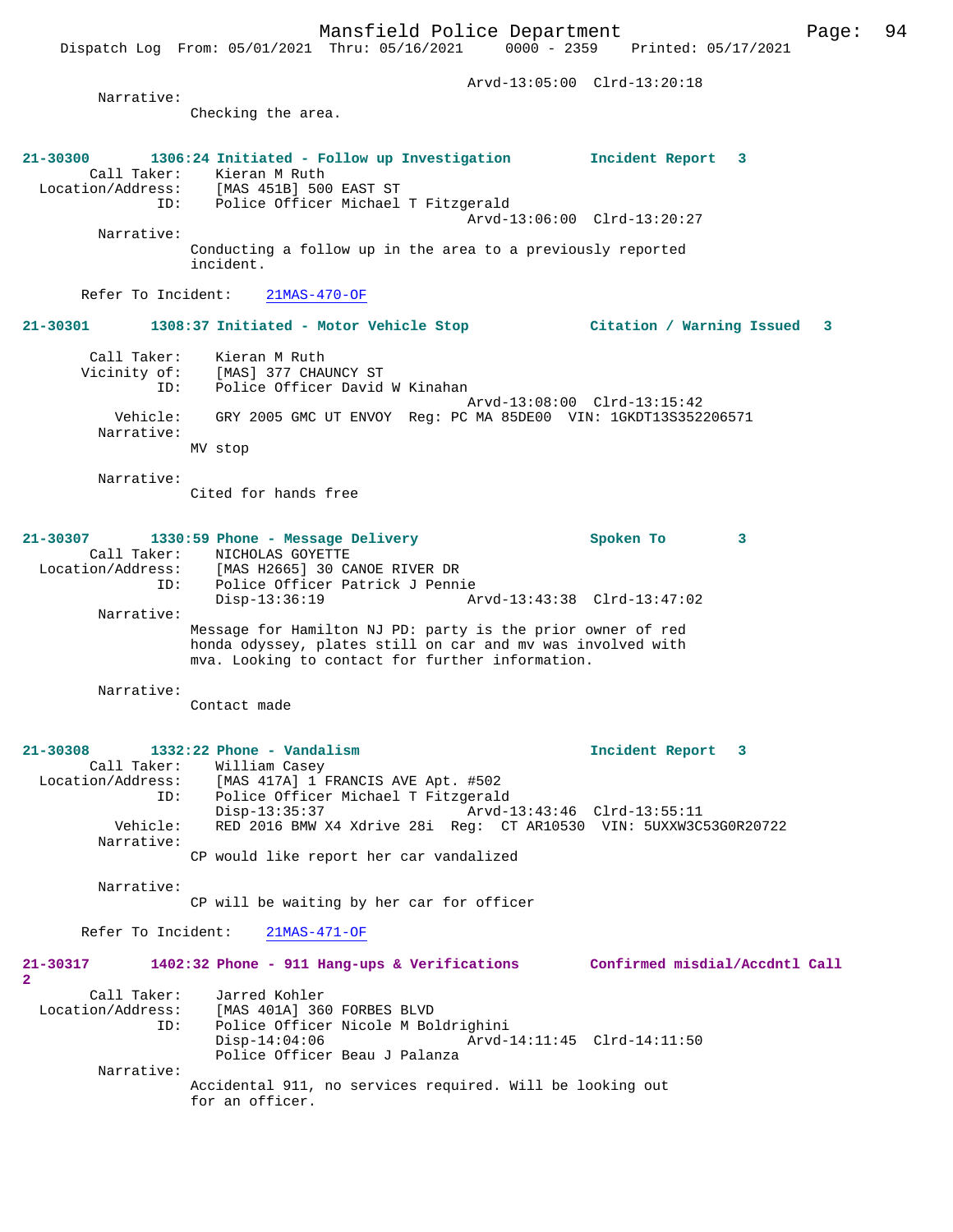Arvd-13:05:00 Clrd-13:20:18

Narrative:
Checking the area.

**21-30300 1306:24 Initiated - Follow up Investigation — Incident Report 3**

Call Taker: Kieran M Ruth
Location/Address: [MAS 451B] 500 EAST ST
ID: Police Officer Michael T Fitzgerald
Arvd-13:06:00 Clrd-13:20:27

Narrative:
Conducting a follow up in the area to a previously reported incident.

Refer To Incident: 21MAS-470-OF

**21-30301 1308:37 Initiated - Motor Vehicle Stop — Citation / Warning Issued 3**

Call Taker: Kieran M Ruth
Vicinity of: [MAS] 377 CHAUNCY ST
ID: Police Officer David W Kinahan
Arvd-13:08:00 Clrd-13:15:42
Vehicle: GRY 2005 GMC UT ENVOY Reg: PC MA 85DE00 VIN: 1GKDT13S352206571

Narrative:
MV stop

Narrative:
Cited for hands free

**21-30307 1330:59 Phone - Message Delivery — Spoken To 3**

Call Taker: NICHOLAS GOYETTE
Location/Address: [MAS H2665] 30 CANOE RIVER DR
ID: Police Officer Patrick J Pennie
Disp-13:36:19 Arvd-13:43:38 Clrd-13:47:02

Narrative:
Message for Hamilton NJ PD: party is the prior owner of red honda odyssey, plates still on car and mv was involved with mva. Looking to contact for further information.

Narrative:
Contact made

**21-30308 1332:22 Phone - Vandalism — Incident Report 3**

Call Taker: William Casey
Location/Address: [MAS 417A] 1 FRANCIS AVE Apt. #502
ID: Police Officer Michael T Fitzgerald
Disp-13:35:37 Arvd-13:43:46 Clrd-13:55:11
Vehicle: RED 2016 BMW X4 Xdrive 28i Reg: CT AR10530 VIN: 5UXXW3C53G0R20722

Narrative:
CP would like report her car vandalized

Narrative:
CP will be waiting by her car for officer

Refer To Incident: 21MAS-471-OF

**21-30317 1402:32 Phone - 911 Hang-ups & Verifications — Confirmed misdial/Accdntl Call 2**

Call Taker: Jarred Kohler
Location/Address: [MAS 401A] 360 FORBES BLVD
ID: Police Officer Nicole M Boldrighini
Disp-14:04:06 Arvd-14:11:45 Clrd-14:11:50
Police Officer Beau J Palanza

Narrative:
Accidental 911, no services required. Will be looking out for an officer.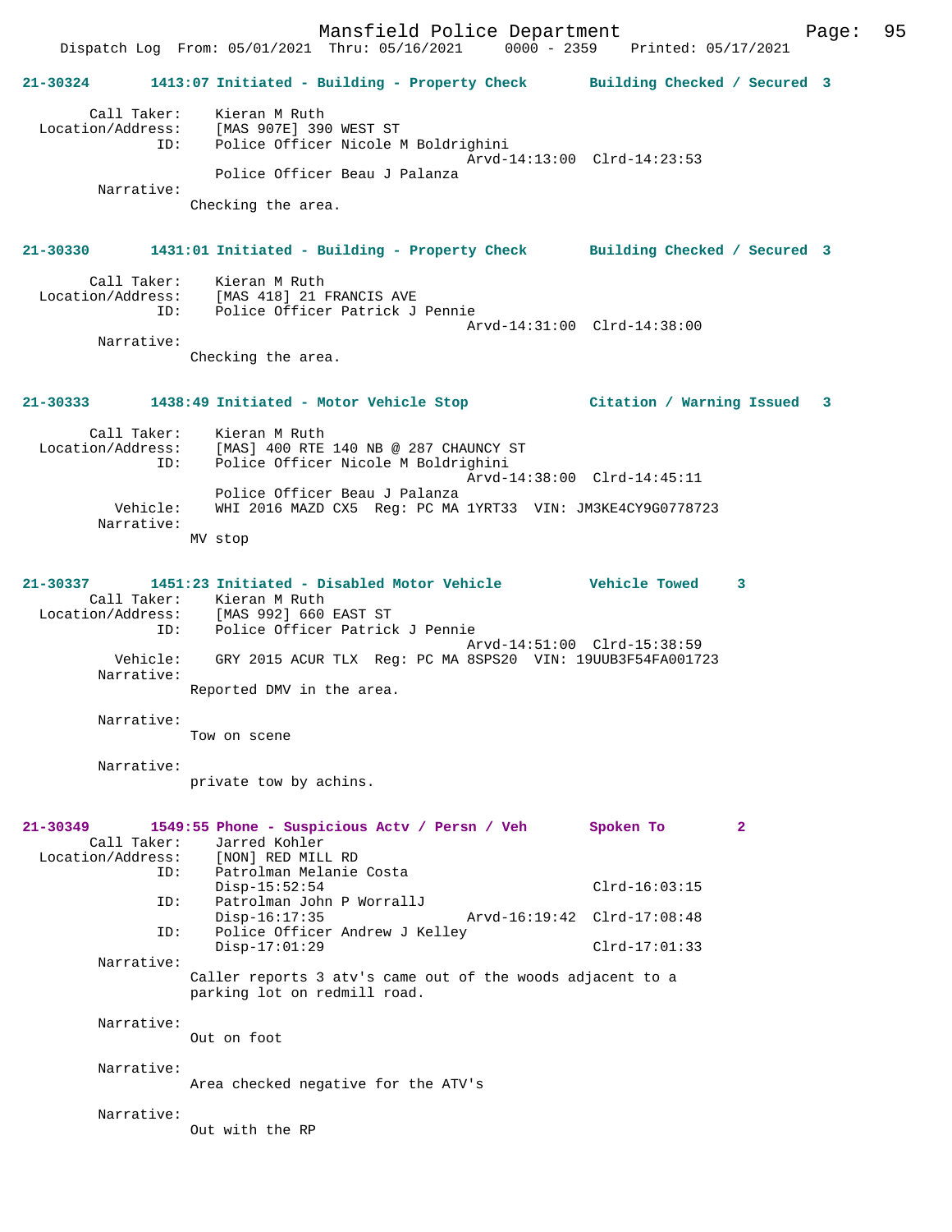**21-30324 1413:07 Initiated - Building - Property Check Building Checked / Secured 3**

```
        Call Taker:    Kieran M Ruth
  Location/Address:    [MAS 907E] 390 WEST ST
                ID:    Police Officer Nicole M Boldrighini
                                                 Arvd-14:13:00  Clrd-14:23:53
                       Police Officer Beau J Palanza
         Narrative:
                    Checking the area.
```

**21-30330 1431:01 Initiated - Building - Property Check Building Checked / Secured 3**

```
        Call Taker:    Kieran M Ruth
  Location/Address:    [MAS 418] 21 FRANCIS AVE
                ID:    Police Officer Patrick J Pennie
                                                 Arvd-14:31:00  Clrd-14:38:00
         Narrative:
                    Checking the area.
```

**21-30333 1438:49 Initiated - Motor Vehicle Stop Citation / Warning Issued 3**

```
        Call Taker:    Kieran M Ruth
  Location/Address:    [MAS] 400 RTE 140 NB @ 287 CHAUNCY ST
                ID:    Police Officer Nicole M Boldrighini
                                                 Arvd-14:38:00  Clrd-14:45:11
                       Police Officer Beau J Palanza
           Vehicle:    WHI 2016 MAZD CX5  Reg: PC MA 1YRT33  VIN: JM3KE4CY9G0778723
         Narrative:
                    MV stop
```

**21-30337 1451:23 Initiated - Disabled Motor Vehicle Vehicle Towed 3**

```
        Call Taker:    Kieran M Ruth
  Location/Address:    [MAS 992] 660 EAST ST
                ID:    Police Officer Patrick J Pennie
                                                 Arvd-14:51:00  Clrd-15:38:59
           Vehicle:    GRY 2015 ACUR TLX  Reg: PC MA 8SPS20  VIN: 19UUB3F54FA001723
         Narrative:
                    Reported DMV in the area.

         Narrative:
                    Tow on scene

         Narrative:
                    private tow by achins.
```

**21-30349 1549:55 Phone - Suspicious Actv / Persn / Veh Spoken To 2**

```
        Call Taker:    Jarred Kohler
  Location/Address:    [NON] RED MILL RD
                ID:    Patrolman Melanie Costa
                       Disp-15:52:54                            Clrd-16:03:15
                ID:    Patrolman John P WorrallJ
                       Disp-16:17:35             Arvd-16:19:42  Clrd-17:08:48
                ID:    Police Officer Andrew J Kelley
                       Disp-17:01:29                            Clrd-17:01:33
         Narrative:
                    Caller reports 3 atv's came out of the woods adjacent to a
                    parking lot on redmill road.

         Narrative:
                    Out on foot

         Narrative:
                    Area checked negative for the ATV's

         Narrative:
                    Out with the RP
```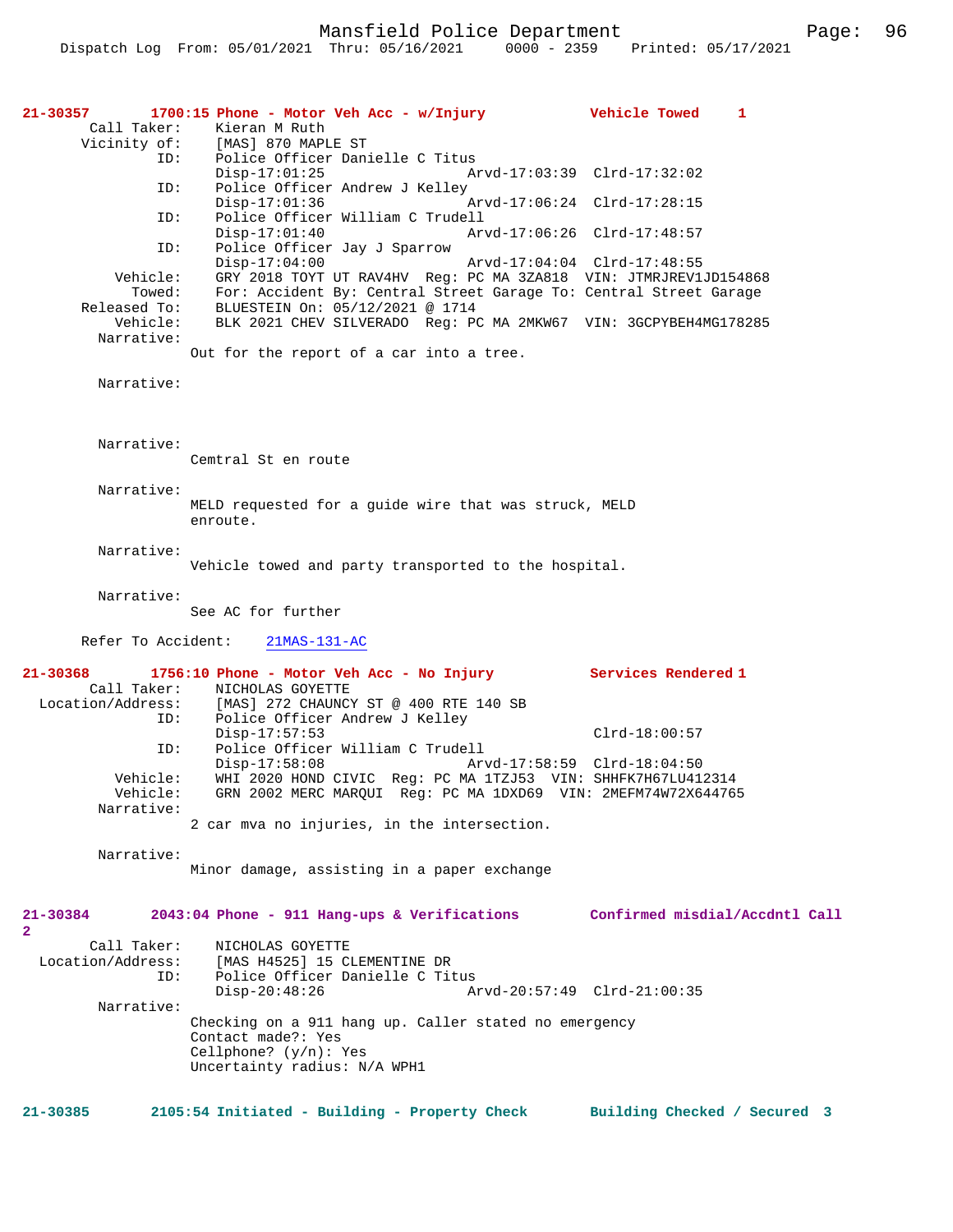**21-30357 1700:15 Phone - Motor Veh Acc - w/Injury Vehicle Towed 1**

```
        Call Taker:     Kieran M Ruth
       Vicinity of:     [MAS] 870 MAPLE ST
                ID:     Police Officer Danielle C Titus
                        Disp-17:01:25                Arvd-17:03:39  Clrd-17:32:02
                ID:     Police Officer Andrew J Kelley
                        Disp-17:01:36                Arvd-17:06:24  Clrd-17:28:15
                ID:     Police Officer William C Trudell
                        Disp-17:01:40                Arvd-17:06:26  Clrd-17:48:57
                ID:     Police Officer Jay J Sparrow
                        Disp-17:04:00                Arvd-17:04:04  Clrd-17:48:55
           Vehicle:     GRY 2018 TOYT UT RAV4HV  Reg: PC MA 3ZA818  VIN: JTMRJREV1JD154868
             Towed:     For: Accident By: Central Street Garage To: Central Street Garage
       Released To:     BLUESTEIN On: 05/12/2021 @ 1714
           Vehicle:     BLK 2021 CHEV SILVERADO  Reg: PC MA 2MKW67  VIN: 3GCPYBEH4MG178285
         Narrative:
                      Out for the report of a car into a tree.

         Narrative:

         Narrative:
                      Cemtral St en route

         Narrative:
                      MELD requested for a guide wire that was struck, MELD
                      enroute.

         Narrative:
                      Vehicle towed and party transported to the hospital.

         Narrative:
                      See AC for further

      Refer To Accident:    21MAS-131-AC
```

**21-30368 1756:10 Phone - Motor Veh Acc - No Injury Services Rendered 1**

```
        Call Taker:     NICHOLAS GOYETTE
  Location/Address:     [MAS] 272 CHAUNCY ST @ 400 RTE 140 SB
                ID:     Police Officer Andrew J Kelley
                        Disp-17:57:53                               Clrd-18:00:57
                ID:     Police Officer William C Trudell
                        Disp-17:58:08                Arvd-17:58:59  Clrd-18:04:50
           Vehicle:     WHI 2020 HOND CIVIC  Reg: PC MA 1TZJ53  VIN: SHHFK7H67LU412314
           Vehicle:     GRN 2002 MERC MARQUI  Reg: PC MA 1DXD69  VIN: 2MEFM74W72X644765
         Narrative:
                      2 car mva no injuries, in the intersection.

         Narrative:
                      Minor damage, assisting in a paper exchange
```

**21-30384 2043:04 Phone - 911 Hang-ups & Verifications Confirmed misdial/Accdntl Call 2**

```
        Call Taker:     NICHOLAS GOYETTE
  Location/Address:     [MAS H4525] 15 CLEMENTINE DR
                ID:     Police Officer Danielle C Titus
                        Disp-20:48:26                Arvd-20:57:49  Clrd-21:00:35
         Narrative:
                      Checking on a 911 hang up. Caller stated no emergency
                      Contact made?: Yes
                      Cellphone? (y/n): Yes
                      Uncertainty radius: N/A WPH1
```

**21-30385 2105:54 Initiated - Building - Property Check Building Checked / Secured 3**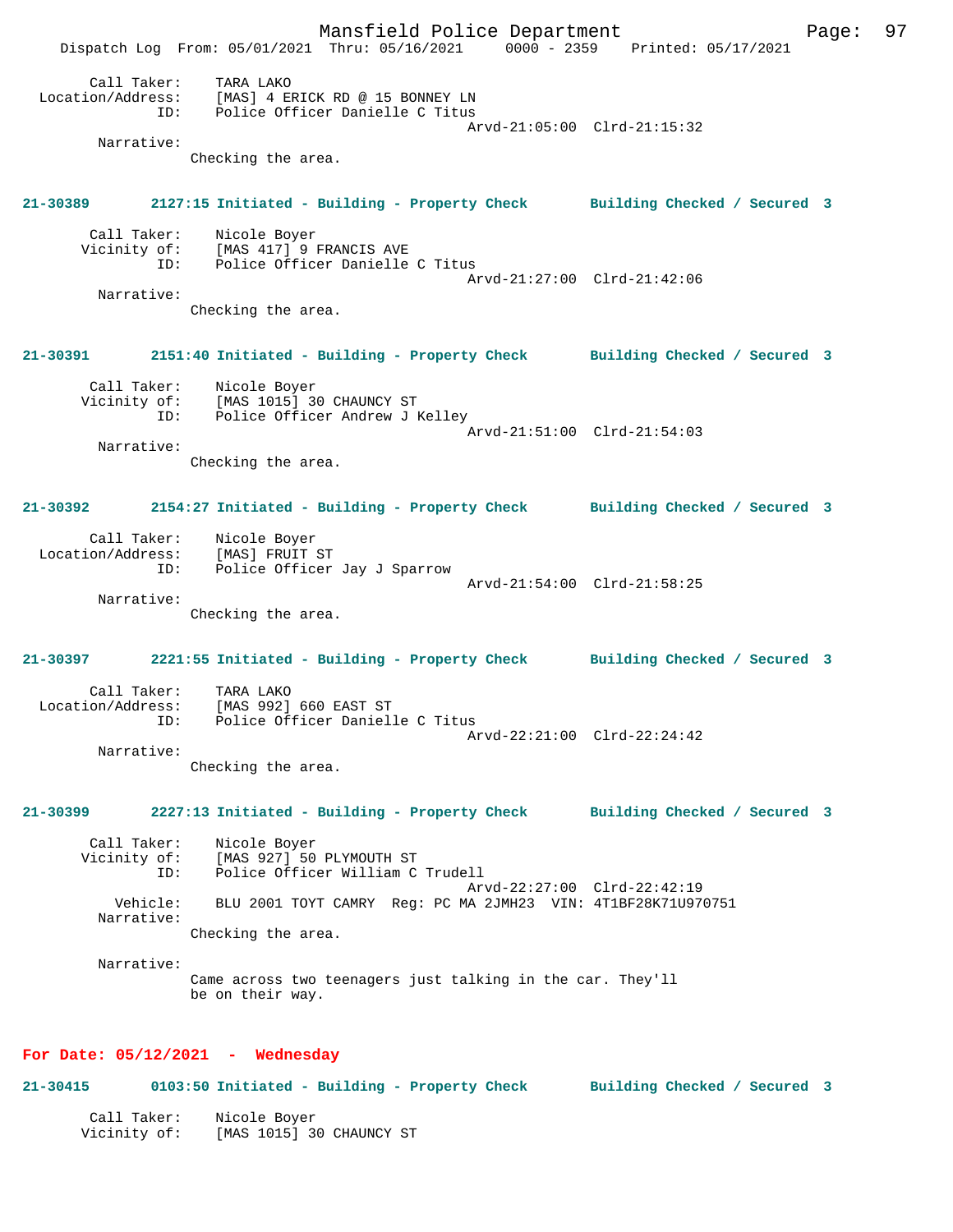Call Taker: TARA LAKO
Location/Address: [MAS] 4 ERICK RD @ 15 BONNEY LN
ID: Police Officer Danielle C Titus
Arvd-21:05:00 Clrd-21:15:32
Narrative:
Checking the area.

**21-30389 2127:15 Initiated - Building - Property Check Building Checked / Secured 3**

Call Taker: Nicole Boyer
Vicinity of: [MAS 417] 9 FRANCIS AVE
ID: Police Officer Danielle C Titus
Arvd-21:27:00 Clrd-21:42:06
Narrative:
Checking the area.

**21-30391 2151:40 Initiated - Building - Property Check Building Checked / Secured 3**

Call Taker: Nicole Boyer
Vicinity of: [MAS 1015] 30 CHAUNCY ST
ID: Police Officer Andrew J Kelley
Arvd-21:51:00 Clrd-21:54:03
Narrative:
Checking the area.

**21-30392 2154:27 Initiated - Building - Property Check Building Checked / Secured 3**

Call Taker: Nicole Boyer
Location/Address: [MAS] FRUIT ST
ID: Police Officer Jay J Sparrow
Arvd-21:54:00 Clrd-21:58:25
Narrative:
Checking the area.

**21-30397 2221:55 Initiated - Building - Property Check Building Checked / Secured 3**

Call Taker: TARA LAKO
Location/Address: [MAS 992] 660 EAST ST
ID: Police Officer Danielle C Titus
Arvd-22:21:00 Clrd-22:24:42
Narrative:
Checking the area.

**21-30399 2227:13 Initiated - Building - Property Check Building Checked / Secured 3**

Call Taker: Nicole Boyer
Vicinity of: [MAS 927] 50 PLYMOUTH ST
ID: Police Officer William C Trudell
Arvd-22:27:00 Clrd-22:42:19
Vehicle: BLU 2001 TOYT CAMRY Reg: PC MA 2JMH23 VIN: 4T1BF28K71U970751
Narrative:
Checking the area.

Narrative:
Came across two teenagers just talking in the car. They'll be on their way.

## For Date: 05/12/2021 - Wednesday

**21-30415 0103:50 Initiated - Building - Property Check Building Checked / Secured 3**

Call Taker: Nicole Boyer
Vicinity of: [MAS 1015] 30 CHAUNCY ST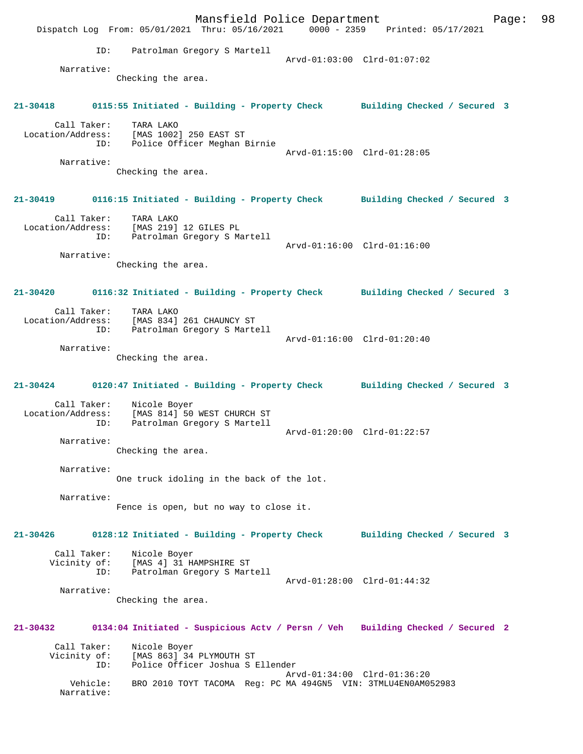ID: Patrolman Gregory S Martell
Arvd-01:03:00 Clrd-01:07:02

Narrative:
Checking the area.

**21-30418 0115:55 Initiated - Building - Property Check Building Checked / Secured 3**

Call Taker: TARA LAKO
Location/Address: [MAS 1002] 250 EAST ST
ID: Police Officer Meghan Birnie
Arvd-01:15:00 Clrd-01:28:05

Narrative:
Checking the area.

**21-30419 0116:15 Initiated - Building - Property Check Building Checked / Secured 3**

Call Taker: TARA LAKO
Location/Address: [MAS 219] 12 GILES PL
ID: Patrolman Gregory S Martell
Arvd-01:16:00 Clrd-01:16:00

Narrative:
Checking the area.

**21-30420 0116:32 Initiated - Building - Property Check Building Checked / Secured 3**

Call Taker: TARA LAKO
Location/Address: [MAS 834] 261 CHAUNCY ST
ID: Patrolman Gregory S Martell
Arvd-01:16:00 Clrd-01:20:40

Narrative:
Checking the area.

**21-30424 0120:47 Initiated - Building - Property Check Building Checked / Secured 3**

Call Taker: Nicole Boyer
Location/Address: [MAS 814] 50 WEST CHURCH ST
ID: Patrolman Gregory S Martell
Arvd-01:20:00 Clrd-01:22:57

Narrative:
Checking the area.

Narrative:
One truck idoling in the back of the lot.

Narrative:
Fence is open, but no way to close it.

**21-30426 0128:12 Initiated - Building - Property Check Building Checked / Secured 3**

Call Taker: Nicole Boyer
Vicinity of: [MAS 4] 31 HAMPSHIRE ST
ID: Patrolman Gregory S Martell
Arvd-01:28:00 Clrd-01:44:32

Narrative:
Checking the area.

**21-30432 0134:04 Initiated - Suspicious Actv / Persn / Veh Building Checked / Secured 2**

Call Taker: Nicole Boyer
Vicinity of: [MAS 863] 34 PLYMOUTH ST
ID: Police Officer Joshua S Ellender
Arvd-01:34:00 Clrd-01:36:20
Vehicle: BRO 2010 TOYT TACOMA Reg: PC MA 494GN5 VIN: 3TMLU4EN0AM052983
Narrative: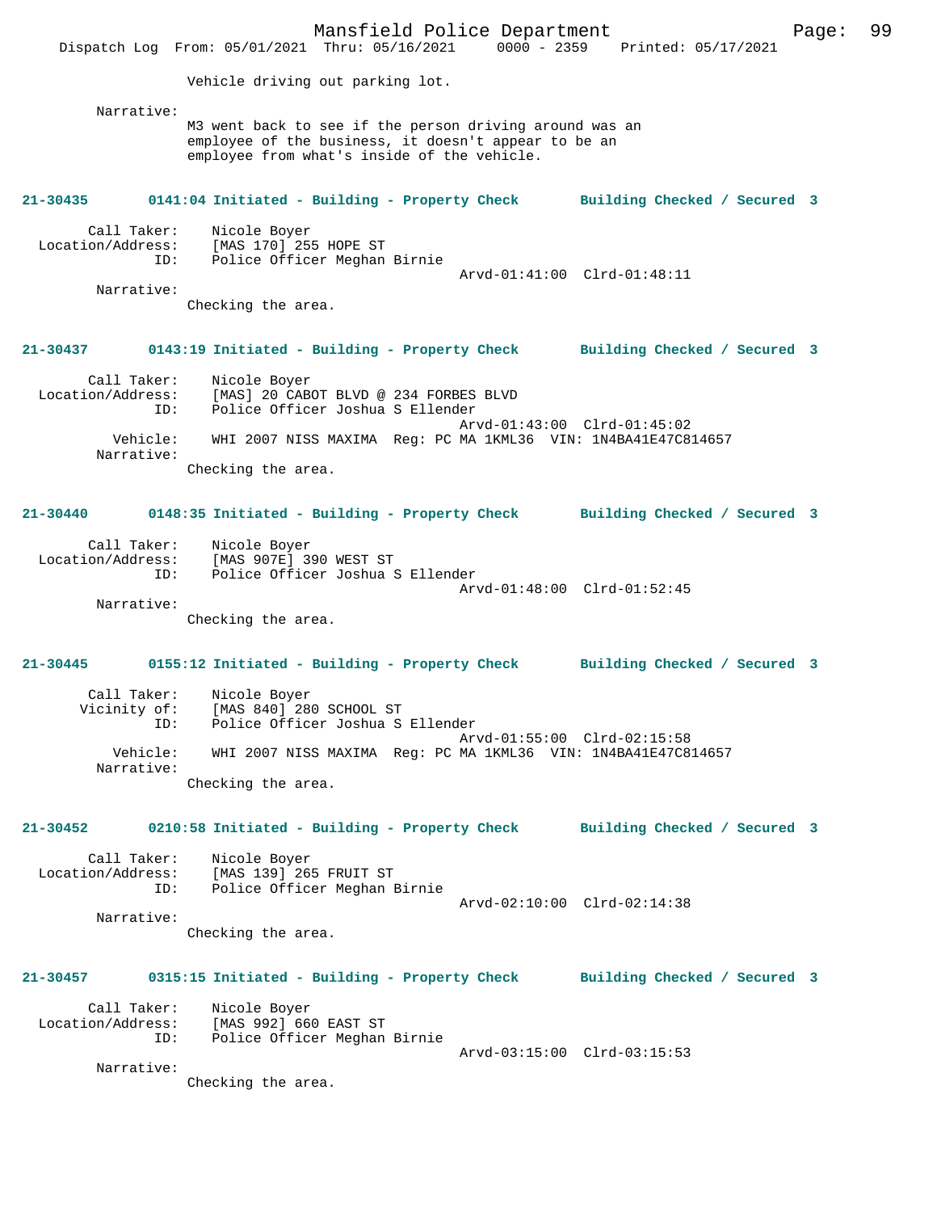Vehicle driving out parking lot.

Narrative:
M3 went back to see if the person driving around was an employee of the business, it doesn't appear to be an employee from what's inside of the vehicle.

**21-30435 0141:04 Initiated - Building - Property Check Building Checked / Secured 3**

Call Taker: Nicole Boyer
Location/Address: [MAS 170] 255 HOPE ST
ID: Police Officer Meghan Birnie
Arvd-01:41:00 Clrd-01:48:11
Narrative:
Checking the area.

**21-30437 0143:19 Initiated - Building - Property Check Building Checked / Secured 3**

Call Taker: Nicole Boyer
Location/Address: [MAS] 20 CABOT BLVD @ 234 FORBES BLVD
ID: Police Officer Joshua S Ellender
Arvd-01:43:00 Clrd-01:45:02
Vehicle: WHI 2007 NISS MAXIMA Reg: PC MA 1KML36 VIN: 1N4BA41E47C814657
Narrative:
Checking the area.

**21-30440 0148:35 Initiated - Building - Property Check Building Checked / Secured 3**

Call Taker: Nicole Boyer
Location/Address: [MAS 907E] 390 WEST ST
ID: Police Officer Joshua S Ellender
Arvd-01:48:00 Clrd-01:52:45
Narrative:
Checking the area.

**21-30445 0155:12 Initiated - Building - Property Check Building Checked / Secured 3**

Call Taker: Nicole Boyer
Vicinity of: [MAS 840] 280 SCHOOL ST
ID: Police Officer Joshua S Ellender
Arvd-01:55:00 Clrd-02:15:58
Vehicle: WHI 2007 NISS MAXIMA Reg: PC MA 1KML36 VIN: 1N4BA41E47C814657
Narrative:
Checking the area.

**21-30452 0210:58 Initiated - Building - Property Check Building Checked / Secured 3**

Call Taker: Nicole Boyer
Location/Address: [MAS 139] 265 FRUIT ST
ID: Police Officer Meghan Birnie
Arvd-02:10:00 Clrd-02:14:38
Narrative:
Checking the area.

**21-30457 0315:15 Initiated - Building - Property Check Building Checked / Secured 3**

Call Taker: Nicole Boyer
Location/Address: [MAS 992] 660 EAST ST
ID: Police Officer Meghan Birnie
Arvd-03:15:00 Clrd-03:15:53
Narrative:
Checking the area.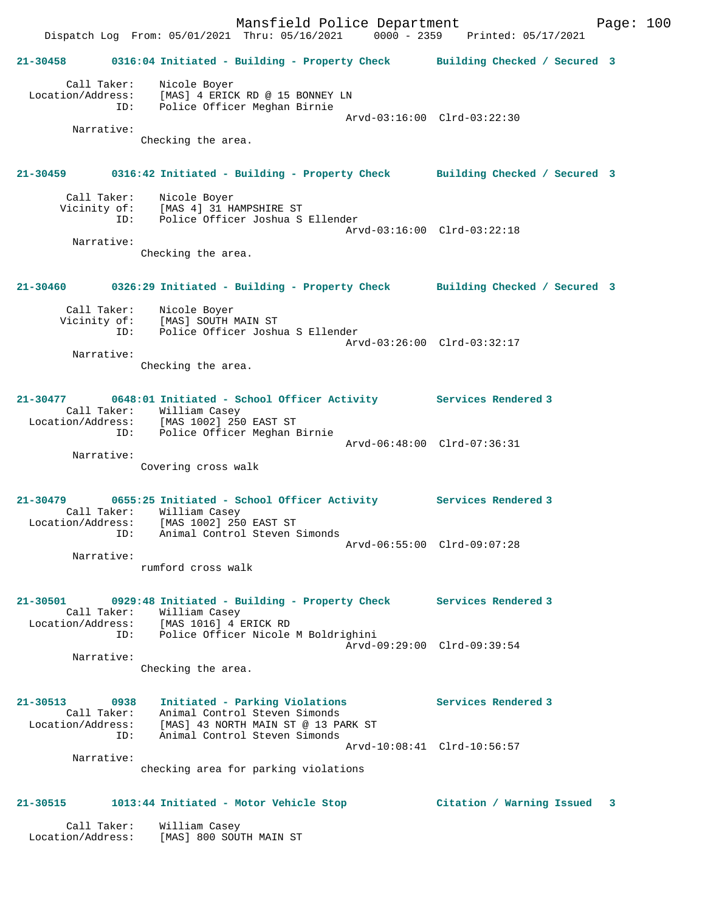**21-30458 0316:04 Initiated - Building - Property Check Building Checked / Secured 3**

Call Taker: Nicole Boyer
Location/Address: [MAS] 4 ERICK RD @ 15 BONNEY LN
ID: Police Officer Meghan Birnie
Arvd-03:16:00 Clrd-03:22:30
Narrative:
Checking the area.

**21-30459 0316:42 Initiated - Building - Property Check Building Checked / Secured 3**

Call Taker: Nicole Boyer
Vicinity of: [MAS 4] 31 HAMPSHIRE ST
ID: Police Officer Joshua S Ellender
Arvd-03:16:00 Clrd-03:22:18
Narrative:
Checking the area.

**21-30460 0326:29 Initiated - Building - Property Check Building Checked / Secured 3**

Call Taker: Nicole Boyer
Vicinity of: [MAS] SOUTH MAIN ST
ID: Police Officer Joshua S Ellender
Arvd-03:26:00 Clrd-03:32:17
Narrative:
Checking the area.

**21-30477 0648:01 Initiated - School Officer Activity Services Rendered 3**

Call Taker: William Casey
Location/Address: [MAS 1002] 250 EAST ST
ID: Police Officer Meghan Birnie
Arvd-06:48:00 Clrd-07:36:31
Narrative:
Covering cross walk

**21-30479 0655:25 Initiated - School Officer Activity Services Rendered 3**

Call Taker: William Casey
Location/Address: [MAS 1002] 250 EAST ST
ID: Animal Control Steven Simonds
Arvd-06:55:00 Clrd-09:07:28
Narrative:
rumford cross walk

**21-30501 0929:48 Initiated - Building - Property Check Services Rendered 3**

Call Taker: William Casey
Location/Address: [MAS 1016] 4 ERICK RD
ID: Police Officer Nicole M Boldrighini
Arvd-09:29:00 Clrd-09:39:54
Narrative:
Checking the area.

**21-30513 0938 Initiated - Parking Violations Services Rendered 3**

Call Taker: Animal Control Steven Simonds
Location/Address: [MAS] 43 NORTH MAIN ST @ 13 PARK ST
ID: Animal Control Steven Simonds
Arvd-10:08:41 Clrd-10:56:57
Narrative:
checking area for parking violations

**21-30515 1013:44 Initiated - Motor Vehicle Stop Citation / Warning Issued 3**

Call Taker: William Casey
Location/Address: [MAS] 800 SOUTH MAIN ST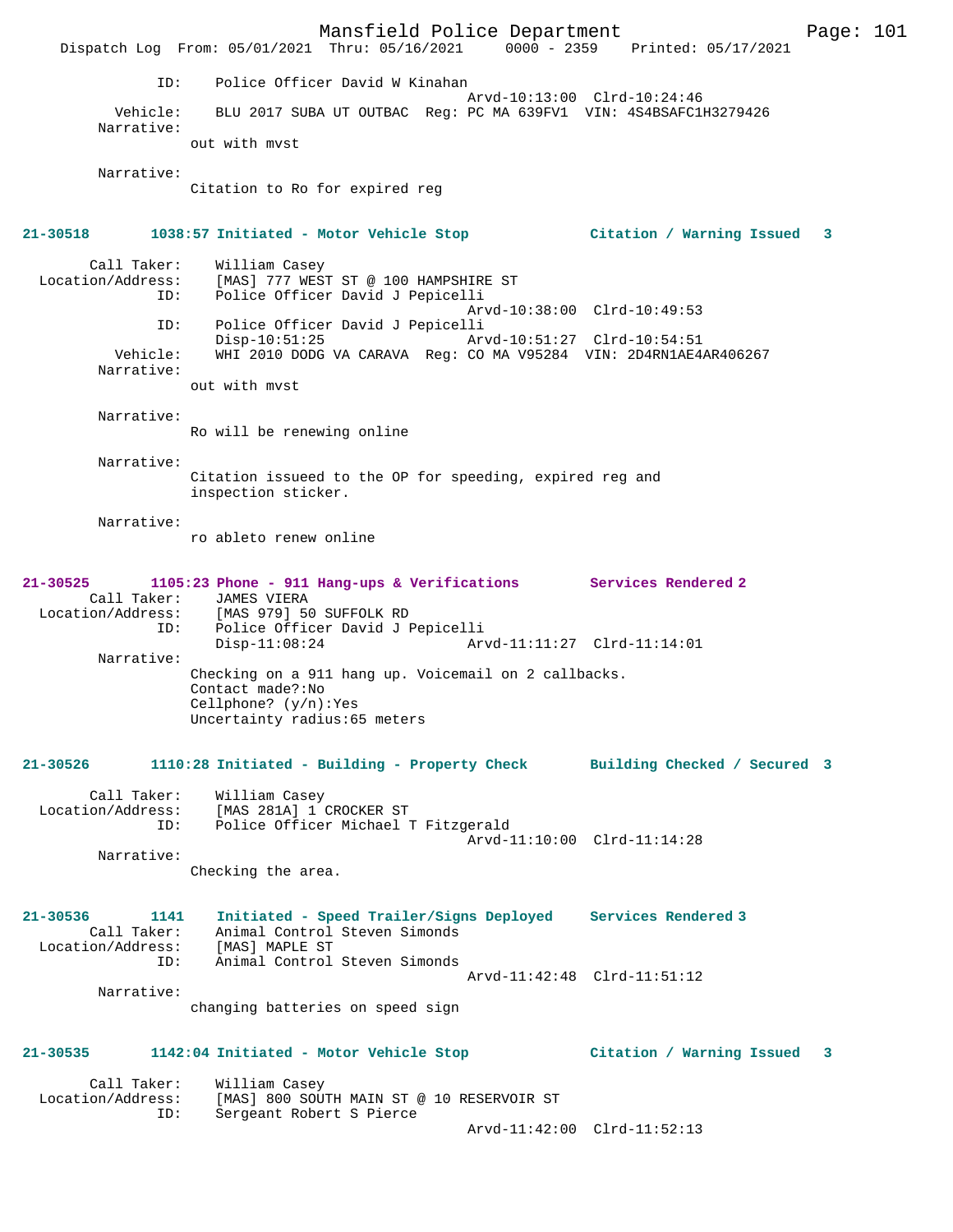ID: Police Officer David W Kinahan
Arvd-10:13:00 Clrd-10:24:46
Vehicle: BLU 2017 SUBA UT OUTBAC Reg: PC MA 639FV1 VIN: 4S4BSAFC1H3279426
Narrative:
out with mvst

Narrative:
Citation to Ro for expired reg

**21-30518 1038:57 Initiated - Motor Vehicle Stop Citation / Warning Issued 3**

Call Taker: William Casey
Location/Address: [MAS] 777 WEST ST @ 100 HAMPSHIRE ST
ID: Police Officer David J Pepicelli
Arvd-10:38:00 Clrd-10:49:53
ID: Police Officer David J Pepicelli
Disp-10:51:25 Arvd-10:51:27 Clrd-10:54:51
Vehicle: WHI 2010 DODG VA CARAVA Reg: CO MA V95284 VIN: 2D4RN1AE4AR406267
Narrative:
out with mvst

Narrative:
Ro will be renewing online

Narrative:
Citation issueed to the OP for speeding, expired reg and inspection sticker.

Narrative:
ro ableto renew online

**21-30525 1105:23 Phone - 911 Hang-ups & Verifications Services Rendered 2**

Call Taker: JAMES VIERA
Location/Address: [MAS 979] 50 SUFFOLK RD
ID: Police Officer David J Pepicelli
Disp-11:08:24 Arvd-11:11:27 Clrd-11:14:01
Narrative:
Checking on a 911 hang up. Voicemail on 2 callbacks.
Contact made?:No
Cellphone? (y/n):Yes
Uncertainty radius:65 meters

**21-30526 1110:28 Initiated - Building - Property Check Building Checked / Secured 3**

Call Taker: William Casey
Location/Address: [MAS 281A] 1 CROCKER ST
ID: Police Officer Michael T Fitzgerald
Arvd-11:10:00 Clrd-11:14:28
Narrative:
Checking the area.

**21-30536 1141 Initiated - Speed Trailer/Signs Deployed Services Rendered 3**

Call Taker: Animal Control Steven Simonds
Location/Address: [MAS] MAPLE ST
ID: Animal Control Steven Simonds
Arvd-11:42:48 Clrd-11:51:12
Narrative:
changing batteries on speed sign

**21-30535 1142:04 Initiated - Motor Vehicle Stop Citation / Warning Issued 3**

Call Taker: William Casey
Location/Address: [MAS] 800 SOUTH MAIN ST @ 10 RESERVOIR ST
ID: Sergeant Robert S Pierce
Arvd-11:42:00 Clrd-11:52:13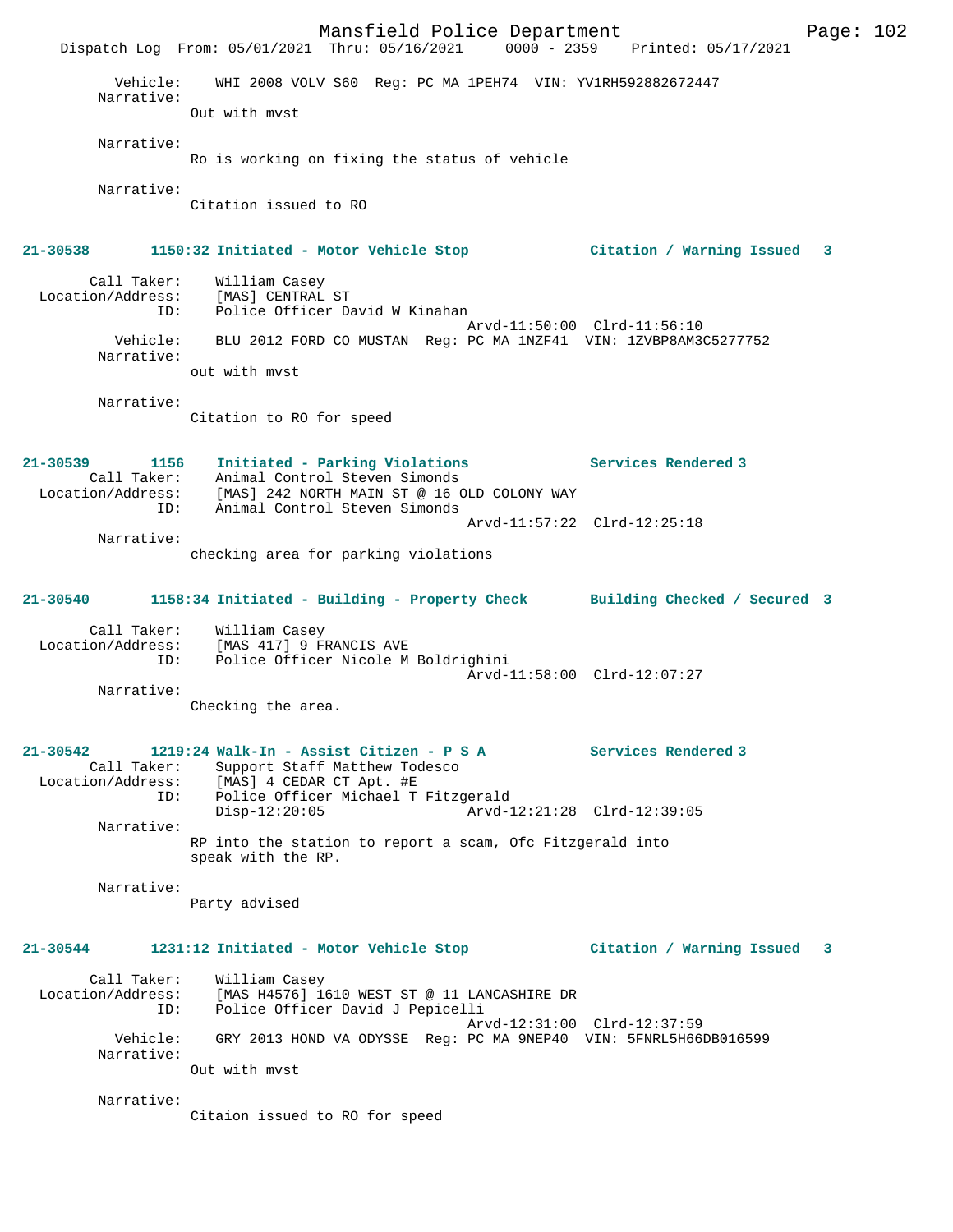Vehicle: WHI 2008 VOLV S60 Reg: PC MA 1PEH74 VIN: YV1RH592882672447

Narrative:
Out with mvst

Narrative:
Ro is working on fixing the status of vehicle

Narrative:
Citation issued to RO

**21-30538 1150:32 Initiated - Motor Vehicle Stop — Citation / Warning Issued 3**

Call Taker: William Casey
Location/Address: [MAS] CENTRAL ST
ID: Police Officer David W Kinahan
Arvd-11:50:00 Clrd-11:56:10
Vehicle: BLU 2012 FORD CO MUSTAN Reg: PC MA 1NZF41 VIN: 1ZVBP8AM3C5277752

Narrative:
out with mvst

Narrative:
Citation to RO for speed

**21-30539 1156 Initiated - Parking Violations — Services Rendered 3**

Call Taker: Animal Control Steven Simonds
Location/Address: [MAS] 242 NORTH MAIN ST @ 16 OLD COLONY WAY
ID: Animal Control Steven Simonds
Arvd-11:57:22 Clrd-12:25:18

Narrative:
checking area for parking violations

**21-30540 1158:34 Initiated - Building - Property Check — Building Checked / Secured 3**

Call Taker: William Casey
Location/Address: [MAS 417] 9 FRANCIS AVE
ID: Police Officer Nicole M Boldrighini
Arvd-11:58:00 Clrd-12:07:27

Narrative:
Checking the area.

**21-30542 1219:24 Walk-In - Assist Citizen - P S A — Services Rendered 3**

Call Taker: Support Staff Matthew Todesco
Location/Address: [MAS] 4 CEDAR CT Apt. #E
ID: Police Officer Michael T Fitzgerald
Disp-12:20:05 Arvd-12:21:28 Clrd-12:39:05

Narrative:
RP into the station to report a scam, Ofc Fitzgerald into speak with the RP.

Narrative:
Party advised

**21-30544 1231:12 Initiated - Motor Vehicle Stop — Citation / Warning Issued 3**

Call Taker: William Casey
Location/Address: [MAS H4576] 1610 WEST ST @ 11 LANCASHIRE DR
ID: Police Officer David J Pepicelli
Arvd-12:31:00 Clrd-12:37:59
Vehicle: GRY 2013 HOND VA ODYSSE Reg: PC MA 9NEP40 VIN: 5FNRL5H66DB016599

Narrative:
Out with mvst

Narrative:
Citaion issued to RO for speed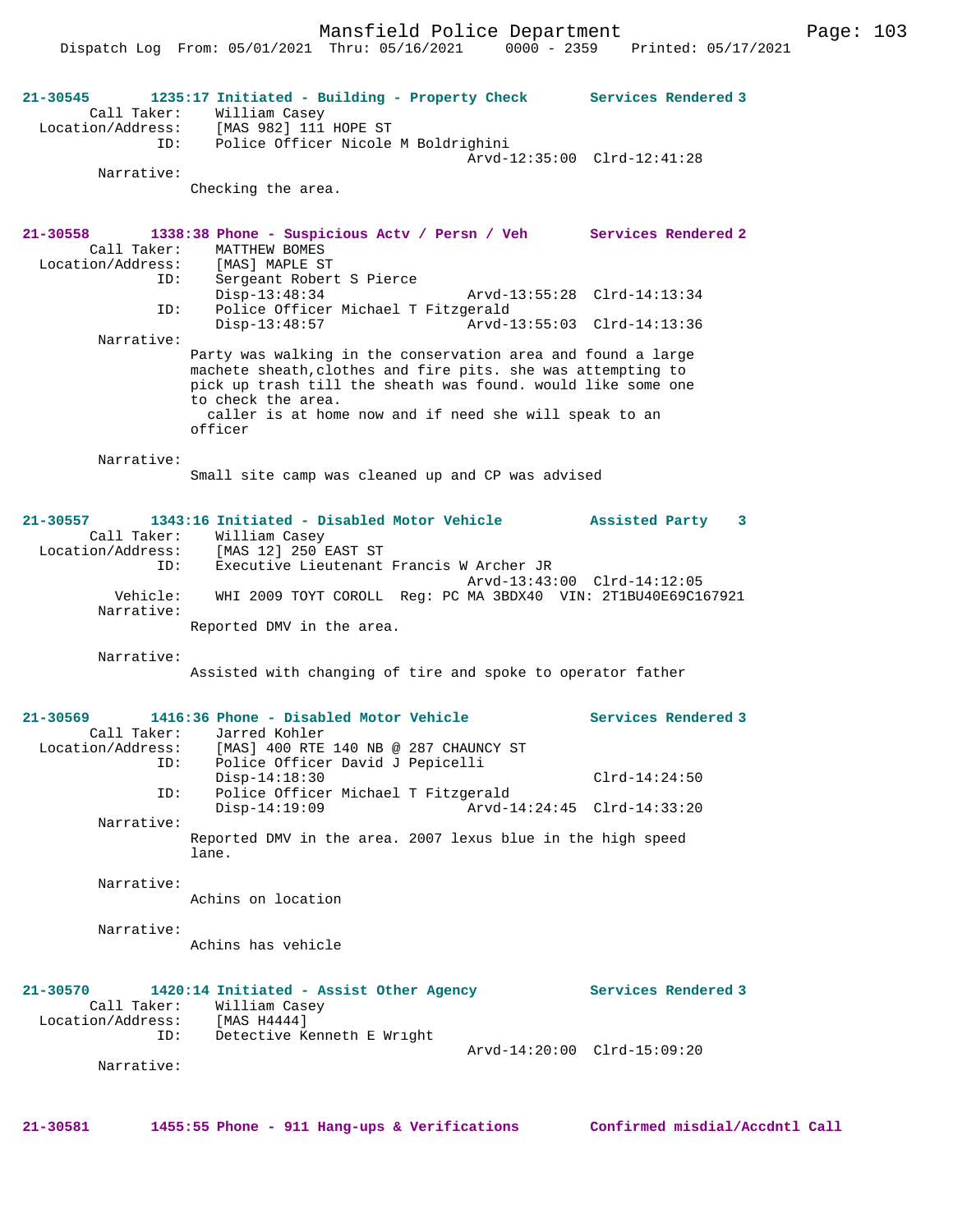21-30545 1235:17 Initiated - Building - Property Check Services Rendered 3
Call Taker: William Casey
Location/Address: [MAS 982] 111 HOPE ST
ID: Police Officer Nicole M Boldrighini
Arvd-12:35:00 Clrd-12:41:28
Narrative:
Checking the area.

21-30558 1338:38 Phone - Suspicious Actv / Persn / Veh Services Rendered 2
Call Taker: MATTHEW BOMES
Location/Address: [MAS] MAPLE ST
ID: Sergeant Robert S Pierce
Disp-13:48:34 Arvd-13:55:28 Clrd-14:13:34
ID: Police Officer Michael T Fitzgerald
Disp-13:48:57 Arvd-13:55:03 Clrd-14:13:36
Narrative:
Party was walking in the conservation area and found a large machete sheath,clothes and fire pits. she was attempting to pick up trash till the sheath was found. would like some one to check the area.
caller is at home now and if need she will speak to an officer

Narrative:
Small site camp was cleaned up and CP was advised

21-30557 1343:16 Initiated - Disabled Motor Vehicle Assisted Party 3
Call Taker: William Casey
Location/Address: [MAS 12] 250 EAST ST
ID: Executive Lieutenant Francis W Archer JR
Arvd-13:43:00 Clrd-14:12:05
Vehicle: WHI 2009 TOYT COROLL Reg: PC MA 3BDX40 VIN: 2T1BU40E69C167921
Narrative:
Reported DMV in the area.

Narrative:
Assisted with changing of tire and spoke to operator father

21-30569 1416:36 Phone - Disabled Motor Vehicle Services Rendered 3
Call Taker: Jarred Kohler
Location/Address: [MAS] 400 RTE 140 NB @ 287 CHAUNCY ST
ID: Police Officer David J Pepicelli
Disp-14:18:30 Clrd-14:24:50
ID: Police Officer Michael T Fitzgerald
Disp-14:19:09 Arvd-14:24:45 Clrd-14:33:20
Narrative:
Reported DMV in the area. 2007 lexus blue in the high speed lane.

Narrative:
Achins on location

Narrative:
Achins has vehicle

21-30570 1420:14 Initiated - Assist Other Agency Services Rendered 3
Call Taker: William Casey
Location/Address: [MAS H4444]
ID: Detective Kenneth E Wright
Arvd-14:20:00 Clrd-15:09:20
Narrative:

21-30581 1455:55 Phone - 911 Hang-ups & Verifications Confirmed misdial/Accdntl Call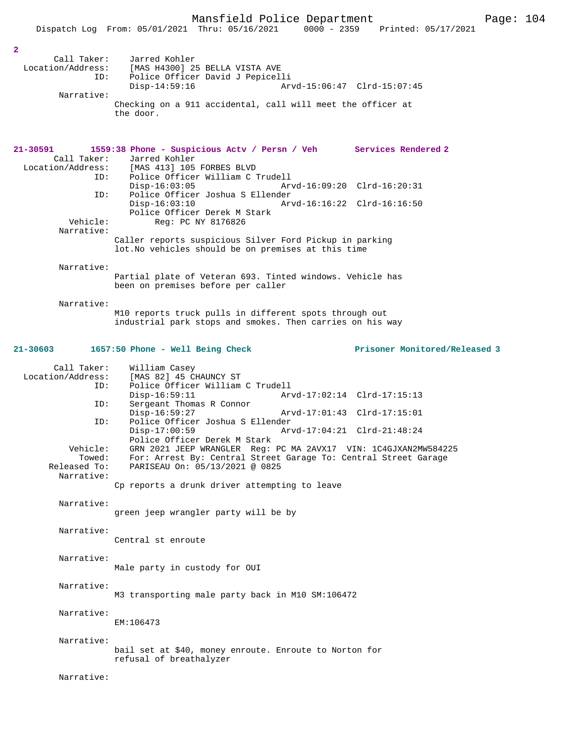2

```
        Call Taker:    Jarred Kohler
  Location/Address:    [MAS H4300] 25 BELLA VISTA AVE
                ID:    Police Officer David J Pepicelli
                       Disp-14:59:16                 Arvd-15:06:47  Clrd-15:07:45
         Narrative:
                   Checking on a 911 accidental, call will meet the officer at
                   the door.
```

**21-30591        1559:38 Phone - Suspicious Actv / Persn / Veh        Services Rendered 2**

```
        Call Taker:    Jarred Kohler
  Location/Address:    [MAS 413] 105 FORBES BLVD
                ID:    Police Officer William C Trudell
                       Disp-16:03:05                 Arvd-16:09:20  Clrd-16:20:31
                ID:    Police Officer Joshua S Ellender
                       Disp-16:03:10                 Arvd-16:16:22  Clrd-16:16:50
                       Police Officer Derek M Stark
           Vehicle:        Reg: PC NY 8176826
         Narrative:
                   Caller reports suspicious Silver Ford Pickup in parking
                   lot.No vehicles should be on premises at this time

         Narrative:
                   Partial plate of Veteran 693. Tinted windows. Vehicle has
                   been on premises before per caller

         Narrative:
                   M10 reports truck pulls in different spots through out
                   industrial park stops and smokes. Then carries on his way
```

**21-30603        1657:50 Phone - Well Being Check        Prisoner Monitored/Released 3**

```
        Call Taker:    William Casey
  Location/Address:    [MAS 82] 45 CHAUNCY ST
                ID:    Police Officer William C Trudell
                       Disp-16:59:11                 Arvd-17:02:14  Clrd-17:15:13
                ID:    Sergeant Thomas R Connor
                       Disp-16:59:27                 Arvd-17:01:43  Clrd-17:15:01
                ID:    Police Officer Joshua S Ellender
                       Disp-17:00:59                 Arvd-17:04:21  Clrd-21:48:24
                       Police Officer Derek M Stark
           Vehicle:    GRN 2021 JEEP WRANGLER  Reg: PC MA 2AVX17  VIN: 1C4GJXAN2MW584225
             Towed:    For: Arrest By: Central Street Garage To: Central Street Garage
       Released To:    PARISEAU On: 05/13/2021 @ 0825
         Narrative:
                   Cp reports a drunk driver attempting to leave

         Narrative:
                   green jeep wrangler party will be by

         Narrative:
                   Central st enroute

         Narrative:
                   Male party in custody for OUI

         Narrative:
                   M3 transporting male party back in M10 SM:106472

         Narrative:
                   EM:106473

         Narrative:
                   bail set at $40, money enroute. Enroute to Norton for
                   refusal of breathalyzer

         Narrative:
```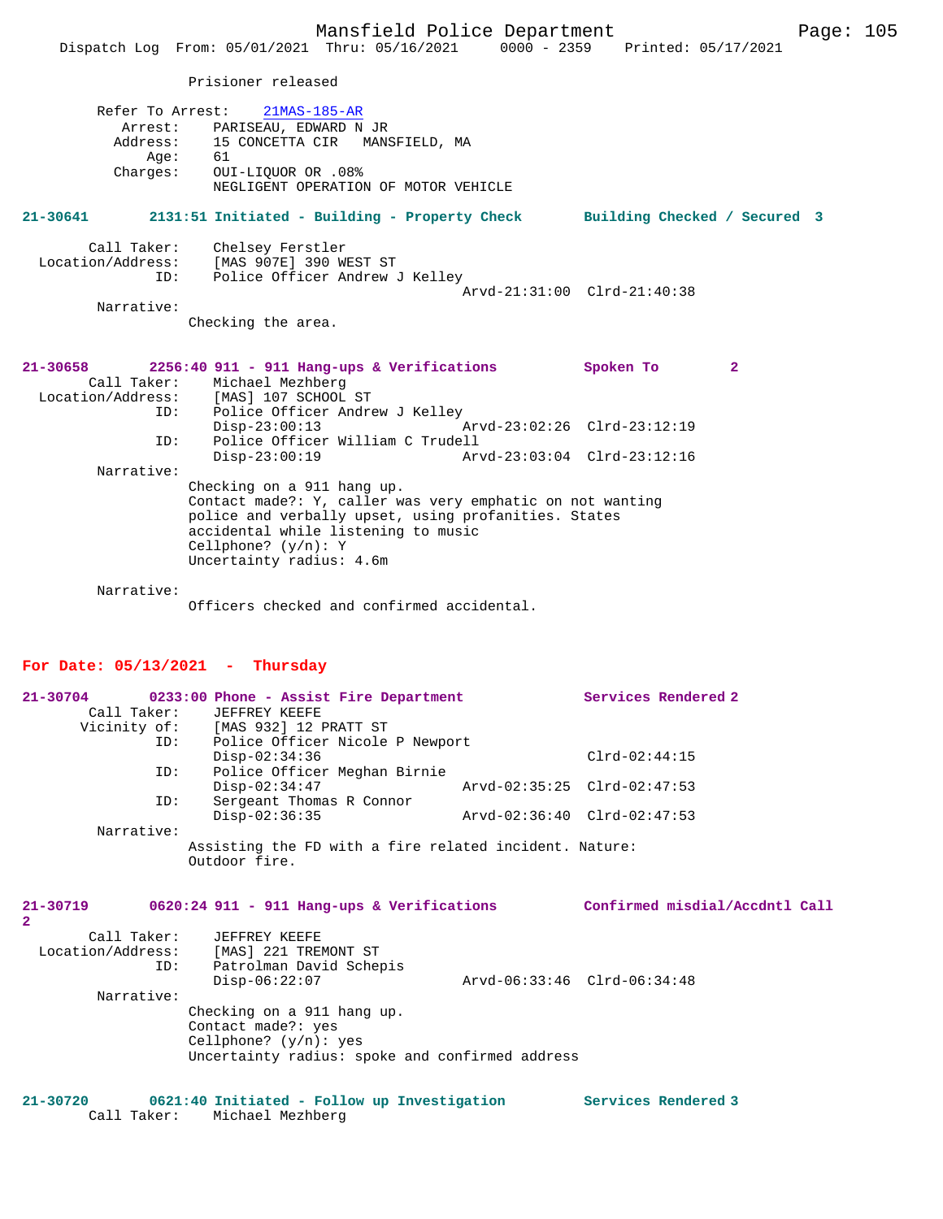Prisioner released

```
        Refer To Arrest:    21MAS-185-AR
           Arrest:    PARISEAU, EDWARD N JR
          Address:    15 CONCETTA CIR   MANSFIELD, MA
              Age:    61
          Charges:    OUI-LIQUOR OR .08%
                      NEGLIGENT OPERATION OF MOTOR VEHICLE
```

**21-30641        2131:51 Initiated - Building - Property Check        Building Checked / Secured 3**

```
        Call Taker:    Chelsey Ferstler
  Location/Address:    [MAS 907E] 390 WEST ST
                ID:    Police Officer Andrew J Kelley
                                                 Arvd-21:31:00  Clrd-21:40:38
        Narrative:
                   Checking the area.
```

**21-30658        2256:40 911 - 911 Hang-ups & Verifications        Spoken To        2**

```
        Call Taker:    Michael Mezhberg
  Location/Address:    [MAS] 107 SCHOOL ST
                ID:    Police Officer Andrew J Kelley
                       Disp-23:00:13             Arvd-23:02:26  Clrd-23:12:19
                ID:    Police Officer William C Trudell
                       Disp-23:00:19             Arvd-23:03:04  Clrd-23:12:16
        Narrative:
                   Checking on a 911 hang up.
                   Contact made?: Y, caller was very emphatic on not wanting
                   police and verbally upset, using profanities. States
                   accidental while listening to music
                   Cellphone? (y/n): Y
                   Uncertainty radius: 4.6m

        Narrative:
                   Officers checked and confirmed accidental.
```

## For Date: 05/13/2021  -  Thursday

**21-30704        0233:00 Phone - Assist Fire Department        Services Rendered 2**

```
        Call Taker:    JEFFREY KEEFE
       Vicinity of:    [MAS 932] 12 PRATT ST
                ID:    Police Officer Nicole P Newport
                       Disp-02:34:36                            Clrd-02:44:15
                ID:    Police Officer Meghan Birnie
                       Disp-02:34:47             Arvd-02:35:25  Clrd-02:47:53
                ID:    Sergeant Thomas R Connor
                       Disp-02:36:35             Arvd-02:36:40  Clrd-02:47:53
        Narrative:
                   Assisting the FD with a fire related incident. Nature:
                   Outdoor fire.
```

**21-30719        0620:24 911 - 911 Hang-ups & Verifications        Confirmed misdial/Accdntl Call 2**

```
        Call Taker:    JEFFREY KEEFE
  Location/Address:    [MAS] 221 TREMONT ST
                ID:    Patrolman David Schepis
                       Disp-06:22:07             Arvd-06:33:46  Clrd-06:34:48
        Narrative:
                   Checking on a 911 hang up.
                   Contact made?: yes
                   Cellphone? (y/n): yes
                   Uncertainty radius: spoke and confirmed address
```

**21-30720        0621:40 Initiated - Follow up Investigation        Services Rendered 3**

```
        Call Taker:    Michael Mezhberg
```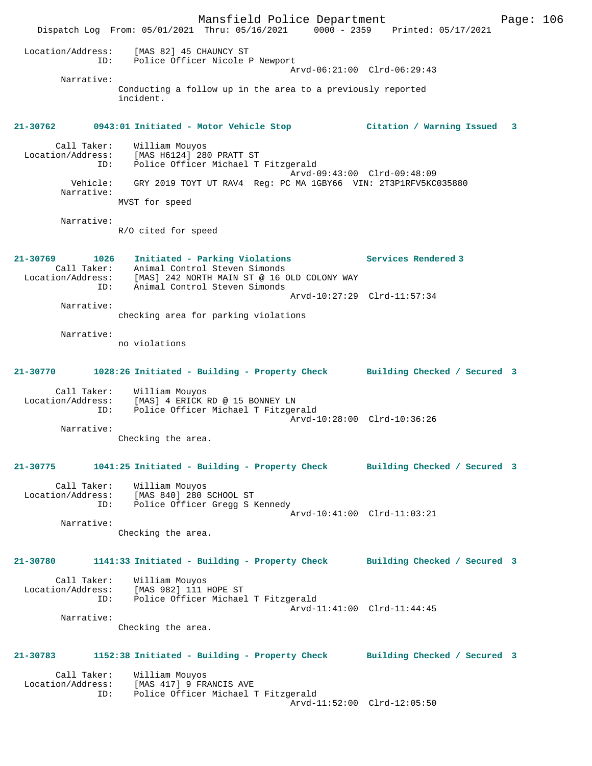Location/Address: [MAS 82] 45 CHAUNCY ST
ID: Police Officer Nicole P Newport
Arvd-06:21:00 Clrd-06:29:43

Narrative:
Conducting a follow up in the area to a previously reported incident.

**21-30762 0943:01 Initiated - Motor Vehicle Stop — Citation / Warning Issued 3**

Call Taker: William Mouyos
Location/Address: [MAS H6124] 280 PRATT ST
ID: Police Officer Michael T Fitzgerald
Arvd-09:43:00 Clrd-09:48:09
Vehicle: GRY 2019 TOYT UT RAV4 Reg: PC MA 1GBY66 VIN: 2T3P1RFV5KC035880

Narrative:
MVST for speed

Narrative:
R/O cited for speed

**21-30769 1026 Initiated - Parking Violations — Services Rendered 3**

Call Taker: Animal Control Steven Simonds
Location/Address: [MAS] 242 NORTH MAIN ST @ 16 OLD COLONY WAY
ID: Animal Control Steven Simonds
Arvd-10:27:29 Clrd-11:57:34

Narrative:
checking area for parking violations

Narrative:
no violations

**21-30770 1028:26 Initiated - Building - Property Check — Building Checked / Secured 3**

Call Taker: William Mouyos
Location/Address: [MAS] 4 ERICK RD @ 15 BONNEY LN
ID: Police Officer Michael T Fitzgerald
Arvd-10:28:00 Clrd-10:36:26

Narrative:
Checking the area.

**21-30775 1041:25 Initiated - Building - Property Check — Building Checked / Secured 3**

Call Taker: William Mouyos
Location/Address: [MAS 840] 280 SCHOOL ST
ID: Police Officer Gregg S Kennedy
Arvd-10:41:00 Clrd-11:03:21

Narrative:
Checking the area.

**21-30780 1141:33 Initiated - Building - Property Check — Building Checked / Secured 3**

Call Taker: William Mouyos
Location/Address: [MAS 982] 111 HOPE ST
ID: Police Officer Michael T Fitzgerald
Arvd-11:41:00 Clrd-11:44:45

Narrative:
Checking the area.

**21-30783 1152:38 Initiated - Building - Property Check — Building Checked / Secured 3**

Call Taker: William Mouyos
Location/Address: [MAS 417] 9 FRANCIS AVE
ID: Police Officer Michael T Fitzgerald
Arvd-11:52:00 Clrd-12:05:50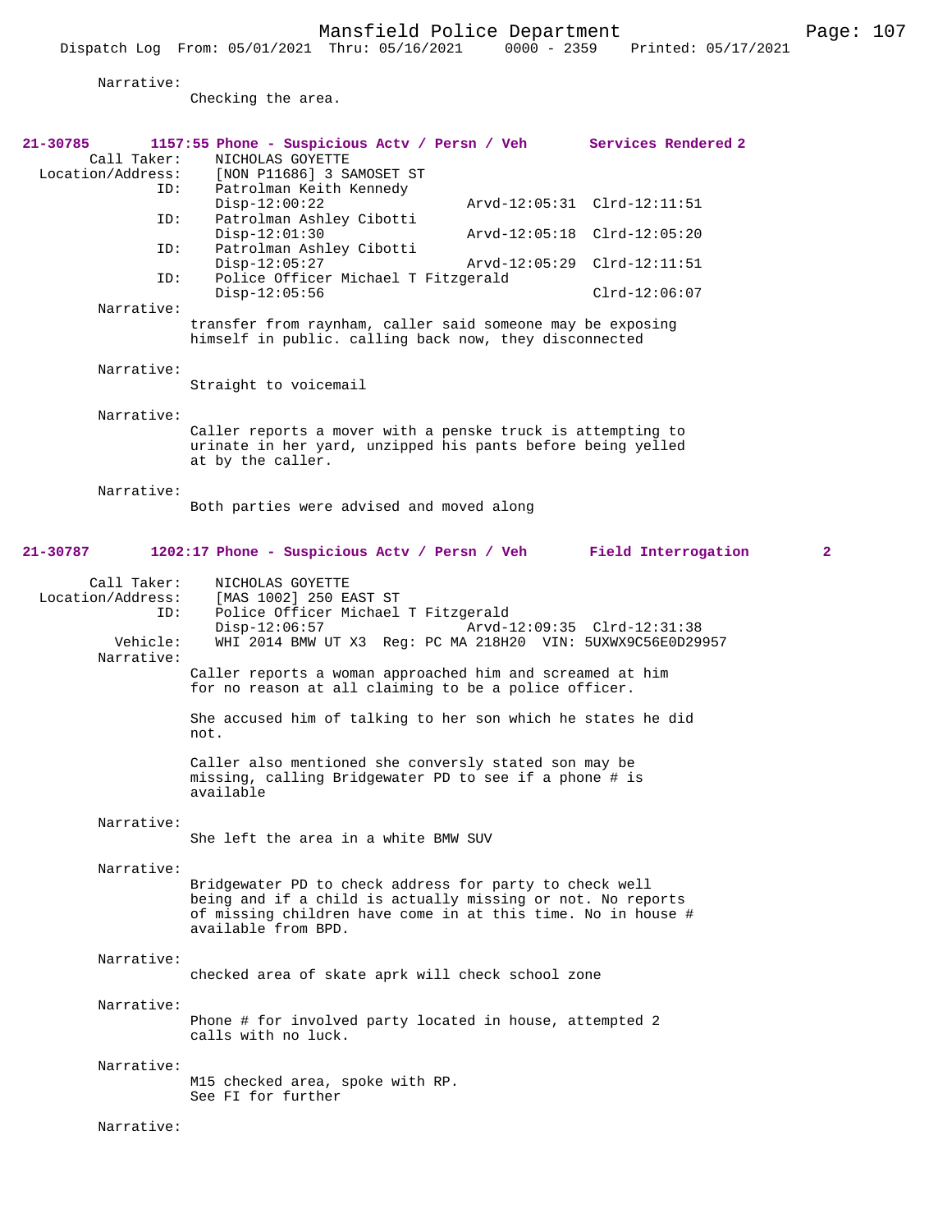Narrative:
Checking the area.

**21-30785 1157:55 Phone - Suspicious Actv / Persn / Veh Services Rendered 2**

Call Taker: NICHOLAS GOYETTE
Location/Address: [NON P11686] 3 SAMOSET ST
ID: Patrolman Keith Kennedy
Disp-12:00:22 Arvd-12:05:31 Clrd-12:11:51
ID: Patrolman Ashley Cibotti
Disp-12:01:30 Arvd-12:05:18 Clrd-12:05:20
ID: Patrolman Ashley Cibotti
Disp-12:05:27 Arvd-12:05:29 Clrd-12:11:51
ID: Police Officer Michael T Fitzgerald
Disp-12:05:56 Clrd-12:06:07

Narrative:
transfer from raynham, caller said someone may be exposing himself in public. calling back now, they disconnected

Narrative:
Straight to voicemail

Narrative:
Caller reports a mover with a penske truck is attempting to urinate in her yard, unzipped his pants before being yelled at by the caller.

Narrative:
Both parties were advised and moved along

**21-30787 1202:17 Phone - Suspicious Actv / Persn / Veh Field Interrogation 2**

Call Taker: NICHOLAS GOYETTE
Location/Address: [MAS 1002] 250 EAST ST
ID: Police Officer Michael T Fitzgerald
Disp-12:06:57 Arvd-12:09:35 Clrd-12:31:38
Vehicle: WHI 2014 BMW UT X3 Reg: PC MA 218H20 VIN: 5UXWX9C56E0D29957

Narrative:
Caller reports a woman approached him and screamed at him for no reason at all claiming to be a police officer.

She accused him of talking to her son which he states he did not.

Caller also mentioned she conversly stated son may be missing, calling Bridgewater PD to see if a phone # is available

Narrative:
She left the area in a white BMW SUV

Narrative:
Bridgewater PD to check address for party to check well being and if a child is actually missing or not. No reports of missing children have come in at this time. No in house # available from BPD.

Narrative:
checked area of skate aprk will check school zone

Narrative:
Phone # for involved party located in house, attempted 2 calls with no luck.

Narrative:
M15 checked area, spoke with RP.
See FI for further

Narrative: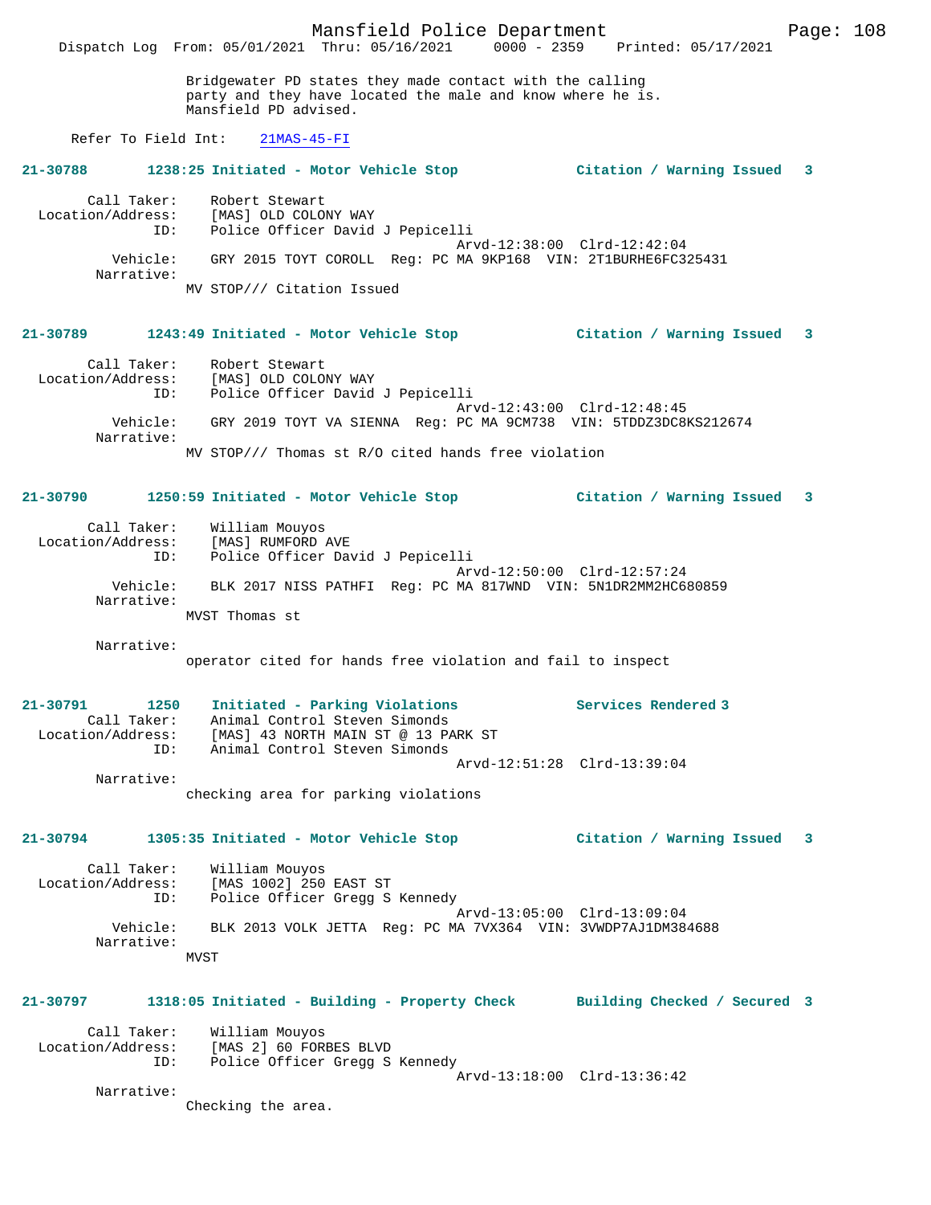Bridgewater PD states they made contact with the calling party and they have located the male and know where he is. Mansfield PD advised.

Refer To Field Int: 21MAS-45-FI

**21-30788** 1238:25 Initiated - Motor Vehicle Stop — Citation / Warning Issued 3

Call Taker: Robert Stewart
Location/Address: [MAS] OLD COLONY WAY
ID: Police Officer David J Pepicelli
Arvd-12:38:00 Clrd-12:42:04
Vehicle: GRY 2015 TOYT COROLL Reg: PC MA 9KP168 VIN: 2T1BURHE6FC325431
Narrative:
MV STOP/// Citation Issued

**21-30789** 1243:49 Initiated - Motor Vehicle Stop — Citation / Warning Issued 3

Call Taker: Robert Stewart
Location/Address: [MAS] OLD COLONY WAY
ID: Police Officer David J Pepicelli
Arvd-12:43:00 Clrd-12:48:45
Vehicle: GRY 2019 TOYT VA SIENNA Reg: PC MA 9CM738 VIN: 5TDDZ3DC8KS212674
Narrative:
MV STOP/// Thomas st R/O cited hands free violation

**21-30790** 1250:59 Initiated - Motor Vehicle Stop — Citation / Warning Issued 3

Call Taker: William Mouyos
Location/Address: [MAS] RUMFORD AVE
ID: Police Officer David J Pepicelli
Arvd-12:50:00 Clrd-12:57:24
Vehicle: BLK 2017 NISS PATHFI Reg: PC MA 817WND VIN: 5N1DR2MM2HC680859
Narrative:
MVST Thomas st

Narrative:
operator cited for hands free violation and fail to inspect

**21-30791** 1250 Initiated - Parking Violations — Services Rendered 3

Call Taker: Animal Control Steven Simonds
Location/Address: [MAS] 43 NORTH MAIN ST @ 13 PARK ST
ID: Animal Control Steven Simonds
Arvd-12:51:28 Clrd-13:39:04
Narrative:
checking area for parking violations

**21-30794** 1305:35 Initiated - Motor Vehicle Stop — Citation / Warning Issued 3

Call Taker: William Mouyos
Location/Address: [MAS 1002] 250 EAST ST
ID: Police Officer Gregg S Kennedy
Arvd-13:05:00 Clrd-13:09:04
Vehicle: BLK 2013 VOLK JETTA Reg: PC MA 7VX364 VIN: 3VWDP7AJ1DM384688
Narrative:
MVST

**21-30797** 1318:05 Initiated - Building - Property Check — Building Checked / Secured 3

Call Taker: William Mouyos
Location/Address: [MAS 2] 60 FORBES BLVD
ID: Police Officer Gregg S Kennedy
Arvd-13:18:00 Clrd-13:36:42
Narrative:
Checking the area.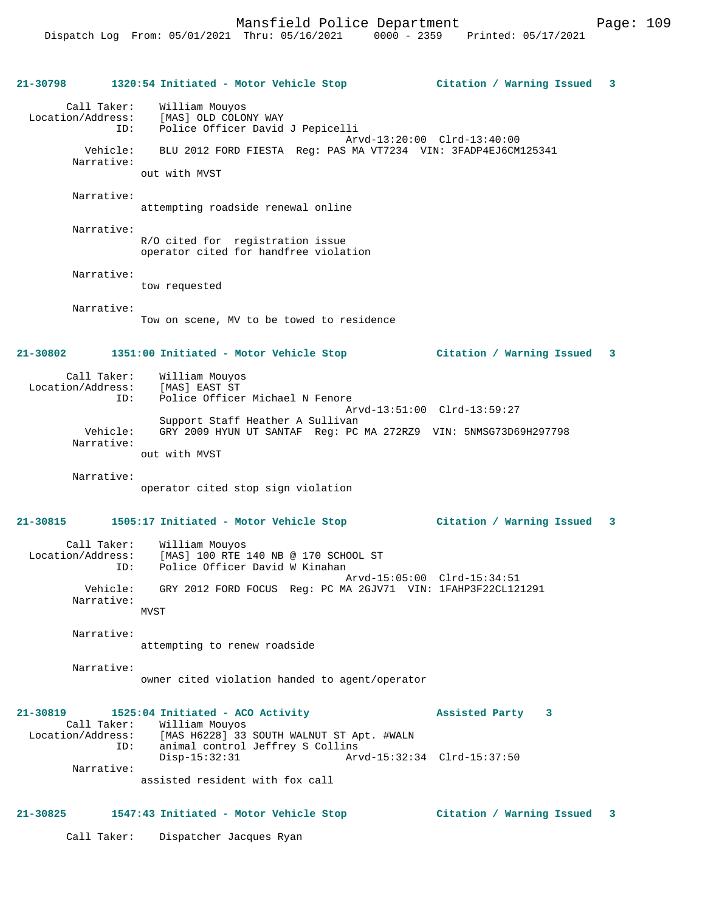**21-30798** 1320:54 Initiated - Motor Vehicle Stop **Citation / Warning Issued 3**

Call Taker: William Mouyos
Location/Address: [MAS] OLD COLONY WAY
ID: Police Officer David J Pepicelli
Arvd-13:20:00 Clrd-13:40:00
Vehicle: BLU 2012 FORD FIESTA Reg: PAS MA VT7234 VIN: 3FADP4EJ6CM125341
Narrative:
out with MVST

Narrative:
attempting roadside renewal online

Narrative:
R/O cited for registration issue
operator cited for handfree violation

Narrative:
tow requested

Narrative:
Tow on scene, MV to be towed to residence

**21-30802** 1351:00 Initiated - Motor Vehicle Stop **Citation / Warning Issued 3**

Call Taker: William Mouyos
Location/Address: [MAS] EAST ST
ID: Police Officer Michael N Fenore
Arvd-13:51:00 Clrd-13:59:27
Support Staff Heather A Sullivan
Vehicle: GRY 2009 HYUN UT SANTAF Reg: PC MA 272RZ9 VIN: 5NMSG73D69H297798
Narrative:
out with MVST

Narrative:
operator cited stop sign violation

**21-30815** 1505:17 Initiated - Motor Vehicle Stop **Citation / Warning Issued 3**

Call Taker: William Mouyos
Location/Address: [MAS] 100 RTE 140 NB @ 170 SCHOOL ST
ID: Police Officer David W Kinahan
Arvd-15:05:00 Clrd-15:34:51
Vehicle: GRY 2012 FORD FOCUS Reg: PC MA 2GJV71 VIN: 1FAHP3F22CL121291
Narrative:
MVST

Narrative:
attempting to renew roadside

Narrative:
owner cited violation handed to agent/operator

**21-30819** 1525:04 Initiated - ACO Activity **Assisted Party 3**
Call Taker: William Mouyos
Location/Address: [MAS H6228] 33 SOUTH WALNUT ST Apt. #WALN
ID: animal control Jeffrey S Collins
Disp-15:32:31 Arvd-15:32:34 Clrd-15:37:50
Narrative:
assisted resident with fox call

**21-30825** 1547:43 Initiated - Motor Vehicle Stop **Citation / Warning Issued 3**

Call Taker: Dispatcher Jacques Ryan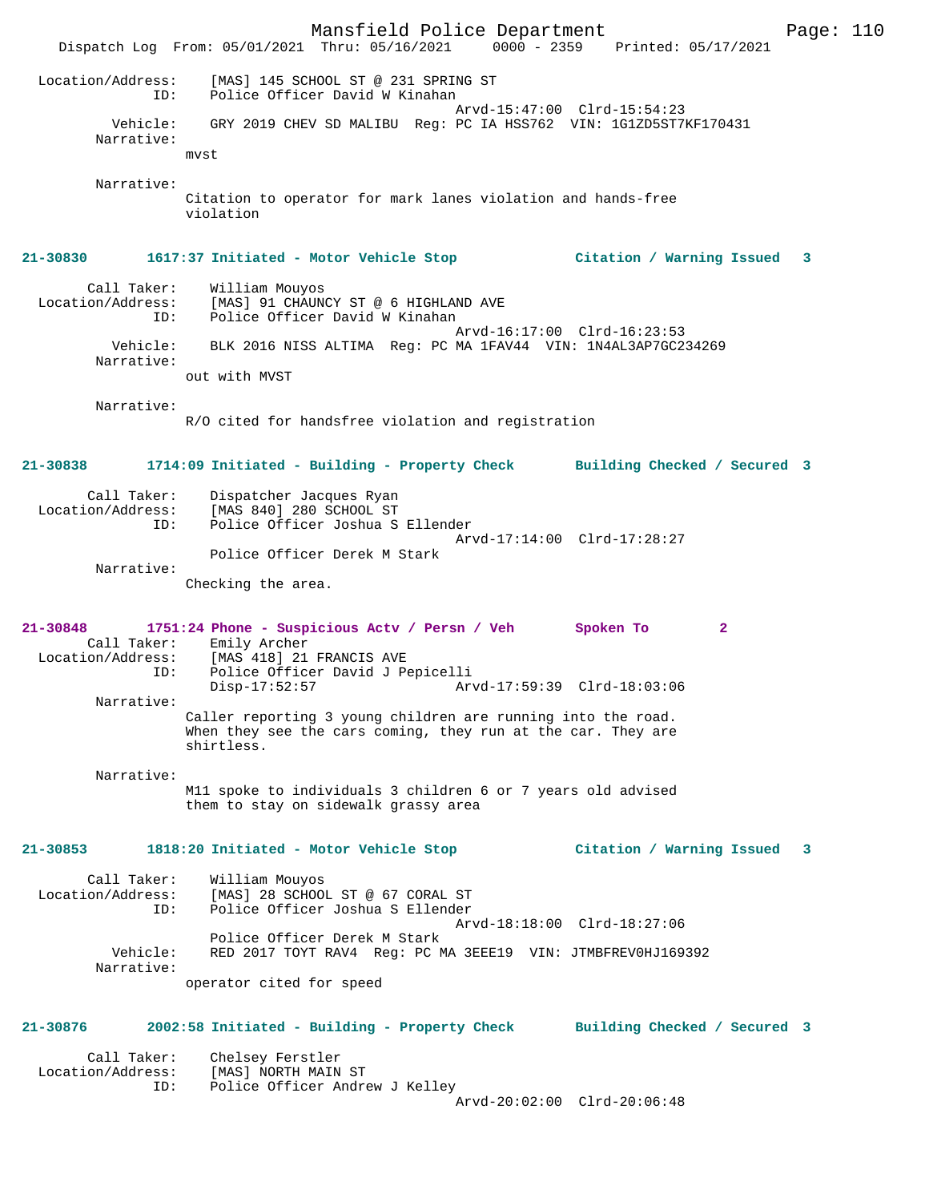```
 Location/Address:    [MAS] 145 SCHOOL ST @ 231 SPRING ST
               ID:    Police Officer David W Kinahan
                                                  Arvd-15:47:00  Clrd-15:54:23
          Vehicle:    GRY 2019 CHEV SD MALIBU  Reg: PC IA HSS762  VIN: 1G1ZD5ST7KF170431
        Narrative:    
                   mvst

        Narrative:    
                   Citation to operator for mark lanes violation and hands-free
                   violation


21-30830        1617:37 Initiated - Motor Vehicle Stop            Citation / Warning Issued   3

       Call Taker:    William Mouyos
 Location/Address:    [MAS] 91 CHAUNCY ST @ 6 HIGHLAND AVE
               ID:    Police Officer David W Kinahan
                                                  Arvd-16:17:00  Clrd-16:23:53
          Vehicle:    BLK 2016 NISS ALTIMA  Reg: PC MA 1FAV44  VIN: 1N4AL3AP7GC234269
        Narrative:    
                   out with MVST

        Narrative:    
                   R/O cited for handsfree violation and registration


21-30838        1714:09 Initiated - Building - Property Check       Building Checked / Secured  3

       Call Taker:    Dispatcher Jacques Ryan
 Location/Address:    [MAS 840] 280 SCHOOL ST
               ID:    Police Officer Joshua S Ellender
                                                  Arvd-17:14:00  Clrd-17:28:27
                      Police Officer Derek M Stark
        Narrative:    
                   Checking the area.


21-30848        1751:24 Phone - Suspicious Actv / Persn / Veh       Spoken To        2
       Call Taker:    Emily Archer
 Location/Address:    [MAS 418] 21 FRANCIS AVE
               ID:    Police Officer David J Pepicelli
                      Disp-17:52:57               Arvd-17:59:39  Clrd-18:03:06
        Narrative:    
                   Caller reporting 3 young children are running into the road.
                   When they see the cars coming, they run at the car. They are
                   shirtless.

        Narrative:    
                   M11 spoke to individuals 3 children 6 or 7 years old advised
                   them to stay on sidewalk grassy area


21-30853        1818:20 Initiated - Motor Vehicle Stop            Citation / Warning Issued   3

       Call Taker:    William Mouyos
 Location/Address:    [MAS] 28 SCHOOL ST @ 67 CORAL ST
               ID:    Police Officer Joshua S Ellender
                                                  Arvd-18:18:00  Clrd-18:27:06
                      Police Officer Derek M Stark
          Vehicle:    RED 2017 TOYT RAV4  Reg: PC MA 3EEE19  VIN: JTMBFREV0HJ169392
        Narrative:    
                   operator cited for speed


21-30876        2002:58 Initiated - Building - Property Check       Building Checked / Secured  3

       Call Taker:    Chelsey Ferstler
 Location/Address:    [MAS] NORTH MAIN ST
               ID:    Police Officer Andrew J Kelley
                                                  Arvd-20:02:00  Clrd-20:06:48
```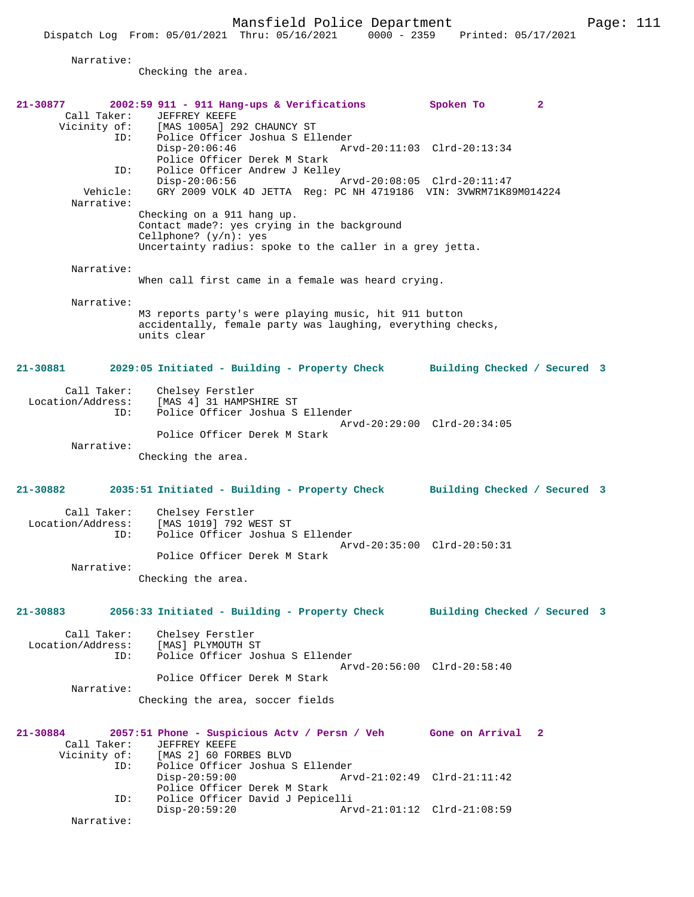Narrative:
Checking the area.

**21-30877 2002:59 911 - 911 Hang-ups & Verifications Spoken To 2**

Call Taker: JEFFREY KEEFE
Vicinity of: [MAS 1005A] 292 CHAUNCY ST
ID: Police Officer Joshua S Ellender
Disp-20:06:46 Arvd-20:11:03 Clrd-20:13:34
Police Officer Derek M Stark
ID: Police Officer Andrew J Kelley
Disp-20:06:56 Arvd-20:08:05 Clrd-20:11:47
Vehicle: GRY 2009 VOLK 4D JETTA Reg: PC NH 4719186 VIN: 3VWRM71K89M014224
Narrative:
Checking on a 911 hang up.
Contact made?: yes crying in the background
Cellphone? (y/n): yes
Uncertainty radius: spoke to the caller in a grey jetta.

Narrative:
When call first came in a female was heard crying.

Narrative:
M3 reports party's were playing music, hit 911 button accidentally, female party was laughing, everything checks, units clear

**21-30881 2029:05 Initiated - Building - Property Check Building Checked / Secured 3**

Call Taker: Chelsey Ferstler
Location/Address: [MAS 4] 31 HAMPSHIRE ST
ID: Police Officer Joshua S Ellender
Arvd-20:29:00 Clrd-20:34:05
Police Officer Derek M Stark
Narrative:
Checking the area.

**21-30882 2035:51 Initiated - Building - Property Check Building Checked / Secured 3**

Call Taker: Chelsey Ferstler
Location/Address: [MAS 1019] 792 WEST ST
ID: Police Officer Joshua S Ellender
Arvd-20:35:00 Clrd-20:50:31
Police Officer Derek M Stark
Narrative:
Checking the area.

**21-30883 2056:33 Initiated - Building - Property Check Building Checked / Secured 3**

Call Taker: Chelsey Ferstler
Location/Address: [MAS] PLYMOUTH ST
ID: Police Officer Joshua S Ellender
Arvd-20:56:00 Clrd-20:58:40
Police Officer Derek M Stark
Narrative:
Checking the area, soccer fields

**21-30884 2057:51 Phone - Suspicious Actv / Persn / Veh Gone on Arrival 2**

Call Taker: JEFFREY KEEFE
Vicinity of: [MAS 2] 60 FORBES BLVD
ID: Police Officer Joshua S Ellender
Disp-20:59:00 Arvd-21:02:49 Clrd-21:11:42
Police Officer Derek M Stark
ID: Police Officer David J Pepicelli
Disp-20:59:20 Arvd-21:01:12 Clrd-21:08:59
Narrative: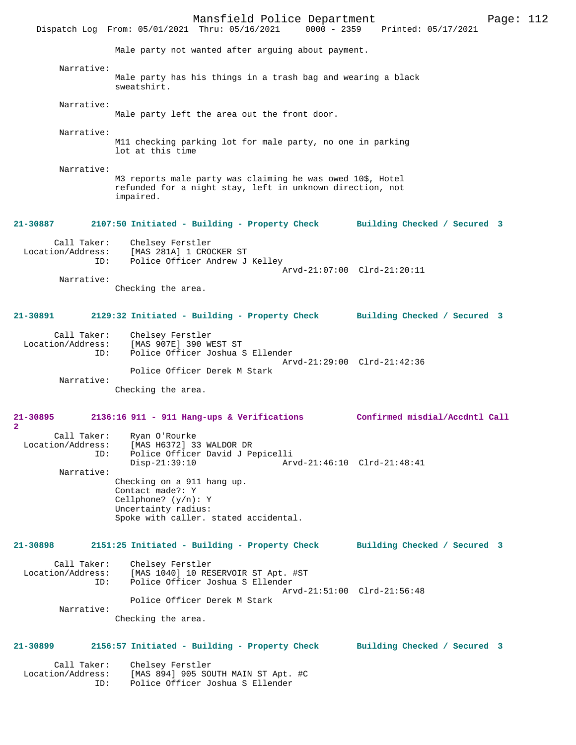Male party not wanted after arguing about payment.

Narrative:
Male party has his things in a trash bag and wearing a black sweatshirt.

Narrative:
Male party left the area out the front door.

Narrative:
M11 checking parking lot for male party, no one in parking lot at this time

Narrative:
M3 reports male party was claiming he was owed 10$, Hotel refunded for a night stay, left in unknown direction, not impaired.

**21-30887 2107:50 Initiated - Building - Property Check Building Checked / Secured 3**

Call Taker: Chelsey Ferstler
Location/Address: [MAS 281A] 1 CROCKER ST
ID: Police Officer Andrew J Kelley
Arvd-21:07:00 Clrd-21:20:11
Narrative:
Checking the area.

**21-30891 2129:32 Initiated - Building - Property Check Building Checked / Secured 3**

Call Taker: Chelsey Ferstler
Location/Address: [MAS 907E] 390 WEST ST
ID: Police Officer Joshua S Ellender
Arvd-21:29:00 Clrd-21:42:36
Police Officer Derek M Stark
Narrative:
Checking the area.

**21-30895 2136:16 911 - 911 Hang-ups & Verifications Confirmed misdial/Accdntl Call 2**

Call Taker: Ryan O'Rourke
Location/Address: [MAS H6372] 33 WALDOR DR
ID: Police Officer David J Pepicelli
Disp-21:39:10 Arvd-21:46:10 Clrd-21:48:41
Narrative:
Checking on a 911 hang up.
Contact made?: Y
Cellphone? (y/n): Y
Uncertainty radius:
Spoke with caller. stated accidental.

**21-30898 2151:25 Initiated - Building - Property Check Building Checked / Secured 3**

Call Taker: Chelsey Ferstler
Location/Address: [MAS 1040] 10 RESERVOIR ST Apt. #ST
ID: Police Officer Joshua S Ellender
Arvd-21:51:00 Clrd-21:56:48
Police Officer Derek M Stark
Narrative:
Checking the area.

**21-30899 2156:57 Initiated - Building - Property Check Building Checked / Secured 3**

Call Taker: Chelsey Ferstler
Location/Address: [MAS 894] 905 SOUTH MAIN ST Apt. #C
ID: Police Officer Joshua S Ellender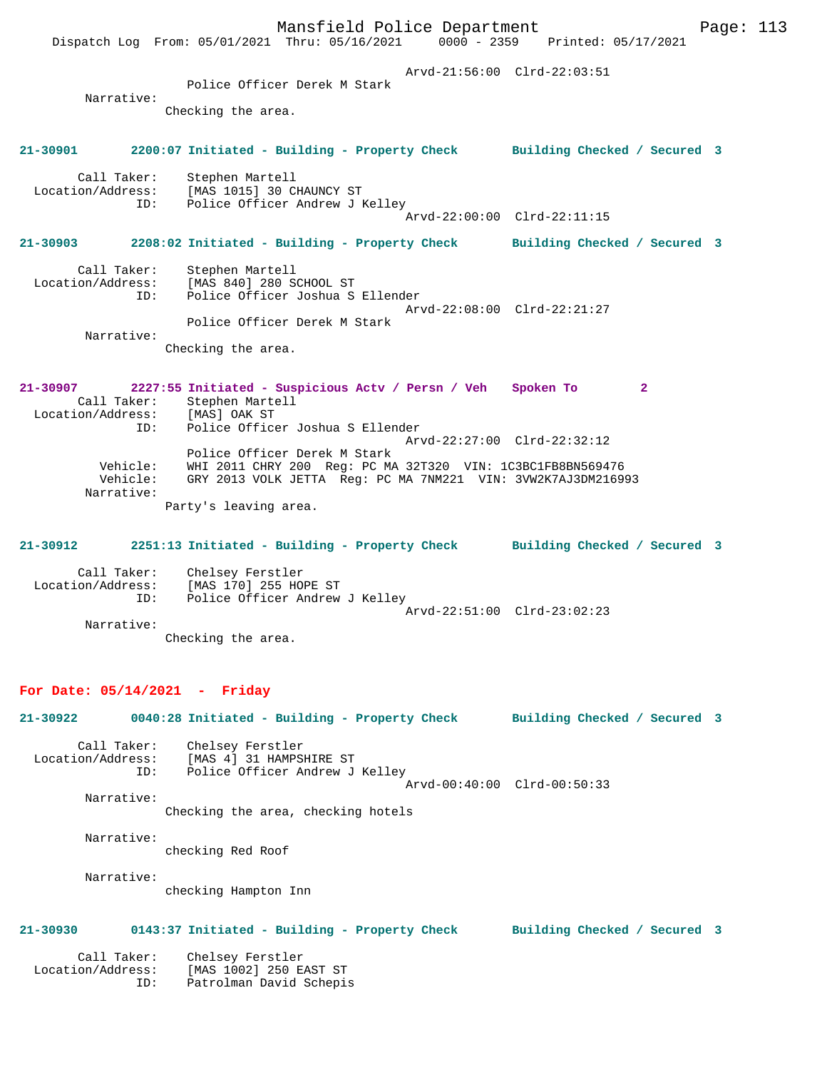Arvd-21:56:00 Clrd-22:03:51
Police Officer Derek M Stark

Narrative:
Checking the area.

**21-30901 2200:07 Initiated - Building - Property Check Building Checked / Secured 3**

Call Taker: Stephen Martell
Location/Address: [MAS 1015] 30 CHAUNCY ST
ID: Police Officer Andrew J Kelley
Arvd-22:00:00 Clrd-22:11:15

**21-30903 2208:02 Initiated - Building - Property Check Building Checked / Secured 3**

Call Taker: Stephen Martell
Location/Address: [MAS 840] 280 SCHOOL ST
ID: Police Officer Joshua S Ellender
Arvd-22:08:00 Clrd-22:21:27
Police Officer Derek M Stark

Narrative:
Checking the area.

**21-30907 2227:55 Initiated - Suspicious Actv / Persn / Veh Spoken To 2**

Call Taker: Stephen Martell
Location/Address: [MAS] OAK ST
ID: Police Officer Joshua S Ellender
Arvd-22:27:00 Clrd-22:32:12
Police Officer Derek M Stark
Vehicle: WHI 2011 CHRY 200 Reg: PC MA 32T320 VIN: 1C3BC1FB8BN569476
Vehicle: GRY 2013 VOLK JETTA Reg: PC MA 7NM221 VIN: 3VW2K7AJ3DM216993

Narrative:
Party's leaving area.

**21-30912 2251:13 Initiated - Building - Property Check Building Checked / Secured 3**

Call Taker: Chelsey Ferstler
Location/Address: [MAS 170] 255 HOPE ST
ID: Police Officer Andrew J Kelley
Arvd-22:51:00 Clrd-23:02:23

Narrative:
Checking the area.

## For Date: 05/14/2021 - Friday

**21-30922 0040:28 Initiated - Building - Property Check Building Checked / Secured 3**

Call Taker: Chelsey Ferstler
Location/Address: [MAS 4] 31 HAMPSHIRE ST
ID: Police Officer Andrew J Kelley
Arvd-00:40:00 Clrd-00:50:33

Narrative:
Checking the area, checking hotels

Narrative:
checking Red Roof

Narrative:
checking Hampton Inn

**21-30930 0143:37 Initiated - Building - Property Check Building Checked / Secured 3**

Call Taker: Chelsey Ferstler
Location/Address: [MAS 1002] 250 EAST ST
ID: Patrolman David Schepis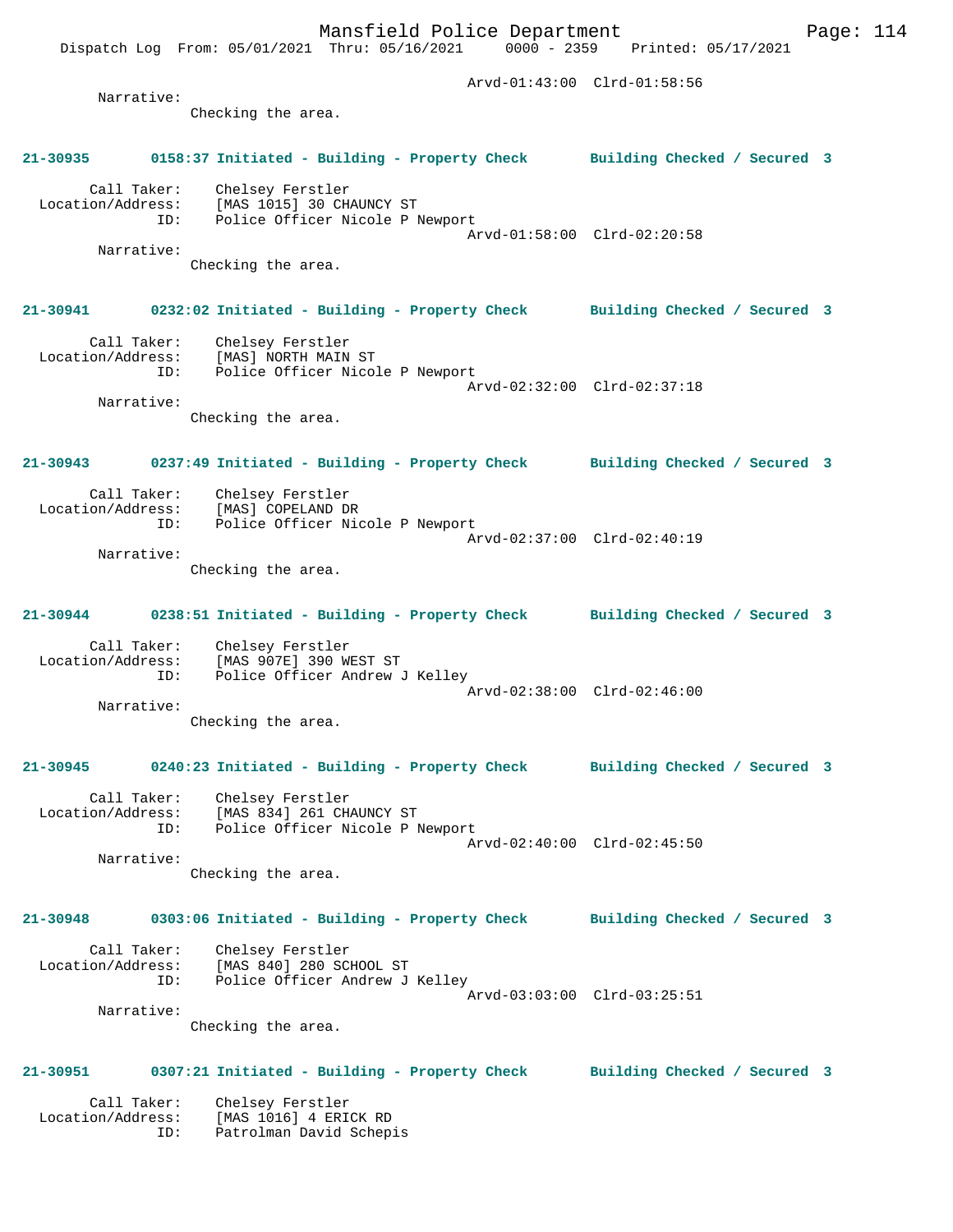Arvd-01:43:00 Clrd-01:58:56

Narrative:
Checking the area.

**21-30935 0158:37 Initiated - Building - Property Check Building Checked / Secured 3**

Call Taker: Chelsey Ferstler
Location/Address: [MAS 1015] 30 CHAUNCY ST
ID: Police Officer Nicole P Newport
Arvd-01:58:00 Clrd-02:20:58

Narrative:
Checking the area.

**21-30941 0232:02 Initiated - Building - Property Check Building Checked / Secured 3**

Call Taker: Chelsey Ferstler
Location/Address: [MAS] NORTH MAIN ST
ID: Police Officer Nicole P Newport
Arvd-02:32:00 Clrd-02:37:18

Narrative:
Checking the area.

**21-30943 0237:49 Initiated - Building - Property Check Building Checked / Secured 3**

Call Taker: Chelsey Ferstler
Location/Address: [MAS] COPELAND DR
ID: Police Officer Nicole P Newport
Arvd-02:37:00 Clrd-02:40:19

Narrative:
Checking the area.

**21-30944 0238:51 Initiated - Building - Property Check Building Checked / Secured 3**

Call Taker: Chelsey Ferstler
Location/Address: [MAS 907E] 390 WEST ST
ID: Police Officer Andrew J Kelley
Arvd-02:38:00 Clrd-02:46:00

Narrative:
Checking the area.

**21-30945 0240:23 Initiated - Building - Property Check Building Checked / Secured 3**

Call Taker: Chelsey Ferstler
Location/Address: [MAS 834] 261 CHAUNCY ST
ID: Police Officer Nicole P Newport
Arvd-02:40:00 Clrd-02:45:50

Narrative:
Checking the area.

**21-30948 0303:06 Initiated - Building - Property Check Building Checked / Secured 3**

Call Taker: Chelsey Ferstler
Location/Address: [MAS 840] 280 SCHOOL ST
ID: Police Officer Andrew J Kelley
Arvd-03:03:00 Clrd-03:25:51

Narrative:
Checking the area.

**21-30951 0307:21 Initiated - Building - Property Check Building Checked / Secured 3**

Call Taker: Chelsey Ferstler
Location/Address: [MAS 1016] 4 ERICK RD
ID: Patrolman David Schepis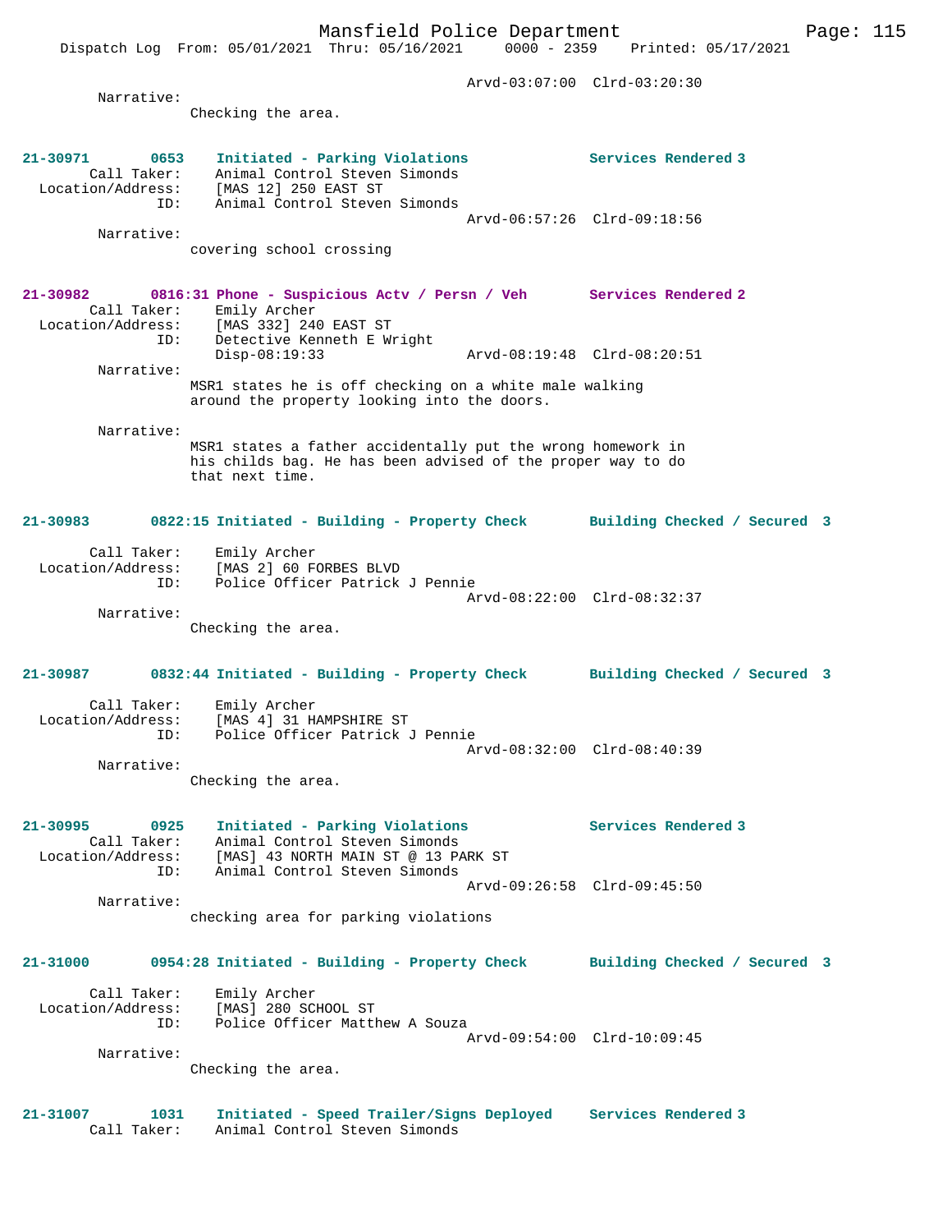Arvd-03:07:00 Clrd-03:20:30

Narrative:
Checking the area.

**21-30971 0653 Initiated - Parking Violations** — Services Rendered 3
Call Taker: Animal Control Steven Simonds
Location/Address: [MAS 12] 250 EAST ST
ID: Animal Control Steven Simonds
Arvd-06:57:26 Clrd-09:18:56

Narrative:
covering school crossing

**21-30982 0816:31 Phone - Suspicious Actv / Persn / Veh** — Services Rendered 2
Call Taker: Emily Archer
Location/Address: [MAS 332] 240 EAST ST
ID: Detective Kenneth E Wright
Disp-08:19:33 Arvd-08:19:48 Clrd-08:20:51

Narrative:
MSR1 states he is off checking on a white male walking around the property looking into the doors.

Narrative:
MSR1 states a father accidentally put the wrong homework in his childs bag. He has been advised of the proper way to do that next time.

**21-30983 0822:15 Initiated - Building - Property Check** — Building Checked / Secured 3
Call Taker: Emily Archer
Location/Address: [MAS 2] 60 FORBES BLVD
ID: Police Officer Patrick J Pennie
Arvd-08:22:00 Clrd-08:32:37

Narrative:
Checking the area.

**21-30987 0832:44 Initiated - Building - Property Check** — Building Checked / Secured 3
Call Taker: Emily Archer
Location/Address: [MAS 4] 31 HAMPSHIRE ST
ID: Police Officer Patrick J Pennie
Arvd-08:32:00 Clrd-08:40:39

Narrative:
Checking the area.

**21-30995 0925 Initiated - Parking Violations** — Services Rendered 3
Call Taker: Animal Control Steven Simonds
Location/Address: [MAS] 43 NORTH MAIN ST @ 13 PARK ST
ID: Animal Control Steven Simonds
Arvd-09:26:58 Clrd-09:45:50

Narrative:
checking area for parking violations

**21-31000 0954:28 Initiated - Building - Property Check** — Building Checked / Secured 3
Call Taker: Emily Archer
Location/Address: [MAS] 280 SCHOOL ST
ID: Police Officer Matthew A Souza
Arvd-09:54:00 Clrd-10:09:45

Narrative:
Checking the area.

**21-31007 1031 Initiated - Speed Trailer/Signs Deployed** — Services Rendered 3
Call Taker: Animal Control Steven Simonds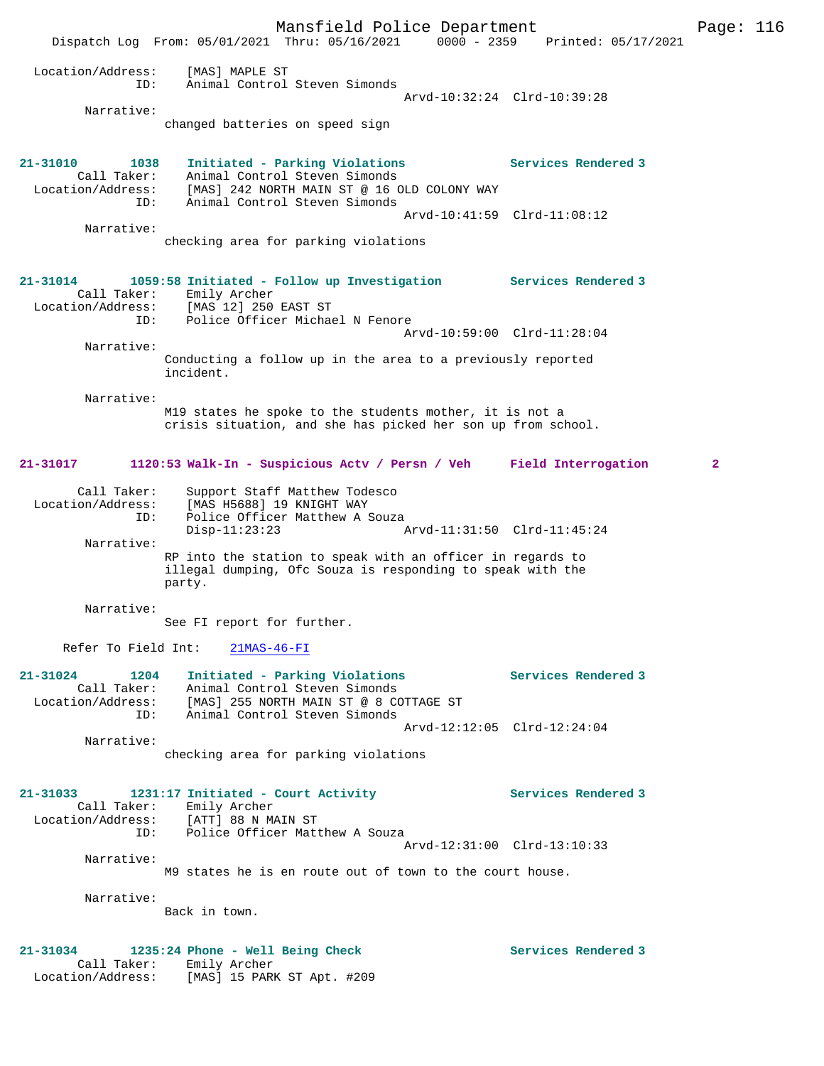Location/Address: [MAS] MAPLE ST
ID: Animal Control Steven Simonds
Arvd-10:32:24 Clrd-10:39:28

Narrative:
changed batteries on speed sign

**21-31010 1038 Initiated - Parking Violations Services Rendered 3**
Call Taker: Animal Control Steven Simonds
Location/Address: [MAS] 242 NORTH MAIN ST @ 16 OLD COLONY WAY
ID: Animal Control Steven Simonds
Arvd-10:41:59 Clrd-11:08:12

Narrative:
checking area for parking violations

**21-31014 1059:58 Initiated - Follow up Investigation Services Rendered 3**
Call Taker: Emily Archer
Location/Address: [MAS 12] 250 EAST ST
ID: Police Officer Michael N Fenore
Arvd-10:59:00 Clrd-11:28:04

Narrative:
Conducting a follow up in the area to a previously reported incident.

Narrative:
M19 states he spoke to the students mother, it is not a crisis situation, and she has picked her son up from school.

**21-31017 1120:53 Walk-In - Suspicious Actv / Persn / Veh Field Interrogation 2**

Call Taker: Support Staff Matthew Todesco
Location/Address: [MAS H5688] 19 KNIGHT WAY
ID: Police Officer Matthew A Souza
Disp-11:23:23 Arvd-11:31:50 Clrd-11:45:24

Narrative:
RP into the station to speak with an officer in regards to illegal dumping, Ofc Souza is responding to speak with the party.

Narrative:
See FI report for further.

Refer To Field Int: 21MAS-46-FI

**21-31024 1204 Initiated - Parking Violations Services Rendered 3**
Call Taker: Animal Control Steven Simonds
Location/Address: [MAS] 255 NORTH MAIN ST @ 8 COTTAGE ST
ID: Animal Control Steven Simonds
Arvd-12:12:05 Clrd-12:24:04

Narrative:
checking area for parking violations

**21-31033 1231:17 Initiated - Court Activity Services Rendered 3**
Call Taker: Emily Archer
Location/Address: [ATT] 88 N MAIN ST
ID: Police Officer Matthew A Souza
Arvd-12:31:00 Clrd-13:10:33

Narrative:
M9 states he is en route out of town to the court house.

Narrative:
Back in town.

**21-31034 1235:24 Phone - Well Being Check Services Rendered 3**
Call Taker: Emily Archer
Location/Address: [MAS] 15 PARK ST Apt. #209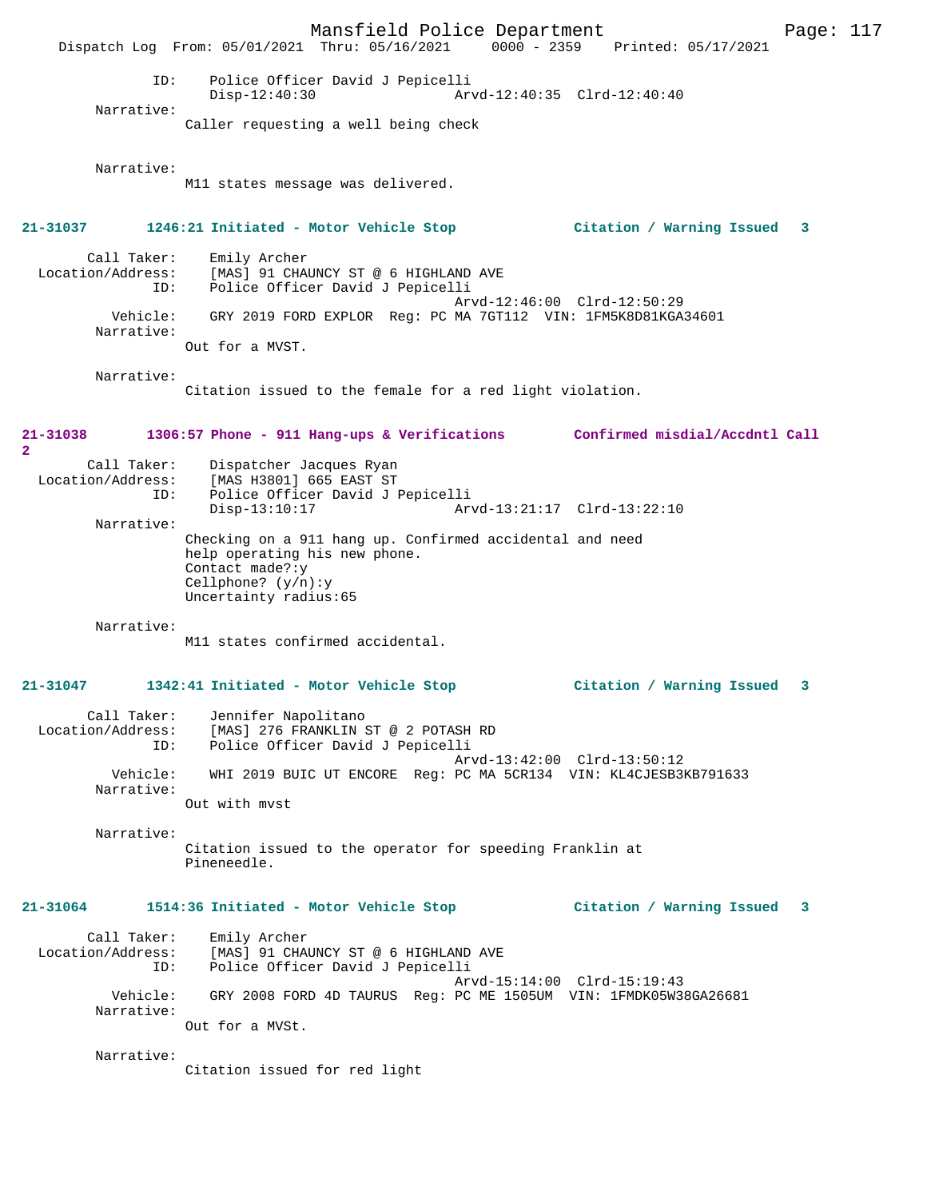```
              ID:     Police Officer David J Pepicelli
                      Disp-12:40:30                 Arvd-12:40:35  Clrd-12:40:40
        Narrative:
                   Caller requesting a well being check


        Narrative:
                   M11 states message was delivered.
```

**21-31037        1246:21 Initiated - Motor Vehicle Stop              Citation / Warning Issued   3**

```
        Call Taker:    Emily Archer
  Location/Address:    [MAS] 91 CHAUNCY ST @ 6 HIGHLAND AVE
                ID:    Police Officer David J Pepicelli
                                                    Arvd-12:46:00  Clrd-12:50:29
           Vehicle:    GRY 2019 FORD EXPLOR  Reg: PC MA 7GT112  VIN: 1FM5K8D81KGA34601
         Narrative:
                   Out for a MVST.

         Narrative:
                   Citation issued to the female for a red light violation.
```

**21-31038        1306:57 Phone - 911 Hang-ups & Verifications        Confirmed misdial/Accdntl Call 2**

```
        Call Taker:    Dispatcher Jacques Ryan
  Location/Address:    [MAS H3801] 665 EAST ST
                ID:    Police Officer David J Pepicelli
                       Disp-13:10:17                 Arvd-13:21:17  Clrd-13:22:10
         Narrative:
                   Checking on a 911 hang up. Confirmed accidental and need
                   help operating his new phone.
                   Contact made?:y
                   Cellphone? (y/n):y
                   Uncertainty radius:65

         Narrative:
                   M11 states confirmed accidental.
```

**21-31047        1342:41 Initiated - Motor Vehicle Stop              Citation / Warning Issued   3**

```
        Call Taker:    Jennifer Napolitano
  Location/Address:    [MAS] 276 FRANKLIN ST @ 2 POTASH RD
                ID:    Police Officer David J Pepicelli
                                                    Arvd-13:42:00  Clrd-13:50:12
           Vehicle:    WHI 2019 BUIC UT ENCORE  Reg: PC MA 5CR134  VIN: KL4CJESB3KB791633
         Narrative:
                   Out with mvst

         Narrative:
                   Citation issued to the operator for speeding Franklin at
                   Pineneedle.
```

**21-31064        1514:36 Initiated - Motor Vehicle Stop              Citation / Warning Issued   3**

```
        Call Taker:    Emily Archer
  Location/Address:    [MAS] 91 CHAUNCY ST @ 6 HIGHLAND AVE
                ID:    Police Officer David J Pepicelli
                                                    Arvd-15:14:00  Clrd-15:19:43
           Vehicle:    GRY 2008 FORD 4D TAURUS  Reg: PC ME 1505UM  VIN: 1FMDK05W38GA26681
         Narrative:
                   Out for a MVSt.

         Narrative:
                   Citation issued for red light
```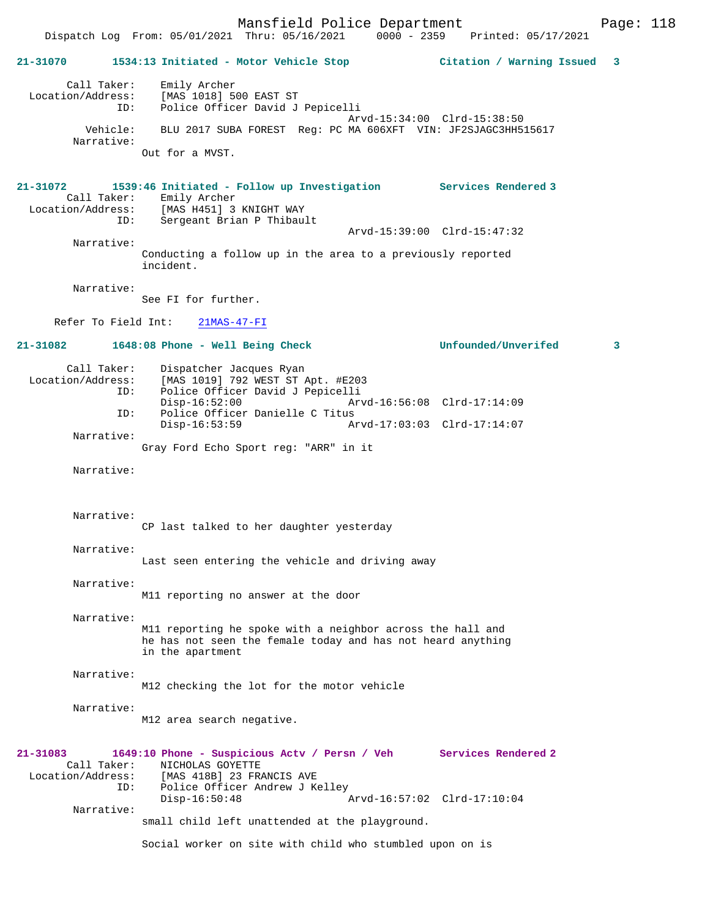21-31070 1534:13 Initiated - Motor Vehicle Stop Citation / Warning Issued 3

Call Taker: Emily Archer
Location/Address: [MAS 1018] 500 EAST ST
ID: Police Officer David J Pepicelli
Arvd-15:34:00 Clrd-15:38:50
Vehicle: BLU 2017 SUBA FOREST Reg: PC MA 606XFT VIN: JF2SJAGC3HH515617
Narrative:
Out for a MVST.

21-31072 1539:46 Initiated - Follow up Investigation Services Rendered 3
Call Taker: Emily Archer
Location/Address: [MAS H451] 3 KNIGHT WAY
ID: Sergeant Brian P Thibault
Arvd-15:39:00 Clrd-15:47:32
Narrative:
Conducting a follow up in the area to a previously reported incident.

Narrative:
See FI for further.

Refer To Field Int: 21MAS-47-FI

21-31082 1648:08 Phone - Well Being Check Unfounded/Unverifed 3

Call Taker: Dispatcher Jacques Ryan
Location/Address: [MAS 1019] 792 WEST ST Apt. #E203
ID: Police Officer David J Pepicelli
Disp-16:52:00 Arvd-16:56:08 Clrd-17:14:09
ID: Police Officer Danielle C Titus
Disp-16:53:59 Arvd-17:03:03 Clrd-17:14:07
Narrative:
Gray Ford Echo Sport reg: "ARR" in it

Narrative:

Narrative:
CP last talked to her daughter yesterday

Narrative:
Last seen entering the vehicle and driving away

Narrative:
M11 reporting no answer at the door

Narrative:
M11 reporting he spoke with a neighbor across the hall and he has not seen the female today and has not heard anything in the apartment

Narrative:
M12 checking the lot for the motor vehicle

Narrative:
M12 area search negative.

21-31083 1649:10 Phone - Suspicious Actv / Persn / Veh Services Rendered 2
Call Taker: NICHOLAS GOYETTE
Location/Address: [MAS 418B] 23 FRANCIS AVE
ID: Police Officer Andrew J Kelley
Disp-16:50:48 Arvd-16:57:02 Clrd-17:10:04
Narrative:
small child left unattended at the playground.

Social worker on site with child who stumbled upon on is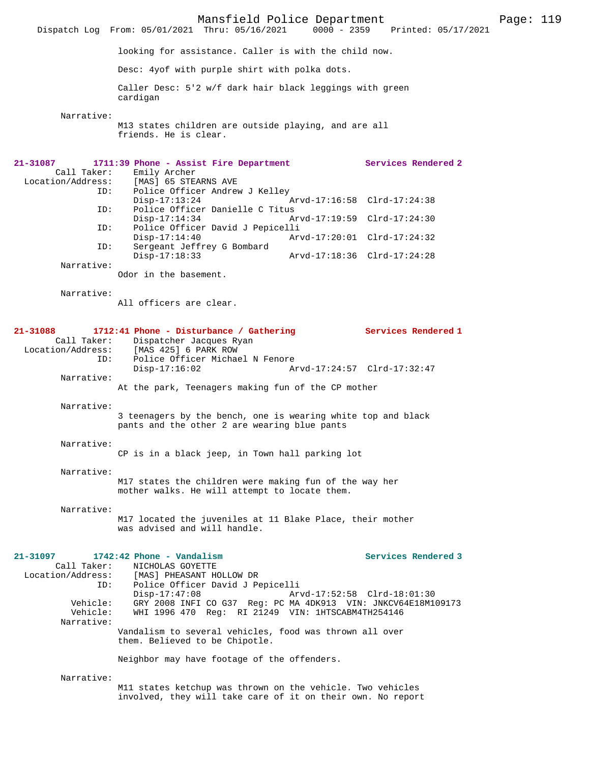looking for assistance. Caller is with the child now.

Desc: 4yof with purple shirt with polka dots.

Caller Desc: 5'2 w/f dark hair black leggings with green cardigan

Narrative:
M13 states children are outside playing, and are all friends. He is clear.

**21-31087 1711:39 Phone - Assist Fire Department — Services Rendered 2**

Call Taker: Emily Archer
Location/Address: [MAS] 65 STEARNS AVE
ID: Police Officer Andrew J Kelley
Disp-17:13:24 Arvd-17:16:58 Clrd-17:24:38
ID: Police Officer Danielle C Titus
Disp-17:14:34 Arvd-17:19:59 Clrd-17:24:30
ID: Police Officer David J Pepicelli
Disp-17:14:40 Arvd-17:20:01 Clrd-17:24:32
ID: Sergeant Jeffrey G Bombard
Disp-17:18:33 Arvd-17:18:36 Clrd-17:24:28

Narrative:
Odor in the basement.

Narrative:
All officers are clear.

**21-31088 1712:41 Phone - Disturbance / Gathering — Services Rendered 1**

Call Taker: Dispatcher Jacques Ryan
Location/Address: [MAS 425] 6 PARK ROW
ID: Police Officer Michael N Fenore
Disp-17:16:02 Arvd-17:24:57 Clrd-17:32:47

Narrative:
At the park, Teenagers making fun of the CP mother

Narrative:
3 teenagers by the bench, one is wearing white top and black pants and the other 2 are wearing blue pants

Narrative:
CP is in a black jeep, in Town hall parking lot

Narrative:
M17 states the children were making fun of the way her mother walks. He will attempt to locate them.

Narrative:
M17 located the juveniles at 11 Blake Place, their mother was advised and will handle.

**21-31097 1742:42 Phone - Vandalism — Services Rendered 3**

Call Taker: NICHOLAS GOYETTE
Location/Address: [MAS] PHEASANT HOLLOW DR
ID: Police Officer David J Pepicelli
Disp-17:47:08 Arvd-17:52:58 Clrd-18:01:30
Vehicle: GRY 2008 INFI CO G37 Reg: PC MA 4DK913 VIN: JNKCV64E18M109173
Vehicle: WHI 1996 470 Reg: RI 21249 VIN: 1HTSCABM4TH254146

Narrative:
Vandalism to several vehicles, food was thrown all over them. Believed to be Chipotle.

Neighbor may have footage of the offenders.

Narrative:
M11 states ketchup was thrown on the vehicle. Two vehicles involved, they will take care of it on their own. No report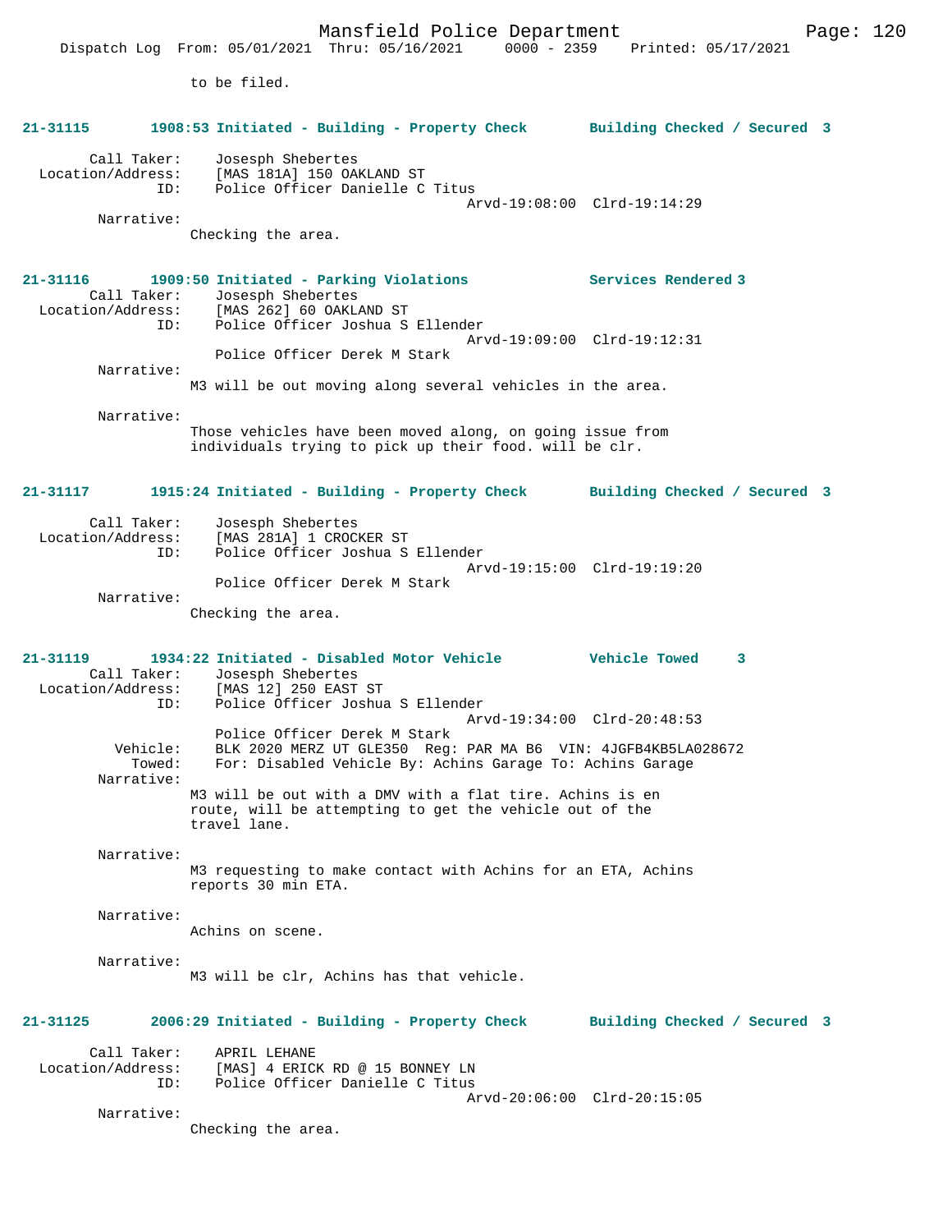to be filed.

**21-31115 1908:53 Initiated - Building - Property Check Building Checked / Secured 3**

Call Taker: Josesph Shebertes
Location/Address: [MAS 181A] 150 OAKLAND ST
ID: Police Officer Danielle C Titus
Arvd-19:08:00 Clrd-19:14:29
Narrative:
Checking the area.

**21-31116 1909:50 Initiated - Parking Violations Services Rendered 3**

Call Taker: Josesph Shebertes
Location/Address: [MAS 262] 60 OAKLAND ST
ID: Police Officer Joshua S Ellender
Arvd-19:09:00 Clrd-19:12:31
Police Officer Derek M Stark
Narrative:
M3 will be out moving along several vehicles in the area.

Narrative:
Those vehicles have been moved along, on going issue from individuals trying to pick up their food. will be clr.

**21-31117 1915:24 Initiated - Building - Property Check Building Checked / Secured 3**

Call Taker: Josesph Shebertes
Location/Address: [MAS 281A] 1 CROCKER ST
ID: Police Officer Joshua S Ellender
Arvd-19:15:00 Clrd-19:19:20
Police Officer Derek M Stark
Narrative:
Checking the area.

**21-31119 1934:22 Initiated - Disabled Motor Vehicle Vehicle Towed 3**

Call Taker: Josesph Shebertes
Location/Address: [MAS 12] 250 EAST ST
ID: Police Officer Joshua S Ellender
Arvd-19:34:00 Clrd-20:48:53
Police Officer Derek M Stark
Vehicle: BLK 2020 MERZ UT GLE350 Reg: PAR MA B6 VIN: 4JGFB4KB5LA028672
Towed: For: Disabled Vehicle By: Achins Garage To: Achins Garage
Narrative:
M3 will be out with a DMV with a flat tire. Achins is en route, will be attempting to get the vehicle out of the travel lane.

Narrative:
M3 requesting to make contact with Achins for an ETA, Achins reports 30 min ETA.

Narrative:
Achins on scene.

Narrative:
M3 will be clr, Achins has that vehicle.

**21-31125 2006:29 Initiated - Building - Property Check Building Checked / Secured 3**

Call Taker: APRIL LEHANE
Location/Address: [MAS] 4 ERICK RD @ 15 BONNEY LN
ID: Police Officer Danielle C Titus
Arvd-20:06:00 Clrd-20:15:05
Narrative:
Checking the area.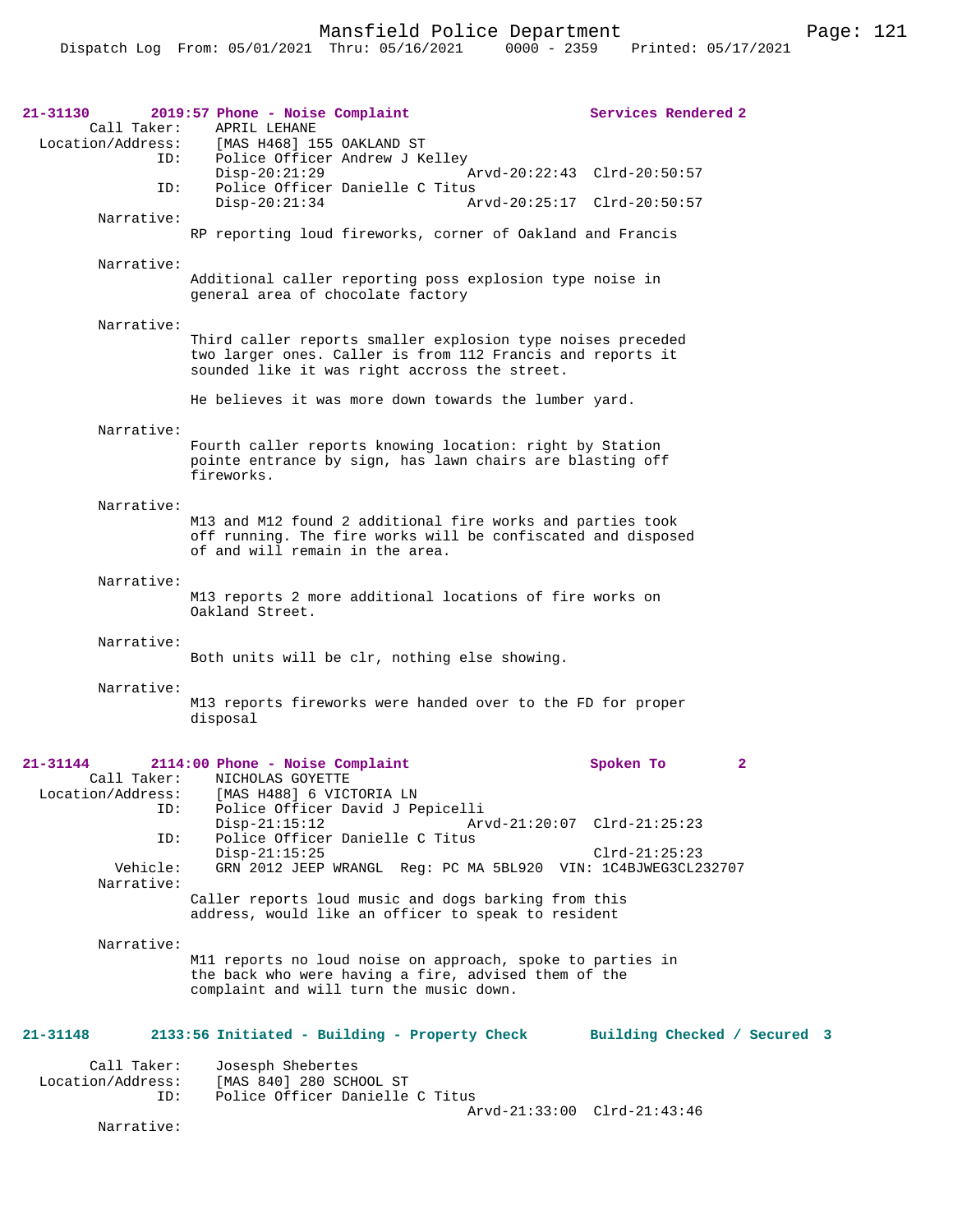**21-31130 2019:57 Phone - Noise Complaint — Services Rendered 2**

Call Taker: APRIL LEHANE
Location/Address: [MAS H468] 155 OAKLAND ST
ID: Police Officer Andrew J Kelley
Disp-20:21:29 Arvd-20:22:43 Clrd-20:50:57
ID: Police Officer Danielle C Titus
Disp-20:21:34 Arvd-20:25:17 Clrd-20:50:57

Narrative:
RP reporting loud fireworks, corner of Oakland and Francis

Narrative:
Additional caller reporting poss explosion type noise in general area of chocolate factory

Narrative:
Third caller reports smaller explosion type noises preceded two larger ones. Caller is from 112 Francis and reports it sounded like it was right accross the street.

He believes it was more down towards the lumber yard.

Narrative:
Fourth caller reports knowing location: right by Station pointe entrance by sign, has lawn chairs are blasting off fireworks.

Narrative:
M13 and M12 found 2 additional fire works and parties took off running. The fire works will be confiscated and disposed of and will remain in the area.

Narrative:
M13 reports 2 more additional locations of fire works on Oakland Street.

Narrative:
Both units will be clr, nothing else showing.

Narrative:
M13 reports fireworks were handed over to the FD for proper disposal

**21-31144 2114:00 Phone - Noise Complaint — Spoken To 2**

Call Taker: NICHOLAS GOYETTE
Location/Address: [MAS H488] 6 VICTORIA LN
ID: Police Officer David J Pepicelli
Disp-21:15:12 Arvd-21:20:07 Clrd-21:25:23
ID: Police Officer Danielle C Titus
Disp-21:15:25 Clrd-21:25:23
Vehicle: GRN 2012 JEEP WRANGL Reg: PC MA 5BL920 VIN: 1C4BJWEG3CL232707

Narrative:
Caller reports loud music and dogs barking from this address, would like an officer to speak to resident

Narrative:
M11 reports no loud noise on approach, spoke to parties in the back who were having a fire, advised them of the complaint and will turn the music down.

**21-31148 2133:56 Initiated - Building - Property Check — Building Checked / Secured 3**

Call Taker: Josesph Shebertes
Location/Address: [MAS 840] 280 SCHOOL ST
ID: Police Officer Danielle C Titus
Arvd-21:33:00 Clrd-21:43:46

Narrative: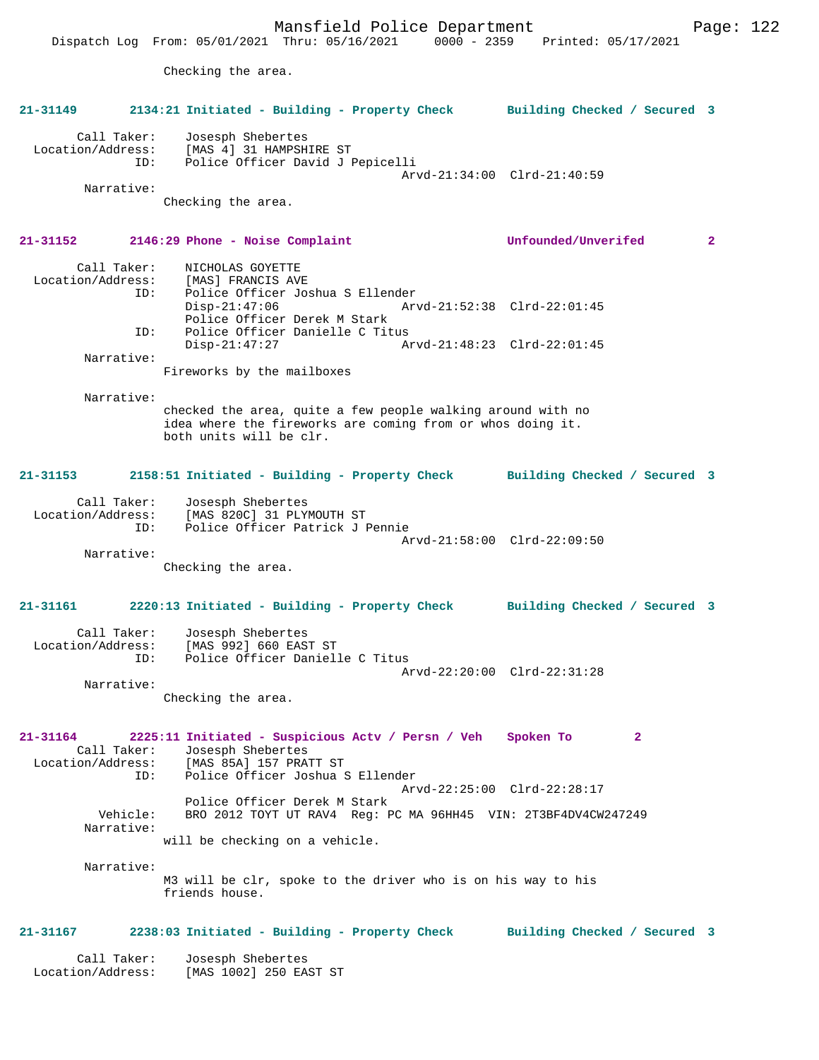Checking the area.

**21-31149 2134:21 Initiated - Building - Property Check Building Checked / Secured 3**

```
       Call Taker:    Josesph Shebertes
 Location/Address:    [MAS 4] 31 HAMPSHIRE ST
               ID:    Police Officer David J Pepicelli
                                             Arvd-21:34:00  Clrd-21:40:59
        Narrative:
              Checking the area.
```

**21-31152 2146:29 Phone - Noise Complaint Unfounded/Unverifed 2**

```
       Call Taker:    NICHOLAS GOYETTE
 Location/Address:    [MAS] FRANCIS AVE
               ID:    Police Officer Joshua S Ellender
                      Disp-21:47:06                Arvd-21:52:38  Clrd-22:01:45
                      Police Officer Derek M Stark
               ID:    Police Officer Danielle C Titus
                      Disp-21:47:27                Arvd-21:48:23  Clrd-22:01:45
        Narrative:
              Fireworks by the mailboxes

        Narrative:
              checked the area, quite a few people walking around with no
              idea where the fireworks are coming from or whos doing it.
              both units will be clr.
```

**21-31153 2158:51 Initiated - Building - Property Check Building Checked / Secured 3**

```
       Call Taker:    Josesph Shebertes
 Location/Address:    [MAS 820C] 31 PLYMOUTH ST
               ID:    Police Officer Patrick J Pennie
                                             Arvd-21:58:00  Clrd-22:09:50
        Narrative:
              Checking the area.
```

**21-31161 2220:13 Initiated - Building - Property Check Building Checked / Secured 3**

```
       Call Taker:    Josesph Shebertes
 Location/Address:    [MAS 992] 660 EAST ST
               ID:    Police Officer Danielle C Titus
                                             Arvd-22:20:00  Clrd-22:31:28
        Narrative:
              Checking the area.
```

**21-31164 2225:11 Initiated - Suspicious Actv / Persn / Veh Spoken To 2**

```
       Call Taker:    Josesph Shebertes
 Location/Address:    [MAS 85A] 157 PRATT ST
               ID:    Police Officer Joshua S Ellender
                                             Arvd-22:25:00  Clrd-22:28:17
                      Police Officer Derek M Stark
          Vehicle:    BRO 2012 TOYT UT RAV4  Reg: PC MA 96HH45  VIN: 2T3BF4DV4CW247249
        Narrative:
              will be checking on a vehicle.

        Narrative:
              M3 will be clr, spoke to the driver who is on his way to his
              friends house.
```

**21-31167 2238:03 Initiated - Building - Property Check Building Checked / Secured 3**

```
       Call Taker:    Josesph Shebertes
 Location/Address:    [MAS 1002] 250 EAST ST
```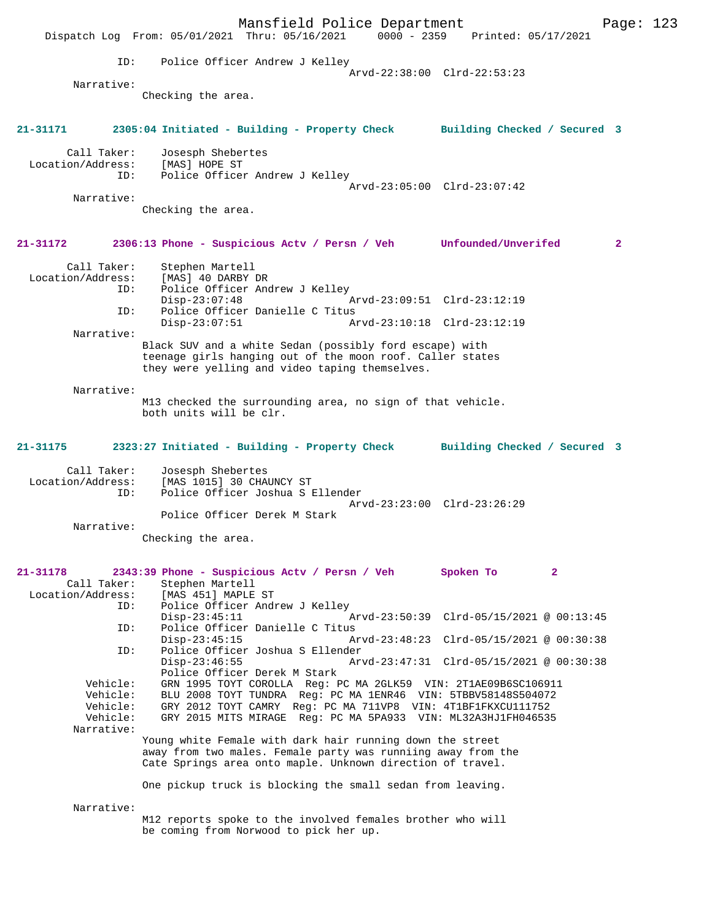ID: Police Officer Andrew J Kelley
Arvd-22:38:00 Clrd-22:53:23

Narrative:
Checking the area.

**21-31171 2305:04 Initiated - Building - Property Check Building Checked / Secured 3**

Call Taker: Josesph Shebertes
Location/Address: [MAS] HOPE ST
ID: Police Officer Andrew J Kelley
Arvd-23:05:00 Clrd-23:07:42

Narrative:
Checking the area.

**21-31172 2306:13 Phone - Suspicious Actv / Persn / Veh Unfounded/Unverifed 2**

Call Taker: Stephen Martell
Location/Address: [MAS] 40 DARBY DR
ID: Police Officer Andrew J Kelley
Disp-23:07:48 Arvd-23:09:51 Clrd-23:12:19
ID: Police Officer Danielle C Titus
Disp-23:07:51 Arvd-23:10:18 Clrd-23:12:19

Narrative:
Black SUV and a white Sedan (possibly ford escape) with teenage girls hanging out of the moon roof. Caller states they were yelling and video taping themselves.

Narrative:
M13 checked the surrounding area, no sign of that vehicle. both units will be clr.

**21-31175 2323:27 Initiated - Building - Property Check Building Checked / Secured 3**

Call Taker: Josesph Shebertes
Location/Address: [MAS 1015] 30 CHAUNCY ST
ID: Police Officer Joshua S Ellender
Arvd-23:23:00 Clrd-23:26:29
Police Officer Derek M Stark

Narrative:
Checking the area.

**21-31178 2343:39 Phone - Suspicious Actv / Persn / Veh Spoken To 2**

Call Taker: Stephen Martell
Location/Address: [MAS 451] MAPLE ST
ID: Police Officer Andrew J Kelley
Disp-23:45:11 Arvd-23:50:39 Clrd-05/15/2021 @ 00:13:45
ID: Police Officer Danielle C Titus
Disp-23:45:15 Arvd-23:48:23 Clrd-05/15/2021 @ 00:30:38
ID: Police Officer Joshua S Ellender
Disp-23:46:55 Arvd-23:47:31 Clrd-05/15/2021 @ 00:30:38
Police Officer Derek M Stark
Vehicle: GRN 1995 TOYT COROLLA Reg: PC MA 2GLK59 VIN: 2T1AE09B6SC106911
Vehicle: BLU 2008 TOYT TUNDRA Reg: PC MA 1ENR46 VIN: 5TBBV58148S504072
Vehicle: GRY 2012 TOYT CAMRY Reg: PC MA 711VP8 VIN: 4T1BF1FKXCU111752
Vehicle: GRY 2015 MITS MIRAGE Reg: PC MA 5PA933 VIN: ML32A3HJ1FH046535

Narrative:
Young white Female with dark hair running down the street away from two males. Female party was runniing away from the Cate Springs area onto maple. Unknown direction of travel.

One pickup truck is blocking the small sedan from leaving.

Narrative:
M12 reports spoke to the involved females brother who will be coming from Norwood to pick her up.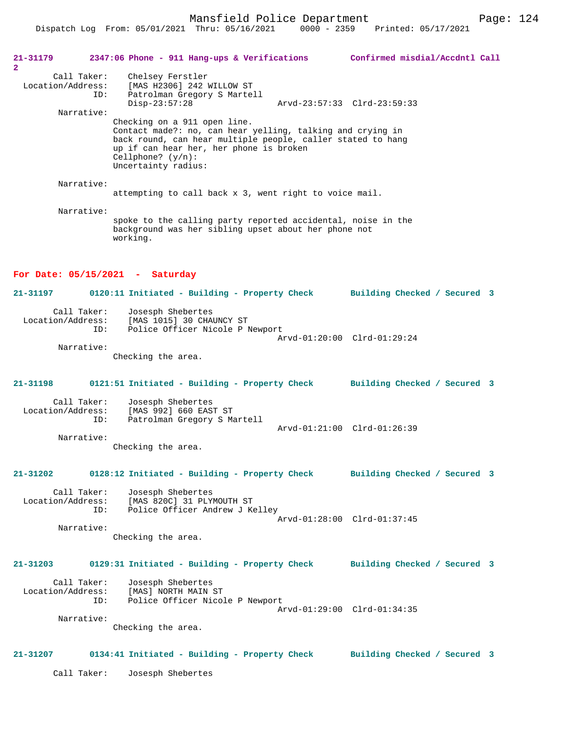21-31179 2347:06 Phone - 911 Hang-ups & Verifications Confirmed misdial/Accdntl Call 2

Call Taker: Chelsey Ferstler
Location/Address: [MAS H2306] 242 WILLOW ST
ID: Patrolman Gregory S Martell
Disp-23:57:28 Arvd-23:57:33 Clrd-23:59:33

Narrative:
Checking on a 911 open line.
Contact made?: no, can hear yelling, talking and crying in back round, can hear multiple people, caller stated to hang up if can hear her, her phone is broken
Cellphone? (y/n):
Uncertainty radius:

Narrative:
attempting to call back x 3, went right to voice mail.

Narrative:
spoke to the calling party reported accidental, noise in the background was her sibling upset about her phone not working.

## For Date: 05/15/2021 - Saturday

21-31197 0120:11 Initiated - Building - Property Check Building Checked / Secured 3

Call Taker: Josesph Shebertes
Location/Address: [MAS 1015] 30 CHAUNCY ST
ID: Police Officer Nicole P Newport
Arvd-01:20:00 Clrd-01:29:24

Narrative:
Checking the area.

21-31198 0121:51 Initiated - Building - Property Check Building Checked / Secured 3

Call Taker: Josesph Shebertes
Location/Address: [MAS 992] 660 EAST ST
ID: Patrolman Gregory S Martell
Arvd-01:21:00 Clrd-01:26:39

Narrative:
Checking the area.

21-31202 0128:12 Initiated - Building - Property Check Building Checked / Secured 3

Call Taker: Josesph Shebertes
Location/Address: [MAS 820C] 31 PLYMOUTH ST
ID: Police Officer Andrew J Kelley
Arvd-01:28:00 Clrd-01:37:45

Narrative:
Checking the area.

21-31203 0129:31 Initiated - Building - Property Check Building Checked / Secured 3

Call Taker: Josesph Shebertes
Location/Address: [MAS] NORTH MAIN ST
ID: Police Officer Nicole P Newport
Arvd-01:29:00 Clrd-01:34:35

Narrative:
Checking the area.

21-31207 0134:41 Initiated - Building - Property Check Building Checked / Secured 3

Call Taker: Josesph Shebertes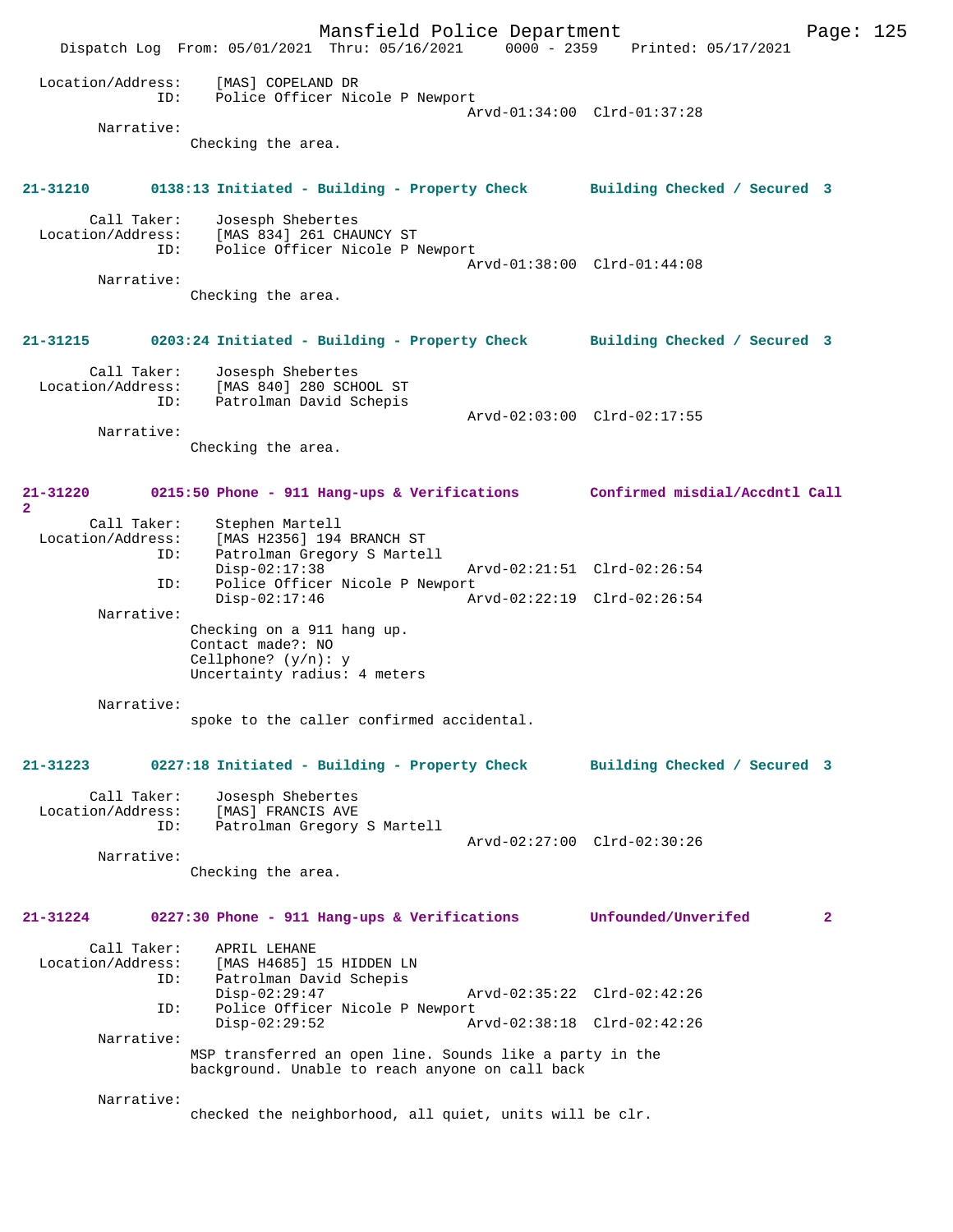```
Location/Address:     [MAS] COPELAND DR
              ID:     Police Officer Nicole P Newport
                                             Arvd-01:34:00  Clrd-01:37:28
       Narrative:
                  Checking the area.
```

**21-31210        0138:13 Initiated - Building - Property Check        Building Checked / Secured  3**

```
      Call Taker:     Josesph Shebertes
Location/Address:     [MAS 834] 261 CHAUNCY ST
              ID:     Police Officer Nicole P Newport
                                             Arvd-01:38:00  Clrd-01:44:08
       Narrative:
                  Checking the area.
```

**21-31215        0203:24 Initiated - Building - Property Check        Building Checked / Secured  3**

```
      Call Taker:     Josesph Shebertes
Location/Address:     [MAS 840] 280 SCHOOL ST
              ID:     Patrolman David Schepis
                                             Arvd-02:03:00  Clrd-02:17:55
       Narrative:
                  Checking the area.
```

**21-31220        0215:50 Phone - 911 Hang-ups & Verifications        Confirmed misdial/Accdntl Call 2**

```
      Call Taker:     Stephen Martell
Location/Address:     [MAS H2356] 194 BRANCH ST
              ID:     Patrolman Gregory S Martell
                      Disp-02:17:38          Arvd-02:21:51  Clrd-02:26:54
              ID:     Police Officer Nicole P Newport
                      Disp-02:17:46          Arvd-02:22:19  Clrd-02:26:54
       Narrative:
                  Checking on a 911 hang up.
                  Contact made?: NO
                  Cellphone? (y/n): y
                  Uncertainty radius: 4 meters

       Narrative:
                  spoke to the caller confirmed accidental.
```

**21-31223        0227:18 Initiated - Building - Property Check        Building Checked / Secured  3**

```
      Call Taker:     Josesph Shebertes
Location/Address:     [MAS] FRANCIS AVE
              ID:     Patrolman Gregory S Martell
                                             Arvd-02:27:00  Clrd-02:30:26
       Narrative:
                  Checking the area.
```

**21-31224        0227:30 Phone - 911 Hang-ups & Verifications        Unfounded/Unverifed        2**

```
      Call Taker:     APRIL LEHANE
Location/Address:     [MAS H4685] 15 HIDDEN LN
              ID:     Patrolman David Schepis
                      Disp-02:29:47          Arvd-02:35:22  Clrd-02:42:26
              ID:     Police Officer Nicole P Newport
                      Disp-02:29:52          Arvd-02:38:18  Clrd-02:42:26
       Narrative:
                  MSP transferred an open line. Sounds like a party in the
                  background. Unable to reach anyone on call back

       Narrative:
                  checked the neighborhood, all quiet, units will be clr.
```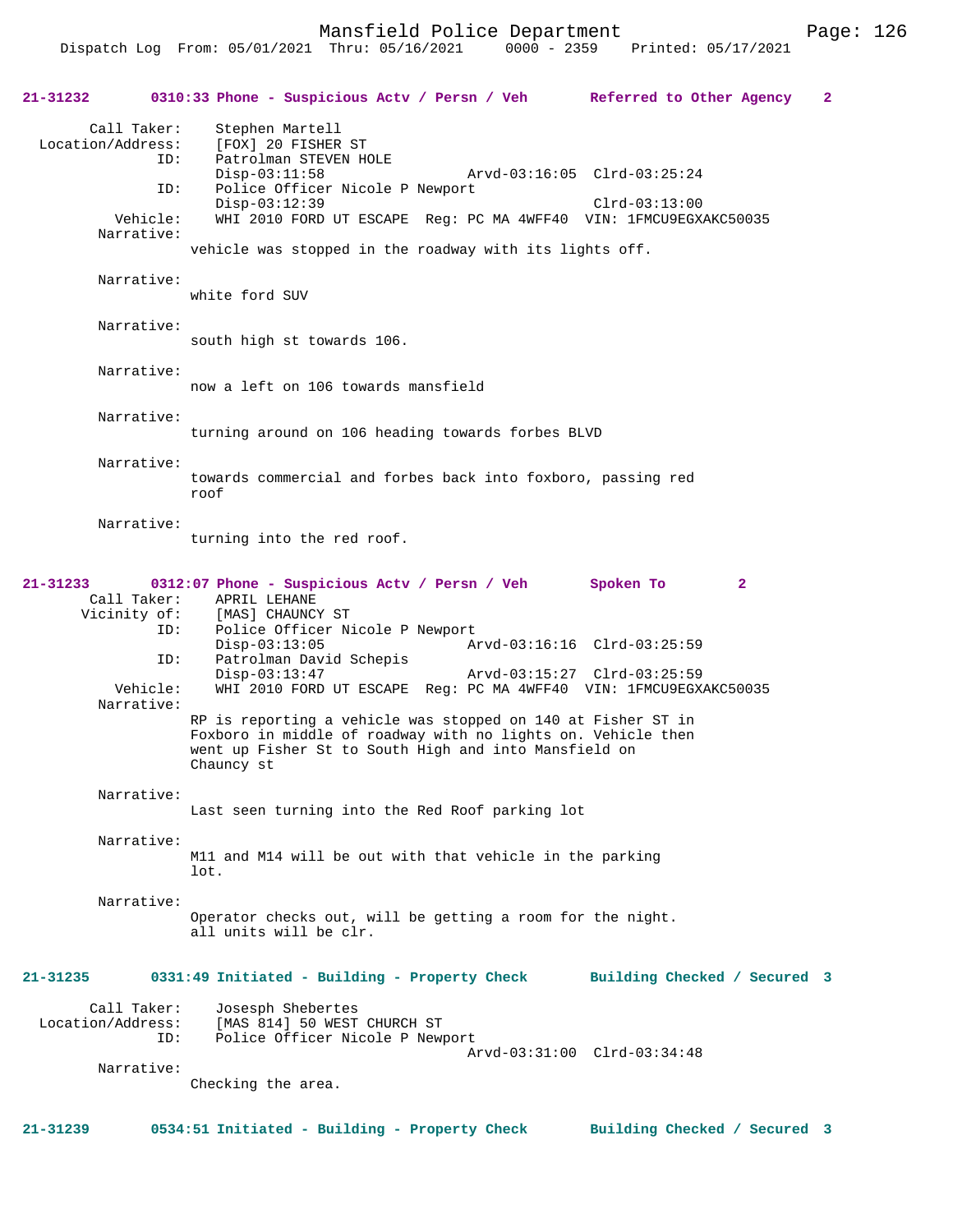**21-31232 0310:33 Phone - Suspicious Actv / Persn / Veh — Referred to Other Agency 2**

```
        Call Taker:    Stephen Martell
  Location/Address:    [FOX] 20 FISHER ST
                ID:    Patrolman STEVEN HOLE
                       Disp-03:11:58                 Arvd-03:16:05  Clrd-03:25:24
                ID:    Police Officer Nicole P Newport
                       Disp-03:12:39                                Clrd-03:13:00
           Vehicle:    WHI 2010 FORD UT ESCAPE  Reg: PC MA 4WFF40  VIN: 1FMCU9EGXAKC50035
         Narrative:
                vehicle was stopped in the roadway with its lights off.

         Narrative:
                white ford SUV

         Narrative:
                south high st towards 106.

         Narrative:
                now a left on 106 towards mansfield

         Narrative:
                turning around on 106 heading towards forbes BLVD

         Narrative:
                towards commercial and forbes back into foxboro, passing red
                roof

         Narrative:
                turning into the red roof.
```

**21-31233 0312:07 Phone - Suspicious Actv / Persn / Veh — Spoken To 2**

```
        Call Taker:    APRIL LEHANE
       Vicinity of:    [MAS] CHAUNCY ST
                ID:    Police Officer Nicole P Newport
                       Disp-03:13:05                 Arvd-03:16:16  Clrd-03:25:59
                ID:    Patrolman David Schepis
                       Disp-03:13:47                 Arvd-03:15:27  Clrd-03:25:59
           Vehicle:    WHI 2010 FORD UT ESCAPE  Reg: PC MA 4WFF40  VIN: 1FMCU9EGXAKC50035
         Narrative:
                RP is reporting a vehicle was stopped on 140 at Fisher ST in
                Foxboro in middle of roadway with no lights on. Vehicle then
                went up Fisher St to South High and into Mansfield on
                Chauncy st

         Narrative:
                Last seen turning into the Red Roof parking lot

         Narrative:
                M11 and M14 will be out with that vehicle in the parking
                lot.

         Narrative:
                Operator checks out, will be getting a room for the night.
                all units will be clr.
```

**21-31235 0331:49 Initiated - Building - Property Check — Building Checked / Secured 3**

```
        Call Taker:    Josesph Shebertes
  Location/Address:    [MAS 814] 50 WEST CHURCH ST
                ID:    Police Officer Nicole P Newport
                                                     Arvd-03:31:00  Clrd-03:34:48
         Narrative:
                Checking the area.
```

**21-31239 0534:51 Initiated - Building - Property Check — Building Checked / Secured 3**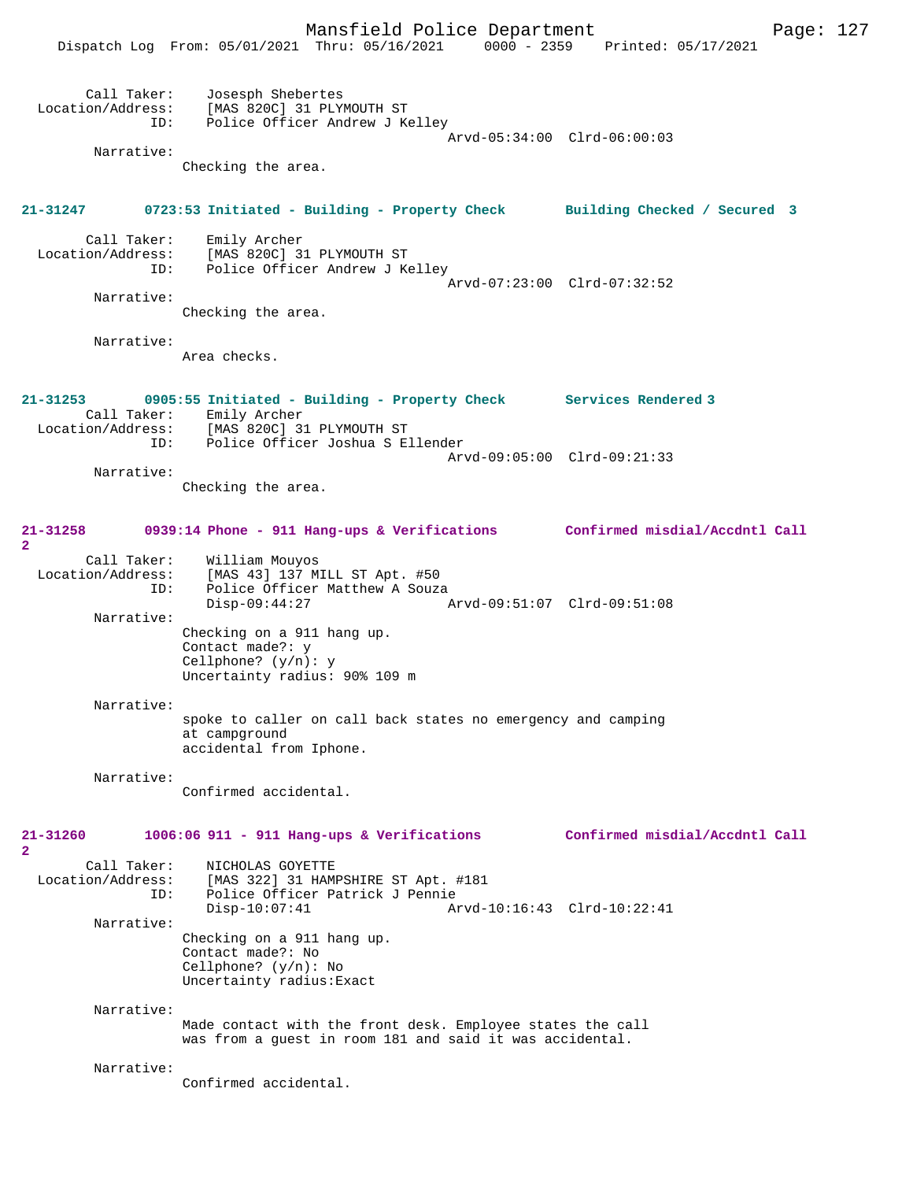Call Taker: Josesph Shebertes
Location/Address: [MAS 820C] 31 PLYMOUTH ST
ID: Police Officer Andrew J Kelley
Arvd-05:34:00 Clrd-06:00:03

Narrative:
Checking the area.

**21-31247 0723:53 Initiated - Building - Property Check Building Checked / Secured 3**

Call Taker: Emily Archer
Location/Address: [MAS 820C] 31 PLYMOUTH ST
ID: Police Officer Andrew J Kelley
Arvd-07:23:00 Clrd-07:32:52

Narrative:
Checking the area.

Narrative:
Area checks.

**21-31253 0905:55 Initiated - Building - Property Check Services Rendered 3**

Call Taker: Emily Archer
Location/Address: [MAS 820C] 31 PLYMOUTH ST
ID: Police Officer Joshua S Ellender
Arvd-09:05:00 Clrd-09:21:33

Narrative:
Checking the area.

**21-31258 0939:14 Phone - 911 Hang-ups & Verifications Confirmed misdial/Accdntl Call 2**

Call Taker: William Mouyos
Location/Address: [MAS 43] 137 MILL ST Apt. #50
ID: Police Officer Matthew A Souza
Disp-09:44:27 Arvd-09:51:07 Clrd-09:51:08

Narrative:
Checking on a 911 hang up.
Contact made?: y
Cellphone? (y/n): y
Uncertainty radius: 90% 109 m

Narrative:
spoke to caller on call back states no emergency and camping at campground
accidental from Iphone.

Narrative:
Confirmed accidental.

**21-31260 1006:06 911 - 911 Hang-ups & Verifications Confirmed misdial/Accdntl Call 2**

Call Taker: NICHOLAS GOYETTE
Location/Address: [MAS 322] 31 HAMPSHIRE ST Apt. #181
ID: Police Officer Patrick J Pennie
Disp-10:07:41 Arvd-10:16:43 Clrd-10:22:41

Narrative:
Checking on a 911 hang up.
Contact made?: No
Cellphone? (y/n): No
Uncertainty radius:Exact

Narrative:
Made contact with the front desk. Employee states the call was from a guest in room 181 and said it was accidental.

Narrative:
Confirmed accidental.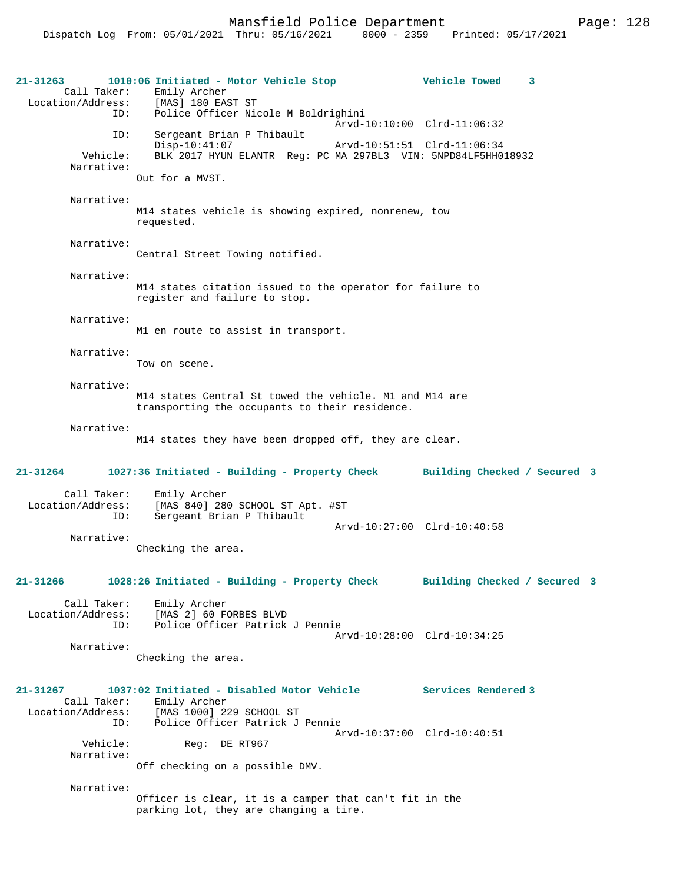**21-31263** **1010:06 Initiated - Motor Vehicle Stop** **Vehicle Towed 3**

Call Taker: Emily Archer
Location/Address: [MAS] 180 EAST ST
ID: Police Officer Nicole M Boldrighini
Arvd-10:10:00 Clrd-11:06:32
ID: Sergeant Brian P Thibault
Disp-10:41:07 Arvd-10:51:51 Clrd-11:06:34
Vehicle: BLK 2017 HYUN ELANTR Reg: PC MA 297BL3 VIN: 5NPD84LF5HH018932

Narrative:
Out for a MVST.

Narrative:
M14 states vehicle is showing expired, nonrenew, tow requested.

Narrative:
Central Street Towing notified.

Narrative:
M14 states citation issued to the operator for failure to register and failure to stop.

Narrative:
M1 en route to assist in transport.

Narrative:
Tow on scene.

Narrative:
M14 states Central St towed the vehicle. M1 and M14 are transporting the occupants to their residence.

Narrative:
M14 states they have been dropped off, they are clear.

**21-31264** **1027:36 Initiated - Building - Property Check** **Building Checked / Secured 3**

Call Taker: Emily Archer
Location/Address: [MAS 840] 280 SCHOOL ST Apt. #ST
ID: Sergeant Brian P Thibault
Arvd-10:27:00 Clrd-10:40:58

Narrative:
Checking the area.

**21-31266** **1028:26 Initiated - Building - Property Check** **Building Checked / Secured 3**

Call Taker: Emily Archer
Location/Address: [MAS 2] 60 FORBES BLVD
ID: Police Officer Patrick J Pennie
Arvd-10:28:00 Clrd-10:34:25

Narrative:
Checking the area.

**21-31267** **1037:02 Initiated - Disabled Motor Vehicle** **Services Rendered 3**

Call Taker: Emily Archer
Location/Address: [MAS 1000] 229 SCHOOL ST
ID: Police Officer Patrick J Pennie
Arvd-10:37:00 Clrd-10:40:51
Vehicle: Reg: DE RT967

Narrative:
Off checking on a possible DMV.

Narrative:
Officer is clear, it is a camper that can't fit in the parking lot, they are changing a tire.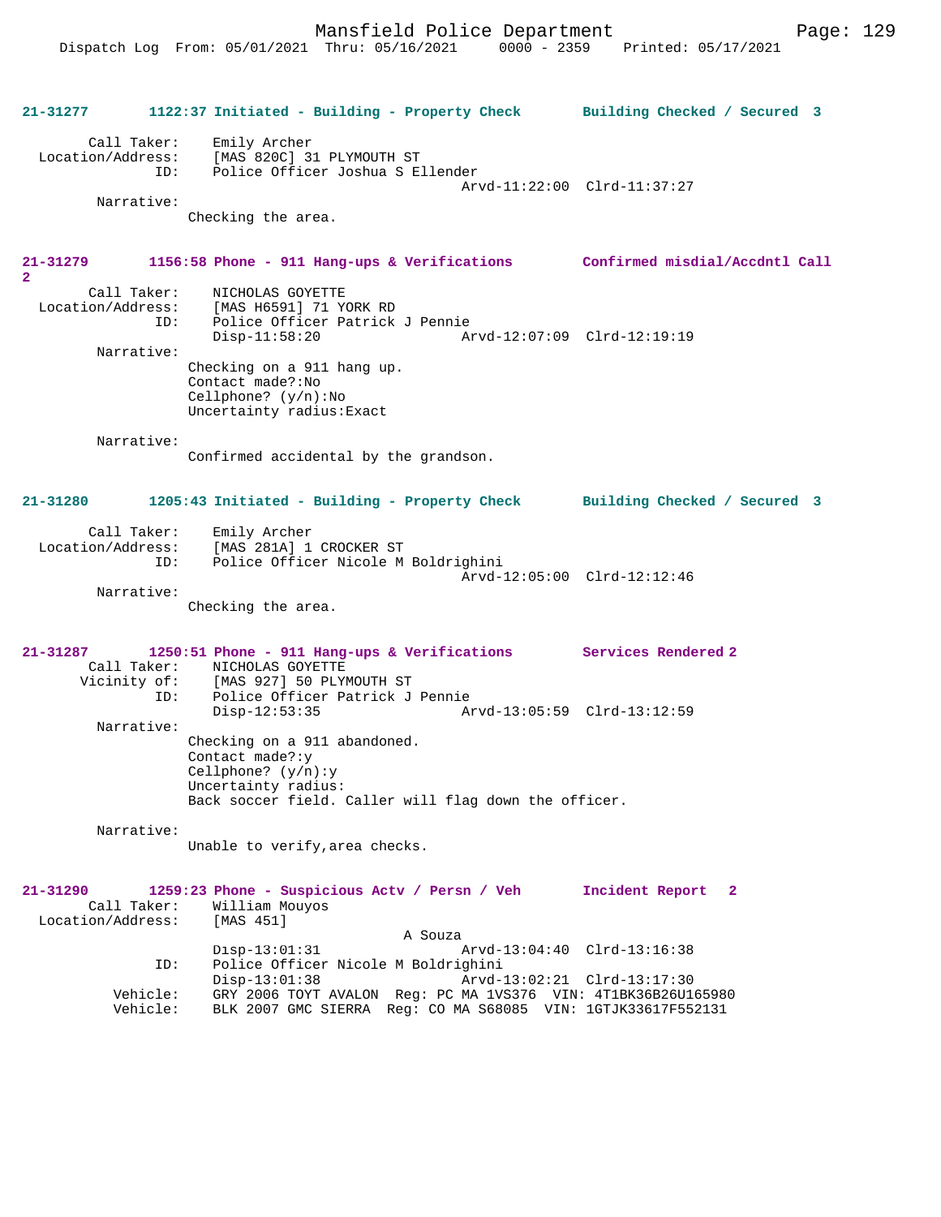**21-31277 1122:37 Initiated - Building - Property Check — Building Checked / Secured 3**

```
        Call Taker:    Emily Archer
  Location/Address:    [MAS 820C] 31 PLYMOUTH ST
                ID:    Police Officer Joshua S Ellender
                                             Arvd-11:22:00  Clrd-11:37:27
         Narrative:
                 Checking the area.
```

**21-31279 1156:58 Phone - 911 Hang-ups & Verifications — Confirmed misdial/Accdntl Call 2**

```
        Call Taker:    NICHOLAS GOYETTE
  Location/Address:    [MAS H6591] 71 YORK RD
                ID:    Police Officer Patrick J Pennie
                       Disp-11:58:20           Arvd-12:07:09  Clrd-12:19:19
         Narrative:
                 Checking on a 911 hang up.
                 Contact made?:No
                 Cellphone? (y/n):No
                 Uncertainty radius:Exact

         Narrative:
                 Confirmed accidental by the grandson.
```

**21-31280 1205:43 Initiated - Building - Property Check — Building Checked / Secured 3**

```
        Call Taker:    Emily Archer
  Location/Address:    [MAS 281A] 1 CROCKER ST
                ID:    Police Officer Nicole M Boldrighini
                                             Arvd-12:05:00  Clrd-12:12:46
         Narrative:
                 Checking the area.
```

**21-31287 1250:51 Phone - 911 Hang-ups & Verifications — Services Rendered 2**

```
        Call Taker:    NICHOLAS GOYETTE
       Vicinity of:    [MAS 927] 50 PLYMOUTH ST
                ID:    Police Officer Patrick J Pennie
                       Disp-12:53:35           Arvd-13:05:59  Clrd-13:12:59
         Narrative:
                 Checking on a 911 abandoned.
                 Contact made?:y
                 Cellphone? (y/n):y
                 Uncertainty radius:
                 Back soccer field. Caller will flag down the officer.

         Narrative:
                 Unable to verify,area checks.
```

**21-31290 1259:23 Phone - Suspicious Actv / Persn / Veh — Incident Report 2**

```
        Call Taker:    William Mouyos
  Location/Address:    [MAS 451]
                                     A Souza
                       Disp-13:01:31           Arvd-13:04:40  Clrd-13:16:38
                ID:    Police Officer Nicole M Boldrighini
                       Disp-13:01:38           Arvd-13:02:21  Clrd-13:17:30
           Vehicle:    GRY 2006 TOYT AVALON  Reg: PC MA 1VS376  VIN: 4T1BK36B26U165980
           Vehicle:    BLK 2007 GMC SIERRA  Reg: CO MA S68085  VIN: 1GTJK33617F552131
```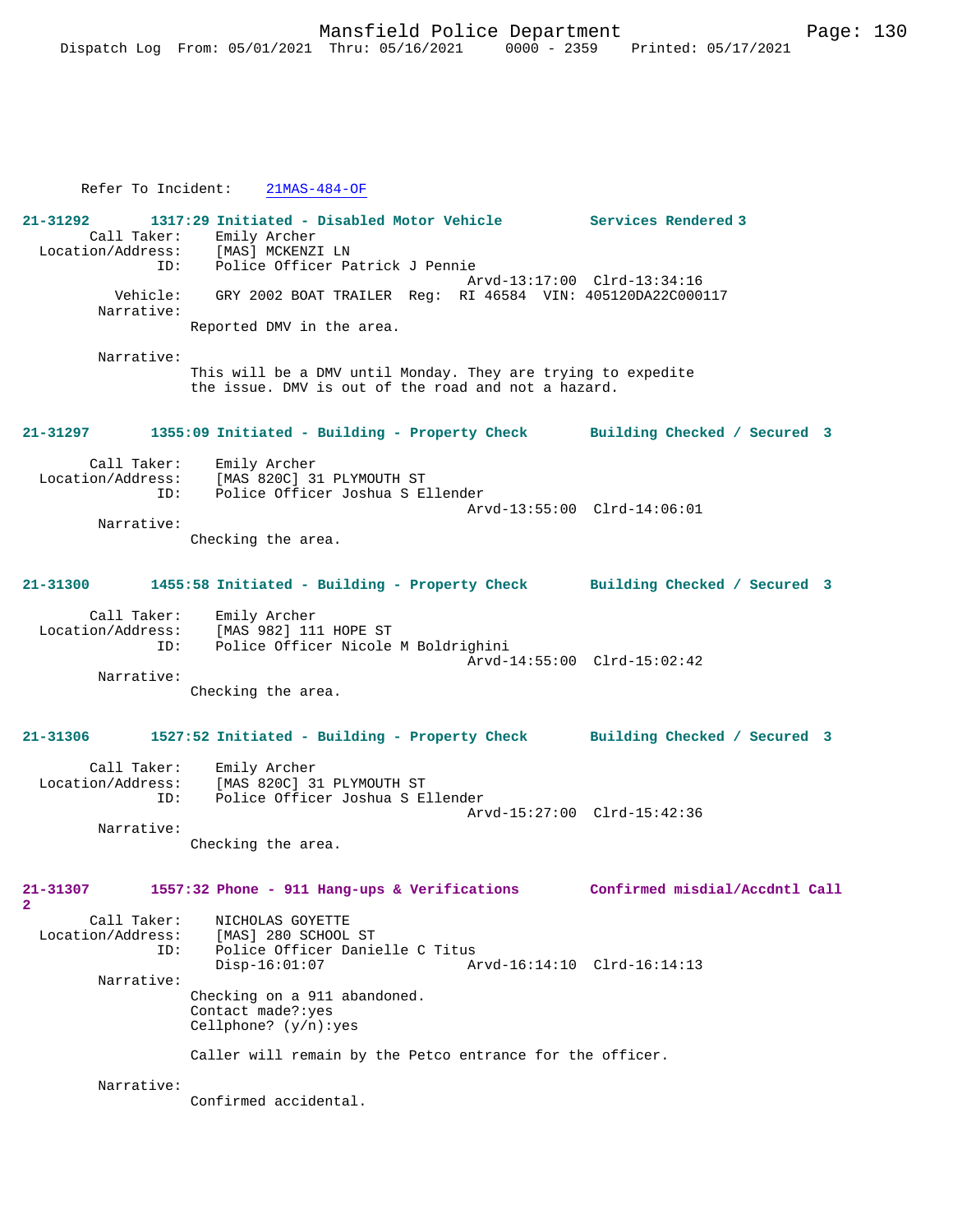Refer To Incident: 21MAS-484-OF

**21-31292 1317:29 Initiated - Disabled Motor Vehicle — Services Rendered 3**

Call Taker: Emily Archer
Location/Address: [MAS] MCKENZI LN
ID: Police Officer Patrick J Pennie
Arvd-13:17:00 Clrd-13:34:16
Vehicle: GRY 2002 BOAT TRAILER Reg: RI 46584 VIN: 405120DA22C000117
Narrative:
Reported DMV in the area.

Narrative:
This will be a DMV until Monday. They are trying to expedite the issue. DMV is out of the road and not a hazard.

**21-31297 1355:09 Initiated - Building - Property Check — Building Checked / Secured 3**

Call Taker: Emily Archer
Location/Address: [MAS 820C] 31 PLYMOUTH ST
ID: Police Officer Joshua S Ellender
Arvd-13:55:00 Clrd-14:06:01
Narrative:
Checking the area.

**21-31300 1455:58 Initiated - Building - Property Check — Building Checked / Secured 3**

Call Taker: Emily Archer
Location/Address: [MAS 982] 111 HOPE ST
ID: Police Officer Nicole M Boldrighini
Arvd-14:55:00 Clrd-15:02:42
Narrative:
Checking the area.

**21-31306 1527:52 Initiated - Building - Property Check — Building Checked / Secured 3**

Call Taker: Emily Archer
Location/Address: [MAS 820C] 31 PLYMOUTH ST
ID: Police Officer Joshua S Ellender
Arvd-15:27:00 Clrd-15:42:36
Narrative:
Checking the area.

**21-31307 1557:32 Phone - 911 Hang-ups & Verifications — Confirmed misdial/Accdntl Call 2**

Call Taker: NICHOLAS GOYETTE
Location/Address: [MAS] 280 SCHOOL ST
ID: Police Officer Danielle C Titus
Disp-16:01:07 Arvd-16:14:10 Clrd-16:14:13
Narrative:
Checking on a 911 abandoned.
Contact made?:yes
Cellphone? (y/n):yes

Caller will remain by the Petco entrance for the officer.

Narrative:
Confirmed accidental.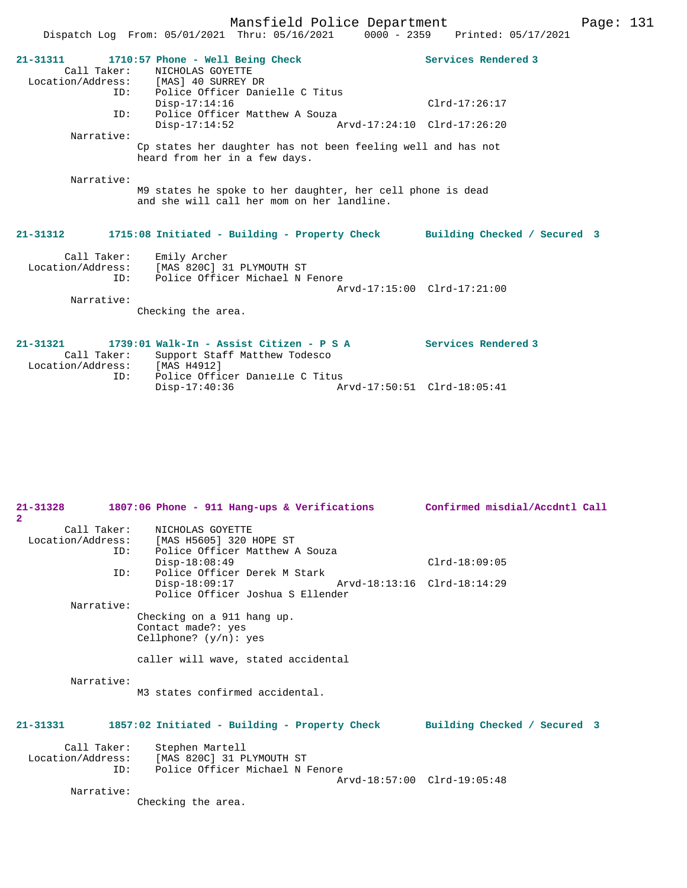**21-31311** **1710:57 Phone - Well Being Check** **Services Rendered 3**

Call Taker: NICHOLAS GOYETTE
Location/Address: [MAS] 40 SURREY DR
ID: Police Officer Danielle C Titus
Disp-17:14:16 Clrd-17:26:17
ID: Police Officer Matthew A Souza
Disp-17:14:52 Arvd-17:24:10 Clrd-17:26:20

Narrative:
Cp states her daughter has not been feeling well and has not heard from her in a few days.

Narrative:
M9 states he spoke to her daughter, her cell phone is dead and she will call her mom on her landline.

**21-31312** **1715:08 Initiated - Building - Property Check** **Building Checked / Secured 3**

Call Taker: Emily Archer
Location/Address: [MAS 820C] 31 PLYMOUTH ST
ID: Police Officer Michael N Fenore
Arvd-17:15:00 Clrd-17:21:00

Narrative:
Checking the area.

**21-31321** **1739:01 Walk-In - Assist Citizen - P S A** **Services Rendered 3**

Call Taker: Support Staff Matthew Todesco
Location/Address: [MAS H4912]
ID: Police Officer Danielle C Titus
Disp-17:40:36 Arvd-17:50:51 Clrd-18:05:41

**21-31328** **1807:06 Phone - 911 Hang-ups & Verifications** **Confirmed misdial/Accdntl Call 2**

Call Taker: NICHOLAS GOYETTE
Location/Address: [MAS H5605] 320 HOPE ST
ID: Police Officer Matthew A Souza
Disp-18:08:49 Clrd-18:09:05
ID: Police Officer Derek M Stark
Disp-18:09:17 Arvd-18:13:16 Clrd-18:14:29
Police Officer Joshua S Ellender

Narrative:
Checking on a 911 hang up.
Contact made?: yes
Cellphone? (y/n): yes

caller will wave, stated accidental

Narrative:
M3 states confirmed accidental.

**21-31331** **1857:02 Initiated - Building - Property Check** **Building Checked / Secured 3**

Call Taker: Stephen Martell
Location/Address: [MAS 820C] 31 PLYMOUTH ST
ID: Police Officer Michael N Fenore
Arvd-18:57:00 Clrd-19:05:48

Narrative:
Checking the area.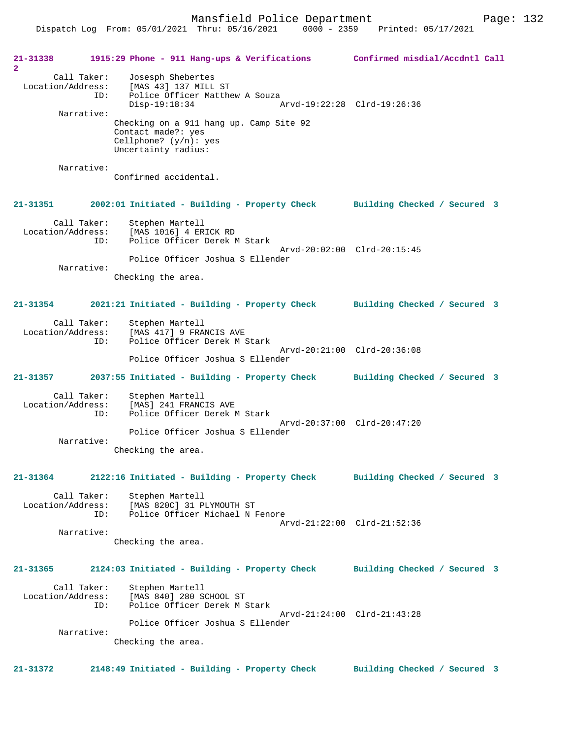**21-31338 1915:29 Phone - 911 Hang-ups & Verifications Confirmed misdial/Accdntl Call 2**

Call Taker: Josesph Shebertes
Location/Address: [MAS 43] 137 MILL ST
ID: Police Officer Matthew A Souza
Disp-19:18:34 Arvd-19:22:28 Clrd-19:26:36
Narrative:
Checking on a 911 hang up. Camp Site 92
Contact made?: yes
Cellphone? (y/n): yes
Uncertainty radius:

Narrative:
Confirmed accidental.

**21-31351 2002:01 Initiated - Building - Property Check Building Checked / Secured 3**

Call Taker: Stephen Martell
Location/Address: [MAS 1016] 4 ERICK RD
ID: Police Officer Derek M Stark
Arvd-20:02:00 Clrd-20:15:45
Police Officer Joshua S Ellender
Narrative:
Checking the area.

**21-31354 2021:21 Initiated - Building - Property Check Building Checked / Secured 3**

Call Taker: Stephen Martell
Location/Address: [MAS 417] 9 FRANCIS AVE
ID: Police Officer Derek M Stark
Arvd-20:21:00 Clrd-20:36:08
Police Officer Joshua S Ellender

**21-31357 2037:55 Initiated - Building - Property Check Building Checked / Secured 3**

Call Taker: Stephen Martell
Location/Address: [MAS] 241 FRANCIS AVE
ID: Police Officer Derek M Stark
Arvd-20:37:00 Clrd-20:47:20
Police Officer Joshua S Ellender
Narrative:
Checking the area.

**21-31364 2122:16 Initiated - Building - Property Check Building Checked / Secured 3**

Call Taker: Stephen Martell
Location/Address: [MAS 820C] 31 PLYMOUTH ST
ID: Police Officer Michael N Fenore
Arvd-21:22:00 Clrd-21:52:36
Narrative:
Checking the area.

**21-31365 2124:03 Initiated - Building - Property Check Building Checked / Secured 3**

Call Taker: Stephen Martell
Location/Address: [MAS 840] 280 SCHOOL ST
ID: Police Officer Derek M Stark
Arvd-21:24:00 Clrd-21:43:28
Police Officer Joshua S Ellender
Narrative:
Checking the area.

**21-31372 2148:49 Initiated - Building - Property Check Building Checked / Secured 3**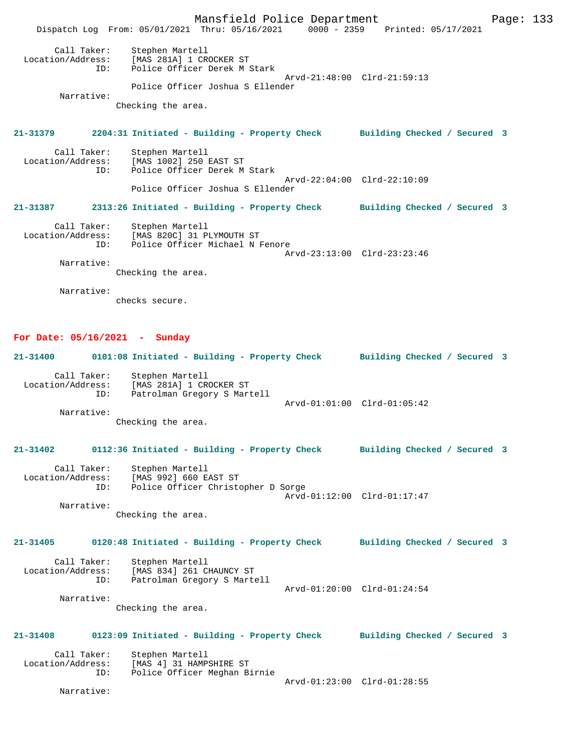Call Taker: Stephen Martell
Location/Address: [MAS 281A] 1 CROCKER ST
ID: Police Officer Derek M Stark
Arvd-21:48:00 Clrd-21:59:13
Police Officer Joshua S Ellender
Narrative:
Checking the area.

**21-31379 2204:31 Initiated - Building - Property Check Building Checked / Secured 3**

Call Taker: Stephen Martell
Location/Address: [MAS 1002] 250 EAST ST
ID: Police Officer Derek M Stark
Arvd-22:04:00 Clrd-22:10:09
Police Officer Joshua S Ellender

**21-31387 2313:26 Initiated - Building - Property Check Building Checked / Secured 3**

Call Taker: Stephen Martell
Location/Address: [MAS 820C] 31 PLYMOUTH ST
ID: Police Officer Michael N Fenore
Arvd-23:13:00 Clrd-23:23:46
Narrative:
Checking the area.

Narrative:
checks secure.

## For Date: 05/16/2021 - Sunday

**21-31400 0101:08 Initiated - Building - Property Check Building Checked / Secured 3**

Call Taker: Stephen Martell
Location/Address: [MAS 281A] 1 CROCKER ST
ID: Patrolman Gregory S Martell
Arvd-01:01:00 Clrd-01:05:42
Narrative:
Checking the area.

**21-31402 0112:36 Initiated - Building - Property Check Building Checked / Secured 3**

Call Taker: Stephen Martell
Location/Address: [MAS 992] 660 EAST ST
ID: Police Officer Christopher D Sorge
Arvd-01:12:00 Clrd-01:17:47
Narrative:
Checking the area.

**21-31405 0120:48 Initiated - Building - Property Check Building Checked / Secured 3**

Call Taker: Stephen Martell
Location/Address: [MAS 834] 261 CHAUNCY ST
ID: Patrolman Gregory S Martell
Arvd-01:20:00 Clrd-01:24:54
Narrative:
Checking the area.

**21-31408 0123:09 Initiated - Building - Property Check Building Checked / Secured 3**

Call Taker: Stephen Martell
Location/Address: [MAS 4] 31 HAMPSHIRE ST
ID: Police Officer Meghan Birnie
Arvd-01:23:00 Clrd-01:28:55
Narrative: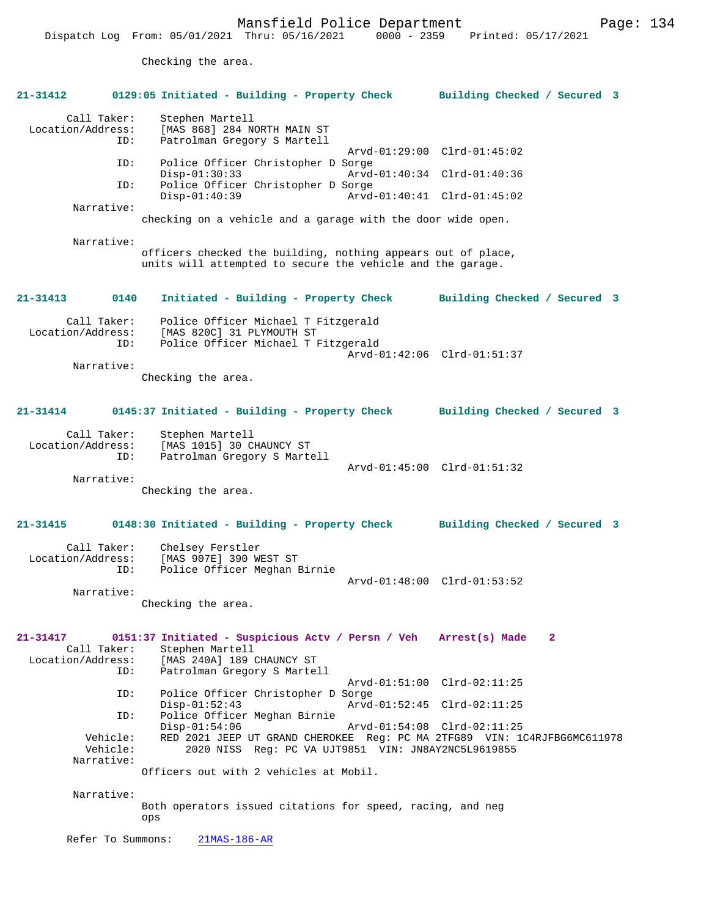Checking the area.

**21-31412 0129:05 Initiated - Building - Property Check Building Checked / Secured 3**

```
        Call Taker:    Stephen Martell
  Location/Address:    [MAS 868] 284 NORTH MAIN ST
                ID:    Patrolman Gregory S Martell
                                             Arvd-01:29:00  Clrd-01:45:02
                ID:    Police Officer Christopher D Sorge
                       Disp-01:30:33         Arvd-01:40:34  Clrd-01:40:36
                ID:    Police Officer Christopher D Sorge
                       Disp-01:40:39         Arvd-01:40:41  Clrd-01:45:02
         Narrative:
                checking on a vehicle and a garage with the door wide open.

         Narrative:
                officers checked the building, nothing appears out of place,
                units will attempted to secure the vehicle and the garage.
```

**21-31413 0140 Initiated - Building - Property Check Building Checked / Secured 3**

```
        Call Taker:    Police Officer Michael T Fitzgerald
  Location/Address:    [MAS 820C] 31 PLYMOUTH ST
                ID:    Police Officer Michael T Fitzgerald
                                             Arvd-01:42:06  Clrd-01:51:37
         Narrative:
                Checking the area.
```

**21-31414 0145:37 Initiated - Building - Property Check Building Checked / Secured 3**

```
        Call Taker:    Stephen Martell
  Location/Address:    [MAS 1015] 30 CHAUNCY ST
                ID:    Patrolman Gregory S Martell
                                             Arvd-01:45:00  Clrd-01:51:32
         Narrative:
                Checking the area.
```

**21-31415 0148:30 Initiated - Building - Property Check Building Checked / Secured 3**

```
        Call Taker:    Chelsey Ferstler
  Location/Address:    [MAS 907E] 390 WEST ST
                ID:    Police Officer Meghan Birnie
                                             Arvd-01:48:00  Clrd-01:53:52
         Narrative:
                Checking the area.
```

**21-31417 0151:37 Initiated - Suspicious Actv / Persn / Veh Arrest(s) Made 2**

```
        Call Taker:    Stephen Martell
  Location/Address:    [MAS 240A] 189 CHAUNCY ST
                ID:    Patrolman Gregory S Martell
                                             Arvd-01:51:00  Clrd-02:11:25
                ID:    Police Officer Christopher D Sorge
                       Disp-01:52:43         Arvd-01:52:45  Clrd-02:11:25
                ID:    Police Officer Meghan Birnie
                       Disp-01:54:06         Arvd-01:54:08  Clrd-02:11:25
           Vehicle:    RED 2021 JEEP UT GRAND CHEROKEE  Reg: PC MA 2TFG89  VIN: 1C4RJFBG6MC611978
           Vehicle:        2020 NISS  Reg: PC VA UJT9851  VIN: JN8AY2NC5L9619855
         Narrative:
                Officers out with 2 vehicles at Mobil.

         Narrative:
                Both operators issued citations for speed, racing, and neg
                ops

       Refer To Summons:    21MAS-186-AR
```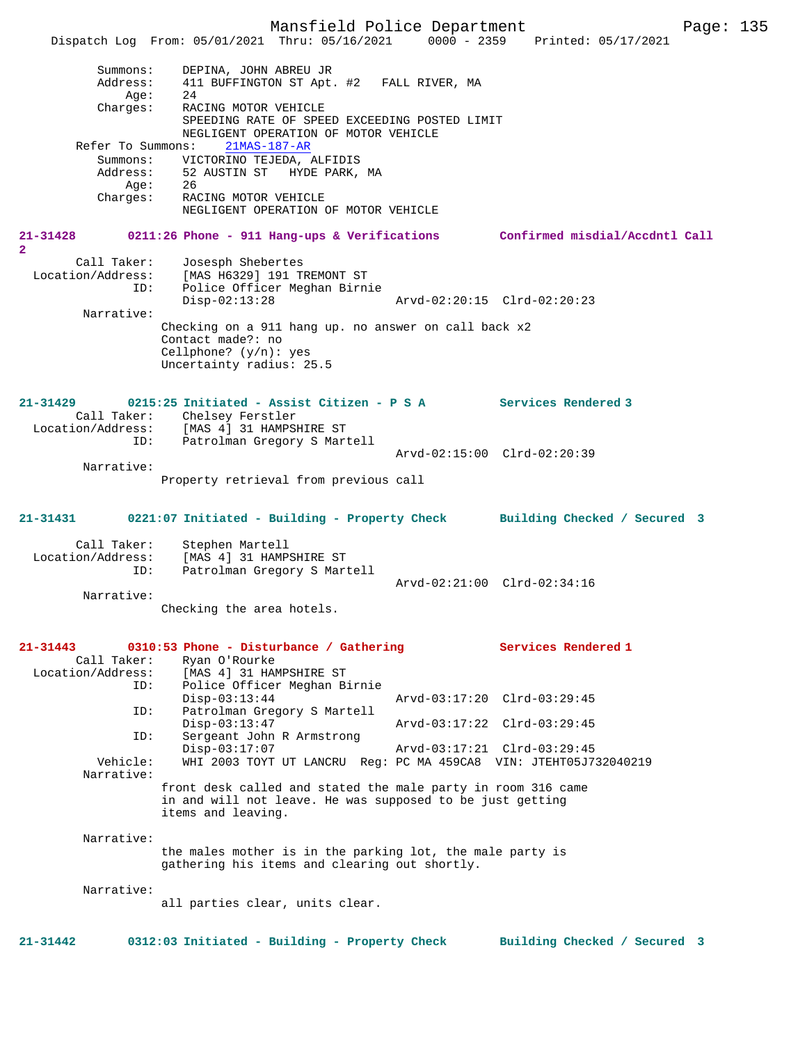Summons: DEPINA, JOHN ABREU JR
Address: 411 BUFFINGTON ST Apt. #2 FALL RIVER, MA
Age: 24
Charges: RACING MOTOR VEHICLE
SPEEDING RATE OF SPEED EXCEEDING POSTED LIMIT
NEGLIGENT OPERATION OF MOTOR VEHICLE

Refer To Summons: 21MAS-187-AR
Summons: VICTORINO TEJEDA, ALFIDIS
Address: 52 AUSTIN ST HYDE PARK, MA
Age: 26
Charges: RACING MOTOR VEHICLE
NEGLIGENT OPERATION OF MOTOR VEHICLE

**21-31428 0211:26 Phone - 911 Hang-ups & Verifications — Confirmed misdial/Accdntl Call 2**

Call Taker: Josesph Shebertes
Location/Address: [MAS H6329] 191 TREMONT ST
ID: Police Officer Meghan Birnie
Disp-02:13:28 Arvd-02:20:15 Clrd-02:20:23

Narrative:
Checking on a 911 hang up. no answer on call back x2
Contact made?: no
Cellphone? (y/n): yes
Uncertainty radius: 25.5

**21-31429 0215:25 Initiated - Assist Citizen - P S A — Services Rendered 3**

Call Taker: Chelsey Ferstler
Location/Address: [MAS 4] 31 HAMPSHIRE ST
ID: Patrolman Gregory S Martell
Arvd-02:15:00 Clrd-02:20:39

Narrative:
Property retrieval from previous call

**21-31431 0221:07 Initiated - Building - Property Check — Building Checked / Secured 3**

Call Taker: Stephen Martell
Location/Address: [MAS 4] 31 HAMPSHIRE ST
ID: Patrolman Gregory S Martell
Arvd-02:21:00 Clrd-02:34:16

Narrative:
Checking the area hotels.

**21-31443 0310:53 Phone - Disturbance / Gathering — Services Rendered 1**

Call Taker: Ryan O'Rourke
Location/Address: [MAS 4] 31 HAMPSHIRE ST
ID: Police Officer Meghan Birnie
Disp-03:13:44 Arvd-03:17:20 Clrd-03:29:45
ID: Patrolman Gregory S Martell
Disp-03:13:47 Arvd-03:17:22 Clrd-03:29:45
ID: Sergeant John R Armstrong
Disp-03:17:07 Arvd-03:17:21 Clrd-03:29:45
Vehicle: WHI 2003 TOYT UT LANCRU Reg: PC MA 459CA8 VIN: JTEHT05J732040219

Narrative:
front desk called and stated the male party in room 316 came in and will not leave. He was supposed to be just getting items and leaving.

Narrative:
the males mother is in the parking lot, the male party is gathering his items and clearing out shortly.

Narrative:
all parties clear, units clear.

**21-31442 0312:03 Initiated - Building - Property Check — Building Checked / Secured 3**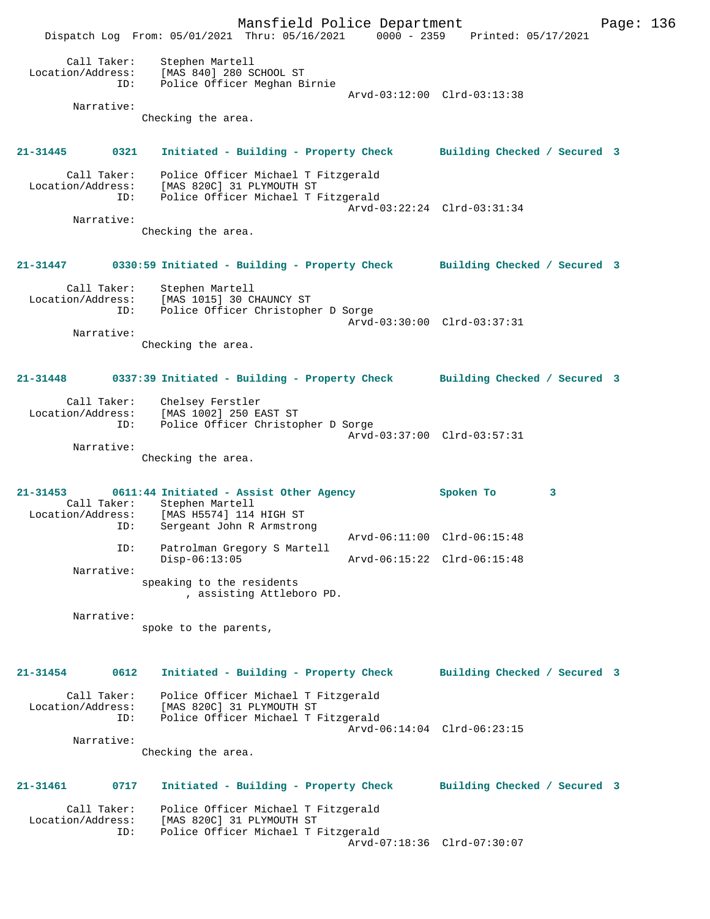Call Taker: Stephen Martell
Location/Address: [MAS 840] 280 SCHOOL ST
ID: Police Officer Meghan Birnie
Arvd-03:12:00 Clrd-03:13:38
Narrative:
Checking the area.

**21-31445 0321 Initiated - Building - Property Check Building Checked / Secured 3**

Call Taker: Police Officer Michael T Fitzgerald
Location/Address: [MAS 820C] 31 PLYMOUTH ST
ID: Police Officer Michael T Fitzgerald
Arvd-03:22:24 Clrd-03:31:34
Narrative:
Checking the area.

**21-31447 0330:59 Initiated - Building - Property Check Building Checked / Secured 3**

Call Taker: Stephen Martell
Location/Address: [MAS 1015] 30 CHAUNCY ST
ID: Police Officer Christopher D Sorge
Arvd-03:30:00 Clrd-03:37:31
Narrative:
Checking the area.

**21-31448 0337:39 Initiated - Building - Property Check Building Checked / Secured 3**

Call Taker: Chelsey Ferstler
Location/Address: [MAS 1002] 250 EAST ST
ID: Police Officer Christopher D Sorge
Arvd-03:37:00 Clrd-03:57:31
Narrative:
Checking the area.

**21-31453 0611:44 Initiated - Assist Other Agency Spoken To 3**

Call Taker: Stephen Martell
Location/Address: [MAS H5574] 114 HIGH ST
ID: Sergeant John R Armstrong
Arvd-06:11:00 Clrd-06:15:48
ID: Patrolman Gregory S Martell
Disp-06:13:05 Arvd-06:15:22 Clrd-06:15:48
Narrative:
speaking to the residents
, assisting Attleboro PD.

Narrative:
spoke to the parents,

**21-31454 0612 Initiated - Building - Property Check Building Checked / Secured 3**

Call Taker: Police Officer Michael T Fitzgerald
Location/Address: [MAS 820C] 31 PLYMOUTH ST
ID: Police Officer Michael T Fitzgerald
Arvd-06:14:04 Clrd-06:23:15
Narrative:
Checking the area.

**21-31461 0717 Initiated - Building - Property Check Building Checked / Secured 3**

Call Taker: Police Officer Michael T Fitzgerald
Location/Address: [MAS 820C] 31 PLYMOUTH ST
ID: Police Officer Michael T Fitzgerald
Arvd-07:18:36 Clrd-07:30:07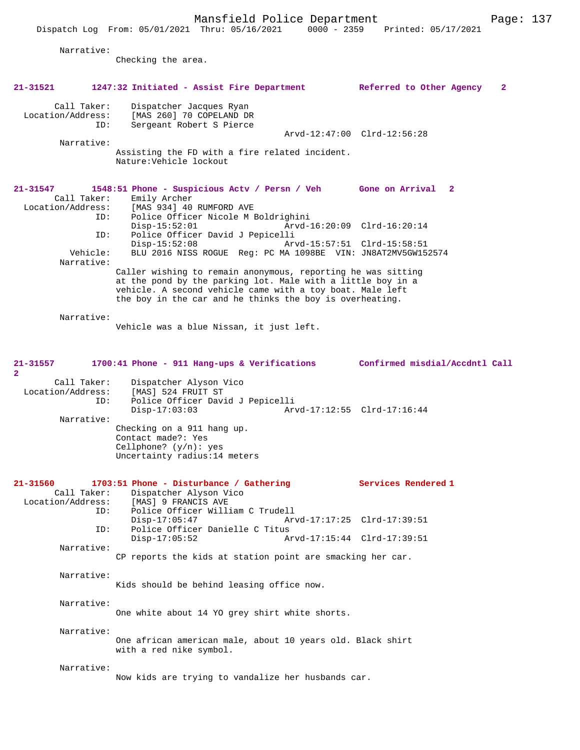Narrative:
Checking the area.

**21-31521 1247:32 Initiated - Assist Fire Department — Referred to Other Agency 2**

Call Taker: Dispatcher Jacques Ryan
Location/Address: [MAS 260] 70 COPELAND DR
ID: Sergeant Robert S Pierce
Arvd-12:47:00 Clrd-12:56:28
Narrative:
Assisting the FD with a fire related incident.
Nature:Vehicle lockout

**21-31547 1548:51 Phone - Suspicious Actv / Persn / Veh — Gone on Arrival 2**

Call Taker: Emily Archer
Location/Address: [MAS 934] 40 RUMFORD AVE
ID: Police Officer Nicole M Boldrighini
Disp-15:52:01 Arvd-16:20:09 Clrd-16:20:14
ID: Police Officer David J Pepicelli
Disp-15:52:08 Arvd-15:57:51 Clrd-15:58:51
Vehicle: BLU 2016 NISS ROGUE Reg: PC MA 1098BE VIN: JN8AT2MV5GW152574
Narrative:
Caller wishing to remain anonymous, reporting he was sitting at the pond by the parking lot. Male with a little boy in a vehicle. A second vehicle came with a toy boat. Male left the boy in the car and he thinks the boy is overheating.

Narrative:
Vehicle was a blue Nissan, it just left.

**21-31557 1700:41 Phone - 911 Hang-ups & Verifications — Confirmed misdial/Accdntl Call 2**

Call Taker: Dispatcher Alyson Vico
Location/Address: [MAS] 524 FRUIT ST
ID: Police Officer David J Pepicelli
Disp-17:03:03 Arvd-17:12:55 Clrd-17:16:44
Narrative:
Checking on a 911 hang up.
Contact made?: Yes
Cellphone? (y/n): yes
Uncertainty radius:14 meters

**21-31560 1703:51 Phone - Disturbance / Gathering — Services Rendered 1**

Call Taker: Dispatcher Alyson Vico
Location/Address: [MAS] 9 FRANCIS AVE
ID: Police Officer William C Trudell
Disp-17:05:47 Arvd-17:17:25 Clrd-17:39:51
ID: Police Officer Danielle C Titus
Disp-17:05:52 Arvd-17:15:44 Clrd-17:39:51
Narrative:
CP reports the kids at station point are smacking her car.

Narrative:
Kids should be behind leasing office now.

Narrative:
One white about 14 YO grey shirt white shorts.

Narrative:
One african american male, about 10 years old. Black shirt with a red nike symbol.

Narrative:
Now kids are trying to vandalize her husbands car.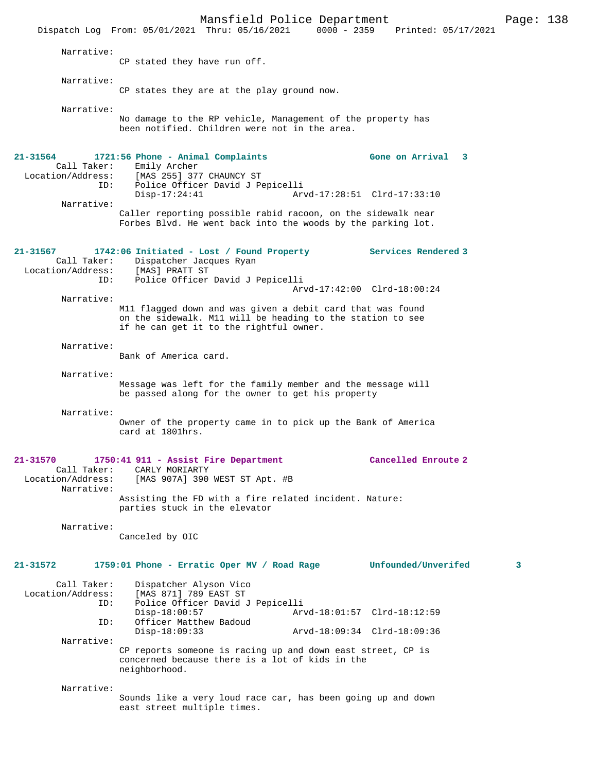Narrative:
CP stated they have run off.

Narrative:
CP states they are at the play ground now.

Narrative:
No damage to the RP vehicle, Management of the property has been notified. Children were not in the area.

**21-31564 1721:56 Phone - Animal Complaints — Gone on Arrival 3**

Call Taker: Emily Archer
Location/Address: [MAS 255] 377 CHAUNCY ST
ID: Police Officer David J Pepicelli
Disp-17:24:41 Arvd-17:28:51 Clrd-17:33:10

Narrative:
Caller reporting possible rabid racoon, on the sidewalk near Forbes Blvd. He went back into the woods by the parking lot.

**21-31567 1742:06 Initiated - Lost / Found Property — Services Rendered 3**

Call Taker: Dispatcher Jacques Ryan
Location/Address: [MAS] PRATT ST
ID: Police Officer David J Pepicelli
Arvd-17:42:00 Clrd-18:00:24

Narrative:
M11 flagged down and was given a debit card that was found on the sidewalk. M11 will be heading to the station to see if he can get it to the rightful owner.

Narrative:
Bank of America card.

Narrative:
Message was left for the family member and the message will be passed along for the owner to get his property

Narrative:
Owner of the property came in to pick up the Bank of America card at 1801hrs.

**21-31570 1750:41 911 - Assist Fire Department — Cancelled Enroute 2**

Call Taker: CARLY MORIARTY
Location/Address: [MAS 907A] 390 WEST ST Apt. #B

Narrative:
Assisting the FD with a fire related incident. Nature: parties stuck in the elevator

Narrative:
Canceled by OIC

**21-31572 1759:01 Phone - Erratic Oper MV / Road Rage — Unfounded/Unverifed 3**

Call Taker: Dispatcher Alyson Vico
Location/Address: [MAS 871] 789 EAST ST
ID: Police Officer David J Pepicelli
Disp-18:00:57 Arvd-18:01:57 Clrd-18:12:59
ID: Officer Matthew Badoud
Disp-18:09:33 Arvd-18:09:34 Clrd-18:09:36

Narrative:
CP reports someone is racing up and down east street, CP is concerned because there is a lot of kids in the neighborhood.

Narrative:
Sounds like a very loud race car, has been going up and down east street multiple times.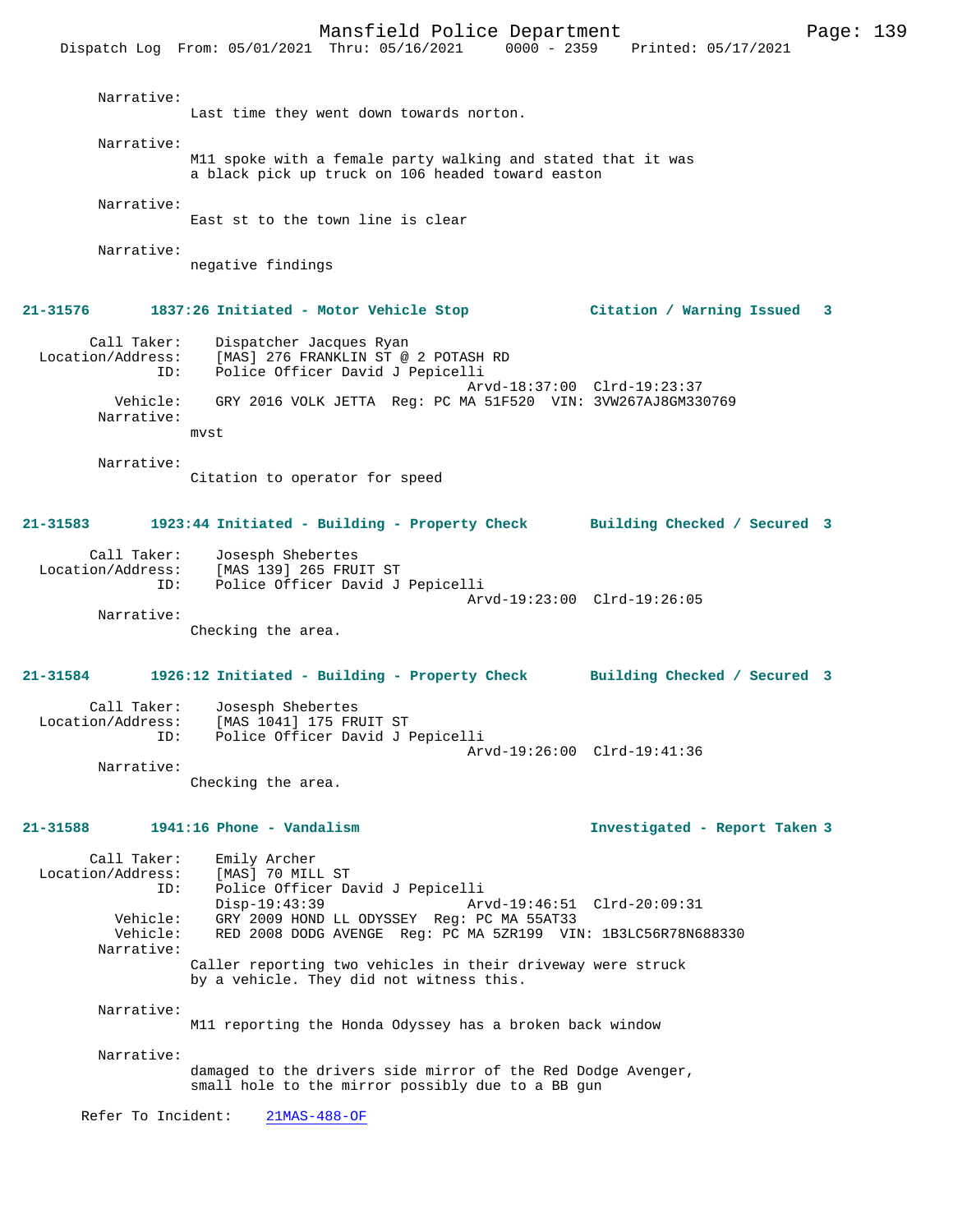Narrative:
Last time they went down towards norton.

Narrative:
M11 spoke with a female party walking and stated that it was a black pick up truck on 106 headed toward easton

Narrative:
East st to the town line is clear

Narrative:
negative findings

**21-31576 1837:26 Initiated - Motor Vehicle Stop — Citation / Warning Issued 3**

Call Taker: Dispatcher Jacques Ryan
Location/Address: [MAS] 276 FRANKLIN ST @ 2 POTASH RD
ID: Police Officer David J Pepicelli
Arvd-18:37:00 Clrd-19:23:37
Vehicle: GRY 2016 VOLK JETTA Reg: PC MA 51F520 VIN: 3VW267AJ8GM330769
Narrative:
mvst

Narrative:
Citation to operator for speed

**21-31583 1923:44 Initiated - Building - Property Check — Building Checked / Secured 3**

Call Taker: Josesph Shebertes
Location/Address: [MAS 139] 265 FRUIT ST
ID: Police Officer David J Pepicelli
Arvd-19:23:00 Clrd-19:26:05
Narrative:
Checking the area.

**21-31584 1926:12 Initiated - Building - Property Check — Building Checked / Secured 3**

Call Taker: Josesph Shebertes
Location/Address: [MAS 1041] 175 FRUIT ST
ID: Police Officer David J Pepicelli
Arvd-19:26:00 Clrd-19:41:36
Narrative:
Checking the area.

**21-31588 1941:16 Phone - Vandalism — Investigated - Report Taken 3**

Call Taker: Emily Archer
Location/Address: [MAS] 70 MILL ST
ID: Police Officer David J Pepicelli
Disp-19:43:39 Arvd-19:46:51 Clrd-20:09:31
Vehicle: GRY 2009 HOND LL ODYSSEY Reg: PC MA 55AT33
Vehicle: RED 2008 DODG AVENGE Reg: PC MA 5ZR199 VIN: 1B3LC56R78N688330
Narrative:
Caller reporting two vehicles in their driveway were struck by a vehicle. They did not witness this.

Narrative:
M11 reporting the Honda Odyssey has a broken back window

Narrative:
damaged to the drivers side mirror of the Red Dodge Avenger, small hole to the mirror possibly due to a BB gun

Refer To Incident: 21MAS-488-OF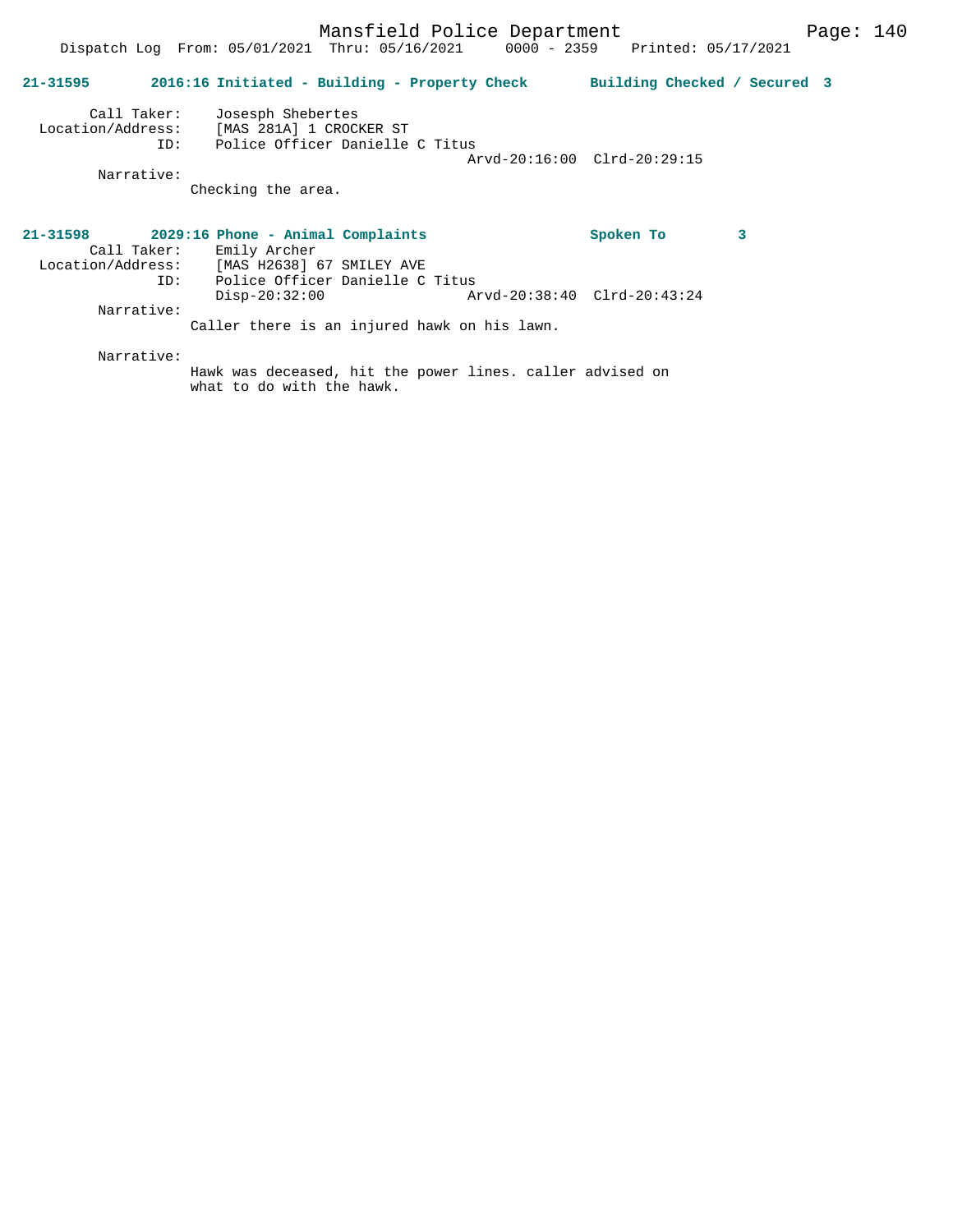**21-31595 2016:16 Initiated - Building - Property Check Building Checked / Secured 3**

Call Taker: Josesph Shebertes
Location/Address: [MAS 281A] 1 CROCKER ST
ID: Police Officer Danielle C Titus
Arvd-20:16:00 Clrd-20:29:15

Narrative:
Checking the area.

**21-31598 2029:16 Phone - Animal Complaints Spoken To 3**

Call Taker: Emily Archer
Location/Address: [MAS H2638] 67 SMILEY AVE
ID: Police Officer Danielle C Titus
Disp-20:32:00 Arvd-20:38:40 Clrd-20:43:24

Narrative:
Caller there is an injured hawk on his lawn.

Narrative:
Hawk was deceased, hit the power lines. caller advised on what to do with the hawk.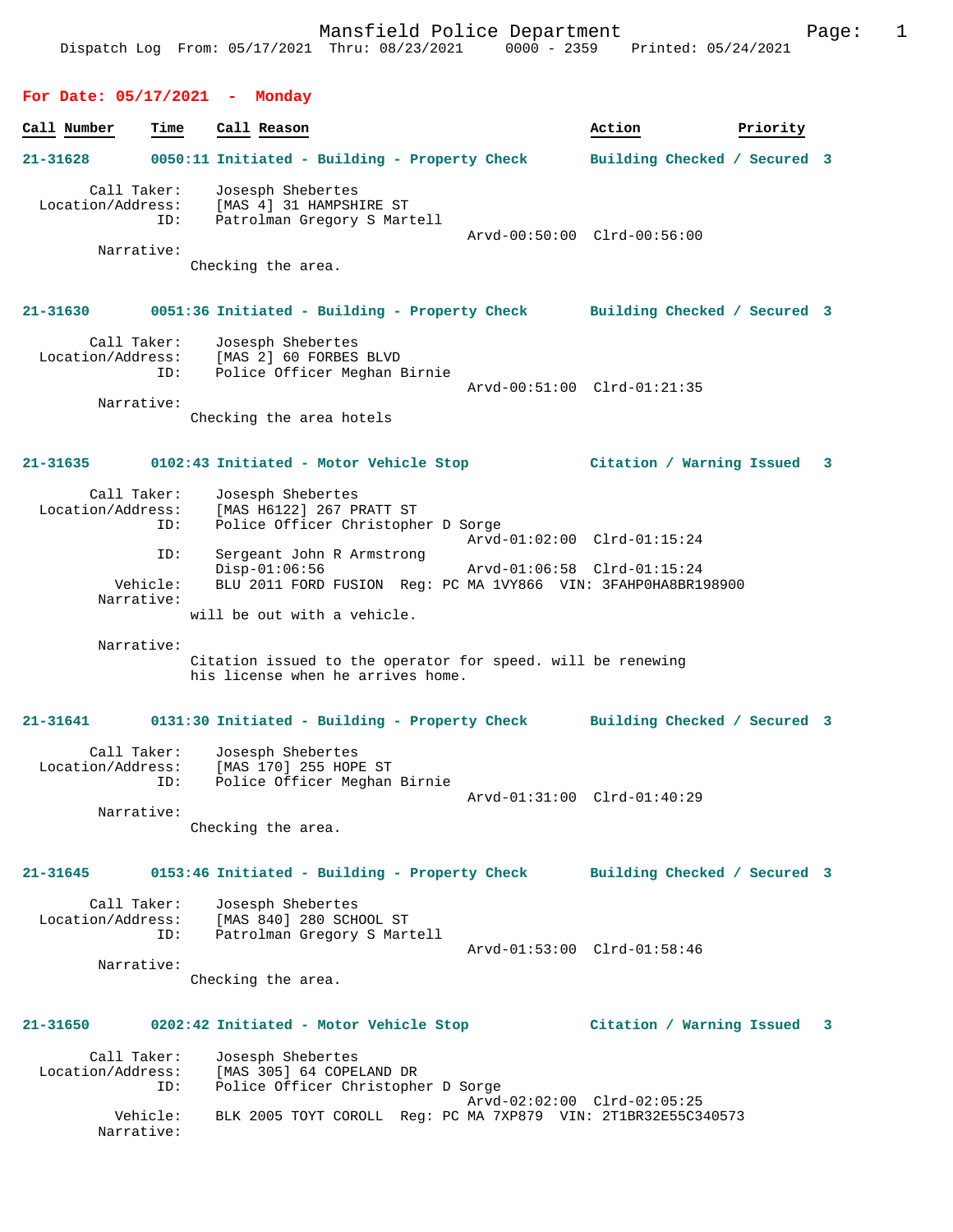**For Date: 05/17/2021 - Monday**

| Call Number | Time | Call Reason | Action | Priority |
|---|---|---|---|---|

**21-31628** 0050:11 Initiated - Building - Property Check — Building Checked / Secured 3

```
        Call Taker:    Josesph Shebertes
  Location/Address:    [MAS 4] 31 HAMPSHIRE ST
                ID:    Patrolman Gregory S Martell
                                                Arvd-00:50:00  Clrd-00:56:00
         Narrative:
                Checking the area.
```

**21-31630** 0051:36 Initiated - Building - Property Check — Building Checked / Secured 3

```
        Call Taker:    Josesph Shebertes
  Location/Address:    [MAS 2] 60 FORBES BLVD
                ID:    Police Officer Meghan Birnie
                                                Arvd-00:51:00  Clrd-01:21:35
         Narrative:
                Checking the area hotels
```

**21-31635** 0102:43 Initiated - Motor Vehicle Stop — Citation / Warning Issued 3

```
        Call Taker:    Josesph Shebertes
  Location/Address:    [MAS H6122] 267 PRATT ST
                ID:    Police Officer Christopher D Sorge
                                                Arvd-01:02:00  Clrd-01:15:24
                ID:    Sergeant John R Armstrong
                       Disp-01:06:56            Arvd-01:06:58  Clrd-01:15:24
           Vehicle:    BLU 2011 FORD FUSION  Reg: PC MA 1VY866  VIN: 3FAHP0HA8BR198900
         Narrative:
                will be out with a vehicle.

         Narrative:
                Citation issued to the operator for speed. will be renewing
                his license when he arrives home.
```

**21-31641** 0131:30 Initiated - Building - Property Check — Building Checked / Secured 3

```
        Call Taker:    Josesph Shebertes
  Location/Address:    [MAS 170] 255 HOPE ST
                ID:    Police Officer Meghan Birnie
                                                Arvd-01:31:00  Clrd-01:40:29
         Narrative:
                Checking the area.
```

**21-31645** 0153:46 Initiated - Building - Property Check — Building Checked / Secured 3

```
        Call Taker:    Josesph Shebertes
  Location/Address:    [MAS 840] 280 SCHOOL ST
                ID:    Patrolman Gregory S Martell
                                                Arvd-01:53:00  Clrd-01:58:46
         Narrative:
                Checking the area.
```

**21-31650** 0202:42 Initiated - Motor Vehicle Stop — Citation / Warning Issued 3

```
        Call Taker:    Josesph Shebertes
  Location/Address:    [MAS 305] 64 COPELAND DR
                ID:    Police Officer Christopher D Sorge
                                                Arvd-02:02:00  Clrd-02:05:25
           Vehicle:    BLK 2005 TOYT COROLL  Reg: PC MA 7XP879  VIN: 2T1BR32E55C340573
         Narrative:
```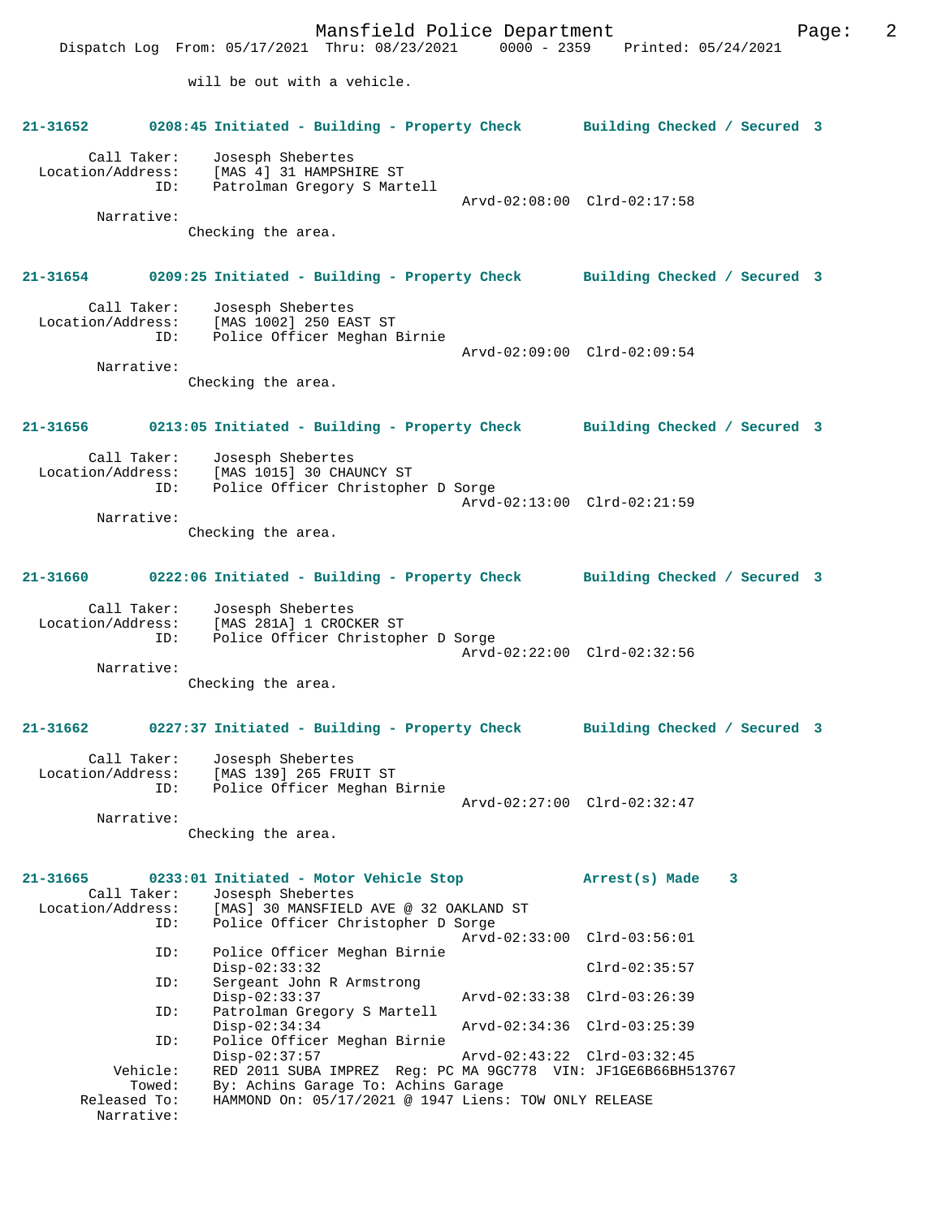will be out with a vehicle.

**21-31652 0208:45 Initiated - Building - Property Check Building Checked / Secured 3**

Call Taker: Josesph Shebertes
Location/Address: [MAS 4] 31 HAMPSHIRE ST
ID: Patrolman Gregory S Martell
Arvd-02:08:00 Clrd-02:17:58
Narrative:
Checking the area.

**21-31654 0209:25 Initiated - Building - Property Check Building Checked / Secured 3**

Call Taker: Josesph Shebertes
Location/Address: [MAS 1002] 250 EAST ST
ID: Police Officer Meghan Birnie
Arvd-02:09:00 Clrd-02:09:54
Narrative:
Checking the area.

**21-31656 0213:05 Initiated - Building - Property Check Building Checked / Secured 3**

Call Taker: Josesph Shebertes
Location/Address: [MAS 1015] 30 CHAUNCY ST
ID: Police Officer Christopher D Sorge
Arvd-02:13:00 Clrd-02:21:59
Narrative:
Checking the area.

**21-31660 0222:06 Initiated - Building - Property Check Building Checked / Secured 3**

Call Taker: Josesph Shebertes
Location/Address: [MAS 281A] 1 CROCKER ST
ID: Police Officer Christopher D Sorge
Arvd-02:22:00 Clrd-02:32:56
Narrative:
Checking the area.

**21-31662 0227:37 Initiated - Building - Property Check Building Checked / Secured 3**

Call Taker: Josesph Shebertes
Location/Address: [MAS 139] 265 FRUIT ST
ID: Police Officer Meghan Birnie
Arvd-02:27:00 Clrd-02:32:47
Narrative:
Checking the area.

**21-31665 0233:01 Initiated - Motor Vehicle Stop Arrest(s) Made 3**

Call Taker: Josesph Shebertes
Location/Address: [MAS] 30 MANSFIELD AVE @ 32 OAKLAND ST
ID: Police Officer Christopher D Sorge
Arvd-02:33:00 Clrd-03:56:01
ID: Police Officer Meghan Birnie
Disp-02:33:32 Clrd-02:35:57
ID: Sergeant John R Armstrong
Disp-02:33:37 Arvd-02:33:38 Clrd-03:26:39
ID: Patrolman Gregory S Martell
Disp-02:34:34 Arvd-02:34:36 Clrd-03:25:39
ID: Police Officer Meghan Birnie
Disp-02:37:57 Arvd-02:43:22 Clrd-03:32:45
Vehicle: RED 2011 SUBA IMPREZ Reg: PC MA 9GC778 VIN: JF1GE6B66BH513767
Towed: By: Achins Garage To: Achins Garage
Released To: HAMMOND On: 05/17/2021 @ 1947 Liens: TOW ONLY RELEASE
Narrative: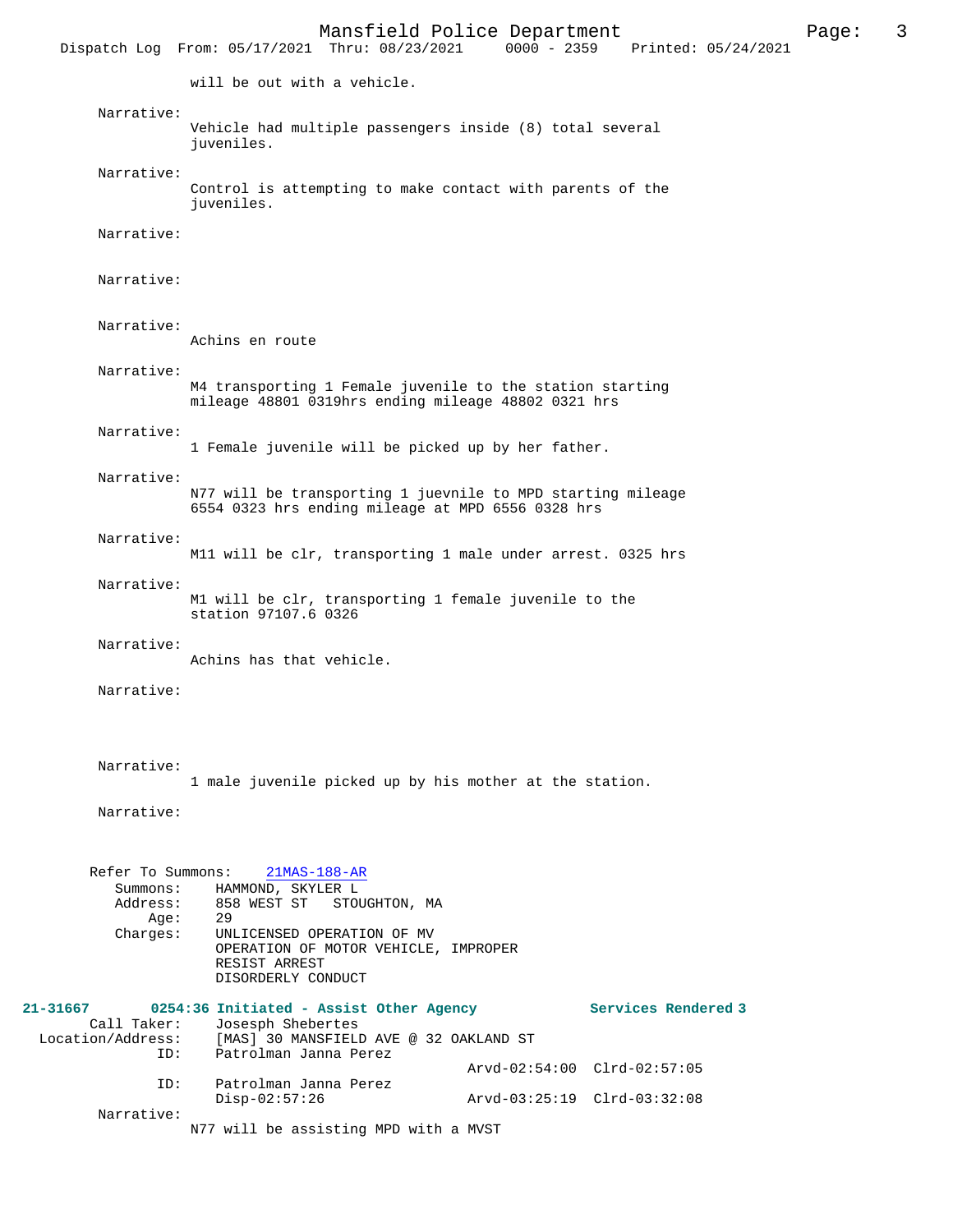will be out with a vehicle.

Narrative:
Vehicle had multiple passengers inside (8) total several juveniles.

Narrative:
Control is attempting to make contact with parents of the juveniles.

Narrative:

Narrative:

Narrative:
Achins en route

Narrative:
M4 transporting 1 Female juvenile to the station starting mileage 48801 0319hrs ending mileage 48802 0321 hrs

Narrative:
1 Female juvenile will be picked up by her father.

Narrative:
N77 will be transporting 1 juevnile to MPD starting mileage 6554 0323 hrs ending mileage at MPD 6556 0328 hrs

Narrative:
M11 will be clr, transporting 1 male under arrest. 0325 hrs

Narrative:
M1 will be clr, transporting 1 female juvenile to the station 97107.6 0326

Narrative:
Achins has that vehicle.

Narrative:

Narrative:
1 male juvenile picked up by his mother at the station.

Narrative:

Refer To Summons: 21MAS-188-AR
Summons: HAMMOND, SKYLER L
Address: 858 WEST ST STOUGHTON, MA
Age: 29
Charges: UNLICENSED OPERATION OF MV
OPERATION OF MOTOR VEHICLE, IMPROPER
RESIST ARREST
DISORDERLY CONDUCT

**21-31667 0254:36 Initiated - Assist Other Agency Services Rendered 3**
Call Taker: Josesph Shebertes
Location/Address: [MAS] 30 MANSFIELD AVE @ 32 OAKLAND ST
ID: Patrolman Janna Perez
Arvd-02:54:00 Clrd-02:57:05
ID: Patrolman Janna Perez
Disp-02:57:26 Arvd-03:25:19 Clrd-03:32:08
Narrative:
N77 will be assisting MPD with a MVST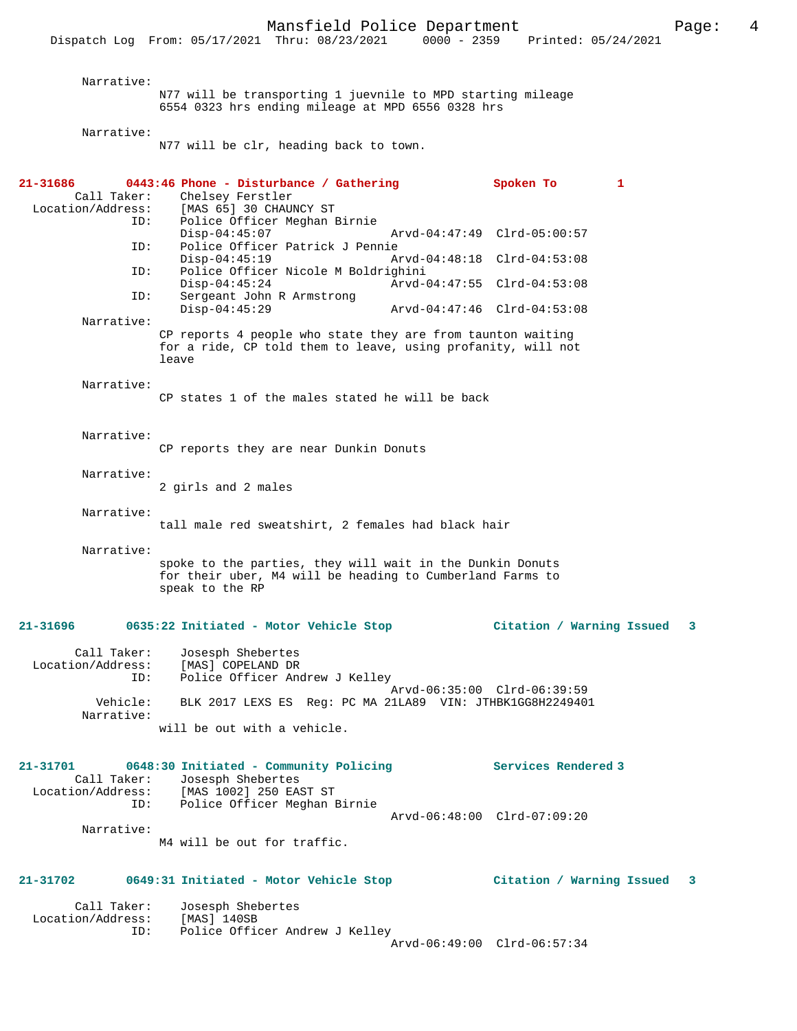Narrative:
N77 will be transporting 1 juevnile to MPD starting mileage 6554 0323 hrs ending mileage at MPD 6556 0328 hrs

Narrative:
N77 will be clr, heading back to town.

**21-31686 0443:46 Phone - Disturbance / Gathering Spoken To 1**

Call Taker: Chelsey Ferstler
Location/Address: [MAS 65] 30 CHAUNCY ST
ID: Police Officer Meghan Birnie
Disp-04:45:07 Arvd-04:47:49 Clrd-05:00:57
ID: Police Officer Patrick J Pennie
Disp-04:45:19 Arvd-04:48:18 Clrd-04:53:08
ID: Police Officer Nicole M Boldrighini
Disp-04:45:24 Arvd-04:47:55 Clrd-04:53:08
ID: Sergeant John R Armstrong
Disp-04:45:29 Arvd-04:47:46 Clrd-04:53:08

Narrative:
CP reports 4 people who state they are from taunton waiting for a ride, CP told them to leave, using profanity, will not leave

Narrative:
CP states 1 of the males stated he will be back

Narrative:
CP reports they are near Dunkin Donuts

Narrative:
2 girls and 2 males

Narrative:
tall male red sweatshirt, 2 females had black hair

Narrative:
spoke to the parties, they will wait in the Dunkin Donuts for their uber, M4 will be heading to Cumberland Farms to speak to the RP

**21-31696 0635:22 Initiated - Motor Vehicle Stop Citation / Warning Issued 3**

Call Taker: Josesph Shebertes
Location/Address: [MAS] COPELAND DR
ID: Police Officer Andrew J Kelley
Arvd-06:35:00 Clrd-06:39:59
Vehicle: BLK 2017 LEXS ES Reg: PC MA 21LA89 VIN: JTHBK1GG8H2249401

Narrative:
will be out with a vehicle.

**21-31701 0648:30 Initiated - Community Policing Services Rendered 3**

Call Taker: Josesph Shebertes
Location/Address: [MAS 1002] 250 EAST ST
ID: Police Officer Meghan Birnie
Arvd-06:48:00 Clrd-07:09:20

Narrative:
M4 will be out for traffic.

**21-31702 0649:31 Initiated - Motor Vehicle Stop Citation / Warning Issued 3**

Call Taker: Josesph Shebertes
Location/Address: [MAS] 140SB
ID: Police Officer Andrew J Kelley
Arvd-06:49:00 Clrd-06:57:34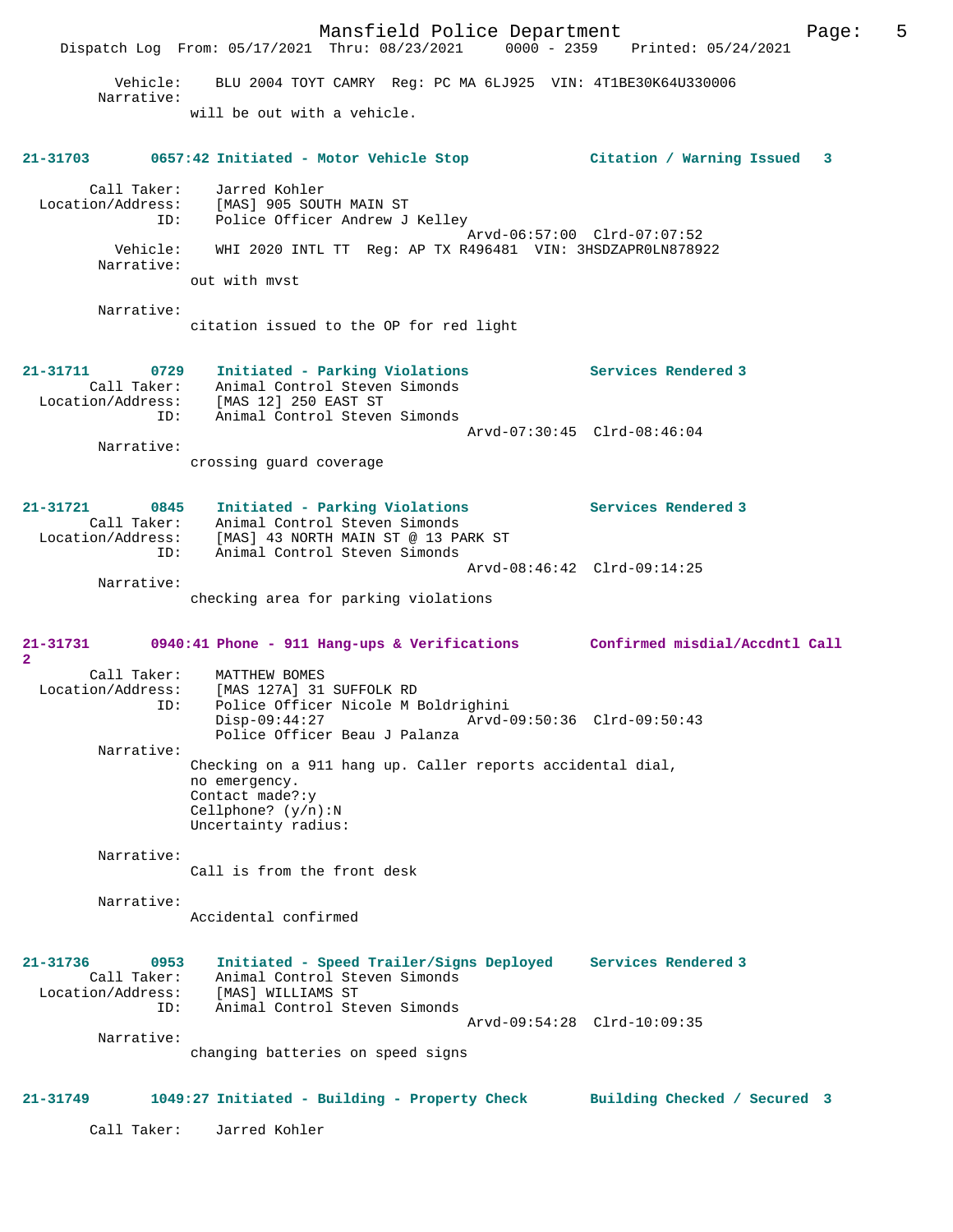Vehicle: BLU 2004 TOYT CAMRY Reg: PC MA 6LJ925 VIN: 4T1BE30K64U330006
Narrative:
will be out with a vehicle.

**21-31703 0657:42 Initiated - Motor Vehicle Stop — Citation / Warning Issued 3**

Call Taker: Jarred Kohler
Location/Address: [MAS] 905 SOUTH MAIN ST
ID: Police Officer Andrew J Kelley
Arvd-06:57:00 Clrd-07:07:52
Vehicle: WHI 2020 INTL TT Reg: AP TX R496481 VIN: 3HSDZAPR0LN878922
Narrative:
out with mvst

Narrative:
citation issued to the OP for red light

**21-31711 0729 Initiated - Parking Violations — Services Rendered 3**

Call Taker: Animal Control Steven Simonds
Location/Address: [MAS 12] 250 EAST ST
ID: Animal Control Steven Simonds
Arvd-07:30:45 Clrd-08:46:04
Narrative:
crossing guard coverage

**21-31721 0845 Initiated - Parking Violations — Services Rendered 3**

Call Taker: Animal Control Steven Simonds
Location/Address: [MAS] 43 NORTH MAIN ST @ 13 PARK ST
ID: Animal Control Steven Simonds
Arvd-08:46:42 Clrd-09:14:25
Narrative:
checking area for parking violations

**21-31731 0940:41 Phone - 911 Hang-ups & Verifications — Confirmed misdial/Accdntl Call 2**

Call Taker: MATTHEW BOMES
Location/Address: [MAS 127A] 31 SUFFOLK RD
ID: Police Officer Nicole M Boldrighini
Disp-09:44:27 Arvd-09:50:36 Clrd-09:50:43
Police Officer Beau J Palanza
Narrative:
Checking on a 911 hang up. Caller reports accidental dial,
no emergency.
Contact made?:y
Cellphone? (y/n):N
Uncertainty radius:

Narrative:
Call is from the front desk

Narrative:
Accidental confirmed

**21-31736 0953 Initiated - Speed Trailer/Signs Deployed — Services Rendered 3**

Call Taker: Animal Control Steven Simonds
Location/Address: [MAS] WILLIAMS ST
ID: Animal Control Steven Simonds
Arvd-09:54:28 Clrd-10:09:35
Narrative:
changing batteries on speed signs

**21-31749 1049:27 Initiated - Building - Property Check — Building Checked / Secured 3**

Call Taker: Jarred Kohler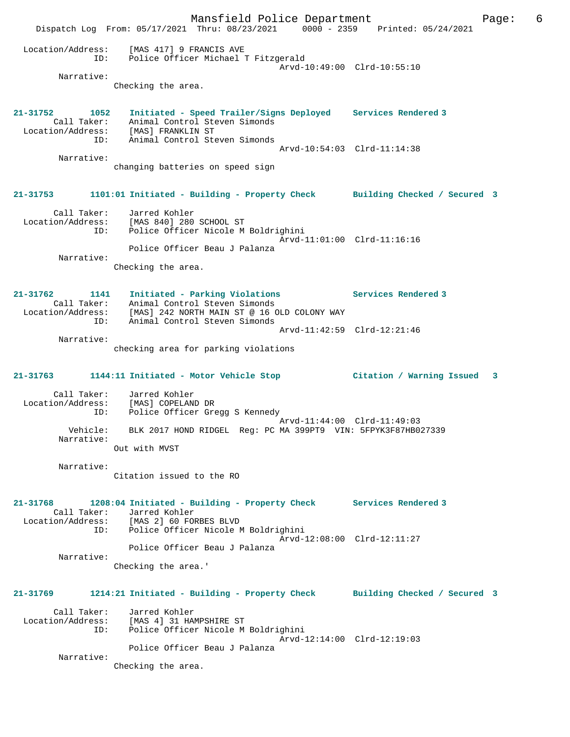Location/Address: [MAS 417] 9 FRANCIS AVE
ID: Police Officer Michael T Fitzgerald
Arvd-10:49:00 Clrd-10:55:10
Narrative:
Checking the area.

**21-31752 1052 Initiated - Speed Trailer/Signs Deployed Services Rendered 3**
Call Taker: Animal Control Steven Simonds
Location/Address: [MAS] FRANKLIN ST
ID: Animal Control Steven Simonds
Arvd-10:54:03 Clrd-11:14:38
Narrative:
changing batteries on speed sign

**21-31753 1101:01 Initiated - Building - Property Check Building Checked / Secured 3**
Call Taker: Jarred Kohler
Location/Address: [MAS 840] 280 SCHOOL ST
ID: Police Officer Nicole M Boldrighini
Arvd-11:01:00 Clrd-11:16:16
Police Officer Beau J Palanza
Narrative:
Checking the area.

**21-31762 1141 Initiated - Parking Violations Services Rendered 3**
Call Taker: Animal Control Steven Simonds
Location/Address: [MAS] 242 NORTH MAIN ST @ 16 OLD COLONY WAY
ID: Animal Control Steven Simonds
Arvd-11:42:59 Clrd-12:21:46
Narrative:
checking area for parking violations

**21-31763 1144:11 Initiated - Motor Vehicle Stop Citation / Warning Issued 3**
Call Taker: Jarred Kohler
Location/Address: [MAS] COPELAND DR
ID: Police Officer Gregg S Kennedy
Arvd-11:44:00 Clrd-11:49:03
Vehicle: BLK 2017 HOND RIDGEL Reg: PC MA 399PT9 VIN: 5FPYK3F87HB027339
Narrative:
Out with MVST
Narrative:
Citation issued to the RO

**21-31768 1208:04 Initiated - Building - Property Check Services Rendered 3**
Call Taker: Jarred Kohler
Location/Address: [MAS 2] 60 FORBES BLVD
ID: Police Officer Nicole M Boldrighini
Arvd-12:08:00 Clrd-12:11:27
Police Officer Beau J Palanza
Narrative:
Checking the area.'

**21-31769 1214:21 Initiated - Building - Property Check Building Checked / Secured 3**
Call Taker: Jarred Kohler
Location/Address: [MAS 4] 31 HAMPSHIRE ST
ID: Police Officer Nicole M Boldrighini
Arvd-12:14:00 Clrd-12:19:03
Police Officer Beau J Palanza
Narrative:
Checking the area.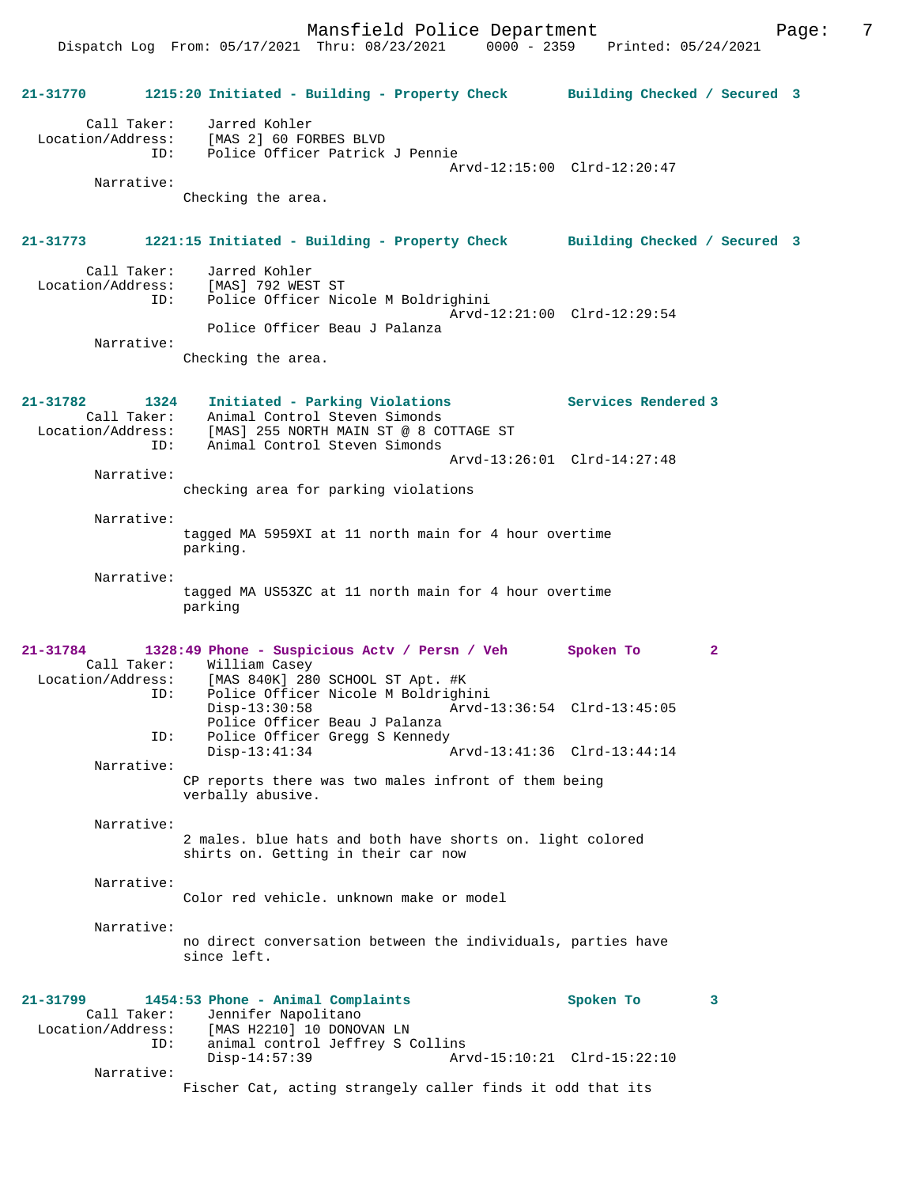**21-31770** 1215:20 Initiated - Building - Property Check Building Checked / Secured 3

Call Taker: Jarred Kohler
Location/Address: [MAS 2] 60 FORBES BLVD
ID: Police Officer Patrick J Pennie
Arvd-12:15:00 Clrd-12:20:47
Narrative:
Checking the area.

**21-31773** 1221:15 Initiated - Building - Property Check Building Checked / Secured 3

Call Taker: Jarred Kohler
Location/Address: [MAS] 792 WEST ST
ID: Police Officer Nicole M Boldrighini
Arvd-12:21:00 Clrd-12:29:54
Police Officer Beau J Palanza
Narrative:
Checking the area.

**21-31782** 1324 Initiated - Parking Violations Services Rendered 3
Call Taker: Animal Control Steven Simonds
Location/Address: [MAS] 255 NORTH MAIN ST @ 8 COTTAGE ST
ID: Animal Control Steven Simonds
Arvd-13:26:01 Clrd-14:27:48
Narrative:
checking area for parking violations

Narrative:
tagged MA 5959XI at 11 north main for 4 hour overtime parking.

Narrative:
tagged MA US53ZC at 11 north main for 4 hour overtime parking

**21-31784** 1328:49 Phone - Suspicious Actv / Persn / Veh Spoken To 2
Call Taker: William Casey
Location/Address: [MAS 840K] 280 SCHOOL ST Apt. #K
ID: Police Officer Nicole M Boldrighini
Disp-13:30:58 Arvd-13:36:54 Clrd-13:45:05
Police Officer Beau J Palanza
ID: Police Officer Gregg S Kennedy
Disp-13:41:34 Arvd-13:41:36 Clrd-13:44:14
Narrative:
CP reports there was two males infront of them being verbally abusive.

Narrative:
2 males. blue hats and both have shorts on. light colored shirts on. Getting in their car now

Narrative:
Color red vehicle. unknown make or model

Narrative:
no direct conversation between the individuals, parties have since left.

**21-31799** 1454:53 Phone - Animal Complaints Spoken To 3
Call Taker: Jennifer Napolitano
Location/Address: [MAS H2210] 10 DONOVAN LN
ID: animal control Jeffrey S Collins
Disp-14:57:39 Arvd-15:10:21 Clrd-15:22:10
Narrative:
Fischer Cat, acting strangely caller finds it odd that its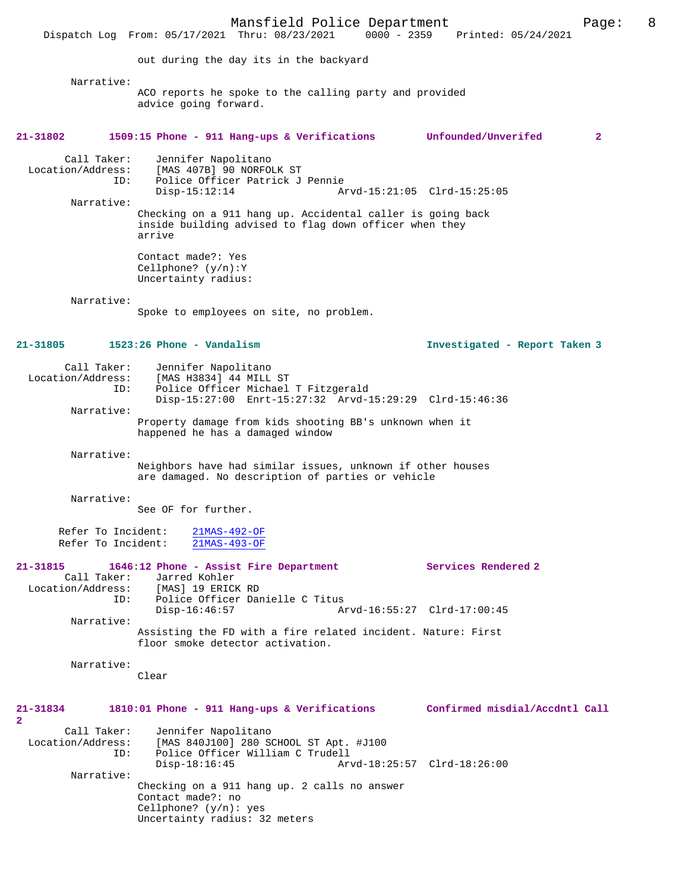out during the day its in the backyard

Narrative:
ACO reports he spoke to the calling party and provided advice going forward.

**21-31802 1509:15 Phone - 911 Hang-ups & Verifications Unfounded/Unverifed 2**

Call Taker: Jennifer Napolitano
Location/Address: [MAS 407B] 90 NORFOLK ST
ID: Police Officer Patrick J Pennie
Disp-15:12:14 Arvd-15:21:05 Clrd-15:25:05

Narrative:
Checking on a 911 hang up. Accidental caller is going back inside building advised to flag down officer when they arrive

Contact made?: Yes
Cellphone? (y/n):Y
Uncertainty radius:

Narrative:
Spoke to employees on site, no problem.

**21-31805 1523:26 Phone - Vandalism Investigated - Report Taken 3**

Call Taker: Jennifer Napolitano
Location/Address: [MAS H3834] 44 MILL ST
ID: Police Officer Michael T Fitzgerald
Disp-15:27:00 Enrt-15:27:32 Arvd-15:29:29 Clrd-15:46:36

Narrative:
Property damage from kids shooting BB's unknown when it happened he has a damaged window

Narrative:
Neighbors have had similar issues, unknown if other houses are damaged. No description of parties or vehicle

Narrative:
See OF for further.

Refer To Incident: 21MAS-492-OF
Refer To Incident: 21MAS-493-OF

**21-31815 1646:12 Phone - Assist Fire Department Services Rendered 2**

Call Taker: Jarred Kohler
Location/Address: [MAS] 19 ERICK RD
ID: Police Officer Danielle C Titus
Disp-16:46:57 Arvd-16:55:27 Clrd-17:00:45

Narrative:
Assisting the FD with a fire related incident. Nature: First floor smoke detector activation.

Narrative:
Clear

**21-31834 1810:01 Phone - 911 Hang-ups & Verifications Confirmed misdial/Accdntl Call 2**

Call Taker: Jennifer Napolitano
Location/Address: [MAS 840J100] 280 SCHOOL ST Apt. #J100
ID: Police Officer William C Trudell
Disp-18:16:45 Arvd-18:25:57 Clrd-18:26:00

Narrative:
Checking on a 911 hang up. 2 calls no answer
Contact made?: no
Cellphone? (y/n): yes
Uncertainty radius: 32 meters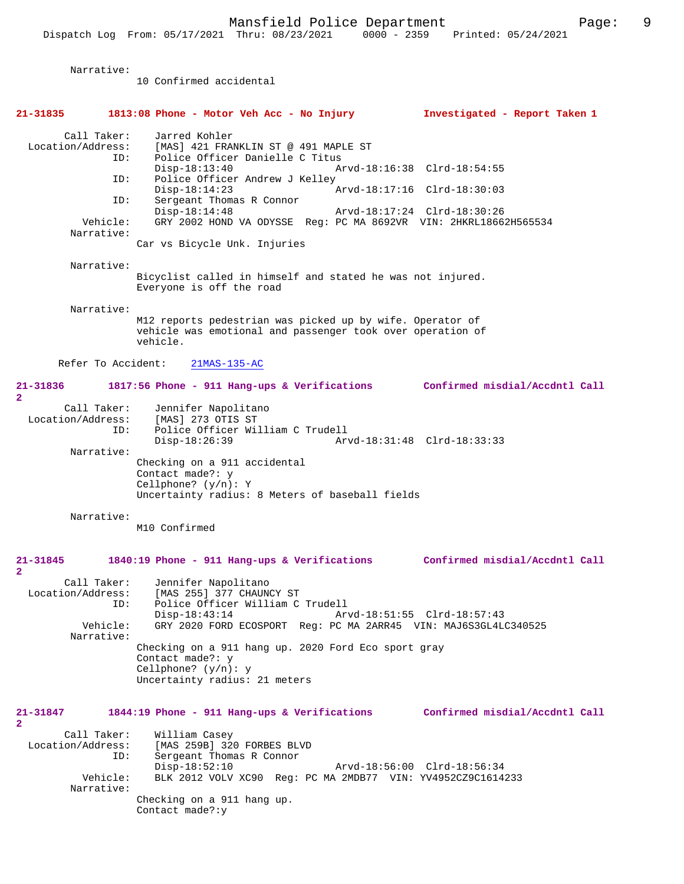Narrative:
10 Confirmed accidental

**21-31835 1813:08 Phone - Motor Veh Acc - No Injury — Investigated - Report Taken 1**

```
        Call Taker:    Jarred Kohler
  Location/Address:    [MAS] 421 FRANKLIN ST @ 491 MAPLE ST
                ID:    Police Officer Danielle C Titus
                       Disp-18:13:40               Arvd-18:16:38  Clrd-18:54:55
                ID:    Police Officer Andrew J Kelley
                       Disp-18:14:23               Arvd-18:17:16  Clrd-18:30:03
                ID:    Sergeant Thomas R Connor
                       Disp-18:14:48               Arvd-18:17:24  Clrd-18:30:26
           Vehicle:    GRY 2002 HOND VA ODYSSE  Reg: PC MA 8692VR  VIN: 2HKRL18662H565534
         Narrative:
                    Car vs Bicycle Unk. Injuries

         Narrative:
                    Bicyclist called in himself and stated he was not injured.
                    Everyone is off the road

         Narrative:
                    M12 reports pedestrian was picked up by wife. Operator of
                    vehicle was emotional and passenger took over operation of
                    vehicle.

      Refer To Accident:   21MAS-135-AC
```

**21-31836 1817:56 Phone - 911 Hang-ups & Verifications — Confirmed misdial/Accdntl Call 2**

```
        Call Taker:    Jennifer Napolitano
  Location/Address:    [MAS] 273 OTIS ST
                ID:    Police Officer William C Trudell
                       Disp-18:26:39               Arvd-18:31:48  Clrd-18:33:33
         Narrative:
                    Checking on a 911 accidental
                    Contact made?: y
                    Cellphone? (y/n): Y
                    Uncertainty radius: 8 Meters of baseball fields

         Narrative:
                    M10 Confirmed
```

**21-31845 1840:19 Phone - 911 Hang-ups & Verifications — Confirmed misdial/Accdntl Call 2**

```
        Call Taker:    Jennifer Napolitano
  Location/Address:    [MAS 255] 377 CHAUNCY ST
                ID:    Police Officer William C Trudell
                       Disp-18:43:14               Arvd-18:51:55  Clrd-18:57:43
           Vehicle:    GRY 2020 FORD ECOSPORT  Reg: PC MA 2ARR45  VIN: MAJ6S3GL4LC340525
         Narrative:
                    Checking on a 911 hang up. 2020 Ford Eco sport gray
                    Contact made?: y
                    Cellphone? (y/n): y
                    Uncertainty radius: 21 meters
```

**21-31847 1844:19 Phone - 911 Hang-ups & Verifications — Confirmed misdial/Accdntl Call 2**

```
        Call Taker:    William Casey
  Location/Address:    [MAS 259B] 320 FORBES BLVD
                ID:    Sergeant Thomas R Connor
                       Disp-18:52:10               Arvd-18:56:00  Clrd-18:56:34
           Vehicle:    BLK 2012 VOLV XC90  Reg: PC MA 2MDB77  VIN: YV4952CZ9C1614233
         Narrative:
                    Checking on a 911 hang up.
                    Contact made?:y
```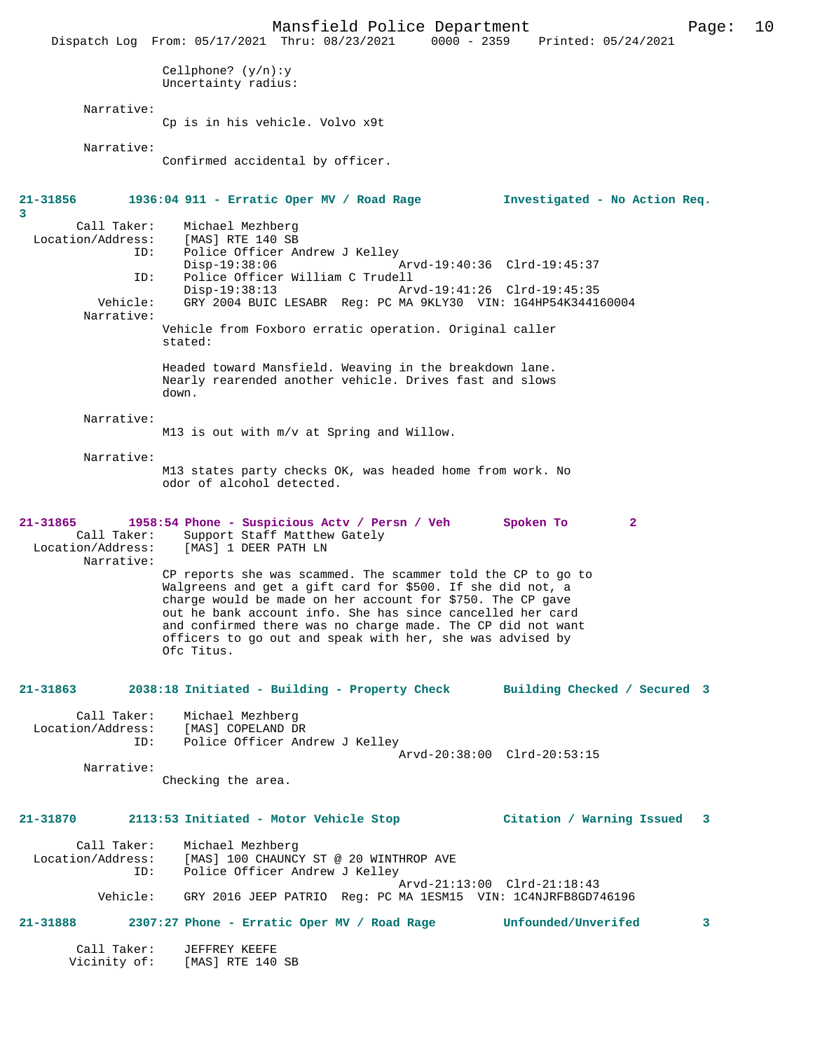Cellphone? (y/n):y
Uncertainty radius:

Narrative:
Cp is in his vehicle. Volvo x9t

Narrative:
Confirmed accidental by officer.

**21-31856 1936:04 911 - Erratic Oper MV / Road Rage Investigated - No Action Req. 3**

Call Taker: Michael Mezhberg
Location/Address: [MAS] RTE 140 SB
ID: Police Officer Andrew J Kelley
Disp-19:38:06 Arvd-19:40:36 Clrd-19:45:37
ID: Police Officer William C Trudell
Disp-19:38:13 Arvd-19:41:26 Clrd-19:45:35
Vehicle: GRY 2004 BUIC LESABR Reg: PC MA 9KLY30 VIN: 1G4HP54K344160004
Narrative:
Vehicle from Foxboro erratic operation. Original caller stated:

Headed toward Mansfield. Weaving in the breakdown lane. Nearly rearended another vehicle. Drives fast and slows down.

Narrative:
M13 is out with m/v at Spring and Willow.

Narrative:
M13 states party checks OK, was headed home from work. No odor of alcohol detected.

**21-31865 1958:54 Phone - Suspicious Actv / Persn / Veh Spoken To 2**

Call Taker: Support Staff Matthew Gately
Location/Address: [MAS] 1 DEER PATH LN
Narrative:
CP reports she was scammed. The scammer told the CP to go to Walgreens and get a gift card for $500. If she did not, a charge would be made on her account for $750. The CP gave out he bank account info. She has since cancelled her card and confirmed there was no charge made. The CP did not want officers to go out and speak with her, she was advised by Ofc Titus.

**21-31863 2038:18 Initiated - Building - Property Check Building Checked / Secured 3**

Call Taker: Michael Mezhberg
Location/Address: [MAS] COPELAND DR
ID: Police Officer Andrew J Kelley
Arvd-20:38:00 Clrd-20:53:15
Narrative:
Checking the area.

**21-31870 2113:53 Initiated - Motor Vehicle Stop Citation / Warning Issued 3**

Call Taker: Michael Mezhberg
Location/Address: [MAS] 100 CHAUNCY ST @ 20 WINTHROP AVE
ID: Police Officer Andrew J Kelley
Arvd-21:13:00 Clrd-21:18:43
Vehicle: GRY 2016 JEEP PATRIO Reg: PC MA 1ESM15 VIN: 1C4NJRFB8GD746196

**21-31888 2307:27 Phone - Erratic Oper MV / Road Rage Unfounded/Unverifed 3**

Call Taker: JEFFREY KEEFE
Vicinity of: [MAS] RTE 140 SB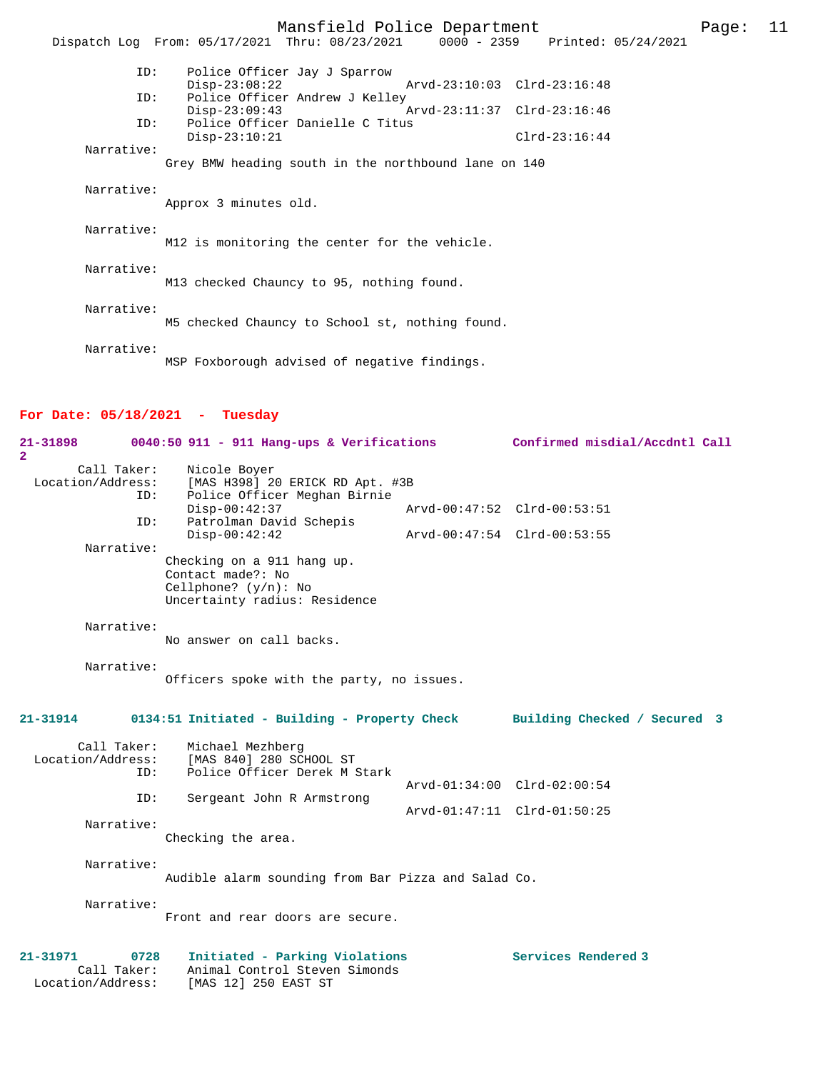```
        ID:    Police Officer Jay J Sparrow
               Disp-23:08:22                Arvd-23:10:03  Clrd-23:16:48
        ID:    Police Officer Andrew J Kelley
               Disp-23:09:43                Arvd-23:11:37  Clrd-23:16:46
        ID:    Police Officer Danielle C Titus
               Disp-23:10:21                               Clrd-23:16:44
 Narrative:
             Grey BMW heading south in the northbound lane on 140

 Narrative:
             Approx 3 minutes old.

 Narrative:
             M12 is monitoring the center for the vehicle.

 Narrative:
             M13 checked Chauncy to 95, nothing found.

 Narrative:
             M5 checked Chauncy to School st, nothing found.

 Narrative:
             MSP Foxborough advised of negative findings.
```

## For Date: 05/18/2021 - Tuesday

**21-31898      0040:50 911 - 911 Hang-ups & Verifications          Confirmed misdial/Accdntl Call 2**

```
     Call Taker:    Nicole Boyer
 Location/Address:  [MAS H398] 20 ERICK RD Apt. #3B
             ID:    Police Officer Meghan Birnie
                    Disp-00:42:37                Arvd-00:47:52  Clrd-00:53:51
             ID:    Patrolman David Schepis
                    Disp-00:42:42                Arvd-00:47:54  Clrd-00:53:55
      Narrative:
                  Checking on a 911 hang up.
                  Contact made?: No
                  Cellphone? (y/n): No
                  Uncertainty radius: Residence

      Narrative:
                  No answer on call backs.

      Narrative:
                  Officers spoke with the party, no issues.
```

**21-31914      0134:51 Initiated - Building - Property Check       Building Checked / Secured 3**

```
     Call Taker:    Michael Mezhberg
 Location/Address:  [MAS 840] 280 SCHOOL ST
             ID:    Police Officer Derek M Stark
                                                 Arvd-01:34:00  Clrd-02:00:54
             ID:    Sergeant John R Armstrong
                                                 Arvd-01:47:11  Clrd-01:50:25
      Narrative:
                  Checking the area.

      Narrative:
                  Audible alarm sounding from Bar Pizza and Salad Co.

      Narrative:
                  Front and rear doors are secure.
```

**21-31971      0728    Initiated - Parking Violations              Services Rendered 3**

```
     Call Taker:    Animal Control Steven Simonds
 Location/Address:  [MAS 12] 250 EAST ST
```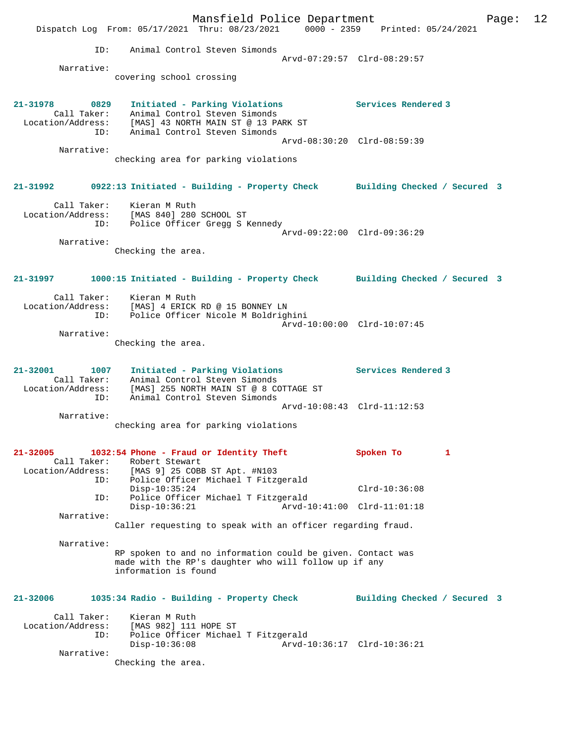```
            ID:     Animal Control Steven Simonds
                                                Arvd-07:29:57  Clrd-08:29:57
        Narrative:
                    covering school crossing


21-31978        0829   Initiated - Parking Violations            Services Rendered 3
        Call Taker:    Animal Control Steven Simonds
  Location/Address:    [MAS] 43 NORTH MAIN ST @ 13 PARK ST
               ID:     Animal Control Steven Simonds
                                                Arvd-08:30:20  Clrd-08:59:39
        Narrative:
                    checking area for parking violations


21-31992        0922:13 Initiated - Building - Property Check     Building Checked / Secured  3

        Call Taker:    Kieran M Ruth
  Location/Address:    [MAS 840] 280 SCHOOL ST
               ID:     Police Officer Gregg S Kennedy
                                                Arvd-09:22:00  Clrd-09:36:29
        Narrative:
                    Checking the area.


21-31997        1000:15 Initiated - Building - Property Check     Building Checked / Secured  3

        Call Taker:    Kieran M Ruth
  Location/Address:    [MAS] 4 ERICK RD @ 15 BONNEY LN
               ID:     Police Officer Nicole M Boldrighini
                                                Arvd-10:00:00  Clrd-10:07:45
        Narrative:
                    Checking the area.


21-32001        1007   Initiated - Parking Violations            Services Rendered 3
        Call Taker:    Animal Control Steven Simonds
  Location/Address:    [MAS] 255 NORTH MAIN ST @ 8 COTTAGE ST
               ID:     Animal Control Steven Simonds
                                                Arvd-10:08:43  Clrd-11:12:53
        Narrative:
                    checking area for parking violations


21-32005        1032:54 Phone - Fraud or Identity Theft           Spoken To         1
        Call Taker:    Robert Stewart
  Location/Address:    [MAS 9] 25 COBB ST Apt. #N103
               ID:     Police Officer Michael T Fitzgerald
                       Disp-10:35:24                           Clrd-10:36:08
               ID:     Police Officer Michael T Fitzgerald
                       Disp-10:36:21            Arvd-10:41:00  Clrd-11:01:18
        Narrative:
                    Caller requesting to speak with an officer regarding fraud.

        Narrative:
                    RP spoken to and no information could be given. Contact was
                    made with the RP's daughter who will follow up if any
                    information is found


21-32006        1035:34 Radio - Building - Property Check         Building Checked / Secured  3

        Call Taker:    Kieran M Ruth
  Location/Address:    [MAS 982] 111 HOPE ST
               ID:     Police Officer Michael T Fitzgerald
                       Disp-10:36:08            Arvd-10:36:17  Clrd-10:36:21
        Narrative:
                    Checking the area.
```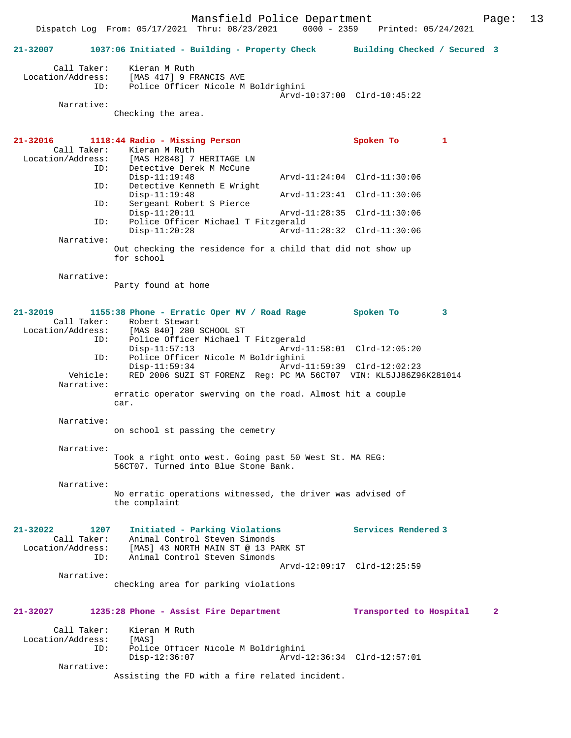**21-32007 1037:06 Initiated - Building - Property Check — Building Checked / Secured 3**

```
        Call Taker:    Kieran M Ruth
  Location/Address:    [MAS 417] 9 FRANCIS AVE
                ID:    Police Officer Nicole M Boldrighini
                                              Arvd-10:37:00  Clrd-10:45:22
         Narrative:
                     Checking the area.
```

**21-32016 1118:44 Radio - Missing Person — Spoken To 1**

```
        Call Taker:    Kieran M Ruth
  Location/Address:    [MAS H2848] 7 HERITAGE LN
                ID:    Detective Derek M McCune
                       Disp-11:19:48              Arvd-11:24:04  Clrd-11:30:06
                ID:    Detective Kenneth E Wright
                       Disp-11:19:48              Arvd-11:23:41  Clrd-11:30:06
                ID:    Sergeant Robert S Pierce
                       Disp-11:20:11              Arvd-11:28:35  Clrd-11:30:06
                ID:    Police Officer Michael T Fitzgerald
                       Disp-11:20:28              Arvd-11:28:32  Clrd-11:30:06
         Narrative:
                     Out checking the residence for a child that did not show up
                     for school

         Narrative:
                     Party found at home
```

**21-32019 1155:38 Phone - Erratic Oper MV / Road Rage — Spoken To 3**

```
        Call Taker:    Robert Stewart
  Location/Address:    [MAS 840] 280 SCHOOL ST
                ID:    Police Officer Michael T Fitzgerald
                       Disp-11:57:13              Arvd-11:58:01  Clrd-12:05:20
                ID:    Police Officer Nicole M Boldrighini
                       Disp-11:59:34              Arvd-11:59:39  Clrd-12:02:23
           Vehicle:    RED 2006 SUZI ST FORENZ  Reg: PC MA 56CT07  VIN: KL5JJ86Z96K281014
         Narrative:
                     erratic operator swerving on the road. Almost hit a couple
                     car.

         Narrative:
                     on school st passing the cemetry

         Narrative:
                     Took a right onto west. Going past 50 West St. MA REG:
                     56CT07. Turned into Blue Stone Bank.

         Narrative:
                     No erratic operations witnessed, the driver was advised of
                     the complaint
```

**21-32022 1207 Initiated - Parking Violations — Services Rendered 3**

```
        Call Taker:    Animal Control Steven Simonds
  Location/Address:    [MAS] 43 NORTH MAIN ST @ 13 PARK ST
                ID:    Animal Control Steven Simonds
                                              Arvd-12:09:17  Clrd-12:25:59
         Narrative:
                     checking area for parking violations
```

**21-32027 1235:28 Phone - Assist Fire Department — Transported to Hospital 2**

```
        Call Taker:    Kieran M Ruth
  Location/Address:    [MAS]
                ID:    Police Officer Nicole M Boldrighini
                       Disp-12:36:07              Arvd-12:36:34  Clrd-12:57:01
         Narrative:
                     Assisting the FD with a fire related incident.
```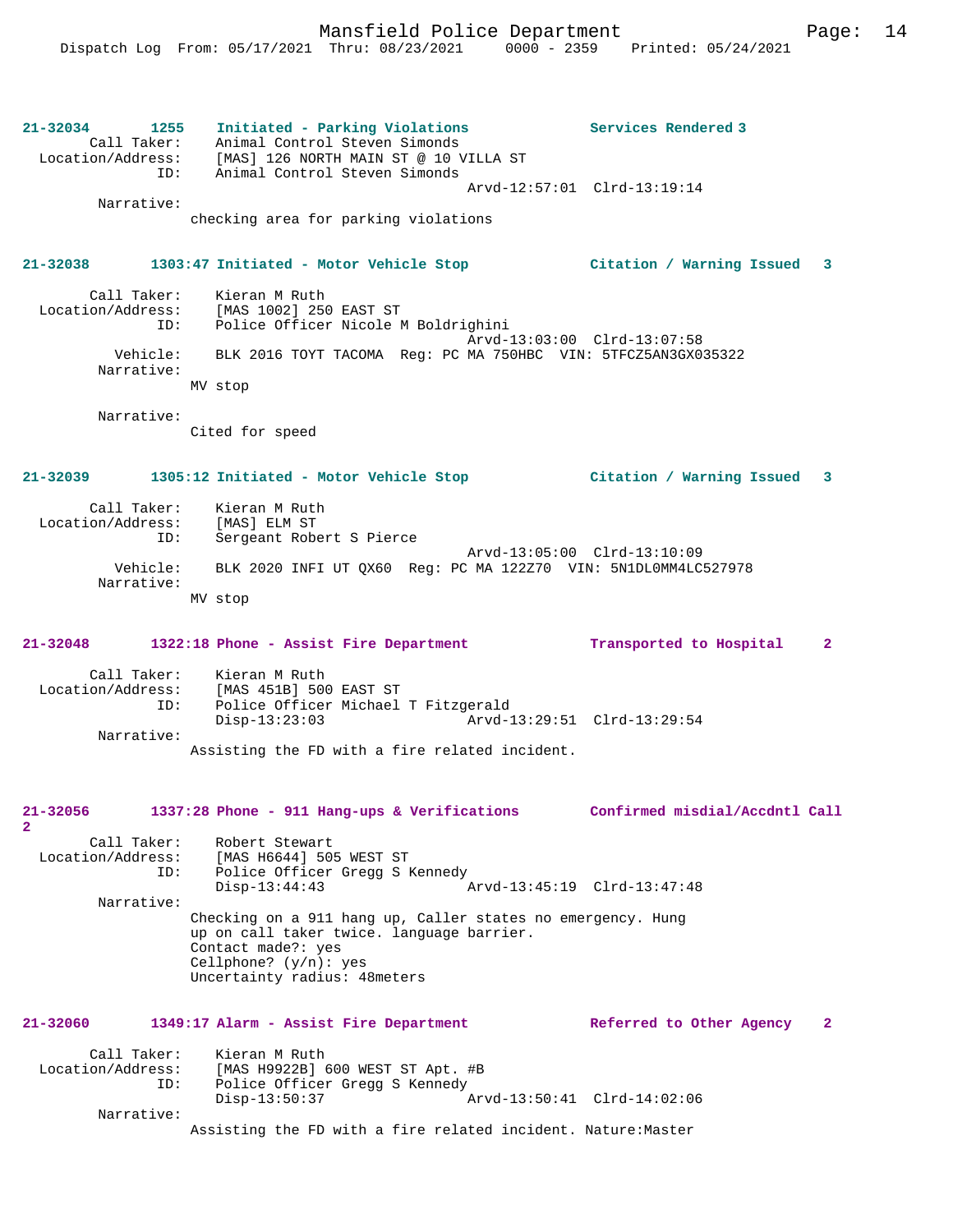**21-32034 1255 Initiated - Parking Violations — Services Rendered 3**

Call Taker: Animal Control Steven Simonds
Location/Address: [MAS] 126 NORTH MAIN ST @ 10 VILLA ST
ID: Animal Control Steven Simonds
Arvd-12:57:01 Clrd-13:19:14
Narrative:
checking area for parking violations

**21-32038 1303:47 Initiated - Motor Vehicle Stop — Citation / Warning Issued 3**

Call Taker: Kieran M Ruth
Location/Address: [MAS 1002] 250 EAST ST
ID: Police Officer Nicole M Boldrighini
Arvd-13:03:00 Clrd-13:07:58
Vehicle: BLK 2016 TOYT TACOMA Reg: PC MA 750HBC VIN: 5TFCZ5AN3GX035322
Narrative:
MV stop

Narrative:
Cited for speed

**21-32039 1305:12 Initiated - Motor Vehicle Stop — Citation / Warning Issued 3**

Call Taker: Kieran M Ruth
Location/Address: [MAS] ELM ST
ID: Sergeant Robert S Pierce
Arvd-13:05:00 Clrd-13:10:09
Vehicle: BLK 2020 INFI UT QX60 Reg: PC MA 122Z70 VIN: 5N1DL0MM4LC527978
Narrative:
MV stop

**21-32048 1322:18 Phone - Assist Fire Department — Transported to Hospital 2**

Call Taker: Kieran M Ruth
Location/Address: [MAS 451B] 500 EAST ST
ID: Police Officer Michael T Fitzgerald
Disp-13:23:03 Arvd-13:29:51 Clrd-13:29:54
Narrative:
Assisting the FD with a fire related incident.

**21-32056 1337:28 Phone - 911 Hang-ups & Verifications — Confirmed misdial/Accdntl Call 2**

Call Taker: Robert Stewart
Location/Address: [MAS H6644] 505 WEST ST
ID: Police Officer Gregg S Kennedy
Disp-13:44:43 Arvd-13:45:19 Clrd-13:47:48
Narrative:
Checking on a 911 hang up, Caller states no emergency. Hung up on call taker twice. language barrier.
Contact made?: yes
Cellphone? (y/n): yes
Uncertainty radius: 48meters

**21-32060 1349:17 Alarm - Assist Fire Department — Referred to Other Agency 2**

Call Taker: Kieran M Ruth
Location/Address: [MAS H9922B] 600 WEST ST Apt. #B
ID: Police Officer Gregg S Kennedy
Disp-13:50:37 Arvd-13:50:41 Clrd-14:02:06
Narrative:
Assisting the FD with a fire related incident. Nature:Master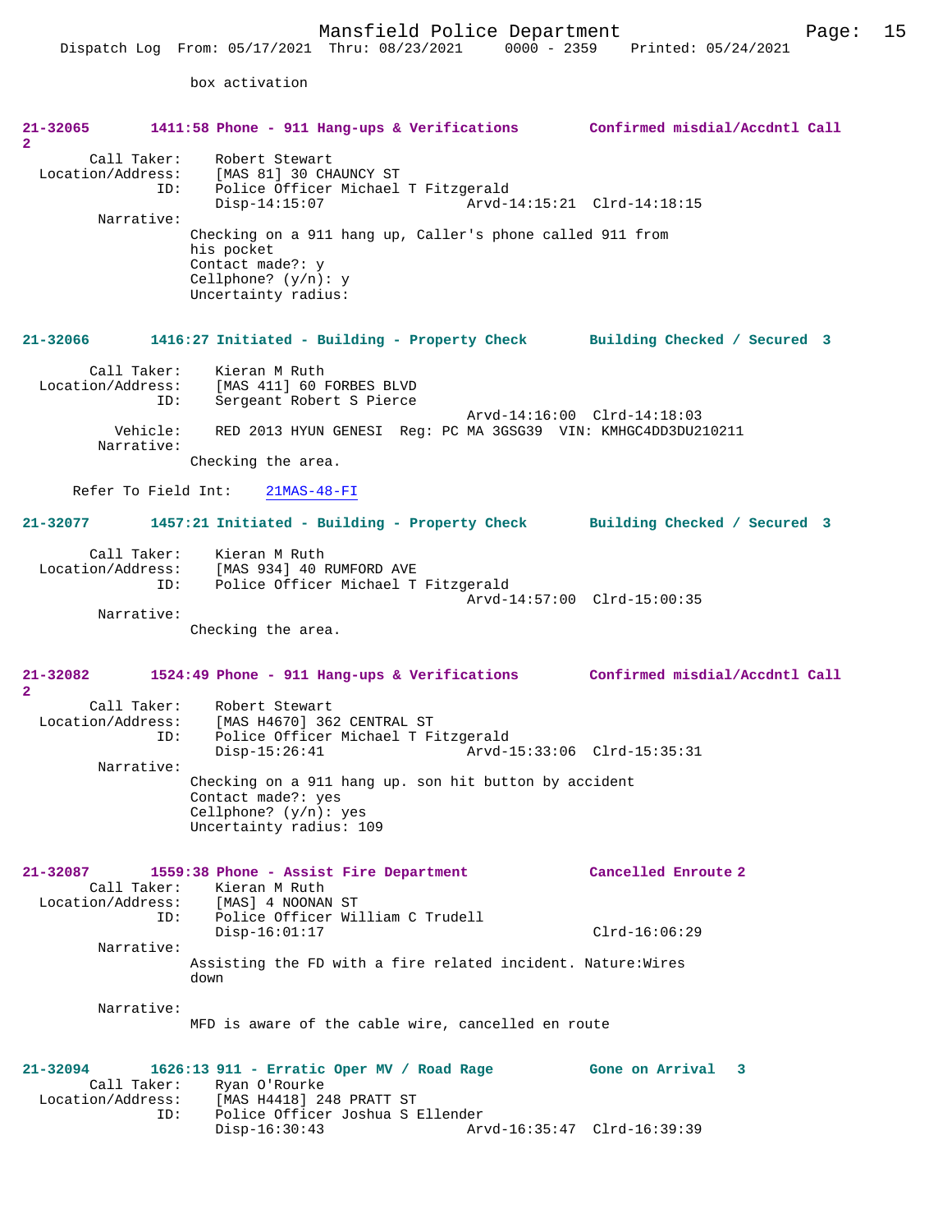box activation

**21-32065 1411:58 Phone - 911 Hang-ups & Verifications Confirmed misdial/Accdntl Call 2**

Call Taker: Robert Stewart
Location/Address: [MAS 81] 30 CHAUNCY ST
ID: Police Officer Michael T Fitzgerald
Disp-14:15:07 Arvd-14:15:21 Clrd-14:18:15

Narrative:
Checking on a 911 hang up, Caller's phone called 911 from his pocket
Contact made?: y
Cellphone? (y/n): y
Uncertainty radius:

**21-32066 1416:27 Initiated - Building - Property Check Building Checked / Secured 3**

Call Taker: Kieran M Ruth
Location/Address: [MAS 411] 60 FORBES BLVD
ID: Sergeant Robert S Pierce
Arvd-14:16:00 Clrd-14:18:03
Vehicle: RED 2013 HYUN GENESI Reg: PC MA 3GSG39 VIN: KMHGC4DD3DU210211

Narrative:
Checking the area.

Refer To Field Int: 21MAS-48-FI

**21-32077 1457:21 Initiated - Building - Property Check Building Checked / Secured 3**

Call Taker: Kieran M Ruth
Location/Address: [MAS 934] 40 RUMFORD AVE
ID: Police Officer Michael T Fitzgerald
Arvd-14:57:00 Clrd-15:00:35

Narrative:
Checking the area.

**21-32082 1524:49 Phone - 911 Hang-ups & Verifications Confirmed misdial/Accdntl Call 2**

Call Taker: Robert Stewart
Location/Address: [MAS H4670] 362 CENTRAL ST
ID: Police Officer Michael T Fitzgerald
Disp-15:26:41 Arvd-15:33:06 Clrd-15:35:31

Narrative:
Checking on a 911 hang up. son hit button by accident
Contact made?: yes
Cellphone? (y/n): yes
Uncertainty radius: 109

**21-32087 1559:38 Phone - Assist Fire Department Cancelled Enroute 2**

Call Taker: Kieran M Ruth
Location/Address: [MAS] 4 NOONAN ST
ID: Police Officer William C Trudell
Disp-16:01:17 Clrd-16:06:29

Narrative:
Assisting the FD with a fire related incident. Nature:Wires down

Narrative:
MFD is aware of the cable wire, cancelled en route

**21-32094 1626:13 911 - Erratic Oper MV / Road Rage Gone on Arrival 3**

Call Taker: Ryan O'Rourke
Location/Address: [MAS H4418] 248 PRATT ST
ID: Police Officer Joshua S Ellender
Disp-16:30:43 Arvd-16:35:47 Clrd-16:39:39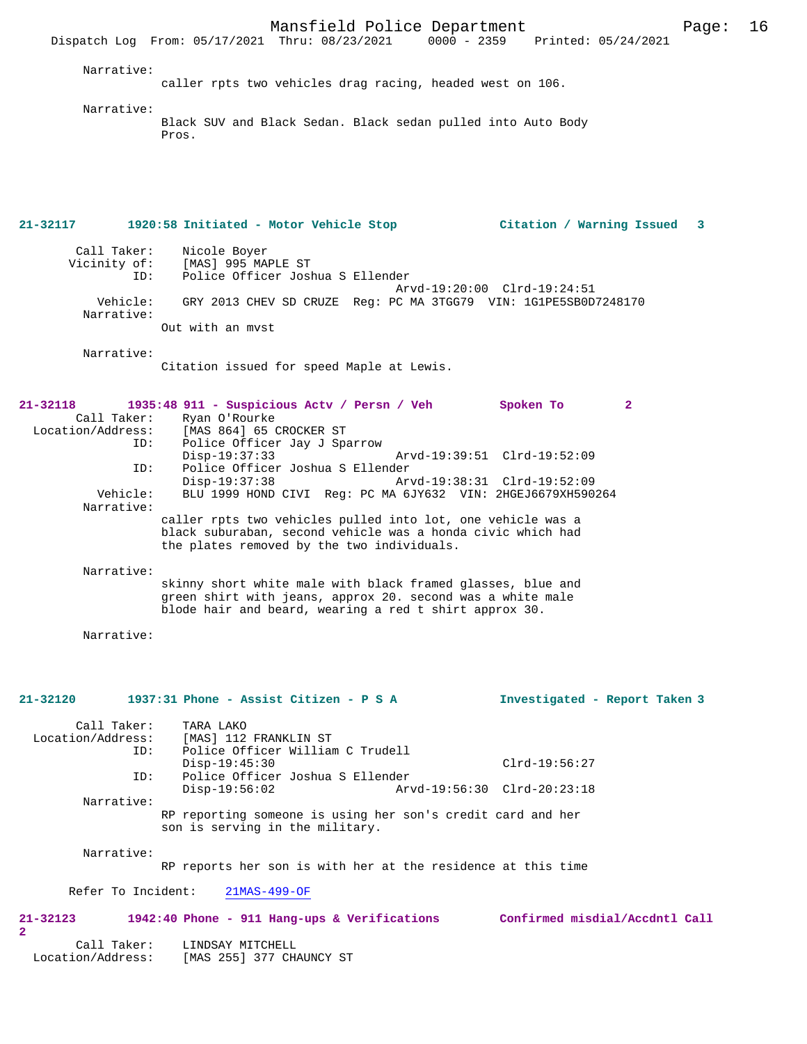Narrative:
caller rpts two vehicles drag racing, headed west on 106.

Narrative:
Black SUV and Black Sedan. Black sedan pulled into Auto Body Pros.

**21-32117 1920:58 Initiated - Motor Vehicle Stop Citation / Warning Issued 3**

Call Taker: Nicole Boyer
Vicinity of: [MAS] 995 MAPLE ST
ID: Police Officer Joshua S Ellender
Arvd-19:20:00 Clrd-19:24:51
Vehicle: GRY 2013 CHEV SD CRUZE Reg: PC MA 3TGG79 VIN: 1G1PE5SB0D7248170
Narrative:
Out with an mvst

Narrative:
Citation issued for speed Maple at Lewis.

**21-32118 1935:48 911 - Suspicious Actv / Persn / Veh Spoken To 2**

Call Taker: Ryan O'Rourke
Location/Address: [MAS 864] 65 CROCKER ST
ID: Police Officer Jay J Sparrow
Disp-19:37:33 Arvd-19:39:51 Clrd-19:52:09
ID: Police Officer Joshua S Ellender
Disp-19:37:38 Arvd-19:38:31 Clrd-19:52:09
Vehicle: BLU 1999 HOND CIVI Reg: PC MA 6JY632 VIN: 2HGEJ6679XH590264
Narrative:
caller rpts two vehicles pulled into lot, one vehicle was a black suburaban, second vehicle was a honda civic which had the plates removed by the two individuals.

Narrative:
skinny short white male with black framed glasses, blue and green shirt with jeans, approx 20. second was a white male blode hair and beard, wearing a red t shirt approx 30.

Narrative:

**21-32120 1937:31 Phone - Assist Citizen - P S A Investigated - Report Taken 3**

Call Taker: TARA LAKO
Location/Address: [MAS] 112 FRANKLIN ST
ID: Police Officer William C Trudell
Disp-19:45:30 Clrd-19:56:27
ID: Police Officer Joshua S Ellender
Disp-19:56:02 Arvd-19:56:30 Clrd-20:23:18
Narrative:
RP reporting someone is using her son's credit card and her son is serving in the military.

Narrative:
RP reports her son is with her at the residence at this time

Refer To Incident: 21MAS-499-OF

**21-32123 1942:40 Phone - 911 Hang-ups & Verifications Confirmed misdial/Accdntl Call 2**

Call Taker: LINDSAY MITCHELL
Location/Address: [MAS 255] 377 CHAUNCY ST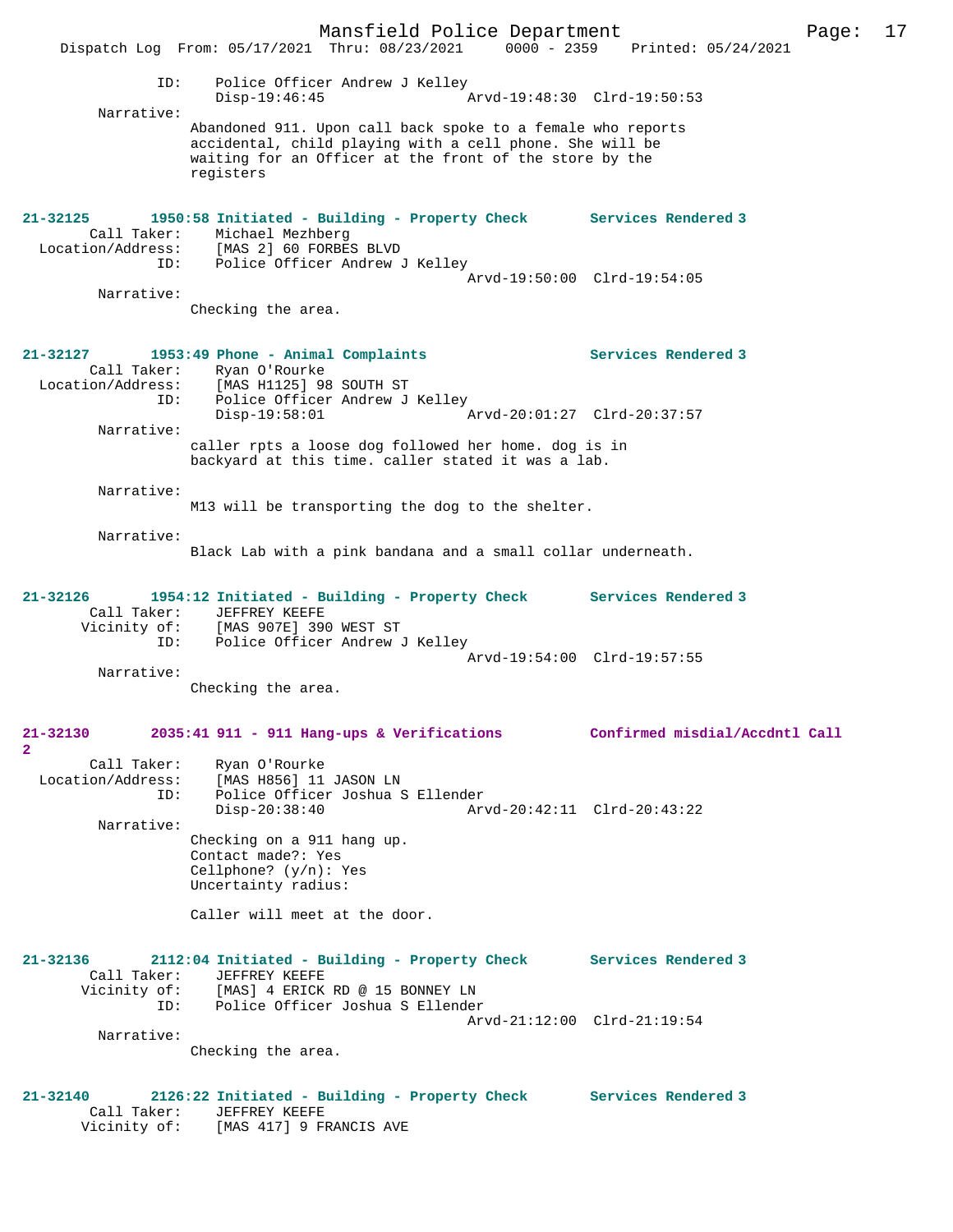ID: Police Officer Andrew J Kelley
Disp-19:46:45 Arvd-19:48:30 Clrd-19:50:53

Narrative:
Abandoned 911. Upon call back spoke to a female who reports accidental, child playing with a cell phone. She will be waiting for an Officer at the front of the store by the registers

**21-32125 1950:58 Initiated - Building - Property Check Services Rendered 3**
Call Taker: Michael Mezhberg
Location/Address: [MAS 2] 60 FORBES BLVD
ID: Police Officer Andrew J Kelley
Arvd-19:50:00 Clrd-19:54:05

Narrative:
Checking the area.

**21-32127 1953:49 Phone - Animal Complaints Services Rendered 3**
Call Taker: Ryan O'Rourke
Location/Address: [MAS H1125] 98 SOUTH ST
ID: Police Officer Andrew J Kelley
Disp-19:58:01 Arvd-20:01:27 Clrd-20:37:57

Narrative:
caller rpts a loose dog followed her home. dog is in backyard at this time. caller stated it was a lab.

Narrative:
M13 will be transporting the dog to the shelter.

Narrative:
Black Lab with a pink bandana and a small collar underneath.

**21-32126 1954:12 Initiated - Building - Property Check Services Rendered 3**
Call Taker: JEFFREY KEEFE
Vicinity of: [MAS 907E] 390 WEST ST
ID: Police Officer Andrew J Kelley
Arvd-19:54:00 Clrd-19:57:55

Narrative:
Checking the area.

**21-32130 2035:41 911 - 911 Hang-ups & Verifications Confirmed misdial/Accdntl Call 2**
Call Taker: Ryan O'Rourke
Location/Address: [MAS H856] 11 JASON LN
ID: Police Officer Joshua S Ellender
Disp-20:38:40 Arvd-20:42:11 Clrd-20:43:22

Narrative:
Checking on a 911 hang up.
Contact made?: Yes
Cellphone? (y/n): Yes
Uncertainty radius:

Caller will meet at the door.

**21-32136 2112:04 Initiated - Building - Property Check Services Rendered 3**
Call Taker: JEFFREY KEEFE
Vicinity of: [MAS] 4 ERICK RD @ 15 BONNEY LN
ID: Police Officer Joshua S Ellender
Arvd-21:12:00 Clrd-21:19:54

Narrative:
Checking the area.

**21-32140 2126:22 Initiated - Building - Property Check Services Rendered 3**
Call Taker: JEFFREY KEEFE
Vicinity of: [MAS 417] 9 FRANCIS AVE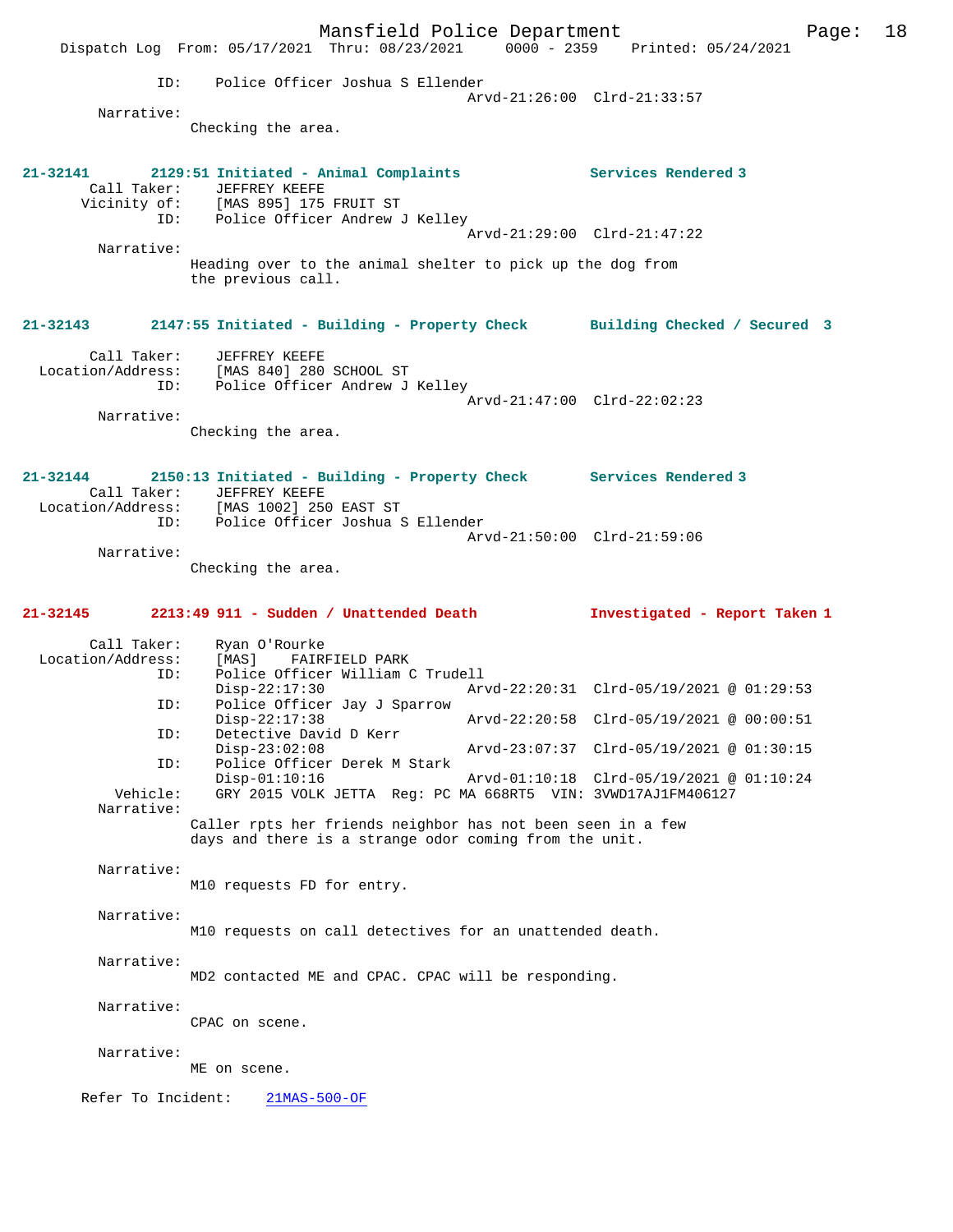ID: Police Officer Joshua S Ellender
Arvd-21:26:00 Clrd-21:33:57

Narrative:
Checking the area.

**21-32141 2129:51 Initiated - Animal Complaints — Services Rendered 3**

Call Taker: JEFFREY KEEFE
Vicinity of: [MAS 895] 175 FRUIT ST
ID: Police Officer Andrew J Kelley
Arvd-21:29:00 Clrd-21:47:22

Narrative:
Heading over to the animal shelter to pick up the dog from the previous call.

**21-32143 2147:55 Initiated - Building - Property Check — Building Checked / Secured 3**

Call Taker: JEFFREY KEEFE
Location/Address: [MAS 840] 280 SCHOOL ST
ID: Police Officer Andrew J Kelley
Arvd-21:47:00 Clrd-22:02:23

Narrative:
Checking the area.

**21-32144 2150:13 Initiated - Building - Property Check — Services Rendered 3**

Call Taker: JEFFREY KEEFE
Location/Address: [MAS 1002] 250 EAST ST
ID: Police Officer Joshua S Ellender
Arvd-21:50:00 Clrd-21:59:06

Narrative:
Checking the area.

**21-32145 2213:49 911 - Sudden / Unattended Death — Investigated - Report Taken 1**

Call Taker: Ryan O'Rourke
Location/Address: [MAS] FAIRFIELD PARK
ID: Police Officer William C Trudell
Disp-22:17:30 Arvd-22:20:31 Clrd-05/19/2021 @ 01:29:53
ID: Police Officer Jay J Sparrow
Disp-22:17:38 Arvd-22:20:58 Clrd-05/19/2021 @ 00:00:51
ID: Detective David D Kerr
Disp-23:02:08 Arvd-23:07:37 Clrd-05/19/2021 @ 01:30:15
ID: Police Officer Derek M Stark
Disp-01:10:16 Arvd-01:10:18 Clrd-05/19/2021 @ 01:10:24
Vehicle: GRY 2015 VOLK JETTA Reg: PC MA 668RT5 VIN: 3VWD17AJ1FM406127

Narrative:
Caller rpts her friends neighbor has not been seen in a few days and there is a strange odor coming from the unit.

Narrative:
M10 requests FD for entry.

Narrative:
M10 requests on call detectives for an unattended death.

Narrative:
MD2 contacted ME and CPAC. CPAC will be responding.

Narrative:
CPAC on scene.

Narrative:
ME on scene.

Refer To Incident: 21MAS-500-OF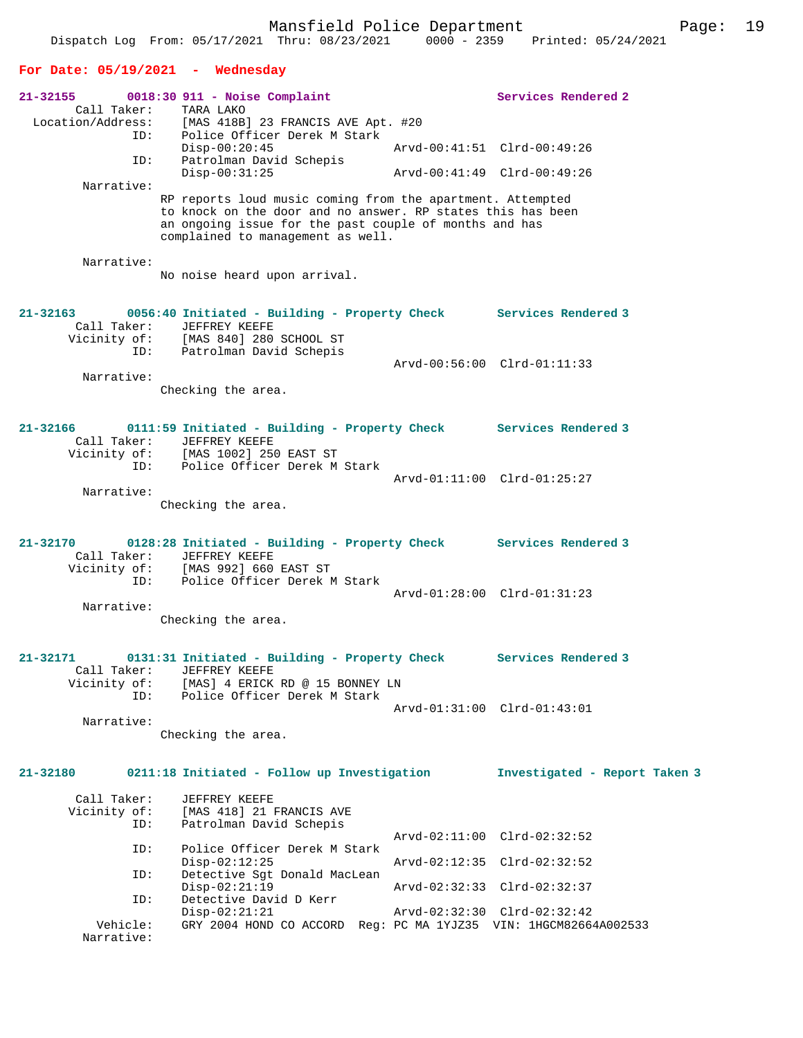## For Date: 05/19/2021 - Wednesday

**21-32155** 0018:30 911 - Noise Complaint — Services Rendered 2

Call Taker: TARA LAKO
Location/Address: [MAS 418B] 23 FRANCIS AVE Apt. #20
ID: Police Officer Derek M Stark
Disp-00:20:45 Arvd-00:41:51 Clrd-00:49:26
ID: Patrolman David Schepis
Disp-00:31:25 Arvd-00:41:49 Clrd-00:49:26

Narrative:
RP reports loud music coming from the apartment. Attempted to knock on the door and no answer. RP states this has been an ongoing issue for the past couple of months and has complained to management as well.

Narrative:
No noise heard upon arrival.

**21-32163** 0056:40 Initiated - Building - Property Check — Services Rendered 3

Call Taker: JEFFREY KEEFE
Vicinity of: [MAS 840] 280 SCHOOL ST
ID: Patrolman David Schepis
Arvd-00:56:00 Clrd-01:11:33

Narrative:
Checking the area.

**21-32166** 0111:59 Initiated - Building - Property Check — Services Rendered 3

Call Taker: JEFFREY KEEFE
Vicinity of: [MAS 1002] 250 EAST ST
ID: Police Officer Derek M Stark
Arvd-01:11:00 Clrd-01:25:27

Narrative:
Checking the area.

**21-32170** 0128:28 Initiated - Building - Property Check — Services Rendered 3

Call Taker: JEFFREY KEEFE
Vicinity of: [MAS 992] 660 EAST ST
ID: Police Officer Derek M Stark
Arvd-01:28:00 Clrd-01:31:23

Narrative:
Checking the area.

**21-32171** 0131:31 Initiated - Building - Property Check — Services Rendered 3

Call Taker: JEFFREY KEEFE
Vicinity of: [MAS] 4 ERICK RD @ 15 BONNEY LN
ID: Police Officer Derek M Stark
Arvd-01:31:00 Clrd-01:43:01

Narrative:
Checking the area.

**21-32180** 0211:18 Initiated - Follow up Investigation — Investigated - Report Taken 3

Call Taker: JEFFREY KEEFE
Vicinity of: [MAS 418] 21 FRANCIS AVE
ID: Patrolman David Schepis
Arvd-02:11:00 Clrd-02:32:52
ID: Police Officer Derek M Stark
Disp-02:12:25 Arvd-02:12:35 Clrd-02:32:52
ID: Detective Sgt Donald MacLean
Disp-02:21:19 Arvd-02:32:33 Clrd-02:32:37
ID: Detective David D Kerr
Disp-02:21:21 Arvd-02:32:30 Clrd-02:32:42
Vehicle: GRY 2004 HOND CO ACCORD Reg: PC MA 1YJZ35 VIN: 1HGCM82664A002533

Narrative: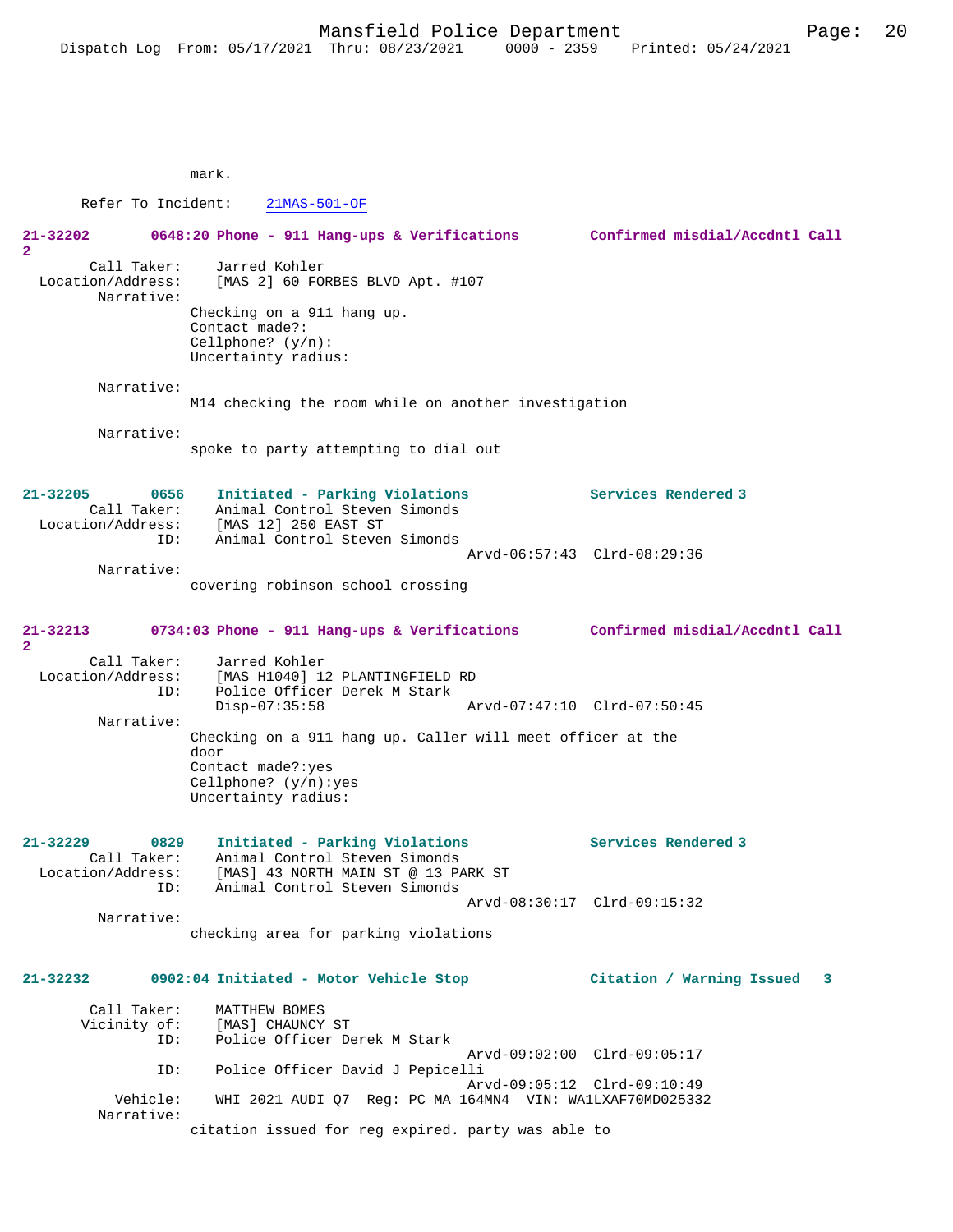mark.

Refer To Incident: 21MAS-501-OF

**21-32202 0648:20 Phone - 911 Hang-ups & Verifications Confirmed misdial/Accdntl Call 2**

Call Taker: Jarred Kohler
Location/Address: [MAS 2] 60 FORBES BLVD Apt. #107
Narrative:
Checking on a 911 hang up.
Contact made?:
Cellphone? (y/n):
Uncertainty radius:

Narrative:
M14 checking the room while on another investigation

Narrative:
spoke to party attempting to dial out

**21-32205 0656 Initiated - Parking Violations Services Rendered 3**

Call Taker: Animal Control Steven Simonds
Location/Address: [MAS 12] 250 EAST ST
ID: Animal Control Steven Simonds
Arvd-06:57:43 Clrd-08:29:36
Narrative:
covering robinson school crossing

**21-32213 0734:03 Phone - 911 Hang-ups & Verifications Confirmed misdial/Accdntl Call 2**

Call Taker: Jarred Kohler
Location/Address: [MAS H1040] 12 PLANTINGFIELD RD
ID: Police Officer Derek M Stark
Disp-07:35:58 Arvd-07:47:10 Clrd-07:50:45
Narrative:
Checking on a 911 hang up. Caller will meet officer at the door
Contact made?:yes
Cellphone? (y/n):yes
Uncertainty radius:

**21-32229 0829 Initiated - Parking Violations Services Rendered 3**

Call Taker: Animal Control Steven Simonds
Location/Address: [MAS] 43 NORTH MAIN ST @ 13 PARK ST
ID: Animal Control Steven Simonds
Arvd-08:30:17 Clrd-09:15:32
Narrative:
checking area for parking violations

**21-32232 0902:04 Initiated - Motor Vehicle Stop Citation / Warning Issued 3**

Call Taker: MATTHEW BOMES
Vicinity of: [MAS] CHAUNCY ST
ID: Police Officer Derek M Stark
Arvd-09:02:00 Clrd-09:05:17
ID: Police Officer David J Pepicelli
Arvd-09:05:12 Clrd-09:10:49
Vehicle: WHI 2021 AUDI Q7 Reg: PC MA 164MN4 VIN: WA1LXAF70MD025332
Narrative:
citation issued for reg expired. party was able to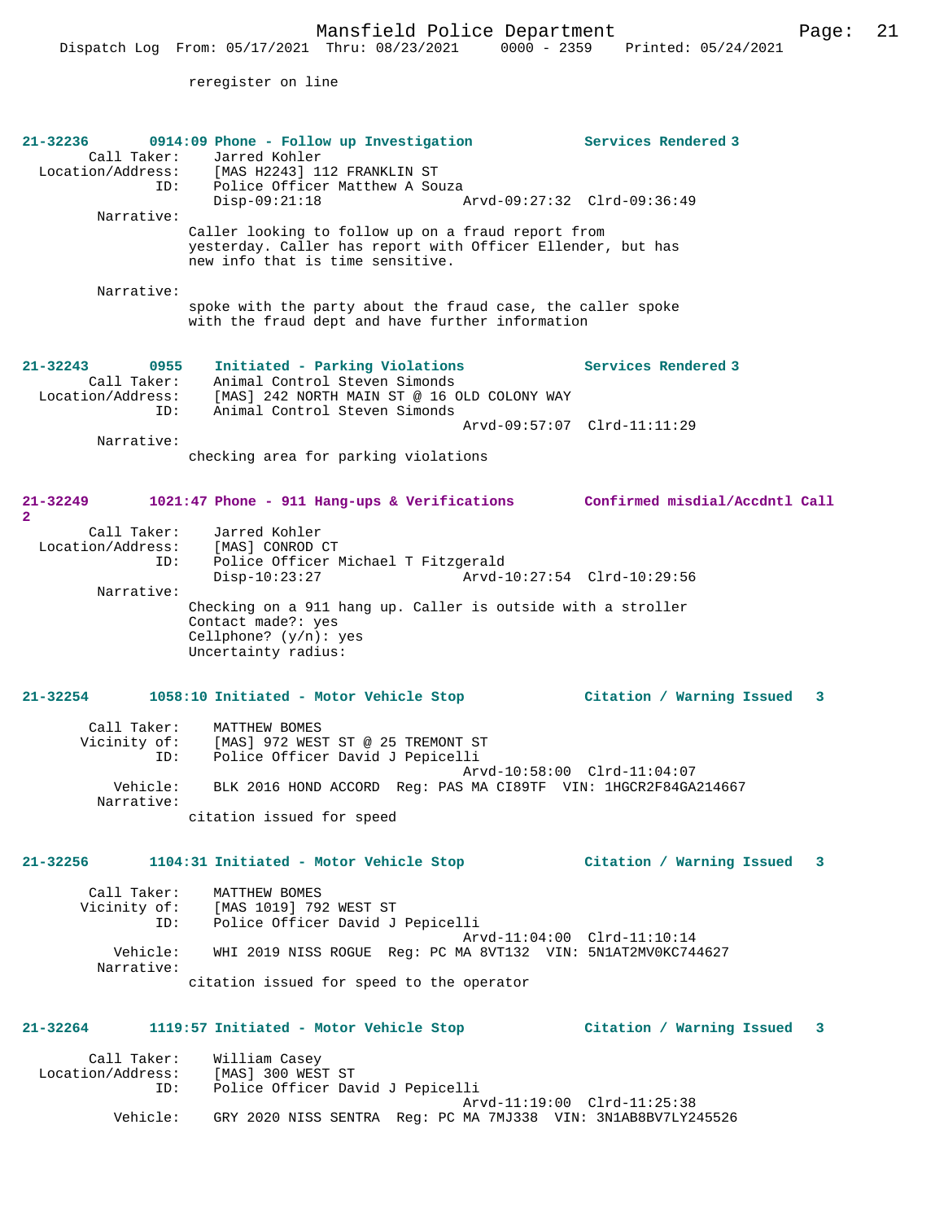reregister on line

**21-32236** 0914:09 Phone - Follow up Investigation — Services Rendered 3

Call Taker: Jarred Kohler
Location/Address: [MAS H2243] 112 FRANKLIN ST
ID: Police Officer Matthew A Souza
Disp-09:21:18 Arvd-09:27:32 Clrd-09:36:49

Narrative:
Caller looking to follow up on a fraud report from yesterday. Caller has report with Officer Ellender, but has new info that is time sensitive.

Narrative:
spoke with the party about the fraud case, the caller spoke with the fraud dept and have further information

**21-32243** 0955 Initiated - Parking Violations — Services Rendered 3

Call Taker: Animal Control Steven Simonds
Location/Address: [MAS] 242 NORTH MAIN ST @ 16 OLD COLONY WAY
ID: Animal Control Steven Simonds
Arvd-09:57:07 Clrd-11:11:29

Narrative:
checking area for parking violations

**21-32249** 1021:47 Phone - 911 Hang-ups & Verifications — Confirmed misdial/Accdntl Call 2

Call Taker: Jarred Kohler
Location/Address: [MAS] CONROD CT
ID: Police Officer Michael T Fitzgerald
Disp-10:23:27 Arvd-10:27:54 Clrd-10:29:56

Narrative:
Checking on a 911 hang up. Caller is outside with a stroller
Contact made?: yes
Cellphone? (y/n): yes
Uncertainty radius:

**21-32254** 1058:10 Initiated - Motor Vehicle Stop — Citation / Warning Issued 3

Call Taker: MATTHEW BOMES
Vicinity of: [MAS] 972 WEST ST @ 25 TREMONT ST
ID: Police Officer David J Pepicelli
Arvd-10:58:00 Clrd-11:04:07
Vehicle: BLK 2016 HOND ACCORD Reg: PAS MA CI89TF VIN: 1HGCR2F84GA214667

Narrative:
citation issued for speed

**21-32256** 1104:31 Initiated - Motor Vehicle Stop — Citation / Warning Issued 3

Call Taker: MATTHEW BOMES
Vicinity of: [MAS 1019] 792 WEST ST
ID: Police Officer David J Pepicelli
Arvd-11:04:00 Clrd-11:10:14
Vehicle: WHI 2019 NISS ROGUE Reg: PC MA 8VT132 VIN: 5N1AT2MV0KC744627

Narrative:
citation issued for speed to the operator

**21-32264** 1119:57 Initiated - Motor Vehicle Stop — Citation / Warning Issued 3

Call Taker: William Casey
Location/Address: [MAS] 300 WEST ST
ID: Police Officer David J Pepicelli
Arvd-11:19:00 Clrd-11:25:38
Vehicle: GRY 2020 NISS SENTRA Reg: PC MA 7MJ338 VIN: 3N1AB8BV7LY245526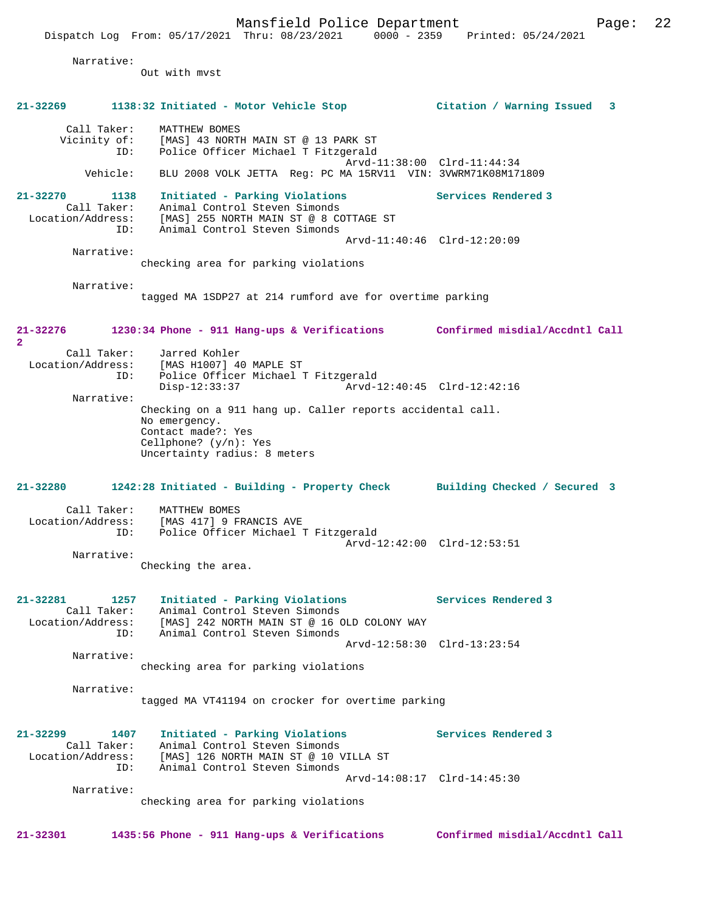Narrative:
Out with mvst

**21-32269 1138:32 Initiated - Motor Vehicle Stop — Citation / Warning Issued 3**

Call Taker: MATTHEW BOMES
Vicinity of: [MAS] 43 NORTH MAIN ST @ 13 PARK ST
ID: Police Officer Michael T Fitzgerald
Arvd-11:38:00 Clrd-11:44:34
Vehicle: BLU 2008 VOLK JETTA Reg: PC MA 15RV11 VIN: 3VWRM71K08M171809

**21-32270 1138 Initiated - Parking Violations — Services Rendered 3**

Call Taker: Animal Control Steven Simonds
Location/Address: [MAS] 255 NORTH MAIN ST @ 8 COTTAGE ST
ID: Animal Control Steven Simonds
Arvd-11:40:46 Clrd-12:20:09

Narrative:
checking area for parking violations

Narrative:
tagged MA 1SDP27 at 214 rumford ave for overtime parking

**21-32276 1230:34 Phone - 911 Hang-ups & Verifications — Confirmed misdial/Accdntl Call 2**

Call Taker: Jarred Kohler
Location/Address: [MAS H1007] 40 MAPLE ST
ID: Police Officer Michael T Fitzgerald
Disp-12:33:37 Arvd-12:40:45 Clrd-12:42:16

Narrative:
Checking on a 911 hang up. Caller reports accidental call.
No emergency.
Contact made?: Yes
Cellphone? (y/n): Yes
Uncertainty radius: 8 meters

**21-32280 1242:28 Initiated - Building - Property Check — Building Checked / Secured 3**

Call Taker: MATTHEW BOMES
Location/Address: [MAS 417] 9 FRANCIS AVE
ID: Police Officer Michael T Fitzgerald
Arvd-12:42:00 Clrd-12:53:51

Narrative:
Checking the area.

**21-32281 1257 Initiated - Parking Violations — Services Rendered 3**

Call Taker: Animal Control Steven Simonds
Location/Address: [MAS] 242 NORTH MAIN ST @ 16 OLD COLONY WAY
ID: Animal Control Steven Simonds
Arvd-12:58:30 Clrd-13:23:54

Narrative:
checking area for parking violations

Narrative:
tagged MA VT41194 on crocker for overtime parking

**21-32299 1407 Initiated - Parking Violations — Services Rendered 3**

Call Taker: Animal Control Steven Simonds
Location/Address: [MAS] 126 NORTH MAIN ST @ 10 VILLA ST
ID: Animal Control Steven Simonds
Arvd-14:08:17 Clrd-14:45:30

Narrative:
checking area for parking violations

**21-32301 1435:56 Phone - 911 Hang-ups & Verifications — Confirmed misdial/Accdntl Call**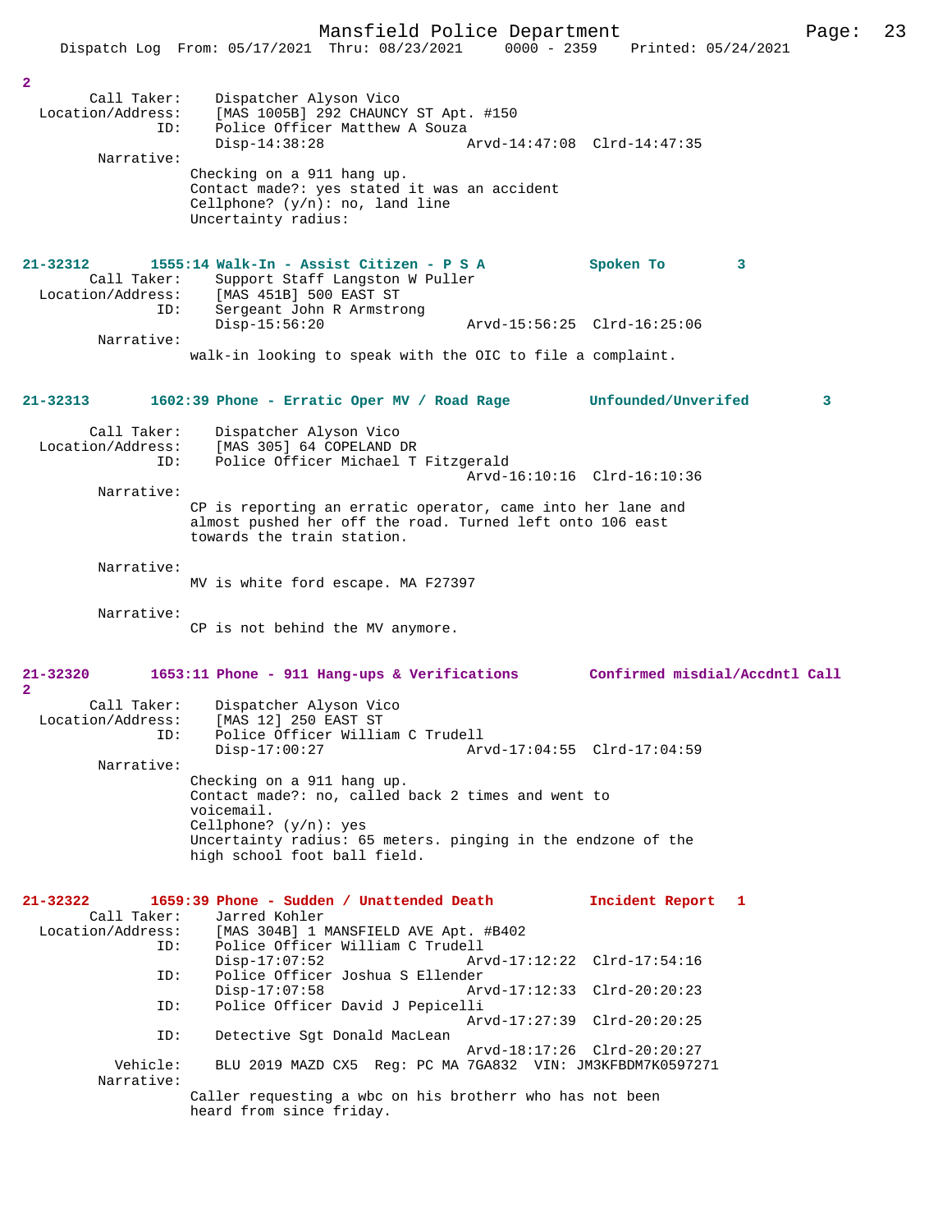2

Call Taker: Dispatcher Alyson Vico
Location/Address: [MAS 1005B] 292 CHAUNCY ST Apt. #150
ID: Police Officer Matthew A Souza
Disp-14:38:28 Arvd-14:47:08 Clrd-14:47:35
Narrative:
Checking on a 911 hang up.
Contact made?: yes stated it was an accident
Cellphone? (y/n): no, land line
Uncertainty radius:

**21-32312 1555:14 Walk-In - Assist Citizen - P S A Spoken To 3**

Call Taker: Support Staff Langston W Puller
Location/Address: [MAS 451B] 500 EAST ST
ID: Sergeant John R Armstrong
Disp-15:56:20 Arvd-15:56:25 Clrd-16:25:06
Narrative:
walk-in looking to speak with the OIC to file a complaint.

**21-32313 1602:39 Phone - Erratic Oper MV / Road Rage Unfounded/Unverifed 3**

Call Taker: Dispatcher Alyson Vico
Location/Address: [MAS 305] 64 COPELAND DR
ID: Police Officer Michael T Fitzgerald
Arvd-16:10:16 Clrd-16:10:36
Narrative:
CP is reporting an erratic operator, came into her lane and almost pushed her off the road. Turned left onto 106 east towards the train station.

Narrative:
MV is white ford escape. MA F27397

Narrative:
CP is not behind the MV anymore.

**21-32320 1653:11 Phone - 911 Hang-ups & Verifications Confirmed misdial/Accdntl Call 2**

Call Taker: Dispatcher Alyson Vico
Location/Address: [MAS 12] 250 EAST ST
ID: Police Officer William C Trudell
Disp-17:00:27 Arvd-17:04:55 Clrd-17:04:59
Narrative:
Checking on a 911 hang up.
Contact made?: no, called back 2 times and went to voicemail.
Cellphone? (y/n): yes
Uncertainty radius: 65 meters. pinging in the endzone of the high school foot ball field.

**21-32322 1659:39 Phone - Sudden / Unattended Death Incident Report 1**

Call Taker: Jarred Kohler
Location/Address: [MAS 304B] 1 MANSFIELD AVE Apt. #B402
ID: Police Officer William C Trudell
Disp-17:07:52 Arvd-17:12:22 Clrd-17:54:16
ID: Police Officer Joshua S Ellender
Disp-17:07:58 Arvd-17:12:33 Clrd-20:20:23
ID: Police Officer David J Pepicelli
Arvd-17:27:39 Clrd-20:20:25
ID: Detective Sgt Donald MacLean
Arvd-18:17:26 Clrd-20:20:27
Vehicle: BLU 2019 MAZD CX5 Reg: PC MA 7GA832 VIN: JM3KFBDM7K0597271
Narrative:
Caller requesting a wbc on his brotherr who has not been heard from since friday.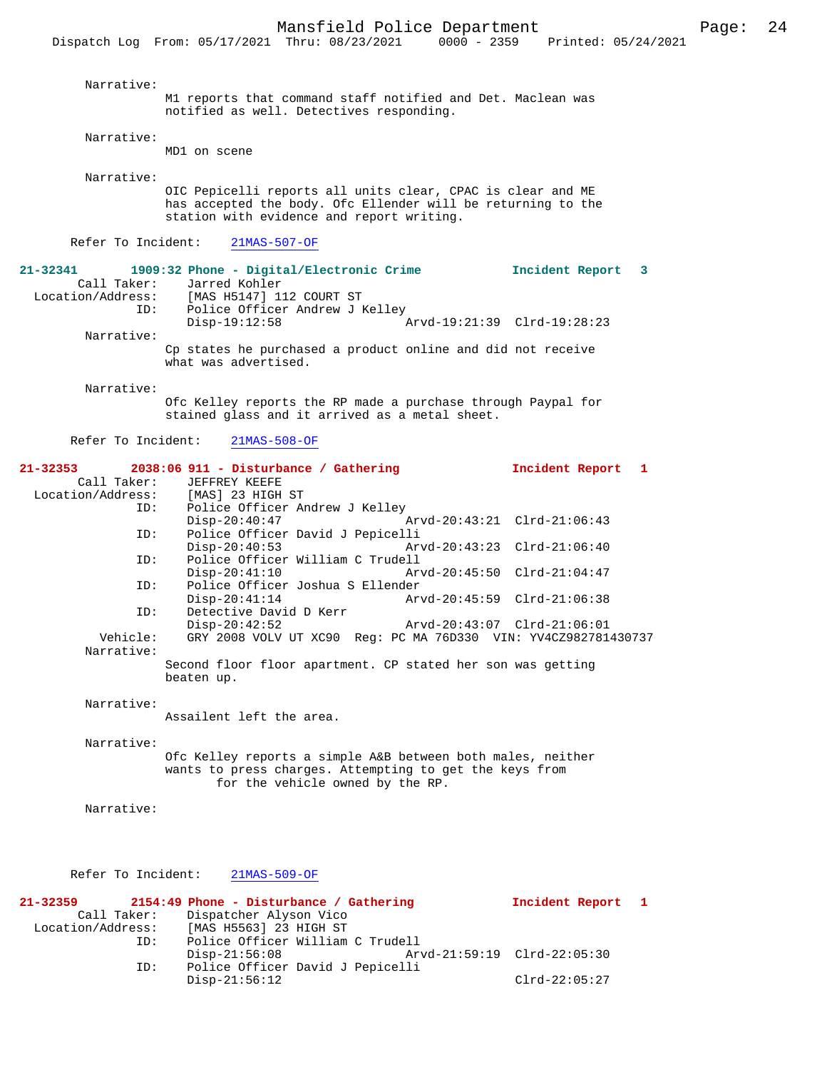Narrative:
M1 reports that command staff notified and Det. Maclean was notified as well. Detectives responding.

Narrative:
MD1 on scene

Narrative:
OIC Pepicelli reports all units clear, CPAC is clear and ME has accepted the body. Ofc Ellender will be returning to the station with evidence and report writing.

Refer To Incident: 21MAS-507-OF

**21-32341 1909:32 Phone - Digital/Electronic Crime — Incident Report 3**

Call Taker: Jarred Kohler
Location/Address: [MAS H5147] 112 COURT ST
ID: Police Officer Andrew J Kelley
Disp-19:12:58 Arvd-19:21:39 Clrd-19:28:23

Narrative:
Cp states he purchased a product online and did not receive what was advertised.

Narrative:
Ofc Kelley reports the RP made a purchase through Paypal for stained glass and it arrived as a metal sheet.

Refer To Incident: 21MAS-508-OF

**21-32353 2038:06 911 - Disturbance / Gathering — Incident Report 1**

Call Taker: JEFFREY KEEFE
Location/Address: [MAS] 23 HIGH ST
ID: Police Officer Andrew J Kelley
Disp-20:40:47 Arvd-20:43:21 Clrd-21:06:43
ID: Police Officer David J Pepicelli
Disp-20:40:53 Arvd-20:43:23 Clrd-21:06:40
ID: Police Officer William C Trudell
Disp-20:41:10 Arvd-20:45:50 Clrd-21:04:47
ID: Police Officer Joshua S Ellender
Disp-20:41:14 Arvd-20:45:59 Clrd-21:06:38
ID: Detective David D Kerr
Disp-20:42:52 Arvd-20:43:07 Clrd-21:06:01
Vehicle: GRY 2008 VOLV UT XC90 Reg: PC MA 76D330 VIN: YV4CZ982781430737

Narrative:
Second floor floor apartment. CP stated her son was getting beaten up.

Narrative:
Assailent left the area.

Narrative:
Ofc Kelley reports a simple A&B between both males, neither wants to press charges. Attempting to get the keys from for the vehicle owned by the RP.

Narrative:

Refer To Incident: 21MAS-509-OF

**21-32359 2154:49 Phone - Disturbance / Gathering — Incident Report 1**

Call Taker: Dispatcher Alyson Vico
Location/Address: [MAS H5563] 23 HIGH ST
ID: Police Officer William C Trudell
Disp-21:56:08 Arvd-21:59:19 Clrd-22:05:30
ID: Police Officer David J Pepicelli
Disp-21:56:12 Clrd-22:05:27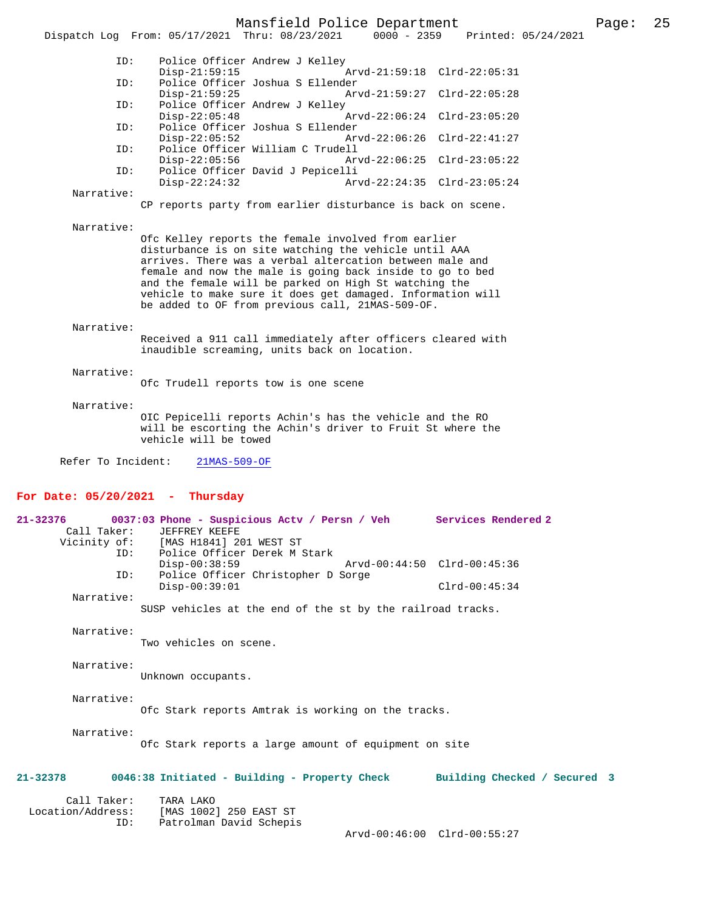```
            ID:     Police Officer Andrew J Kelley
                    Disp-21:59:15                  Arvd-21:59:18  Clrd-22:05:31
            ID:     Police Officer Joshua S Ellender
                    Disp-21:59:25                  Arvd-21:59:27  Clrd-22:05:28
            ID:     Police Officer Andrew J Kelley
                    Disp-22:05:48                  Arvd-22:06:24  Clrd-23:05:20
            ID:     Police Officer Joshua S Ellender
                    Disp-22:05:52                  Arvd-22:06:26  Clrd-22:41:27
            ID:     Police Officer William C Trudell
                    Disp-22:05:56                  Arvd-22:06:25  Clrd-23:05:22
            ID:     Police Officer David J Pepicelli
                    Disp-22:24:32                  Arvd-22:24:35  Clrd-23:05:24
     Narrative:
                 CP reports party from earlier disturbance is back on scene.

     Narrative:
                 Ofc Kelley reports the female involved from earlier
                 disturbance is on site watching the vehicle until AAA
                 arrives. There was a verbal altercation between male and
                 female and now the male is going back inside to go to bed
                 and the female will be parked on High St watching the
                 vehicle to make sure it does get damaged. Information will
                 be added to OF from previous call, 21MAS-509-OF.

     Narrative:
                 Received a 911 call immediately after officers cleared with
                 inaudible screaming, units back on location.

     Narrative:
                 Ofc Trudell reports tow is one scene

     Narrative:
                 OIC Pepicelli reports Achin's has the vehicle and the RO
                 will be escorting the Achin's driver to Fruit St where the
                 vehicle will be towed

   Refer To Incident:    21MAS-509-OF
```

## For Date: 05/20/2021 - Thursday

```
21-32376        0037:03 Phone - Suspicious Actv / Persn / Veh       Services Rendered 2
       Call Taker:    JEFFREY KEEFE
      Vicinity of:    [MAS H1841] 201 WEST ST
              ID:     Police Officer Derek M Stark
                      Disp-00:38:59                Arvd-00:44:50  Clrd-00:45:36
              ID:     Police Officer Christopher D Sorge
                      Disp-00:39:01                               Clrd-00:45:34
       Narrative:
                 SUSP vehicles at the end of the st by the railroad tracks.

       Narrative:
                 Two vehicles on scene.

       Narrative:
                 Unknown occupants.

       Narrative:
                 Ofc Stark reports Amtrak is working on the tracks.

       Narrative:
                 Ofc Stark reports a large amount of equipment on site


21-32378        0046:38 Initiated - Building - Property Check       Building Checked / Secured  3

       Call Taker:    TARA LAKO
 Location/Address:    [MAS 1002] 250 EAST ST
              ID:     Patrolman David Schepis
                                                   Arvd-00:46:00  Clrd-00:55:27
```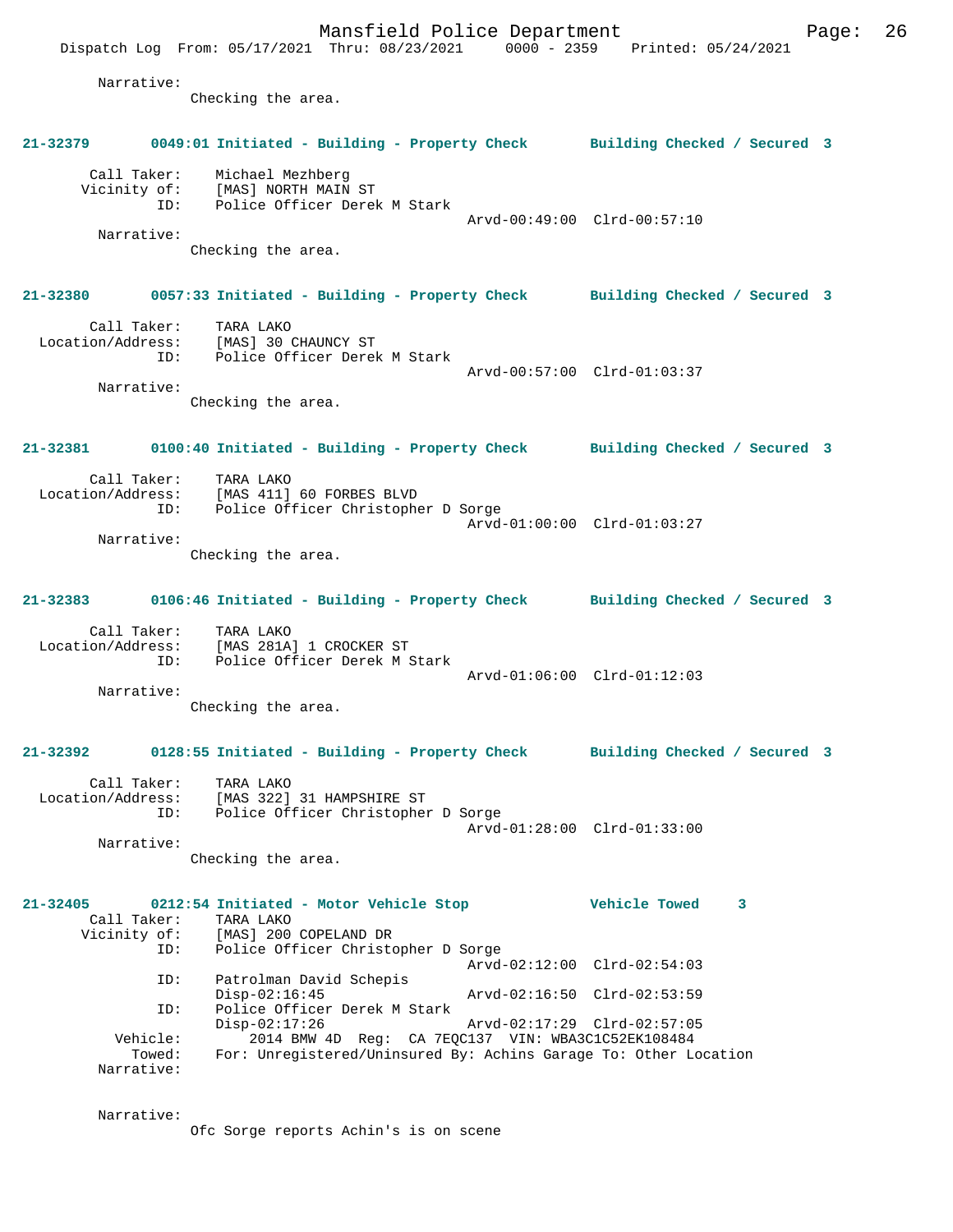Narrative:
Checking the area.

**21-32379 0049:01 Initiated - Building - Property Check Building Checked / Secured 3**

```
Call Taker:      Michael Mezhberg
Vicinity of:     [MAS] NORTH MAIN ST
ID:              Police Officer Derek M Stark
                                              Arvd-00:49:00  Clrd-00:57:10
Narrative:
                 Checking the area.
```

**21-32380 0057:33 Initiated - Building - Property Check Building Checked / Secured 3**

```
Call Taker:          TARA LAKO
Location/Address:    [MAS] 30 CHAUNCY ST
ID:                  Police Officer Derek M Stark
                                              Arvd-00:57:00  Clrd-01:03:37
Narrative:
                 Checking the area.
```

**21-32381 0100:40 Initiated - Building - Property Check Building Checked / Secured 3**

```
Call Taker:          TARA LAKO
Location/Address:    [MAS 411] 60 FORBES BLVD
ID:                  Police Officer Christopher D Sorge
                                              Arvd-01:00:00  Clrd-01:03:27
Narrative:
                 Checking the area.
```

**21-32383 0106:46 Initiated - Building - Property Check Building Checked / Secured 3**

```
Call Taker:          TARA LAKO
Location/Address:    [MAS 281A] 1 CROCKER ST
ID:                  Police Officer Derek M Stark
                                              Arvd-01:06:00  Clrd-01:12:03
Narrative:
                 Checking the area.
```

**21-32392 0128:55 Initiated - Building - Property Check Building Checked / Secured 3**

```
Call Taker:          TARA LAKO
Location/Address:    [MAS 322] 31 HAMPSHIRE ST
ID:                  Police Officer Christopher D Sorge
                                              Arvd-01:28:00  Clrd-01:33:00
Narrative:
                 Checking the area.
```

**21-32405 0212:54 Initiated - Motor Vehicle Stop Vehicle Towed 3**

```
Call Taker:      TARA LAKO
Vicinity of:     [MAS] 200 COPELAND DR
ID:              Police Officer Christopher D Sorge
                                              Arvd-02:12:00  Clrd-02:54:03
ID:              Patrolman David Schepis
                 Disp-02:16:45                Arvd-02:16:50  Clrd-02:53:59
ID:              Police Officer Derek M Stark
                 Disp-02:17:26                Arvd-02:17:29  Clrd-02:57:05
Vehicle:             2014 BMW 4D  Reg:  CA 7EQC137  VIN: WBA3C1C52EK108484
Towed:           For: Unregistered/Uninsured By: Achins Garage To: Other Location
Narrative:


Narrative:
                 Ofc Sorge reports Achin's is on scene
```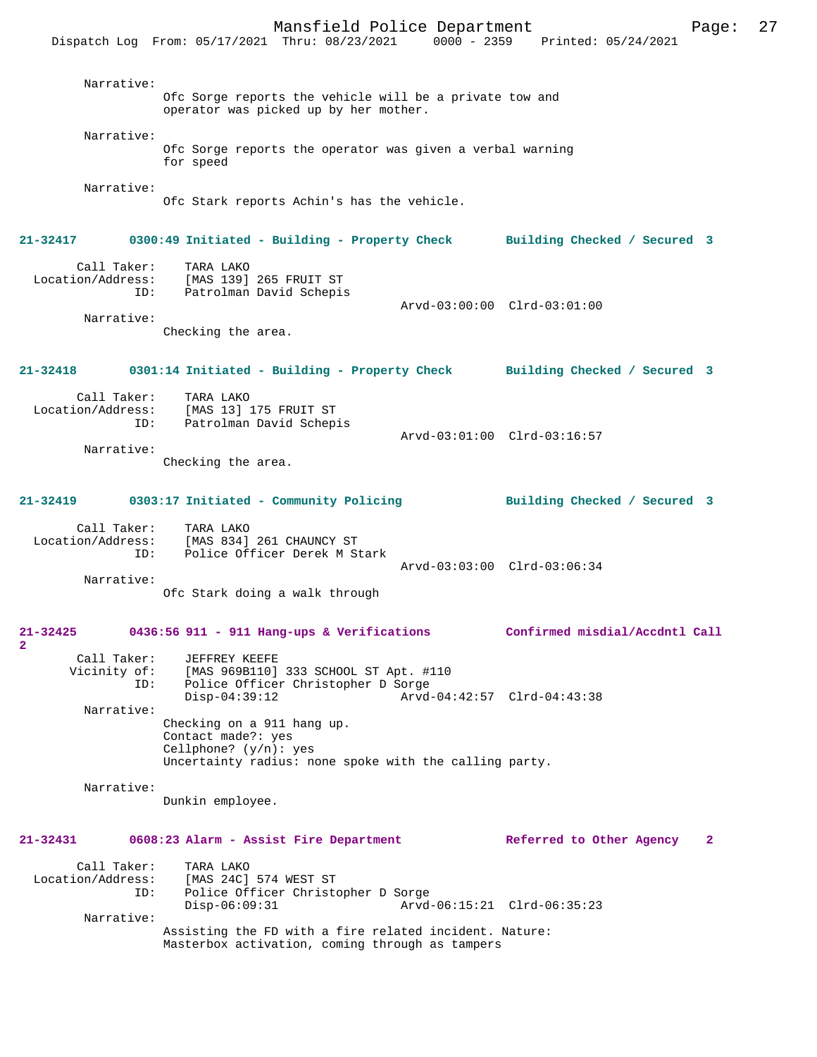Narrative:
Ofc Sorge reports the vehicle will be a private tow and operator was picked up by her mother.

Narrative:
Ofc Sorge reports the operator was given a verbal warning for speed

Narrative:
Ofc Stark reports Achin's has the vehicle.

**21-32417 0300:49 Initiated - Building - Property Check Building Checked / Secured 3**

Call Taker: TARA LAKO
Location/Address: [MAS 139] 265 FRUIT ST
ID: Patrolman David Schepis
Arvd-03:00:00 Clrd-03:01:00
Narrative:
Checking the area.

**21-32418 0301:14 Initiated - Building - Property Check Building Checked / Secured 3**

Call Taker: TARA LAKO
Location/Address: [MAS 13] 175 FRUIT ST
ID: Patrolman David Schepis
Arvd-03:01:00 Clrd-03:16:57
Narrative:
Checking the area.

**21-32419 0303:17 Initiated - Community Policing Building Checked / Secured 3**

Call Taker: TARA LAKO
Location/Address: [MAS 834] 261 CHAUNCY ST
ID: Police Officer Derek M Stark
Arvd-03:03:00 Clrd-03:06:34
Narrative:
Ofc Stark doing a walk through

**21-32425 0436:56 911 - 911 Hang-ups & Verifications Confirmed misdial/Accdntl Call 2**

Call Taker: JEFFREY KEEFE
Vicinity of: [MAS 969B110] 333 SCHOOL ST Apt. #110
ID: Police Officer Christopher D Sorge
Disp-04:39:12 Arvd-04:42:57 Clrd-04:43:38
Narrative:
Checking on a 911 hang up.
Contact made?: yes
Cellphone? (y/n): yes
Uncertainty radius: none spoke with the calling party.

Narrative:
Dunkin employee.

**21-32431 0608:23 Alarm - Assist Fire Department Referred to Other Agency 2**

Call Taker: TARA LAKO
Location/Address: [MAS 24C] 574 WEST ST
ID: Police Officer Christopher D Sorge
Disp-06:09:31 Arvd-06:15:21 Clrd-06:35:23
Narrative:
Assisting the FD with a fire related incident. Nature: Masterbox activation, coming through as tampers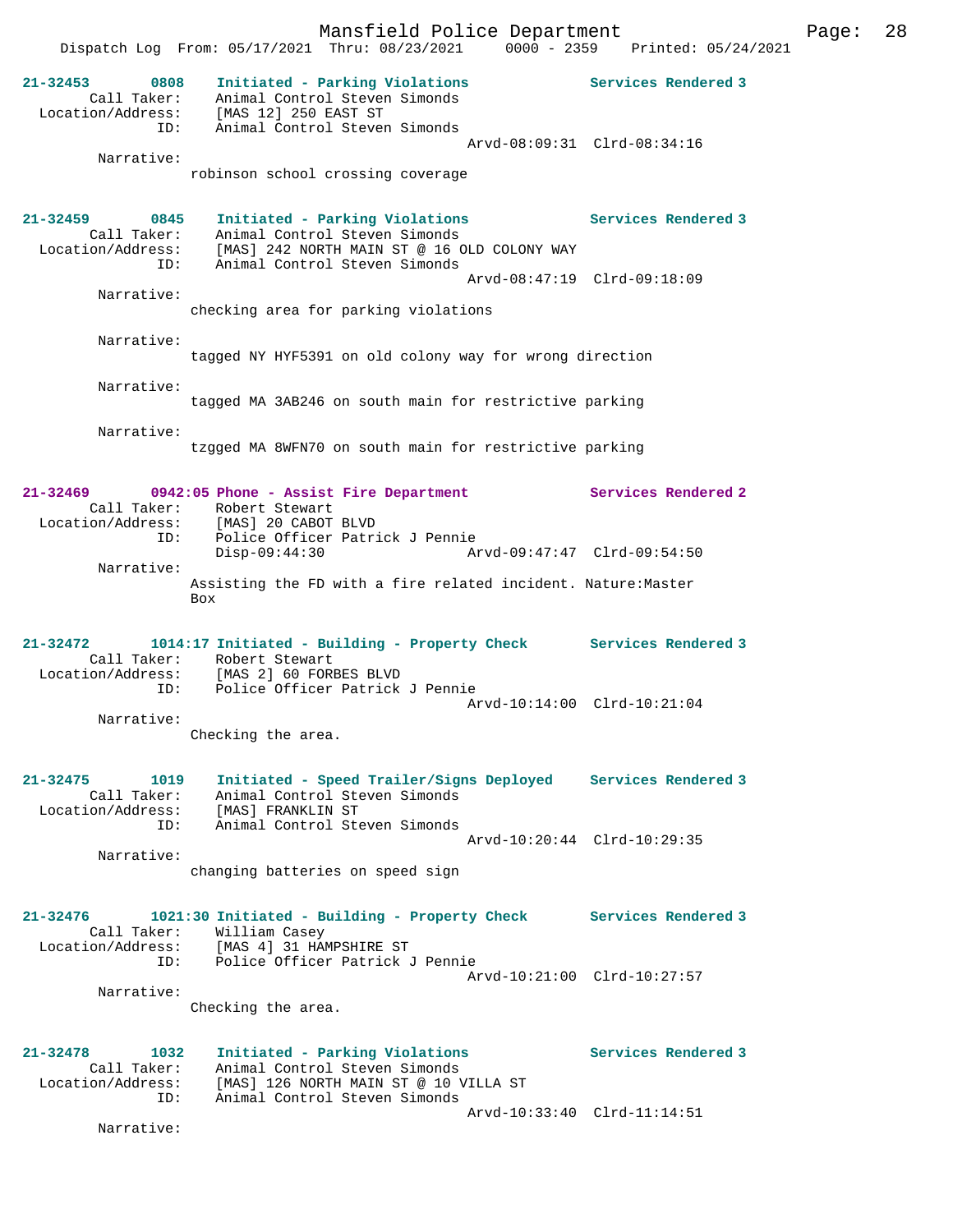**21-32453 0808 Initiated - Parking Violations — Services Rendered 3**

Call Taker: Animal Control Steven Simonds
Location/Address: [MAS 12] 250 EAST ST
ID: Animal Control Steven Simonds
Arvd-08:09:31 Clrd-08:34:16

Narrative:
robinson school crossing coverage

**21-32459 0845 Initiated - Parking Violations — Services Rendered 3**

Call Taker: Animal Control Steven Simonds
Location/Address: [MAS] 242 NORTH MAIN ST @ 16 OLD COLONY WAY
ID: Animal Control Steven Simonds
Arvd-08:47:19 Clrd-09:18:09

Narrative:
checking area for parking violations

Narrative:
tagged NY HYF5391 on old colony way for wrong direction

Narrative:
tagged MA 3AB246 on south main for restrictive parking

Narrative:
tzgged MA 8WFN70 on south main for restrictive parking

**21-32469 0942:05 Phone - Assist Fire Department — Services Rendered 2**

Call Taker: Robert Stewart
Location/Address: [MAS] 20 CABOT BLVD
ID: Police Officer Patrick J Pennie
Disp-09:44:30 Arvd-09:47:47 Clrd-09:54:50

Narrative:
Assisting the FD with a fire related incident. Nature:Master Box

**21-32472 1014:17 Initiated - Building - Property Check — Services Rendered 3**

Call Taker: Robert Stewart
Location/Address: [MAS 2] 60 FORBES BLVD
ID: Police Officer Patrick J Pennie
Arvd-10:14:00 Clrd-10:21:04

Narrative:
Checking the area.

**21-32475 1019 Initiated - Speed Trailer/Signs Deployed — Services Rendered 3**

Call Taker: Animal Control Steven Simonds
Location/Address: [MAS] FRANKLIN ST
ID: Animal Control Steven Simonds
Arvd-10:20:44 Clrd-10:29:35

Narrative:
changing batteries on speed sign

**21-32476 1021:30 Initiated - Building - Property Check — Services Rendered 3**

Call Taker: William Casey
Location/Address: [MAS 4] 31 HAMPSHIRE ST
ID: Police Officer Patrick J Pennie
Arvd-10:21:00 Clrd-10:27:57

Narrative:
Checking the area.

**21-32478 1032 Initiated - Parking Violations — Services Rendered 3**

Call Taker: Animal Control Steven Simonds
Location/Address: [MAS] 126 NORTH MAIN ST @ 10 VILLA ST
ID: Animal Control Steven Simonds
Arvd-10:33:40 Clrd-11:14:51

Narrative: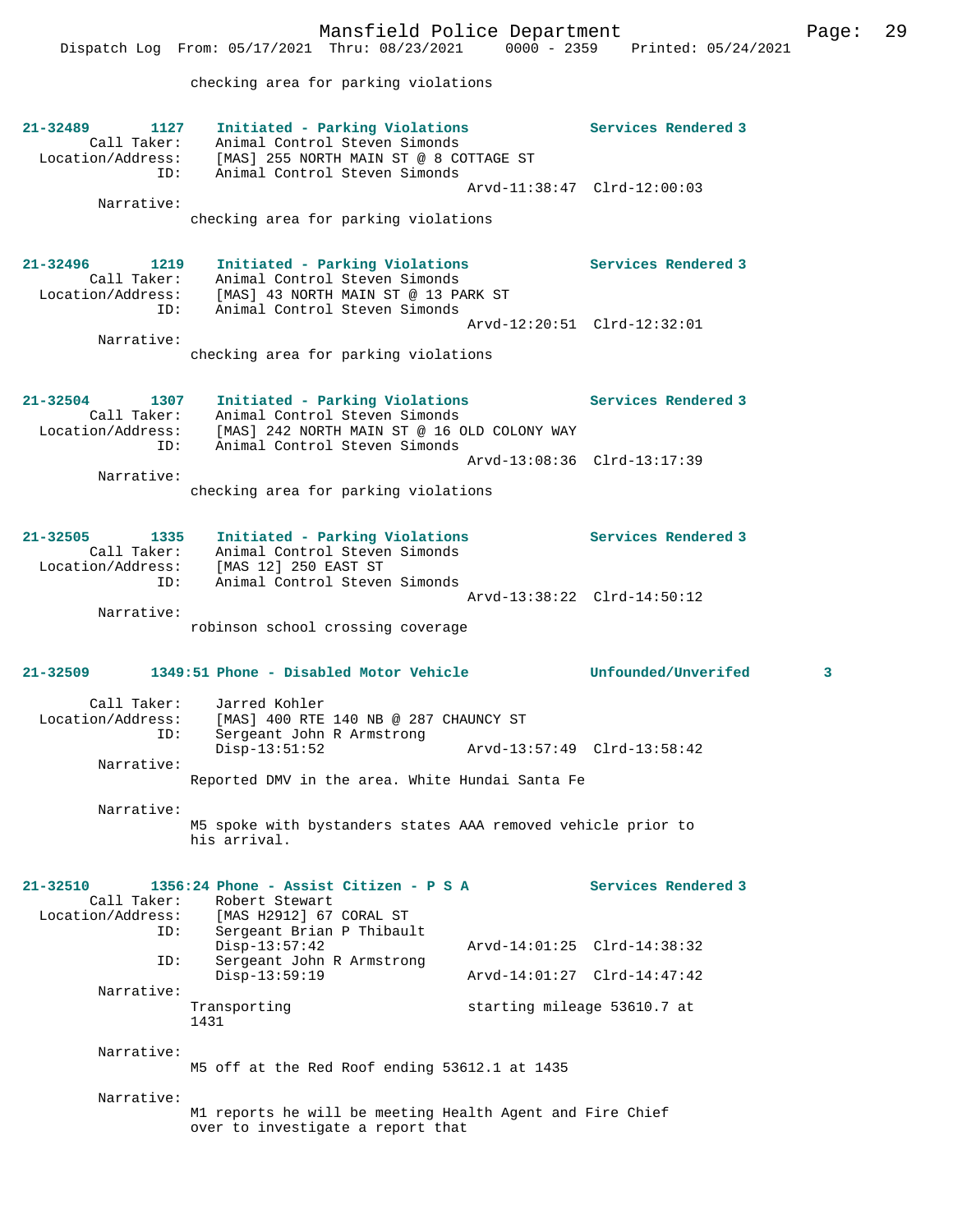checking area for parking violations

**21-32489 1127 Initiated - Parking Violations** Services Rendered 3
Call Taker: Animal Control Steven Simonds
Location/Address: [MAS] 255 NORTH MAIN ST @ 8 COTTAGE ST
ID: Animal Control Steven Simonds
Arvd-11:38:47 Clrd-12:00:03
Narrative:
checking area for parking violations

**21-32496 1219 Initiated - Parking Violations** Services Rendered 3
Call Taker: Animal Control Steven Simonds
Location/Address: [MAS] 43 NORTH MAIN ST @ 13 PARK ST
ID: Animal Control Steven Simonds
Arvd-12:20:51 Clrd-12:32:01
Narrative:
checking area for parking violations

**21-32504 1307 Initiated - Parking Violations** Services Rendered 3
Call Taker: Animal Control Steven Simonds
Location/Address: [MAS] 242 NORTH MAIN ST @ 16 OLD COLONY WAY
ID: Animal Control Steven Simonds
Arvd-13:08:36 Clrd-13:17:39
Narrative:
checking area for parking violations

**21-32505 1335 Initiated - Parking Violations** Services Rendered 3
Call Taker: Animal Control Steven Simonds
Location/Address: [MAS 12] 250 EAST ST
ID: Animal Control Steven Simonds
Arvd-13:38:22 Clrd-14:50:12
Narrative:
robinson school crossing coverage

**21-32509 1349:51 Phone - Disabled Motor Vehicle** Unfounded/Unverifed 3
Call Taker: Jarred Kohler
Location/Address: [MAS] 400 RTE 140 NB @ 287 CHAUNCY ST
ID: Sergeant John R Armstrong
Disp-13:51:52 Arvd-13:57:49 Clrd-13:58:42
Narrative:
Reported DMV in the area. White Hundai Santa Fe

Narrative:
M5 spoke with bystanders states AAA removed vehicle prior to his arrival.

**21-32510 1356:24 Phone - Assist Citizen - P S A** Services Rendered 3
Call Taker: Robert Stewart
Location/Address: [MAS H2912] 67 CORAL ST
ID: Sergeant Brian P Thibault
Disp-13:57:42 Arvd-14:01:25 Clrd-14:38:32
ID: Sergeant John R Armstrong
Disp-13:59:19 Arvd-14:01:27 Clrd-14:47:42
Narrative:
Transporting starting mileage 53610.7 at 1431

Narrative:
M5 off at the Red Roof ending 53612.1 at 1435

Narrative:
M1 reports he will be meeting Health Agent and Fire Chief over to investigate a report that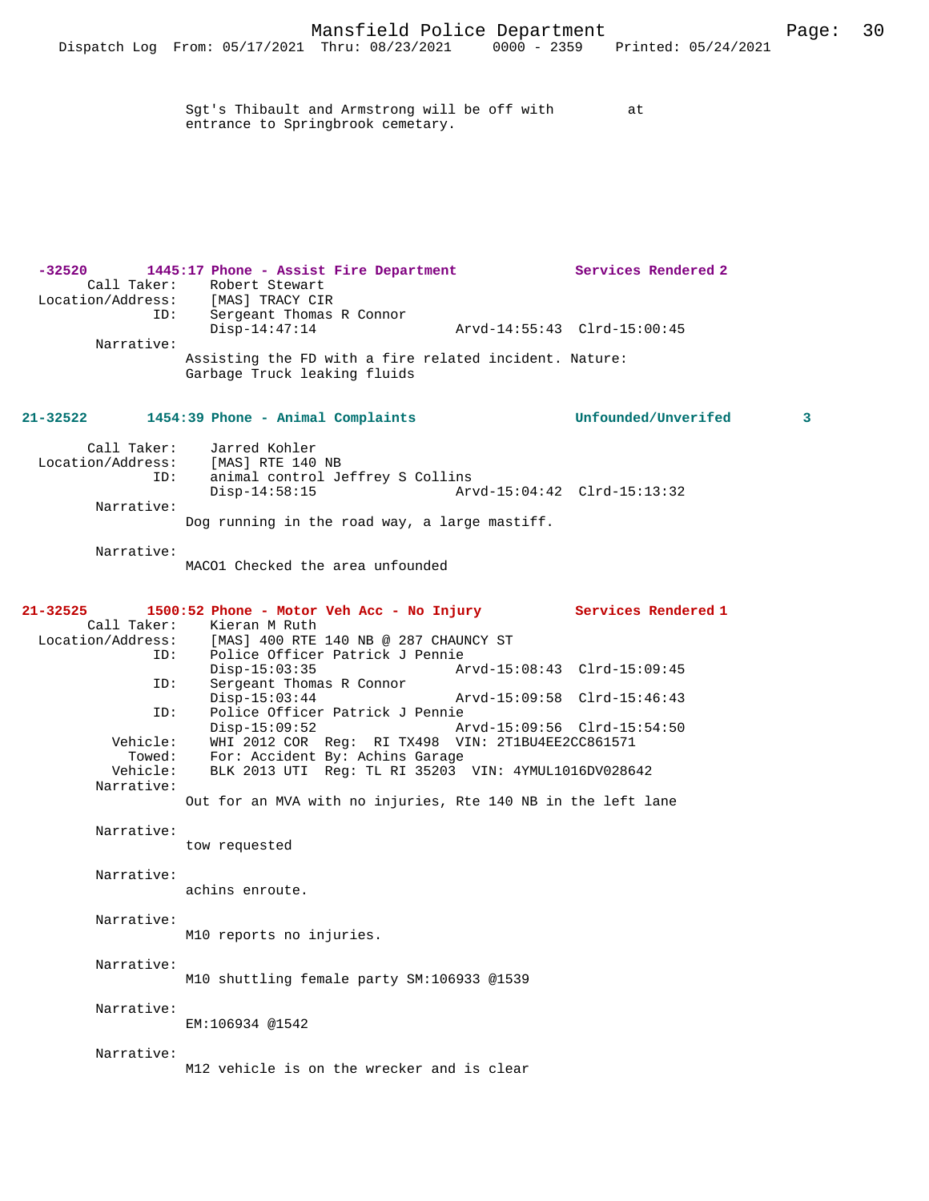Sgt's Thibault and Armstrong will be off with          at
entrance to Springbrook cemetary.

**-32520    1445:17 Phone - Assist Fire Department    Services Rendered 2**

Call Taker: Robert Stewart
Location/Address: [MAS] TRACY CIR
ID: Sergeant Thomas R Connor
Disp-14:47:14    Arvd-14:55:43  Clrd-15:00:45
Narrative:
Assisting the FD with a fire related incident. Nature:
Garbage Truck leaking fluids

**21-32522    1454:39 Phone - Animal Complaints    Unfounded/Unverifed    3**

Call Taker: Jarred Kohler
Location/Address: [MAS] RTE 140 NB
ID: animal control Jeffrey S Collins
Disp-14:58:15    Arvd-15:04:42  Clrd-15:13:32
Narrative:
Dog running in the road way, a large mastiff.

Narrative:
MACO1 Checked the area unfounded

**21-32525    1500:52 Phone - Motor Veh Acc - No Injury    Services Rendered 1**

Call Taker: Kieran M Ruth
Location/Address: [MAS] 400 RTE 140 NB @ 287 CHAUNCY ST
ID: Police Officer Patrick J Pennie
Disp-15:03:35    Arvd-15:08:43  Clrd-15:09:45
ID: Sergeant Thomas R Connor
Disp-15:03:44    Arvd-15:09:58  Clrd-15:46:43
ID: Police Officer Patrick J Pennie
Disp-15:09:52    Arvd-15:09:56  Clrd-15:54:50
Vehicle: WHI 2012 COR  Reg: RI TX498  VIN: 2T1BU4EE2CC861571
Towed: For: Accident By: Achins Garage
Vehicle: BLK 2013 UTI  Reg: TL RI 35203  VIN: 4YMUL1016DV028642
Narrative:
Out for an MVA with no injuries, Rte 140 NB in the left lane

Narrative:
tow requested

Narrative:
achins enroute.

Narrative:
M10 reports no injuries.

Narrative:
M10 shuttling female party SM:106933 @1539

Narrative:
EM:106934 @1542

Narrative:
M12 vehicle is on the wrecker and is clear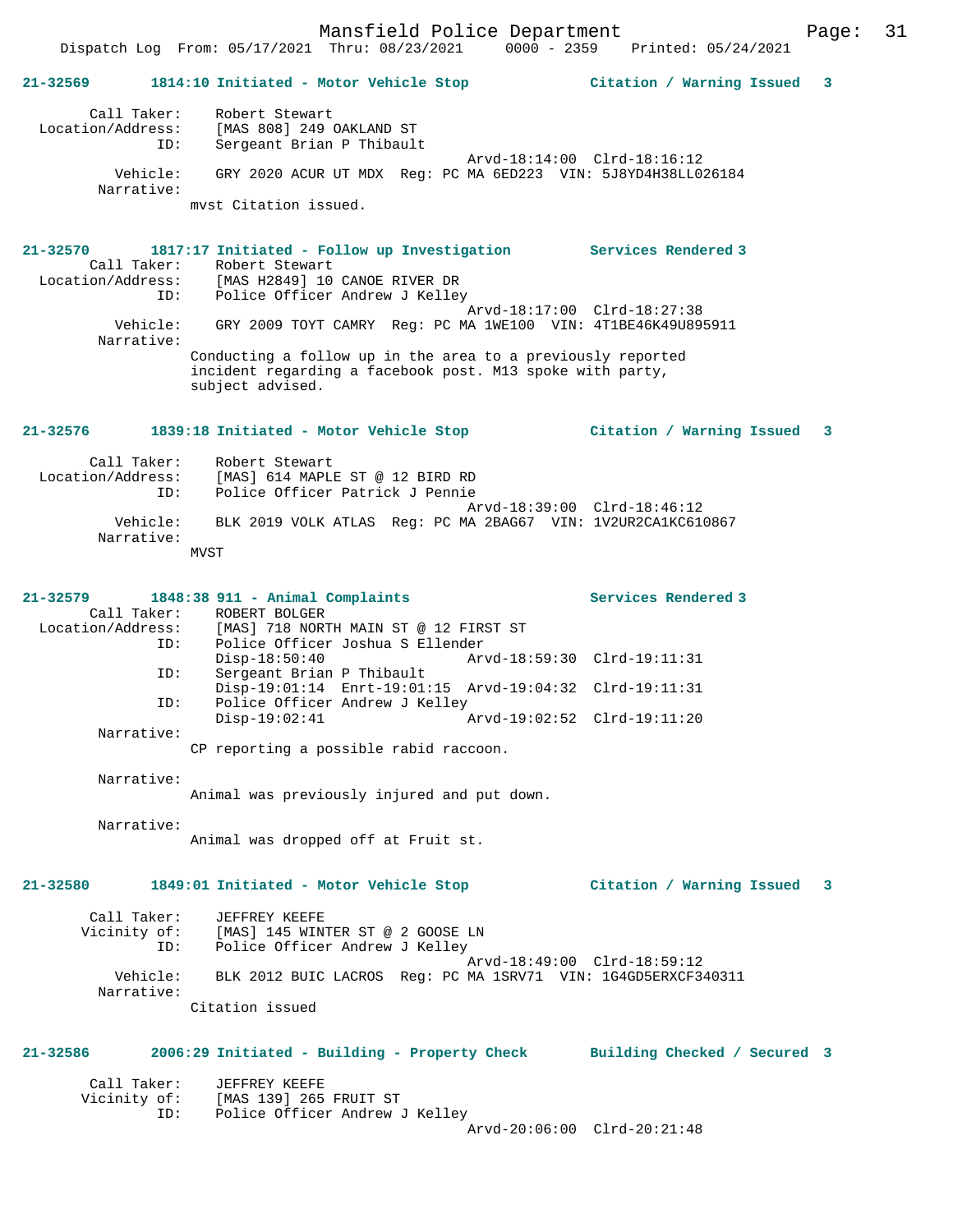**21-32569 1814:10 Initiated - Motor Vehicle Stop — Citation / Warning Issued 3**

Call Taker: Robert Stewart
Location/Address: [MAS 808] 249 OAKLAND ST
ID: Sergeant Brian P Thibault
Arvd-18:14:00 Clrd-18:16:12
Vehicle: GRY 2020 ACUR UT MDX Reg: PC MA 6ED223 VIN: 5J8YD4H38LL026184
Narrative:
mvst Citation issued.

**21-32570 1817:17 Initiated - Follow up Investigation — Services Rendered 3**

Call Taker: Robert Stewart
Location/Address: [MAS H2849] 10 CANOE RIVER DR
ID: Police Officer Andrew J Kelley
Arvd-18:17:00 Clrd-18:27:38
Vehicle: GRY 2009 TOYT CAMRY Reg: PC MA 1WE100 VIN: 4T1BE46K49U895911
Narrative:
Conducting a follow up in the area to a previously reported incident regarding a facebook post. M13 spoke with party, subject advised.

**21-32576 1839:18 Initiated - Motor Vehicle Stop — Citation / Warning Issued 3**

Call Taker: Robert Stewart
Location/Address: [MAS] 614 MAPLE ST @ 12 BIRD RD
ID: Police Officer Patrick J Pennie
Arvd-18:39:00 Clrd-18:46:12
Vehicle: BLK 2019 VOLK ATLAS Reg: PC MA 2BAG67 VIN: 1V2UR2CA1KC610867
Narrative:
MVST

**21-32579 1848:38 911 - Animal Complaints — Services Rendered 3**

Call Taker: ROBERT BOLGER
Location/Address: [MAS] 718 NORTH MAIN ST @ 12 FIRST ST
ID: Police Officer Joshua S Ellender
Disp-18:50:40 Arvd-18:59:30 Clrd-19:11:31
ID: Sergeant Brian P Thibault
Disp-19:01:14 Enrt-19:01:15 Arvd-19:04:32 Clrd-19:11:31
ID: Police Officer Andrew J Kelley
Disp-19:02:41 Arvd-19:02:52 Clrd-19:11:20
Narrative:
CP reporting a possible rabid raccoon.

Narrative:
Animal was previously injured and put down.

Narrative:
Animal was dropped off at Fruit st.

**21-32580 1849:01 Initiated - Motor Vehicle Stop — Citation / Warning Issued 3**

Call Taker: JEFFREY KEEFE
Vicinity of: [MAS] 145 WINTER ST @ 2 GOOSE LN
ID: Police Officer Andrew J Kelley
Arvd-18:49:00 Clrd-18:59:12
Vehicle: BLK 2012 BUIC LACROS Reg: PC MA 1SRV71 VIN: 1G4GD5ERXCF340311
Narrative:
Citation issued

**21-32586 2006:29 Initiated - Building - Property Check — Building Checked / Secured 3**

Call Taker: JEFFREY KEEFE
Vicinity of: [MAS 139] 265 FRUIT ST
ID: Police Officer Andrew J Kelley
Arvd-20:06:00 Clrd-20:21:48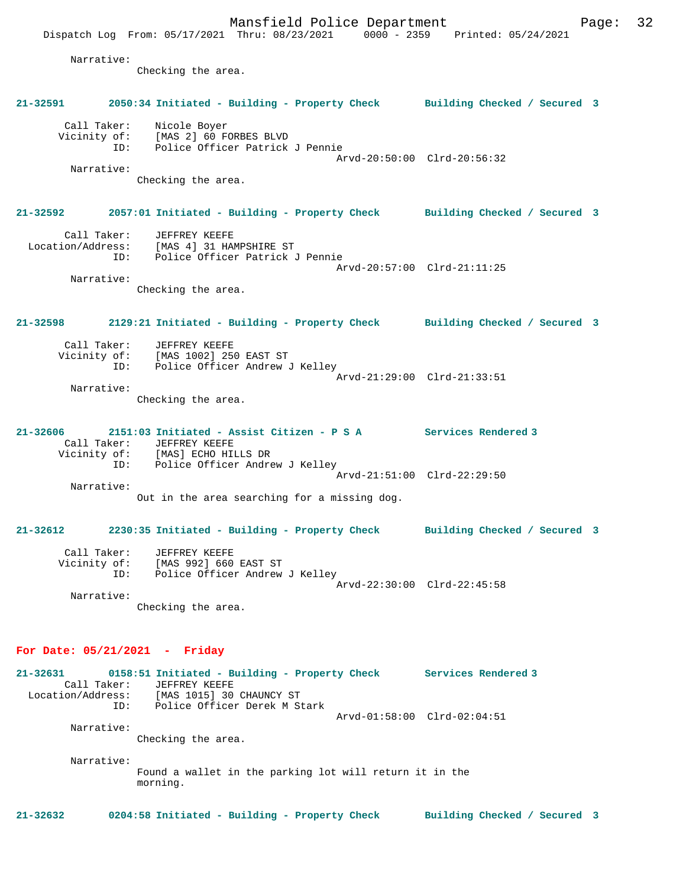Narrative:
Checking the area.

**21-32591 2050:34 Initiated - Building - Property Check Building Checked / Secured 3**

Call Taker: Nicole Boyer
Vicinity of: [MAS 2] 60 FORBES BLVD
ID: Police Officer Patrick J Pennie
Arvd-20:50:00 Clrd-20:56:32
Narrative:
Checking the area.

**21-32592 2057:01 Initiated - Building - Property Check Building Checked / Secured 3**

Call Taker: JEFFREY KEEFE
Location/Address: [MAS 4] 31 HAMPSHIRE ST
ID: Police Officer Patrick J Pennie
Arvd-20:57:00 Clrd-21:11:25
Narrative:
Checking the area.

**21-32598 2129:21 Initiated - Building - Property Check Building Checked / Secured 3**

Call Taker: JEFFREY KEEFE
Vicinity of: [MAS 1002] 250 EAST ST
ID: Police Officer Andrew J Kelley
Arvd-21:29:00 Clrd-21:33:51
Narrative:
Checking the area.

**21-32606 2151:03 Initiated - Assist Citizen - P S A Services Rendered 3**

Call Taker: JEFFREY KEEFE
Vicinity of: [MAS] ECHO HILLS DR
ID: Police Officer Andrew J Kelley
Arvd-21:51:00 Clrd-22:29:50
Narrative:
Out in the area searching for a missing dog.

**21-32612 2230:35 Initiated - Building - Property Check Building Checked / Secured 3**

Call Taker: JEFFREY KEEFE
Vicinity of: [MAS 992] 660 EAST ST
ID: Police Officer Andrew J Kelley
Arvd-22:30:00 Clrd-22:45:58
Narrative:
Checking the area.

## For Date: 05/21/2021 - Friday

**21-32631 0158:51 Initiated - Building - Property Check Services Rendered 3**

Call Taker: JEFFREY KEEFE
Location/Address: [MAS 1015] 30 CHAUNCY ST
ID: Police Officer Derek M Stark
Arvd-01:58:00 Clrd-02:04:51
Narrative:
Checking the area.

Narrative:
Found a wallet in the parking lot will return it in the morning.

**21-32632 0204:58 Initiated - Building - Property Check Building Checked / Secured 3**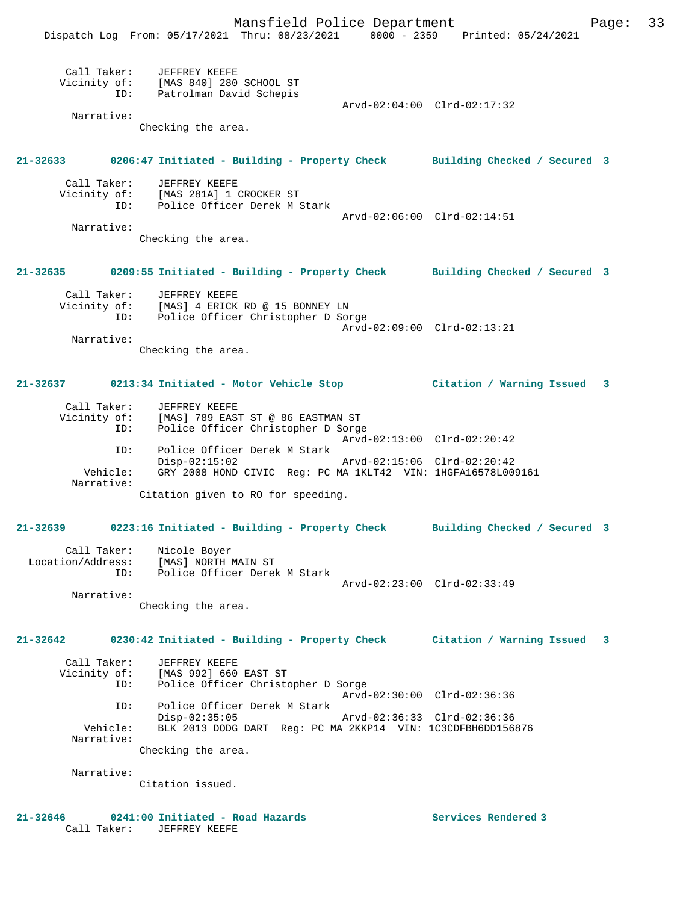Call Taker: JEFFREY KEEFE
Vicinity of: [MAS 840] 280 SCHOOL ST
ID: Patrolman David Schepis
Arvd-02:04:00 Clrd-02:17:32
Narrative:
Checking the area.

**21-32633 0206:47 Initiated - Building - Property Check Building Checked / Secured 3**

Call Taker: JEFFREY KEEFE
Vicinity of: [MAS 281A] 1 CROCKER ST
ID: Police Officer Derek M Stark
Arvd-02:06:00 Clrd-02:14:51
Narrative:
Checking the area.

**21-32635 0209:55 Initiated - Building - Property Check Building Checked / Secured 3**

Call Taker: JEFFREY KEEFE
Vicinity of: [MAS] 4 ERICK RD @ 15 BONNEY LN
ID: Police Officer Christopher D Sorge
Arvd-02:09:00 Clrd-02:13:21
Narrative:
Checking the area.

**21-32637 0213:34 Initiated - Motor Vehicle Stop Citation / Warning Issued 3**

Call Taker: JEFFREY KEEFE
Vicinity of: [MAS] 789 EAST ST @ 86 EASTMAN ST
ID: Police Officer Christopher D Sorge
Arvd-02:13:00 Clrd-02:20:42
ID: Police Officer Derek M Stark
Disp-02:15:02 Arvd-02:15:06 Clrd-02:20:42
Vehicle: GRY 2008 HOND CIVIC Reg: PC MA 1KLT42 VIN: 1HGFA16578L009161
Narrative:
Citation given to RO for speeding.

**21-32639 0223:16 Initiated - Building - Property Check Building Checked / Secured 3**

Call Taker: Nicole Boyer
Location/Address: [MAS] NORTH MAIN ST
ID: Police Officer Derek M Stark
Arvd-02:23:00 Clrd-02:33:49
Narrative:
Checking the area.

**21-32642 0230:42 Initiated - Building - Property Check Citation / Warning Issued 3**

Call Taker: JEFFREY KEEFE
Vicinity of: [MAS 992] 660 EAST ST
ID: Police Officer Christopher D Sorge
Arvd-02:30:00 Clrd-02:36:36
ID: Police Officer Derek M Stark
Disp-02:35:05 Arvd-02:36:33 Clrd-02:36:36
Vehicle: BLK 2013 DODG DART Reg: PC MA 2KKP14 VIN: 1C3CDFBH6DD156876
Narrative:
Checking the area.

Narrative:
Citation issued.

**21-32646 0241:00 Initiated - Road Hazards Services Rendered 3**

Call Taker: JEFFREY KEEFE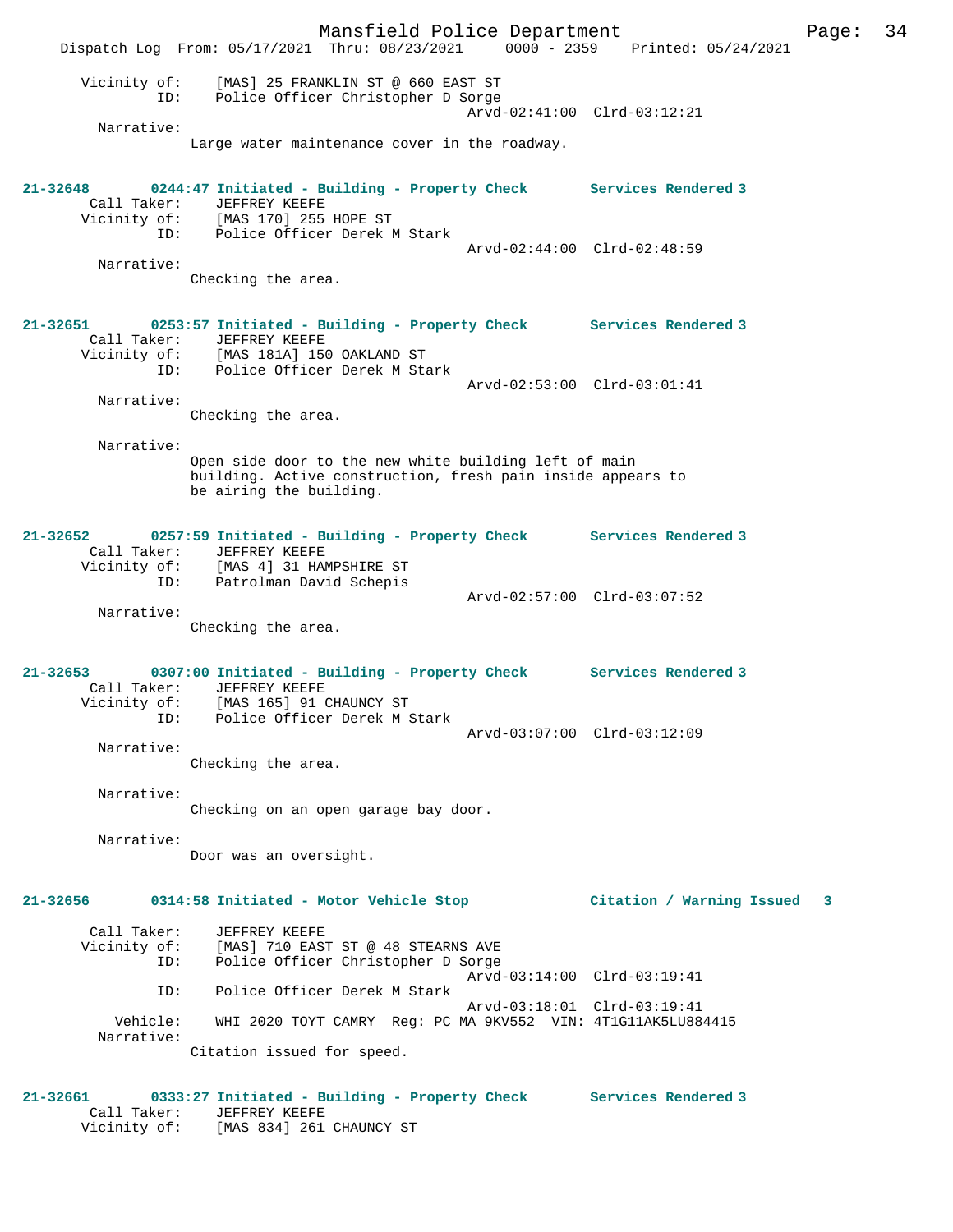```
    Vicinity of:    [MAS] 25 FRANKLIN ST @ 660 EAST ST
             ID:    Police Officer Christopher D Sorge
                                        Arvd-02:41:00  Clrd-03:12:21
      Narrative:
                Large water maintenance cover in the roadway.


21-32648        0244:47 Initiated - Building - Property Check       Services Rendered 3
     Call Taker:    JEFFREY KEEFE
    Vicinity of:    [MAS 170] 255 HOPE ST
             ID:    Police Officer Derek M Stark
                                        Arvd-02:44:00  Clrd-02:48:59
      Narrative:
                Checking the area.


21-32651        0253:57 Initiated - Building - Property Check       Services Rendered 3
     Call Taker:    JEFFREY KEEFE
    Vicinity of:    [MAS 181A] 150 OAKLAND ST
             ID:    Police Officer Derek M Stark
                                        Arvd-02:53:00  Clrd-03:01:41
      Narrative:
                Checking the area.

      Narrative:
                Open side door to the new white building left of main
                building. Active construction, fresh pain inside appears to
                be airing the building.


21-32652        0257:59 Initiated - Building - Property Check       Services Rendered 3
     Call Taker:    JEFFREY KEEFE
    Vicinity of:    [MAS 4] 31 HAMPSHIRE ST
             ID:    Patrolman David Schepis
                                        Arvd-02:57:00  Clrd-03:07:52
      Narrative:
                Checking the area.


21-32653        0307:00 Initiated - Building - Property Check       Services Rendered 3
     Call Taker:    JEFFREY KEEFE
    Vicinity of:    [MAS 165] 91 CHAUNCY ST
             ID:    Police Officer Derek M Stark
                                        Arvd-03:07:00  Clrd-03:12:09
      Narrative:
                Checking the area.

      Narrative:
                Checking on an open garage bay door.

      Narrative:
                Door was an oversight.


21-32656        0314:58 Initiated - Motor Vehicle Stop              Citation / Warning Issued   3

     Call Taker:    JEFFREY KEEFE
    Vicinity of:    [MAS] 710 EAST ST @ 48 STEARNS AVE
             ID:    Police Officer Christopher D Sorge
                                        Arvd-03:14:00  Clrd-03:19:41
             ID:    Police Officer Derek M Stark
                                        Arvd-03:18:01  Clrd-03:19:41
        Vehicle:    WHI 2020 TOYT CAMRY  Reg: PC MA 9KV552  VIN: 4T1G11AK5LU884415
      Narrative:
                Citation issued for speed.


21-32661        0333:27 Initiated - Building - Property Check       Services Rendered 3
     Call Taker:    JEFFREY KEEFE
    Vicinity of:    [MAS 834] 261 CHAUNCY ST
```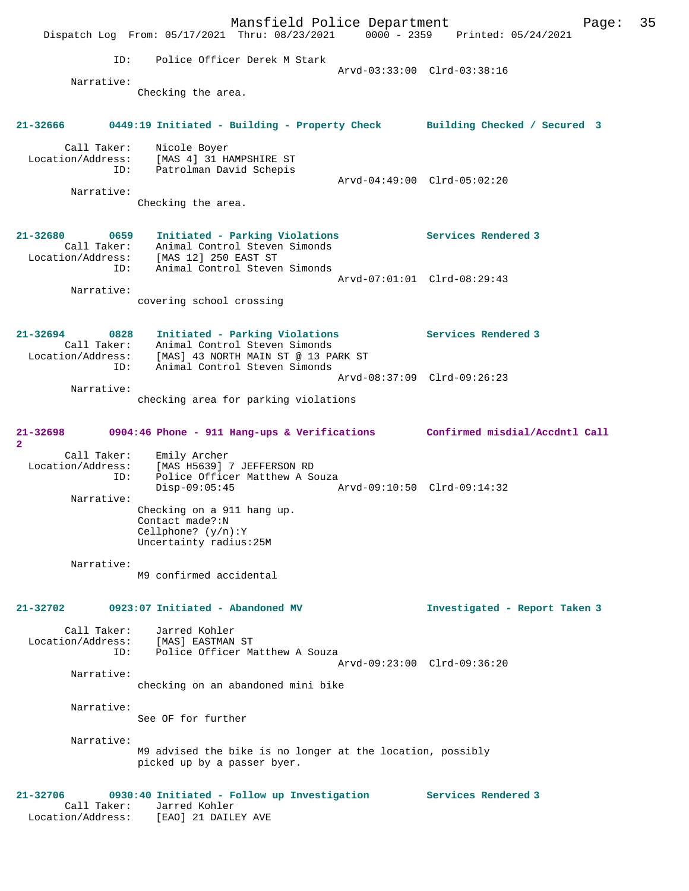ID: Police Officer Derek M Stark
Arvd-03:33:00 Clrd-03:38:16

Narrative:
Checking the area.

**21-32666 0449:19 Initiated - Building - Property Check Building Checked / Secured 3**

Call Taker: Nicole Boyer
Location/Address: [MAS 4] 31 HAMPSHIRE ST
ID: Patrolman David Schepis
Arvd-04:49:00 Clrd-05:02:20

Narrative:
Checking the area.

**21-32680 0659 Initiated - Parking Violations Services Rendered 3**

Call Taker: Animal Control Steven Simonds
Location/Address: [MAS 12] 250 EAST ST
ID: Animal Control Steven Simonds
Arvd-07:01:01 Clrd-08:29:43

Narrative:
covering school crossing

**21-32694 0828 Initiated - Parking Violations Services Rendered 3**

Call Taker: Animal Control Steven Simonds
Location/Address: [MAS] 43 NORTH MAIN ST @ 13 PARK ST
ID: Animal Control Steven Simonds
Arvd-08:37:09 Clrd-09:26:23

Narrative:
checking area for parking violations

**21-32698 0904:46 Phone - 911 Hang-ups & Verifications Confirmed misdial/Accdntl Call 2**

Call Taker: Emily Archer
Location/Address: [MAS H5639] 7 JEFFERSON RD
ID: Police Officer Matthew A Souza
Disp-09:05:45 Arvd-09:10:50 Clrd-09:14:32

Narrative:
Checking on a 911 hang up.
Contact made?:N
Cellphone? (y/n):Y
Uncertainty radius:25M

Narrative:
M9 confirmed accidental

**21-32702 0923:07 Initiated - Abandoned MV Investigated - Report Taken 3**

Call Taker: Jarred Kohler
Location/Address: [MAS] EASTMAN ST
ID: Police Officer Matthew A Souza
Arvd-09:23:00 Clrd-09:36:20

Narrative:
checking on an abandoned mini bike

Narrative:
See OF for further

Narrative:
M9 advised the bike is no longer at the location, possibly picked up by a passer byer.

**21-32706 0930:40 Initiated - Follow up Investigation Services Rendered 3**

Call Taker: Jarred Kohler
Location/Address: [EAO] 21 DAILEY AVE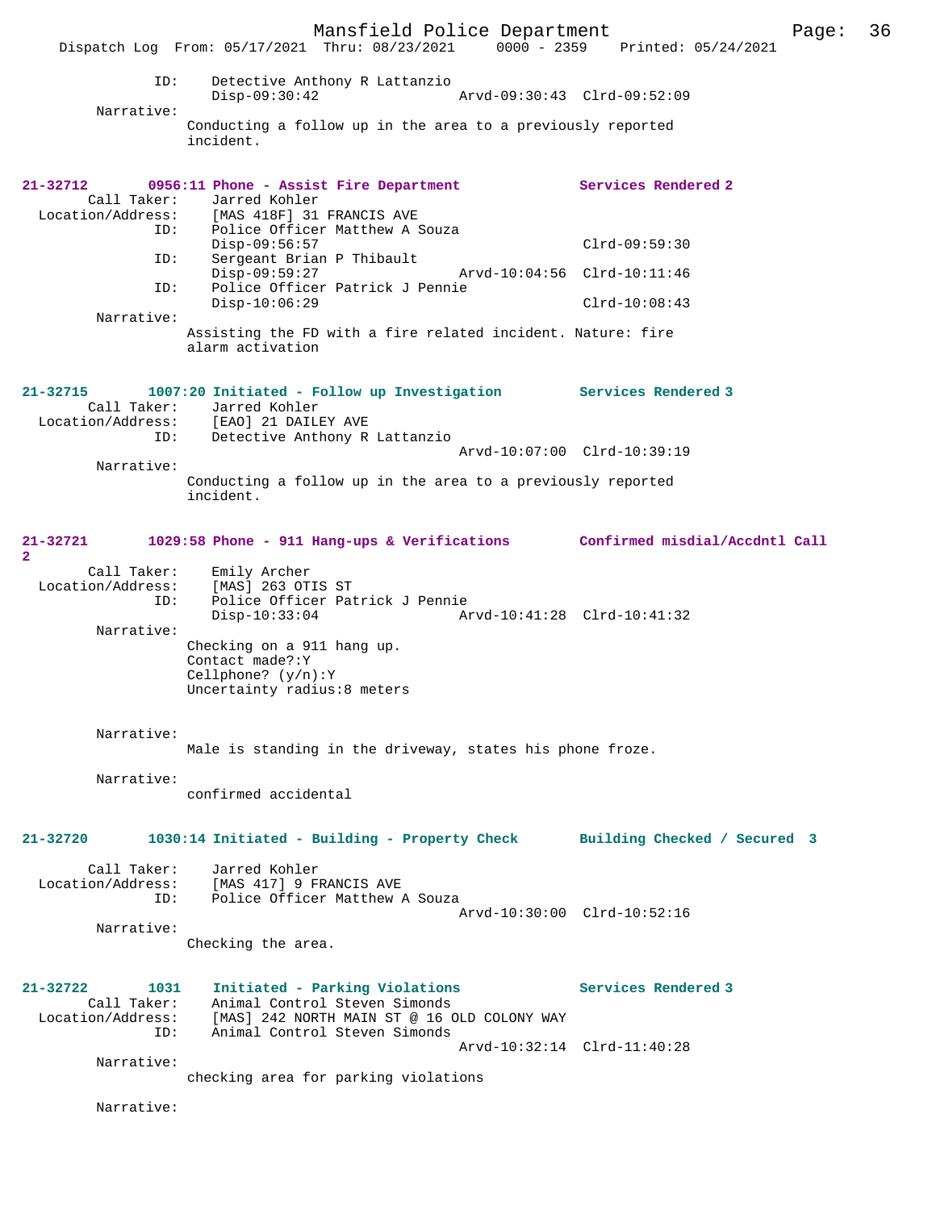```
            ID:     Detective Anthony R Lattanzio
                    Disp-09:30:42                Arvd-09:30:43  Clrd-09:52:09
        Narrative:
                  Conducting a follow up in the area to a previously reported
                  incident.


21-32712        0956:11 Phone - Assist Fire Department           Services Rendered 2
        Call Taker:     Jarred Kohler
   Location/Address:    [MAS 418F] 31 FRANCIS AVE
                ID:     Police Officer Matthew A Souza
                        Disp-09:56:57                            Clrd-09:59:30
                ID:     Sergeant Brian P Thibault
                        Disp-09:59:27               Arvd-10:04:56  Clrd-10:11:46
                ID:     Police Officer Patrick J Pennie
                        Disp-10:06:29                            Clrd-10:08:43
        Narrative:
                  Assisting the FD with a fire related incident. Nature: fire
                  alarm activation


21-32715        1007:20 Initiated - Follow up Investigation      Services Rendered 3
        Call Taker:     Jarred Kohler
   Location/Address:    [EAO] 21 DAILEY AVE
                ID:     Detective Anthony R Lattanzio
                                                    Arvd-10:07:00  Clrd-10:39:19
        Narrative:
                  Conducting a follow up in the area to a previously reported
                  incident.


21-32721        1029:58 Phone - 911 Hang-ups & Verifications     Confirmed misdial/Accdntl Call
2
        Call Taker:     Emily Archer
   Location/Address:    [MAS] 263 OTIS ST
                ID:     Police Officer Patrick J Pennie
                        Disp-10:33:04               Arvd-10:41:28  Clrd-10:41:32
        Narrative:
                  Checking on a 911 hang up.
                  Contact made?:Y
                  Cellphone? (y/n):Y
                  Uncertainty radius:8 meters


        Narrative:
                  Male is standing in the driveway, states his phone froze.

        Narrative:
                  confirmed accidental


21-32720        1030:14 Initiated - Building - Property Check    Building Checked / Secured  3

        Call Taker:     Jarred Kohler
   Location/Address:    [MAS 417] 9 FRANCIS AVE
                ID:     Police Officer Matthew A Souza
                                                    Arvd-10:30:00  Clrd-10:52:16
        Narrative:
                  Checking the area.


21-32722        1031    Initiated - Parking Violations           Services Rendered 3
        Call Taker:     Animal Control Steven Simonds
   Location/Address:    [MAS] 242 NORTH MAIN ST @ 16 OLD COLONY WAY
                ID:     Animal Control Steven Simonds
                                                    Arvd-10:32:14  Clrd-11:40:28
        Narrative:
                  checking area for parking violations

        Narrative:
```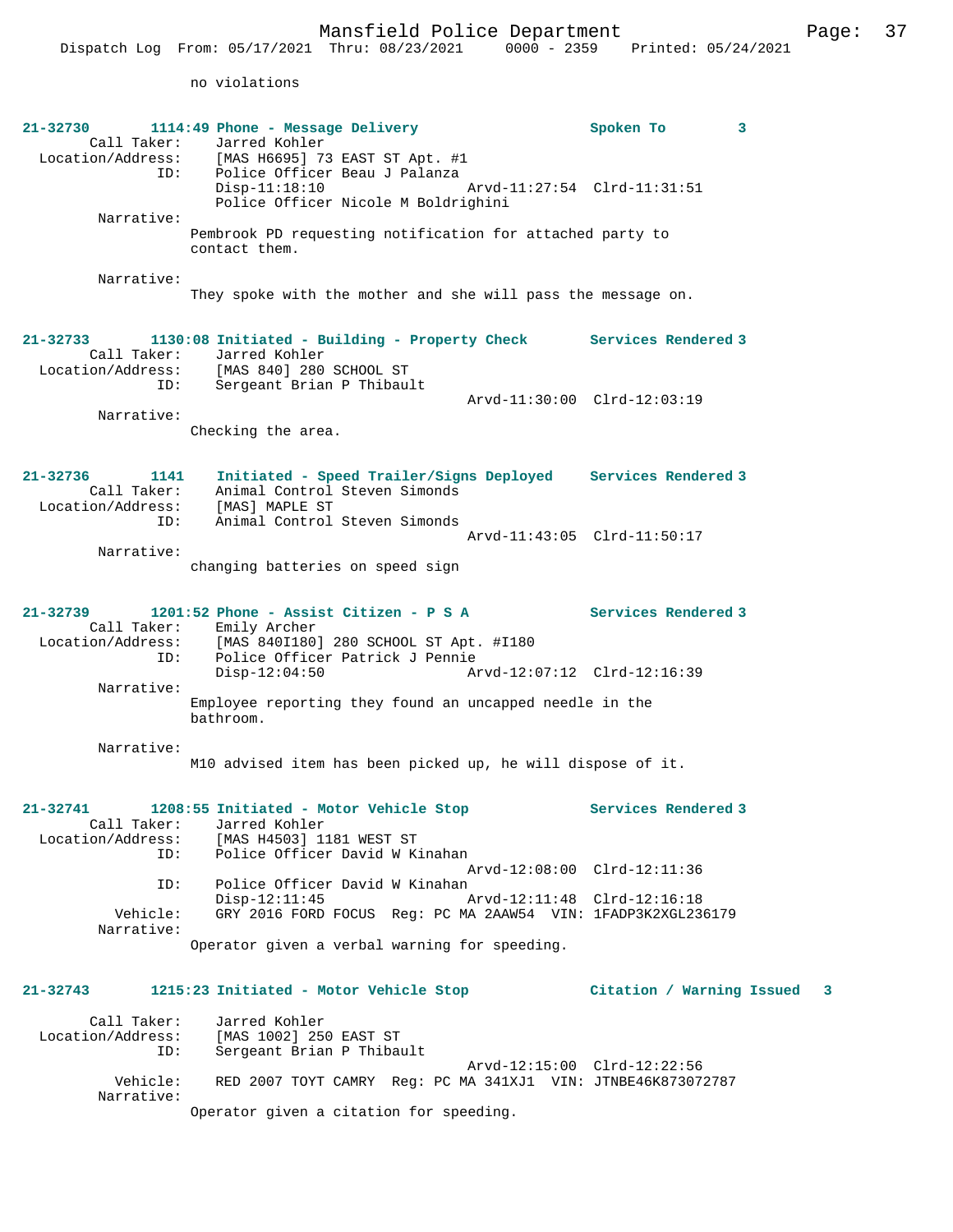no violations

**21-32730 1114:49 Phone - Message Delivery — Spoken To 3**

Call Taker: Jarred Kohler
Location/Address: [MAS H6695] 73 EAST ST Apt. #1
ID: Police Officer Beau J Palanza
Disp-11:18:10 Arvd-11:27:54 Clrd-11:31:51
Police Officer Nicole M Boldrighini

Narrative:
Pembrook PD requesting notification for attached party to contact them.

Narrative:
They spoke with the mother and she will pass the message on.

**21-32733 1130:08 Initiated - Building - Property Check — Services Rendered 3**

Call Taker: Jarred Kohler
Location/Address: [MAS 840] 280 SCHOOL ST
ID: Sergeant Brian P Thibault
Arvd-11:30:00 Clrd-12:03:19

Narrative:
Checking the area.

**21-32736 1141 Initiated - Speed Trailer/Signs Deployed — Services Rendered 3**

Call Taker: Animal Control Steven Simonds
Location/Address: [MAS] MAPLE ST
ID: Animal Control Steven Simonds
Arvd-11:43:05 Clrd-11:50:17

Narrative:
changing batteries on speed sign

**21-32739 1201:52 Phone - Assist Citizen - P S A — Services Rendered 3**

Call Taker: Emily Archer
Location/Address: [MAS 840I180] 280 SCHOOL ST Apt. #I180
ID: Police Officer Patrick J Pennie
Disp-12:04:50 Arvd-12:07:12 Clrd-12:16:39

Narrative:
Employee reporting they found an uncapped needle in the bathroom.

Narrative:
M10 advised item has been picked up, he will dispose of it.

**21-32741 1208:55 Initiated - Motor Vehicle Stop — Services Rendered 3**

Call Taker: Jarred Kohler
Location/Address: [MAS H4503] 1181 WEST ST
ID: Police Officer David W Kinahan
Arvd-12:08:00 Clrd-12:11:36
ID: Police Officer David W Kinahan
Disp-12:11:45 Arvd-12:11:48 Clrd-12:16:18
Vehicle: GRY 2016 FORD FOCUS Reg: PC MA 2AAW54 VIN: 1FADP3K2XGL236179

Narrative:
Operator given a verbal warning for speeding.

**21-32743 1215:23 Initiated - Motor Vehicle Stop — Citation / Warning Issued 3**

Call Taker: Jarred Kohler
Location/Address: [MAS 1002] 250 EAST ST
ID: Sergeant Brian P Thibault
Arvd-12:15:00 Clrd-12:22:56
Vehicle: RED 2007 TOYT CAMRY Reg: PC MA 341XJ1 VIN: JTNBE46K873072787

Narrative:
Operator given a citation for speeding.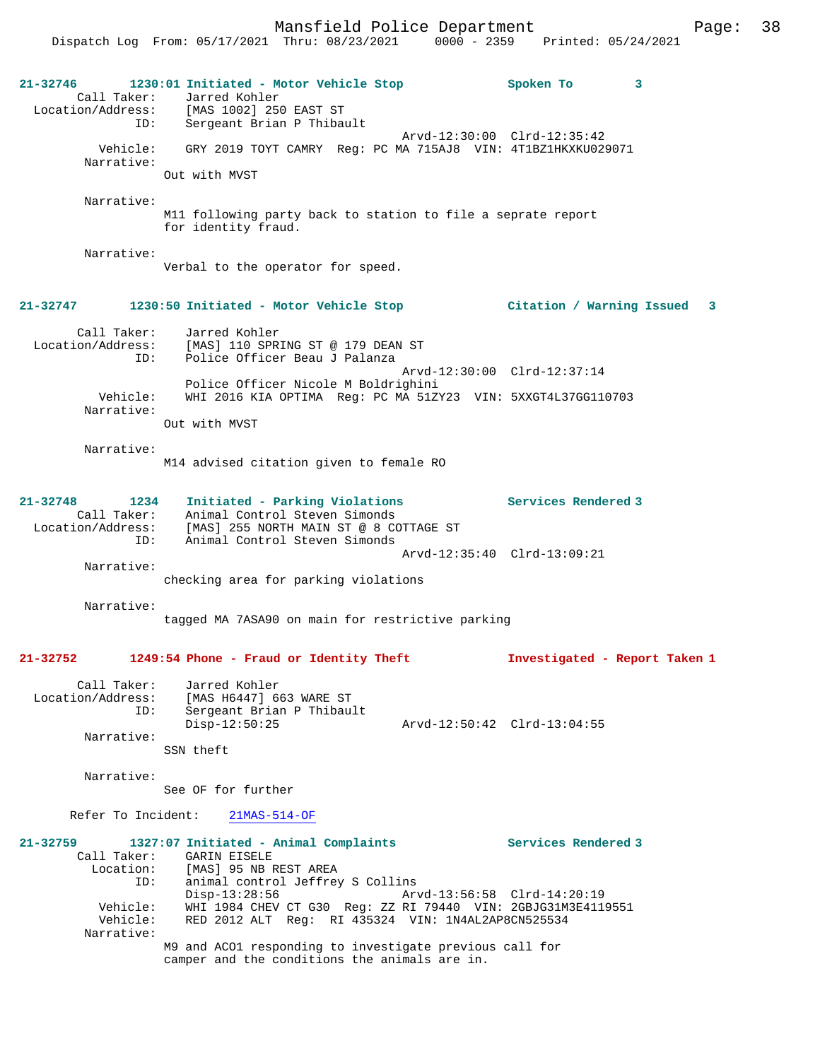**21-32746** 1230:01 Initiated - Motor Vehicle Stop — Spoken To 3

Call Taker: Jarred Kohler
Location/Address: [MAS 1002] 250 EAST ST
ID: Sergeant Brian P Thibault
Arvd-12:30:00 Clrd-12:35:42
Vehicle: GRY 2019 TOYT CAMRY Reg: PC MA 715AJ8 VIN: 4T1BZ1HKXKU029071
Narrative:
Out with MVST

Narrative:
M11 following party back to station to file a seprate report for identity fraud.

Narrative:
Verbal to the operator for speed.

**21-32747** 1230:50 Initiated - Motor Vehicle Stop — Citation / Warning Issued 3

Call Taker: Jarred Kohler
Location/Address: [MAS] 110 SPRING ST @ 179 DEAN ST
ID: Police Officer Beau J Palanza
Arvd-12:30:00 Clrd-12:37:14
Police Officer Nicole M Boldrighini
Vehicle: WHI 2016 KIA OPTIMA Reg: PC MA 51ZY23 VIN: 5XXGT4L37GG110703
Narrative:
Out with MVST

Narrative:
M14 advised citation given to female RO

**21-32748** 1234 Initiated - Parking Violations — Services Rendered 3

Call Taker: Animal Control Steven Simonds
Location/Address: [MAS] 255 NORTH MAIN ST @ 8 COTTAGE ST
ID: Animal Control Steven Simonds
Arvd-12:35:40 Clrd-13:09:21
Narrative:
checking area for parking violations

Narrative:
tagged MA 7ASA90 on main for restrictive parking

**21-32752** 1249:54 Phone - Fraud or Identity Theft — Investigated - Report Taken 1

Call Taker: Jarred Kohler
Location/Address: [MAS H6447] 663 WARE ST
ID: Sergeant Brian P Thibault
Disp-12:50:25 Arvd-12:50:42 Clrd-13:04:55
Narrative:
SSN theft

Narrative:
See OF for further

Refer To Incident: 21MAS-514-OF

**21-32759** 1327:07 Initiated - Animal Complaints — Services Rendered 3

Call Taker: GARIN EISELE
Location: [MAS] 95 NB REST AREA
ID: animal control Jeffrey S Collins
Disp-13:28:56 Arvd-13:56:58 Clrd-14:20:19
Vehicle: WHI 1984 CHEV CT G30 Reg: ZZ RI 79440 VIN: 2GBJG31M3E4119551
Vehicle: RED 2012 ALT Reg: RI 435324 VIN: 1N4AL2AP8CN525534
Narrative:
M9 and ACO1 responding to investigate previous call for camper and the conditions the animals are in.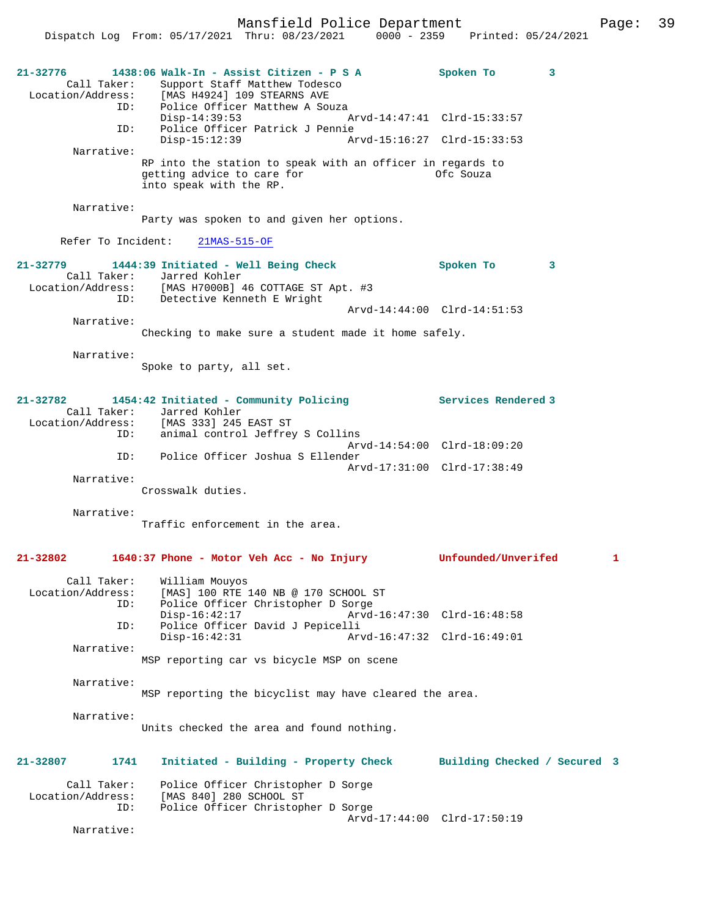**21-32776** **1438:06 Walk-In - Assist Citizen - P S A** **Spoken To** **3**

Call Taker: Support Staff Matthew Todesco
Location/Address: [MAS H4924] 109 STEARNS AVE
ID: Police Officer Matthew A Souza
Disp-14:39:53 Arvd-14:47:41 Clrd-15:33:57
ID: Police Officer Patrick J Pennie
Disp-15:12:39 Arvd-15:16:27 Clrd-15:33:53

Narrative:
RP into the station to speak with an officer in regards to getting advice to care for Ofc Souza into speak with the RP.

Narrative:
Party was spoken to and given her options.

Refer To Incident: 21MAS-515-OF

**21-32779** **1444:39 Initiated - Well Being Check** **Spoken To** **3**

Call Taker: Jarred Kohler
Location/Address: [MAS H7000B] 46 COTTAGE ST Apt. #3
ID: Detective Kenneth E Wright
Arvd-14:44:00 Clrd-14:51:53

Narrative:
Checking to make sure a student made it home safely.

Narrative:
Spoke to party, all set.

**21-32782** **1454:42 Initiated - Community Policing** **Services Rendered 3**

Call Taker: Jarred Kohler
Location/Address: [MAS 333] 245 EAST ST
ID: animal control Jeffrey S Collins
Arvd-14:54:00 Clrd-18:09:20
ID: Police Officer Joshua S Ellender
Arvd-17:31:00 Clrd-17:38:49

Narrative:
Crosswalk duties.

Narrative:
Traffic enforcement in the area.

**21-32802** **1640:37 Phone - Motor Veh Acc - No Injury** **Unfounded/Unverifed** **1**

Call Taker: William Mouyos
Location/Address: [MAS] 100 RTE 140 NB @ 170 SCHOOL ST
ID: Police Officer Christopher D Sorge
Disp-16:42:17 Arvd-16:47:30 Clrd-16:48:58
ID: Police Officer David J Pepicelli
Disp-16:42:31 Arvd-16:47:32 Clrd-16:49:01

Narrative:
MSP reporting car vs bicycle MSP on scene

Narrative:
MSP reporting the bicyclist may have cleared the area.

Narrative:
Units checked the area and found nothing.

**21-32807** **1741** **Initiated - Building - Property Check** **Building Checked / Secured 3**

Call Taker: Police Officer Christopher D Sorge
Location/Address: [MAS 840] 280 SCHOOL ST
ID: Police Officer Christopher D Sorge
Arvd-17:44:00 Clrd-17:50:19

Narrative: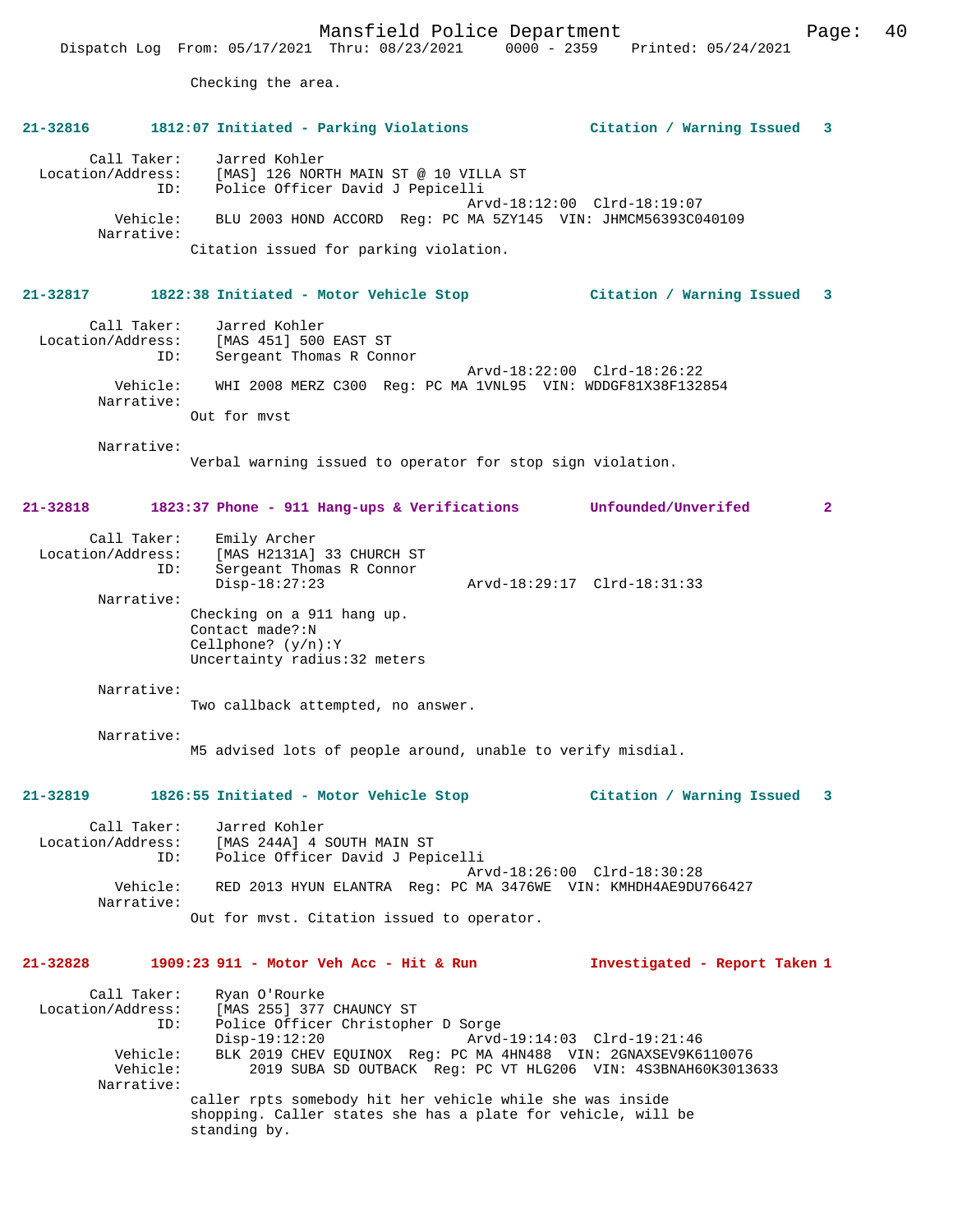Checking the area.

**21-32816 1812:07 Initiated - Parking Violations Citation / Warning Issued 3**

```
        Call Taker:    Jarred Kohler
  Location/Address:    [MAS] 126 NORTH MAIN ST @ 10 VILLA ST
                ID:    Police Officer David J Pepicelli
                                             Arvd-18:12:00  Clrd-18:19:07
           Vehicle:    BLU 2003 HOND ACCORD  Reg: PC MA 5ZY145  VIN: JHMCM56393C040109
         Narrative:
                Citation issued for parking violation.
```

**21-32817 1822:38 Initiated - Motor Vehicle Stop Citation / Warning Issued 3**

```
        Call Taker:    Jarred Kohler
  Location/Address:    [MAS 451] 500 EAST ST
                ID:    Sergeant Thomas R Connor
                                             Arvd-18:22:00  Clrd-18:26:22
           Vehicle:    WHI 2008 MERZ C300  Reg: PC MA 1VNL95  VIN: WDDGF81X38F132854
         Narrative:
                Out for mvst

         Narrative:
                Verbal warning issued to operator for stop sign violation.
```

**21-32818 1823:37 Phone - 911 Hang-ups & Verifications Unfounded/Unverifed 2**

```
        Call Taker:    Emily Archer
  Location/Address:    [MAS H2131A] 33 CHURCH ST
                ID:    Sergeant Thomas R Connor
                       Disp-18:27:23                Arvd-18:29:17  Clrd-18:31:33
         Narrative:
                Checking on a 911 hang up.
                Contact made?:N
                Cellphone? (y/n):Y
                Uncertainty radius:32 meters

         Narrative:
                Two callback attempted, no answer.

         Narrative:
                M5 advised lots of people around, unable to verify misdial.
```

**21-32819 1826:55 Initiated - Motor Vehicle Stop Citation / Warning Issued 3**

```
        Call Taker:    Jarred Kohler
  Location/Address:    [MAS 244A] 4 SOUTH MAIN ST
                ID:    Police Officer David J Pepicelli
                                             Arvd-18:26:00  Clrd-18:30:28
           Vehicle:    RED 2013 HYUN ELANTRA  Reg: PC MA 3476WE  VIN: KMHDH4AE9DU766427
         Narrative:
                Out for mvst. Citation issued to operator.
```

**21-32828 1909:23 911 - Motor Veh Acc - Hit & Run Investigated - Report Taken 1**

```
        Call Taker:    Ryan O'Rourke
  Location/Address:    [MAS 255] 377 CHAUNCY ST
                ID:    Police Officer Christopher D Sorge
                       Disp-19:12:20                Arvd-19:14:03  Clrd-19:21:46
           Vehicle:    BLK 2019 CHEV EQUINOX  Reg: PC MA 4HN488  VIN: 2GNAXSEV9K6110076
           Vehicle:        2019 SUBA SD OUTBACK  Reg: PC VT HLG206  VIN: 4S3BNAH60K3013633
         Narrative:
                caller rpts somebody hit her vehicle while she was inside
                shopping. Caller states she has a plate for vehicle, will be
                standing by.
```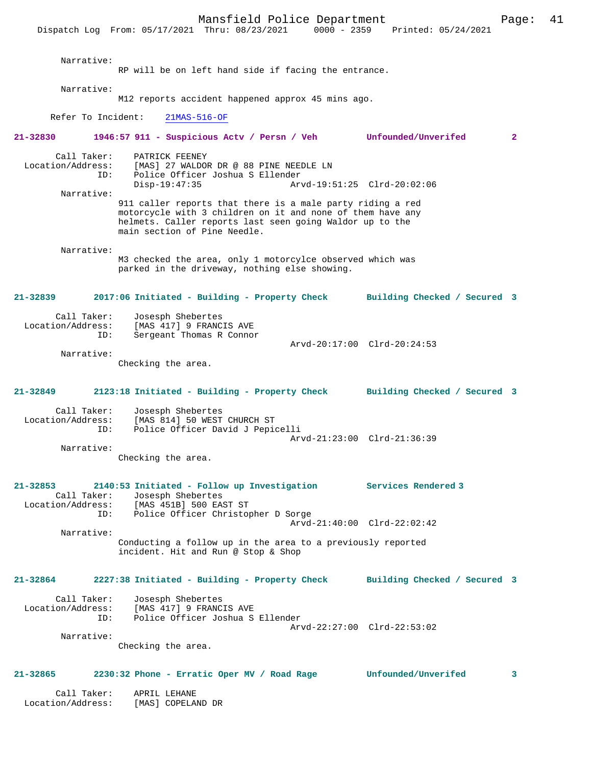Narrative:
RP will be on left hand side if facing the entrance.

Narrative:
M12 reports accident happened approx 45 mins ago.

Refer To Incident: 21MAS-516-OF

**21-32830 1946:57 911 - Suspicious Actv / Persn / Veh Unfounded/Unverifed 2**

Call Taker: PATRICK FEENEY
Location/Address: [MAS] 27 WALDOR DR @ 88 PINE NEEDLE LN
ID: Police Officer Joshua S Ellender
Disp-19:47:35 Arvd-19:51:25 Clrd-20:02:06

Narrative:
911 caller reports that there is a male party riding a red motorcycle with 3 children on it and none of them have any helmets. Caller reports last seen going Waldor up to the main section of Pine Needle.

Narrative:
M3 checked the area, only 1 motorcylce observed which was parked in the driveway, nothing else showing.

**21-32839 2017:06 Initiated - Building - Property Check Building Checked / Secured 3**

Call Taker: Josesph Shebertes
Location/Address: [MAS 417] 9 FRANCIS AVE
ID: Sergeant Thomas R Connor
Arvd-20:17:00 Clrd-20:24:53

Narrative:
Checking the area.

**21-32849 2123:18 Initiated - Building - Property Check Building Checked / Secured 3**

Call Taker: Josesph Shebertes
Location/Address: [MAS 814] 50 WEST CHURCH ST
ID: Police Officer David J Pepicelli
Arvd-21:23:00 Clrd-21:36:39

Narrative:
Checking the area.

**21-32853 2140:53 Initiated - Follow up Investigation Services Rendered 3**

Call Taker: Josesph Shebertes
Location/Address: [MAS 451B] 500 EAST ST
ID: Police Officer Christopher D Sorge
Arvd-21:40:00 Clrd-22:02:42

Narrative:
Conducting a follow up in the area to a previously reported incident. Hit and Run @ Stop & Shop

**21-32864 2227:38 Initiated - Building - Property Check Building Checked / Secured 3**

Call Taker: Josesph Shebertes
Location/Address: [MAS 417] 9 FRANCIS AVE
ID: Police Officer Joshua S Ellender
Arvd-22:27:00 Clrd-22:53:02

Narrative:
Checking the area.

**21-32865 2230:32 Phone - Erratic Oper MV / Road Rage Unfounded/Unverifed 3**

Call Taker: APRIL LEHANE
Location/Address: [MAS] COPELAND DR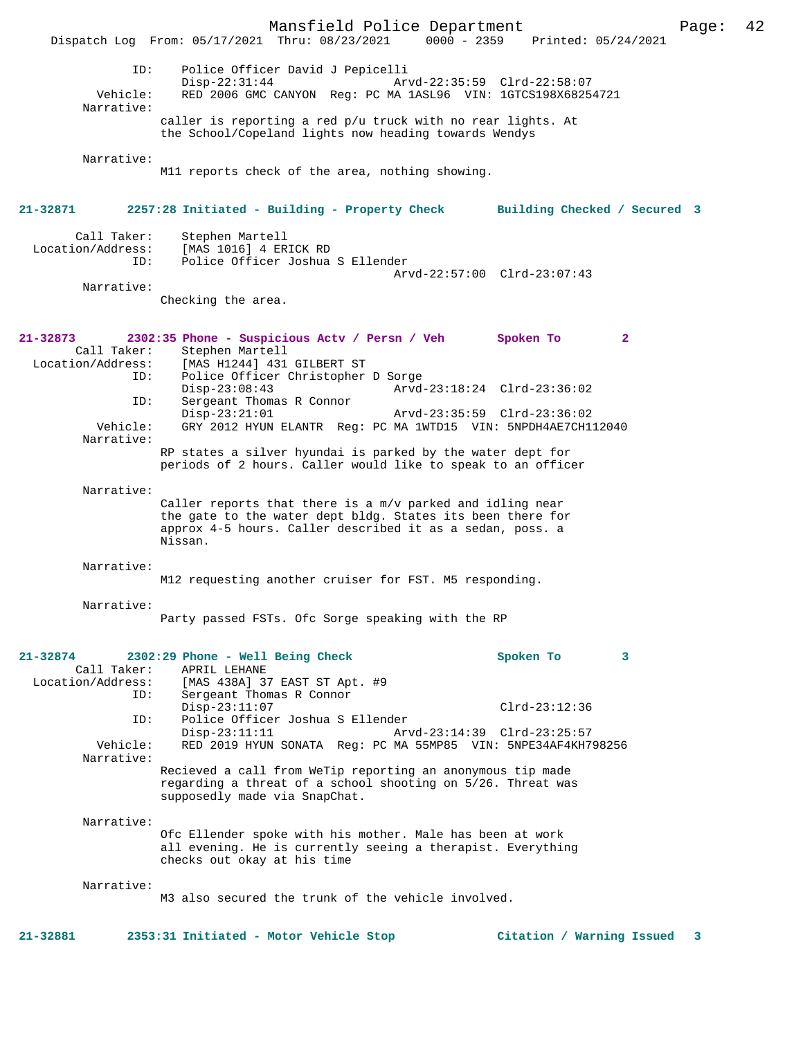```
            ID:     Police Officer David J Pepicelli
                    Disp-22:31:44              Arvd-22:35:59  Clrd-22:58:07
       Vehicle:     RED 2006 GMC CANYON  Reg: PC MA 1ASL96  VIN: 1GTCS198X68254721
     Narrative:
                   caller is reporting a red p/u truck with no rear lights. At
                   the School/Copeland lights now heading towards Wendys

     Narrative:
                   M11 reports check of the area, nothing showing.
```

**21-32871   2257:28 Initiated - Building - Property Check   Building Checked / Secured 3**

```
    Call Taker:     Stephen Martell
Location/Address:   [MAS 1016] 4 ERICK RD
            ID:     Police Officer Joshua S Ellender
                                               Arvd-22:57:00  Clrd-23:07:43
     Narrative:
                   Checking the area.
```

**21-32873   2302:35 Phone - Suspicious Actv / Persn / Veh   Spoken To   2**

```
    Call Taker:     Stephen Martell
Location/Address:   [MAS H1244] 431 GILBERT ST
            ID:     Police Officer Christopher D Sorge
                    Disp-23:08:43              Arvd-23:18:24  Clrd-23:36:02
            ID:     Sergeant Thomas R Connor
                    Disp-23:21:01              Arvd-23:35:59  Clrd-23:36:02
       Vehicle:     GRY 2012 HYUN ELANTR  Reg: PC MA 1WTD15  VIN: 5NPDH4AE7CH112040
     Narrative:
                   RP states a silver hyundai is parked by the water dept for
                   periods of 2 hours. Caller would like to speak to an officer

     Narrative:
                   Caller reports that there is a m/v parked and idling near
                   the gate to the water dept bldg. States its been there for
                   approx 4-5 hours. Caller described it as a sedan, poss. a
                   Nissan.

     Narrative:
                   M12 requesting another cruiser for FST. M5 responding.

     Narrative:
                   Party passed FSTs. Ofc Sorge speaking with the RP
```

**21-32874   2302:29 Phone - Well Being Check   Spoken To   3**

```
    Call Taker:     APRIL LEHANE
Location/Address:   [MAS 438A] 37 EAST ST Apt. #9
            ID:     Sergeant Thomas R Connor
                    Disp-23:11:07                             Clrd-23:12:36
            ID:     Police Officer Joshua S Ellender
                    Disp-23:11:11              Arvd-23:14:39  Clrd-23:25:57
       Vehicle:     RED 2019 HYUN SONATA  Reg: PC MA 55MP85  VIN: 5NPE34AF4KH798256
     Narrative:
                   Recieved a call from WeTip reporting an anonymous tip made
                   regarding a threat of a school shooting on 5/26. Threat was
                   supposedly made via SnapChat.

     Narrative:
                   Ofc Ellender spoke with his mother. Male has been at work
                   all evening. He is currently seeing a therapist. Everything
                   checks out okay at his time

     Narrative:
                   M3 also secured the trunk of the vehicle involved.
```

**21-32881   2353:31 Initiated - Motor Vehicle Stop   Citation / Warning Issued   3**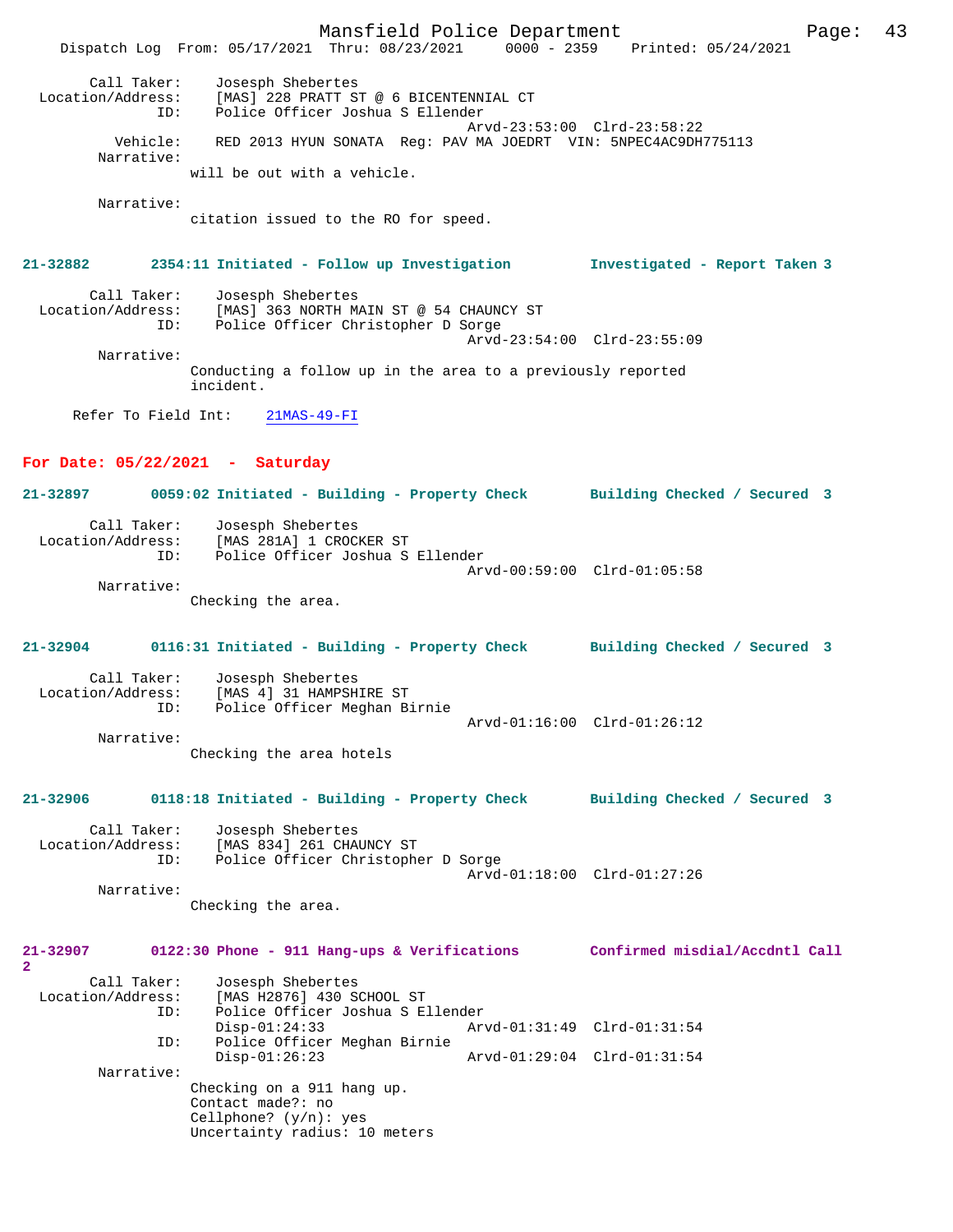Call Taker: Josesph Shebertes
Location/Address: [MAS] 228 PRATT ST @ 6 BICENTENNIAL CT
ID: Police Officer Joshua S Ellender
Arvd-23:53:00 Clrd-23:58:22
Vehicle: RED 2013 HYUN SONATA Reg: PAV MA JOEDRT VIN: 5NPEC4AC9DH775113
Narrative:
will be out with a vehicle.

Narrative:
citation issued to the RO for speed.

**21-32882 2354:11 Initiated - Follow up Investigation Investigated - Report Taken 3**

Call Taker: Josesph Shebertes
Location/Address: [MAS] 363 NORTH MAIN ST @ 54 CHAUNCY ST
ID: Police Officer Christopher D Sorge
Arvd-23:54:00 Clrd-23:55:09
Narrative:
Conducting a follow up in the area to a previously reported incident.

Refer To Field Int: 21MAS-49-FI

## For Date: 05/22/2021 - Saturday

**21-32897 0059:02 Initiated - Building - Property Check Building Checked / Secured 3**

Call Taker: Josesph Shebertes
Location/Address: [MAS 281A] 1 CROCKER ST
ID: Police Officer Joshua S Ellender
Arvd-00:59:00 Clrd-01:05:58
Narrative:
Checking the area.

**21-32904 0116:31 Initiated - Building - Property Check Building Checked / Secured 3**

Call Taker: Josesph Shebertes
Location/Address: [MAS 4] 31 HAMPSHIRE ST
ID: Police Officer Meghan Birnie
Arvd-01:16:00 Clrd-01:26:12
Narrative:
Checking the area hotels

**21-32906 0118:18 Initiated - Building - Property Check Building Checked / Secured 3**

Call Taker: Josesph Shebertes
Location/Address: [MAS 834] 261 CHAUNCY ST
ID: Police Officer Christopher D Sorge
Arvd-01:18:00 Clrd-01:27:26
Narrative:
Checking the area.

**21-32907 0122:30 Phone - 911 Hang-ups & Verifications Confirmed misdial/Accdntl Call 2**

Call Taker: Josesph Shebertes
Location/Address: [MAS H2876] 430 SCHOOL ST
ID: Police Officer Joshua S Ellender
Disp-01:24:33 Arvd-01:31:49 Clrd-01:31:54
ID: Police Officer Meghan Birnie
Disp-01:26:23 Arvd-01:29:04 Clrd-01:31:54
Narrative:
Checking on a 911 hang up.
Contact made?: no
Cellphone? (y/n): yes
Uncertainty radius: 10 meters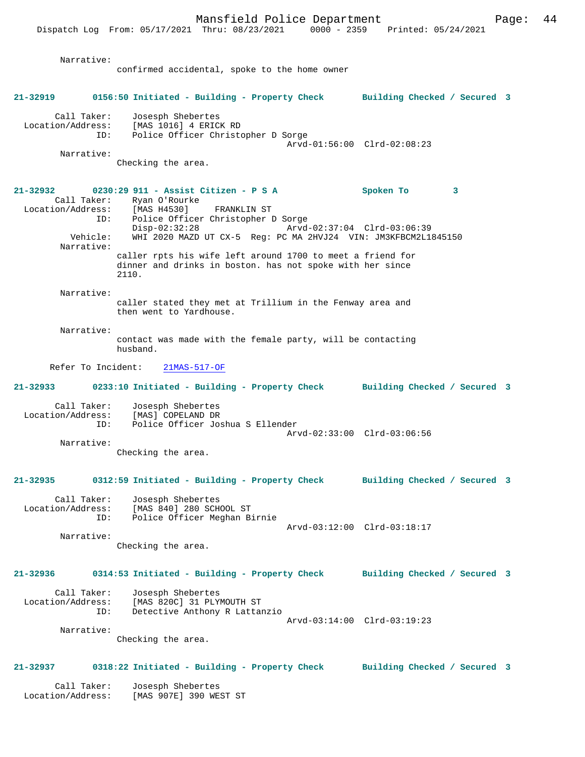Narrative:
confirmed accidental, spoke to the home owner

**21-32919 0156:50 Initiated - Building - Property Check Building Checked / Secured 3**

Call Taker: Josesph Shebertes
Location/Address: [MAS 1016] 4 ERICK RD
ID: Police Officer Christopher D Sorge
Arvd-01:56:00 Clrd-02:08:23
Narrative:
Checking the area.

**21-32932 0230:29 911 - Assist Citizen - P S A Spoken To 3**

Call Taker: Ryan O'Rourke
Location/Address: [MAS H4530] FRANKLIN ST
ID: Police Officer Christopher D Sorge
Disp-02:32:28 Arvd-02:37:04 Clrd-03:06:39
Vehicle: WHI 2020 MAZD UT CX-5 Reg: PC MA 2HVJ24 VIN: JM3KFBCM2L1845150
Narrative:
caller rpts his wife left around 1700 to meet a friend for dinner and drinks in boston. has not spoke with her since 2110.

Narrative:
caller stated they met at Trillium in the Fenway area and then went to Yardhouse.

Narrative:
contact was made with the female party, will be contacting husband.

Refer To Incident: 21MAS-517-OF

**21-32933 0233:10 Initiated - Building - Property Check Building Checked / Secured 3**

Call Taker: Josesph Shebertes
Location/Address: [MAS] COPELAND DR
ID: Police Officer Joshua S Ellender
Arvd-02:33:00 Clrd-03:06:56
Narrative:
Checking the area.

**21-32935 0312:59 Initiated - Building - Property Check Building Checked / Secured 3**

Call Taker: Josesph Shebertes
Location/Address: [MAS 840] 280 SCHOOL ST
ID: Police Officer Meghan Birnie
Arvd-03:12:00 Clrd-03:18:17
Narrative:
Checking the area.

**21-32936 0314:53 Initiated - Building - Property Check Building Checked / Secured 3**

Call Taker: Josesph Shebertes
Location/Address: [MAS 820C] 31 PLYMOUTH ST
ID: Detective Anthony R Lattanzio
Arvd-03:14:00 Clrd-03:19:23
Narrative:
Checking the area.

**21-32937 0318:22 Initiated - Building - Property Check Building Checked / Secured 3**

Call Taker: Josesph Shebertes
Location/Address: [MAS 907E] 390 WEST ST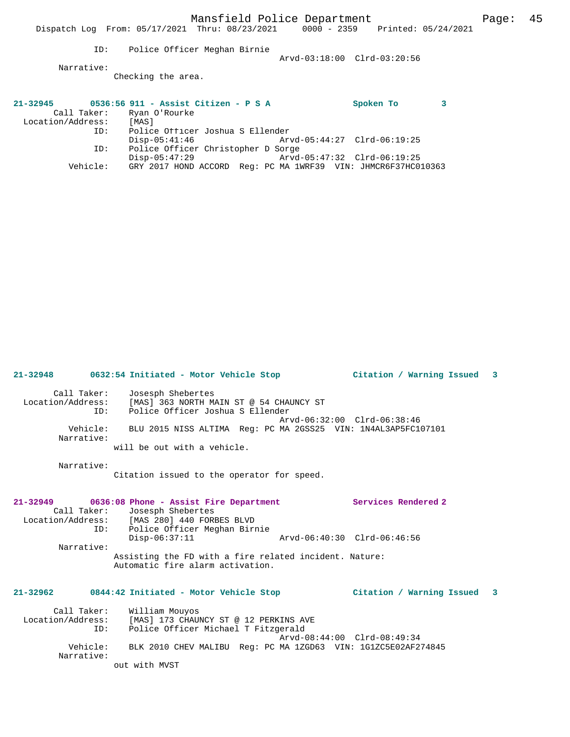ID: Police Officer Meghan Birnie
Arvd-03:18:00 Clrd-03:20:56

Narrative:
Checking the area.

**21-32945 0536:56 911 - Assist Citizen - P S A Spoken To 3**

Call Taker: Ryan O'Rourke
Location/Address: [MAS]
ID: Police Officer Joshua S Ellender
Disp-05:41:46 Arvd-05:44:27 Clrd-06:19:25
ID: Police Officer Christopher D Sorge
Disp-05:47:29 Arvd-05:47:32 Clrd-06:19:25
Vehicle: GRY 2017 HOND ACCORD Reg: PC MA 1WRF39 VIN: JHMCR6F37HC010363

**21-32948 0632:54 Initiated - Motor Vehicle Stop Citation / Warning Issued 3**

Call Taker: Josesph Shebertes
Location/Address: [MAS] 363 NORTH MAIN ST @ 54 CHAUNCY ST
ID: Police Officer Joshua S Ellender
Arvd-06:32:00 Clrd-06:38:46
Vehicle: BLU 2015 NISS ALTIMA Reg: PC MA 2GSS25 VIN: 1N4AL3AP5FC107101

Narrative:
will be out with a vehicle.

Narrative:
Citation issued to the operator for speed.

**21-32949 0636:08 Phone - Assist Fire Department Services Rendered 2**

Call Taker: Josesph Shebertes
Location/Address: [MAS 280] 440 FORBES BLVD
ID: Police Officer Meghan Birnie
Disp-06:37:11 Arvd-06:40:30 Clrd-06:46:56

Narrative:
Assisting the FD with a fire related incident. Nature: Automatic fire alarm activation.

**21-32962 0844:42 Initiated - Motor Vehicle Stop Citation / Warning Issued 3**

Call Taker: William Mouyos
Location/Address: [MAS] 173 CHAUNCY ST @ 12 PERKINS AVE
ID: Police Officer Michael T Fitzgerald
Arvd-08:44:00 Clrd-08:49:34
Vehicle: BLK 2010 CHEV MALIBU Reg: PC MA 1ZGD63 VIN: 1G1ZC5E02AF274845

Narrative:
out with MVST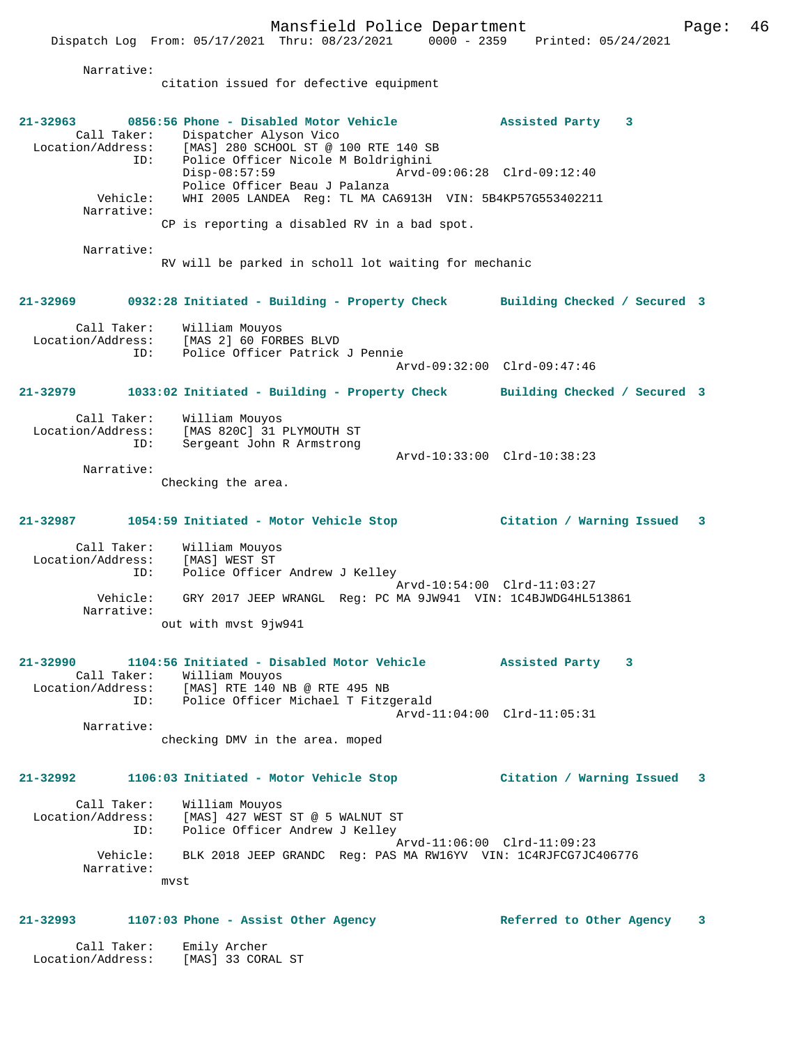Narrative:
citation issued for defective equipment

**21-32963 0856:56 Phone - Disabled Motor Vehicle — Assisted Party 3**

Call Taker: Dispatcher Alyson Vico
Location/Address: [MAS] 280 SCHOOL ST @ 100 RTE 140 SB
ID: Police Officer Nicole M Boldrighini
Disp-08:57:59 Arvd-09:06:28 Clrd-09:12:40
Police Officer Beau J Palanza
Vehicle: WHI 2005 LANDEA Reg: TL MA CA6913H VIN: 5B4KP57G553402211
Narrative:
CP is reporting a disabled RV in a bad spot.

Narrative:
RV will be parked in scholl lot waiting for mechanic

**21-32969 0932:28 Initiated - Building - Property Check — Building Checked / Secured 3**

Call Taker: William Mouyos
Location/Address: [MAS 2] 60 FORBES BLVD
ID: Police Officer Patrick J Pennie
Arvd-09:32:00 Clrd-09:47:46

**21-32979 1033:02 Initiated - Building - Property Check — Building Checked / Secured 3**

Call Taker: William Mouyos
Location/Address: [MAS 820C] 31 PLYMOUTH ST
ID: Sergeant John R Armstrong
Arvd-10:33:00 Clrd-10:38:23
Narrative:
Checking the area.

**21-32987 1054:59 Initiated - Motor Vehicle Stop — Citation / Warning Issued 3**

Call Taker: William Mouyos
Location/Address: [MAS] WEST ST
ID: Police Officer Andrew J Kelley
Arvd-10:54:00 Clrd-11:03:27
Vehicle: GRY 2017 JEEP WRANGL Reg: PC MA 9JW941 VIN: 1C4BJWDG4HL513861
Narrative:
out with mvst 9jw941

**21-32990 1104:56 Initiated - Disabled Motor Vehicle — Assisted Party 3**

Call Taker: William Mouyos
Location/Address: [MAS] RTE 140 NB @ RTE 495 NB
ID: Police Officer Michael T Fitzgerald
Arvd-11:04:00 Clrd-11:05:31
Narrative:
checking DMV in the area. moped

**21-32992 1106:03 Initiated - Motor Vehicle Stop — Citation / Warning Issued 3**

Call Taker: William Mouyos
Location/Address: [MAS] 427 WEST ST @ 5 WALNUT ST
ID: Police Officer Andrew J Kelley
Arvd-11:06:00 Clrd-11:09:23
Vehicle: BLK 2018 JEEP GRANDC Reg: PAS MA RW16YV VIN: 1C4RJFCG7JC406776
Narrative:
mvst

**21-32993 1107:03 Phone - Assist Other Agency — Referred to Other Agency 3**

Call Taker: Emily Archer
Location/Address: [MAS] 33 CORAL ST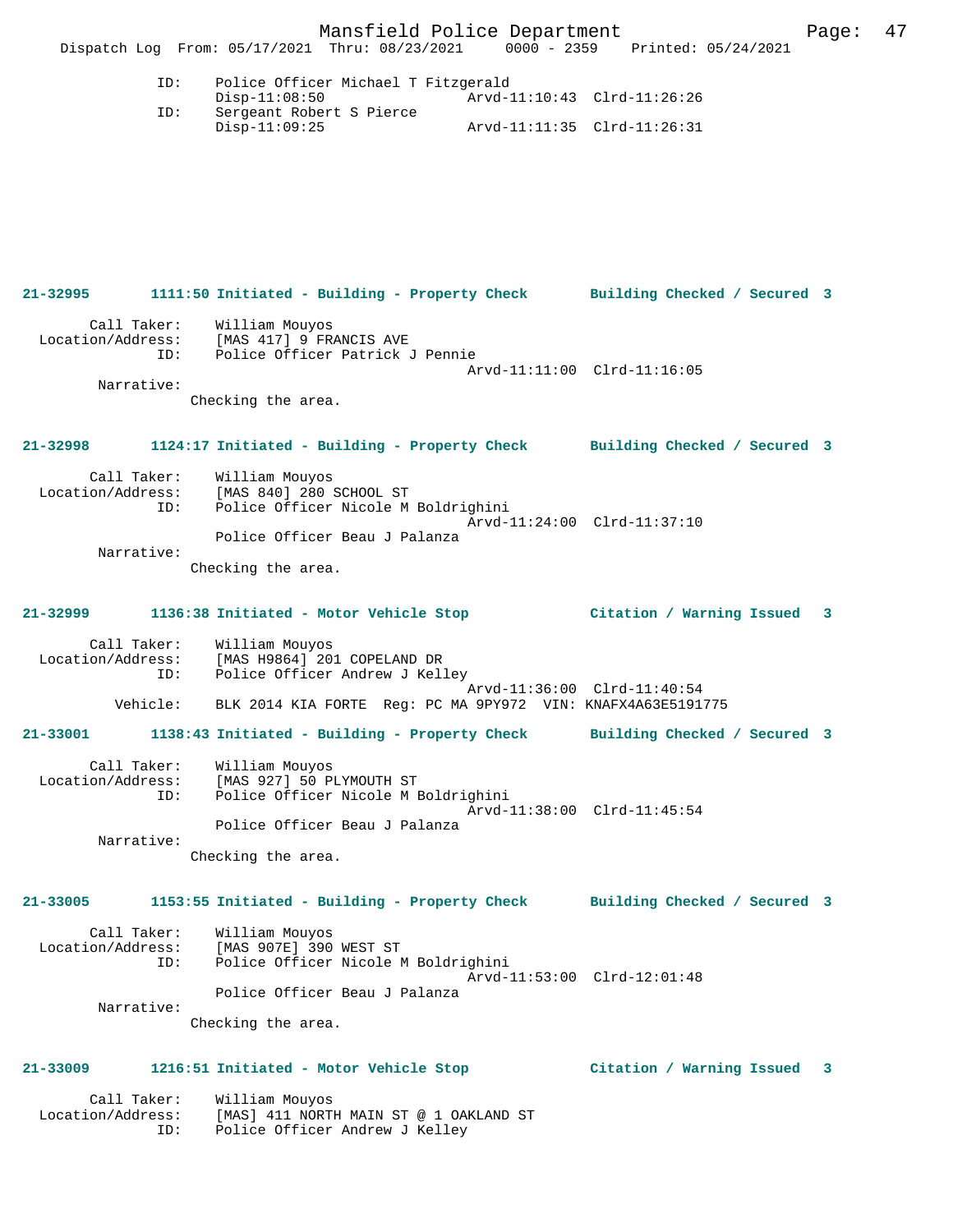ID: Police Officer Michael T Fitzgerald
Disp-11:08:50 Arvd-11:10:43 Clrd-11:26:26
ID: Sergeant Robert S Pierce
Disp-11:09:25 Arvd-11:11:35 Clrd-11:26:31

**21-32995 1111:50 Initiated - Building - Property Check Building Checked / Secured 3**

Call Taker: William Mouyos
Location/Address: [MAS 417] 9 FRANCIS AVE
ID: Police Officer Patrick J Pennie
Arvd-11:11:00 Clrd-11:16:05
Narrative:
Checking the area.

**21-32998 1124:17 Initiated - Building - Property Check Building Checked / Secured 3**

Call Taker: William Mouyos
Location/Address: [MAS 840] 280 SCHOOL ST
ID: Police Officer Nicole M Boldrighini
Arvd-11:24:00 Clrd-11:37:10
Police Officer Beau J Palanza
Narrative:
Checking the area.

**21-32999 1136:38 Initiated - Motor Vehicle Stop Citation / Warning Issued 3**

Call Taker: William Mouyos
Location/Address: [MAS H9864] 201 COPELAND DR
ID: Police Officer Andrew J Kelley
Arvd-11:36:00 Clrd-11:40:54
Vehicle: BLK 2014 KIA FORTE Reg: PC MA 9PY972 VIN: KNAFX4A63E5191775

**21-33001 1138:43 Initiated - Building - Property Check Building Checked / Secured 3**

Call Taker: William Mouyos
Location/Address: [MAS 927] 50 PLYMOUTH ST
ID: Police Officer Nicole M Boldrighini
Arvd-11:38:00 Clrd-11:45:54
Police Officer Beau J Palanza
Narrative:
Checking the area.

**21-33005 1153:55 Initiated - Building - Property Check Building Checked / Secured 3**

Call Taker: William Mouyos
Location/Address: [MAS 907E] 390 WEST ST
ID: Police Officer Nicole M Boldrighini
Arvd-11:53:00 Clrd-12:01:48
Police Officer Beau J Palanza
Narrative:
Checking the area.

**21-33009 1216:51 Initiated - Motor Vehicle Stop Citation / Warning Issued 3**

Call Taker: William Mouyos
Location/Address: [MAS] 411 NORTH MAIN ST @ 1 OAKLAND ST
ID: Police Officer Andrew J Kelley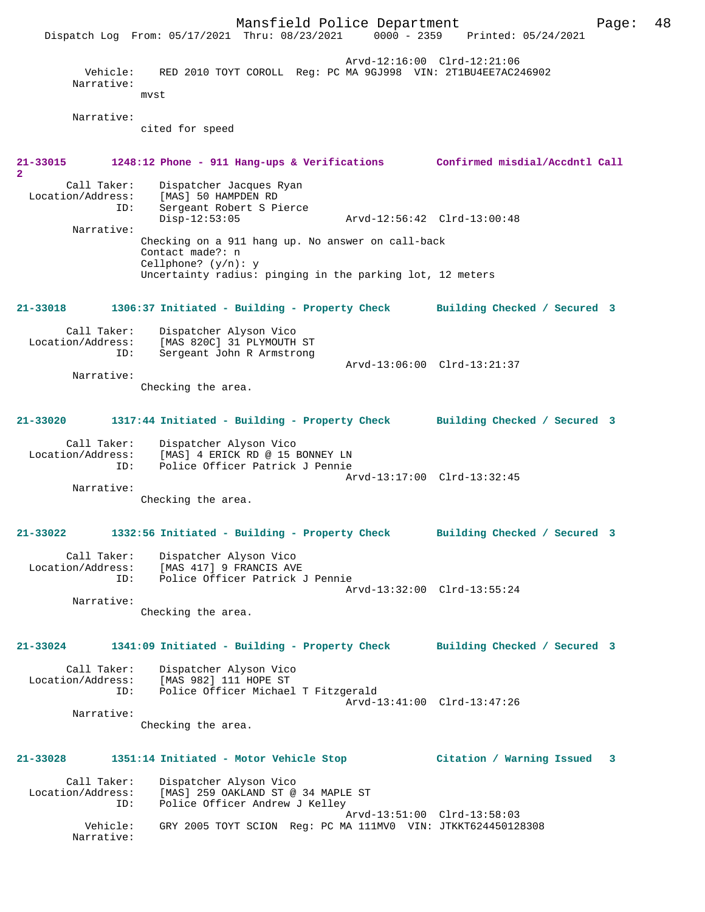Arvd-12:16:00 Clrd-12:21:06

Vehicle: RED 2010 TOYT COROLL Reg: PC MA 9GJ998 VIN: 2T1BU4EE7AC246902

Narrative:
mvst

Narrative:
cited for speed

**21-33015 1248:12 Phone - 911 Hang-ups & Verifications Confirmed misdial/Accdntl Call 2**

Call Taker: Dispatcher Jacques Ryan
Location/Address: [MAS] 50 HAMPDEN RD
ID: Sergeant Robert S Pierce
Disp-12:53:05 Arvd-12:56:42 Clrd-13:00:48

Narrative:
Checking on a 911 hang up. No answer on call-back
Contact made?: n
Cellphone? (y/n): y
Uncertainty radius: pinging in the parking lot, 12 meters

**21-33018 1306:37 Initiated - Building - Property Check Building Checked / Secured 3**

Call Taker: Dispatcher Alyson Vico
Location/Address: [MAS 820C] 31 PLYMOUTH ST
ID: Sergeant John R Armstrong
Arvd-13:06:00 Clrd-13:21:37

Narrative:
Checking the area.

**21-33020 1317:44 Initiated - Building - Property Check Building Checked / Secured 3**

Call Taker: Dispatcher Alyson Vico
Location/Address: [MAS] 4 ERICK RD @ 15 BONNEY LN
ID: Police Officer Patrick J Pennie
Arvd-13:17:00 Clrd-13:32:45

Narrative:
Checking the area.

**21-33022 1332:56 Initiated - Building - Property Check Building Checked / Secured 3**

Call Taker: Dispatcher Alyson Vico
Location/Address: [MAS 417] 9 FRANCIS AVE
ID: Police Officer Patrick J Pennie
Arvd-13:32:00 Clrd-13:55:24

Narrative:
Checking the area.

**21-33024 1341:09 Initiated - Building - Property Check Building Checked / Secured 3**

Call Taker: Dispatcher Alyson Vico
Location/Address: [MAS 982] 111 HOPE ST
ID: Police Officer Michael T Fitzgerald
Arvd-13:41:00 Clrd-13:47:26

Narrative:
Checking the area.

**21-33028 1351:14 Initiated - Motor Vehicle Stop Citation / Warning Issued 3**

Call Taker: Dispatcher Alyson Vico
Location/Address: [MAS] 259 OAKLAND ST @ 34 MAPLE ST
ID: Police Officer Andrew J Kelley
Arvd-13:51:00 Clrd-13:58:03

Vehicle: GRY 2005 TOYT SCION Reg: PC MA 111MV0 VIN: JTKKT624450128308

Narrative: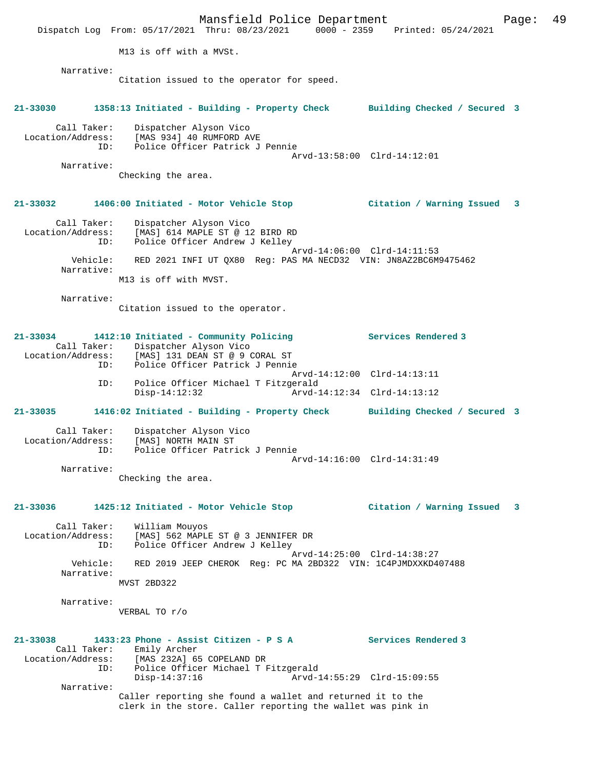M13 is off with a MVSt.

Narrative:
Citation issued to the operator for speed.

**21-33030 1358:13 Initiated - Building - Property Check Building Checked / Secured 3**

Call Taker: Dispatcher Alyson Vico
Location/Address: [MAS 934] 40 RUMFORD AVE
ID: Police Officer Patrick J Pennie
Arvd-13:58:00 Clrd-14:12:01
Narrative:
Checking the area.

**21-33032 1406:00 Initiated - Motor Vehicle Stop Citation / Warning Issued 3**

Call Taker: Dispatcher Alyson Vico
Location/Address: [MAS] 614 MAPLE ST @ 12 BIRD RD
ID: Police Officer Andrew J Kelley
Arvd-14:06:00 Clrd-14:11:53
Vehicle: RED 2021 INFI UT QX80 Reg: PAS MA NECD32 VIN: JN8AZ2BC6M9475462
Narrative:
M13 is off with MVST.

Narrative:
Citation issued to the operator.

**21-33034 1412:10 Initiated - Community Policing Services Rendered 3**

Call Taker: Dispatcher Alyson Vico
Location/Address: [MAS] 131 DEAN ST @ 9 CORAL ST
ID: Police Officer Patrick J Pennie
Arvd-14:12:00 Clrd-14:13:11
ID: Police Officer Michael T Fitzgerald
Disp-14:12:32 Arvd-14:12:34 Clrd-14:13:12

**21-33035 1416:02 Initiated - Building - Property Check Building Checked / Secured 3**

Call Taker: Dispatcher Alyson Vico
Location/Address: [MAS] NORTH MAIN ST
ID: Police Officer Patrick J Pennie
Arvd-14:16:00 Clrd-14:31:49
Narrative:
Checking the area.

**21-33036 1425:12 Initiated - Motor Vehicle Stop Citation / Warning Issued 3**

Call Taker: William Mouyos
Location/Address: [MAS] 562 MAPLE ST @ 3 JENNIFER DR
ID: Police Officer Andrew J Kelley
Arvd-14:25:00 Clrd-14:38:27
Vehicle: RED 2019 JEEP CHEROK Reg: PC MA 2BD322 VIN: 1C4PJMDXXKD407488
Narrative:
MVST 2BD322

Narrative:
VERBAL TO r/o

**21-33038 1433:23 Phone - Assist Citizen - P S A Services Rendered 3**

Call Taker: Emily Archer
Location/Address: [MAS 232A] 65 COPELAND DR
ID: Police Officer Michael T Fitzgerald
Disp-14:37:16 Arvd-14:55:29 Clrd-15:09:55
Narrative:
Caller reporting she found a wallet and returned it to the clerk in the store. Caller reporting the wallet was pink in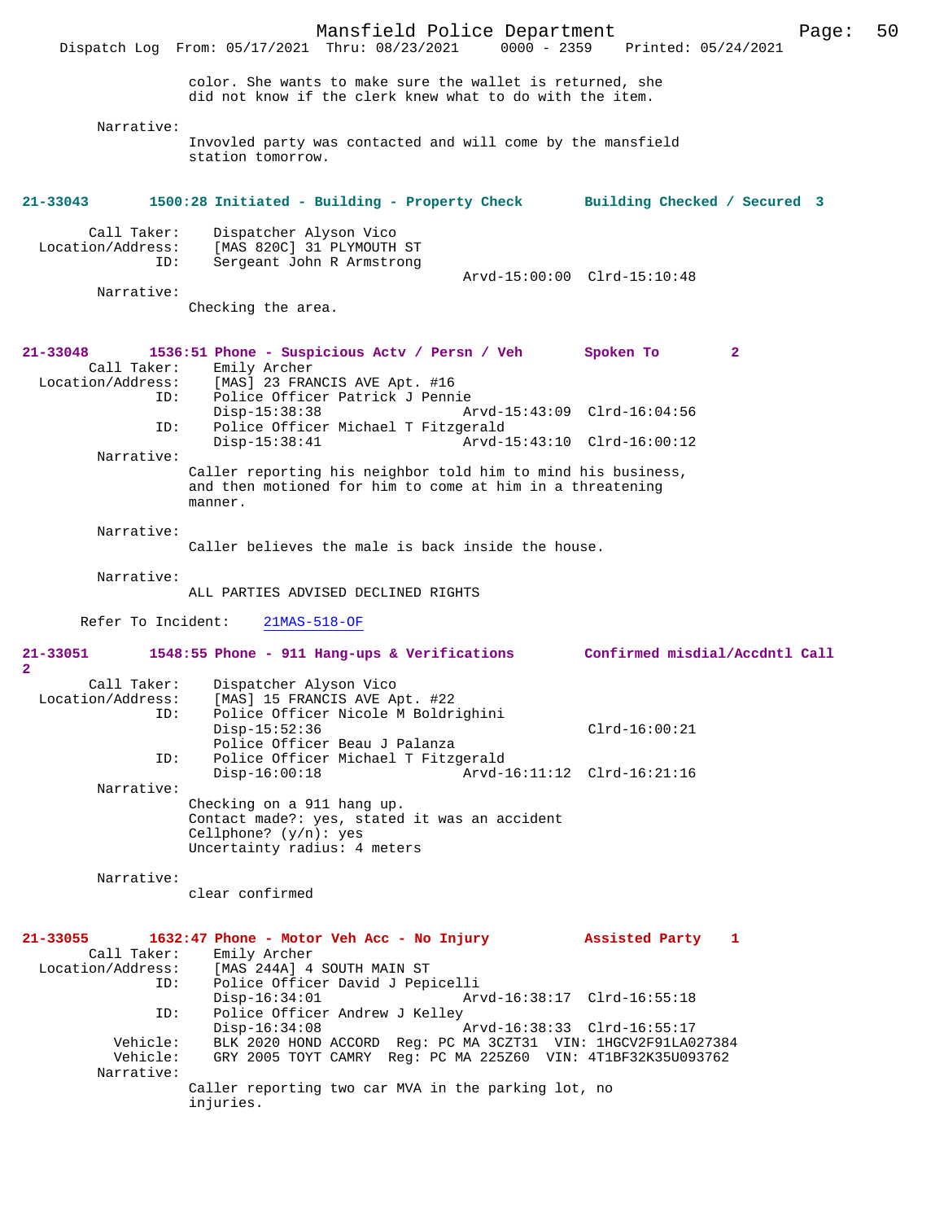color. She wants to make sure the wallet is returned, she did not know if the clerk knew what to do with the item.

Narrative:
Invovled party was contacted and will come by the mansfield station tomorrow.

**21-33043 1500:28 Initiated - Building - Property Check Building Checked / Secured 3**

Call Taker: Dispatcher Alyson Vico
Location/Address: [MAS 820C] 31 PLYMOUTH ST
ID: Sergeant John R Armstrong
Arvd-15:00:00 Clrd-15:10:48

Narrative:
Checking the area.

**21-33048 1536:51 Phone - Suspicious Actv / Persn / Veh Spoken To 2**

Call Taker: Emily Archer
Location/Address: [MAS] 23 FRANCIS AVE Apt. #16
ID: Police Officer Patrick J Pennie
Disp-15:38:38 Arvd-15:43:09 Clrd-16:04:56
ID: Police Officer Michael T Fitzgerald
Disp-15:38:41 Arvd-15:43:10 Clrd-16:00:12

Narrative:
Caller reporting his neighbor told him to mind his business, and then motioned for him to come at him in a threatening manner.

Narrative:
Caller believes the male is back inside the house.

Narrative:
ALL PARTIES ADVISED DECLINED RIGHTS

Refer To Incident: 21MAS-518-OF

**21-33051 1548:55 Phone - 911 Hang-ups & Verifications Confirmed misdial/Accdntl Call 2**

Call Taker: Dispatcher Alyson Vico
Location/Address: [MAS] 15 FRANCIS AVE Apt. #22
ID: Police Officer Nicole M Boldrighini
Disp-15:52:36 Clrd-16:00:21
Police Officer Beau J Palanza
ID: Police Officer Michael T Fitzgerald
Disp-16:00:18 Arvd-16:11:12 Clrd-16:21:16

Narrative:
Checking on a 911 hang up.
Contact made?: yes, stated it was an accident
Cellphone? (y/n): yes
Uncertainty radius: 4 meters

Narrative:
clear confirmed

**21-33055 1632:47 Phone - Motor Veh Acc - No Injury Assisted Party 1**

Call Taker: Emily Archer
Location/Address: [MAS 244A] 4 SOUTH MAIN ST
ID: Police Officer David J Pepicelli
Disp-16:34:01 Arvd-16:38:17 Clrd-16:55:18
ID: Police Officer Andrew J Kelley
Disp-16:34:08 Arvd-16:38:33 Clrd-16:55:17
Vehicle: BLK 2020 HOND ACCORD Reg: PC MA 3CZT31 VIN: 1HGCV2F91LA027384
Vehicle: GRY 2005 TOYT CAMRY Reg: PC MA 225Z60 VIN: 4T1BF32K35U093762

Narrative:
Caller reporting two car MVA in the parking lot, no injuries.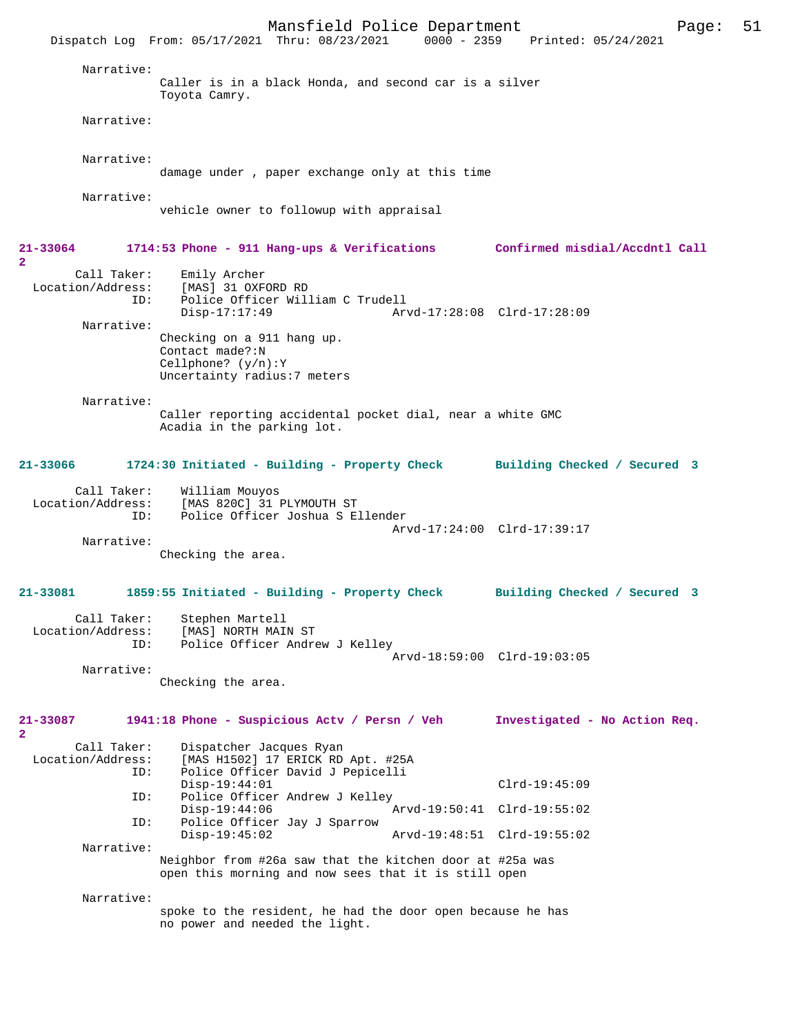Narrative:
Caller is in a black Honda, and second car is a silver Toyota Camry.

Narrative:

Narrative:
damage under , paper exchange only at this time

Narrative:
vehicle owner to followup with appraisal

**21-33064 1714:53 Phone - 911 Hang-ups & Verifications Confirmed misdial/Accdntl Call 2**

Call Taker: Emily Archer
Location/Address: [MAS] 31 OXFORD RD
ID: Police Officer William C Trudell
Disp-17:17:49 Arvd-17:28:08 Clrd-17:28:09

Narrative:
Checking on a 911 hang up.
Contact made?:N
Cellphone? (y/n):Y
Uncertainty radius:7 meters

Narrative:
Caller reporting accidental pocket dial, near a white GMC Acadia in the parking lot.

**21-33066 1724:30 Initiated - Building - Property Check Building Checked / Secured 3**

Call Taker: William Mouyos
Location/Address: [MAS 820C] 31 PLYMOUTH ST
ID: Police Officer Joshua S Ellender
Arvd-17:24:00 Clrd-17:39:17

Narrative:
Checking the area.

**21-33081 1859:55 Initiated - Building - Property Check Building Checked / Secured 3**

Call Taker: Stephen Martell
Location/Address: [MAS] NORTH MAIN ST
ID: Police Officer Andrew J Kelley
Arvd-18:59:00 Clrd-19:03:05

Narrative:
Checking the area.

**21-33087 1941:18 Phone - Suspicious Actv / Persn / Veh Investigated - No Action Req. 2**

Call Taker: Dispatcher Jacques Ryan
Location/Address: [MAS H1502] 17 ERICK RD Apt. #25A
ID: Police Officer David J Pepicelli
Disp-19:44:01 Clrd-19:45:09
ID: Police Officer Andrew J Kelley
Disp-19:44:06 Arvd-19:50:41 Clrd-19:55:02
ID: Police Officer Jay J Sparrow
Disp-19:45:02 Arvd-19:48:51 Clrd-19:55:02

Narrative:
Neighbor from #26a saw that the kitchen door at #25a was open this morning and now sees that it is still open

Narrative:
spoke to the resident, he had the door open because he has no power and needed the light.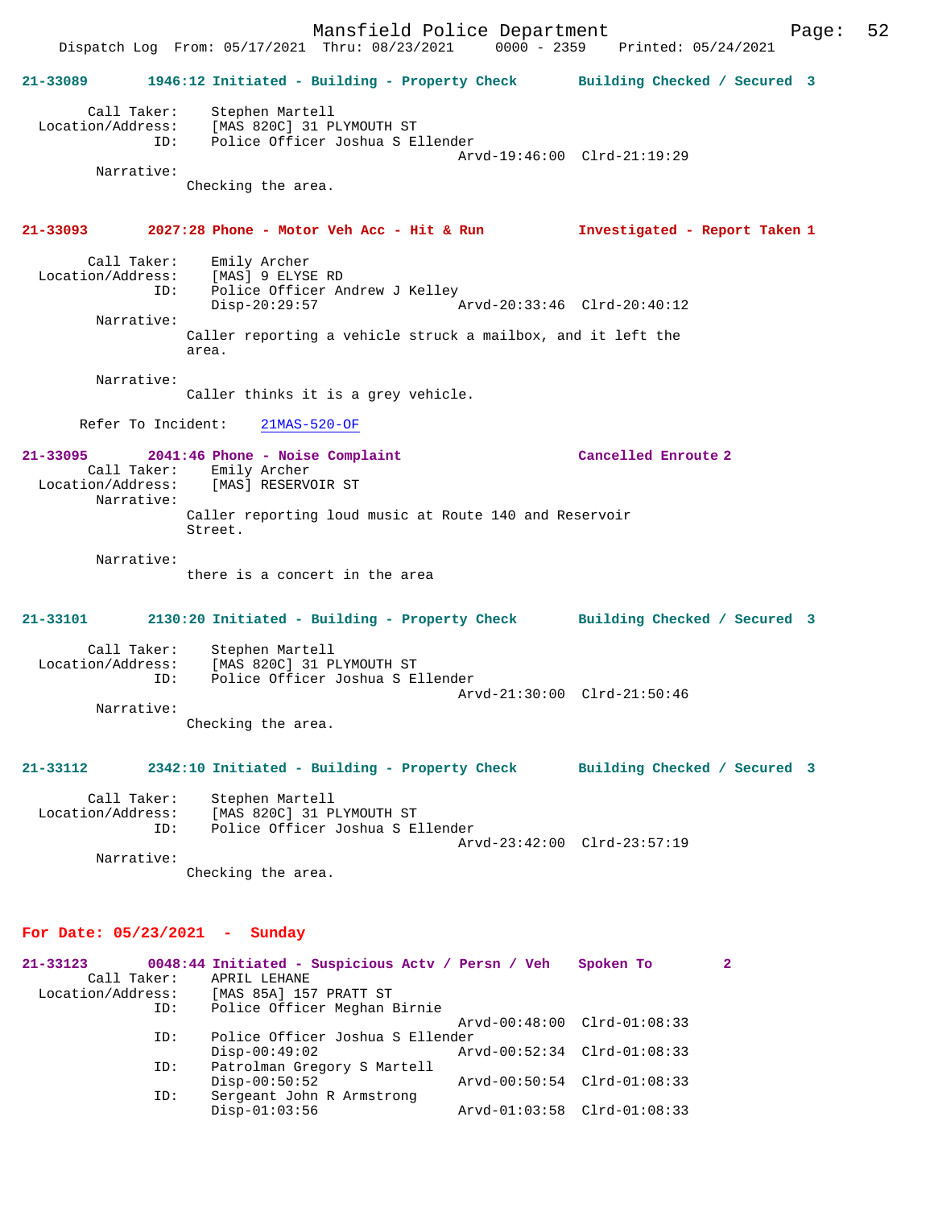**21-33089 1946:12 Initiated - Building - Property Check — Building Checked / Secured 3**

Call Taker: Stephen Martell
Location/Address: [MAS 820C] 31 PLYMOUTH ST
ID: Police Officer Joshua S Ellender
Arvd-19:46:00 Clrd-21:19:29

Narrative:
Checking the area.

**21-33093 2027:28 Phone - Motor Veh Acc - Hit & Run — Investigated - Report Taken 1**

Call Taker: Emily Archer
Location/Address: [MAS] 9 ELYSE RD
ID: Police Officer Andrew J Kelley
Disp-20:29:57 Arvd-20:33:46 Clrd-20:40:12

Narrative:
Caller reporting a vehicle struck a mailbox, and it left the area.

Narrative:
Caller thinks it is a grey vehicle.

Refer To Incident: 21MAS-520-OF

**21-33095 2041:46 Phone - Noise Complaint — Cancelled Enroute 2**

Call Taker: Emily Archer
Location/Address: [MAS] RESERVOIR ST

Narrative:
Caller reporting loud music at Route 140 and Reservoir Street.

Narrative:
there is a concert in the area

**21-33101 2130:20 Initiated - Building - Property Check — Building Checked / Secured 3**

Call Taker: Stephen Martell
Location/Address: [MAS 820C] 31 PLYMOUTH ST
ID: Police Officer Joshua S Ellender
Arvd-21:30:00 Clrd-21:50:46

Narrative:
Checking the area.

**21-33112 2342:10 Initiated - Building - Property Check — Building Checked / Secured 3**

Call Taker: Stephen Martell
Location/Address: [MAS 820C] 31 PLYMOUTH ST
ID: Police Officer Joshua S Ellender
Arvd-23:42:00 Clrd-23:57:19

Narrative:
Checking the area.

## For Date: 05/23/2021 - Sunday

**21-33123 0048:44 Initiated - Suspicious Actv / Persn / Veh — Spoken To 2**

Call Taker: APRIL LEHANE
Location/Address: [MAS 85A] 157 PRATT ST
ID: Police Officer Meghan Birnie
Arvd-00:48:00 Clrd-01:08:33
ID: Police Officer Joshua S Ellender
Disp-00:49:02 Arvd-00:52:34 Clrd-01:08:33
ID: Patrolman Gregory S Martell
Disp-00:50:52 Arvd-00:50:54 Clrd-01:08:33
ID: Sergeant John R Armstrong
Disp-01:03:56 Arvd-01:03:58 Clrd-01:08:33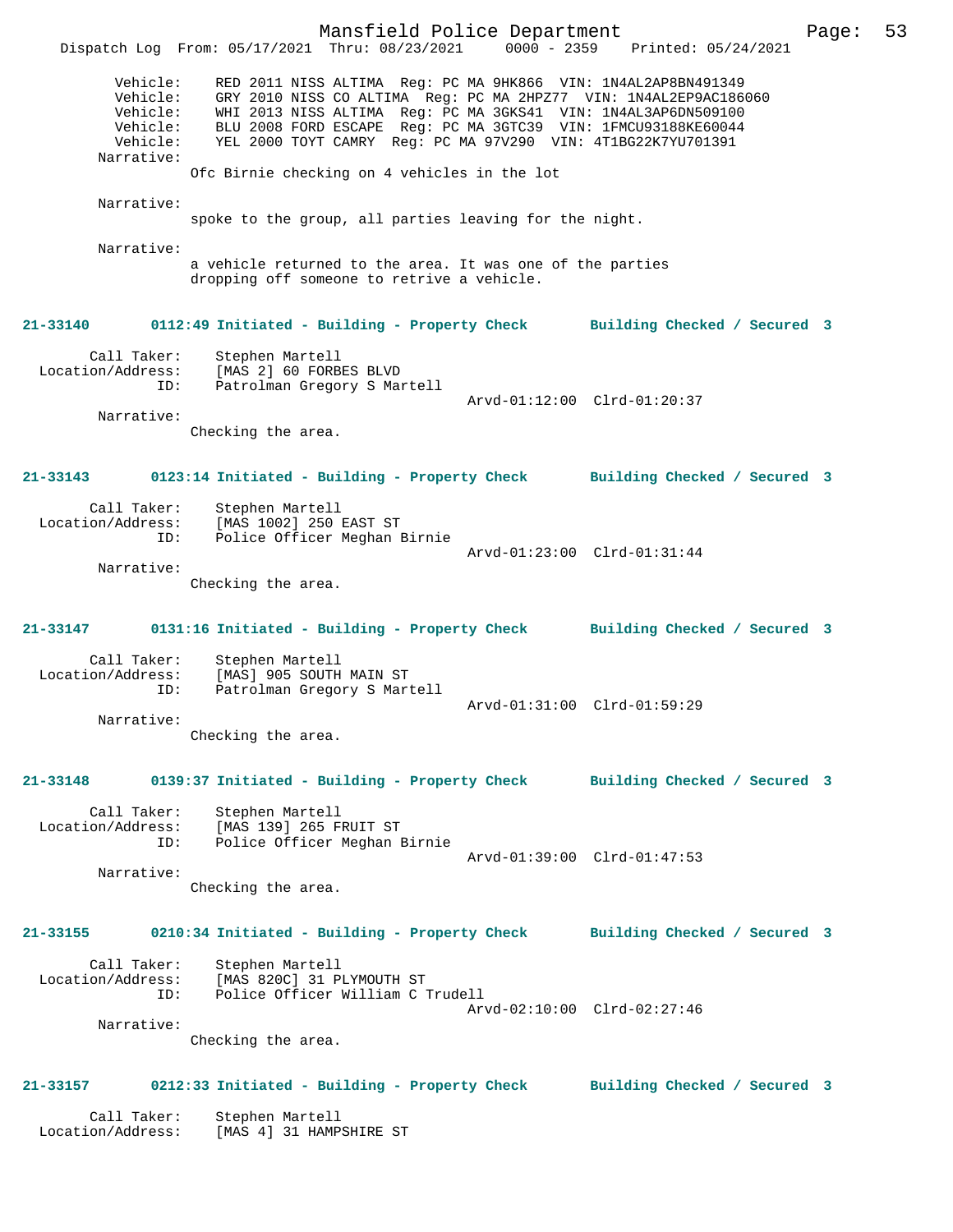Vehicle: RED 2011 NISS ALTIMA Reg: PC MA 9HK866 VIN: 1N4AL2AP8BN491349
Vehicle: GRY 2010 NISS CO ALTIMA Reg: PC MA 2HPZ77 VIN: 1N4AL2EP9AC186060
Vehicle: WHI 2013 NISS ALTIMA Reg: PC MA 3GKS41 VIN: 1N4AL3AP6DN509100
Vehicle: BLU 2008 FORD ESCAPE Reg: PC MA 3GTC39 VIN: 1FMCU93188KE60044
Vehicle: YEL 2000 TOYT CAMRY Reg: PC MA 97V290 VIN: 4T1BG22K7YU701391

Narrative:
Ofc Birnie checking on 4 vehicles in the lot

Narrative:
spoke to the group, all parties leaving for the night.

Narrative:
a vehicle returned to the area. It was one of the parties dropping off someone to retrive a vehicle.

**21-33140 0112:49 Initiated - Building - Property Check Building Checked / Secured 3**

Call Taker: Stephen Martell
Location/Address: [MAS 2] 60 FORBES BLVD
ID: Patrolman Gregory S Martell
Arvd-01:12:00 Clrd-01:20:37

Narrative:
Checking the area.

**21-33143 0123:14 Initiated - Building - Property Check Building Checked / Secured 3**

Call Taker: Stephen Martell
Location/Address: [MAS 1002] 250 EAST ST
ID: Police Officer Meghan Birnie
Arvd-01:23:00 Clrd-01:31:44

Narrative:
Checking the area.

**21-33147 0131:16 Initiated - Building - Property Check Building Checked / Secured 3**

Call Taker: Stephen Martell
Location/Address: [MAS] 905 SOUTH MAIN ST
ID: Patrolman Gregory S Martell
Arvd-01:31:00 Clrd-01:59:29

Narrative:
Checking the area.

**21-33148 0139:37 Initiated - Building - Property Check Building Checked / Secured 3**

Call Taker: Stephen Martell
Location/Address: [MAS 139] 265 FRUIT ST
ID: Police Officer Meghan Birnie
Arvd-01:39:00 Clrd-01:47:53

Narrative:
Checking the area.

**21-33155 0210:34 Initiated - Building - Property Check Building Checked / Secured 3**

Call Taker: Stephen Martell
Location/Address: [MAS 820C] 31 PLYMOUTH ST
ID: Police Officer William C Trudell
Arvd-02:10:00 Clrd-02:27:46

Narrative:
Checking the area.

**21-33157 0212:33 Initiated - Building - Property Check Building Checked / Secured 3**

Call Taker: Stephen Martell
Location/Address: [MAS 4] 31 HAMPSHIRE ST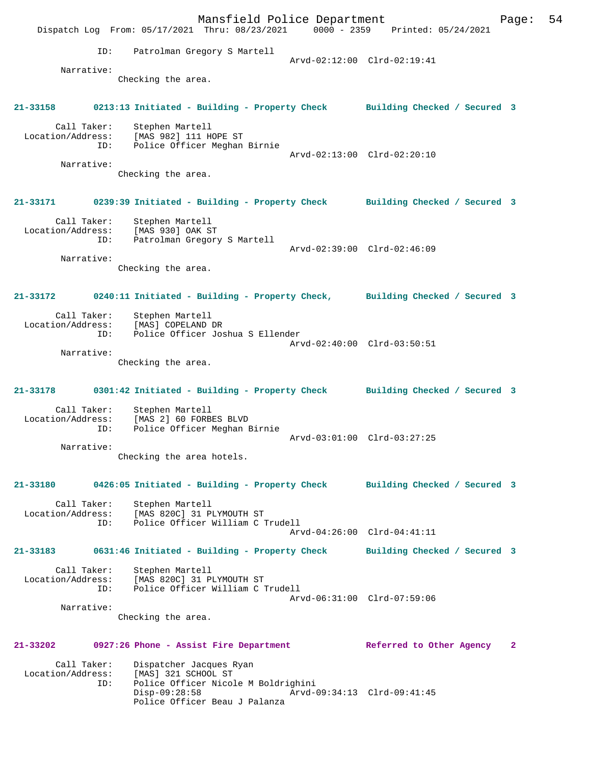```
            ID:    Patrolman Gregory S Martell
                                              Arvd-02:12:00  Clrd-02:19:41
        Narrative:
                   Checking the area.
```

**21-33158        0213:13 Initiated - Building - Property Check        Building Checked / Secured 3**

```
       Call Taker:    Stephen Martell
  Location/Address:    [MAS 982] 111 HOPE ST
               ID:    Police Officer Meghan Birnie
                                              Arvd-02:13:00  Clrd-02:20:10
        Narrative:
                   Checking the area.
```

**21-33171        0239:39 Initiated - Building - Property Check        Building Checked / Secured 3**

```
       Call Taker:    Stephen Martell
  Location/Address:    [MAS 930] OAK ST
               ID:    Patrolman Gregory S Martell
                                              Arvd-02:39:00  Clrd-02:46:09
        Narrative:
                   Checking the area.
```

**21-33172        0240:11 Initiated - Building - Property Check,       Building Checked / Secured 3**

```
       Call Taker:    Stephen Martell
  Location/Address:    [MAS] COPELAND DR
               ID:    Police Officer Joshua S Ellender
                                              Arvd-02:40:00  Clrd-03:50:51
        Narrative:
                   Checking the area.
```

**21-33178        0301:42 Initiated - Building - Property Check        Building Checked / Secured 3**

```
       Call Taker:    Stephen Martell
  Location/Address:    [MAS 2] 60 FORBES BLVD
               ID:    Police Officer Meghan Birnie
                                              Arvd-03:01:00  Clrd-03:27:25
        Narrative:
                   Checking the area hotels.
```

**21-33180        0426:05 Initiated - Building - Property Check        Building Checked / Secured 3**

```
       Call Taker:    Stephen Martell
  Location/Address:    [MAS 820C] 31 PLYMOUTH ST
               ID:    Police Officer William C Trudell
                                              Arvd-04:26:00  Clrd-04:41:11
```

**21-33183        0631:46 Initiated - Building - Property Check        Building Checked / Secured 3**

```
       Call Taker:    Stephen Martell
  Location/Address:    [MAS 820C] 31 PLYMOUTH ST
               ID:    Police Officer William C Trudell
                                              Arvd-06:31:00  Clrd-07:59:06
        Narrative:
                   Checking the area.
```

**21-33202        0927:26 Phone - Assist Fire Department              Referred to Other Agency    2**

```
       Call Taker:    Dispatcher Jacques Ryan
  Location/Address:    [MAS] 321 SCHOOL ST
               ID:    Police Officer Nicole M Boldrighini
                      Disp-09:28:58           Arvd-09:34:13  Clrd-09:41:45
                      Police Officer Beau J Palanza
```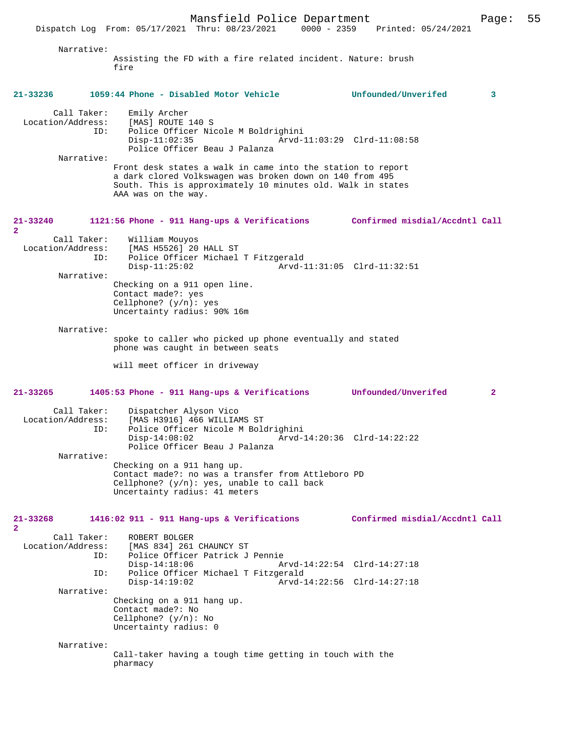Narrative:
Assisting the FD with a fire related incident. Nature: brush fire

**21-33236 1059:44 Phone - Disabled Motor Vehicle Unfounded/Unverifed 3**

Call Taker: Emily Archer
Location/Address: [MAS] ROUTE 140 S
ID: Police Officer Nicole M Boldrighini
Disp-11:02:35 Arvd-11:03:29 Clrd-11:08:58
Police Officer Beau J Palanza

Narrative:
Front desk states a walk in came into the station to report a dark clored Volkswagen was broken down on 140 from 495 South. This is approximately 10 minutes old. Walk in states AAA was on the way.

**21-33240 1121:56 Phone - 911 Hang-ups & Verifications Confirmed misdial/Accdntl Call 2**

Call Taker: William Mouyos
Location/Address: [MAS H5526] 20 HALL ST
ID: Police Officer Michael T Fitzgerald
Disp-11:25:02 Arvd-11:31:05 Clrd-11:32:51

Narrative:
Checking on a 911 open line.
Contact made?: yes
Cellphone? (y/n): yes
Uncertainty radius: 90% 16m

Narrative:
spoke to caller who picked up phone eventually and stated phone was caught in between seats

will meet officer in driveway

**21-33265 1405:53 Phone - 911 Hang-ups & Verifications Unfounded/Unverifed 2**

Call Taker: Dispatcher Alyson Vico
Location/Address: [MAS H3916] 466 WILLIAMS ST
ID: Police Officer Nicole M Boldrighini
Disp-14:08:02 Arvd-14:20:36 Clrd-14:22:22
Police Officer Beau J Palanza

Narrative:
Checking on a 911 hang up.
Contact made?: no was a transfer from Attleboro PD
Cellphone? (y/n): yes, unable to call back
Uncertainty radius: 41 meters

**21-33268 1416:02 911 - 911 Hang-ups & Verifications Confirmed misdial/Accdntl Call 2**

Call Taker: ROBERT BOLGER
Location/Address: [MAS 834] 261 CHAUNCY ST
ID: Police Officer Patrick J Pennie
Disp-14:18:06 Arvd-14:22:54 Clrd-14:27:18
ID: Police Officer Michael T Fitzgerald
Disp-14:19:02 Arvd-14:22:56 Clrd-14:27:18

Narrative:
Checking on a 911 hang up.
Contact made?: No
Cellphone? (y/n): No
Uncertainty radius: 0

Narrative:
Call-taker having a tough time getting in touch with the pharmacy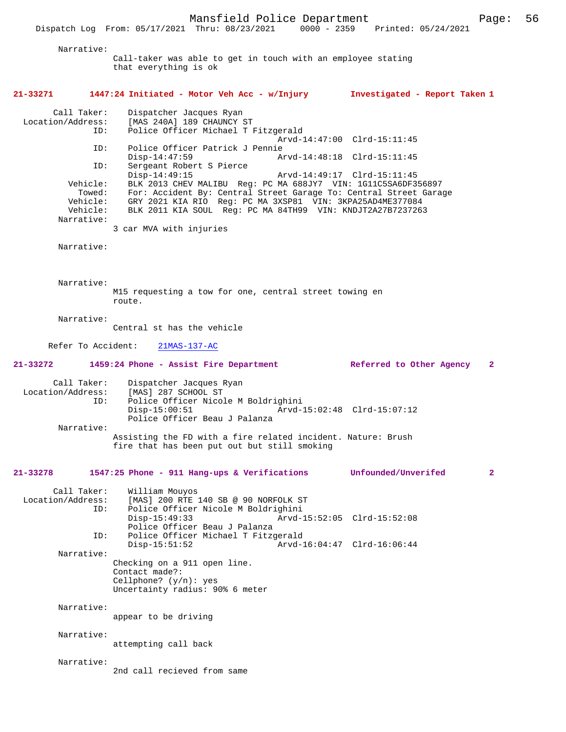Narrative:
Call-taker was able to get in touch with an employee stating that everything is ok

**21-33271 1447:24 Initiated - Motor Veh Acc - w/Injury Investigated - Report Taken 1**

```
Call Taker:    Dispatcher Jacques Ryan
Location/Address:    [MAS 240A] 189 CHAUNCY ST
ID:    Police Officer Michael T Fitzgerald
                                   Arvd-14:47:00  Clrd-15:11:45
ID:    Police Officer Patrick J Pennie
       Disp-14:47:59               Arvd-14:48:18  Clrd-15:11:45
ID:    Sergeant Robert S Pierce
       Disp-14:49:15               Arvd-14:49:17  Clrd-15:11:45
Vehicle:    BLK 2013 CHEV MALIBU  Reg: PC MA 688JY7  VIN: 1G11C5SA6DF356897
Towed:    For: Accident By: Central Street Garage To: Central Street Garage
Vehicle:    GRY 2021 KIA RIO  Reg: PC MA 3XSP81  VIN: 3KPA25AD4ME377084
Vehicle:    BLK 2011 KIA SOUL  Reg: PC MA 84TH99  VIN: KNDJT2A27B7237263
```

Narrative:
3 car MVA with injuries

Narrative:

Narrative:
M15 requesting a tow for one, central street towing en route.

Narrative:
Central st has the vehicle

Refer To Accident: 21MAS-137-AC

**21-33272 1459:24 Phone - Assist Fire Department Referred to Other Agency 2**

```
Call Taker:    Dispatcher Jacques Ryan
Location/Address:    [MAS] 287 SCHOOL ST
ID:    Police Officer Nicole M Boldrighini
       Disp-15:00:51               Arvd-15:02:48  Clrd-15:07:12
       Police Officer Beau J Palanza
```

Narrative:
Assisting the FD with a fire related incident. Nature: Brush fire that has been put out but still smoking

**21-33278 1547:25 Phone - 911 Hang-ups & Verifications Unfounded/Unverifed 2**

```
Call Taker:    William Mouyos
Location/Address:    [MAS] 200 RTE 140 SB @ 90 NORFOLK ST
ID:    Police Officer Nicole M Boldrighini
       Disp-15:49:33               Arvd-15:52:05  Clrd-15:52:08
       Police Officer Beau J Palanza
ID:    Police Officer Michael T Fitzgerald
       Disp-15:51:52               Arvd-16:04:47  Clrd-16:06:44
```

Narrative:
Checking on a 911 open line.
Contact made?:
Cellphone? (y/n): yes
Uncertainty radius: 90% 6 meter

Narrative:
appear to be driving

Narrative:
attempting call back

Narrative:
2nd call recieved from same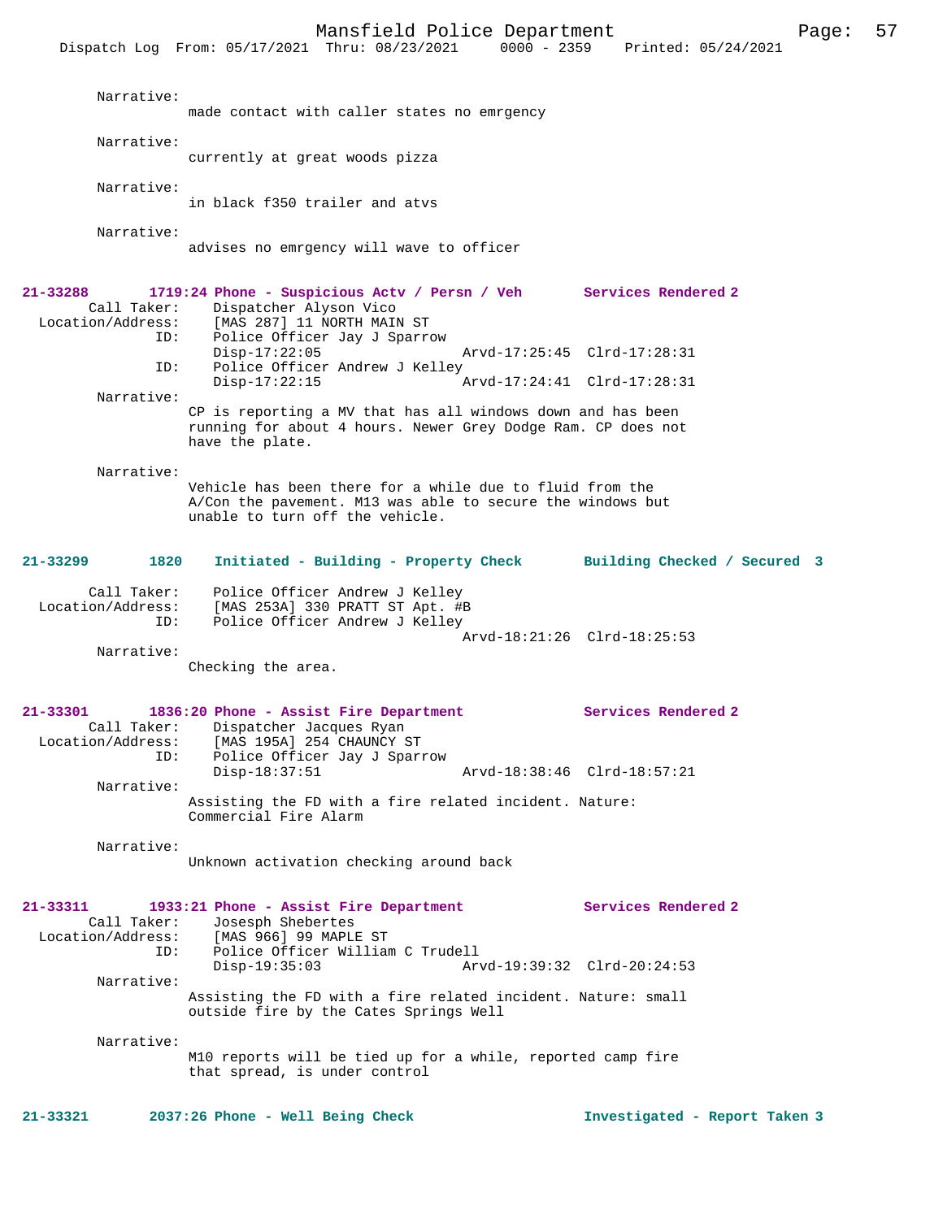Narrative:
made contact with caller states no emrgency

Narrative:
currently at great woods pizza

Narrative:
in black f350 trailer and atvs

Narrative:
advises no emrgency will wave to officer

**21-33288 1719:24 Phone - Suspicious Actv / Persn / Veh Services Rendered 2**

Call Taker: Dispatcher Alyson Vico
Location/Address: [MAS 287] 11 NORTH MAIN ST
ID: Police Officer Jay J Sparrow
Disp-17:22:05 Arvd-17:25:45 Clrd-17:28:31
ID: Police Officer Andrew J Kelley
Disp-17:22:15 Arvd-17:24:41 Clrd-17:28:31

Narrative:
CP is reporting a MV that has all windows down and has been running for about 4 hours. Newer Grey Dodge Ram. CP does not have the plate.

Narrative:
Vehicle has been there for a while due to fluid from the A/Con the pavement. M13 was able to secure the windows but unable to turn off the vehicle.

**21-33299 1820 Initiated - Building - Property Check Building Checked / Secured 3**

Call Taker: Police Officer Andrew J Kelley
Location/Address: [MAS 253A] 330 PRATT ST Apt. #B
ID: Police Officer Andrew J Kelley
Arvd-18:21:26 Clrd-18:25:53

Narrative:
Checking the area.

**21-33301 1836:20 Phone - Assist Fire Department Services Rendered 2**

Call Taker: Dispatcher Jacques Ryan
Location/Address: [MAS 195A] 254 CHAUNCY ST
ID: Police Officer Jay J Sparrow
Disp-18:37:51 Arvd-18:38:46 Clrd-18:57:21

Narrative:
Assisting the FD with a fire related incident. Nature: Commercial Fire Alarm

Narrative:
Unknown activation checking around back

**21-33311 1933:21 Phone - Assist Fire Department Services Rendered 2**

Call Taker: Josesph Shebertes
Location/Address: [MAS 966] 99 MAPLE ST
ID: Police Officer William C Trudell
Disp-19:35:03 Arvd-19:39:32 Clrd-20:24:53

Narrative:
Assisting the FD with a fire related incident. Nature: small outside fire by the Cates Springs Well

Narrative:
M10 reports will be tied up for a while, reported camp fire that spread, is under control

**21-33321 2037:26 Phone - Well Being Check Investigated - Report Taken 3**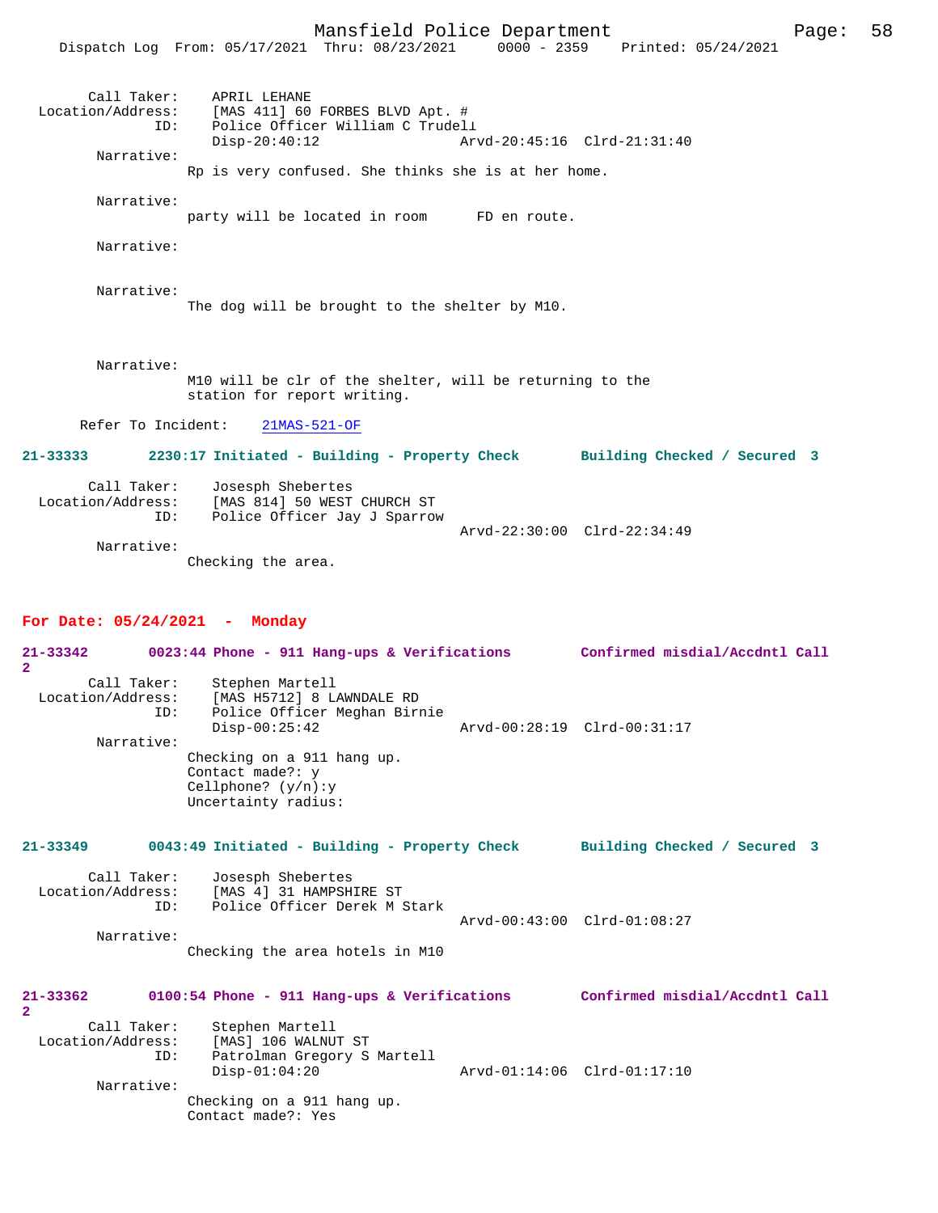Call Taker: APRIL LEHANE
Location/Address: [MAS 411] 60 FORBES BLVD Apt. #
ID: Police Officer William C Trudell
Disp-20:40:12 Arvd-20:45:16 Clrd-21:31:40

Narrative:
Rp is very confused. She thinks she is at her home.

Narrative:
party will be located in room FD en route.

Narrative:

Narrative:
The dog will be brought to the shelter by M10.

Narrative:
M10 will be clr of the shelter, will be returning to the station for report writing.

Refer To Incident: 21MAS-521-OF

**21-33333 2230:17 Initiated - Building - Property Check Building Checked / Secured 3**

Call Taker: Josesph Shebertes
Location/Address: [MAS 814] 50 WEST CHURCH ST
ID: Police Officer Jay J Sparrow
Arvd-22:30:00 Clrd-22:34:49

Narrative:
Checking the area.

## For Date: 05/24/2021 - Monday

**21-33342 0023:44 Phone - 911 Hang-ups & Verifications Confirmed misdial/Accdntl Call 2**

Call Taker: Stephen Martell
Location/Address: [MAS H5712] 8 LAWNDALE RD
ID: Police Officer Meghan Birnie
Disp-00:25:42 Arvd-00:28:19 Clrd-00:31:17

Narrative:
Checking on a 911 hang up.
Contact made?: y
Cellphone? (y/n):y
Uncertainty radius:

**21-33349 0043:49 Initiated - Building - Property Check Building Checked / Secured 3**

Call Taker: Josesph Shebertes
Location/Address: [MAS 4] 31 HAMPSHIRE ST
ID: Police Officer Derek M Stark
Arvd-00:43:00 Clrd-01:08:27

Narrative:
Checking the area hotels in M10

**21-33362 0100:54 Phone - 911 Hang-ups & Verifications Confirmed misdial/Accdntl Call 2**

Call Taker: Stephen Martell
Location/Address: [MAS] 106 WALNUT ST
ID: Patrolman Gregory S Martell
Disp-01:04:20 Arvd-01:14:06 Clrd-01:17:10

Narrative:
Checking on a 911 hang up.
Contact made?: Yes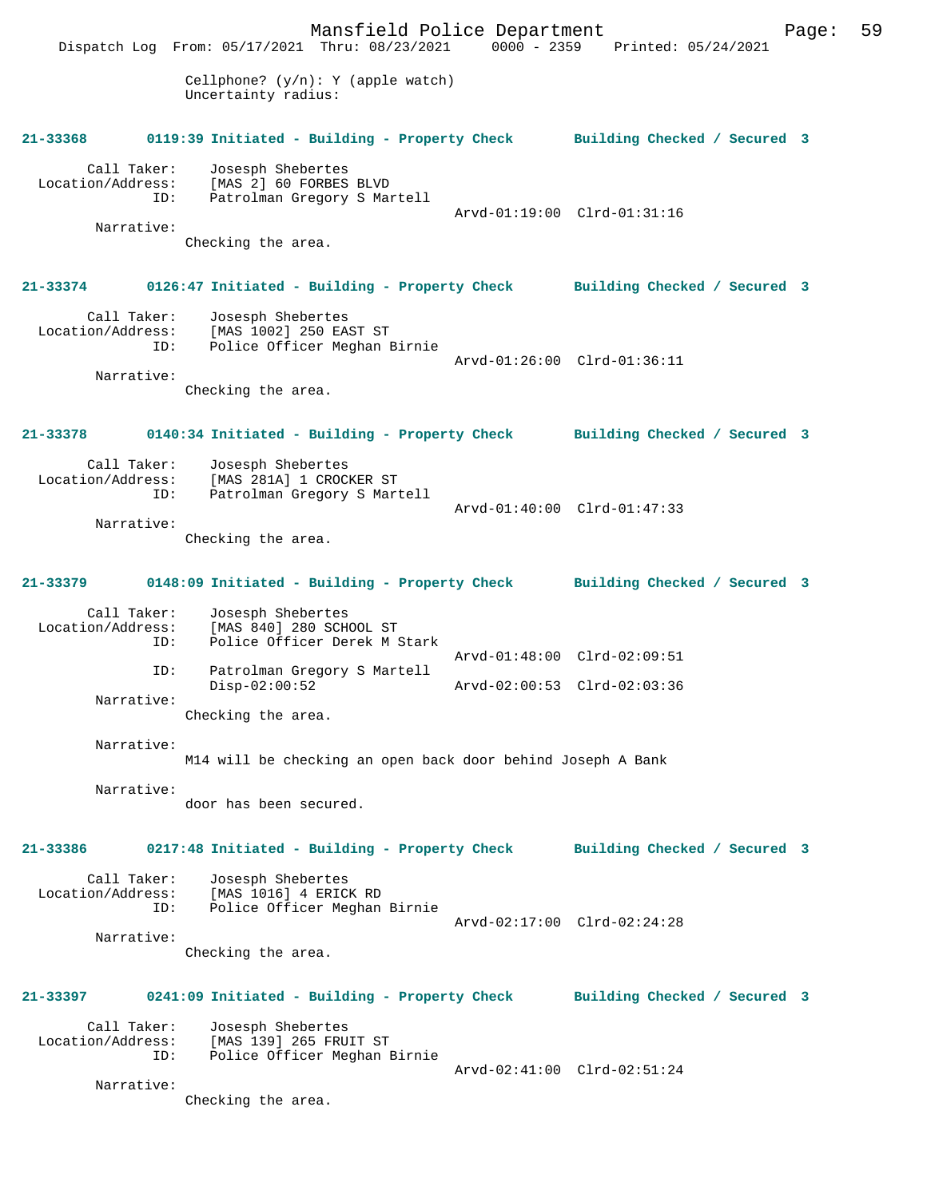Cellphone? (y/n): Y (apple watch)
Uncertainty radius:

**21-33368 0119:39 Initiated - Building - Property Check Building Checked / Secured 3**

Call Taker: Josesph Shebertes
Location/Address: [MAS 2] 60 FORBES BLVD
ID: Patrolman Gregory S Martell
Arvd-01:19:00 Clrd-01:31:16
Narrative:
Checking the area.

**21-33374 0126:47 Initiated - Building - Property Check Building Checked / Secured 3**

Call Taker: Josesph Shebertes
Location/Address: [MAS 1002] 250 EAST ST
ID: Police Officer Meghan Birnie
Arvd-01:26:00 Clrd-01:36:11
Narrative:
Checking the area.

**21-33378 0140:34 Initiated - Building - Property Check Building Checked / Secured 3**

Call Taker: Josesph Shebertes
Location/Address: [MAS 281A] 1 CROCKER ST
ID: Patrolman Gregory S Martell
Arvd-01:40:00 Clrd-01:47:33
Narrative:
Checking the area.

**21-33379 0148:09 Initiated - Building - Property Check Building Checked / Secured 3**

Call Taker: Josesph Shebertes
Location/Address: [MAS 840] 280 SCHOOL ST
ID: Police Officer Derek M Stark
Arvd-01:48:00 Clrd-02:09:51
ID: Patrolman Gregory S Martell
Disp-02:00:52 Arvd-02:00:53 Clrd-02:03:36
Narrative:
Checking the area.

Narrative:
M14 will be checking an open back door behind Joseph A Bank

Narrative:
door has been secured.

**21-33386 0217:48 Initiated - Building - Property Check Building Checked / Secured 3**

Call Taker: Josesph Shebertes
Location/Address: [MAS 1016] 4 ERICK RD
ID: Police Officer Meghan Birnie
Arvd-02:17:00 Clrd-02:24:28
Narrative:
Checking the area.

**21-33397 0241:09 Initiated - Building - Property Check Building Checked / Secured 3**

Call Taker: Josesph Shebertes
Location/Address: [MAS 139] 265 FRUIT ST
ID: Police Officer Meghan Birnie
Arvd-02:41:00 Clrd-02:51:24
Narrative:
Checking the area.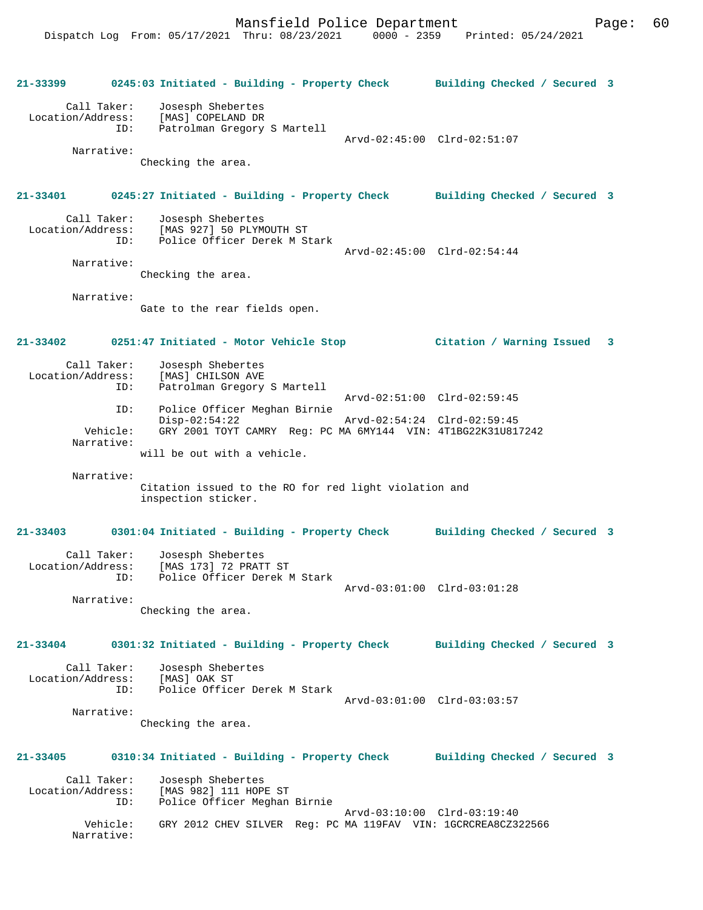**21-33399 0245:03 Initiated - Building - Property Check Building Checked / Secured 3**

Call Taker: Josesph Shebertes
Location/Address: [MAS] COPELAND DR
ID: Patrolman Gregory S Martell
Arvd-02:45:00 Clrd-02:51:07
Narrative:
Checking the area.

**21-33401 0245:27 Initiated - Building - Property Check Building Checked / Secured 3**

Call Taker: Josesph Shebertes
Location/Address: [MAS 927] 50 PLYMOUTH ST
ID: Police Officer Derek M Stark
Arvd-02:45:00 Clrd-02:54:44
Narrative:
Checking the area.

Narrative:
Gate to the rear fields open.

**21-33402 0251:47 Initiated - Motor Vehicle Stop Citation / Warning Issued 3**

Call Taker: Josesph Shebertes
Location/Address: [MAS] CHILSON AVE
ID: Patrolman Gregory S Martell
Arvd-02:51:00 Clrd-02:59:45
ID: Police Officer Meghan Birnie
Disp-02:54:22 Arvd-02:54:24 Clrd-02:59:45
Vehicle: GRY 2001 TOYT CAMRY Reg: PC MA 6MY144 VIN: 4T1BG22K31U817242
Narrative:
will be out with a vehicle.

Narrative:
Citation issued to the RO for red light violation and inspection sticker.

**21-33403 0301:04 Initiated - Building - Property Check Building Checked / Secured 3**

Call Taker: Josesph Shebertes
Location/Address: [MAS 173] 72 PRATT ST
ID: Police Officer Derek M Stark
Arvd-03:01:00 Clrd-03:01:28
Narrative:
Checking the area.

**21-33404 0301:32 Initiated - Building - Property Check Building Checked / Secured 3**

Call Taker: Josesph Shebertes
Location/Address: [MAS] OAK ST
ID: Police Officer Derek M Stark
Arvd-03:01:00 Clrd-03:03:57
Narrative:
Checking the area.

**21-33405 0310:34 Initiated - Building - Property Check Building Checked / Secured 3**

Call Taker: Josesph Shebertes
Location/Address: [MAS 982] 111 HOPE ST
ID: Police Officer Meghan Birnie
Arvd-03:10:00 Clrd-03:19:40
Vehicle: GRY 2012 CHEV SILVER Reg: PC MA 119FAV VIN: 1GCRCREA8CZ322566
Narrative: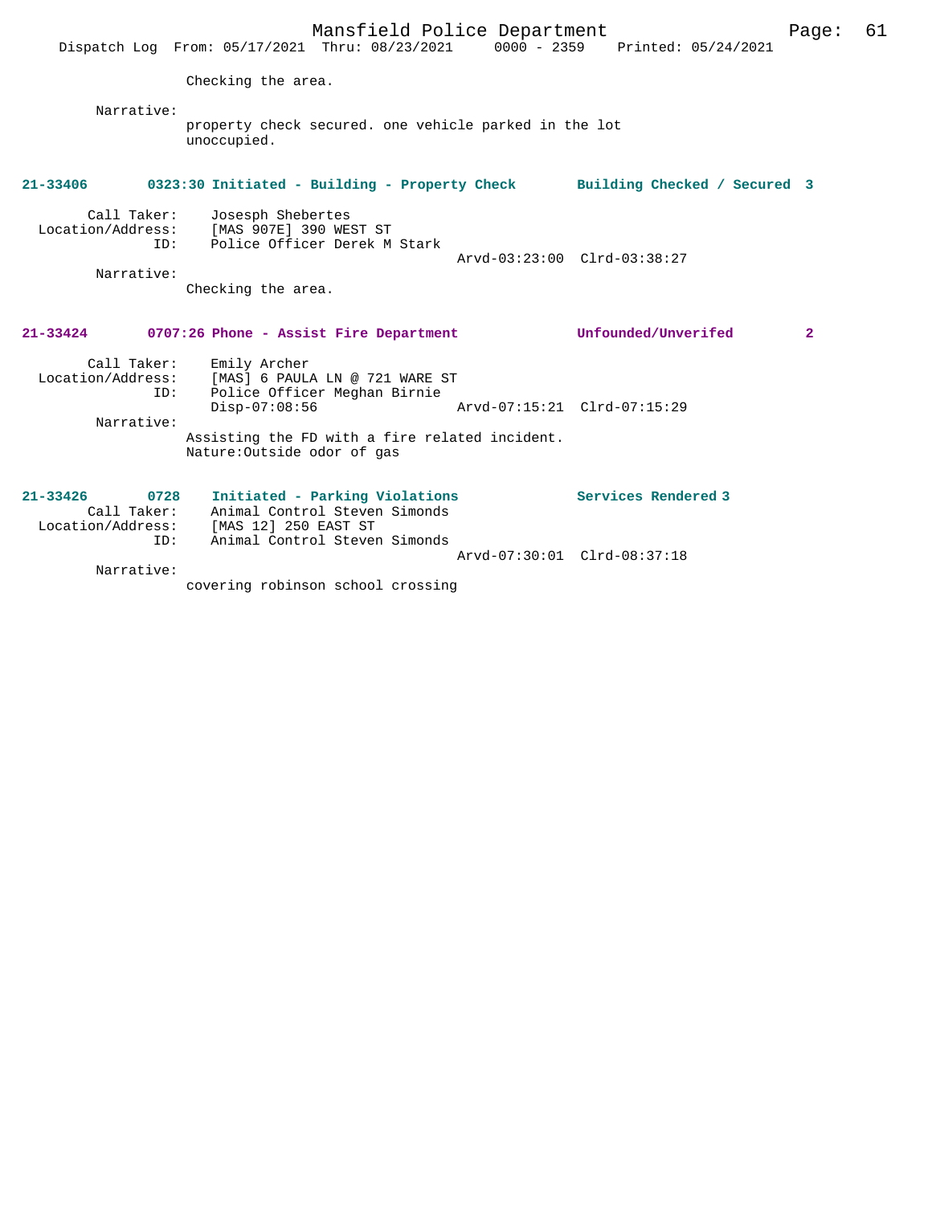Checking the area.

Narrative:
property check secured. one vehicle parked in the lot unoccupied.

**21-33406 0323:30 Initiated - Building - Property Check Building Checked / Secured 3**

Call Taker: Josesph Shebertes
Location/Address: [MAS 907E] 390 WEST ST
ID: Police Officer Derek M Stark
Arvd-03:23:00 Clrd-03:38:27

Narrative:
Checking the area.

**21-33424 0707:26 Phone - Assist Fire Department Unfounded/Unverifed 2**

Call Taker: Emily Archer
Location/Address: [MAS] 6 PAULA LN @ 721 WARE ST
ID: Police Officer Meghan Birnie
Disp-07:08:56 Arvd-07:15:21 Clrd-07:15:29

Narrative:
Assisting the FD with a fire related incident.
Nature:Outside odor of gas

**21-33426 0728 Initiated - Parking Violations Services Rendered 3**

Call Taker: Animal Control Steven Simonds
Location/Address: [MAS 12] 250 EAST ST
ID: Animal Control Steven Simonds
Arvd-07:30:01 Clrd-08:37:18

Narrative:
covering robinson school crossing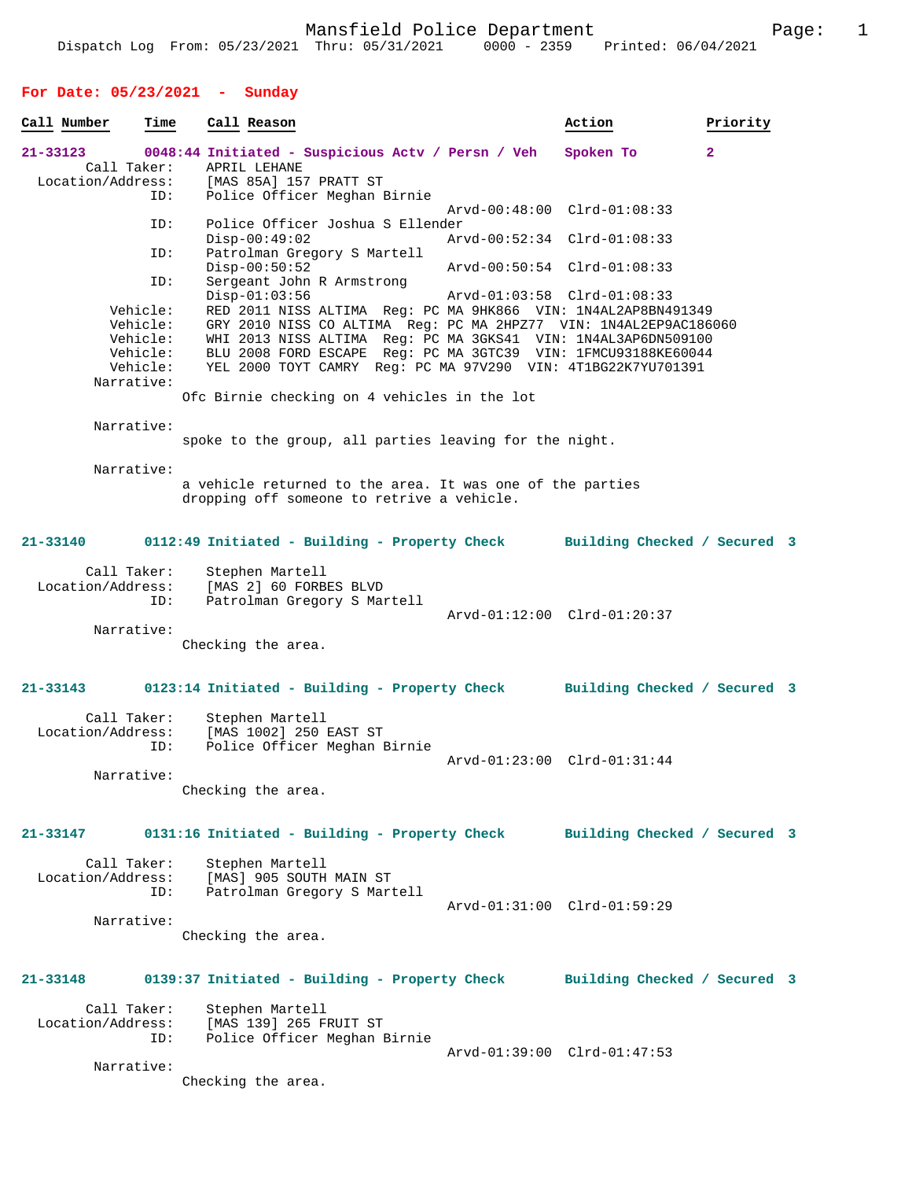Dispatch Log From: 05/23/2021 Thru: 05/31/2021 0000 - 2359 Printed: 06/04/2021

## For Date: 05/23/2021 - Sunday

| Call Number | Time | Call Reason | Action | Priority |
|---|---|---|---|---|

**21-33123** 0048:44 Initiated - Suspicious Actv / Persn / Veh — Spoken To — 2

```
        Call Taker:    APRIL LEHANE
  Location/Address:    [MAS 85A] 157 PRATT ST
                ID:    Police Officer Meghan Birnie
                                            Arvd-00:48:00  Clrd-01:08:33
                ID:    Police Officer Joshua S Ellender
                       Disp-00:49:02        Arvd-00:52:34  Clrd-01:08:33
                ID:    Patrolman Gregory S Martell
                       Disp-00:50:52        Arvd-00:50:54  Clrd-01:08:33
                ID:    Sergeant John R Armstrong
                       Disp-01:03:56        Arvd-01:03:58  Clrd-01:08:33
           Vehicle:    RED 2011 NISS ALTIMA  Reg: PC MA 9HK866  VIN: 1N4AL2AP8BN491349
           Vehicle:    GRY 2010 NISS CO ALTIMA  Reg: PC MA 2HPZ77  VIN: 1N4AL2EP9AC186060
           Vehicle:    WHI 2013 NISS ALTIMA  Reg: PC MA 3GKS41  VIN: 1N4AL3AP6DN509100
           Vehicle:    BLU 2008 FORD ESCAPE  Reg: PC MA 3GTC39  VIN: 1FMCU93188KE60044
           Vehicle:    YEL 2000 TOYT CAMRY  Reg: PC MA 97V290  VIN: 4T1BG22K7YU701391
         Narrative:
                     Ofc Birnie checking on 4 vehicles in the lot

         Narrative:
                     spoke to the group, all parties leaving for the night.

         Narrative:
                     a vehicle returned to the area. It was one of the parties
                     dropping off someone to retrive a vehicle.
```

**21-33140** 0112:49 Initiated - Building - Property Check — Building Checked / Secured — 3

```
        Call Taker:    Stephen Martell
  Location/Address:    [MAS 2] 60 FORBES BLVD
                ID:    Patrolman Gregory S Martell
                                            Arvd-01:12:00  Clrd-01:20:37
         Narrative:
                     Checking the area.
```

**21-33143** 0123:14 Initiated - Building - Property Check — Building Checked / Secured — 3

```
        Call Taker:    Stephen Martell
  Location/Address:    [MAS 1002] 250 EAST ST
                ID:    Police Officer Meghan Birnie
                                            Arvd-01:23:00  Clrd-01:31:44
         Narrative:
                     Checking the area.
```

**21-33147** 0131:16 Initiated - Building - Property Check — Building Checked / Secured — 3

```
        Call Taker:    Stephen Martell
  Location/Address:    [MAS] 905 SOUTH MAIN ST
                ID:    Patrolman Gregory S Martell
                                            Arvd-01:31:00  Clrd-01:59:29
         Narrative:
                     Checking the area.
```

**21-33148** 0139:37 Initiated - Building - Property Check — Building Checked / Secured — 3

```
        Call Taker:    Stephen Martell
  Location/Address:    [MAS 139] 265 FRUIT ST
                ID:    Police Officer Meghan Birnie
                                            Arvd-01:39:00  Clrd-01:47:53
         Narrative:
                     Checking the area.
```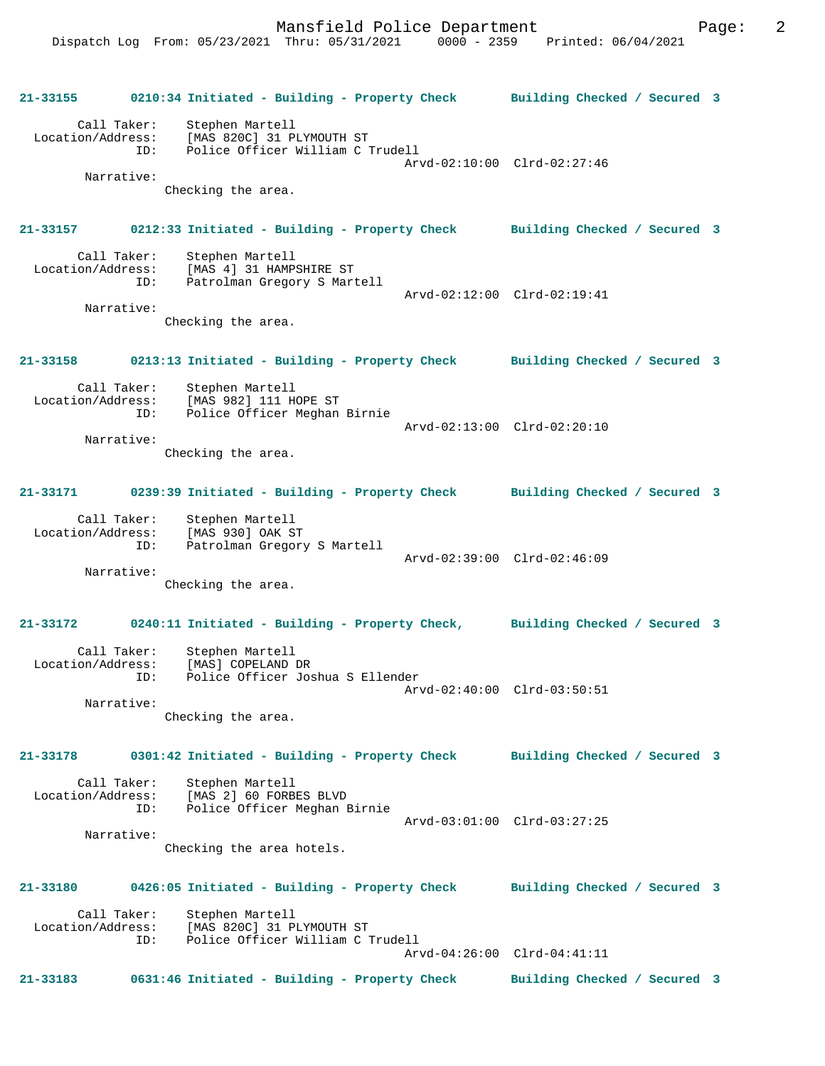**21-33155 0210:34 Initiated - Building - Property Check Building Checked / Secured 3**

Call Taker: Stephen Martell
Location/Address: [MAS 820C] 31 PLYMOUTH ST
ID: Police Officer William C Trudell
Arvd-02:10:00 Clrd-02:27:46
Narrative:
Checking the area.

**21-33157 0212:33 Initiated - Building - Property Check Building Checked / Secured 3**

Call Taker: Stephen Martell
Location/Address: [MAS 4] 31 HAMPSHIRE ST
ID: Patrolman Gregory S Martell
Arvd-02:12:00 Clrd-02:19:41
Narrative:
Checking the area.

**21-33158 0213:13 Initiated - Building - Property Check Building Checked / Secured 3**

Call Taker: Stephen Martell
Location/Address: [MAS 982] 111 HOPE ST
ID: Police Officer Meghan Birnie
Arvd-02:13:00 Clrd-02:20:10
Narrative:
Checking the area.

**21-33171 0239:39 Initiated - Building - Property Check Building Checked / Secured 3**

Call Taker: Stephen Martell
Location/Address: [MAS 930] OAK ST
ID: Patrolman Gregory S Martell
Arvd-02:39:00 Clrd-02:46:09
Narrative:
Checking the area.

**21-33172 0240:11 Initiated - Building - Property Check, Building Checked / Secured 3**

Call Taker: Stephen Martell
Location/Address: [MAS] COPELAND DR
ID: Police Officer Joshua S Ellender
Arvd-02:40:00 Clrd-03:50:51
Narrative:
Checking the area.

**21-33178 0301:42 Initiated - Building - Property Check Building Checked / Secured 3**

Call Taker: Stephen Martell
Location/Address: [MAS 2] 60 FORBES BLVD
ID: Police Officer Meghan Birnie
Arvd-03:01:00 Clrd-03:27:25
Narrative:
Checking the area hotels.

**21-33180 0426:05 Initiated - Building - Property Check Building Checked / Secured 3**

Call Taker: Stephen Martell
Location/Address: [MAS 820C] 31 PLYMOUTH ST
ID: Police Officer William C Trudell
Arvd-04:26:00 Clrd-04:41:11

**21-33183 0631:46 Initiated - Building - Property Check Building Checked / Secured 3**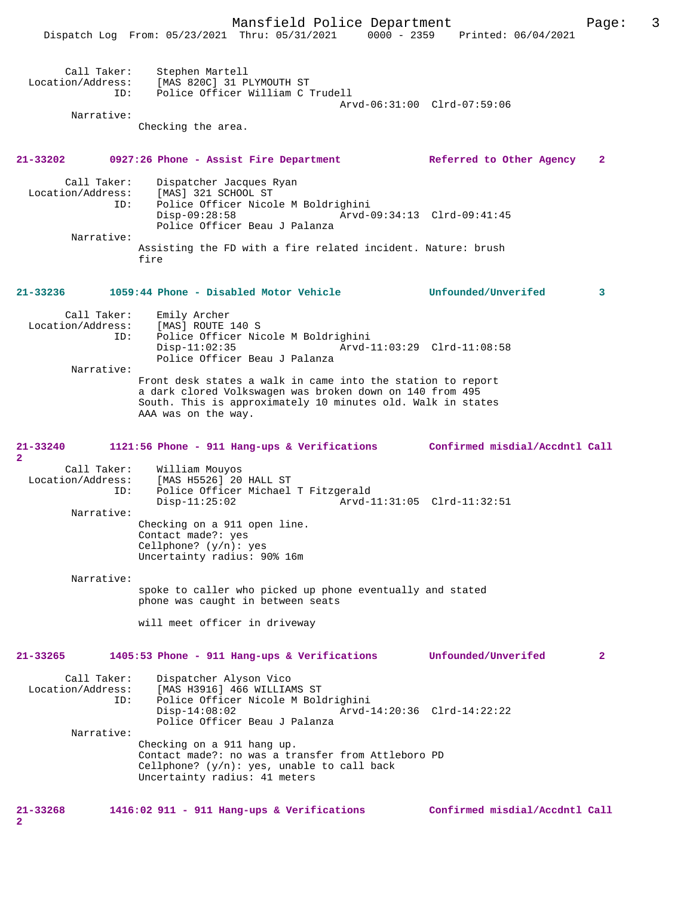Call Taker: Stephen Martell
Location/Address: [MAS 820C] 31 PLYMOUTH ST
ID: Police Officer William C Trudell
Arvd-06:31:00 Clrd-07:59:06

Narrative:
Checking the area.

**21-33202 0927:26 Phone - Assist Fire Department Referred to Other Agency 2**

Call Taker: Dispatcher Jacques Ryan
Location/Address: [MAS] 321 SCHOOL ST
ID: Police Officer Nicole M Boldrighini
Disp-09:28:58 Arvd-09:34:13 Clrd-09:41:45
Police Officer Beau J Palanza

Narrative:
Assisting the FD with a fire related incident. Nature: brush fire

**21-33236 1059:44 Phone - Disabled Motor Vehicle Unfounded/Unverifed 3**

Call Taker: Emily Archer
Location/Address: [MAS] ROUTE 140 S
ID: Police Officer Nicole M Boldrighini
Disp-11:02:35 Arvd-11:03:29 Clrd-11:08:58
Police Officer Beau J Palanza

Narrative:
Front desk states a walk in came into the station to report a dark clored Volkswagen was broken down on 140 from 495 South. This is approximately 10 minutes old. Walk in states AAA was on the way.

**21-33240 1121:56 Phone - 911 Hang-ups & Verifications Confirmed misdial/Accdntl Call 2**

Call Taker: William Mouyos
Location/Address: [MAS H5526] 20 HALL ST
ID: Police Officer Michael T Fitzgerald
Disp-11:25:02 Arvd-11:31:05 Clrd-11:32:51

Narrative:
Checking on a 911 open line.
Contact made?: yes
Cellphone? (y/n): yes
Uncertainty radius: 90% 16m

Narrative:
spoke to caller who picked up phone eventually and stated phone was caught in between seats

will meet officer in driveway

**21-33265 1405:53 Phone - 911 Hang-ups & Verifications Unfounded/Unverifed 2**

Call Taker: Dispatcher Alyson Vico
Location/Address: [MAS H3916] 466 WILLIAMS ST
ID: Police Officer Nicole M Boldrighini
Disp-14:08:02 Arvd-14:20:36 Clrd-14:22:22
Police Officer Beau J Palanza

Narrative:
Checking on a 911 hang up.
Contact made?: no was a transfer from Attleboro PD
Cellphone? (y/n): yes, unable to call back
Uncertainty radius: 41 meters

**21-33268 1416:02 911 - 911 Hang-ups & Verifications Confirmed misdial/Accdntl Call 2**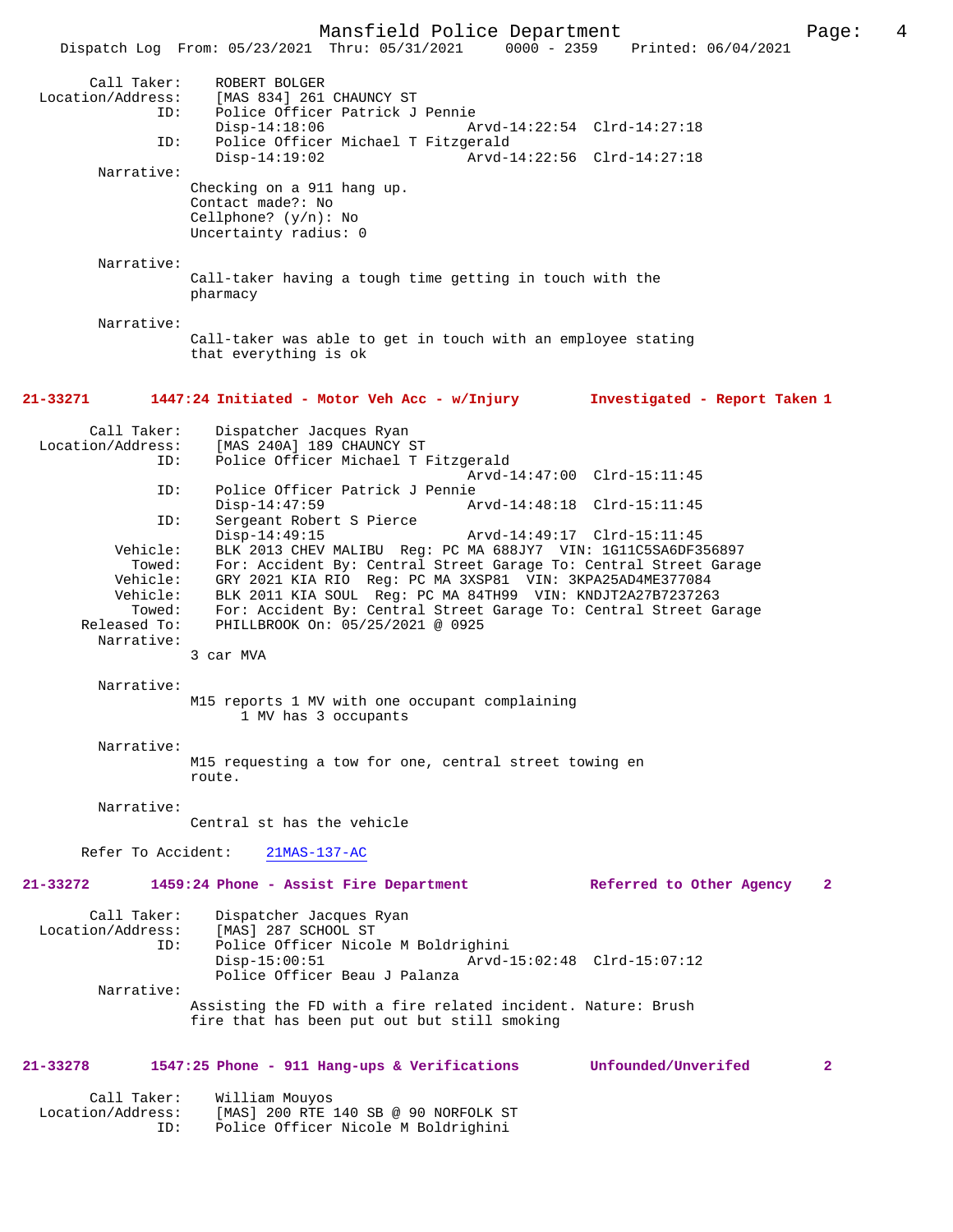```
        Call Taker:    ROBERT BOLGER
  Location/Address:    [MAS 834] 261 CHAUNCY ST
                ID:    Police Officer Patrick J Pennie
                       Disp-14:18:06                 Arvd-14:22:54  Clrd-14:27:18
                ID:    Police Officer Michael T Fitzgerald
                       Disp-14:19:02                 Arvd-14:22:56  Clrd-14:27:18
         Narrative:
                     Checking on a 911 hang up.
                     Contact made?: No
                     Cellphone? (y/n): No
                     Uncertainty radius: 0

         Narrative:
                     Call-taker having a tough time getting in touch with the
                     pharmacy

         Narrative:
                     Call-taker was able to get in touch with an employee stating
                     that everything is ok
```

**21-33271        1447:24 Initiated - Motor Veh Acc - w/Injury        Investigated - Report Taken 1**

```
        Call Taker:    Dispatcher Jacques Ryan
  Location/Address:    [MAS 240A] 189 CHAUNCY ST
                ID:    Police Officer Michael T Fitzgerald
                                                     Arvd-14:47:00  Clrd-15:11:45
                ID:    Police Officer Patrick J Pennie
                       Disp-14:47:59                 Arvd-14:48:18  Clrd-15:11:45
                ID:    Sergeant Robert S Pierce
                       Disp-14:49:15                 Arvd-14:49:17  Clrd-15:11:45
           Vehicle:    BLK 2013 CHEV MALIBU  Reg: PC MA 688JY7  VIN: 1G11C5SA6DF356897
             Towed:    For: Accident By: Central Street Garage To: Central Street Garage
           Vehicle:    GRY 2021 KIA RIO  Reg: PC MA 3XSP81  VIN: 3KPA25AD4ME377084
           Vehicle:    BLK 2011 KIA SOUL  Reg: PC MA 84TH99  VIN: KNDJT2A27B7237263
             Towed:    For: Accident By: Central Street Garage To: Central Street Garage
       Released To:    PHILLBROOK On: 05/25/2021 @ 0925
         Narrative:
                     3 car MVA

         Narrative:
                     M15 reports 1 MV with one occupant complaining
                           1 MV has 3 occupants

         Narrative:
                     M15 requesting a tow for one, central street towing en
                     route.

         Narrative:
                     Central st has the vehicle

      Refer To Accident:    21MAS-137-AC
```

**21-33272        1459:24 Phone - Assist Fire Department             Referred to Other Agency    2**

```
        Call Taker:    Dispatcher Jacques Ryan
  Location/Address:    [MAS] 287 SCHOOL ST
                ID:    Police Officer Nicole M Boldrighini
                       Disp-15:00:51                 Arvd-15:02:48  Clrd-15:07:12
                       Police Officer Beau J Palanza
         Narrative:
                     Assisting the FD with a fire related incident. Nature: Brush
                     fire that has been put out but still smoking
```

**21-33278        1547:25 Phone - 911 Hang-ups & Verifications       Unfounded/Unverifed         2**

```
        Call Taker:    William Mouyos
  Location/Address:    [MAS] 200 RTE 140 SB @ 90 NORFOLK ST
                ID:    Police Officer Nicole M Boldrighini
```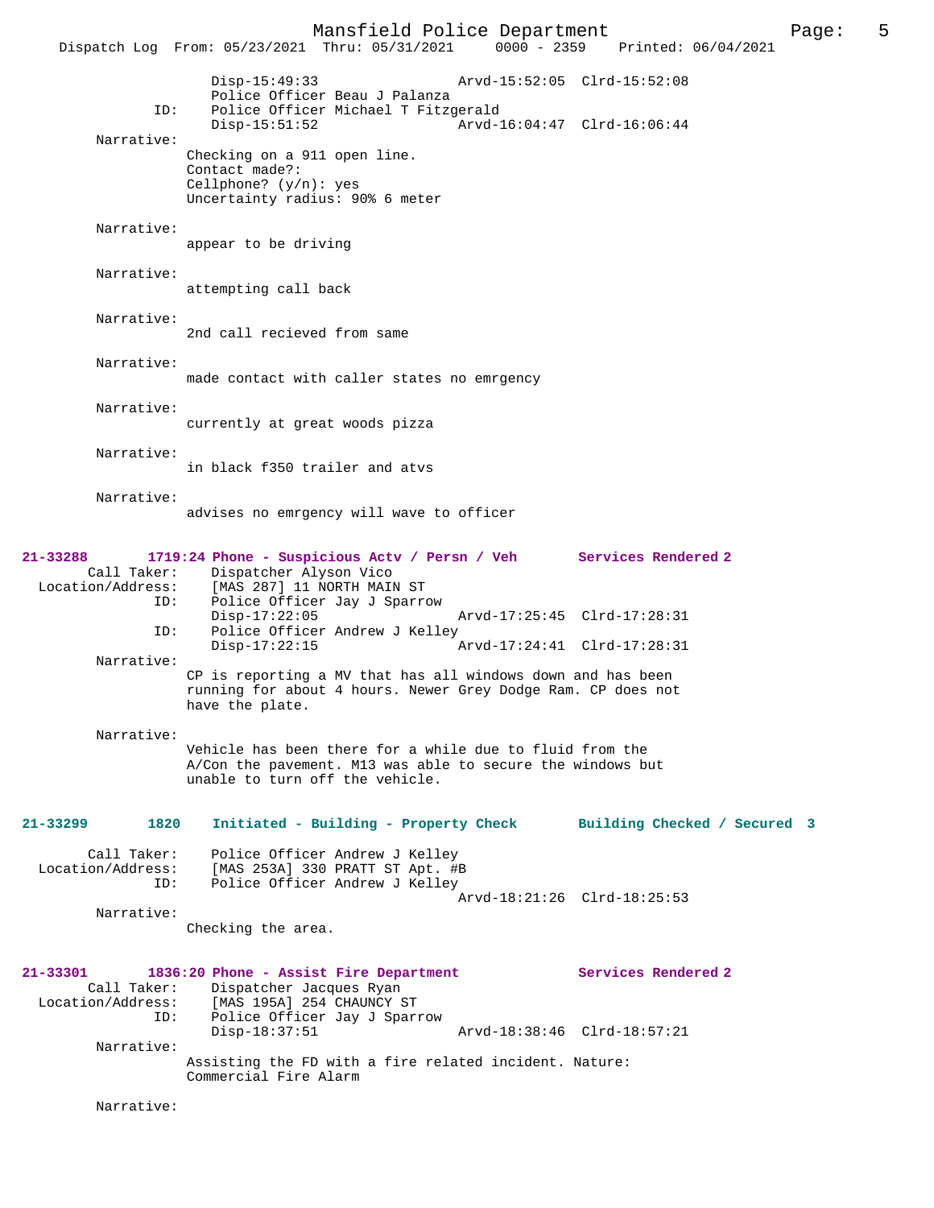```
            Disp-15:49:33                   Arvd-15:52:05  Clrd-15:52:08
            Police Officer Beau J Palanza
        ID: Police Officer Michael T Fitzgerald
            Disp-15:51:52                   Arvd-16:04:47  Clrd-16:06:44
 Narrative:
           Checking on a 911 open line.
           Contact made?:
           Cellphone? (y/n): yes
           Uncertainty radius: 90% 6 meter

 Narrative:
           appear to be driving

 Narrative:
           attempting call back

 Narrative:
           2nd call recieved from same

 Narrative:
           made contact with caller states no emrgency

 Narrative:
           currently at great woods pizza

 Narrative:
           in black f350 trailer and atvs

 Narrative:
           advises no emrgency will wave to officer
```

**21-33288 1719:24 Phone - Suspicious Actv / Persn / Veh — Services Rendered 2**

```
       Call Taker:  Dispatcher Alyson Vico
 Location/Address:  [MAS 287] 11 NORTH MAIN ST
               ID:  Police Officer Jay J Sparrow
                    Disp-17:22:05                   Arvd-17:25:45  Clrd-17:28:31
               ID:  Police Officer Andrew J Kelley
                    Disp-17:22:15                   Arvd-17:24:41  Clrd-17:28:31
        Narrative:
                    CP is reporting a MV that has all windows down and has been
                    running for about 4 hours. Newer Grey Dodge Ram. CP does not
                    have the plate.

        Narrative:
                    Vehicle has been there for a while due to fluid from the
                    A/Con the pavement. M13 was able to secure the windows but
                    unable to turn off the vehicle.
```

**21-33299 1820 Initiated - Building - Property Check — Building Checked / Secured 3**

```
       Call Taker:  Police Officer Andrew J Kelley
 Location/Address:  [MAS 253A] 330 PRATT ST Apt. #B
               ID:  Police Officer Andrew J Kelley
                                                    Arvd-18:21:26  Clrd-18:25:53
        Narrative:
                    Checking the area.
```

**21-33301 1836:20 Phone - Assist Fire Department — Services Rendered 2**

```
       Call Taker:  Dispatcher Jacques Ryan
 Location/Address:  [MAS 195A] 254 CHAUNCY ST
               ID:  Police Officer Jay J Sparrow
                    Disp-18:37:51                   Arvd-18:38:46  Clrd-18:57:21
        Narrative:
                    Assisting the FD with a fire related incident. Nature:
                    Commercial Fire Alarm

        Narrative:
```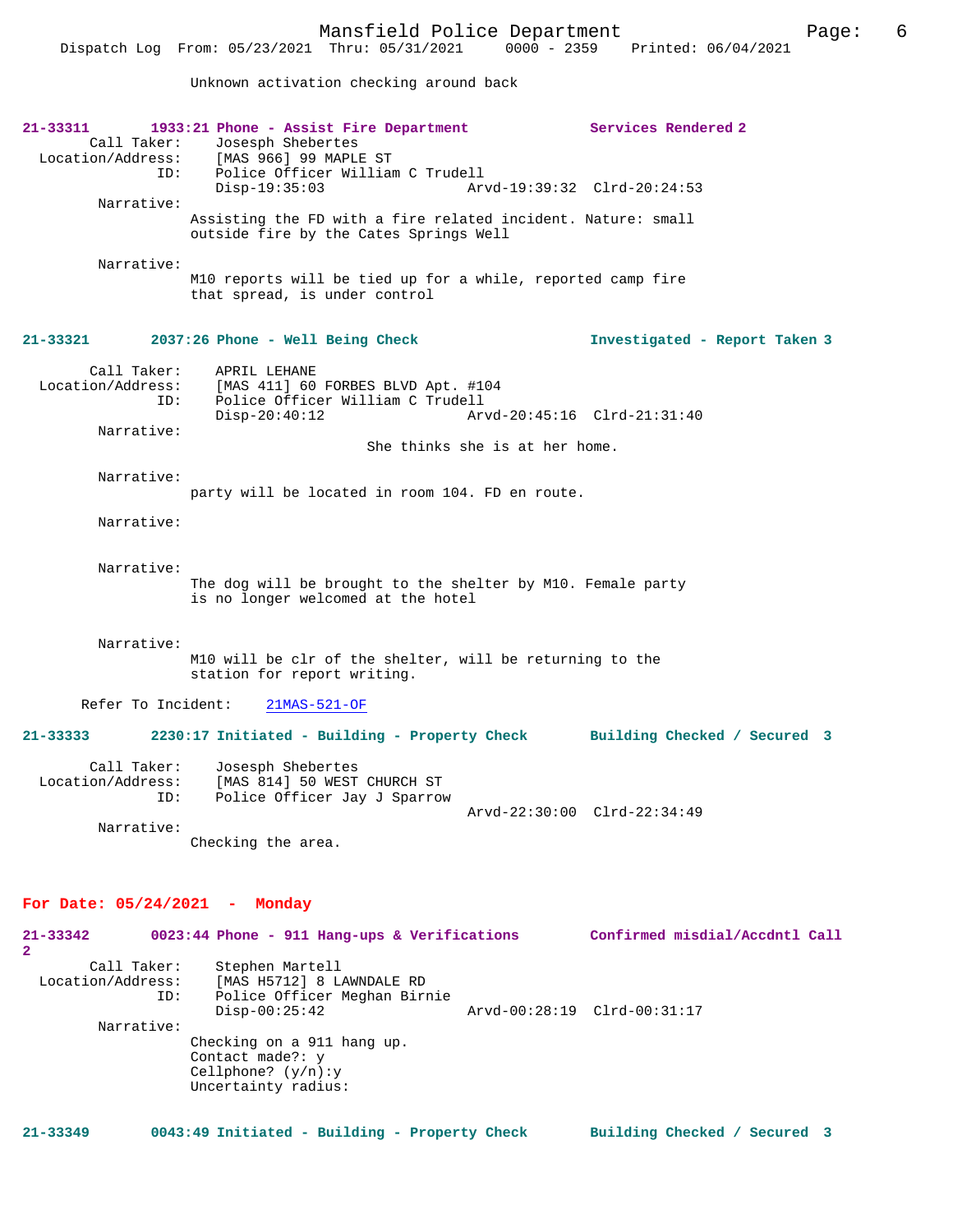Unknown activation checking around back

**21-33311 1933:21 Phone - Assist Fire Department — Services Rendered 2**

Call Taker: Josesph Shebertes
Location/Address: [MAS 966] 99 MAPLE ST
ID: Police Officer William C Trudell
Disp-19:35:03 Arvd-19:39:32 Clrd-20:24:53

Narrative:
Assisting the FD with a fire related incident. Nature: small outside fire by the Cates Springs Well

Narrative:
M10 reports will be tied up for a while, reported camp fire that spread, is under control

**21-33321 2037:26 Phone - Well Being Check — Investigated - Report Taken 3**

Call Taker: APRIL LEHANE
Location/Address: [MAS 411] 60 FORBES BLVD Apt. #104
ID: Police Officer William C Trudell
Disp-20:40:12 Arvd-20:45:16 Clrd-21:31:40

Narrative:
She thinks she is at her home.

Narrative:
party will be located in room 104. FD en route.

Narrative:

Narrative:
The dog will be brought to the shelter by M10. Female party is no longer welcomed at the hotel

Narrative:
M10 will be clr of the shelter, will be returning to the station for report writing.

Refer To Incident: 21MAS-521-OF

**21-33333 2230:17 Initiated - Building - Property Check — Building Checked / Secured 3**

Call Taker: Josesph Shebertes
Location/Address: [MAS 814] 50 WEST CHURCH ST
ID: Police Officer Jay J Sparrow
Arvd-22:30:00 Clrd-22:34:49

Narrative:
Checking the area.

## For Date: 05/24/2021 - Monday

**21-33342 0023:44 Phone - 911 Hang-ups & Verifications — Confirmed misdial/Accdntl Call 2**

Call Taker: Stephen Martell
Location/Address: [MAS H5712] 8 LAWNDALE RD
ID: Police Officer Meghan Birnie
Disp-00:25:42 Arvd-00:28:19 Clrd-00:31:17

Narrative:
Checking on a 911 hang up.
Contact made?: y
Cellphone? (y/n):y
Uncertainty radius:

**21-33349 0043:49 Initiated - Building - Property Check — Building Checked / Secured 3**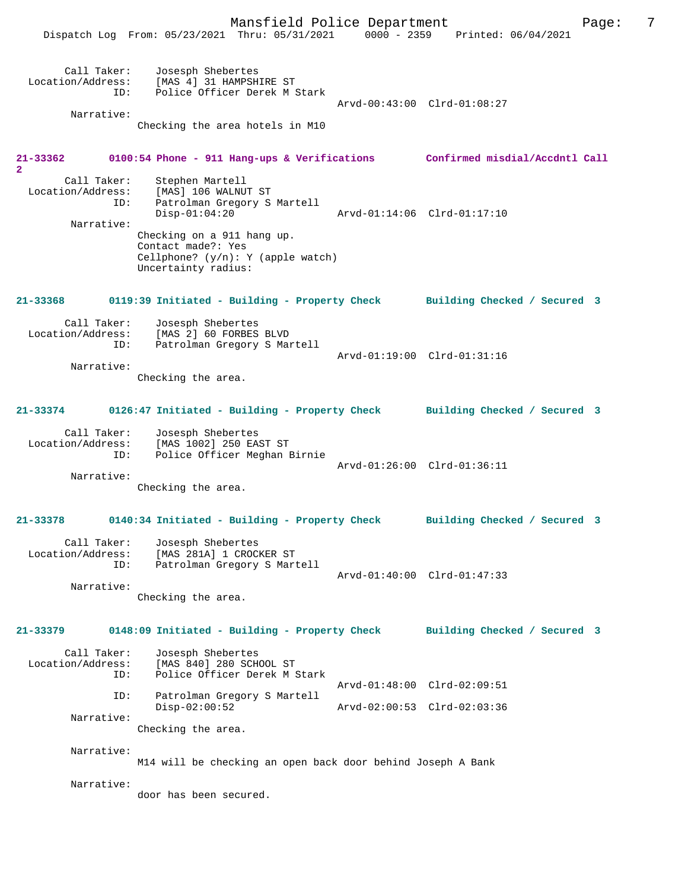Call Taker: Josesph Shebertes
Location/Address: [MAS 4] 31 HAMPSHIRE ST
ID: Police Officer Derek M Stark
Arvd-00:43:00 Clrd-01:08:27
Narrative:
Checking the area hotels in M10

**21-33362 0100:54 Phone - 911 Hang-ups & Verifications Confirmed misdial/Accdntl Call 2**

Call Taker: Stephen Martell
Location/Address: [MAS] 106 WALNUT ST
ID: Patrolman Gregory S Martell
Disp-01:04:20 Arvd-01:14:06 Clrd-01:17:10
Narrative:
Checking on a 911 hang up.
Contact made?: Yes
Cellphone? (y/n): Y (apple watch)
Uncertainty radius:

**21-33368 0119:39 Initiated - Building - Property Check Building Checked / Secured 3**

Call Taker: Josesph Shebertes
Location/Address: [MAS 2] 60 FORBES BLVD
ID: Patrolman Gregory S Martell
Arvd-01:19:00 Clrd-01:31:16
Narrative:
Checking the area.

**21-33374 0126:47 Initiated - Building - Property Check Building Checked / Secured 3**

Call Taker: Josesph Shebertes
Location/Address: [MAS 1002] 250 EAST ST
ID: Police Officer Meghan Birnie
Arvd-01:26:00 Clrd-01:36:11
Narrative:
Checking the area.

**21-33378 0140:34 Initiated - Building - Property Check Building Checked / Secured 3**

Call Taker: Josesph Shebertes
Location/Address: [MAS 281A] 1 CROCKER ST
ID: Patrolman Gregory S Martell
Arvd-01:40:00 Clrd-01:47:33
Narrative:
Checking the area.

**21-33379 0148:09 Initiated - Building - Property Check Building Checked / Secured 3**

Call Taker: Josesph Shebertes
Location/Address: [MAS 840] 280 SCHOOL ST
ID: Police Officer Derek M Stark
Arvd-01:48:00 Clrd-02:09:51
ID: Patrolman Gregory S Martell
Disp-02:00:52 Arvd-02:00:53 Clrd-02:03:36
Narrative:
Checking the area.

Narrative:
M14 will be checking an open back door behind Joseph A Bank

Narrative:
door has been secured.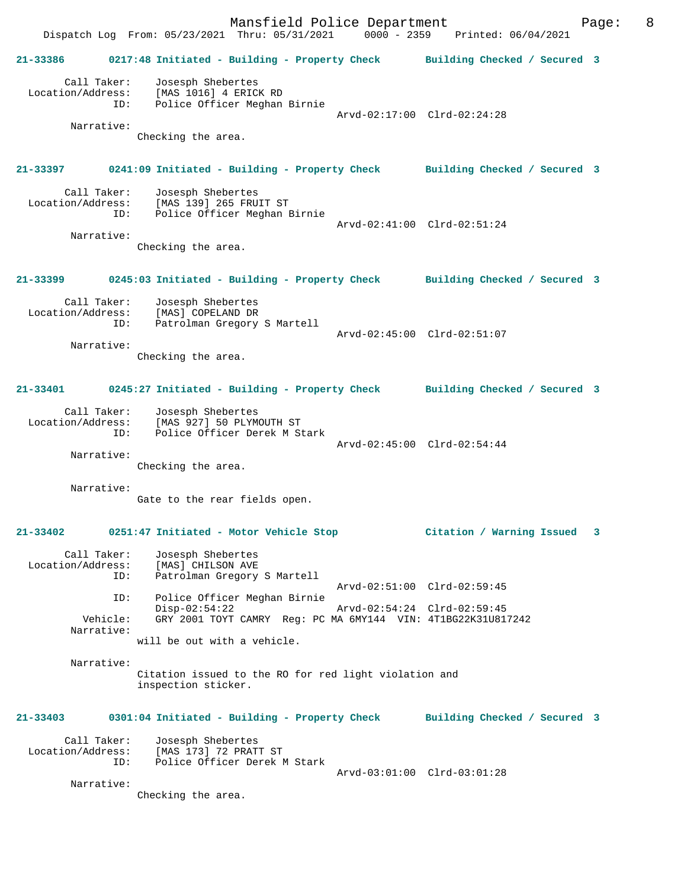**21-33386 0217:48 Initiated - Building - Property Check Building Checked / Secured 3**

```
        Call Taker:    Josesph Shebertes
  Location/Address:    [MAS 1016] 4 ERICK RD
                ID:    Police Officer Meghan Birnie
                                               Arvd-02:17:00  Clrd-02:24:28
         Narrative:
                    Checking the area.
```

**21-33397 0241:09 Initiated - Building - Property Check Building Checked / Secured 3**

```
        Call Taker:    Josesph Shebertes
  Location/Address:    [MAS 139] 265 FRUIT ST
                ID:    Police Officer Meghan Birnie
                                               Arvd-02:41:00  Clrd-02:51:24
         Narrative:
                    Checking the area.
```

**21-33399 0245:03 Initiated - Building - Property Check Building Checked / Secured 3**

```
        Call Taker:    Josesph Shebertes
  Location/Address:    [MAS] COPELAND DR
                ID:    Patrolman Gregory S Martell
                                               Arvd-02:45:00  Clrd-02:51:07
         Narrative:
                    Checking the area.
```

**21-33401 0245:27 Initiated - Building - Property Check Building Checked / Secured 3**

```
        Call Taker:    Josesph Shebertes
  Location/Address:    [MAS 927] 50 PLYMOUTH ST
                ID:    Police Officer Derek M Stark
                                               Arvd-02:45:00  Clrd-02:54:44
         Narrative:
                    Checking the area.

         Narrative:
                    Gate to the rear fields open.
```

**21-33402 0251:47 Initiated - Motor Vehicle Stop Citation / Warning Issued 3**

```
        Call Taker:    Josesph Shebertes
  Location/Address:    [MAS] CHILSON AVE
                ID:    Patrolman Gregory S Martell
                                               Arvd-02:51:00  Clrd-02:59:45
                ID:    Police Officer Meghan Birnie
                       Disp-02:54:22           Arvd-02:54:24  Clrd-02:59:45
           Vehicle:    GRY 2001 TOYT CAMRY  Reg: PC MA 6MY144  VIN: 4T1BG22K31U817242
         Narrative:
                    will be out with a vehicle.

         Narrative:
                    Citation issued to the RO for red light violation and
                    inspection sticker.
```

**21-33403 0301:04 Initiated - Building - Property Check Building Checked / Secured 3**

```
        Call Taker:    Josesph Shebertes
  Location/Address:    [MAS 173] 72 PRATT ST
                ID:    Police Officer Derek M Stark
                                               Arvd-03:01:00  Clrd-03:01:28
         Narrative:
                    Checking the area.
```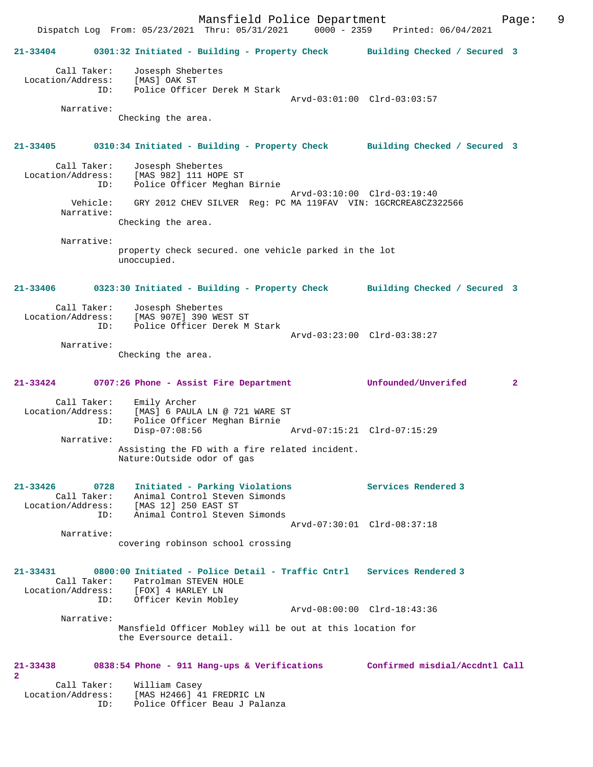**21-33404 0301:32 Initiated - Building - Property Check Building Checked / Secured 3**

Call Taker: Josesph Shebertes
Location/Address: [MAS] OAK ST
ID: Police Officer Derek M Stark
Arvd-03:01:00 Clrd-03:03:57
Narrative:
Checking the area.

**21-33405 0310:34 Initiated - Building - Property Check Building Checked / Secured 3**

Call Taker: Josesph Shebertes
Location/Address: [MAS 982] 111 HOPE ST
ID: Police Officer Meghan Birnie
Arvd-03:10:00 Clrd-03:19:40
Vehicle: GRY 2012 CHEV SILVER Reg: PC MA 119FAV VIN: 1GCRCREA8CZ322566
Narrative:
Checking the area.

Narrative:
property check secured. one vehicle parked in the lot unoccupied.

**21-33406 0323:30 Initiated - Building - Property Check Building Checked / Secured 3**

Call Taker: Josesph Shebertes
Location/Address: [MAS 907E] 390 WEST ST
ID: Police Officer Derek M Stark
Arvd-03:23:00 Clrd-03:38:27
Narrative:
Checking the area.

**21-33424 0707:26 Phone - Assist Fire Department Unfounded/Unverifed 2**

Call Taker: Emily Archer
Location/Address: [MAS] 6 PAULA LN @ 721 WARE ST
ID: Police Officer Meghan Birnie
Disp-07:08:56 Arvd-07:15:21 Clrd-07:15:29
Narrative:
Assisting the FD with a fire related incident.
Nature:Outside odor of gas

**21-33426 0728 Initiated - Parking Violations Services Rendered 3**

Call Taker: Animal Control Steven Simonds
Location/Address: [MAS 12] 250 EAST ST
ID: Animal Control Steven Simonds
Arvd-07:30:01 Clrd-08:37:18
Narrative:
covering robinson school crossing

**21-33431 0800:00 Initiated - Police Detail - Traffic Cntrl Services Rendered 3**

Call Taker: Patrolman STEVEN HOLE
Location/Address: [FOX] 4 HARLEY LN
ID: Officer Kevin Mobley
Arvd-08:00:00 Clrd-18:43:36
Narrative:
Mansfield Officer Mobley will be out at this location for the Eversource detail.

**21-33438 0838:54 Phone - 911 Hang-ups & Verifications Confirmed misdial/Accdntl Call 2**

Call Taker: William Casey
Location/Address: [MAS H2466] 41 FREDRIC LN
ID: Police Officer Beau J Palanza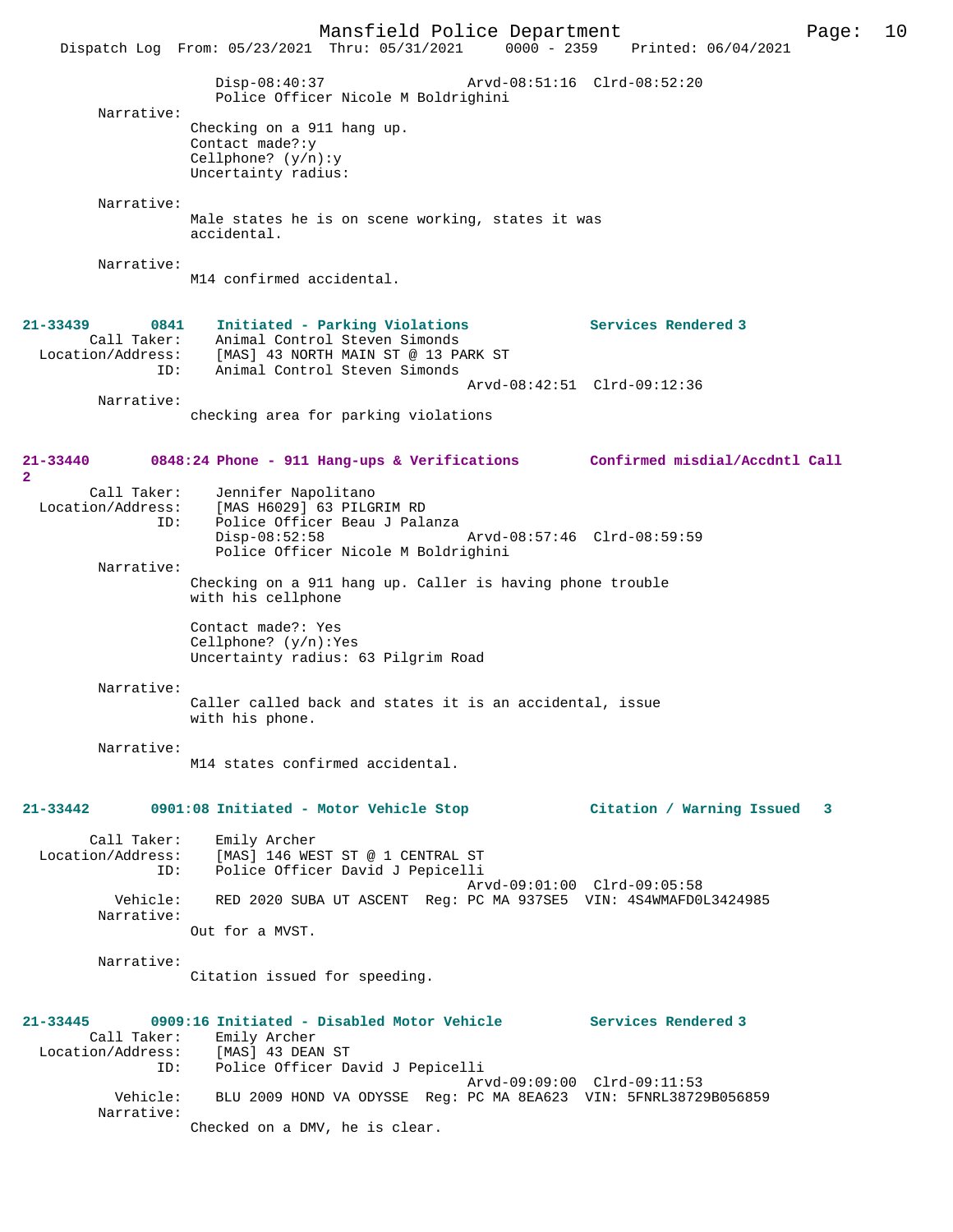Disp-08:40:37 Arvd-08:51:16 Clrd-08:52:20
Police Officer Nicole M Boldrighini

Narrative:
Checking on a 911 hang up.
Contact made?:y
Cellphone? (y/n):y
Uncertainty radius:

Narrative:
Male states he is on scene working, states it was accidental.

Narrative:
M14 confirmed accidental.

**21-33439 0841 Initiated - Parking Violations — Services Rendered 3**

Call Taker: Animal Control Steven Simonds
Location/Address: [MAS] 43 NORTH MAIN ST @ 13 PARK ST
ID: Animal Control Steven Simonds
Arvd-08:42:51 Clrd-09:12:36

Narrative:
checking area for parking violations

**21-33440 0848:24 Phone - 911 Hang-ups & Verifications — Confirmed misdial/Accdntl Call 2**

Call Taker: Jennifer Napolitano
Location/Address: [MAS H6029] 63 PILGRIM RD
ID: Police Officer Beau J Palanza
Disp-08:52:58 Arvd-08:57:46 Clrd-08:59:59
Police Officer Nicole M Boldrighini

Narrative:
Checking on a 911 hang up. Caller is having phone trouble with his cellphone

Contact made?: Yes
Cellphone? (y/n):Yes
Uncertainty radius: 63 Pilgrim Road

Narrative:
Caller called back and states it is an accidental, issue with his phone.

Narrative:
M14 states confirmed accidental.

**21-33442 0901:08 Initiated - Motor Vehicle Stop — Citation / Warning Issued 3**

Call Taker: Emily Archer
Location/Address: [MAS] 146 WEST ST @ 1 CENTRAL ST
ID: Police Officer David J Pepicelli
Arvd-09:01:00 Clrd-09:05:58
Vehicle: RED 2020 SUBA UT ASCENT Reg: PC MA 937SE5 VIN: 4S4WMAFD0L3424985

Narrative:
Out for a MVST.

Narrative:
Citation issued for speeding.

**21-33445 0909:16 Initiated - Disabled Motor Vehicle — Services Rendered 3**

Call Taker: Emily Archer
Location/Address: [MAS] 43 DEAN ST
ID: Police Officer David J Pepicelli
Arvd-09:09:00 Clrd-09:11:53
Vehicle: BLU 2009 HOND VA ODYSSE Reg: PC MA 8EA623 VIN: 5FNRL38729B056859

Narrative:
Checked on a DMV, he is clear.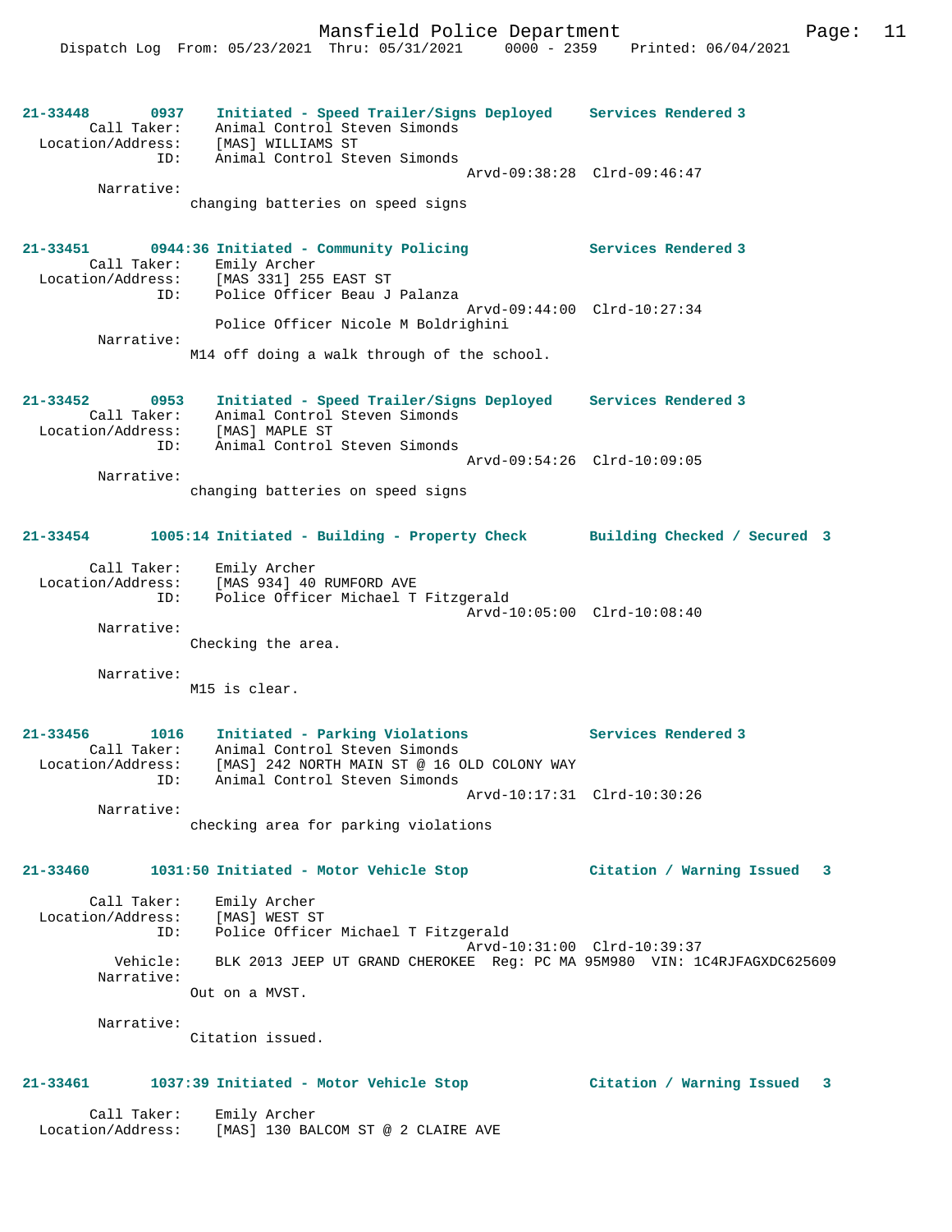**21-33448 0937 Initiated - Speed Trailer/Signs Deployed — Services Rendered 3**

Call Taker: Animal Control Steven Simonds
Location/Address: [MAS] WILLIAMS ST
ID: Animal Control Steven Simonds
Arvd-09:38:28 Clrd-09:46:47
Narrative:
changing batteries on speed signs

**21-33451 0944:36 Initiated - Community Policing — Services Rendered 3**

Call Taker: Emily Archer
Location/Address: [MAS 331] 255 EAST ST
ID: Police Officer Beau J Palanza
Arvd-09:44:00 Clrd-10:27:34
Police Officer Nicole M Boldrighini
Narrative:
M14 off doing a walk through of the school.

**21-33452 0953 Initiated - Speed Trailer/Signs Deployed — Services Rendered 3**

Call Taker: Animal Control Steven Simonds
Location/Address: [MAS] MAPLE ST
ID: Animal Control Steven Simonds
Arvd-09:54:26 Clrd-10:09:05
Narrative:
changing batteries on speed signs

**21-33454 1005:14 Initiated - Building - Property Check — Building Checked / Secured 3**

Call Taker: Emily Archer
Location/Address: [MAS 934] 40 RUMFORD AVE
ID: Police Officer Michael T Fitzgerald
Arvd-10:05:00 Clrd-10:08:40
Narrative:
Checking the area.

Narrative:
M15 is clear.

**21-33456 1016 Initiated - Parking Violations — Services Rendered 3**

Call Taker: Animal Control Steven Simonds
Location/Address: [MAS] 242 NORTH MAIN ST @ 16 OLD COLONY WAY
ID: Animal Control Steven Simonds
Arvd-10:17:31 Clrd-10:30:26
Narrative:
checking area for parking violations

**21-33460 1031:50 Initiated - Motor Vehicle Stop — Citation / Warning Issued 3**

Call Taker: Emily Archer
Location/Address: [MAS] WEST ST
ID: Police Officer Michael T Fitzgerald
Arvd-10:31:00 Clrd-10:39:37
Vehicle: BLK 2013 JEEP UT GRAND CHEROKEE Reg: PC MA 95M980 VIN: 1C4RJFAGXDC625609
Narrative:
Out on a MVST.

Narrative:
Citation issued.

**21-33461 1037:39 Initiated - Motor Vehicle Stop — Citation / Warning Issued 3**

Call Taker: Emily Archer
Location/Address: [MAS] 130 BALCOM ST @ 2 CLAIRE AVE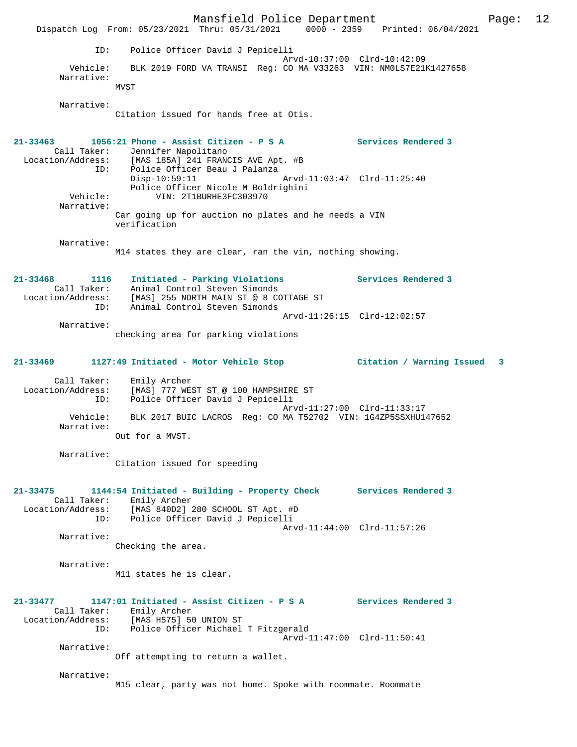```
            ID:    Police Officer David J Pepicelli
                                              Arvd-10:37:00  Clrd-10:42:09
       Vehicle:    BLK 2019 FORD VA TRANSI  Reg: CO MA V33263  VIN: NM0LS7E21K1427658
     Narrative:
                MVST

     Narrative:
                Citation issued for hands free at Otis.
```

**21-33463  1056:21 Phone - Assist Citizen - P S A  Services Rendered 3**

```
    Call Taker:    Jennifer Napolitano
Location/Address:  [MAS 185A] 241 FRANCIS AVE Apt. #B
            ID:    Police Officer Beau J Palanza
                   Disp-10:59:11              Arvd-11:03:47  Clrd-11:25:40
                   Police Officer Nicole M Boldrighini
       Vehicle:        VIN: 2T1BURHE3FC303970
     Narrative:
                Car going up for auction no plates and he needs a VIN
                verification

     Narrative:
                M14 states they are clear, ran the vin, nothing showing.
```

**21-33468  1116  Initiated - Parking Violations  Services Rendered 3**

```
    Call Taker:    Animal Control Steven Simonds
Location/Address:  [MAS] 255 NORTH MAIN ST @ 8 COTTAGE ST
            ID:    Animal Control Steven Simonds
                                              Arvd-11:26:15  Clrd-12:02:57
     Narrative:
                checking area for parking violations
```

**21-33469  1127:49 Initiated - Motor Vehicle Stop  Citation / Warning Issued 3**

```
    Call Taker:    Emily Archer
Location/Address:  [MAS] 777 WEST ST @ 100 HAMPSHIRE ST
            ID:    Police Officer David J Pepicelli
                                              Arvd-11:27:00  Clrd-11:33:17
       Vehicle:    BLK 2017 BUIC LACROS  Reg: CO MA T52702  VIN: 1G4ZP5SSXHU147652
     Narrative:
                Out for a MVST.

     Narrative:
                Citation issued for speeding
```

**21-33475  1144:54 Initiated - Building - Property Check  Services Rendered 3**

```
    Call Taker:    Emily Archer
Location/Address:  [MAS 840D2] 280 SCHOOL ST Apt. #D
            ID:    Police Officer David J Pepicelli
                                              Arvd-11:44:00  Clrd-11:57:26
     Narrative:
                Checking the area.

     Narrative:
                M11 states he is clear.
```

**21-33477  1147:01 Initiated - Assist Citizen - P S A  Services Rendered 3**

```
    Call Taker:    Emily Archer
Location/Address:  [MAS H575] 50 UNION ST
            ID:    Police Officer Michael T Fitzgerald
                                              Arvd-11:47:00  Clrd-11:50:41
     Narrative:
                Off attempting to return a wallet.

     Narrative:
                M15 clear, party was not home. Spoke with roommate. Roommate
```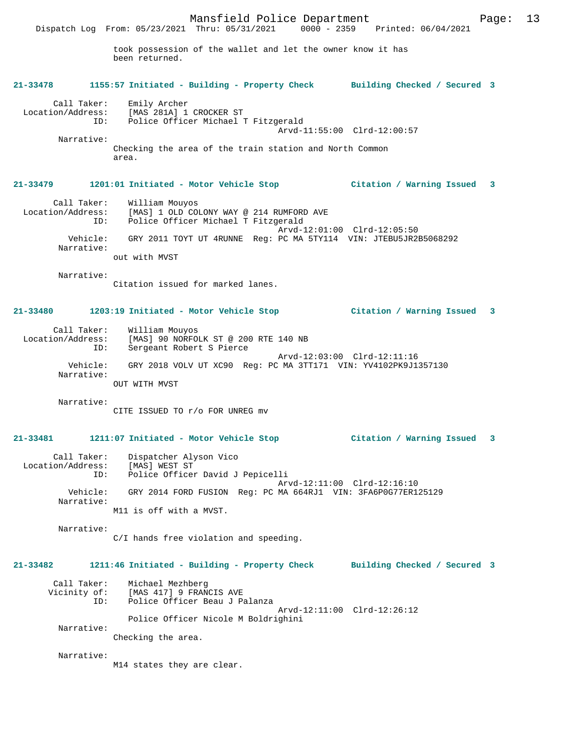took possession of the wallet and let the owner know it has been returned.

**21-33478 1155:57 Initiated - Building - Property Check Building Checked / Secured 3**

Call Taker: Emily Archer
Location/Address: [MAS 281A] 1 CROCKER ST
ID: Police Officer Michael T Fitzgerald
Arvd-11:55:00 Clrd-12:00:57

Narrative:
Checking the area of the train station and North Common area.

**21-33479 1201:01 Initiated - Motor Vehicle Stop Citation / Warning Issued 3**

Call Taker: William Mouyos
Location/Address: [MAS] 1 OLD COLONY WAY @ 214 RUMFORD AVE
ID: Police Officer Michael T Fitzgerald
Arvd-12:01:00 Clrd-12:05:50
Vehicle: GRY 2011 TOYT UT 4RUNNE Reg: PC MA 5TY114 VIN: JTEBU5JR2B5068292

Narrative:
out with MVST

Narrative:
Citation issued for marked lanes.

**21-33480 1203:19 Initiated - Motor Vehicle Stop Citation / Warning Issued 3**

Call Taker: William Mouyos
Location/Address: [MAS] 90 NORFOLK ST @ 200 RTE 140 NB
ID: Sergeant Robert S Pierce
Arvd-12:03:00 Clrd-12:11:16
Vehicle: GRY 2018 VOLV UT XC90 Reg: PC MA 3TT171 VIN: YV4102PK9J1357130

Narrative:
OUT WITH MVST

Narrative:
CITE ISSUED TO r/o FOR UNREG mv

**21-33481 1211:07 Initiated - Motor Vehicle Stop Citation / Warning Issued 3**

Call Taker: Dispatcher Alyson Vico
Location/Address: [MAS] WEST ST
ID: Police Officer David J Pepicelli
Arvd-12:11:00 Clrd-12:16:10
Vehicle: GRY 2014 FORD FUSION Reg: PC MA 664RJ1 VIN: 3FA6P0G77ER125129

Narrative:
M11 is off with a MVST.

Narrative:
C/I hands free violation and speeding.

**21-33482 1211:46 Initiated - Building - Property Check Building Checked / Secured 3**

Call Taker: Michael Mezhberg
Vicinity of: [MAS 417] 9 FRANCIS AVE
ID: Police Officer Beau J Palanza
Arvd-12:11:00 Clrd-12:26:12
Police Officer Nicole M Boldrighini

Narrative:
Checking the area.

Narrative:
M14 states they are clear.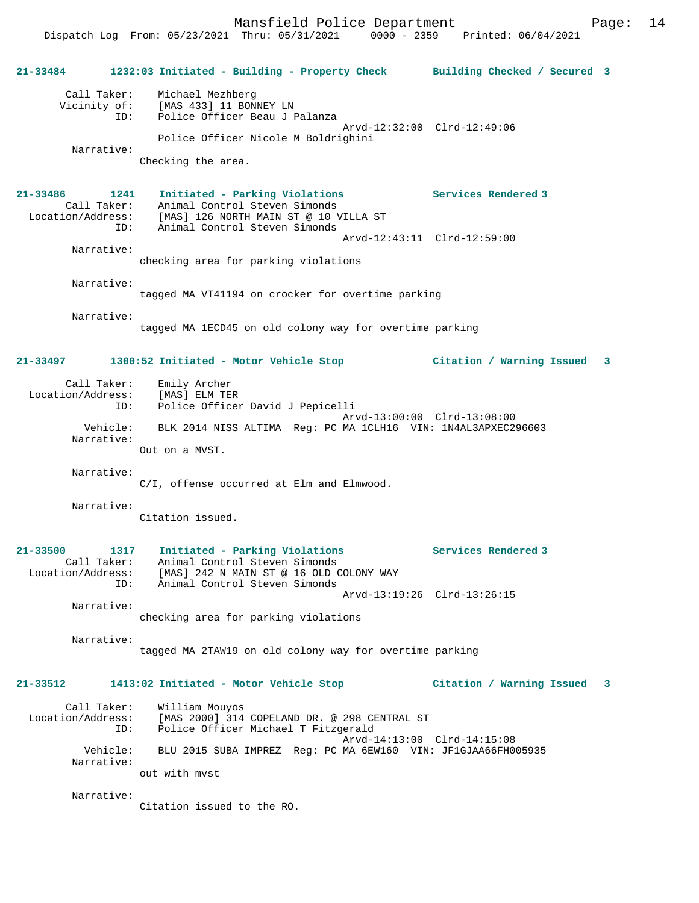**21-33484 1232:03 Initiated - Building - Property Check Building Checked / Secured 3**

Call Taker: Michael Mezhberg
Vicinity of: [MAS 433] 11 BONNEY LN
ID: Police Officer Beau J Palanza
Arvd-12:32:00 Clrd-12:49:06
Police Officer Nicole M Boldrighini
Narrative:
Checking the area.

**21-33486 1241 Initiated - Parking Violations Services Rendered 3**

Call Taker: Animal Control Steven Simonds
Location/Address: [MAS] 126 NORTH MAIN ST @ 10 VILLA ST
ID: Animal Control Steven Simonds
Arvd-12:43:11 Clrd-12:59:00
Narrative:
checking area for parking violations

Narrative:
tagged MA VT41194 on crocker for overtime parking

Narrative:
tagged MA 1ECD45 on old colony way for overtime parking

**21-33497 1300:52 Initiated - Motor Vehicle Stop Citation / Warning Issued 3**

Call Taker: Emily Archer
Location/Address: [MAS] ELM TER
ID: Police Officer David J Pepicelli
Arvd-13:00:00 Clrd-13:08:00
Vehicle: BLK 2014 NISS ALTIMA Reg: PC MA 1CLH16 VIN: 1N4AL3APXEC296603
Narrative:
Out on a MVST.

Narrative:
C/I, offense occurred at Elm and Elmwood.

Narrative:
Citation issued.

**21-33500 1317 Initiated - Parking Violations Services Rendered 3**

Call Taker: Animal Control Steven Simonds
Location/Address: [MAS] 242 N MAIN ST @ 16 OLD COLONY WAY
ID: Animal Control Steven Simonds
Arvd-13:19:26 Clrd-13:26:15
Narrative:
checking area for parking violations

Narrative:
tagged MA 2TAW19 on old colony way for overtime parking

**21-33512 1413:02 Initiated - Motor Vehicle Stop Citation / Warning Issued 3**

Call Taker: William Mouyos
Location/Address: [MAS 2000] 314 COPELAND DR. @ 298 CENTRAL ST
ID: Police Officer Michael T Fitzgerald
Arvd-14:13:00 Clrd-14:15:08
Vehicle: BLU 2015 SUBA IMPREZ Reg: PC MA 6EW160 VIN: JF1GJAA66FH005935
Narrative:
out with mvst

Narrative:
Citation issued to the RO.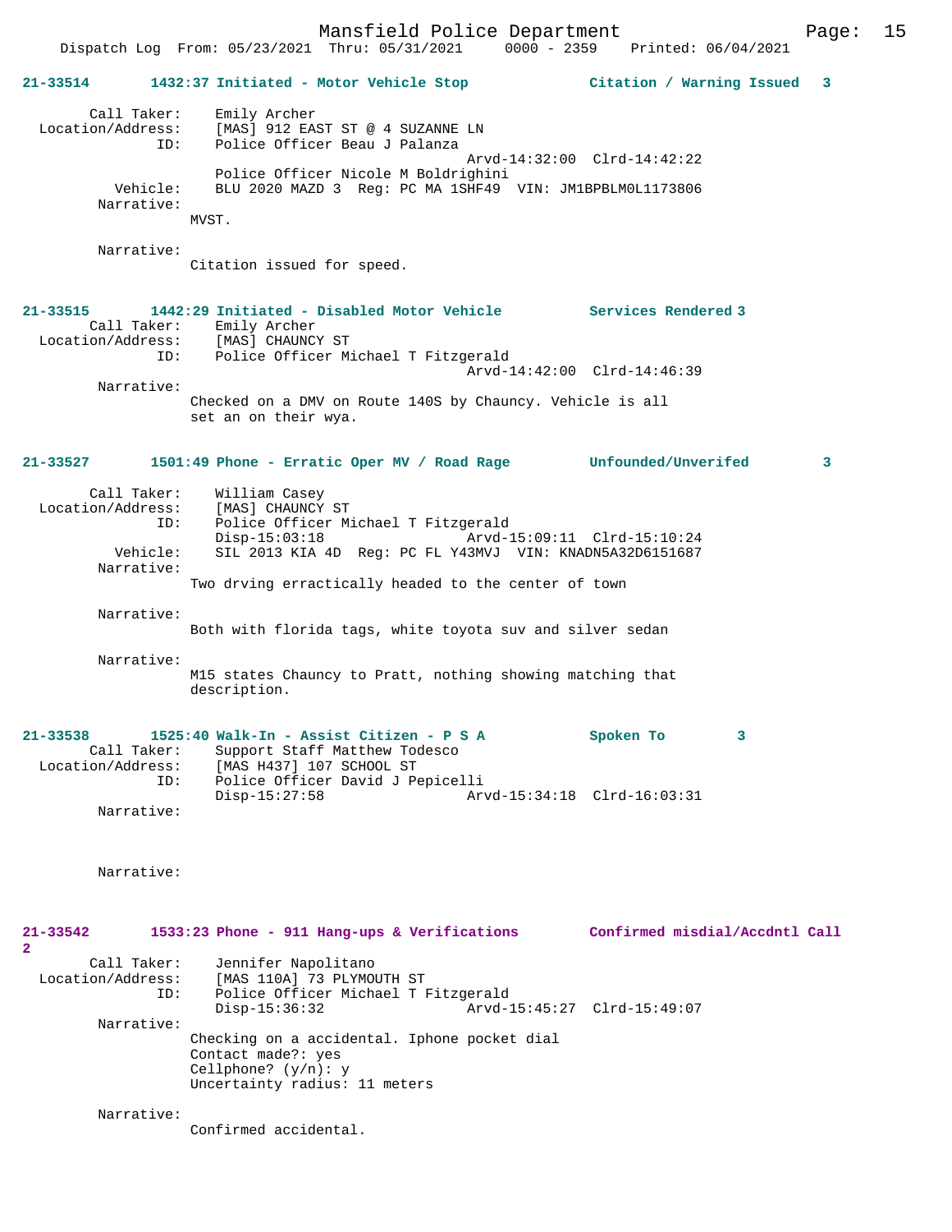**21-33514 1432:37 Initiated - Motor Vehicle Stop — Citation / Warning Issued 3**

Call Taker: Emily Archer
Location/Address: [MAS] 912 EAST ST @ 4 SUZANNE LN
ID: Police Officer Beau J Palanza
Arvd-14:32:00 Clrd-14:42:22
Police Officer Nicole M Boldrighini
Vehicle: BLU 2020 MAZD 3 Reg: PC MA 1SHF49 VIN: JM1BPBLM0L1173806
Narrative:
MVST.

Narrative:
Citation issued for speed.

**21-33515 1442:29 Initiated - Disabled Motor Vehicle — Services Rendered 3**

Call Taker: Emily Archer
Location/Address: [MAS] CHAUNCY ST
ID: Police Officer Michael T Fitzgerald
Arvd-14:42:00 Clrd-14:46:39
Narrative:
Checked on a DMV on Route 140S by Chauncy. Vehicle is all set an on their wya.

**21-33527 1501:49 Phone - Erratic Oper MV / Road Rage — Unfounded/Unverifed 3**

Call Taker: William Casey
Location/Address: [MAS] CHAUNCY ST
ID: Police Officer Michael T Fitzgerald
Disp-15:03:18 Arvd-15:09:11 Clrd-15:10:24
Vehicle: SIL 2013 KIA 4D Reg: PC FL Y43MVJ VIN: KNADN5A32D6151687
Narrative:
Two drving erractically headed to the center of town

Narrative:
Both with florida tags, white toyota suv and silver sedan

Narrative:
M15 states Chauncy to Pratt, nothing showing matching that description.

**21-33538 1525:40 Walk-In - Assist Citizen - P S A — Spoken To 3**

Call Taker: Support Staff Matthew Todesco
Location/Address: [MAS H437] 107 SCHOOL ST
ID: Police Officer David J Pepicelli
Disp-15:27:58 Arvd-15:34:18 Clrd-16:03:31
Narrative:

Narrative:

**21-33542 1533:23 Phone - 911 Hang-ups & Verifications — Confirmed misdial/Accdntl Call 2**

Call Taker: Jennifer Napolitano
Location/Address: [MAS 110A] 73 PLYMOUTH ST
ID: Police Officer Michael T Fitzgerald
Disp-15:36:32 Arvd-15:45:27 Clrd-15:49:07
Narrative:
Checking on a accidental. Iphone pocket dial
Contact made?: yes
Cellphone? (y/n): y
Uncertainty radius: 11 meters

Narrative:
Confirmed accidental.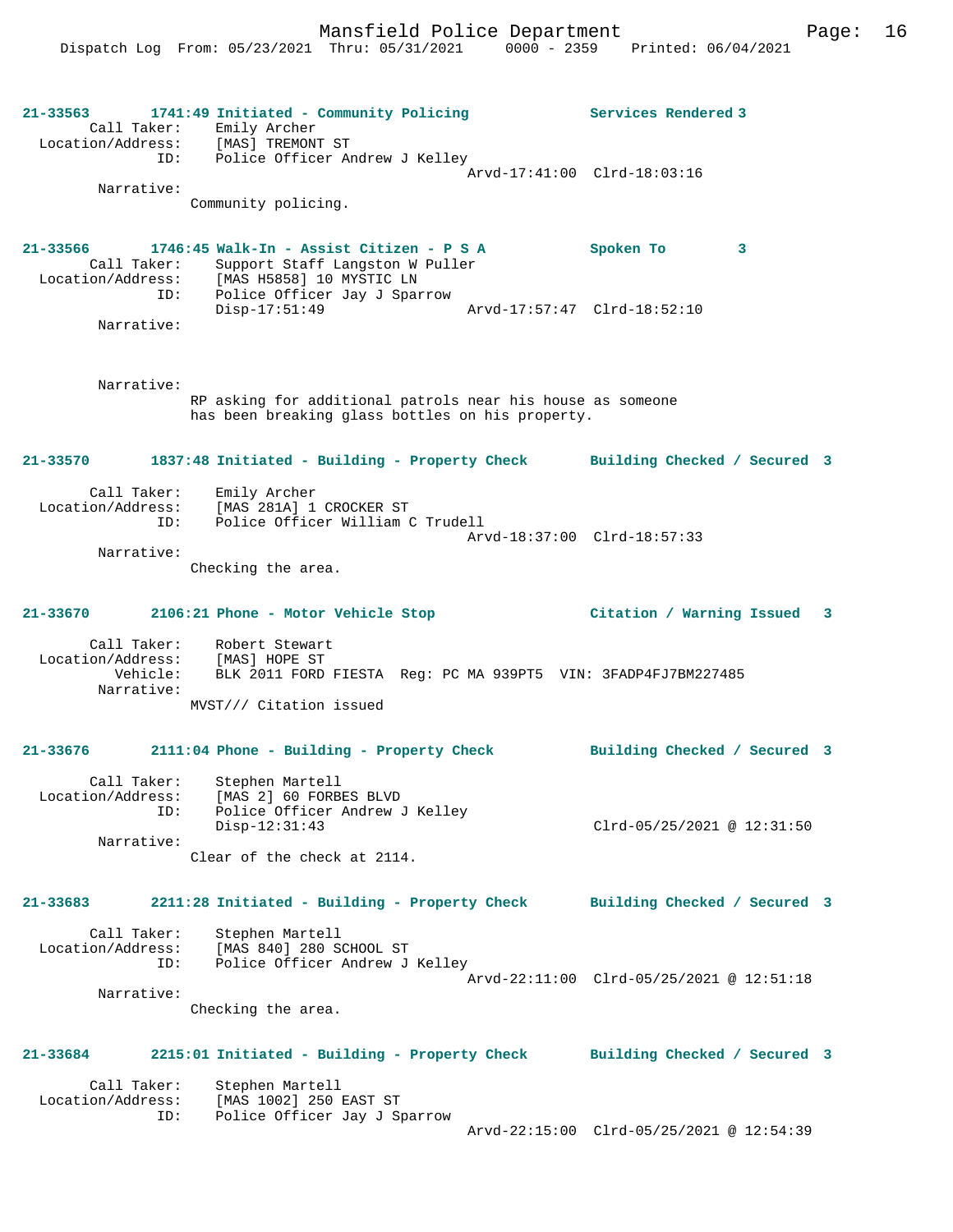21-33563 1741:49 Initiated - Community Policing Services Rendered 3
Call Taker: Emily Archer
Location/Address: [MAS] TREMONT ST
ID: Police Officer Andrew J Kelley
Arvd-17:41:00 Clrd-18:03:16
Narrative:
Community policing.

21-33566 1746:45 Walk-In - Assist Citizen - P S A Spoken To 3
Call Taker: Support Staff Langston W Puller
Location/Address: [MAS H5858] 10 MYSTIC LN
ID: Police Officer Jay J Sparrow
Disp-17:51:49 Arvd-17:57:47 Clrd-18:52:10
Narrative:

Narrative:
RP asking for additional patrols near his house as someone has been breaking glass bottles on his property.

21-33570 1837:48 Initiated - Building - Property Check Building Checked / Secured 3
Call Taker: Emily Archer
Location/Address: [MAS 281A] 1 CROCKER ST
ID: Police Officer William C Trudell
Arvd-18:37:00 Clrd-18:57:33
Narrative:
Checking the area.

21-33670 2106:21 Phone - Motor Vehicle Stop Citation / Warning Issued 3
Call Taker: Robert Stewart
Location/Address: [MAS] HOPE ST
Vehicle: BLK 2011 FORD FIESTA Reg: PC MA 939PT5 VIN: 3FADP4FJ7BM227485
Narrative:
MVST/// Citation issued

21-33676 2111:04 Phone - Building - Property Check Building Checked / Secured 3
Call Taker: Stephen Martell
Location/Address: [MAS 2] 60 FORBES BLVD
ID: Police Officer Andrew J Kelley
Disp-12:31:43 Clrd-05/25/2021 @ 12:31:50
Narrative:
Clear of the check at 2114.

21-33683 2211:28 Initiated - Building - Property Check Building Checked / Secured 3
Call Taker: Stephen Martell
Location/Address: [MAS 840] 280 SCHOOL ST
ID: Police Officer Andrew J Kelley
Arvd-22:11:00 Clrd-05/25/2021 @ 12:51:18
Narrative:
Checking the area.

21-33684 2215:01 Initiated - Building - Property Check Building Checked / Secured 3
Call Taker: Stephen Martell
Location/Address: [MAS 1002] 250 EAST ST
ID: Police Officer Jay J Sparrow
Arvd-22:15:00 Clrd-05/25/2021 @ 12:54:39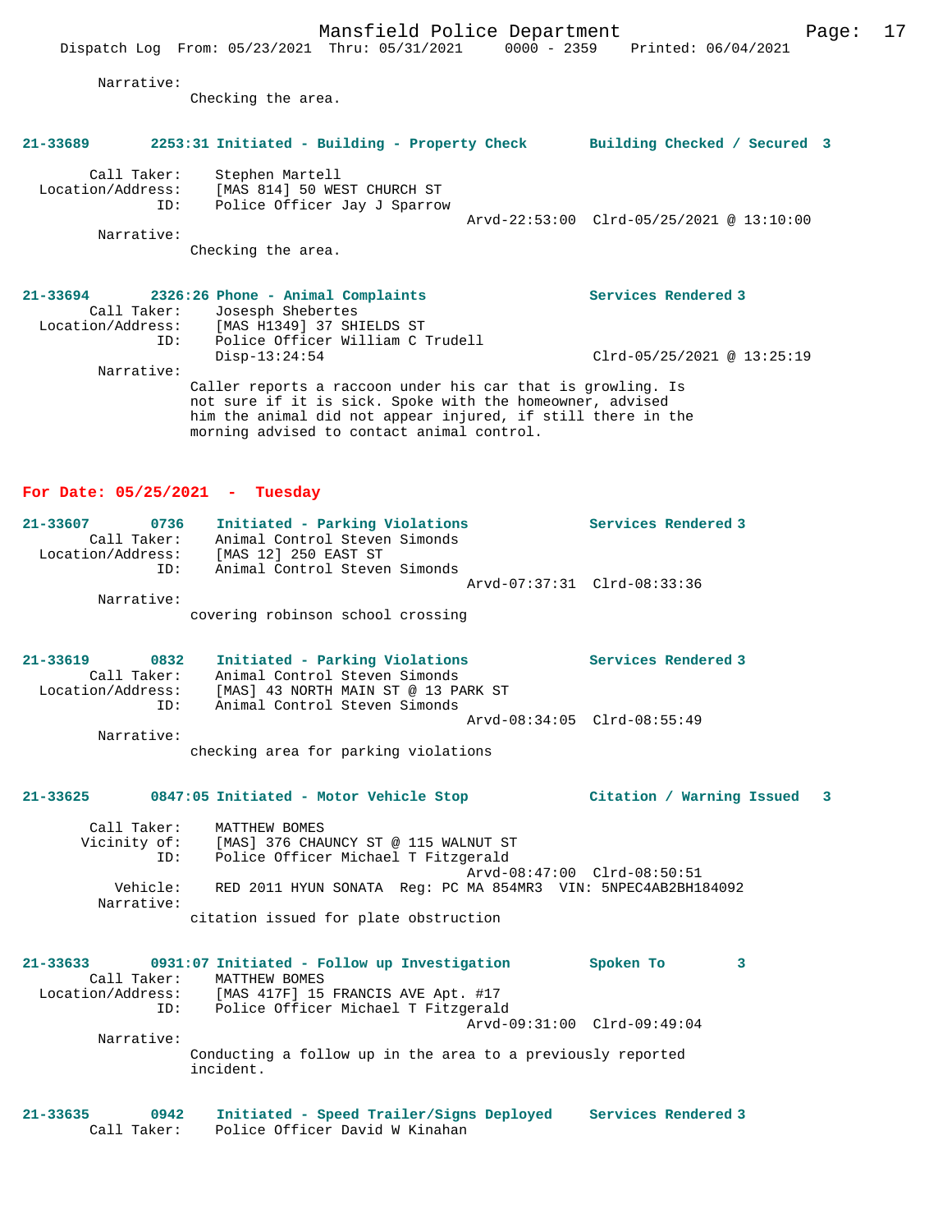Narrative:
Checking the area.

**21-33689 2253:31 Initiated - Building - Property Check Building Checked / Secured 3**

Call Taker: Stephen Martell
Location/Address: [MAS 814] 50 WEST CHURCH ST
ID: Police Officer Jay J Sparrow
Arvd-22:53:00 Clrd-05/25/2021 @ 13:10:00
Narrative:
Checking the area.

**21-33694 2326:26 Phone - Animal Complaints Services Rendered 3**
Call Taker: Josesph Shebertes
Location/Address: [MAS H1349] 37 SHIELDS ST
ID: Police Officer William C Trudell
Disp-13:24:54 Clrd-05/25/2021 @ 13:25:19
Narrative:
Caller reports a raccoon under his car that is growling. Is not sure if it is sick. Spoke with the homeowner, advised him the animal did not appear injured, if still there in the morning advised to contact animal control.

## For Date: 05/25/2021 - Tuesday

**21-33607 0736 Initiated - Parking Violations Services Rendered 3**
Call Taker: Animal Control Steven Simonds
Location/Address: [MAS 12] 250 EAST ST
ID: Animal Control Steven Simonds
Arvd-07:37:31 Clrd-08:33:36
Narrative:
covering robinson school crossing

**21-33619 0832 Initiated - Parking Violations Services Rendered 3**
Call Taker: Animal Control Steven Simonds
Location/Address: [MAS] 43 NORTH MAIN ST @ 13 PARK ST
ID: Animal Control Steven Simonds
Arvd-08:34:05 Clrd-08:55:49
Narrative:
checking area for parking violations

**21-33625 0847:05 Initiated - Motor Vehicle Stop Citation / Warning Issued 3**

Call Taker: MATTHEW BOMES
Vicinity of: [MAS] 376 CHAUNCY ST @ 115 WALNUT ST
ID: Police Officer Michael T Fitzgerald
Arvd-08:47:00 Clrd-08:50:51
Vehicle: RED 2011 HYUN SONATA Reg: PC MA 854MR3 VIN: 5NPEC4AB2BH184092
Narrative:
citation issued for plate obstruction

**21-33633 0931:07 Initiated - Follow up Investigation Spoken To 3**
Call Taker: MATTHEW BOMES
Location/Address: [MAS 417F] 15 FRANCIS AVE Apt. #17
ID: Police Officer Michael T Fitzgerald
Arvd-09:31:00 Clrd-09:49:04
Narrative:
Conducting a follow up in the area to a previously reported incident.

**21-33635 0942 Initiated - Speed Trailer/Signs Deployed Services Rendered 3**
Call Taker: Police Officer David W Kinahan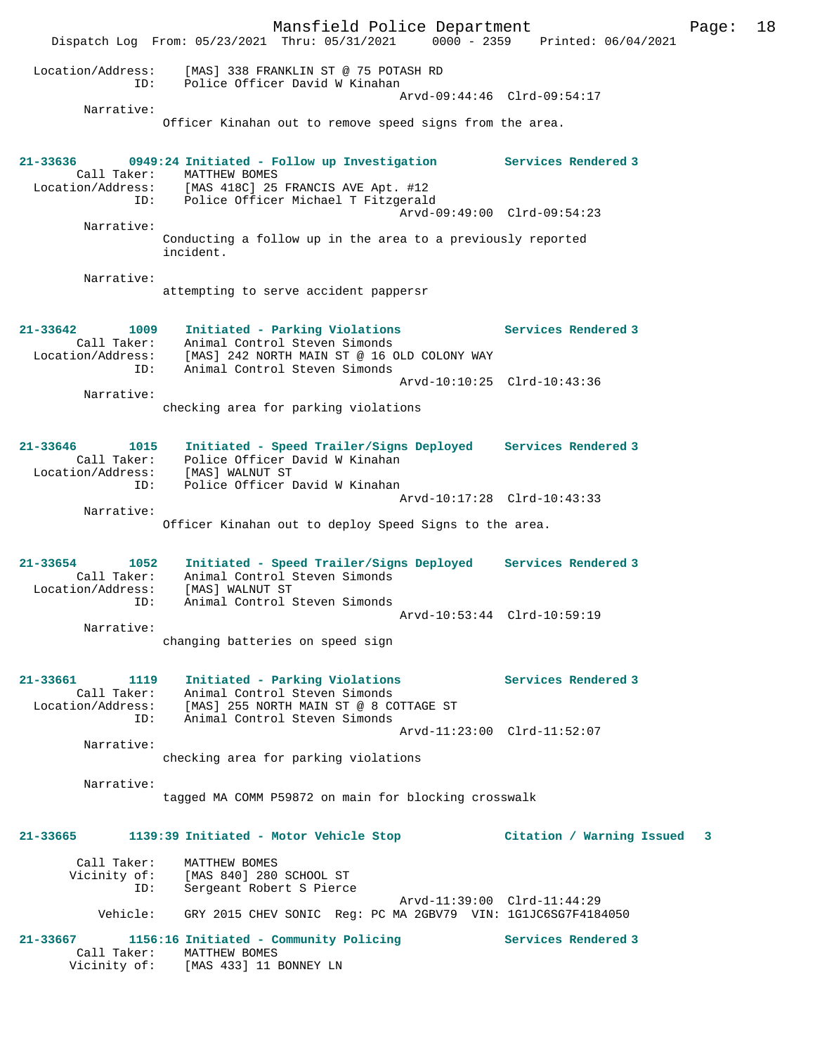Location/Address: [MAS] 338 FRANKLIN ST @ 75 POTASH RD
ID: Police Officer David W Kinahan
Arvd-09:44:46 Clrd-09:54:17

Narrative:
Officer Kinahan out to remove speed signs from the area.

**21-33636 0949:24 Initiated - Follow up Investigation Services Rendered 3**

Call Taker: MATTHEW BOMES
Location/Address: [MAS 418C] 25 FRANCIS AVE Apt. #12
ID: Police Officer Michael T Fitzgerald
Arvd-09:49:00 Clrd-09:54:23

Narrative:
Conducting a follow up in the area to a previously reported incident.

Narrative:
attempting to serve accident pappersr

**21-33642 1009 Initiated - Parking Violations Services Rendered 3**

Call Taker: Animal Control Steven Simonds
Location/Address: [MAS] 242 NORTH MAIN ST @ 16 OLD COLONY WAY
ID: Animal Control Steven Simonds
Arvd-10:10:25 Clrd-10:43:36

Narrative:
checking area for parking violations

**21-33646 1015 Initiated - Speed Trailer/Signs Deployed Services Rendered 3**

Call Taker: Police Officer David W Kinahan
Location/Address: [MAS] WALNUT ST
ID: Police Officer David W Kinahan
Arvd-10:17:28 Clrd-10:43:33

Narrative:
Officer Kinahan out to deploy Speed Signs to the area.

**21-33654 1052 Initiated - Speed Trailer/Signs Deployed Services Rendered 3**

Call Taker: Animal Control Steven Simonds
Location/Address: [MAS] WALNUT ST
ID: Animal Control Steven Simonds
Arvd-10:53:44 Clrd-10:59:19

Narrative:
changing batteries on speed sign

**21-33661 1119 Initiated - Parking Violations Services Rendered 3**

Call Taker: Animal Control Steven Simonds
Location/Address: [MAS] 255 NORTH MAIN ST @ 8 COTTAGE ST
ID: Animal Control Steven Simonds
Arvd-11:23:00 Clrd-11:52:07

Narrative:
checking area for parking violations

Narrative:
tagged MA COMM P59872 on main for blocking crosswalk

**21-33665 1139:39 Initiated - Motor Vehicle Stop Citation / Warning Issued 3**

Call Taker: MATTHEW BOMES
Vicinity of: [MAS 840] 280 SCHOOL ST
ID: Sergeant Robert S Pierce
Arvd-11:39:00 Clrd-11:44:29
Vehicle: GRY 2015 CHEV SONIC Reg: PC MA 2GBV79 VIN: 1G1JC6SG7F4184050

**21-33667 1156:16 Initiated - Community Policing Services Rendered 3**

Call Taker: MATTHEW BOMES
Vicinity of: [MAS 433] 11 BONNEY LN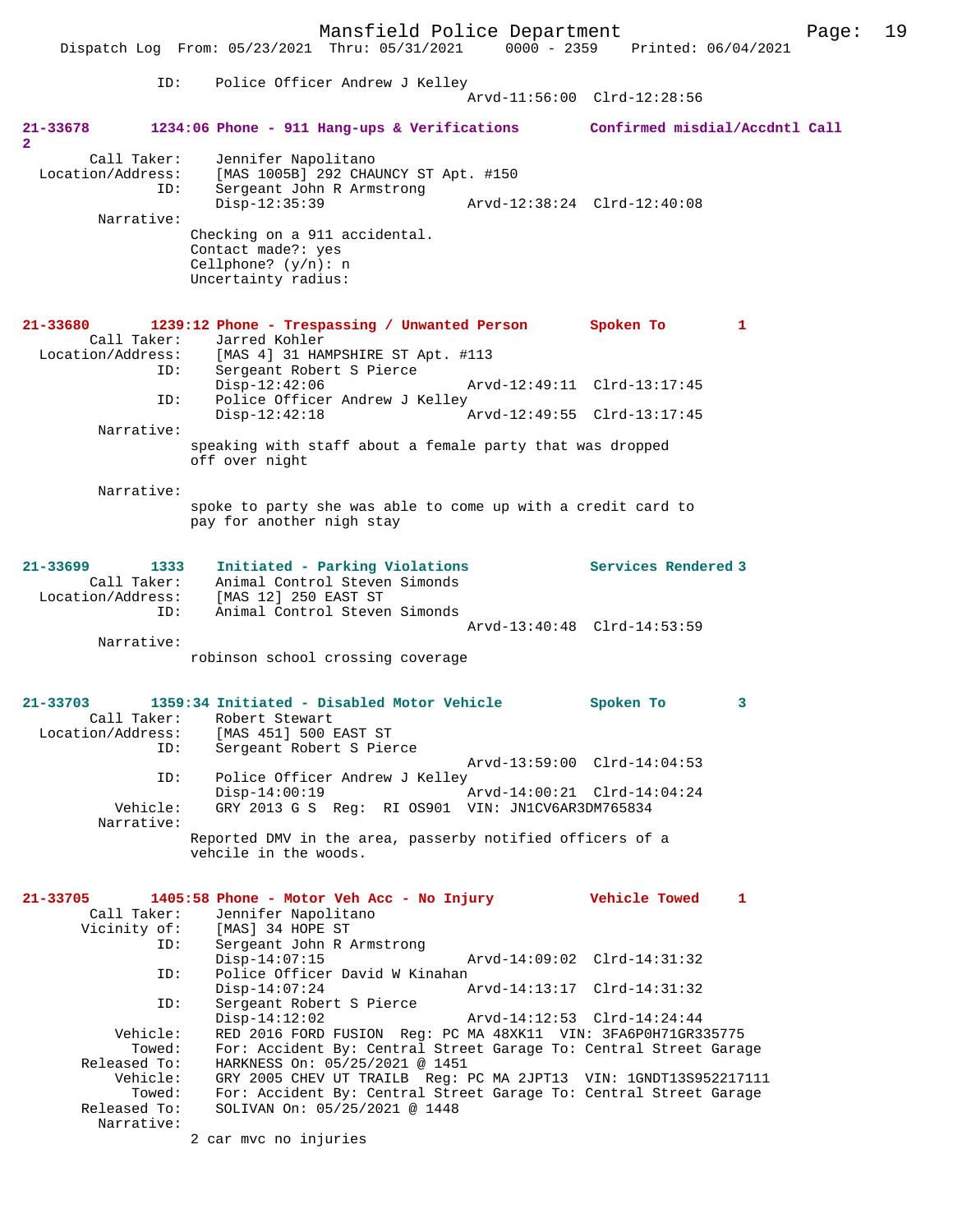ID: Police Officer Andrew J Kelley
Arvd-11:56:00 Clrd-12:28:56

**21-33678 1234:06 Phone - 911 Hang-ups & Verifications Confirmed misdial/Accdntl Call 2**

Call Taker: Jennifer Napolitano
Location/Address: [MAS 1005B] 292 CHAUNCY ST Apt. #150
ID: Sergeant John R Armstrong
Disp-12:35:39 Arvd-12:38:24 Clrd-12:40:08
Narrative:
Checking on a 911 accidental.
Contact made?: yes
Cellphone? (y/n): n
Uncertainty radius:

**21-33680 1239:12 Phone - Trespassing / Unwanted Person Spoken To 1**

Call Taker: Jarred Kohler
Location/Address: [MAS 4] 31 HAMPSHIRE ST Apt. #113
ID: Sergeant Robert S Pierce
Disp-12:42:06 Arvd-12:49:11 Clrd-13:17:45
ID: Police Officer Andrew J Kelley
Disp-12:42:18 Arvd-12:49:55 Clrd-13:17:45
Narrative:
speaking with staff about a female party that was dropped off over night

Narrative:
spoke to party she was able to come up with a credit card to pay for another nigh stay

**21-33699 1333 Initiated - Parking Violations Services Rendered 3**

Call Taker: Animal Control Steven Simonds
Location/Address: [MAS 12] 250 EAST ST
ID: Animal Control Steven Simonds
Arvd-13:40:48 Clrd-14:53:59
Narrative:
robinson school crossing coverage

**21-33703 1359:34 Initiated - Disabled Motor Vehicle Spoken To 3**

Call Taker: Robert Stewart
Location/Address: [MAS 451] 500 EAST ST
ID: Sergeant Robert S Pierce
Arvd-13:59:00 Clrd-14:04:53
ID: Police Officer Andrew J Kelley
Disp-14:00:19 Arvd-14:00:21 Clrd-14:04:24
Vehicle: GRY 2013 G S Reg: RI OS901 VIN: JN1CV6AR3DM765834
Narrative:
Reported DMV in the area, passerby notified officers of a vehcile in the woods.

**21-33705 1405:58 Phone - Motor Veh Acc - No Injury Vehicle Towed 1**

Call Taker: Jennifer Napolitano
Vicinity of: [MAS] 34 HOPE ST
ID: Sergeant John R Armstrong
Disp-14:07:15 Arvd-14:09:02 Clrd-14:31:32
ID: Police Officer David W Kinahan
Disp-14:07:24 Arvd-14:13:17 Clrd-14:31:32
ID: Sergeant Robert S Pierce
Disp-14:12:02 Arvd-14:12:53 Clrd-14:24:44
Vehicle: RED 2016 FORD FUSION Reg: PC MA 48XK11 VIN: 3FA6P0H71GR335775
Towed: For: Accident By: Central Street Garage To: Central Street Garage
Released To: HARKNESS On: 05/25/2021 @ 1451
Vehicle: GRY 2005 CHEV UT TRAILB Reg: PC MA 2JPT13 VIN: 1GNDT13S952217111
Towed: For: Accident By: Central Street Garage To: Central Street Garage
Released To: SOLIVAN On: 05/25/2021 @ 1448
Narrative:
2 car mvc no injuries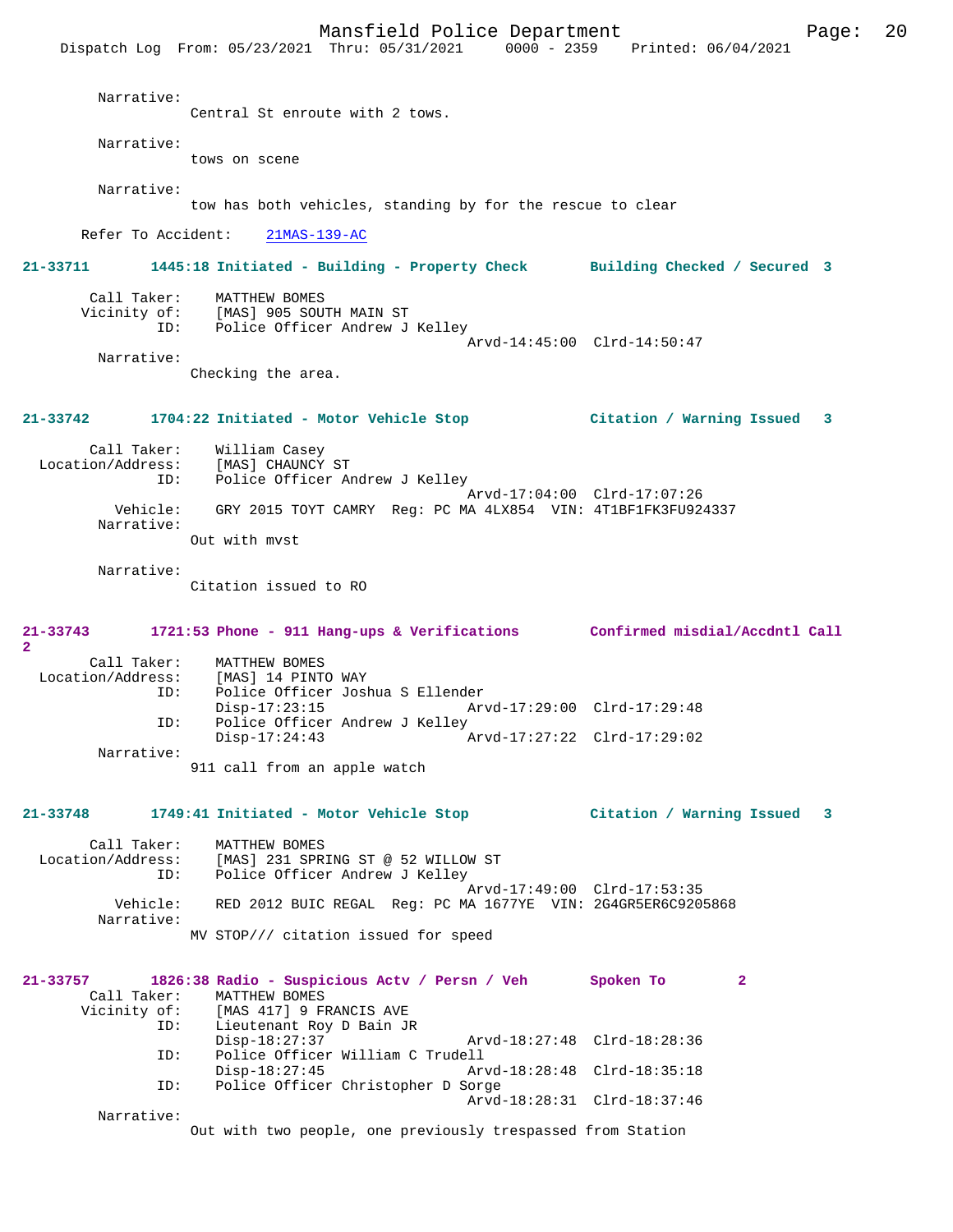Narrative:
Central St enroute with 2 tows.

Narrative:
tows on scene

Narrative:
tow has both vehicles, standing by for the rescue to clear

Refer To Accident: 21MAS-139-AC

**21-33711 1445:18 Initiated - Building - Property Check Building Checked / Secured 3**

Call Taker: MATTHEW BOMES
Vicinity of: [MAS] 905 SOUTH MAIN ST
ID: Police Officer Andrew J Kelley
Arvd-14:45:00 Clrd-14:50:47

Narrative:
Checking the area.

**21-33742 1704:22 Initiated - Motor Vehicle Stop Citation / Warning Issued 3**

Call Taker: William Casey
Location/Address: [MAS] CHAUNCY ST
ID: Police Officer Andrew J Kelley
Arvd-17:04:00 Clrd-17:07:26
Vehicle: GRY 2015 TOYT CAMRY Reg: PC MA 4LX854 VIN: 4T1BF1FK3FU924337

Narrative:
Out with mvst

Narrative:
Citation issued to RO

**21-33743 1721:53 Phone - 911 Hang-ups & Verifications Confirmed misdial/Accdntl Call 2**

Call Taker: MATTHEW BOMES
Location/Address: [MAS] 14 PINTO WAY
ID: Police Officer Joshua S Ellender
Disp-17:23:15 Arvd-17:29:00 Clrd-17:29:48
ID: Police Officer Andrew J Kelley
Disp-17:24:43 Arvd-17:27:22 Clrd-17:29:02

Narrative:
911 call from an apple watch

**21-33748 1749:41 Initiated - Motor Vehicle Stop Citation / Warning Issued 3**

Call Taker: MATTHEW BOMES
Location/Address: [MAS] 231 SPRING ST @ 52 WILLOW ST
ID: Police Officer Andrew J Kelley
Arvd-17:49:00 Clrd-17:53:35
Vehicle: RED 2012 BUIC REGAL Reg: PC MA 1677YE VIN: 2G4GR5ER6C9205868

Narrative:
MV STOP/// citation issued for speed

**21-33757 1826:38 Radio - Suspicious Actv / Persn / Veh Spoken To 2**

Call Taker: MATTHEW BOMES
Vicinity of: [MAS 417] 9 FRANCIS AVE
ID: Lieutenant Roy D Bain JR
Disp-18:27:37 Arvd-18:27:48 Clrd-18:28:36
ID: Police Officer William C Trudell
Disp-18:27:45 Arvd-18:28:48 Clrd-18:35:18
ID: Police Officer Christopher D Sorge
Arvd-18:28:31 Clrd-18:37:46

Narrative:
Out with two people, one previously trespassed from Station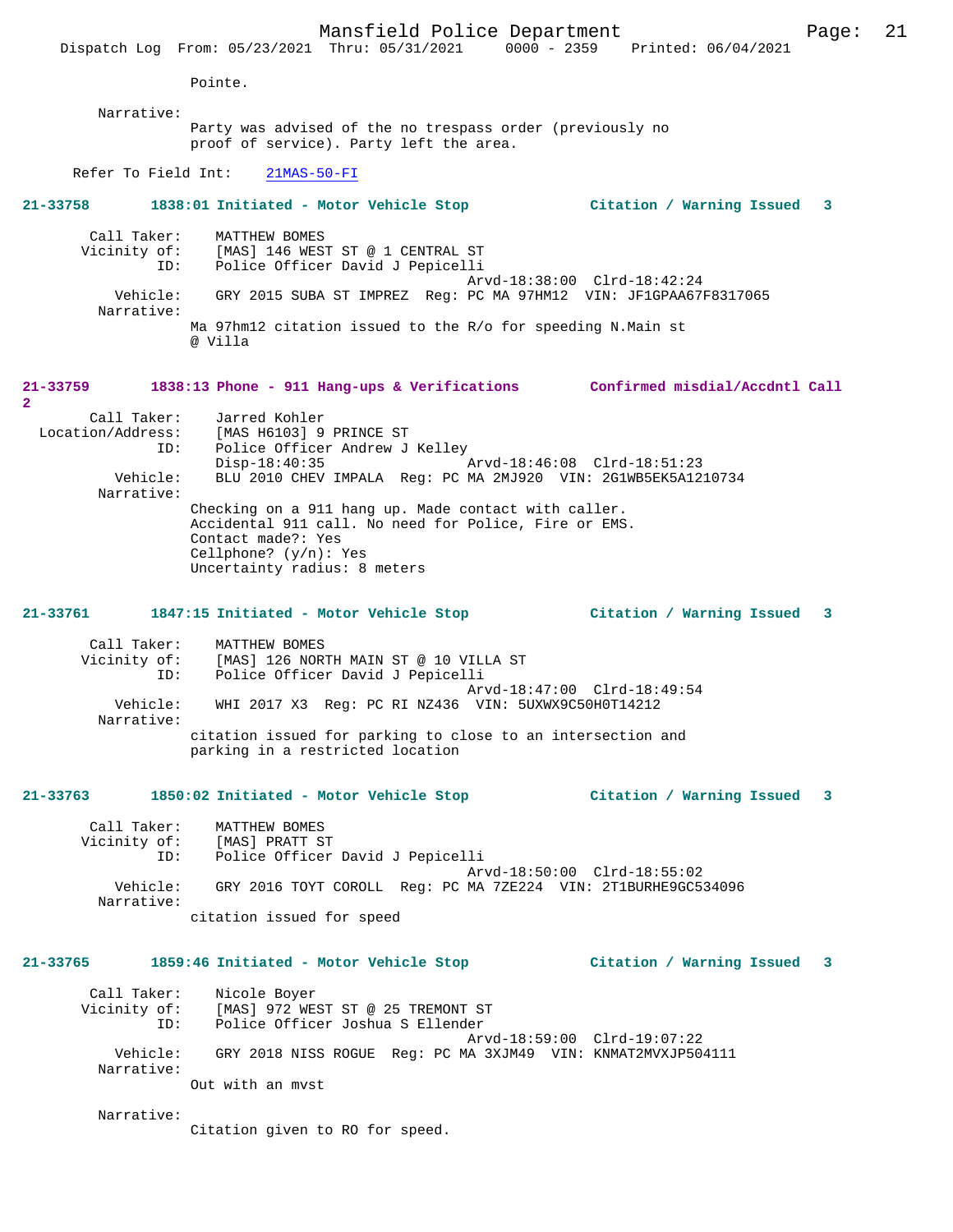Pointe.

Narrative:
Party was advised of the no trespass order (previously no proof of service). Party left the area.

Refer To Field Int: 21MAS-50-FI

**21-33758 1838:01 Initiated - Motor Vehicle Stop Citation / Warning Issued 3**

Call Taker: MATTHEW BOMES
Vicinity of: [MAS] 146 WEST ST @ 1 CENTRAL ST
ID: Police Officer David J Pepicelli
Arvd-18:38:00 Clrd-18:42:24
Vehicle: GRY 2015 SUBA ST IMPREZ Reg: PC MA 97HM12 VIN: JF1GPAA67F8317065
Narrative:
Ma 97hm12 citation issued to the R/o for speeding N.Main st @ Villa

**21-33759 1838:13 Phone - 911 Hang-ups & Verifications Confirmed misdial/Accdntl Call 2**

Call Taker: Jarred Kohler
Location/Address: [MAS H6103] 9 PRINCE ST
ID: Police Officer Andrew J Kelley
Disp-18:40:35 Arvd-18:46:08 Clrd-18:51:23
Vehicle: BLU 2010 CHEV IMPALA Reg: PC MA 2MJ920 VIN: 2G1WB5EK5A1210734
Narrative:
Checking on a 911 hang up. Made contact with caller.
Accidental 911 call. No need for Police, Fire or EMS.
Contact made?: Yes
Cellphone? (y/n): Yes
Uncertainty radius: 8 meters

**21-33761 1847:15 Initiated - Motor Vehicle Stop Citation / Warning Issued 3**

Call Taker: MATTHEW BOMES
Vicinity of: [MAS] 126 NORTH MAIN ST @ 10 VILLA ST
ID: Police Officer David J Pepicelli
Arvd-18:47:00 Clrd-18:49:54
Vehicle: WHI 2017 X3 Reg: PC RI NZ436 VIN: 5UXWX9C50H0T14212
Narrative:
citation issued for parking to close to an intersection and parking in a restricted location

**21-33763 1850:02 Initiated - Motor Vehicle Stop Citation / Warning Issued 3**

Call Taker: MATTHEW BOMES
Vicinity of: [MAS] PRATT ST
ID: Police Officer David J Pepicelli
Arvd-18:50:00 Clrd-18:55:02
Vehicle: GRY 2016 TOYT COROLL Reg: PC MA 7ZE224 VIN: 2T1BURHE9GC534096
Narrative:
citation issued for speed

**21-33765 1859:46 Initiated - Motor Vehicle Stop Citation / Warning Issued 3**

Call Taker: Nicole Boyer
Vicinity of: [MAS] 972 WEST ST @ 25 TREMONT ST
ID: Police Officer Joshua S Ellender
Arvd-18:59:00 Clrd-19:07:22
Vehicle: GRY 2018 NISS ROGUE Reg: PC MA 3XJM49 VIN: KNMAT2MVXJP504111
Narrative:
Out with an mvst

Narrative:
Citation given to RO for speed.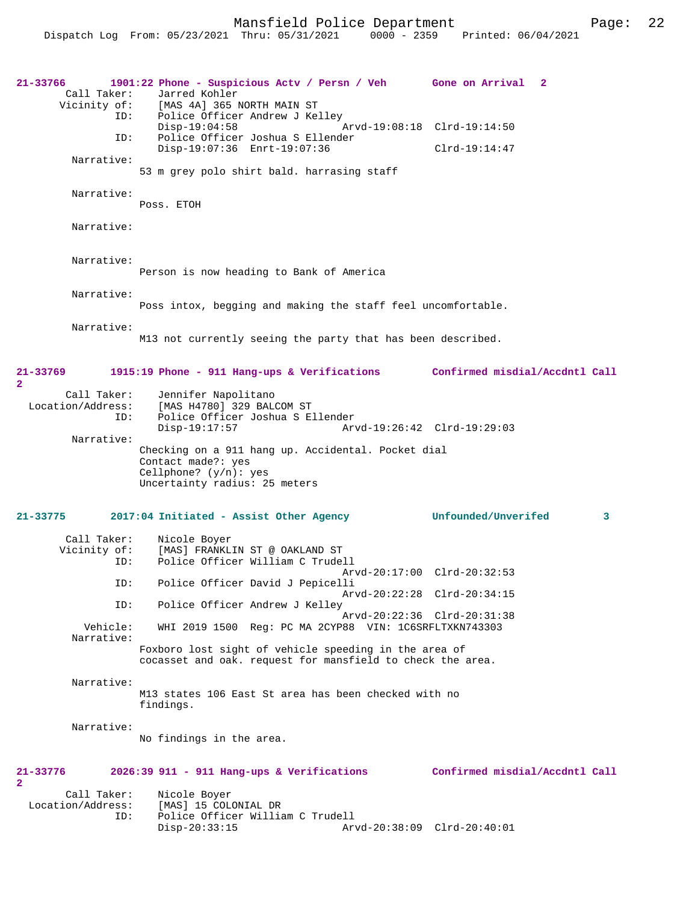**21-33766** 1901:22 Phone - Suspicious Actv / Persn / Veh — Gone on Arrival 2

```
        Call Taker:    Jarred Kohler
       Vicinity of:    [MAS 4A] 365 NORTH MAIN ST
                ID:    Police Officer Andrew J Kelley
                       Disp-19:04:58              Arvd-19:08:18  Clrd-19:14:50
                ID:    Police Officer Joshua S Ellender
                       Disp-19:07:36  Enrt-19:07:36              Clrd-19:14:47
         Narrative:
                       53 m grey polo shirt bald. harrasing staff

         Narrative:
                       Poss. ETOH

         Narrative:


         Narrative:
                       Person is now heading to Bank of America

         Narrative:
                       Poss intox, begging and making the staff feel uncomfortable.

         Narrative:
                       M13 not currently seeing the party that has been described.
```

**21-33769** 1915:19 Phone - 911 Hang-ups & Verifications — Confirmed misdial/Accdntl Call 2

```
        Call Taker:    Jennifer Napolitano
  Location/Address:    [MAS H4780] 329 BALCOM ST
                ID:    Police Officer Joshua S Ellender
                       Disp-19:17:57              Arvd-19:26:42  Clrd-19:29:03
         Narrative:
                       Checking on a 911 hang up. Accidental. Pocket dial
                       Contact made?: yes
                       Cellphone? (y/n): yes
                       Uncertainty radius: 25 meters
```

**21-33775** 2017:04 Initiated - Assist Other Agency — Unfounded/Unverifed 3

```
        Call Taker:    Nicole Boyer
       Vicinity of:    [MAS] FRANKLIN ST @ OAKLAND ST
                ID:    Police Officer William C Trudell
                                                  Arvd-20:17:00  Clrd-20:32:53
                ID:    Police Officer David J Pepicelli
                                                  Arvd-20:22:28  Clrd-20:34:15
                ID:    Police Officer Andrew J Kelley
                                                  Arvd-20:22:36  Clrd-20:31:38
           Vehicle:    WHI 2019 1500  Reg: PC MA 2CYP88  VIN: 1C6SRFLTXKN743303
         Narrative:
                       Foxboro lost sight of vehicle speeding in the area of
                       cocasset and oak. request for mansfield to check the area.

         Narrative:
                       M13 states 106 East St area has been checked with no
                       findings.

         Narrative:
                       No findings in the area.
```

**21-33776** 2026:39 911 - 911 Hang-ups & Verifications — Confirmed misdial/Accdntl Call 2

```
        Call Taker:    Nicole Boyer
  Location/Address:    [MAS] 15 COLONIAL DR
                ID:    Police Officer William C Trudell
                       Disp-20:33:15              Arvd-20:38:09  Clrd-20:40:01
```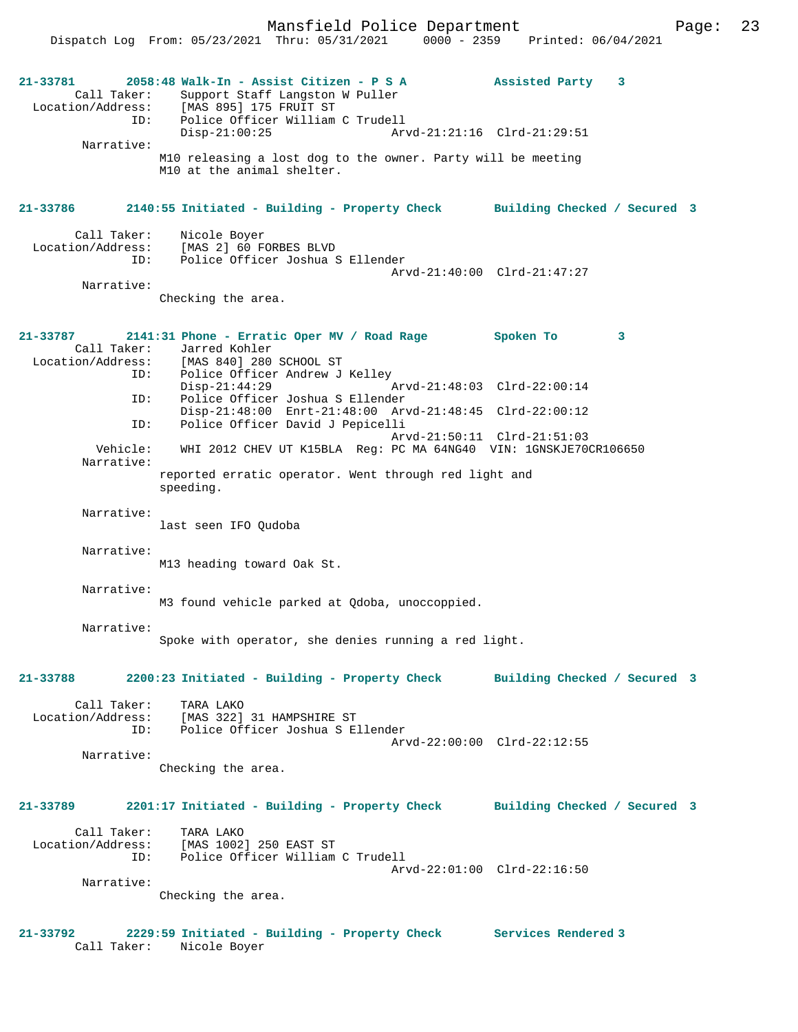**21-33781 2058:48 Walk-In - Assist Citizen - P S A Assisted Party 3**

Call Taker: Support Staff Langston W Puller
Location/Address: [MAS 895] 175 FRUIT ST
ID: Police Officer William C Trudell
Disp-21:00:25 Arvd-21:21:16 Clrd-21:29:51

Narrative:
M10 releasing a lost dog to the owner. Party will be meeting M10 at the animal shelter.

**21-33786 2140:55 Initiated - Building - Property Check Building Checked / Secured 3**

Call Taker: Nicole Boyer
Location/Address: [MAS 2] 60 FORBES BLVD
ID: Police Officer Joshua S Ellender
Arvd-21:40:00 Clrd-21:47:27

Narrative:
Checking the area.

**21-33787 2141:31 Phone - Erratic Oper MV / Road Rage Spoken To 3**

Call Taker: Jarred Kohler
Location/Address: [MAS 840] 280 SCHOOL ST
ID: Police Officer Andrew J Kelley
Disp-21:44:29 Arvd-21:48:03 Clrd-22:00:14
ID: Police Officer Joshua S Ellender
Disp-21:48:00 Enrt-21:48:00 Arvd-21:48:45 Clrd-22:00:12
ID: Police Officer David J Pepicelli
Arvd-21:50:11 Clrd-21:51:03
Vehicle: WHI 2012 CHEV UT K15BLA Reg: PC MA 64NG40 VIN: 1GNSKJE70CR106650

Narrative:
reported erratic operator. Went through red light and speeding.

Narrative:
last seen IFO Qudoba

Narrative:
M13 heading toward Oak St.

Narrative:
M3 found vehicle parked at Qdoba, unoccoppied.

Narrative:
Spoke with operator, she denies running a red light.

**21-33788 2200:23 Initiated - Building - Property Check Building Checked / Secured 3**

Call Taker: TARA LAKO
Location/Address: [MAS 322] 31 HAMPSHIRE ST
ID: Police Officer Joshua S Ellender
Arvd-22:00:00 Clrd-22:12:55

Narrative:
Checking the area.

**21-33789 2201:17 Initiated - Building - Property Check Building Checked / Secured 3**

Call Taker: TARA LAKO
Location/Address: [MAS 1002] 250 EAST ST
ID: Police Officer William C Trudell
Arvd-22:01:00 Clrd-22:16:50

Narrative:
Checking the area.

**21-33792 2229:59 Initiated - Building - Property Check Services Rendered 3**

Call Taker: Nicole Boyer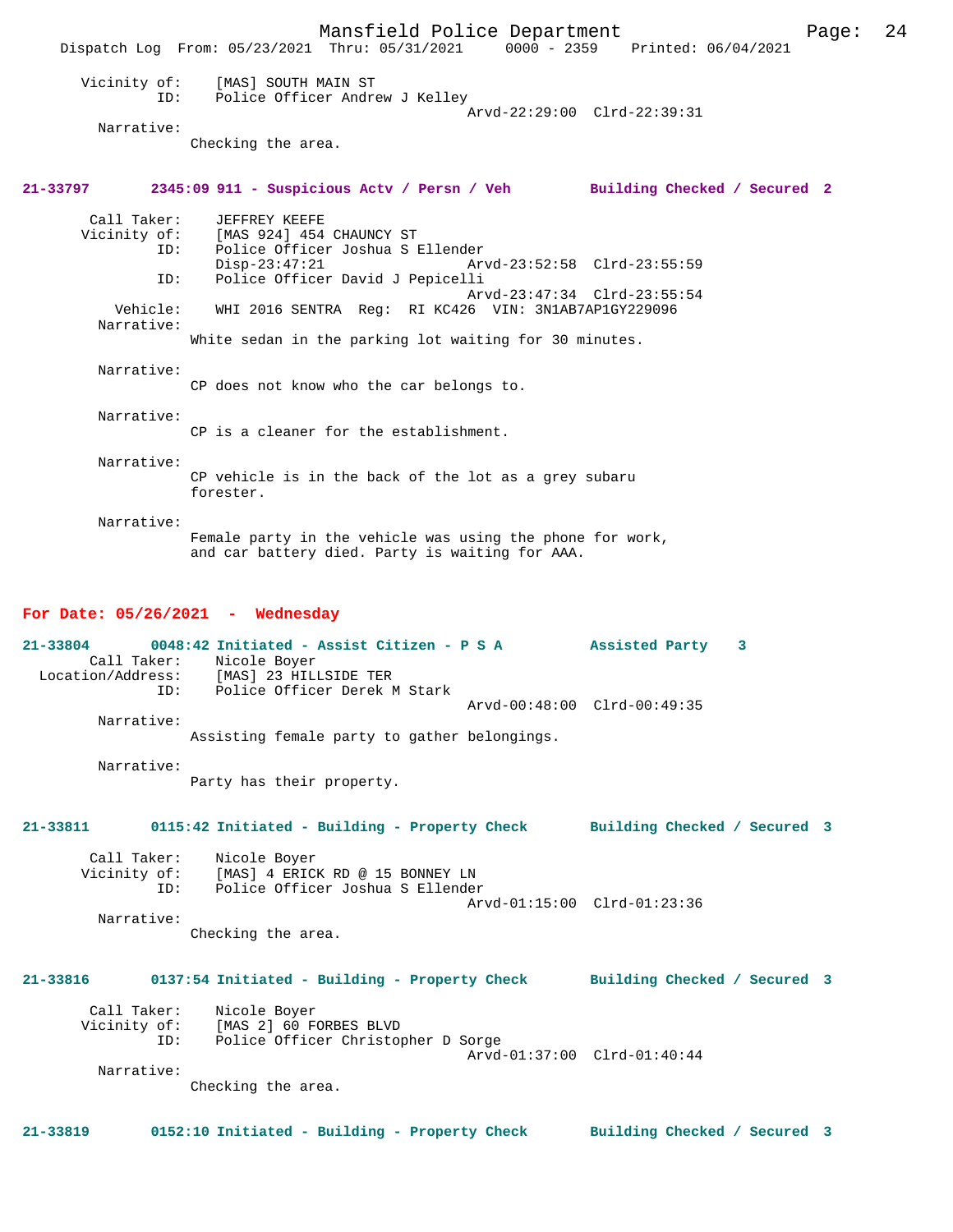Vicinity of: [MAS] SOUTH MAIN ST
ID: Police Officer Andrew J Kelley
Arvd-22:29:00 Clrd-22:39:31

Narrative:
Checking the area.

**21-33797 2345:09 911 - Suspicious Actv / Persn / Veh Building Checked / Secured 2**

Call Taker: JEFFREY KEEFE
Vicinity of: [MAS 924] 454 CHAUNCY ST
ID: Police Officer Joshua S Ellender
Disp-23:47:21 Arvd-23:52:58 Clrd-23:55:59
ID: Police Officer David J Pepicelli
Arvd-23:47:34 Clrd-23:55:54
Vehicle: WHI 2016 SENTRA Reg: RI KC426 VIN: 3N1AB7AP1GY229096

Narrative:
White sedan in the parking lot waiting for 30 minutes.

Narrative:
CP does not know who the car belongs to.

Narrative:
CP is a cleaner for the establishment.

Narrative:
CP vehicle is in the back of the lot as a grey subaru forester.

Narrative:
Female party in the vehicle was using the phone for work, and car battery died. Party is waiting for AAA.

## For Date: 05/26/2021 - Wednesday

**21-33804 0048:42 Initiated - Assist Citizen - P S A Assisted Party 3**

Call Taker: Nicole Boyer
Location/Address: [MAS] 23 HILLSIDE TER
ID: Police Officer Derek M Stark
Arvd-00:48:00 Clrd-00:49:35

Narrative:
Assisting female party to gather belongings.

Narrative:
Party has their property.

**21-33811 0115:42 Initiated - Building - Property Check Building Checked / Secured 3**

Call Taker: Nicole Boyer
Vicinity of: [MAS] 4 ERICK RD @ 15 BONNEY LN
ID: Police Officer Joshua S Ellender
Arvd-01:15:00 Clrd-01:23:36

Narrative:
Checking the area.

**21-33816 0137:54 Initiated - Building - Property Check Building Checked / Secured 3**

Call Taker: Nicole Boyer
Vicinity of: [MAS 2] 60 FORBES BLVD
ID: Police Officer Christopher D Sorge
Arvd-01:37:00 Clrd-01:40:44

Narrative:
Checking the area.

**21-33819 0152:10 Initiated - Building - Property Check Building Checked / Secured 3**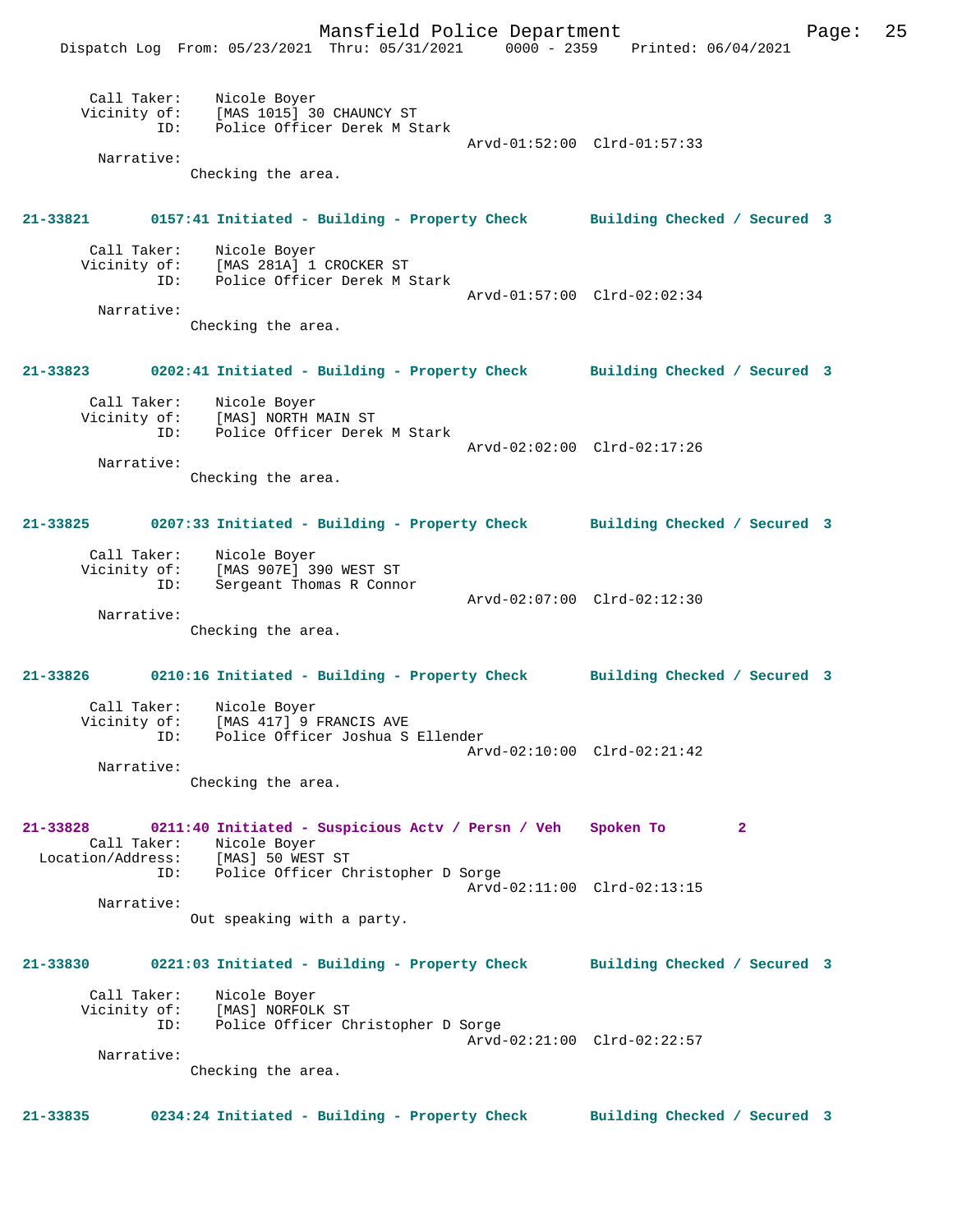Call Taker: Nicole Boyer
Vicinity of: [MAS 1015] 30 CHAUNCY ST
ID: Police Officer Derek M Stark
Arvd-01:52:00 Clrd-01:57:33
Narrative:
Checking the area.

**21-33821 0157:41 Initiated - Building - Property Check Building Checked / Secured 3**

Call Taker: Nicole Boyer
Vicinity of: [MAS 281A] 1 CROCKER ST
ID: Police Officer Derek M Stark
Arvd-01:57:00 Clrd-02:02:34
Narrative:
Checking the area.

**21-33823 0202:41 Initiated - Building - Property Check Building Checked / Secured 3**

Call Taker: Nicole Boyer
Vicinity of: [MAS] NORTH MAIN ST
ID: Police Officer Derek M Stark
Arvd-02:02:00 Clrd-02:17:26
Narrative:
Checking the area.

**21-33825 0207:33 Initiated - Building - Property Check Building Checked / Secured 3**

Call Taker: Nicole Boyer
Vicinity of: [MAS 907E] 390 WEST ST
ID: Sergeant Thomas R Connor
Arvd-02:07:00 Clrd-02:12:30
Narrative:
Checking the area.

**21-33826 0210:16 Initiated - Building - Property Check Building Checked / Secured 3**

Call Taker: Nicole Boyer
Vicinity of: [MAS 417] 9 FRANCIS AVE
ID: Police Officer Joshua S Ellender
Arvd-02:10:00 Clrd-02:21:42
Narrative:
Checking the area.

**21-33828 0211:40 Initiated - Suspicious Actv / Persn / Veh Spoken To 2**

Call Taker: Nicole Boyer
Location/Address: [MAS] 50 WEST ST
ID: Police Officer Christopher D Sorge
Arvd-02:11:00 Clrd-02:13:15
Narrative:
Out speaking with a party.

**21-33830 0221:03 Initiated - Building - Property Check Building Checked / Secured 3**

Call Taker: Nicole Boyer
Vicinity of: [MAS] NORFOLK ST
ID: Police Officer Christopher D Sorge
Arvd-02:21:00 Clrd-02:22:57
Narrative:
Checking the area.

**21-33835 0234:24 Initiated - Building - Property Check Building Checked / Secured 3**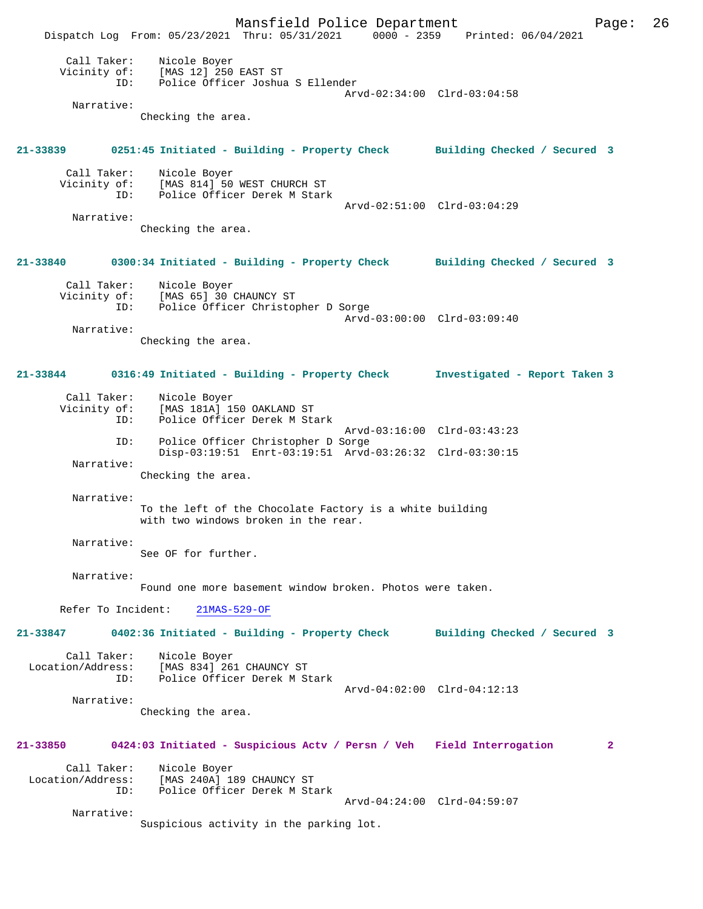Call Taker: Nicole Boyer
Vicinity of: [MAS 12] 250 EAST ST
ID: Police Officer Joshua S Ellender
Arvd-02:34:00 Clrd-03:04:58
Narrative:
Checking the area.

**21-33839 0251:45 Initiated - Building - Property Check Building Checked / Secured 3**

Call Taker: Nicole Boyer
Vicinity of: [MAS 814] 50 WEST CHURCH ST
ID: Police Officer Derek M Stark
Arvd-02:51:00 Clrd-03:04:29
Narrative:
Checking the area.

**21-33840 0300:34 Initiated - Building - Property Check Building Checked / Secured 3**

Call Taker: Nicole Boyer
Vicinity of: [MAS 65] 30 CHAUNCY ST
ID: Police Officer Christopher D Sorge
Arvd-03:00:00 Clrd-03:09:40
Narrative:
Checking the area.

**21-33844 0316:49 Initiated - Building - Property Check Investigated - Report Taken 3**

Call Taker: Nicole Boyer
Vicinity of: [MAS 181A] 150 OAKLAND ST
ID: Police Officer Derek M Stark
Arvd-03:16:00 Clrd-03:43:23
ID: Police Officer Christopher D Sorge
Disp-03:19:51 Enrt-03:19:51 Arvd-03:26:32 Clrd-03:30:15
Narrative:
Checking the area.

Narrative:
To the left of the Chocolate Factory is a white building with two windows broken in the rear.

Narrative:
See OF for further.

Narrative:
Found one more basement window broken. Photos were taken.

Refer To Incident: 21MAS-529-OF

**21-33847 0402:36 Initiated - Building - Property Check Building Checked / Secured 3**

Call Taker: Nicole Boyer
Location/Address: [MAS 834] 261 CHAUNCY ST
ID: Police Officer Derek M Stark
Arvd-04:02:00 Clrd-04:12:13
Narrative:
Checking the area.

**21-33850 0424:03 Initiated - Suspicious Actv / Persn / Veh Field Interrogation 2**

Call Taker: Nicole Boyer
Location/Address: [MAS 240A] 189 CHAUNCY ST
ID: Police Officer Derek M Stark
Arvd-04:24:00 Clrd-04:59:07
Narrative:
Suspicious activity in the parking lot.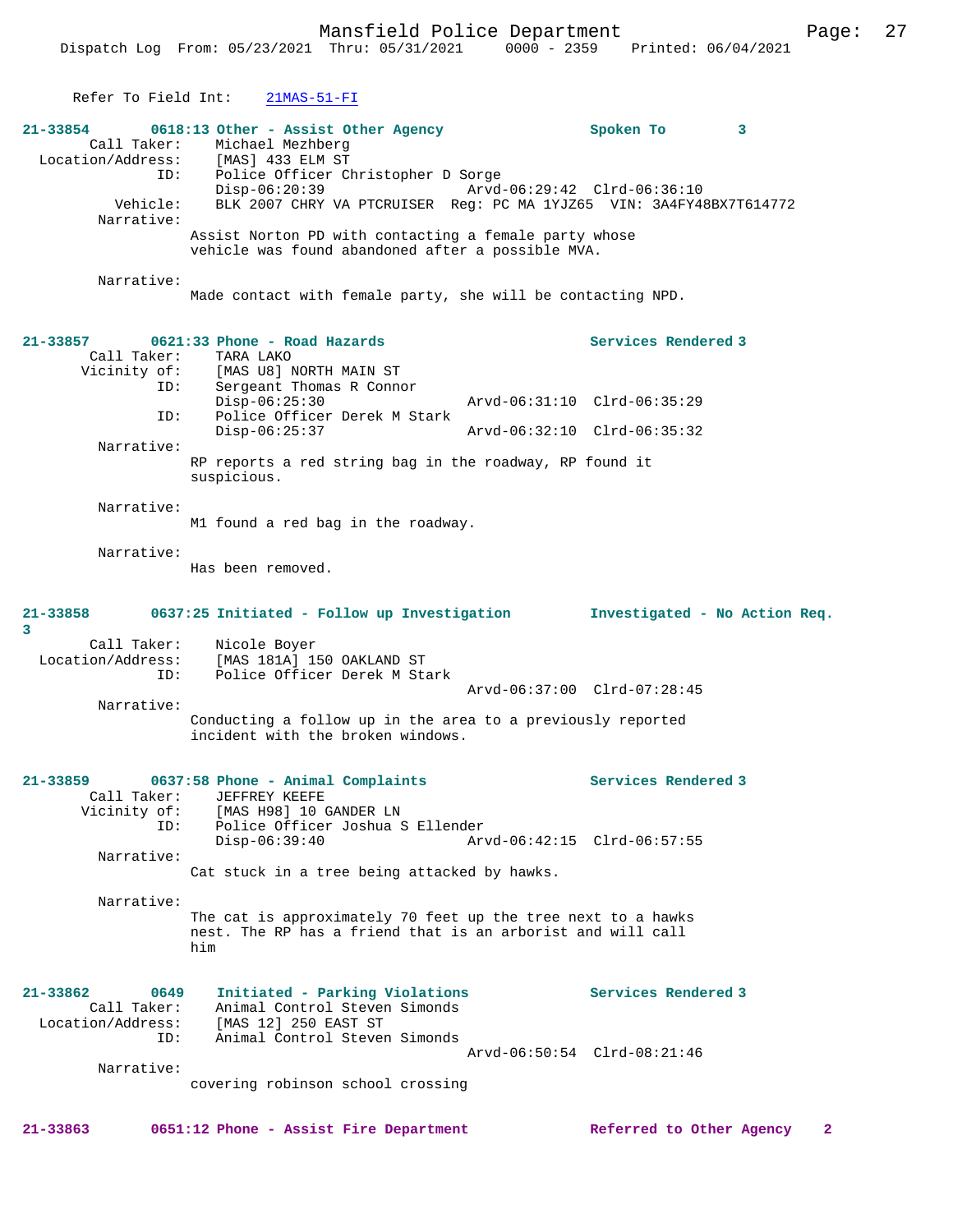Refer To Field Int: 21MAS-51-FI

**21-33854 0618:13 Other - Assist Other Agency — Spoken To 3**

Call Taker: Michael Mezhberg
Location/Address: [MAS] 433 ELM ST
ID: Police Officer Christopher D Sorge
Disp-06:20:39 Arvd-06:29:42 Clrd-06:36:10
Vehicle: BLK 2007 CHRY VA PTCRUISER Reg: PC MA 1YJZ65 VIN: 3A4FY48BX7T614772

Narrative:
Assist Norton PD with contacting a female party whose vehicle was found abandoned after a possible MVA.

Narrative:
Made contact with female party, she will be contacting NPD.

**21-33857 0621:33 Phone - Road Hazards — Services Rendered 3**

Call Taker: TARA LAKO
Vicinity of: [MAS U8] NORTH MAIN ST
ID: Sergeant Thomas R Connor
Disp-06:25:30 Arvd-06:31:10 Clrd-06:35:29
ID: Police Officer Derek M Stark
Disp-06:25:37 Arvd-06:32:10 Clrd-06:35:32

Narrative:
RP reports a red string bag in the roadway, RP found it suspicious.

Narrative:
M1 found a red bag in the roadway.

Narrative:
Has been removed.

**21-33858 0637:25 Initiated - Follow up Investigation — Investigated - No Action Req. 3**

Call Taker: Nicole Boyer
Location/Address: [MAS 181A] 150 OAKLAND ST
ID: Police Officer Derek M Stark
Arvd-06:37:00 Clrd-07:28:45

Narrative:
Conducting a follow up in the area to a previously reported incident with the broken windows.

**21-33859 0637:58 Phone - Animal Complaints — Services Rendered 3**

Call Taker: JEFFREY KEEFE
Vicinity of: [MAS H98] 10 GANDER LN
ID: Police Officer Joshua S Ellender
Disp-06:39:40 Arvd-06:42:15 Clrd-06:57:55

Narrative:
Cat stuck in a tree being attacked by hawks.

Narrative:
The cat is approximately 70 feet up the tree next to a hawks nest. The RP has a friend that is an arborist and will call him

**21-33862 0649 Initiated - Parking Violations — Services Rendered 3**

Call Taker: Animal Control Steven Simonds
Location/Address: [MAS 12] 250 EAST ST
ID: Animal Control Steven Simonds
Arvd-06:50:54 Clrd-08:21:46

Narrative:
covering robinson school crossing

**21-33863 0651:12 Phone - Assist Fire Department — Referred to Other Agency 2**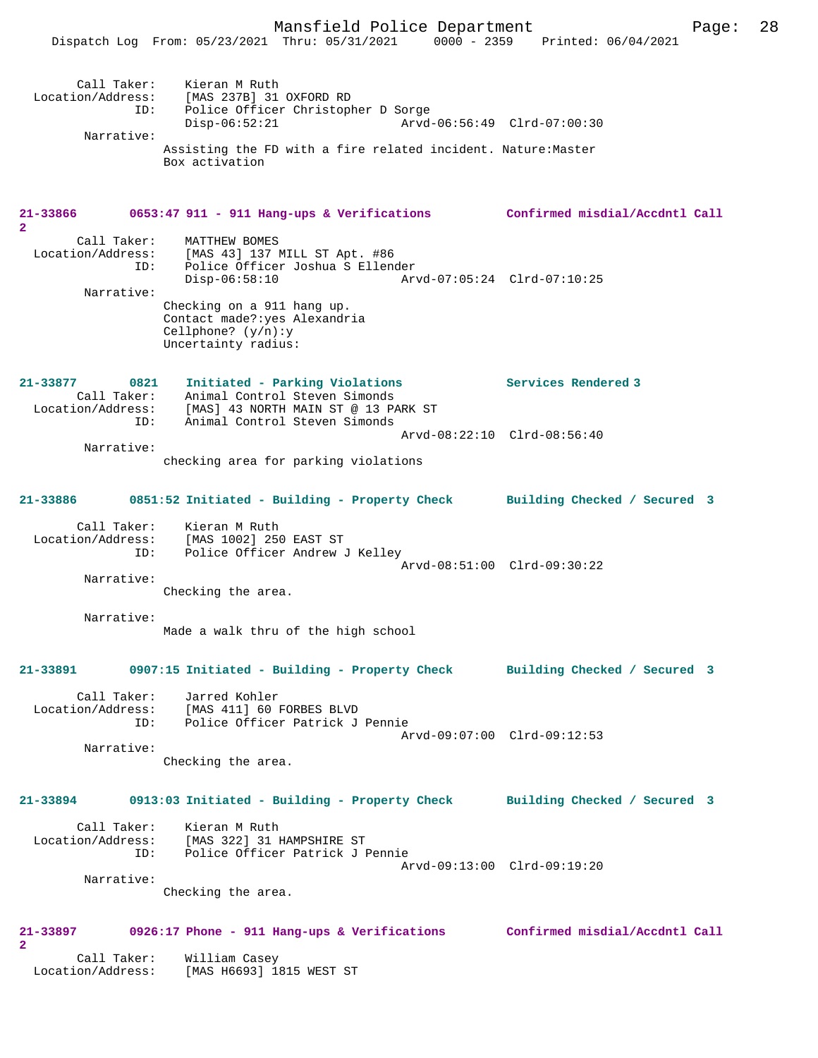Call Taker: Kieran M Ruth
Location/Address: [MAS 237B] 31 OXFORD RD
ID: Police Officer Christopher D Sorge
Disp-06:52:21 Arvd-06:56:49 Clrd-07:00:30
Narrative:
Assisting the FD with a fire related incident. Nature:Master Box activation

**21-33866 0653:47 911 - 911 Hang-ups & Verifications Confirmed misdial/Accdntl Call 2**

Call Taker: MATTHEW BOMES
Location/Address: [MAS 43] 137 MILL ST Apt. #86
ID: Police Officer Joshua S Ellender
Disp-06:58:10 Arvd-07:05:24 Clrd-07:10:25
Narrative:
Checking on a 911 hang up.
Contact made?:yes Alexandria
Cellphone? (y/n):y
Uncertainty radius:

**21-33877 0821 Initiated - Parking Violations Services Rendered 3**

Call Taker: Animal Control Steven Simonds
Location/Address: [MAS] 43 NORTH MAIN ST @ 13 PARK ST
ID: Animal Control Steven Simonds
Arvd-08:22:10 Clrd-08:56:40
Narrative:
checking area for parking violations

**21-33886 0851:52 Initiated - Building - Property Check Building Checked / Secured 3**

Call Taker: Kieran M Ruth
Location/Address: [MAS 1002] 250 EAST ST
ID: Police Officer Andrew J Kelley
Arvd-08:51:00 Clrd-09:30:22
Narrative:
Checking the area.

Narrative:
Made a walk thru of the high school

**21-33891 0907:15 Initiated - Building - Property Check Building Checked / Secured 3**

Call Taker: Jarred Kohler
Location/Address: [MAS 411] 60 FORBES BLVD
ID: Police Officer Patrick J Pennie
Arvd-09:07:00 Clrd-09:12:53
Narrative:
Checking the area.

**21-33894 0913:03 Initiated - Building - Property Check Building Checked / Secured 3**

Call Taker: Kieran M Ruth
Location/Address: [MAS 322] 31 HAMPSHIRE ST
ID: Police Officer Patrick J Pennie
Arvd-09:13:00 Clrd-09:19:20
Narrative:
Checking the area.

**21-33897 0926:17 Phone - 911 Hang-ups & Verifications Confirmed misdial/Accdntl Call 2**

Call Taker: William Casey
Location/Address: [MAS H6693] 1815 WEST ST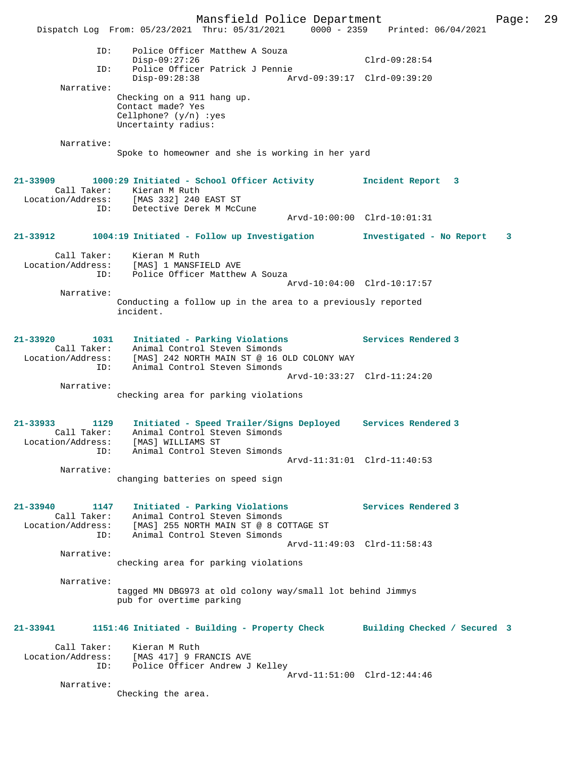```
            ID:      Police Officer Matthew A Souza
                     Disp-09:27:26                              Clrd-09:28:54
            ID:      Police Officer Patrick J Pennie
                     Disp-09:28:38                Arvd-09:39:17  Clrd-09:39:20
        Narrative:
                   Checking on a 911 hang up.
                   Contact made? Yes
                   Cellphone? (y/n) :yes
                   Uncertainty radius:

        Narrative:
                   Spoke to homeowner and she is working in her yard
```

```
21-33909       1000:29 Initiated - School Officer Activity         Incident Report   3
        Call Taker:    Kieran M Ruth
  Location/Address:    [MAS 332] 240 EAST ST
               ID:     Detective Derek M McCune
                                                  Arvd-10:00:00  Clrd-10:01:31
```

```
21-33912       1004:19 Initiated - Follow up Investigation         Investigated - No Report    3

        Call Taker:    Kieran M Ruth
  Location/Address:    [MAS] 1 MANSFIELD AVE
               ID:     Police Officer Matthew A Souza
                                                  Arvd-10:04:00  Clrd-10:17:57
        Narrative:
                   Conducting a follow up in the area to a previously reported
                   incident.
```

```
21-33920       1031    Initiated - Parking Violations              Services Rendered 3
        Call Taker:    Animal Control Steven Simonds
  Location/Address:    [MAS] 242 NORTH MAIN ST @ 16 OLD COLONY WAY
               ID:     Animal Control Steven Simonds
                                                  Arvd-10:33:27  Clrd-11:24:20
        Narrative:
                   checking area for parking violations
```

```
21-33933       1129    Initiated - Speed Trailer/Signs Deployed    Services Rendered 3
        Call Taker:    Animal Control Steven Simonds
  Location/Address:    [MAS] WILLIAMS ST
               ID:     Animal Control Steven Simonds
                                                  Arvd-11:31:01  Clrd-11:40:53
        Narrative:
                   changing batteries on speed sign
```

```
21-33940       1147    Initiated - Parking Violations              Services Rendered 3
        Call Taker:    Animal Control Steven Simonds
  Location/Address:    [MAS] 255 NORTH MAIN ST @ 8 COTTAGE ST
               ID:     Animal Control Steven Simonds
                                                  Arvd-11:49:03  Clrd-11:58:43
        Narrative:
                   checking area for parking violations

        Narrative:
                   tagged MN DBG973 at old colony way/small lot behind Jimmys
                   pub for overtime parking
```

```
21-33941       1151:46 Initiated - Building - Property Check       Building Checked / Secured  3

        Call Taker:    Kieran M Ruth
  Location/Address:    [MAS 417] 9 FRANCIS AVE
               ID:     Police Officer Andrew J Kelley
                                                  Arvd-11:51:00  Clrd-12:44:46
        Narrative:
                   Checking the area.
```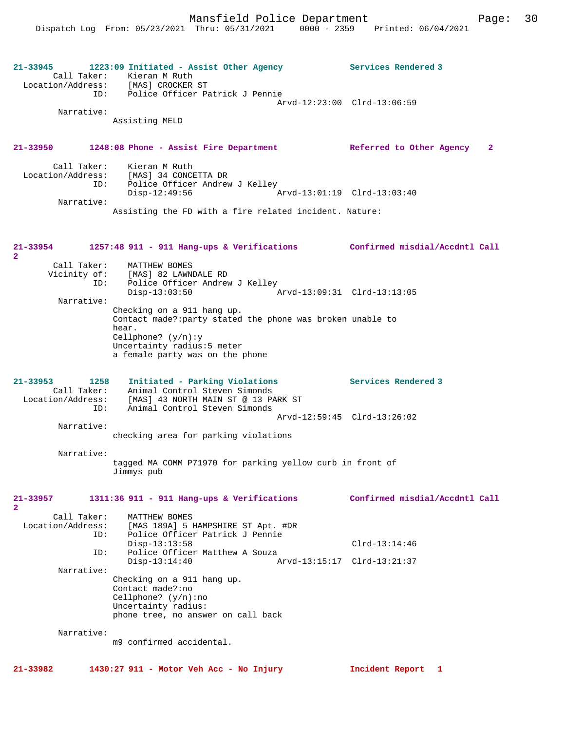**21-33945** 1223:09 Initiated - Assist Other Agency — Services Rendered 3

Call Taker: Kieran M Ruth
Location/Address: [MAS] CROCKER ST
ID: Police Officer Patrick J Pennie
Arvd-12:23:00 Clrd-13:06:59

Narrative:
Assisting MELD

**21-33950** 1248:08 Phone - Assist Fire Department — Referred to Other Agency 2

Call Taker: Kieran M Ruth
Location/Address: [MAS] 34 CONCETTA DR
ID: Police Officer Andrew J Kelley
Disp-12:49:56 Arvd-13:01:19 Clrd-13:03:40

Narrative:
Assisting the FD with a fire related incident. Nature:

**21-33954** 1257:48 911 - 911 Hang-ups & Verifications — Confirmed misdial/Accdntl Call 2

Call Taker: MATTHEW BOMES
Vicinity of: [MAS] 82 LAWNDALE RD
ID: Police Officer Andrew J Kelley
Disp-13:03:50 Arvd-13:09:31 Clrd-13:13:05

Narrative:
Checking on a 911 hang up.
Contact made?:party stated the phone was broken unable to hear.
Cellphone? (y/n):y
Uncertainty radius:5 meter
a female party was on the phone

**21-33953** 1258 Initiated - Parking Violations — Services Rendered 3

Call Taker: Animal Control Steven Simonds
Location/Address: [MAS] 43 NORTH MAIN ST @ 13 PARK ST
ID: Animal Control Steven Simonds
Arvd-12:59:45 Clrd-13:26:02

Narrative:
checking area for parking violations

Narrative:
tagged MA COMM P71970 for parking yellow curb in front of Jimmys pub

**21-33957** 1311:36 911 - 911 Hang-ups & Verifications — Confirmed misdial/Accdntl Call 2

Call Taker: MATTHEW BOMES
Location/Address: [MAS 189A] 5 HAMPSHIRE ST Apt. #DR
ID: Police Officer Patrick J Pennie
Disp-13:13:58 Clrd-13:14:46
ID: Police Officer Matthew A Souza
Disp-13:14:40 Arvd-13:15:17 Clrd-13:21:37

Narrative:
Checking on a 911 hang up.
Contact made?:no
Cellphone? (y/n):no
Uncertainty radius:
phone tree, no answer on call back

Narrative:
m9 confirmed accidental.

**21-33982** 1430:27 911 - Motor Veh Acc - No Injury — Incident Report 1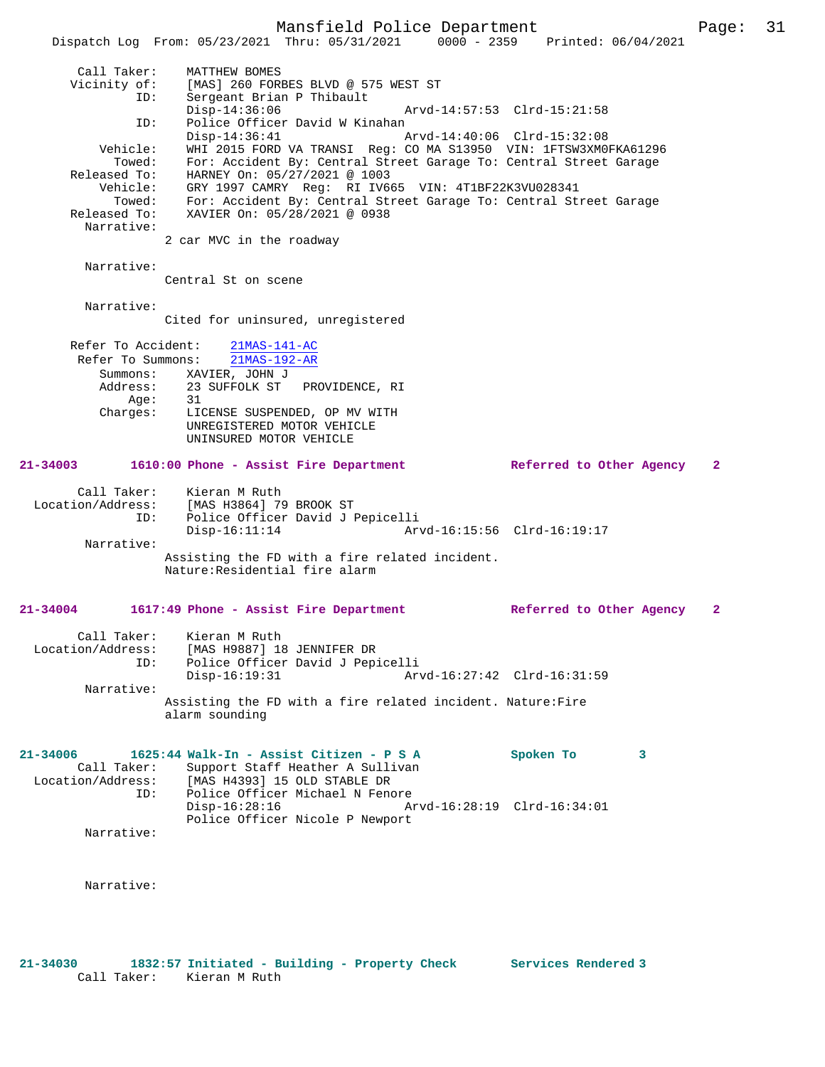```
        Call Taker:     MATTHEW BOMES
       Vicinity of:     [MAS] 260 FORBES BLVD @ 575 WEST ST
                ID:     Sergeant Brian P Thibault
                        Disp-14:36:06                 Arvd-14:57:53  Clrd-15:21:58
                ID:     Police Officer David W Kinahan
                        Disp-14:36:41                 Arvd-14:40:06  Clrd-15:32:08
           Vehicle:     WHI 2015 FORD VA TRANSI  Reg: CO MA S13950  VIN: 1FTSW3XM0FKA61296
             Towed:     For: Accident By: Central Street Garage To: Central Street Garage
       Released To:     HARNEY On: 05/27/2021 @ 1003
           Vehicle:     GRY 1997 CAMRY  Reg:  RI IV665  VIN: 4T1BF22K3VU028341
             Towed:     For: Accident By: Central Street Garage To: Central Street Garage
       Released To:     XAVIER On: 05/28/2021 @ 0938
         Narrative:
                    2 car MVC in the roadway

         Narrative:
                    Central St on scene

         Narrative:
                    Cited for uninsured, unregistered

      Refer To Accident:    21MAS-141-AC
       Refer To Summons:    21MAS-192-AR
           Summons:     XAVIER, JOHN J
           Address:     23 SUFFOLK ST   PROVIDENCE, RI
               Age:     31
           Charges:     LICENSE SUSPENDED, OP MV WITH
                        UNREGISTERED MOTOR VEHICLE
                        UNINSURED MOTOR VEHICLE

21-34003        1610:00 Phone - Assist Fire Department            Referred to Other Agency   2

        Call Taker:     Kieran M Ruth
  Location/Address:     [MAS H3864] 79 BROOK ST
                ID:     Police Officer David J Pepicelli
                        Disp-16:11:14                 Arvd-16:15:56  Clrd-16:19:17
         Narrative:
                    Assisting the FD with a fire related incident.
                    Nature:Residential fire alarm

21-34004        1617:49 Phone - Assist Fire Department            Referred to Other Agency   2

        Call Taker:     Kieran M Ruth
  Location/Address:     [MAS H9887] 18 JENNIFER DR
                ID:     Police Officer David J Pepicelli
                        Disp-16:19:31                 Arvd-16:27:42  Clrd-16:31:59
         Narrative:
                    Assisting the FD with a fire related incident. Nature:Fire
                    alarm sounding

21-34006        1625:44 Walk-In - Assist Citizen - P S A          Spoken To         3
        Call Taker:     Support Staff Heather A Sullivan
  Location/Address:     [MAS H4393] 15 OLD STABLE DR
                ID:     Police Officer Michael N Fenore
                        Disp-16:28:16                 Arvd-16:28:19  Clrd-16:34:01
                        Police Officer Nicole P Newport
         Narrative:

         Narrative:

21-34030        1832:57 Initiated - Building - Property Check      Services Rendered 3
        Call Taker:     Kieran M Ruth
```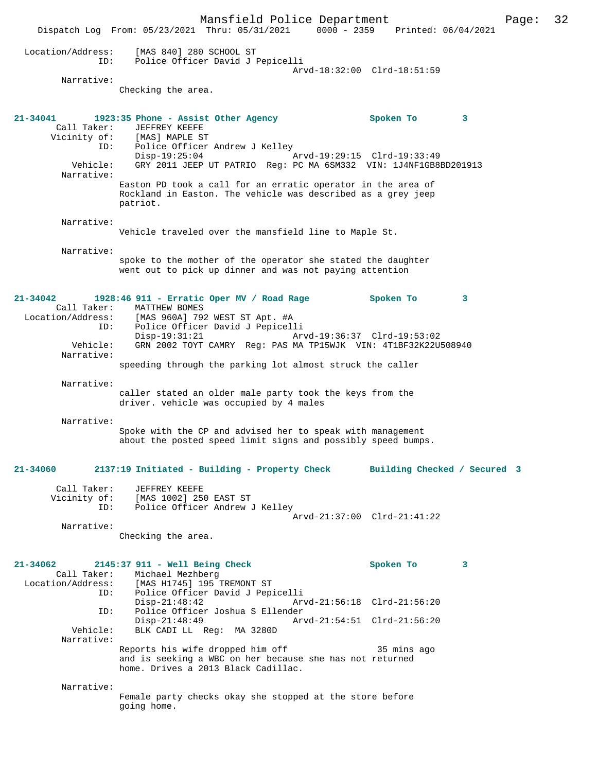```
Location/Address:     [MAS 840] 280 SCHOOL ST
              ID:     Police Officer David J Pepicelli
                                                 Arvd-18:32:00  Clrd-18:51:59
        Narrative:
                 Checking the area.


21-34041        1923:35 Phone - Assist Other Agency              Spoken To        3
       Call Taker:    JEFFREY KEEFE
      Vicinity of:    [MAS] MAPLE ST
              ID:     Police Officer Andrew J Kelley
                      Disp-19:25:04                  Arvd-19:29:15  Clrd-19:33:49
         Vehicle:     GRY 2011 JEEP UT PATRIO  Reg: PC MA 6SM332  VIN: 1J4NF1GB8BD201913
        Narrative:
                 Easton PD took a call for an erratic operator in the area of
                 Rockland in Easton. The vehicle was described as a grey jeep
                 patriot.

        Narrative:
                 Vehicle traveled over the mansfield line to Maple St.

        Narrative:
                 spoke to the mother of the operator she stated the daughter
                 went out to pick up dinner and was not paying attention


21-34042        1928:46 911 - Erratic Oper MV / Road Rage          Spoken To        3
       Call Taker:    MATTHEW BOMES
 Location/Address:    [MAS 960A] 792 WEST ST Apt. #A
              ID:     Police Officer David J Pepicelli
                      Disp-19:31:21                  Arvd-19:36:37  Clrd-19:53:02
         Vehicle:     GRN 2002 TOYT CAMRY  Reg: PAS MA TP15WJK  VIN: 4T1BF32K22U508940
        Narrative:
                 speeding through the parking lot almost struck the caller

        Narrative:
                 caller stated an older male party took the keys from the
                 driver. vehicle was occupied by 4 males

        Narrative:
                 Spoke with the CP and advised her to speak with management
                 about the posted speed limit signs and possibly speed bumps.


21-34060        2137:19 Initiated - Building - Property Check       Building Checked / Secured  3

       Call Taker:    JEFFREY KEEFE
      Vicinity of:    [MAS 1002] 250 EAST ST
              ID:     Police Officer Andrew J Kelley
                                                 Arvd-21:37:00  Clrd-21:41:22
        Narrative:
                 Checking the area.


21-34062        2145:37 911 - Well Being Check                     Spoken To        3
       Call Taker:    Michael Mezhberg
 Location/Address:    [MAS H1745] 195 TREMONT ST
              ID:     Police Officer David J Pepicelli
                      Disp-21:48:42                  Arvd-21:56:18  Clrd-21:56:20
              ID:     Police Officer Joshua S Ellender
                      Disp-21:48:49                  Arvd-21:54:51  Clrd-21:56:20
         Vehicle:     BLK CADI LL  Reg:  MA 3280D
        Narrative:
                 Reports his wife dropped him off                35 mins ago
                 and is seeking a WBC on her because she has not returned
                 home. Drives a 2013 Black Cadillac.

        Narrative:
                 Female party checks okay she stopped at the store before
                 going home.
```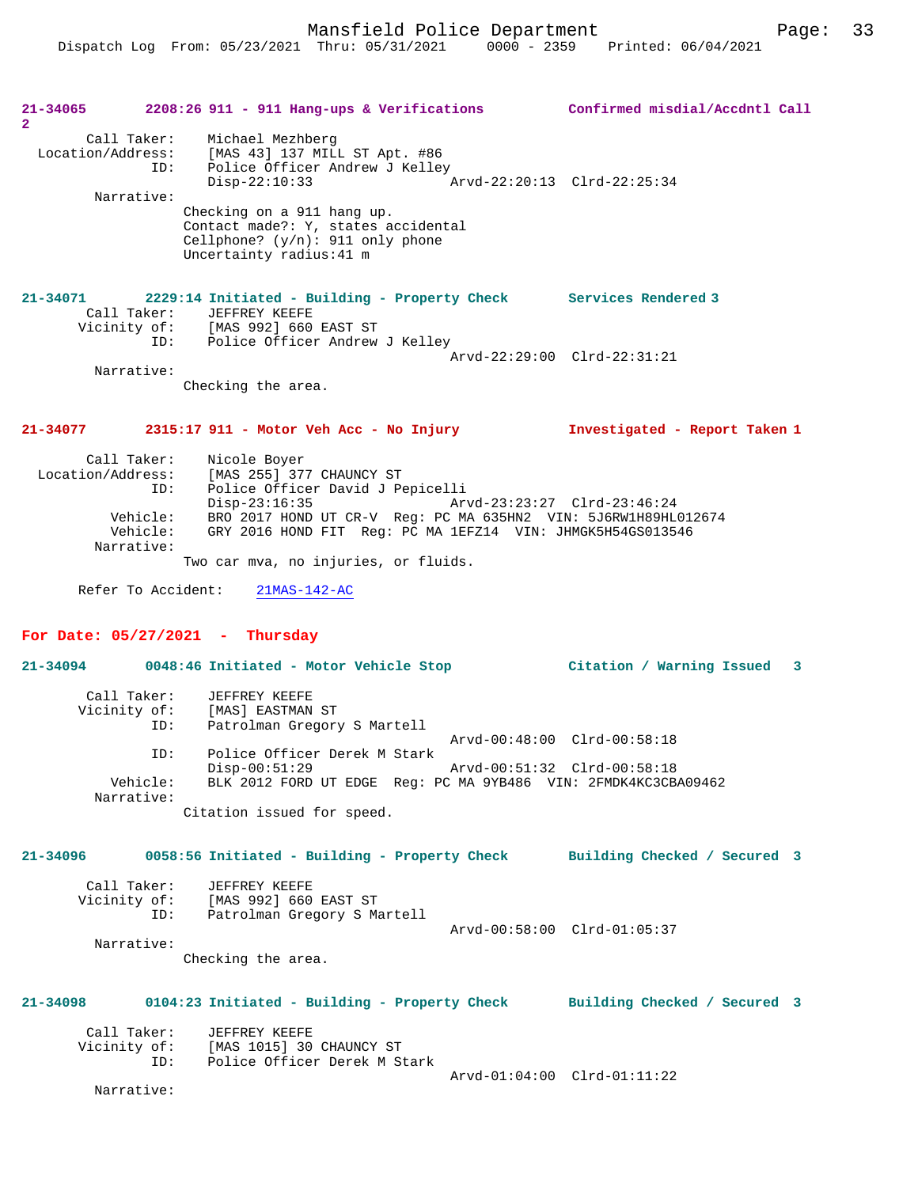**21-34065** 2208:26 911 - 911 Hang-ups & Verifications — Confirmed misdial/Accdntl Call 2

Call Taker: Michael Mezhberg
Location/Address: [MAS 43] 137 MILL ST Apt. #86
ID: Police Officer Andrew J Kelley
Disp-22:10:33 Arvd-22:20:13 Clrd-22:25:34
Narrative:
Checking on a 911 hang up.
Contact made?: Y, states accidental
Cellphone? (y/n): 911 only phone
Uncertainty radius:41 m

**21-34071** 2229:14 Initiated - Building - Property Check — Services Rendered 3

Call Taker: JEFFREY KEEFE
Vicinity of: [MAS 992] 660 EAST ST
ID: Police Officer Andrew J Kelley
Arvd-22:29:00 Clrd-22:31:21
Narrative:
Checking the area.

**21-34077** 2315:17 911 - Motor Veh Acc - No Injury — Investigated - Report Taken 1

Call Taker: Nicole Boyer
Location/Address: [MAS 255] 377 CHAUNCY ST
ID: Police Officer David J Pepicelli
Disp-23:16:35 Arvd-23:23:27 Clrd-23:46:24
Vehicle: BRO 2017 HOND UT CR-V Reg: PC MA 635HN2 VIN: 5J6RW1H89HL012674
Vehicle: GRY 2016 HOND FIT Reg: PC MA 1EFZ14 VIN: JHMGK5H54GS013546
Narrative:
Two car mva, no injuries, or fluids.

Refer To Accident: 21MAS-142-AC

## For Date: 05/27/2021 - Thursday

**21-34094** 0048:46 Initiated - Motor Vehicle Stop — Citation / Warning Issued 3

Call Taker: JEFFREY KEEFE
Vicinity of: [MAS] EASTMAN ST
ID: Patrolman Gregory S Martell
Arvd-00:48:00 Clrd-00:58:18
ID: Police Officer Derek M Stark
Disp-00:51:29 Arvd-00:51:32 Clrd-00:58:18
Vehicle: BLK 2012 FORD UT EDGE Reg: PC MA 9YB486 VIN: 2FMDK4KC3CBA09462
Narrative:
Citation issued for speed.

**21-34096** 0058:56 Initiated - Building - Property Check — Building Checked / Secured 3

Call Taker: JEFFREY KEEFE
Vicinity of: [MAS 992] 660 EAST ST
ID: Patrolman Gregory S Martell
Arvd-00:58:00 Clrd-01:05:37
Narrative:
Checking the area.

**21-34098** 0104:23 Initiated - Building - Property Check — Building Checked / Secured 3

Call Taker: JEFFREY KEEFE
Vicinity of: [MAS 1015] 30 CHAUNCY ST
ID: Police Officer Derek M Stark
Arvd-01:04:00 Clrd-01:11:22
Narrative: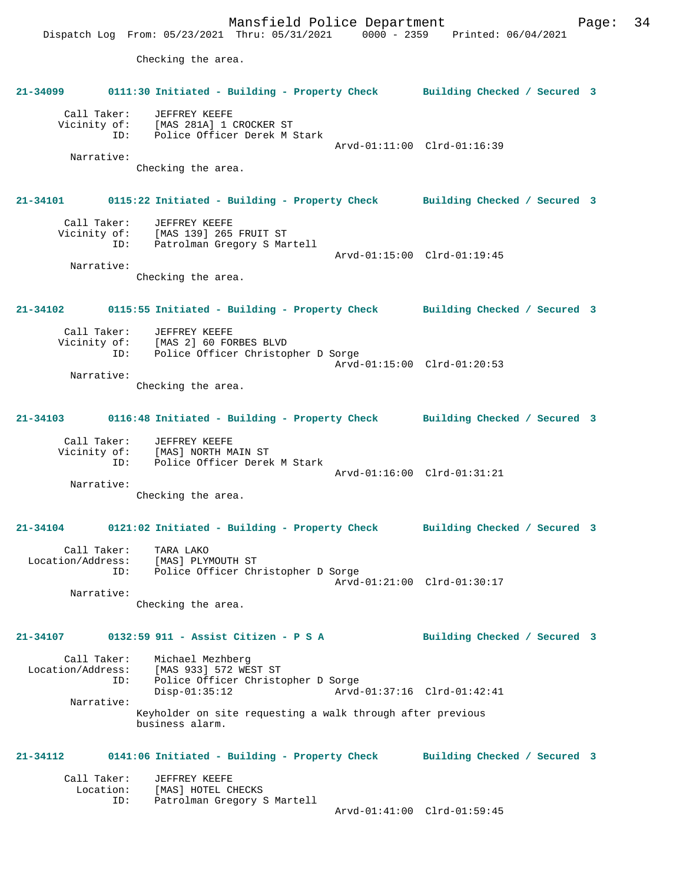Checking the area.

**21-34099 0111:30 Initiated - Building - Property Check Building Checked / Secured 3**

Call Taker: JEFFREY KEEFE
Vicinity of: [MAS 281A] 1 CROCKER ST
ID: Police Officer Derek M Stark
Arvd-01:11:00 Clrd-01:16:39
Narrative:
Checking the area.

**21-34101 0115:22 Initiated - Building - Property Check Building Checked / Secured 3**

Call Taker: JEFFREY KEEFE
Vicinity of: [MAS 139] 265 FRUIT ST
ID: Patrolman Gregory S Martell
Arvd-01:15:00 Clrd-01:19:45
Narrative:
Checking the area.

**21-34102 0115:55 Initiated - Building - Property Check Building Checked / Secured 3**

Call Taker: JEFFREY KEEFE
Vicinity of: [MAS 2] 60 FORBES BLVD
ID: Police Officer Christopher D Sorge
Arvd-01:15:00 Clrd-01:20:53
Narrative:
Checking the area.

**21-34103 0116:48 Initiated - Building - Property Check Building Checked / Secured 3**

Call Taker: JEFFREY KEEFE
Vicinity of: [MAS] NORTH MAIN ST
ID: Police Officer Derek M Stark
Arvd-01:16:00 Clrd-01:31:21
Narrative:
Checking the area.

**21-34104 0121:02 Initiated - Building - Property Check Building Checked / Secured 3**

Call Taker: TARA LAKO
Location/Address: [MAS] PLYMOUTH ST
ID: Police Officer Christopher D Sorge
Arvd-01:21:00 Clrd-01:30:17
Narrative:
Checking the area.

**21-34107 0132:59 911 - Assist Citizen - P S A Building Checked / Secured 3**

Call Taker: Michael Mezhberg
Location/Address: [MAS 933] 572 WEST ST
ID: Police Officer Christopher D Sorge
Disp-01:35:12 Arvd-01:37:16 Clrd-01:42:41
Narrative:
Keyholder on site requesting a walk through after previous business alarm.

**21-34112 0141:06 Initiated - Building - Property Check Building Checked / Secured 3**

Call Taker: JEFFREY KEEFE
Location: [MAS] HOTEL CHECKS
ID: Patrolman Gregory S Martell
Arvd-01:41:00 Clrd-01:59:45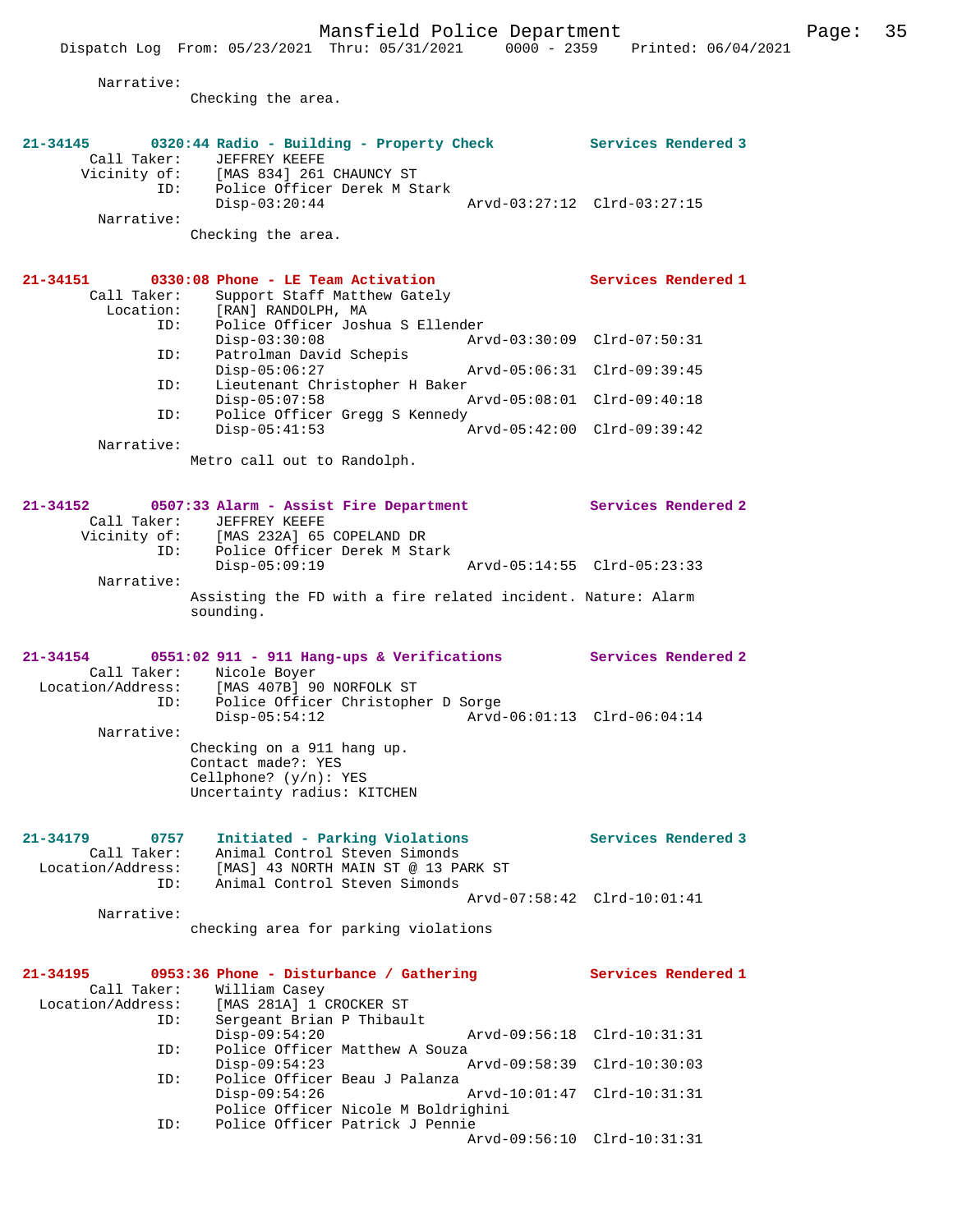Narrative:
Checking the area.

**21-34145 0320:44 Radio - Building - Property Check Services Rendered 3**

```
        Call Taker:    JEFFREY KEEFE
       Vicinity of:    [MAS 834] 261 CHAUNCY ST
                ID:    Police Officer Derek M Stark
                       Disp-03:20:44                 Arvd-03:27:12  Clrd-03:27:15
         Narrative:
                       Checking the area.
```

**21-34151 0330:08 Phone - LE Team Activation Services Rendered 1**

```
        Call Taker:    Support Staff Matthew Gately
          Location:    [RAN] RANDOLPH, MA
                ID:    Police Officer Joshua S Ellender
                       Disp-03:30:08                 Arvd-03:30:09  Clrd-07:50:31
                ID:    Patrolman David Schepis
                       Disp-05:06:27                 Arvd-05:06:31  Clrd-09:39:45
                ID:    Lieutenant Christopher H Baker
                       Disp-05:07:58                 Arvd-05:08:01  Clrd-09:40:18
                ID:    Police Officer Gregg S Kennedy
                       Disp-05:41:53                 Arvd-05:42:00  Clrd-09:39:42
         Narrative:
                       Metro call out to Randolph.
```

**21-34152 0507:33 Alarm - Assist Fire Department Services Rendered 2**

```
        Call Taker:    JEFFREY KEEFE
       Vicinity of:    [MAS 232A] 65 COPELAND DR
                ID:    Police Officer Derek M Stark
                       Disp-05:09:19                 Arvd-05:14:55  Clrd-05:23:33
         Narrative:
                       Assisting the FD with a fire related incident. Nature: Alarm
                       sounding.
```

**21-34154 0551:02 911 - 911 Hang-ups & Verifications Services Rendered 2**

```
        Call Taker:    Nicole Boyer
  Location/Address:    [MAS 407B] 90 NORFOLK ST
                ID:    Police Officer Christopher D Sorge
                       Disp-05:54:12                 Arvd-06:01:13  Clrd-06:04:14
         Narrative:
                       Checking on a 911 hang up.
                       Contact made?: YES
                       Cellphone? (y/n): YES
                       Uncertainty radius: KITCHEN
```

**21-34179 0757 Initiated - Parking Violations Services Rendered 3**

```
        Call Taker:    Animal Control Steven Simonds
  Location/Address:    [MAS] 43 NORTH MAIN ST @ 13 PARK ST
                ID:    Animal Control Steven Simonds
                                                     Arvd-07:58:42  Clrd-10:01:41
         Narrative:
                       checking area for parking violations
```

**21-34195 0953:36 Phone - Disturbance / Gathering Services Rendered 1**

```
        Call Taker:    William Casey
  Location/Address:    [MAS 281A] 1 CROCKER ST
                ID:    Sergeant Brian P Thibault
                       Disp-09:54:20                 Arvd-09:56:18  Clrd-10:31:31
                ID:    Police Officer Matthew A Souza
                       Disp-09:54:23                 Arvd-09:58:39  Clrd-10:30:03
                ID:    Police Officer Beau J Palanza
                       Disp-09:54:26                 Arvd-10:01:47  Clrd-10:31:31
                       Police Officer Nicole M Boldrighini
                ID:    Police Officer Patrick J Pennie
                                                     Arvd-09:56:10  Clrd-10:31:31
```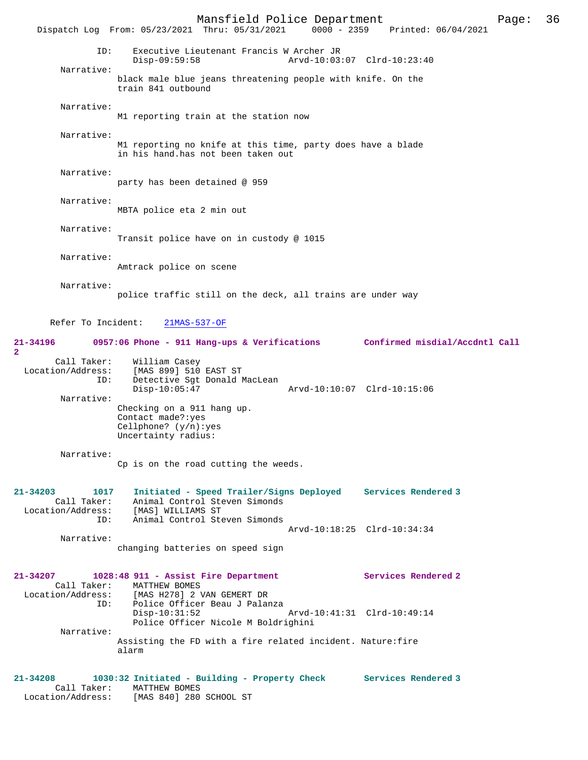ID: Executive Lieutenant Francis W Archer JR
Disp-09:59:58 Arvd-10:03:07 Clrd-10:23:40

Narrative:
black male blue jeans threatening people with knife. On the train 841 outbound

Narrative:
M1 reporting train at the station now

Narrative:
M1 reporting no knife at this time, party does have a blade in his hand.has not been taken out

Narrative:
party has been detained @ 959

Narrative:
MBTA police eta 2 min out

Narrative:
Transit police have on in custody @ 1015

Narrative:
Amtrack police on scene

Narrative:
police traffic still on the deck, all trains are under way

Refer To Incident: 21MAS-537-OF

**21-34196 0957:06 Phone - 911 Hang-ups & Verifications Confirmed misdial/Accdntl Call 2**

Call Taker: William Casey
Location/Address: [MAS 899] 510 EAST ST
ID: Detective Sgt Donald MacLean
Disp-10:05:47 Arvd-10:10:07 Clrd-10:15:06

Narrative:
Checking on a 911 hang up.
Contact made?:yes
Cellphone? (y/n):yes
Uncertainty radius:

Narrative:
Cp is on the road cutting the weeds.

**21-34203 1017 Initiated - Speed Trailer/Signs Deployed Services Rendered 3**

Call Taker: Animal Control Steven Simonds
Location/Address: [MAS] WILLIAMS ST
ID: Animal Control Steven Simonds
Arvd-10:18:25 Clrd-10:34:34

Narrative:
changing batteries on speed sign

**21-34207 1028:48 911 - Assist Fire Department Services Rendered 2**

Call Taker: MATTHEW BOMES
Location/Address: [MAS H278] 2 VAN GEMERT DR
ID: Police Officer Beau J Palanza
Disp-10:31:52 Arvd-10:41:31 Clrd-10:49:14
Police Officer Nicole M Boldrighini

Narrative:
Assisting the FD with a fire related incident. Nature:fire alarm

**21-34208 1030:32 Initiated - Building - Property Check Services Rendered 3**

Call Taker: MATTHEW BOMES
Location/Address: [MAS 840] 280 SCHOOL ST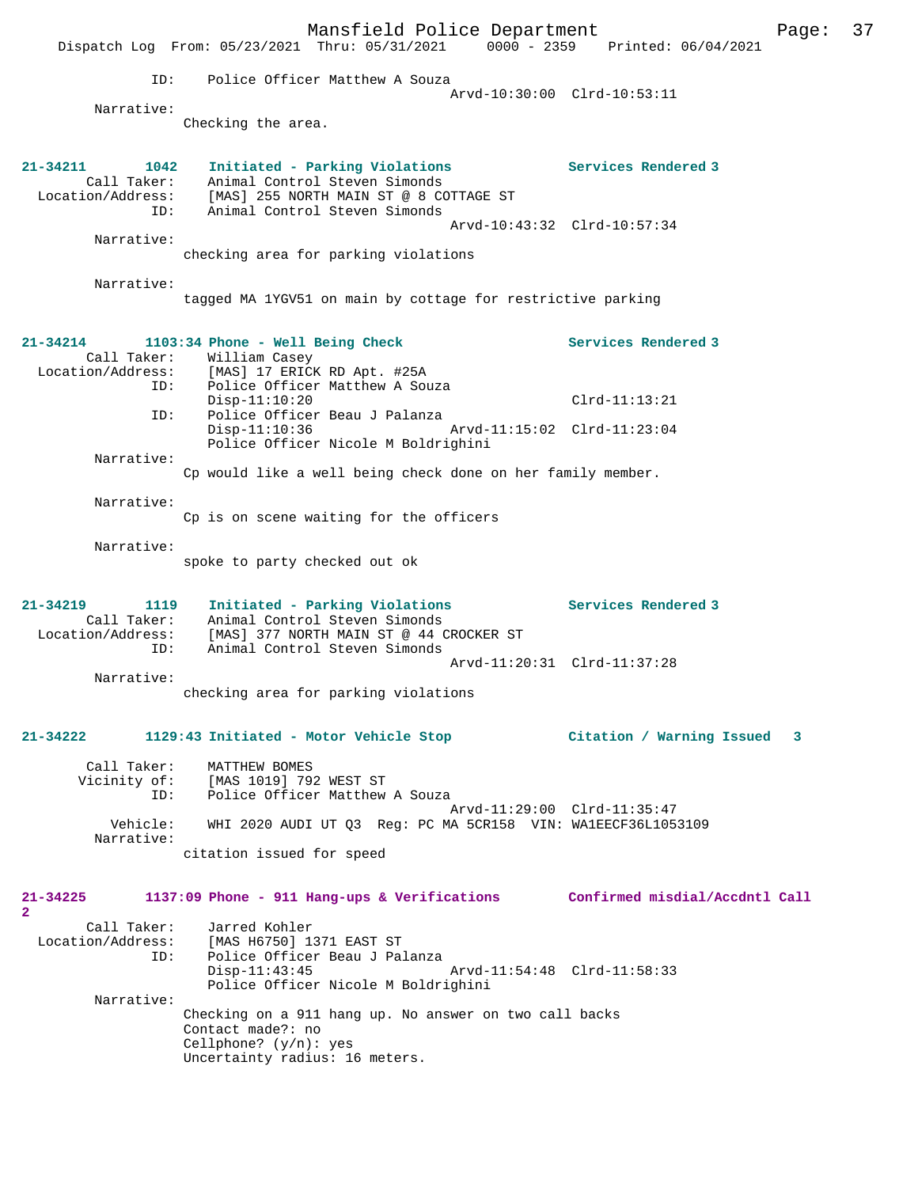ID: Police Officer Matthew A Souza
Arvd-10:30:00 Clrd-10:53:11

Narrative:
Checking the area.

**21-34211 1042 Initiated - Parking Violations** Services Rendered 3

Call Taker: Animal Control Steven Simonds
Location/Address: [MAS] 255 NORTH MAIN ST @ 8 COTTAGE ST
ID: Animal Control Steven Simonds
Arvd-10:43:32 Clrd-10:57:34

Narrative:
checking area for parking violations

Narrative:
tagged MA 1YGV51 on main by cottage for restrictive parking

**21-34214 1103:34 Phone - Well Being Check** Services Rendered 3

Call Taker: William Casey
Location/Address: [MAS] 17 ERICK RD Apt. #25A
ID: Police Officer Matthew A Souza
Disp-11:10:20 Clrd-11:13:21
ID: Police Officer Beau J Palanza
Disp-11:10:36 Arvd-11:15:02 Clrd-11:23:04
Police Officer Nicole M Boldrighini

Narrative:
Cp would like a well being check done on her family member.

Narrative:
Cp is on scene waiting for the officers

Narrative:
spoke to party checked out ok

**21-34219 1119 Initiated - Parking Violations** Services Rendered 3

Call Taker: Animal Control Steven Simonds
Location/Address: [MAS] 377 NORTH MAIN ST @ 44 CROCKER ST
ID: Animal Control Steven Simonds
Arvd-11:20:31 Clrd-11:37:28

Narrative:
checking area for parking violations

**21-34222 1129:43 Initiated - Motor Vehicle Stop** Citation / Warning Issued 3

Call Taker: MATTHEW BOMES
Vicinity of: [MAS 1019] 792 WEST ST
ID: Police Officer Matthew A Souza
Arvd-11:29:00 Clrd-11:35:47
Vehicle: WHI 2020 AUDI UT Q3 Reg: PC MA 5CR158 VIN: WA1EECF36L1053109

Narrative:
citation issued for speed

**21-34225 1137:09 Phone - 911 Hang-ups & Verifications** Confirmed misdial/Accdntl Call 2

Call Taker: Jarred Kohler
Location/Address: [MAS H6750] 1371 EAST ST
ID: Police Officer Beau J Palanza
Disp-11:43:45 Arvd-11:54:48 Clrd-11:58:33
Police Officer Nicole M Boldrighini

Narrative:
Checking on a 911 hang up. No answer on two call backs
Contact made?: no
Cellphone? (y/n): yes
Uncertainty radius: 16 meters.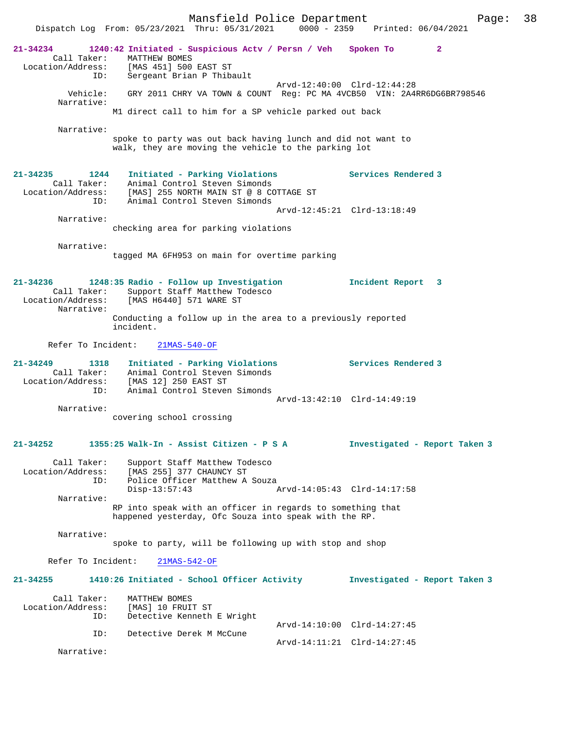**21-34234** 1240:42 Initiated - Suspicious Actv / Persn / Veh Spoken To 2

Call Taker: MATTHEW BOMES
Location/Address: [MAS 451] 500 EAST ST
ID: Sergeant Brian P Thibault
Arvd-12:40:00 Clrd-12:44:28
Vehicle: GRY 2011 CHRY VA TOWN & COUNT Reg: PC MA 4VCB50 VIN: 2A4RR6DG6BR798546
Narrative:
M1 direct call to him for a SP vehicle parked out back

Narrative:
spoke to party was out back having lunch and did not want to walk, they are moving the vehicle to the parking lot

**21-34235** 1244 Initiated - Parking Violations Services Rendered 3

Call Taker: Animal Control Steven Simonds
Location/Address: [MAS] 255 NORTH MAIN ST @ 8 COTTAGE ST
ID: Animal Control Steven Simonds
Arvd-12:45:21 Clrd-13:18:49
Narrative:
checking area for parking violations

Narrative:
tagged MA 6FH953 on main for overtime parking

**21-34236** 1248:35 Radio - Follow up Investigation Incident Report 3

Call Taker: Support Staff Matthew Todesco
Location/Address: [MAS H6440] 571 WARE ST
Narrative:
Conducting a follow up in the area to a previously reported incident.

Refer To Incident: 21MAS-540-OF

**21-34249** 1318 Initiated - Parking Violations Services Rendered 3

Call Taker: Animal Control Steven Simonds
Location/Address: [MAS 12] 250 EAST ST
ID: Animal Control Steven Simonds
Arvd-13:42:10 Clrd-14:49:19
Narrative:
covering school crossing

**21-34252** 1355:25 Walk-In - Assist Citizen - P S A Investigated - Report Taken 3

Call Taker: Support Staff Matthew Todesco
Location/Address: [MAS 255] 377 CHAUNCY ST
ID: Police Officer Matthew A Souza
Disp-13:57:43 Arvd-14:05:43 Clrd-14:17:58
Narrative:
RP into speak with an officer in regards to something that happened yesterday, Ofc Souza into speak with the RP.

Narrative:
spoke to party, will be following up with stop and shop

Refer To Incident: 21MAS-542-OF

**21-34255** 1410:26 Initiated - School Officer Activity Investigated - Report Taken 3

Call Taker: MATTHEW BOMES
Location/Address: [MAS] 10 FRUIT ST
ID: Detective Kenneth E Wright
Arvd-14:10:00 Clrd-14:27:45
ID: Detective Derek M McCune
Arvd-14:11:21 Clrd-14:27:45
Narrative: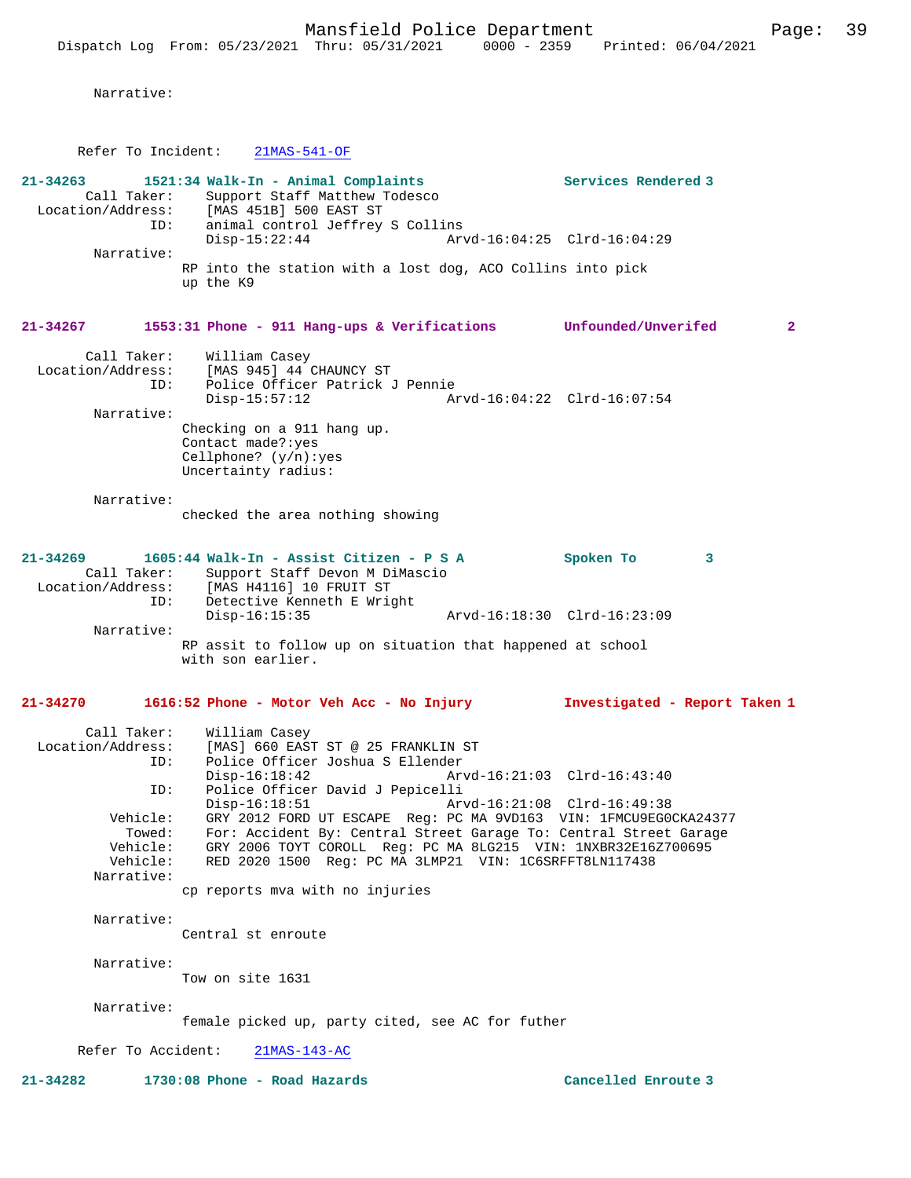Narrative:

Refer To Incident: 21MAS-541-OF

**21-34263 1521:34 Walk-In - Animal Complaints — Services Rendered 3**

Call Taker: Support Staff Matthew Todesco
Location/Address: [MAS 451B] 500 EAST ST
ID: animal control Jeffrey S Collins
Disp-15:22:44 Arvd-16:04:25 Clrd-16:04:29

Narrative:
RP into the station with a lost dog, ACO Collins into pick up the K9

**21-34267 1553:31 Phone - 911 Hang-ups & Verifications — Unfounded/Unverifed 2**

Call Taker: William Casey
Location/Address: [MAS 945] 44 CHAUNCY ST
ID: Police Officer Patrick J Pennie
Disp-15:57:12 Arvd-16:04:22 Clrd-16:07:54

Narrative:
Checking on a 911 hang up.
Contact made?:yes
Cellphone? (y/n):yes
Uncertainty radius:

Narrative:
checked the area nothing showing

**21-34269 1605:44 Walk-In - Assist Citizen - P S A — Spoken To 3**

Call Taker: Support Staff Devon M DiMascio
Location/Address: [MAS H4116] 10 FRUIT ST
ID: Detective Kenneth E Wright
Disp-16:15:35 Arvd-16:18:30 Clrd-16:23:09

Narrative:
RP assit to follow up on situation that happened at school with son earlier.

**21-34270 1616:52 Phone - Motor Veh Acc - No Injury — Investigated - Report Taken 1**

Call Taker: William Casey
Location/Address: [MAS] 660 EAST ST @ 25 FRANKLIN ST
ID: Police Officer Joshua S Ellender
Disp-16:18:42 Arvd-16:21:03 Clrd-16:43:40
ID: Police Officer David J Pepicelli
Disp-16:18:51 Arvd-16:21:08 Clrd-16:49:38
Vehicle: GRY 2012 FORD UT ESCAPE Reg: PC MA 9VD163 VIN: 1FMCU9EG0CKA24377
Towed: For: Accident By: Central Street Garage To: Central Street Garage
Vehicle: GRY 2006 TOYT COROLL Reg: PC MA 8LG215 VIN: 1NXBR32E16Z700695
Vehicle: RED 2020 1500 Reg: PC MA 3LMP21 VIN: 1C6SRFFT8LN117438

Narrative:
cp reports mva with no injuries

Narrative:
Central st enroute

Narrative:
Tow on site 1631

Narrative:
female picked up, party cited, see AC for futher

Refer To Accident: 21MAS-143-AC

**21-34282 1730:08 Phone - Road Hazards — Cancelled Enroute 3**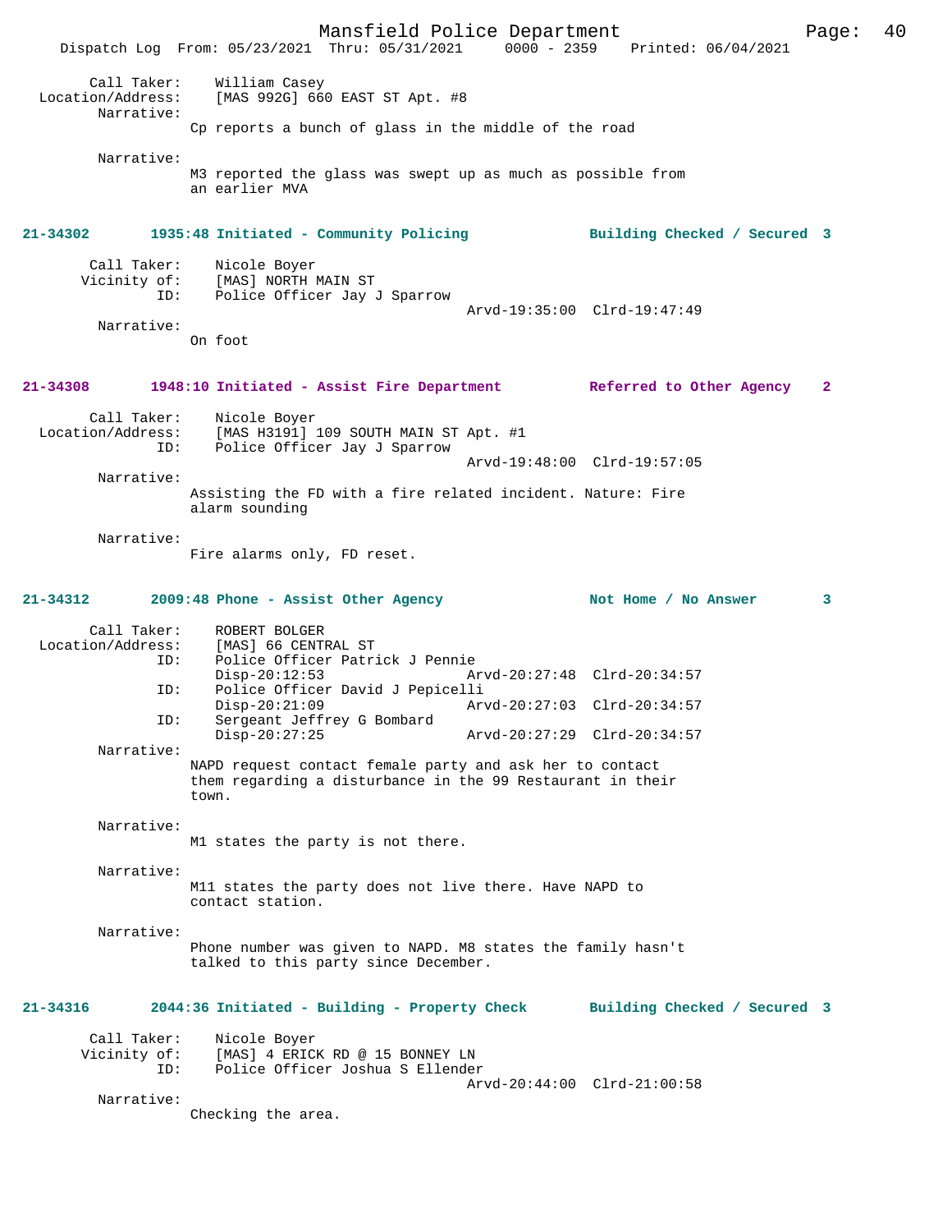Call Taker: William Casey
Location/Address: [MAS 992G] 660 EAST ST Apt. #8
Narrative:
Cp reports a bunch of glass in the middle of the road

Narrative:
M3 reported the glass was swept up as much as possible from an earlier MVA

**21-34302 1935:48 Initiated - Community Policing — Building Checked / Secured 3**

Call Taker: Nicole Boyer
Vicinity of: [MAS] NORTH MAIN ST
ID: Police Officer Jay J Sparrow
Arvd-19:35:00 Clrd-19:47:49
Narrative:
On foot

**21-34308 1948:10 Initiated - Assist Fire Department — Referred to Other Agency 2**

Call Taker: Nicole Boyer
Location/Address: [MAS H3191] 109 SOUTH MAIN ST Apt. #1
ID: Police Officer Jay J Sparrow
Arvd-19:48:00 Clrd-19:57:05
Narrative:
Assisting the FD with a fire related incident. Nature: Fire alarm sounding

Narrative:
Fire alarms only, FD reset.

**21-34312 2009:48 Phone - Assist Other Agency — Not Home / No Answer 3**

Call Taker: ROBERT BOLGER
Location/Address: [MAS] 66 CENTRAL ST
ID: Police Officer Patrick J Pennie
Disp-20:12:53 Arvd-20:27:48 Clrd-20:34:57
ID: Police Officer David J Pepicelli
Disp-20:21:09 Arvd-20:27:03 Clrd-20:34:57
ID: Sergeant Jeffrey G Bombard
Disp-20:27:25 Arvd-20:27:29 Clrd-20:34:57
Narrative:
NAPD request contact female party and ask her to contact them regarding a disturbance in the 99 Restaurant in their town.

Narrative:
M1 states the party is not there.

Narrative:
M11 states the party does not live there. Have NAPD to contact station.

Narrative:
Phone number was given to NAPD. M8 states the family hasn't talked to this party since December.

**21-34316 2044:36 Initiated - Building - Property Check — Building Checked / Secured 3**

Call Taker: Nicole Boyer
Vicinity of: [MAS] 4 ERICK RD @ 15 BONNEY LN
ID: Police Officer Joshua S Ellender
Arvd-20:44:00 Clrd-21:00:58
Narrative:
Checking the area.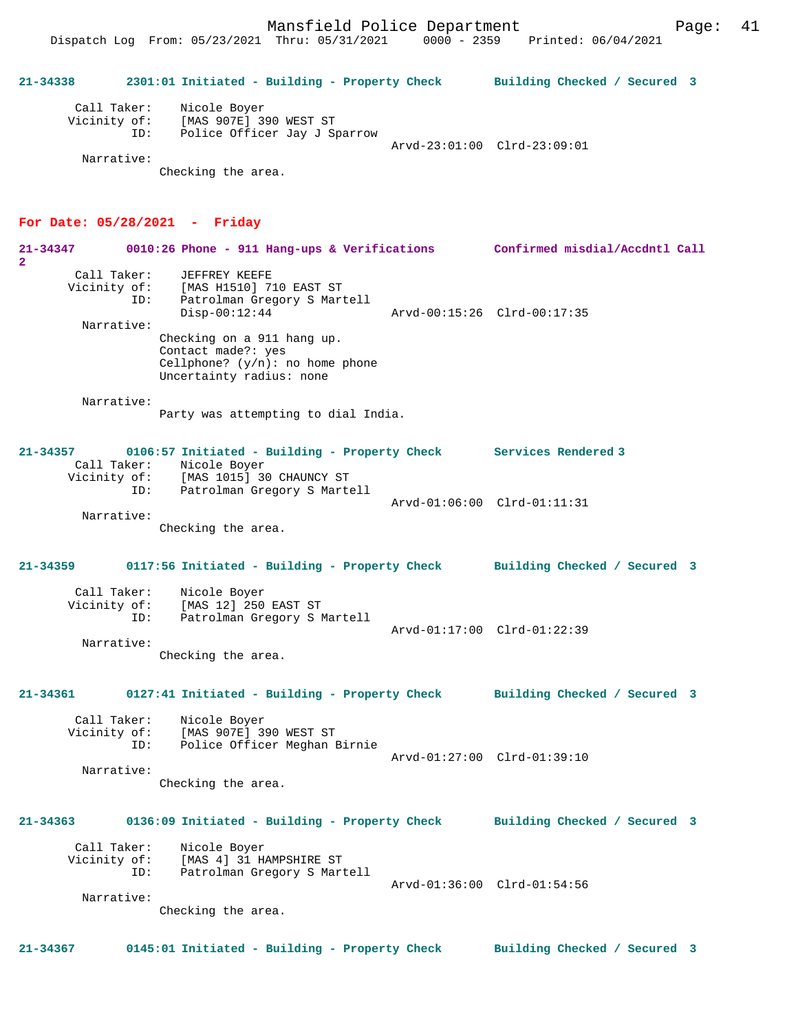21-34338 2301:01 Initiated - Building - Property Check Building Checked / Secured 3

Call Taker: Nicole Boyer
Vicinity of: [MAS 907E] 390 WEST ST
ID: Police Officer Jay J Sparrow
Arvd-23:01:00 Clrd-23:09:01
Narrative:
Checking the area.

## For Date: 05/28/2021 - Friday

21-34347 0010:26 Phone - 911 Hang-ups & Verifications Confirmed misdial/Accdntl Call 2

Call Taker: JEFFREY KEEFE
Vicinity of: [MAS H1510] 710 EAST ST
ID: Patrolman Gregory S Martell
Disp-00:12:44 Arvd-00:15:26 Clrd-00:17:35
Narrative:
Checking on a 911 hang up.
Contact made?: yes
Cellphone? (y/n): no home phone
Uncertainty radius: none

Narrative:
Party was attempting to dial India.

21-34357 0106:57 Initiated - Building - Property Check Services Rendered 3
Call Taker: Nicole Boyer
Vicinity of: [MAS 1015] 30 CHAUNCY ST
ID: Patrolman Gregory S Martell
Arvd-01:06:00 Clrd-01:11:31
Narrative:
Checking the area.

21-34359 0117:56 Initiated - Building - Property Check Building Checked / Secured 3

Call Taker: Nicole Boyer
Vicinity of: [MAS 12] 250 EAST ST
ID: Patrolman Gregory S Martell
Arvd-01:17:00 Clrd-01:22:39
Narrative:
Checking the area.

21-34361 0127:41 Initiated - Building - Property Check Building Checked / Secured 3

Call Taker: Nicole Boyer
Vicinity of: [MAS 907E] 390 WEST ST
ID: Police Officer Meghan Birnie
Arvd-01:27:00 Clrd-01:39:10
Narrative:
Checking the area.

21-34363 0136:09 Initiated - Building - Property Check Building Checked / Secured 3

Call Taker: Nicole Boyer
Vicinity of: [MAS 4] 31 HAMPSHIRE ST
ID: Patrolman Gregory S Martell
Arvd-01:36:00 Clrd-01:54:56
Narrative:
Checking the area.

21-34367 0145:01 Initiated - Building - Property Check Building Checked / Secured 3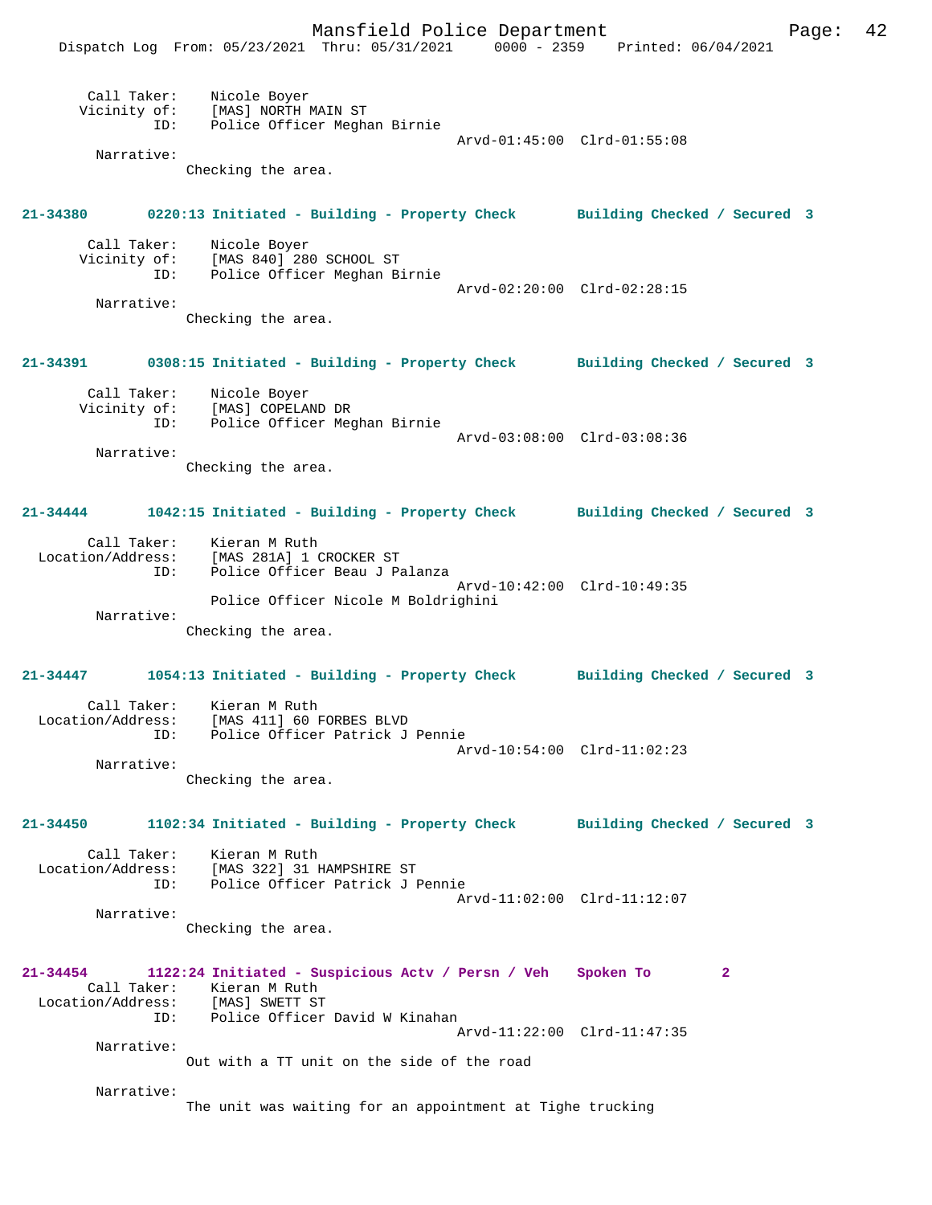Call Taker: Nicole Boyer
Vicinity of: [MAS] NORTH MAIN ST
ID: Police Officer Meghan Birnie
Arvd-01:45:00 Clrd-01:55:08
Narrative:
Checking the area.

**21-34380 0220:13 Initiated - Building - Property Check Building Checked / Secured 3**

Call Taker: Nicole Boyer
Vicinity of: [MAS 840] 280 SCHOOL ST
ID: Police Officer Meghan Birnie
Arvd-02:20:00 Clrd-02:28:15
Narrative:
Checking the area.

**21-34391 0308:15 Initiated - Building - Property Check Building Checked / Secured 3**

Call Taker: Nicole Boyer
Vicinity of: [MAS] COPELAND DR
ID: Police Officer Meghan Birnie
Arvd-03:08:00 Clrd-03:08:36
Narrative:
Checking the area.

**21-34444 1042:15 Initiated - Building - Property Check Building Checked / Secured 3**

Call Taker: Kieran M Ruth
Location/Address: [MAS 281A] 1 CROCKER ST
ID: Police Officer Beau J Palanza
Arvd-10:42:00 Clrd-10:49:35
Police Officer Nicole M Boldrighini
Narrative:
Checking the area.

**21-34447 1054:13 Initiated - Building - Property Check Building Checked / Secured 3**

Call Taker: Kieran M Ruth
Location/Address: [MAS 411] 60 FORBES BLVD
ID: Police Officer Patrick J Pennie
Arvd-10:54:00 Clrd-11:02:23
Narrative:
Checking the area.

**21-34450 1102:34 Initiated - Building - Property Check Building Checked / Secured 3**

Call Taker: Kieran M Ruth
Location/Address: [MAS 322] 31 HAMPSHIRE ST
ID: Police Officer Patrick J Pennie
Arvd-11:02:00 Clrd-11:12:07
Narrative:
Checking the area.

**21-34454 1122:24 Initiated - Suspicious Actv / Persn / Veh Spoken To 2**

Call Taker: Kieran M Ruth
Location/Address: [MAS] SWETT ST
ID: Police Officer David W Kinahan
Arvd-11:22:00 Clrd-11:47:35
Narrative:
Out with a TT unit on the side of the road

Narrative:
The unit was waiting for an appointment at Tighe trucking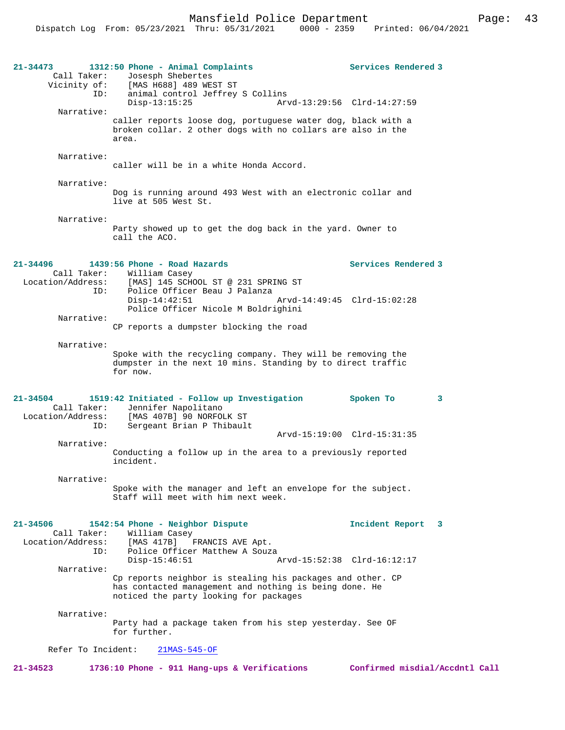**21-34473** 1312:50 Phone - Animal Complaints **Services Rendered 3**

Call Taker: Josesph Shebertes
Vicinity of: [MAS H688] 489 WEST ST
ID: animal control Jeffrey S Collins
Disp-13:15:25 Arvd-13:29:56 Clrd-14:27:59

Narrative:
caller reports loose dog, portuguese water dog, black with a broken collar. 2 other dogs with no collars are also in the area.

Narrative:
caller will be in a white Honda Accord.

Narrative:
Dog is running around 493 West with an electronic collar and live at 505 West St.

Narrative:
Party showed up to get the dog back in the yard. Owner to call the ACO.

**21-34496** 1439:56 Phone - Road Hazards **Services Rendered 3**

Call Taker: William Casey
Location/Address: [MAS] 145 SCHOOL ST @ 231 SPRING ST
ID: Police Officer Beau J Palanza
Disp-14:42:51 Arvd-14:49:45 Clrd-15:02:28
Police Officer Nicole M Boldrighini

Narrative:
CP reports a dumpster blocking the road

Narrative:
Spoke with the recycling company. They will be removing the dumpster in the next 10 mins. Standing by to direct traffic for now.

**21-34504** 1519:42 Initiated - Follow up Investigation **Spoken To 3**

Call Taker: Jennifer Napolitano
Location/Address: [MAS 407B] 90 NORFOLK ST
ID: Sergeant Brian P Thibault
Arvd-15:19:00 Clrd-15:31:35

Narrative:
Conducting a follow up in the area to a previously reported incident.

Narrative:
Spoke with the manager and left an envelope for the subject. Staff will meet with him next week.

**21-34506** 1542:54 Phone - Neighbor Dispute **Incident Report 3**

Call Taker: William Casey
Location/Address: [MAS 417B] FRANCIS AVE Apt.
ID: Police Officer Matthew A Souza
Disp-15:46:51 Arvd-15:52:38 Clrd-16:12:17

Narrative:
Cp reports neighbor is stealing his packages and other. CP has contacted management and nothing is being done. He noticed the party looking for packages

Narrative:
Party had a package taken from his step yesterday. See OF for further.

Refer To Incident: 21MAS-545-OF

**21-34523** 1736:10 Phone - 911 Hang-ups & Verifications **Confirmed misdial/Accdntl Call**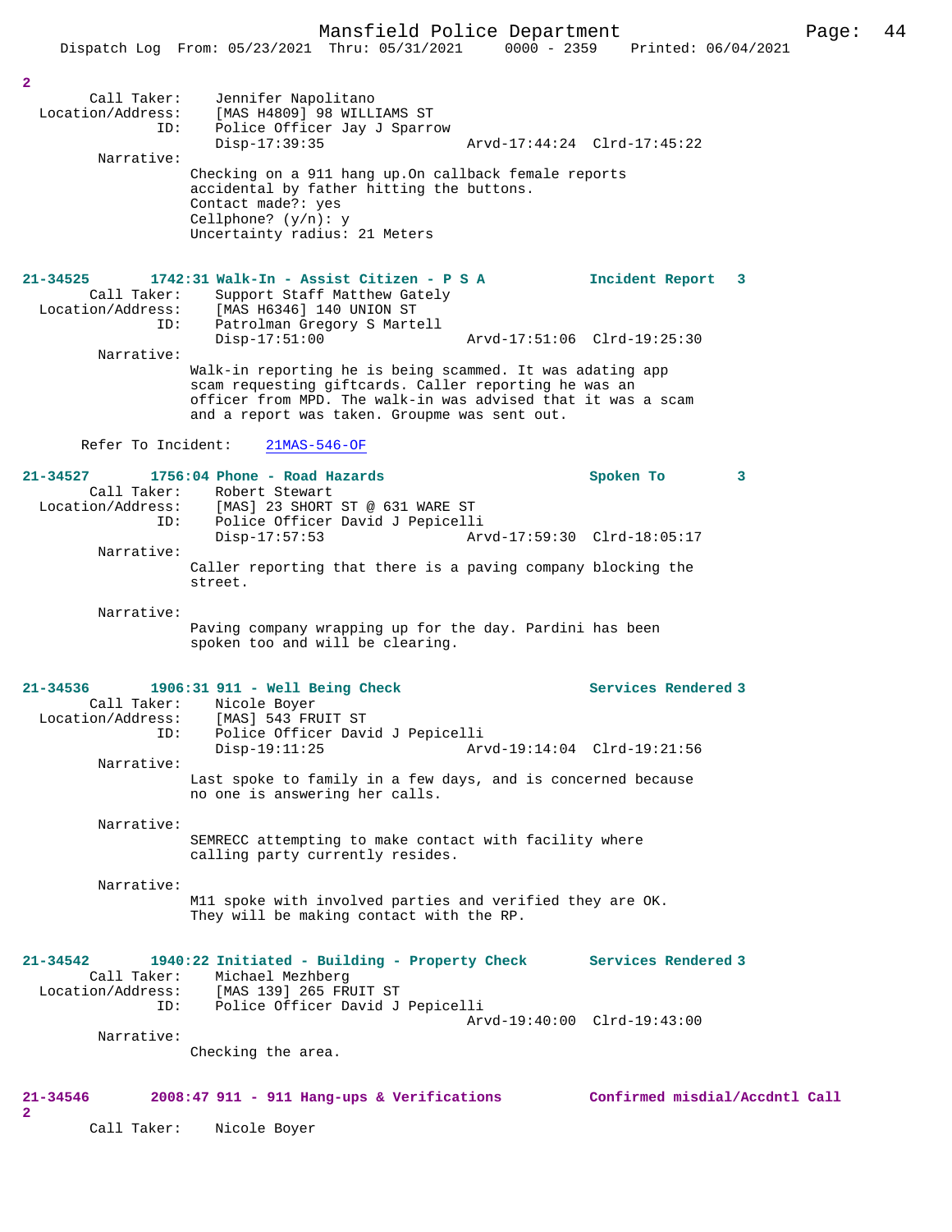2

```
        Call Taker:    Jennifer Napolitano
  Location/Address:    [MAS H4809] 98 WILLIAMS ST
                ID:    Police Officer Jay J Sparrow
                       Disp-17:39:35                 Arvd-17:44:24  Clrd-17:45:22
         Narrative:
                    Checking on a 911 hang up.On callback female reports
                    accidental by father hitting the buttons.
                    Contact made?: yes
                    Cellphone? (y/n): y
                    Uncertainty radius: 21 Meters
```

**21-34525        1742:31 Walk-In - Assist Citizen - P S A           Incident Report   3**

```
        Call Taker:    Support Staff Matthew Gately
  Location/Address:    [MAS H6346] 140 UNION ST
                ID:    Patrolman Gregory S Martell
                       Disp-17:51:00                 Arvd-17:51:06  Clrd-19:25:30
         Narrative:
                    Walk-in reporting he is being scammed. It was adating app
                    scam requesting giftcards. Caller reporting he was an
                    officer from MPD. The walk-in was advised that it was a scam
                    and a report was taken. Groupme was sent out.

       Refer To Incident:    21MAS-546-OF
```

**21-34527        1756:04 Phone - Road Hazards                       Spoken To         3**

```
        Call Taker:    Robert Stewart
  Location/Address:    [MAS] 23 SHORT ST @ 631 WARE ST
                ID:    Police Officer David J Pepicelli
                       Disp-17:57:53                 Arvd-17:59:30  Clrd-18:05:17
         Narrative:
                    Caller reporting that there is a paving company blocking the
                    street.

         Narrative:
                    Paving company wrapping up for the day. Pardini has been
                    spoken too and will be clearing.
```

**21-34536        1906:31 911 - Well Being Check                     Services Rendered 3**

```
        Call Taker:    Nicole Boyer
  Location/Address:    [MAS] 543 FRUIT ST
                ID:    Police Officer David J Pepicelli
                       Disp-19:11:25                 Arvd-19:14:04  Clrd-19:21:56
         Narrative:
                    Last spoke to family in a few days, and is concerned because
                    no one is answering her calls.

         Narrative:
                    SEMRECC attempting to make contact with facility where
                    calling party currently resides.

         Narrative:
                    M11 spoke with involved parties and verified they are OK.
                    They will be making contact with the RP.
```

**21-34542        1940:22 Initiated - Building - Property Check      Services Rendered 3**

```
        Call Taker:    Michael Mezhberg
  Location/Address:    [MAS 139] 265 FRUIT ST
                ID:    Police Officer David J Pepicelli
                                                     Arvd-19:40:00  Clrd-19:43:00
         Narrative:
                    Checking the area.
```

**21-34546        2008:47 911 - 911 Hang-ups & Verifications         Confirmed misdial/Accdntl Call 2**

```
        Call Taker:    Nicole Boyer
```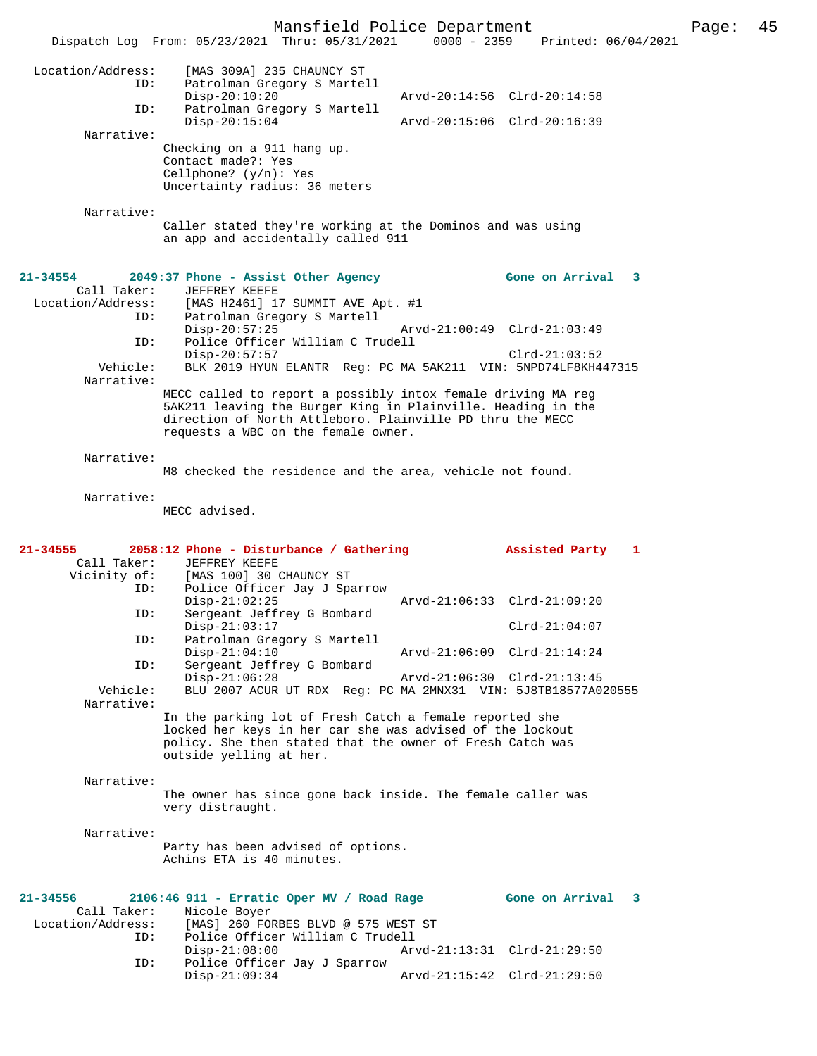```
Location/Address:     [MAS 309A] 235 CHAUNCY ST
              ID:     Patrolman Gregory S Martell
                      Disp-20:10:20                 Arvd-20:14:56  Clrd-20:14:58
              ID:     Patrolman Gregory S Martell
                      Disp-20:15:04                 Arvd-20:15:06  Clrd-20:16:39
       Narrative:
                    Checking on a 911 hang up.
                    Contact made?: Yes
                    Cellphone? (y/n): Yes
                    Uncertainty radius: 36 meters

       Narrative:
                    Caller stated they're working at the Dominos and was using
                    an app and accidentally called 911
```

**21-34554 2049:37 Phone - Assist Other Agency — Gone on Arrival 3**

```
      Call Taker:     JEFFREY KEEFE
Location/Address:     [MAS H2461] 17 SUMMIT AVE Apt. #1
              ID:     Patrolman Gregory S Martell
                      Disp-20:57:25                 Arvd-21:00:49  Clrd-21:03:49
              ID:     Police Officer William C Trudell
                      Disp-20:57:57                                Clrd-21:03:52
         Vehicle:     BLK 2019 HYUN ELANTR  Reg: PC MA 5AK211  VIN: 5NPD74LF8KH447315
       Narrative:
                    MECC called to report a possibly intox female driving MA reg
                    5AK211 leaving the Burger King in Plainville. Heading in the
                    direction of North Attleboro. Plainville PD thru the MECC
                    requests a WBC on the female owner.

       Narrative:
                    M8 checked the residence and the area, vehicle not found.

       Narrative:
                    MECC advised.
```

**21-34555 2058:12 Phone - Disturbance / Gathering — Assisted Party 1**

```
      Call Taker:     JEFFREY KEEFE
     Vicinity of:     [MAS 100] 30 CHAUNCY ST
              ID:     Police Officer Jay J Sparrow
                      Disp-21:02:25                 Arvd-21:06:33  Clrd-21:09:20
              ID:     Sergeant Jeffrey G Bombard
                      Disp-21:03:17                                Clrd-21:04:07
              ID:     Patrolman Gregory S Martell
                      Disp-21:04:10                 Arvd-21:06:09  Clrd-21:14:24
              ID:     Sergeant Jeffrey G Bombard
                      Disp-21:06:28                 Arvd-21:06:30  Clrd-21:13:45
         Vehicle:     BLU 2007 ACUR UT RDX  Reg: PC MA 2MNX31  VIN: 5J8TB18577A020555
       Narrative:
                    In the parking lot of Fresh Catch a female reported she
                    locked her keys in her car she was advised of the lockout
                    policy. She then stated that the owner of Fresh Catch was
                    outside yelling at her.

       Narrative:
                    The owner has since gone back inside. The female caller was
                    very distraught.

       Narrative:
                    Party has been advised of options.
                    Achins ETA is 40 minutes.
```

**21-34556 2106:46 911 - Erratic Oper MV / Road Rage — Gone on Arrival 3**

```
      Call Taker:     Nicole Boyer
Location/Address:     [MAS] 260 FORBES BLVD @ 575 WEST ST
              ID:     Police Officer William C Trudell
                      Disp-21:08:00                 Arvd-21:13:31  Clrd-21:29:50
              ID:     Police Officer Jay J Sparrow
                      Disp-21:09:34                 Arvd-21:15:42  Clrd-21:29:50
```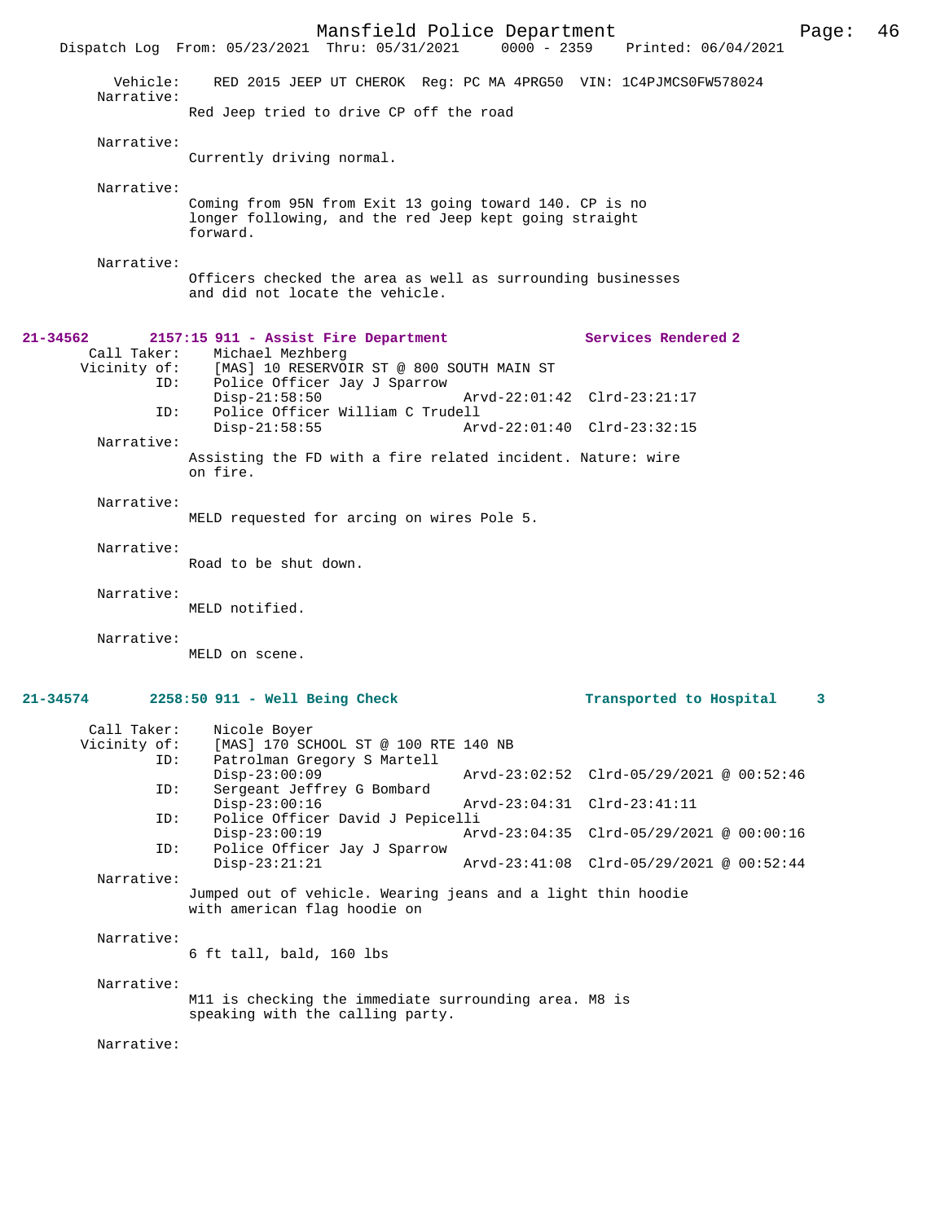Vehicle: RED 2015 JEEP UT CHEROK Reg: PC MA 4PRG50 VIN: 1C4PJMCS0FW578024

Narrative:
Red Jeep tried to drive CP off the road

Narrative:
Currently driving normal.

Narrative:
Coming from 95N from Exit 13 going toward 140. CP is no longer following, and the red Jeep kept going straight forward.

Narrative:
Officers checked the area as well as surrounding businesses and did not locate the vehicle.

**21-34562 2157:15 911 - Assist Fire Department Services Rendered 2**

Call Taker: Michael Mezhberg
Vicinity of: [MAS] 10 RESERVOIR ST @ 800 SOUTH MAIN ST
ID: Police Officer Jay J Sparrow
Disp-21:58:50 Arvd-22:01:42 Clrd-23:21:17
ID: Police Officer William C Trudell
Disp-21:58:55 Arvd-22:01:40 Clrd-23:32:15

Narrative:
Assisting the FD with a fire related incident. Nature: wire on fire.

Narrative:
MELD requested for arcing on wires Pole 5.

Narrative:
Road to be shut down.

Narrative:
MELD notified.

Narrative:
MELD on scene.

**21-34574 2258:50 911 - Well Being Check Transported to Hospital 3**

Call Taker: Nicole Boyer
Vicinity of: [MAS] 170 SCHOOL ST @ 100 RTE 140 NB
ID: Patrolman Gregory S Martell
Disp-23:00:09 Arvd-23:02:52 Clrd-05/29/2021 @ 00:52:46
ID: Sergeant Jeffrey G Bombard
Disp-23:00:16 Arvd-23:04:31 Clrd-23:41:11
ID: Police Officer David J Pepicelli
Disp-23:00:19 Arvd-23:04:35 Clrd-05/29/2021 @ 00:00:16
ID: Police Officer Jay J Sparrow
Disp-23:21:21 Arvd-23:41:08 Clrd-05/29/2021 @ 00:52:44

Narrative:
Jumped out of vehicle. Wearing jeans and a light thin hoodie with american flag hoodie on

Narrative:
6 ft tall, bald, 160 lbs

Narrative:
M11 is checking the immediate surrounding area. M8 is speaking with the calling party.

Narrative: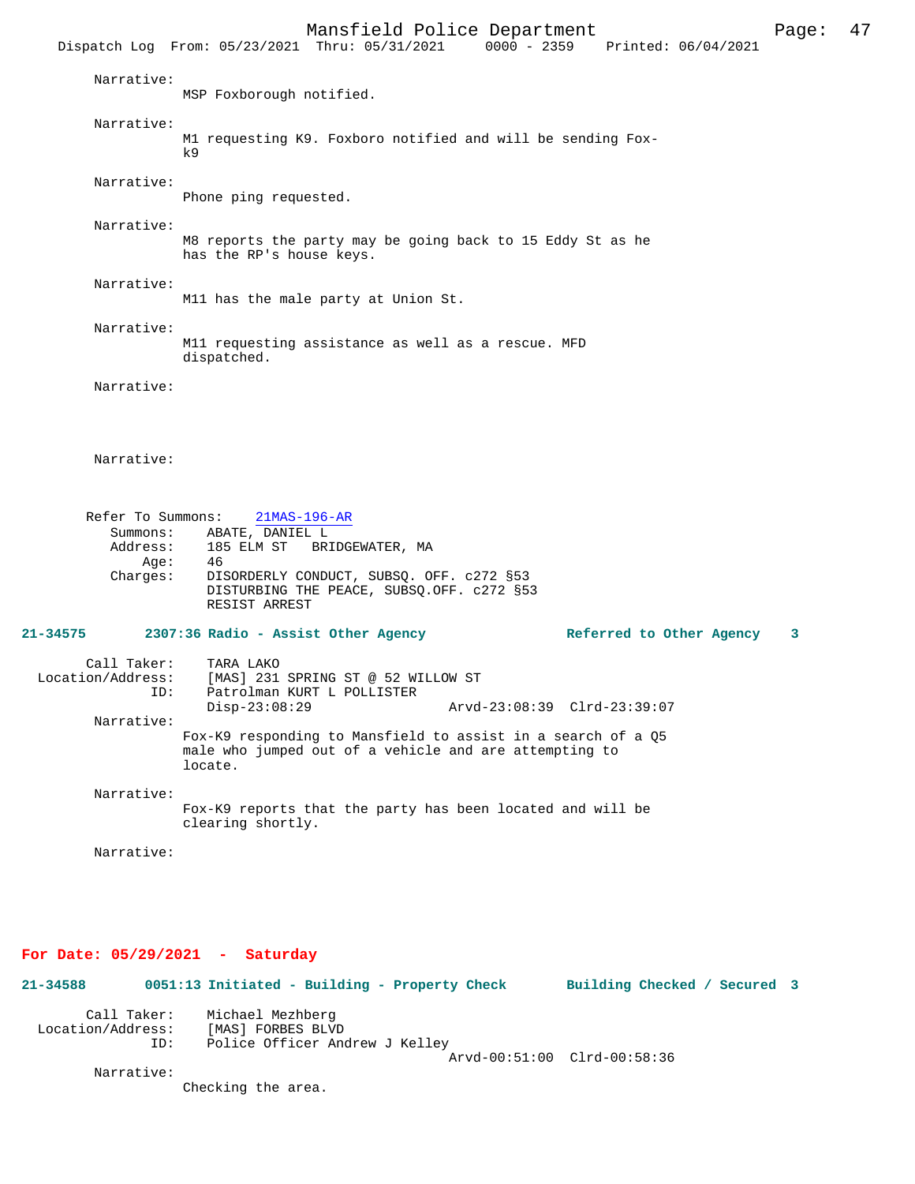Narrative:
MSP Foxborough notified.

Narrative:
M1 requesting K9. Foxboro notified and will be sending Fox-k9

Narrative:
Phone ping requested.

Narrative:
M8 reports the party may be going back to 15 Eddy St as he has the RP's house keys.

Narrative:
M11 has the male party at Union St.

Narrative:
M11 requesting assistance as well as a rescue. MFD dispatched.

Narrative:

Narrative:

Refer To Summons: 21MAS-196-AR
Summons: ABATE, DANIEL L
Address: 185 ELM ST BRIDGEWATER, MA
Age: 46
Charges: DISORDERLY CONDUCT, SUBSQ. OFF. c272 §53
DISTURBING THE PEACE, SUBSQ.OFF. c272 §53
RESIST ARREST

**21-34575 2307:36 Radio - Assist Other Agency Referred to Other Agency 3**

Call Taker: TARA LAKO
Location/Address: [MAS] 231 SPRING ST @ 52 WILLOW ST
ID: Patrolman KURT L POLLISTER
Disp-23:08:29 Arvd-23:08:39 Clrd-23:39:07

Narrative:
Fox-K9 responding to Mansfield to assist in a search of a Q5 male who jumped out of a vehicle and are attempting to locate.

Narrative:
Fox-K9 reports that the party has been located and will be clearing shortly.

Narrative:

## For Date: 05/29/2021 - Saturday

**21-34588 0051:13 Initiated - Building - Property Check Building Checked / Secured 3**

Call Taker: Michael Mezhberg
Location/Address: [MAS] FORBES BLVD
ID: Police Officer Andrew J Kelley
Arvd-00:51:00 Clrd-00:58:36

Narrative:
Checking the area.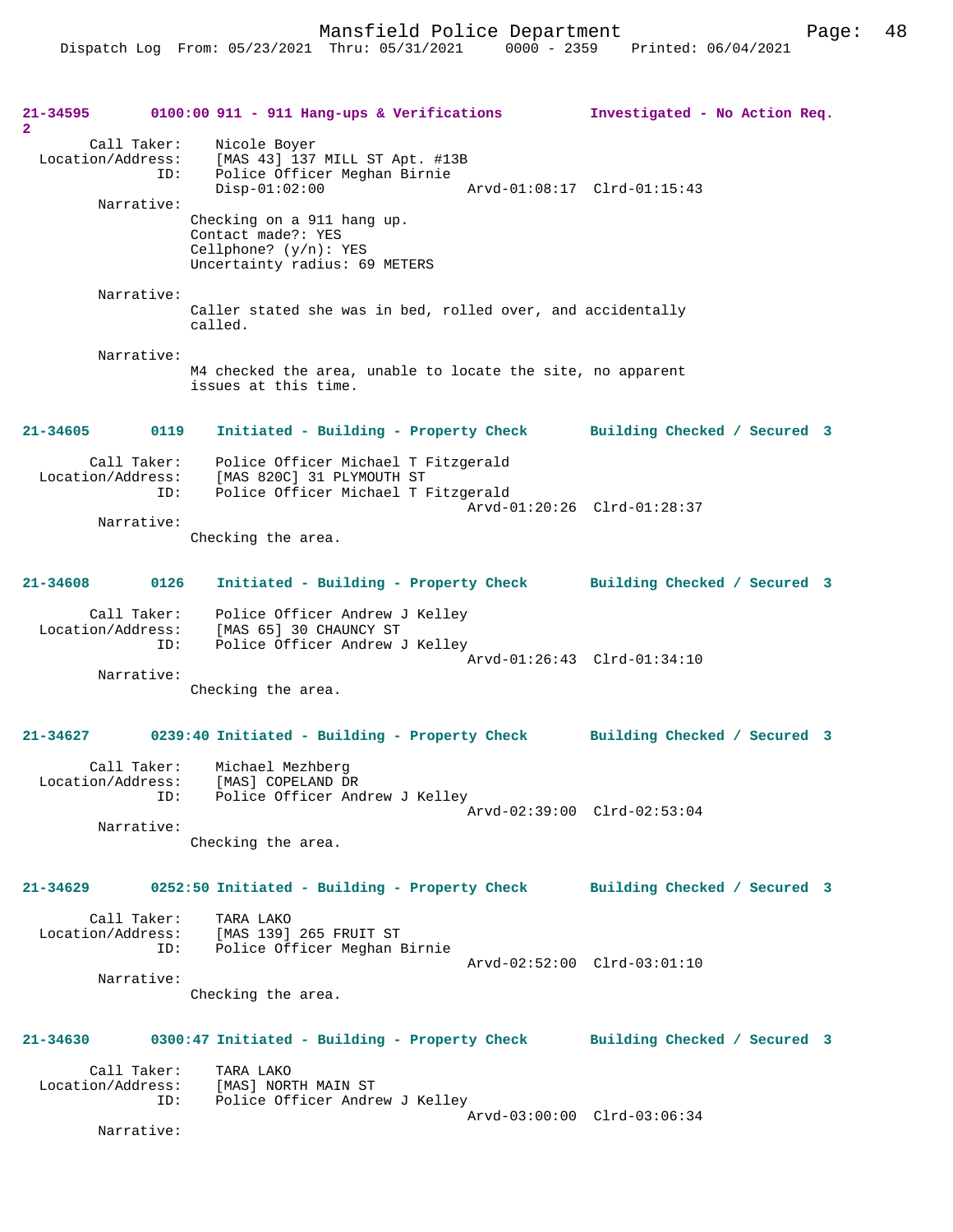**21-34595 0100:00 911 - 911 Hang-ups & Verifications Investigated - No Action Req. 2**

Call Taker: Nicole Boyer
Location/Address: [MAS 43] 137 MILL ST Apt. #13B
ID: Police Officer Meghan Birnie
Disp-01:02:00 Arvd-01:08:17 Clrd-01:15:43

Narrative:
Checking on a 911 hang up.
Contact made?: YES
Cellphone? (y/n): YES
Uncertainty radius: 69 METERS

Narrative:
Caller stated she was in bed, rolled over, and accidentally called.

Narrative:
M4 checked the area, unable to locate the site, no apparent issues at this time.

**21-34605 0119 Initiated - Building - Property Check Building Checked / Secured 3**

Call Taker: Police Officer Michael T Fitzgerald
Location/Address: [MAS 820C] 31 PLYMOUTH ST
ID: Police Officer Michael T Fitzgerald
Arvd-01:20:26 Clrd-01:28:37

Narrative:
Checking the area.

**21-34608 0126 Initiated - Building - Property Check Building Checked / Secured 3**

Call Taker: Police Officer Andrew J Kelley
Location/Address: [MAS 65] 30 CHAUNCY ST
ID: Police Officer Andrew J Kelley
Arvd-01:26:43 Clrd-01:34:10

Narrative:
Checking the area.

**21-34627 0239:40 Initiated - Building - Property Check Building Checked / Secured 3**

Call Taker: Michael Mezhberg
Location/Address: [MAS] COPELAND DR
ID: Police Officer Andrew J Kelley
Arvd-02:39:00 Clrd-02:53:04

Narrative:
Checking the area.

**21-34629 0252:50 Initiated - Building - Property Check Building Checked / Secured 3**

Call Taker: TARA LAKO
Location/Address: [MAS 139] 265 FRUIT ST
ID: Police Officer Meghan Birnie
Arvd-02:52:00 Clrd-03:01:10

Narrative:
Checking the area.

**21-34630 0300:47 Initiated - Building - Property Check Building Checked / Secured 3**

Call Taker: TARA LAKO
Location/Address: [MAS] NORTH MAIN ST
ID: Police Officer Andrew J Kelley
Arvd-03:00:00 Clrd-03:06:34

Narrative: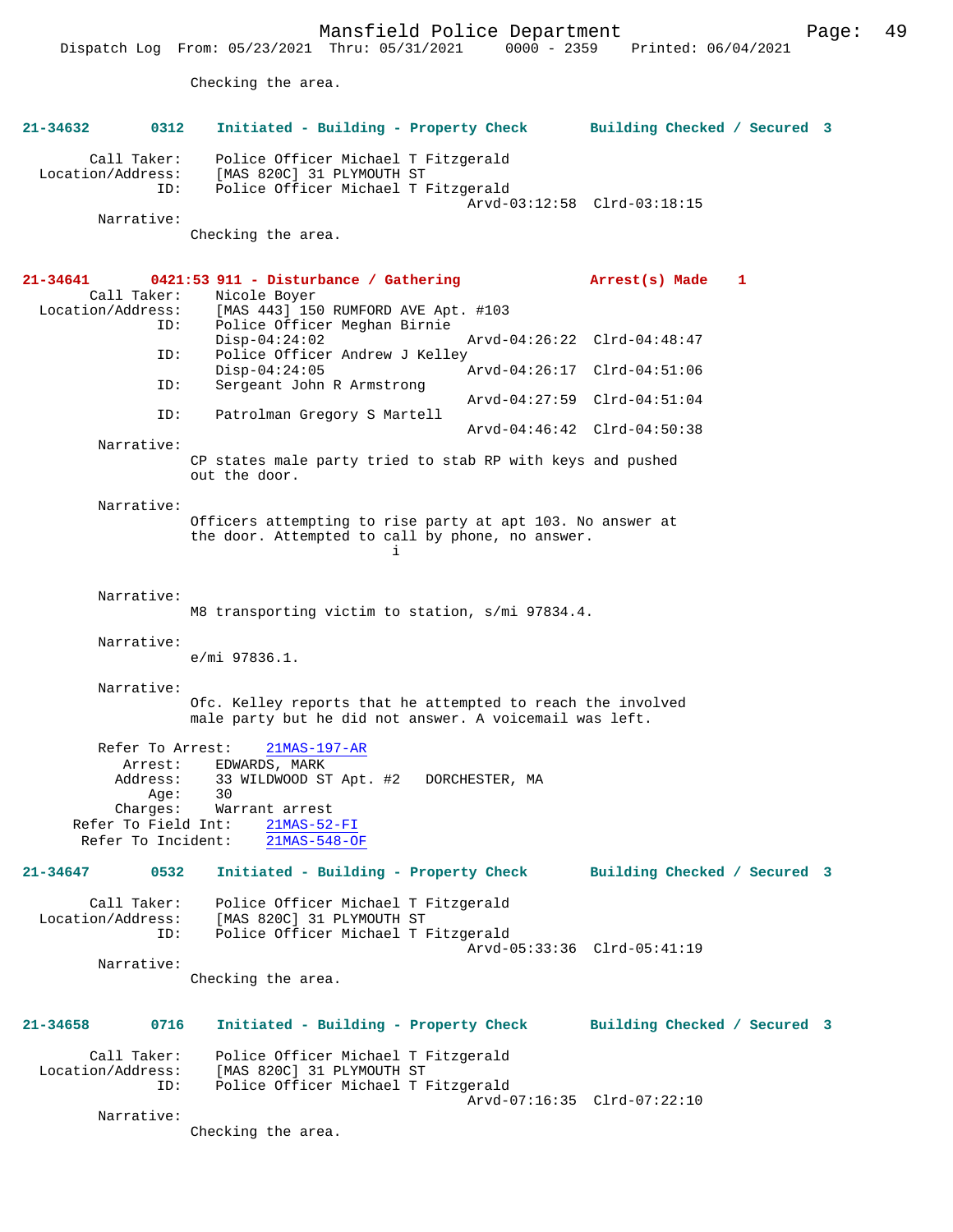Checking the area.

**21-34632 0312 Initiated - Building - Property Check Building Checked / Secured 3**

```
        Call Taker:    Police Officer Michael T Fitzgerald
  Location/Address:    [MAS 820C] 31 PLYMOUTH ST
               ID:    Police Officer Michael T Fitzgerald
                                          Arvd-03:12:58  Clrd-03:18:15
         Narrative:
                Checking the area.
```

**21-34641 0421:53 911 - Disturbance / Gathering Arrest(s) Made 1**

```
        Call Taker:    Nicole Boyer
  Location/Address:    [MAS 443] 150 RUMFORD AVE Apt. #103
               ID:    Police Officer Meghan Birnie
                      Disp-04:24:02              Arvd-04:26:22  Clrd-04:48:47
               ID:    Police Officer Andrew J Kelley
                      Disp-04:24:05              Arvd-04:26:17  Clrd-04:51:06
               ID:    Sergeant John R Armstrong
                                                 Arvd-04:27:59  Clrd-04:51:04
               ID:    Patrolman Gregory S Martell
                                                 Arvd-04:46:42  Clrd-04:50:38
         Narrative:
                CP states male party tried to stab RP with keys and pushed
                out the door.

         Narrative:
                Officers attempting to rise party at apt 103. No answer at
                the door. Attempted to call by phone, no answer.
                                i

         Narrative:
                M8 transporting victim to station, s/mi 97834.4.

         Narrative:
                e/mi 97836.1.

         Narrative:
                Ofc. Kelley reports that he attempted to reach the involved
                male party but he did not answer. A voicemail was left.

         Refer To Arrest:    21MAS-197-AR
            Arrest:    EDWARDS, MARK
           Address:    33 WILDWOOD ST Apt. #2   DORCHESTER, MA
               Age:    30
           Charges:    Warrant arrest
      Refer To Field Int:    21MAS-52-FI
       Refer To Incident:    21MAS-548-OF
```

**21-34647 0532 Initiated - Building - Property Check Building Checked / Secured 3**

```
        Call Taker:    Police Officer Michael T Fitzgerald
  Location/Address:    [MAS 820C] 31 PLYMOUTH ST
               ID:    Police Officer Michael T Fitzgerald
                                          Arvd-05:33:36  Clrd-05:41:19
         Narrative:
                Checking the area.
```

**21-34658 0716 Initiated - Building - Property Check Building Checked / Secured 3**

```
        Call Taker:    Police Officer Michael T Fitzgerald
  Location/Address:    [MAS 820C] 31 PLYMOUTH ST
               ID:    Police Officer Michael T Fitzgerald
                                          Arvd-07:16:35  Clrd-07:22:10
         Narrative:
                Checking the area.
```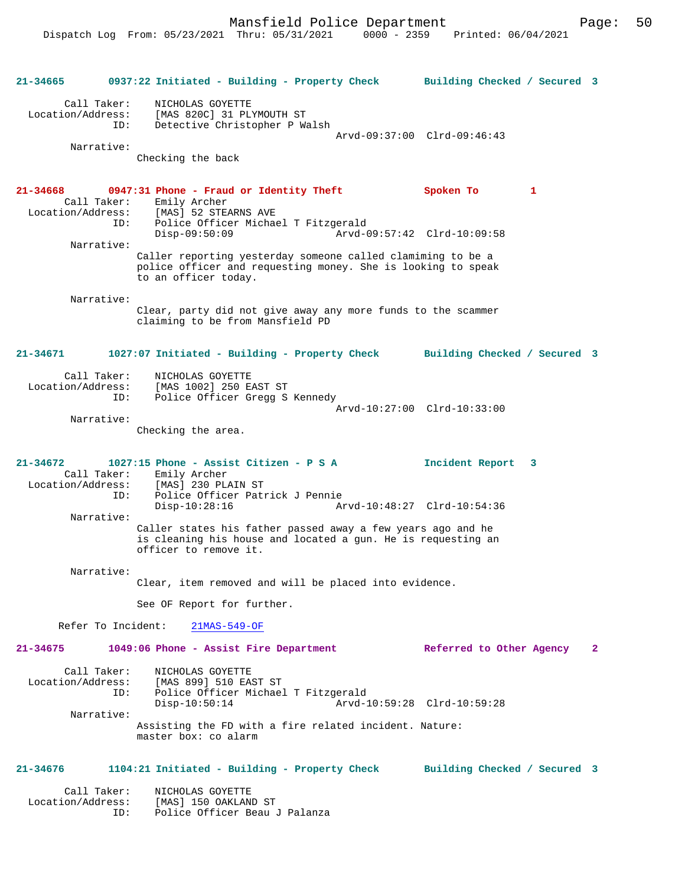**21-34665 0937:22 Initiated - Building - Property Check Building Checked / Secured 3**

Call Taker: NICHOLAS GOYETTE
Location/Address: [MAS 820C] 31 PLYMOUTH ST
ID: Detective Christopher P Walsh
Arvd-09:37:00 Clrd-09:46:43

Narrative:
Checking the back

**21-34668 0947:31 Phone - Fraud or Identity Theft Spoken To 1**

Call Taker: Emily Archer
Location/Address: [MAS] 52 STEARNS AVE
ID: Police Officer Michael T Fitzgerald
Disp-09:50:09 Arvd-09:57:42 Clrd-10:09:58

Narrative:
Caller reporting yesterday someone called clamiming to be a police officer and requesting money. She is looking to speak to an officer today.

Narrative:
Clear, party did not give away any more funds to the scammer claiming to be from Mansfield PD

**21-34671 1027:07 Initiated - Building - Property Check Building Checked / Secured 3**

Call Taker: NICHOLAS GOYETTE
Location/Address: [MAS 1002] 250 EAST ST
ID: Police Officer Gregg S Kennedy
Arvd-10:27:00 Clrd-10:33:00

Narrative:
Checking the area.

**21-34672 1027:15 Phone - Assist Citizen - P S A Incident Report 3**

Call Taker: Emily Archer
Location/Address: [MAS] 230 PLAIN ST
ID: Police Officer Patrick J Pennie
Disp-10:28:16 Arvd-10:48:27 Clrd-10:54:36

Narrative:
Caller states his father passed away a few years ago and he is cleaning his house and located a gun. He is requesting an officer to remove it.

Narrative:
Clear, item removed and will be placed into evidence.

See OF Report for further.

Refer To Incident: 21MAS-549-OF

**21-34675 1049:06 Phone - Assist Fire Department Referred to Other Agency 2**

Call Taker: NICHOLAS GOYETTE
Location/Address: [MAS 899] 510 EAST ST
ID: Police Officer Michael T Fitzgerald
Disp-10:50:14 Arvd-10:59:28 Clrd-10:59:28

Narrative:
Assisting the FD with a fire related incident. Nature: master box: co alarm

**21-34676 1104:21 Initiated - Building - Property Check Building Checked / Secured 3**

Call Taker: NICHOLAS GOYETTE
Location/Address: [MAS] 150 OAKLAND ST
ID: Police Officer Beau J Palanza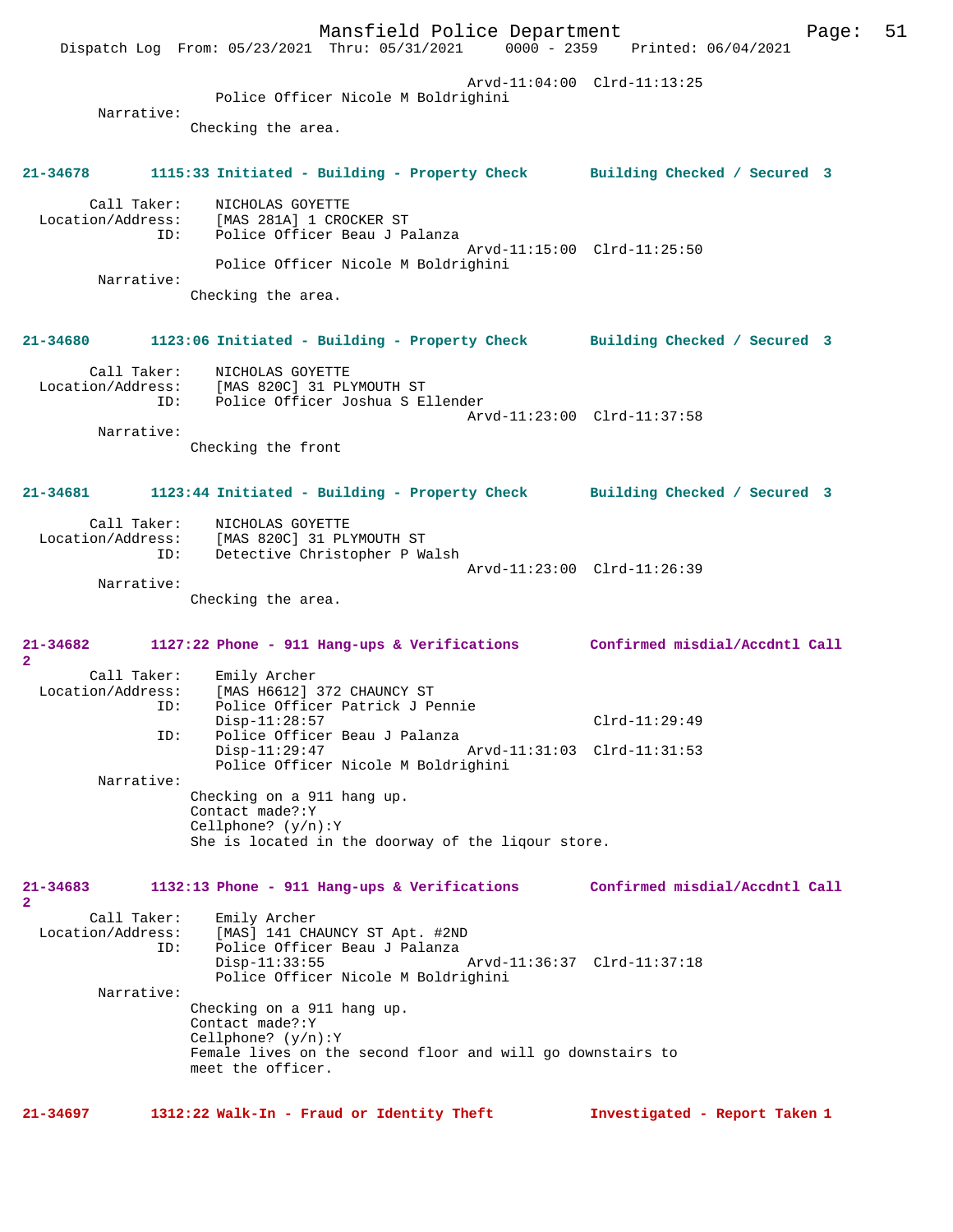Arvd-11:04:00 Clrd-11:13:25
Police Officer Nicole M Boldrighini

Narrative:
Checking the area.

**21-34678 1115:33 Initiated - Building - Property Check Building Checked / Secured 3**

Call Taker: NICHOLAS GOYETTE
Location/Address: [MAS 281A] 1 CROCKER ST
ID: Police Officer Beau J Palanza
Arvd-11:15:00 Clrd-11:25:50
Police Officer Nicole M Boldrighini

Narrative:
Checking the area.

**21-34680 1123:06 Initiated - Building - Property Check Building Checked / Secured 3**

Call Taker: NICHOLAS GOYETTE
Location/Address: [MAS 820C] 31 PLYMOUTH ST
ID: Police Officer Joshua S Ellender
Arvd-11:23:00 Clrd-11:37:58

Narrative:
Checking the front

**21-34681 1123:44 Initiated - Building - Property Check Building Checked / Secured 3**

Call Taker: NICHOLAS GOYETTE
Location/Address: [MAS 820C] 31 PLYMOUTH ST
ID: Detective Christopher P Walsh
Arvd-11:23:00 Clrd-11:26:39

Narrative:
Checking the area.

**21-34682 1127:22 Phone - 911 Hang-ups & Verifications Confirmed misdial/Accdntl Call 2**

Call Taker: Emily Archer
Location/Address: [MAS H6612] 372 CHAUNCY ST
ID: Police Officer Patrick J Pennie
Disp-11:28:57 Clrd-11:29:49
ID: Police Officer Beau J Palanza
Disp-11:29:47 Arvd-11:31:03 Clrd-11:31:53
Police Officer Nicole M Boldrighini

Narrative:
Checking on a 911 hang up.
Contact made?:Y
Cellphone? (y/n):Y
She is located in the doorway of the liqour store.

**21-34683 1132:13 Phone - 911 Hang-ups & Verifications Confirmed misdial/Accdntl Call 2**

Call Taker: Emily Archer
Location/Address: [MAS] 141 CHAUNCY ST Apt. #2ND
ID: Police Officer Beau J Palanza
Disp-11:33:55 Arvd-11:36:37 Clrd-11:37:18
Police Officer Nicole M Boldrighini

Narrative:
Checking on a 911 hang up.
Contact made?:Y
Cellphone? (y/n):Y
Female lives on the second floor and will go downstairs to meet the officer.

**21-34697 1312:22 Walk-In - Fraud or Identity Theft Investigated - Report Taken 1**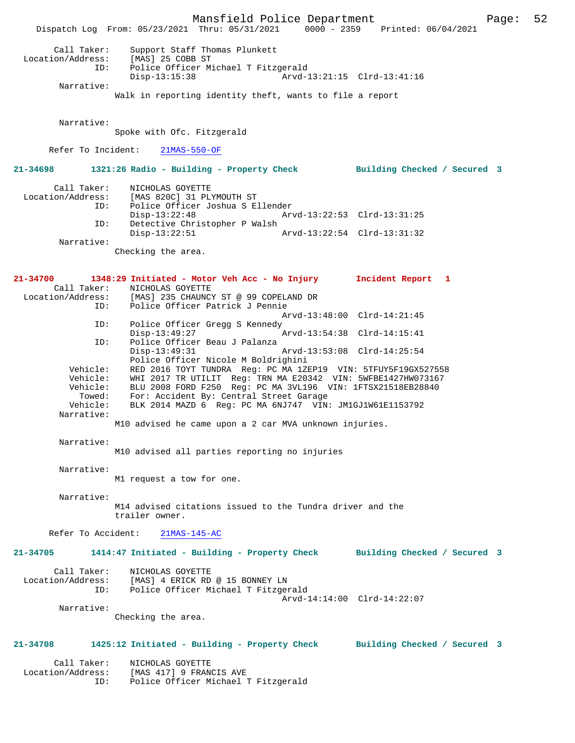Call Taker: Support Staff Thomas Plunkett
Location/Address: [MAS] 25 COBB ST
ID: Police Officer Michael T Fitzgerald
Disp-13:15:38 Arvd-13:21:15 Clrd-13:41:16

Narrative:
Walk in reporting identity theft, wants to file a report

Narrative:
Spoke with Ofc. Fitzgerald

Refer To Incident: 21MAS-550-OF

**21-34698 1321:26 Radio - Building - Property Check Building Checked / Secured 3**

Call Taker: NICHOLAS GOYETTE
Location/Address: [MAS 820C] 31 PLYMOUTH ST
ID: Police Officer Joshua S Ellender
Disp-13:22:48 Arvd-13:22:53 Clrd-13:31:25
ID: Detective Christopher P Walsh
Disp-13:22:51 Arvd-13:22:54 Clrd-13:31:32

Narrative:
Checking the area.

**21-34700 1348:29 Initiated - Motor Veh Acc - No Injury Incident Report 1**

Call Taker: NICHOLAS GOYETTE
Location/Address: [MAS] 235 CHAUNCY ST @ 99 COPELAND DR
ID: Police Officer Patrick J Pennie
Arvd-13:48:00 Clrd-14:21:45
ID: Police Officer Gregg S Kennedy
Disp-13:49:27 Arvd-13:54:38 Clrd-14:15:41
ID: Police Officer Beau J Palanza
Disp-13:49:31 Arvd-13:53:08 Clrd-14:25:54
Police Officer Nicole M Boldrighini
Vehicle: RED 2016 TOYT TUNDRA Reg: PC MA 1ZEP19 VIN: 5TFUY5F19GX527558
Vehicle: WHI 2017 TR UTILIT Reg: TRN MA E20342 VIN: 5WFBE1427HW073167
Vehicle: BLU 2008 FORD F250 Reg: PC MA 3VL196 VIN: 1FTSX21518EB28840
Towed: For: Accident By: Central Street Garage
Vehicle: BLK 2014 MAZD 6 Reg: PC MA 6NJ747 VIN: JM1GJ1W61E1153792

Narrative:
M10 advised he came upon a 2 car MVA unknown injuries.

Narrative:
M10 advised all parties reporting no injuries

Narrative:
M1 request a tow for one.

Narrative:
M14 advised citations issued to the Tundra driver and the trailer owner.

Refer To Accident: 21MAS-145-AC

**21-34705 1414:47 Initiated - Building - Property Check Building Checked / Secured 3**

Call Taker: NICHOLAS GOYETTE
Location/Address: [MAS] 4 ERICK RD @ 15 BONNEY LN
ID: Police Officer Michael T Fitzgerald
Arvd-14:14:00 Clrd-14:22:07

Narrative:
Checking the area.

**21-34708 1425:12 Initiated - Building - Property Check Building Checked / Secured 3**

Call Taker: NICHOLAS GOYETTE
Location/Address: [MAS 417] 9 FRANCIS AVE
ID: Police Officer Michael T Fitzgerald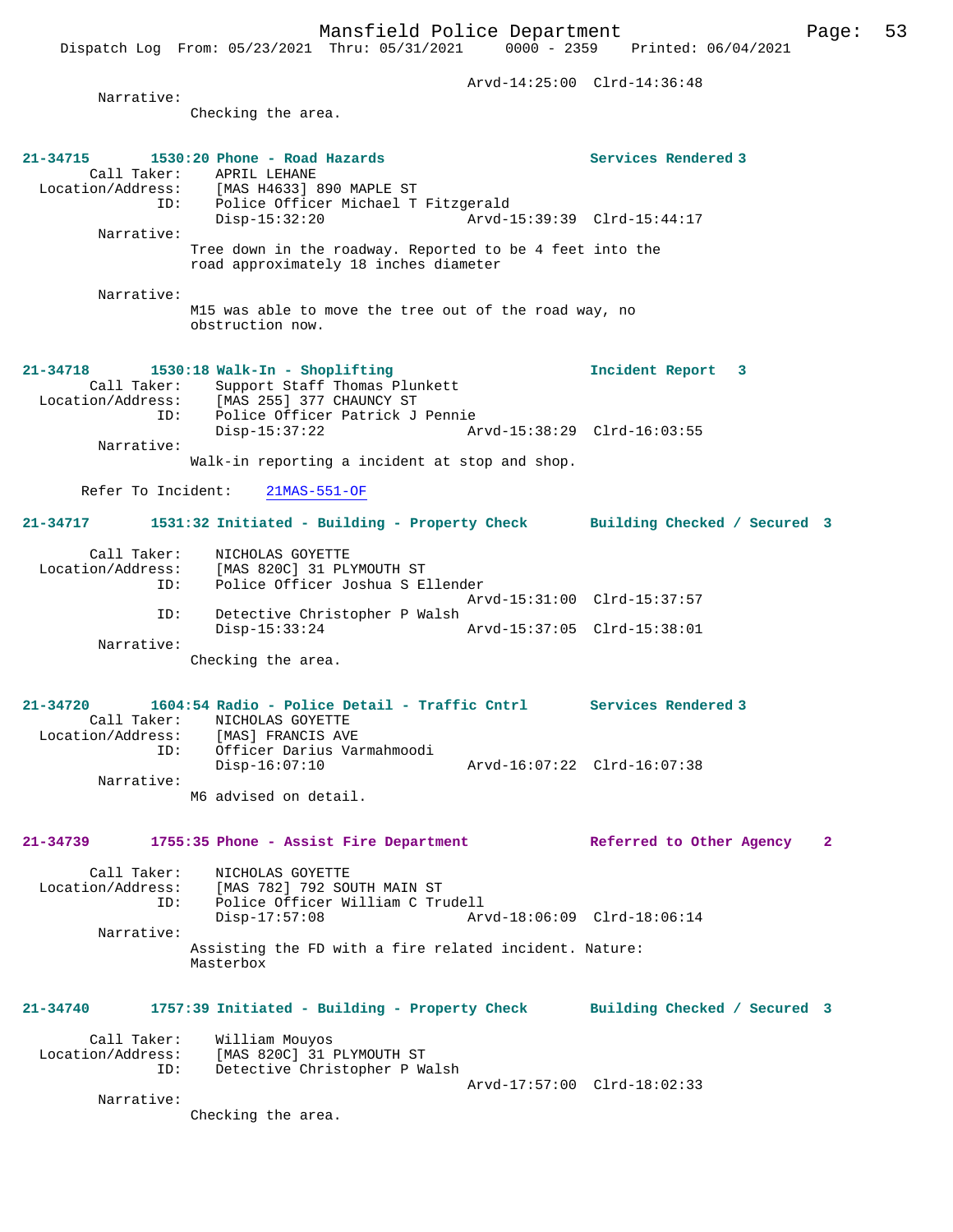Arvd-14:25:00 Clrd-14:36:48

Narrative:
Checking the area.

**21-34715** 1530:20 Phone - Road Hazards — Services Rendered 3

Call Taker: APRIL LEHANE
Location/Address: [MAS H4633] 890 MAPLE ST
ID: Police Officer Michael T Fitzgerald
Disp-15:32:20 Arvd-15:39:39 Clrd-15:44:17

Narrative:
Tree down in the roadway. Reported to be 4 feet into the road approximately 18 inches diameter

Narrative:
M15 was able to move the tree out of the road way, no obstruction now.

**21-34718** 1530:18 Walk-In - Shoplifting — Incident Report 3

Call Taker: Support Staff Thomas Plunkett
Location/Address: [MAS 255] 377 CHAUNCY ST
ID: Police Officer Patrick J Pennie
Disp-15:37:22 Arvd-15:38:29 Clrd-16:03:55

Narrative:
Walk-in reporting a incident at stop and shop.

Refer To Incident: 21MAS-551-OF

**21-34717** 1531:32 Initiated - Building - Property Check — Building Checked / Secured 3

Call Taker: NICHOLAS GOYETTE
Location/Address: [MAS 820C] 31 PLYMOUTH ST
ID: Police Officer Joshua S Ellender
Arvd-15:31:00 Clrd-15:37:57
ID: Detective Christopher P Walsh
Disp-15:33:24 Arvd-15:37:05 Clrd-15:38:01

Narrative:
Checking the area.

**21-34720** 1604:54 Radio - Police Detail - Traffic Cntrl — Services Rendered 3

Call Taker: NICHOLAS GOYETTE
Location/Address: [MAS] FRANCIS AVE
ID: Officer Darius Varmahmoodi
Disp-16:07:10 Arvd-16:07:22 Clrd-16:07:38

Narrative:
M6 advised on detail.

**21-34739** 1755:35 Phone - Assist Fire Department — Referred to Other Agency 2

Call Taker: NICHOLAS GOYETTE
Location/Address: [MAS 782] 792 SOUTH MAIN ST
ID: Police Officer William C Trudell
Disp-17:57:08 Arvd-18:06:09 Clrd-18:06:14

Narrative:
Assisting the FD with a fire related incident. Nature: Masterbox

**21-34740** 1757:39 Initiated - Building - Property Check — Building Checked / Secured 3

Call Taker: William Mouyos
Location/Address: [MAS 820C] 31 PLYMOUTH ST
ID: Detective Christopher P Walsh
Arvd-17:57:00 Clrd-18:02:33

Narrative:
Checking the area.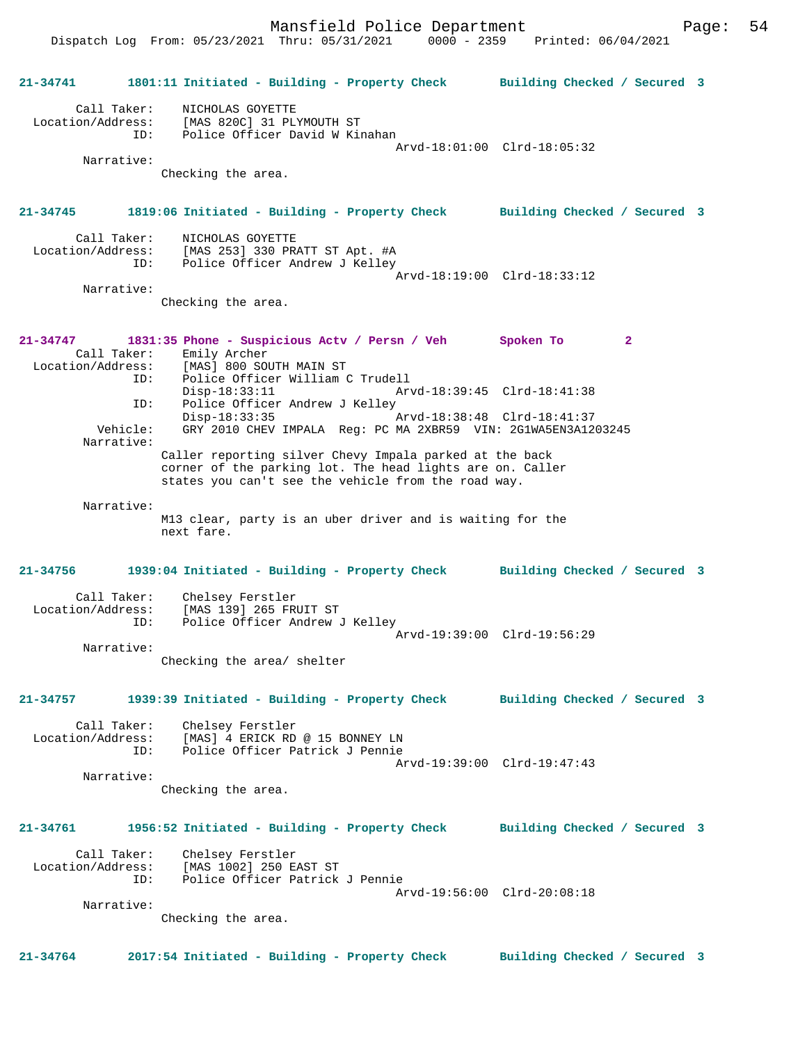**21-34741 1801:11 Initiated - Building - Property Check Building Checked / Secured 3**

Call Taker: NICHOLAS GOYETTE
Location/Address: [MAS 820C] 31 PLYMOUTH ST
ID: Police Officer David W Kinahan
Arvd-18:01:00 Clrd-18:05:32
Narrative:
Checking the area.

**21-34745 1819:06 Initiated - Building - Property Check Building Checked / Secured 3**

Call Taker: NICHOLAS GOYETTE
Location/Address: [MAS 253] 330 PRATT ST Apt. #A
ID: Police Officer Andrew J Kelley
Arvd-18:19:00 Clrd-18:33:12
Narrative:
Checking the area.

**21-34747 1831:35 Phone - Suspicious Actv / Persn / Veh Spoken To 2**

Call Taker: Emily Archer
Location/Address: [MAS] 800 SOUTH MAIN ST
ID: Police Officer William C Trudell
Disp-18:33:11 Arvd-18:39:45 Clrd-18:41:38
ID: Police Officer Andrew J Kelley
Disp-18:33:35 Arvd-18:38:48 Clrd-18:41:37
Vehicle: GRY 2010 CHEV IMPALA Reg: PC MA 2XBR59 VIN: 2G1WA5EN3A1203245
Narrative:
Caller reporting silver Chevy Impala parked at the back corner of the parking lot. The head lights are on. Caller states you can't see the vehicle from the road way.

Narrative:
M13 clear, party is an uber driver and is waiting for the next fare.

**21-34756 1939:04 Initiated - Building - Property Check Building Checked / Secured 3**

Call Taker: Chelsey Ferstler
Location/Address: [MAS 139] 265 FRUIT ST
ID: Police Officer Andrew J Kelley
Arvd-19:39:00 Clrd-19:56:29
Narrative:
Checking the area/ shelter

**21-34757 1939:39 Initiated - Building - Property Check Building Checked / Secured 3**

Call Taker: Chelsey Ferstler
Location/Address: [MAS] 4 ERICK RD @ 15 BONNEY LN
ID: Police Officer Patrick J Pennie
Arvd-19:39:00 Clrd-19:47:43
Narrative:
Checking the area.

**21-34761 1956:52 Initiated - Building - Property Check Building Checked / Secured 3**

Call Taker: Chelsey Ferstler
Location/Address: [MAS 1002] 250 EAST ST
ID: Police Officer Patrick J Pennie
Arvd-19:56:00 Clrd-20:08:18
Narrative:
Checking the area.

**21-34764 2017:54 Initiated - Building - Property Check Building Checked / Secured 3**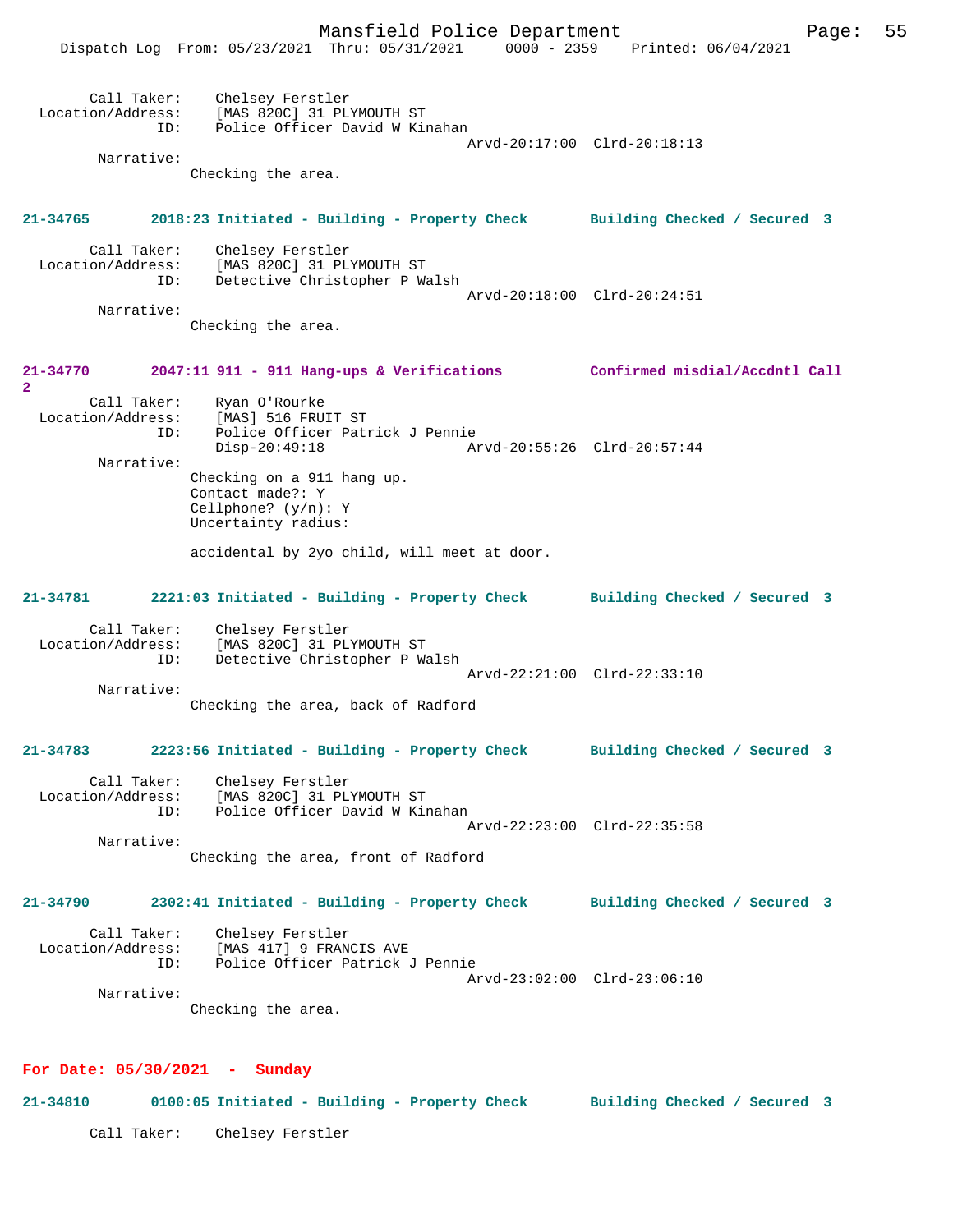Call Taker: Chelsey Ferstler
Location/Address: [MAS 820C] 31 PLYMOUTH ST
ID: Police Officer David W Kinahan
Arvd-20:17:00 Clrd-20:18:13
Narrative:
Checking the area.

**21-34765 2018:23 Initiated - Building - Property Check Building Checked / Secured 3**

Call Taker: Chelsey Ferstler
Location/Address: [MAS 820C] 31 PLYMOUTH ST
ID: Detective Christopher P Walsh
Arvd-20:18:00 Clrd-20:24:51
Narrative:
Checking the area.

**21-34770 2047:11 911 - 911 Hang-ups & Verifications Confirmed misdial/Accdntl Call 2**

Call Taker: Ryan O'Rourke
Location/Address: [MAS] 516 FRUIT ST
ID: Police Officer Patrick J Pennie
Disp-20:49:18 Arvd-20:55:26 Clrd-20:57:44
Narrative:
Checking on a 911 hang up.
Contact made?: Y
Cellphone? (y/n): Y
Uncertainty radius:

accidental by 2yo child, will meet at door.

**21-34781 2221:03 Initiated - Building - Property Check Building Checked / Secured 3**

Call Taker: Chelsey Ferstler
Location/Address: [MAS 820C] 31 PLYMOUTH ST
ID: Detective Christopher P Walsh
Arvd-22:21:00 Clrd-22:33:10
Narrative:
Checking the area, back of Radford

**21-34783 2223:56 Initiated - Building - Property Check Building Checked / Secured 3**

Call Taker: Chelsey Ferstler
Location/Address: [MAS 820C] 31 PLYMOUTH ST
ID: Police Officer David W Kinahan
Arvd-22:23:00 Clrd-22:35:58
Narrative:
Checking the area, front of Radford

**21-34790 2302:41 Initiated - Building - Property Check Building Checked / Secured 3**

Call Taker: Chelsey Ferstler
Location/Address: [MAS 417] 9 FRANCIS AVE
ID: Police Officer Patrick J Pennie
Arvd-23:02:00 Clrd-23:06:10
Narrative:
Checking the area.

## For Date: 05/30/2021 - Sunday

**21-34810 0100:05 Initiated - Building - Property Check Building Checked / Secured 3**

Call Taker: Chelsey Ferstler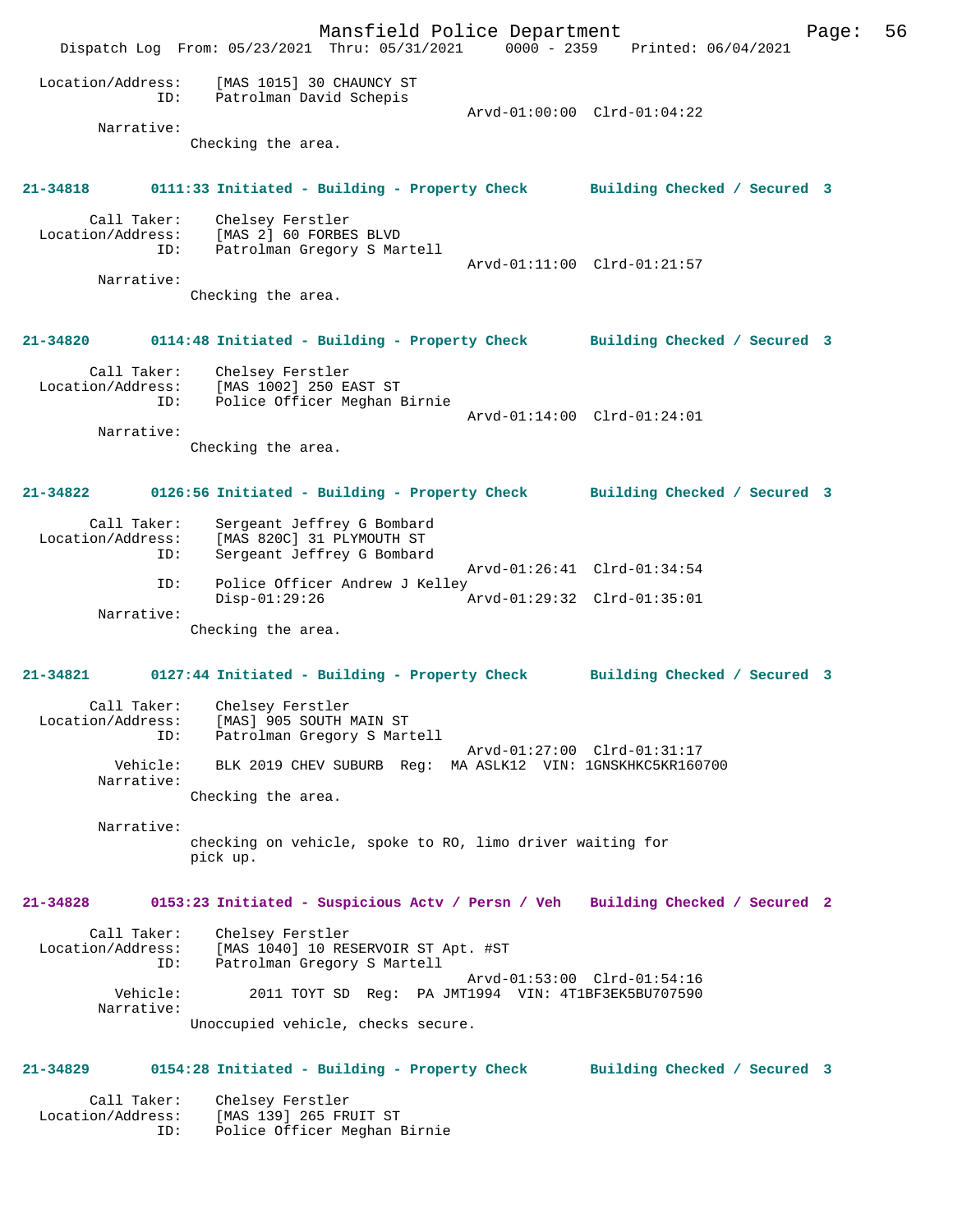Location/Address: [MAS 1015] 30 CHAUNCY ST
ID: Patrolman David Schepis
Arvd-01:00:00 Clrd-01:04:22

Narrative:
Checking the area.

**21-34818 0111:33 Initiated - Building - Property Check Building Checked / Secured 3**

Call Taker: Chelsey Ferstler
Location/Address: [MAS 2] 60 FORBES BLVD
ID: Patrolman Gregory S Martell
Arvd-01:11:00 Clrd-01:21:57

Narrative:
Checking the area.

**21-34820 0114:48 Initiated - Building - Property Check Building Checked / Secured 3**

Call Taker: Chelsey Ferstler
Location/Address: [MAS 1002] 250 EAST ST
ID: Police Officer Meghan Birnie
Arvd-01:14:00 Clrd-01:24:01

Narrative:
Checking the area.

**21-34822 0126:56 Initiated - Building - Property Check Building Checked / Secured 3**

Call Taker: Sergeant Jeffrey G Bombard
Location/Address: [MAS 820C] 31 PLYMOUTH ST
ID: Sergeant Jeffrey G Bombard
Arvd-01:26:41 Clrd-01:34:54
ID: Police Officer Andrew J Kelley
Disp-01:29:26 Arvd-01:29:32 Clrd-01:35:01

Narrative:
Checking the area.

**21-34821 0127:44 Initiated - Building - Property Check Building Checked / Secured 3**

Call Taker: Chelsey Ferstler
Location/Address: [MAS] 905 SOUTH MAIN ST
ID: Patrolman Gregory S Martell
Arvd-01:27:00 Clrd-01:31:17
Vehicle: BLK 2019 CHEV SUBURB Reg: MA ASLK12 VIN: 1GNSKHKC5KR160700

Narrative:
Checking the area.

Narrative:
checking on vehicle, spoke to RO, limo driver waiting for pick up.

**21-34828 0153:23 Initiated - Suspicious Actv / Persn / Veh Building Checked / Secured 2**

Call Taker: Chelsey Ferstler
Location/Address: [MAS 1040] 10 RESERVOIR ST Apt. #ST
ID: Patrolman Gregory S Martell
Arvd-01:53:00 Clrd-01:54:16
Vehicle: 2011 TOYT SD Reg: PA JMT1994 VIN: 4T1BF3EK5BU707590

Narrative:
Unoccupied vehicle, checks secure.

**21-34829 0154:28 Initiated - Building - Property Check Building Checked / Secured 3**

Call Taker: Chelsey Ferstler
Location/Address: [MAS 139] 265 FRUIT ST
ID: Police Officer Meghan Birnie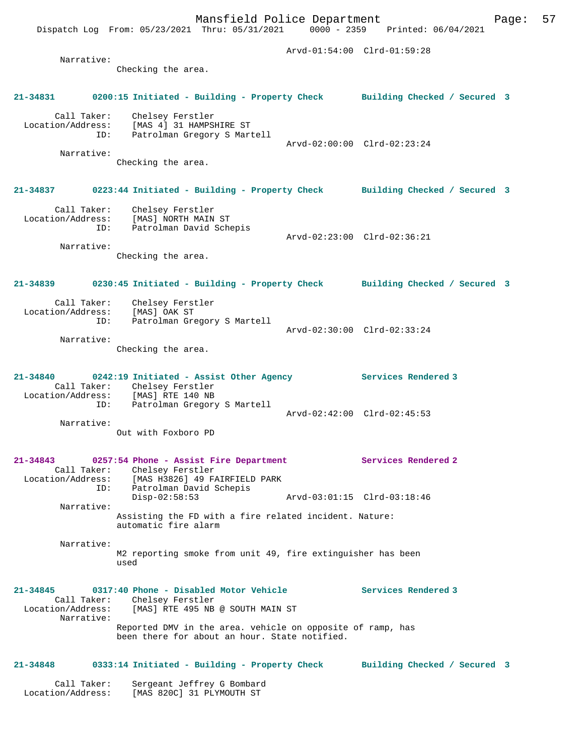Arvd-01:54:00 Clrd-01:59:28

Narrative:
Checking the area.

**21-34831 0200:15 Initiated - Building - Property Check Building Checked / Secured 3**

Call Taker: Chelsey Ferstler
Location/Address: [MAS 4] 31 HAMPSHIRE ST
ID: Patrolman Gregory S Martell
Arvd-02:00:00 Clrd-02:23:24

Narrative:
Checking the area.

**21-34837 0223:44 Initiated - Building - Property Check Building Checked / Secured 3**

Call Taker: Chelsey Ferstler
Location/Address: [MAS] NORTH MAIN ST
ID: Patrolman David Schepis
Arvd-02:23:00 Clrd-02:36:21

Narrative:
Checking the area.

**21-34839 0230:45 Initiated - Building - Property Check Building Checked / Secured 3**

Call Taker: Chelsey Ferstler
Location/Address: [MAS] OAK ST
ID: Patrolman Gregory S Martell
Arvd-02:30:00 Clrd-02:33:24

Narrative:
Checking the area.

**21-34840 0242:19 Initiated - Assist Other Agency Services Rendered 3**

Call Taker: Chelsey Ferstler
Location/Address: [MAS] RTE 140 NB
ID: Patrolman Gregory S Martell
Arvd-02:42:00 Clrd-02:45:53

Narrative:
Out with Foxboro PD

**21-34843 0257:54 Phone - Assist Fire Department Services Rendered 2**

Call Taker: Chelsey Ferstler
Location/Address: [MAS H3826] 49 FAIRFIELD PARK
ID: Patrolman David Schepis
Disp-02:58:53 Arvd-03:01:15 Clrd-03:18:46

Narrative:
Assisting the FD with a fire related incident. Nature: automatic fire alarm

Narrative:
M2 reporting smoke from unit 49, fire extinguisher has been used

**21-34845 0317:40 Phone - Disabled Motor Vehicle Services Rendered 3**

Call Taker: Chelsey Ferstler
Location/Address: [MAS] RTE 495 NB @ SOUTH MAIN ST

Narrative:
Reported DMV in the area. vehicle on opposite of ramp, has been there for about an hour. State notified.

**21-34848 0333:14 Initiated - Building - Property Check Building Checked / Secured 3**

Call Taker: Sergeant Jeffrey G Bombard
Location/Address: [MAS 820C] 31 PLYMOUTH ST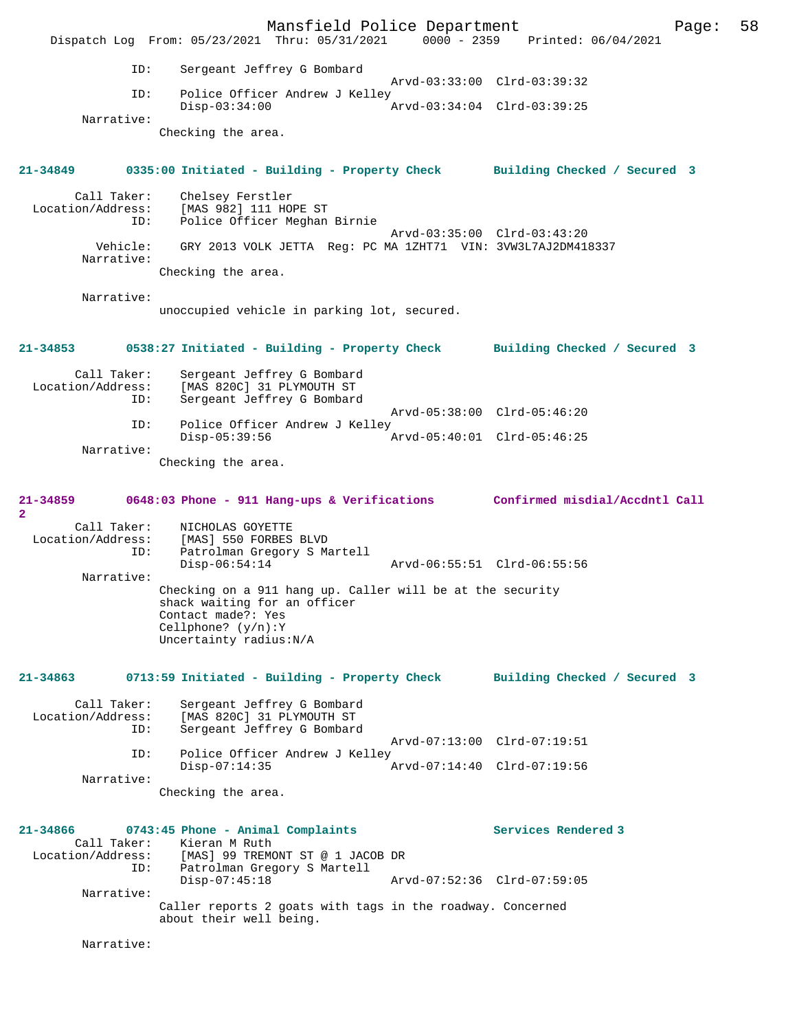```
              ID:     Sergeant Jeffrey G Bombard
                                                 Arvd-03:33:00  Clrd-03:39:32
              ID:     Police Officer Andrew J Kelley
                      Disp-03:34:00              Arvd-03:34:04  Clrd-03:39:25
        Narrative:
                    Checking the area.
```

**21-34849 0335:00 Initiated - Building - Property Check Building Checked / Secured 3**

```
        Call Taker:     Chelsey Ferstler
  Location/Address:     [MAS 982] 111 HOPE ST
              ID:     Police Officer Meghan Birnie
                                                 Arvd-03:35:00  Clrd-03:43:20
           Vehicle:     GRY 2013 VOLK JETTA  Reg: PC MA 1ZHT71  VIN: 3VW3L7AJ2DM418337
        Narrative:
                    Checking the area.

        Narrative:
                    unoccupied vehicle in parking lot, secured.
```

**21-34853 0538:27 Initiated - Building - Property Check Building Checked / Secured 3**

```
        Call Taker:     Sergeant Jeffrey G Bombard
  Location/Address:     [MAS 820C] 31 PLYMOUTH ST
              ID:     Sergeant Jeffrey G Bombard
                                                 Arvd-05:38:00  Clrd-05:46:20
              ID:     Police Officer Andrew J Kelley
                      Disp-05:39:56              Arvd-05:40:01  Clrd-05:46:25
        Narrative:
                    Checking the area.
```

**21-34859 0648:03 Phone - 911 Hang-ups & Verifications Confirmed misdial/Accdntl Call 2**

```
        Call Taker:     NICHOLAS GOYETTE
  Location/Address:     [MAS] 550 FORBES BLVD
              ID:     Patrolman Gregory S Martell
                      Disp-06:54:14              Arvd-06:55:51  Clrd-06:55:56
        Narrative:
                    Checking on a 911 hang up. Caller will be at the security
                    shack waiting for an officer
                    Contact made?: Yes
                    Cellphone? (y/n):Y
                    Uncertainty radius:N/A
```

**21-34863 0713:59 Initiated - Building - Property Check Building Checked / Secured 3**

```
        Call Taker:     Sergeant Jeffrey G Bombard
  Location/Address:     [MAS 820C] 31 PLYMOUTH ST
              ID:     Sergeant Jeffrey G Bombard
                                                 Arvd-07:13:00  Clrd-07:19:51
              ID:     Police Officer Andrew J Kelley
                      Disp-07:14:35              Arvd-07:14:40  Clrd-07:19:56
        Narrative:
                    Checking the area.
```

**21-34866 0743:45 Phone - Animal Complaints Services Rendered 3**

```
        Call Taker:     Kieran M Ruth
  Location/Address:     [MAS] 99 TREMONT ST @ 1 JACOB DR
              ID:     Patrolman Gregory S Martell
                      Disp-07:45:18              Arvd-07:52:36  Clrd-07:59:05
        Narrative:
                    Caller reports 2 goats with tags in the roadway. Concerned
                    about their well being.

        Narrative:
```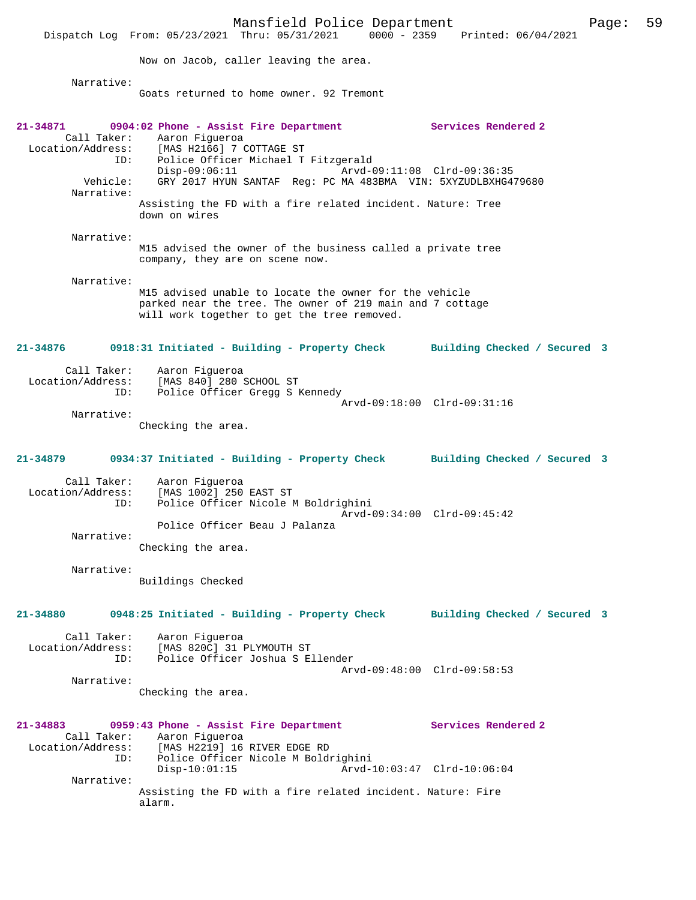Now on Jacob, caller leaving the area.

Narrative:
Goats returned to home owner. 92 Tremont

**21-34871 0904:02 Phone - Assist Fire Department Services Rendered 2**

Call Taker: Aaron Figueroa
Location/Address: [MAS H2166] 7 COTTAGE ST
ID: Police Officer Michael T Fitzgerald
Disp-09:06:11 Arvd-09:11:08 Clrd-09:36:35
Vehicle: GRY 2017 HYUN SANTAF Reg: PC MA 483BMA VIN: 5XYZUDLBXHG479680

Narrative:
Assisting the FD with a fire related incident. Nature: Tree down on wires

Narrative:
M15 advised the owner of the business called a private tree company, they are on scene now.

Narrative:
M15 advised unable to locate the owner for the vehicle parked near the tree. The owner of 219 main and 7 cottage will work together to get the tree removed.

**21-34876 0918:31 Initiated - Building - Property Check Building Checked / Secured 3**

Call Taker: Aaron Figueroa
Location/Address: [MAS 840] 280 SCHOOL ST
ID: Police Officer Gregg S Kennedy
Arvd-09:18:00 Clrd-09:31:16

Narrative:
Checking the area.

**21-34879 0934:37 Initiated - Building - Property Check Building Checked / Secured 3**

Call Taker: Aaron Figueroa
Location/Address: [MAS 1002] 250 EAST ST
ID: Police Officer Nicole M Boldrighini
Arvd-09:34:00 Clrd-09:45:42
Police Officer Beau J Palanza

Narrative:
Checking the area.

Narrative:
Buildings Checked

**21-34880 0948:25 Initiated - Building - Property Check Building Checked / Secured 3**

Call Taker: Aaron Figueroa
Location/Address: [MAS 820C] 31 PLYMOUTH ST
ID: Police Officer Joshua S Ellender
Arvd-09:48:00 Clrd-09:58:53

Narrative:
Checking the area.

**21-34883 0959:43 Phone - Assist Fire Department Services Rendered 2**

Call Taker: Aaron Figueroa
Location/Address: [MAS H2219] 16 RIVER EDGE RD
ID: Police Officer Nicole M Boldrighini
Disp-10:01:15 Arvd-10:03:47 Clrd-10:06:04

Narrative:
Assisting the FD with a fire related incident. Nature: Fire alarm.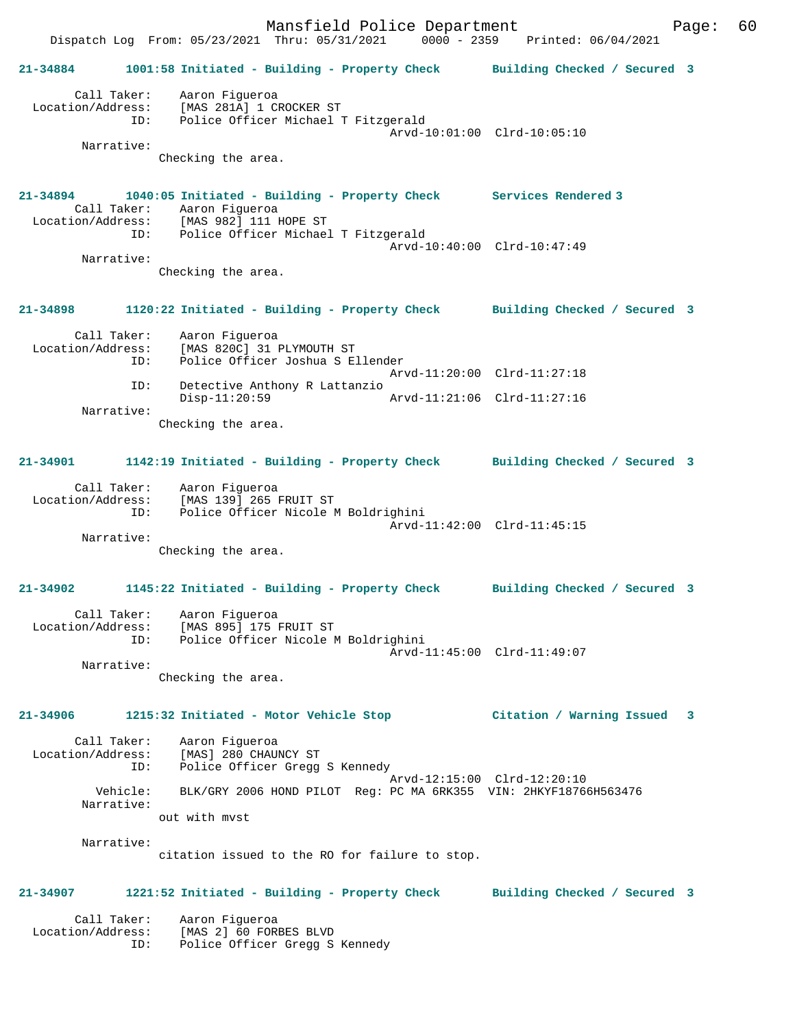21-34884 1001:58 Initiated - Building - Property Check Building Checked / Secured 3

Call Taker: Aaron Figueroa
Location/Address: [MAS 281A] 1 CROCKER ST
ID: Police Officer Michael T Fitzgerald
Arvd-10:01:00 Clrd-10:05:10
Narrative:
Checking the area.

21-34894 1040:05 Initiated - Building - Property Check Services Rendered 3
Call Taker: Aaron Figueroa
Location/Address: [MAS 982] 111 HOPE ST
ID: Police Officer Michael T Fitzgerald
Arvd-10:40:00 Clrd-10:47:49
Narrative:
Checking the area.

21-34898 1120:22 Initiated - Building - Property Check Building Checked / Secured 3

Call Taker: Aaron Figueroa
Location/Address: [MAS 820C] 31 PLYMOUTH ST
ID: Police Officer Joshua S Ellender
Arvd-11:20:00 Clrd-11:27:18
ID: Detective Anthony R Lattanzio
Disp-11:20:59 Arvd-11:21:06 Clrd-11:27:16
Narrative:
Checking the area.

21-34901 1142:19 Initiated - Building - Property Check Building Checked / Secured 3

Call Taker: Aaron Figueroa
Location/Address: [MAS 139] 265 FRUIT ST
ID: Police Officer Nicole M Boldrighini
Arvd-11:42:00 Clrd-11:45:15
Narrative:
Checking the area.

21-34902 1145:22 Initiated - Building - Property Check Building Checked / Secured 3

Call Taker: Aaron Figueroa
Location/Address: [MAS 895] 175 FRUIT ST
ID: Police Officer Nicole M Boldrighini
Arvd-11:45:00 Clrd-11:49:07
Narrative:
Checking the area.

21-34906 1215:32 Initiated - Motor Vehicle Stop Citation / Warning Issued 3

Call Taker: Aaron Figueroa
Location/Address: [MAS] 280 CHAUNCY ST
ID: Police Officer Gregg S Kennedy
Arvd-12:15:00 Clrd-12:20:10
Vehicle: BLK/GRY 2006 HOND PILOT Reg: PC MA 6RK355 VIN: 2HKYF18766H563476
Narrative:
out with mvst

Narrative:
citation issued to the RO for failure to stop.

21-34907 1221:52 Initiated - Building - Property Check Building Checked / Secured 3

Call Taker: Aaron Figueroa
Location/Address: [MAS 2] 60 FORBES BLVD
ID: Police Officer Gregg S Kennedy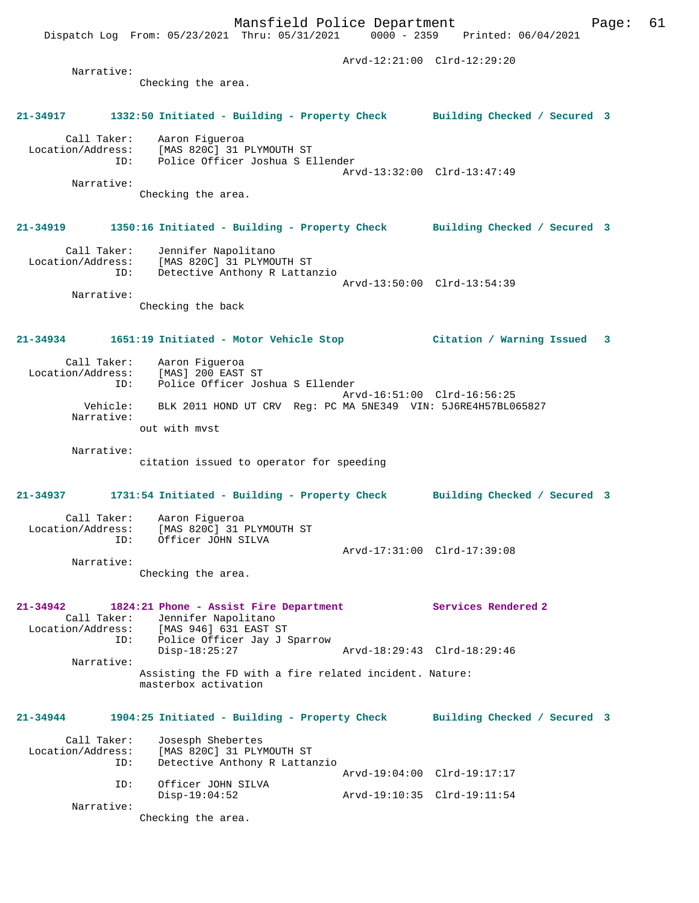```
                                                 Arvd-12:21:00  Clrd-12:29:20
        Narrative: 
                Checking the area.


21-34917       1332:50 Initiated - Building - Property Check       Building Checked / Secured  3

        Call Taker:    Aaron Figueroa
  Location/Address:    [MAS 820C] 31 PLYMOUTH ST
                ID:    Police Officer Joshua S Ellender
                                                 Arvd-13:32:00  Clrd-13:47:49
        Narrative: 
                Checking the area.


21-34919       1350:16 Initiated - Building - Property Check       Building Checked / Secured  3

        Call Taker:    Jennifer Napolitano
  Location/Address:    [MAS 820C] 31 PLYMOUTH ST
                ID:    Detective Anthony R Lattanzio
                                                 Arvd-13:50:00  Clrd-13:54:39
        Narrative: 
                Checking the back


21-34934       1651:19 Initiated - Motor Vehicle Stop              Citation / Warning Issued   3

        Call Taker:    Aaron Figueroa
  Location/Address:    [MAS] 200 EAST ST
                ID:    Police Officer Joshua S Ellender
                                                 Arvd-16:51:00  Clrd-16:56:25
          Vehicle:    BLK 2011 HOND UT CRV  Reg: PC MA 5NE349  VIN: 5J6RE4H57BL065827
        Narrative: 
                out with mvst

        Narrative: 
                citation issued to operator for speeding


21-34937       1731:54 Initiated - Building - Property Check       Building Checked / Secured  3

        Call Taker:    Aaron Figueroa
  Location/Address:    [MAS 820C] 31 PLYMOUTH ST
                ID:    Officer JOHN SILVA
                                                 Arvd-17:31:00  Clrd-17:39:08
        Narrative: 
                Checking the area.


21-34942       1824:21 Phone - Assist Fire Department              Services Rendered 2
        Call Taker:    Jennifer Napolitano
  Location/Address:    [MAS 946] 631 EAST ST
                ID:    Police Officer Jay J Sparrow
                       Disp-18:25:27             Arvd-18:29:43  Clrd-18:29:46
        Narrative: 
                Assisting the FD with a fire related incident. Nature:
                masterbox activation


21-34944       1904:25 Initiated - Building - Property Check       Building Checked / Secured  3

        Call Taker:    Josesph Shebertes
  Location/Address:    [MAS 820C] 31 PLYMOUTH ST
                ID:    Detective Anthony R Lattanzio
                                                 Arvd-19:04:00  Clrd-19:17:17
                ID:    Officer JOHN SILVA
                       Disp-19:04:52             Arvd-19:10:35  Clrd-19:11:54
        Narrative: 
                Checking the area.
```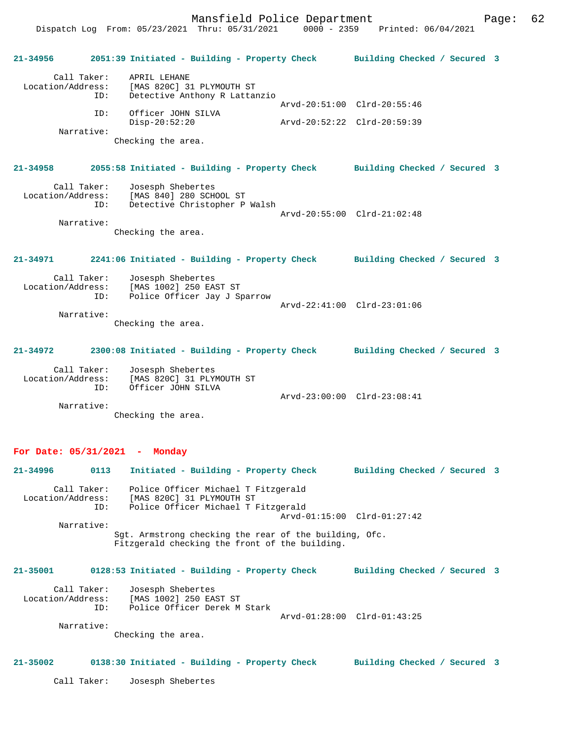21-34956 2051:39 Initiated - Building - Property Check Building Checked / Secured 3

```
        Call Taker:    APRIL LEHANE
  Location/Address:    [MAS 820C] 31 PLYMOUTH ST
                ID:    Detective Anthony R Lattanzio
                                             Arvd-20:51:00  Clrd-20:55:46
                ID:    Officer JOHN SILVA
                       Disp-20:52:20         Arvd-20:52:22  Clrd-20:59:39
         Narrative:
                    Checking the area.
```

21-34958 2055:58 Initiated - Building - Property Check Building Checked / Secured 3

```
        Call Taker:    Josesph Shebertes
  Location/Address:    [MAS 840] 280 SCHOOL ST
                ID:    Detective Christopher P Walsh
                                             Arvd-20:55:00  Clrd-21:02:48
         Narrative:
                    Checking the area.
```

21-34971 2241:06 Initiated - Building - Property Check Building Checked / Secured 3

```
        Call Taker:    Josesph Shebertes
  Location/Address:    [MAS 1002] 250 EAST ST
                ID:    Police Officer Jay J Sparrow
                                             Arvd-22:41:00  Clrd-23:01:06
         Narrative:
                    Checking the area.
```

21-34972 2300:08 Initiated - Building - Property Check Building Checked / Secured 3

```
        Call Taker:    Josesph Shebertes
  Location/Address:    [MAS 820C] 31 PLYMOUTH ST
                ID:    Officer JOHN SILVA
                                             Arvd-23:00:00  Clrd-23:08:41
         Narrative:
                    Checking the area.
```

**For Date: 05/31/2021 - Monday**

21-34996 0113 Initiated - Building - Property Check Building Checked / Secured 3

```
        Call Taker:    Police Officer Michael T Fitzgerald
  Location/Address:    [MAS 820C] 31 PLYMOUTH ST
                ID:    Police Officer Michael T Fitzgerald
                                             Arvd-01:15:00  Clrd-01:27:42
         Narrative:
                    Sgt. Armstrong checking the rear of the building, Ofc.
                    Fitzgerald checking the front of the building.
```

21-35001 0128:53 Initiated - Building - Property Check Building Checked / Secured 3

```
        Call Taker:    Josesph Shebertes
  Location/Address:    [MAS 1002] 250 EAST ST
                ID:    Police Officer Derek M Stark
                                             Arvd-01:28:00  Clrd-01:43:25
         Narrative:
                    Checking the area.
```

21-35002 0138:30 Initiated - Building - Property Check Building Checked / Secured 3

```
        Call Taker:    Josesph Shebertes
```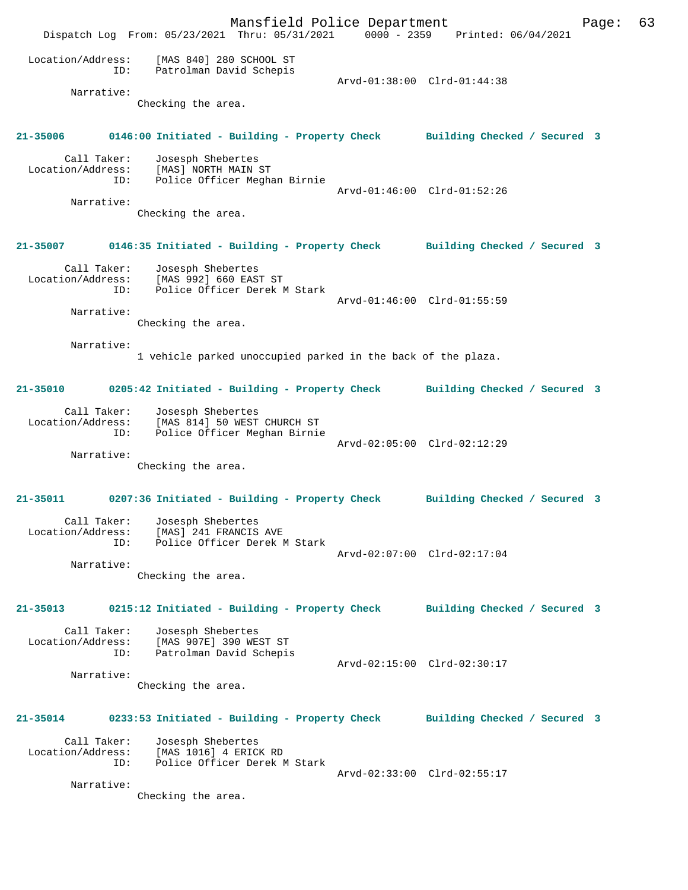Location/Address: [MAS 840] 280 SCHOOL ST
ID: Patrolman David Schepis
Arvd-01:38:00 Clrd-01:44:38

Narrative:
Checking the area.

**21-35006 0146:00 Initiated - Building - Property Check Building Checked / Secured 3**

Call Taker: Josesph Shebertes
Location/Address: [MAS] NORTH MAIN ST
ID: Police Officer Meghan Birnie
Arvd-01:46:00 Clrd-01:52:26

Narrative:
Checking the area.

**21-35007 0146:35 Initiated - Building - Property Check Building Checked / Secured 3**

Call Taker: Josesph Shebertes
Location/Address: [MAS 992] 660 EAST ST
ID: Police Officer Derek M Stark
Arvd-01:46:00 Clrd-01:55:59

Narrative:
Checking the area.

Narrative:
1 vehicle parked unoccupied parked in the back of the plaza.

**21-35010 0205:42 Initiated - Building - Property Check Building Checked / Secured 3**

Call Taker: Josesph Shebertes
Location/Address: [MAS 814] 50 WEST CHURCH ST
ID: Police Officer Meghan Birnie
Arvd-02:05:00 Clrd-02:12:29

Narrative:
Checking the area.

**21-35011 0207:36 Initiated - Building - Property Check Building Checked / Secured 3**

Call Taker: Josesph Shebertes
Location/Address: [MAS] 241 FRANCIS AVE
ID: Police Officer Derek M Stark
Arvd-02:07:00 Clrd-02:17:04

Narrative:
Checking the area.

**21-35013 0215:12 Initiated - Building - Property Check Building Checked / Secured 3**

Call Taker: Josesph Shebertes
Location/Address: [MAS 907E] 390 WEST ST
ID: Patrolman David Schepis
Arvd-02:15:00 Clrd-02:30:17

Narrative:
Checking the area.

**21-35014 0233:53 Initiated - Building - Property Check Building Checked / Secured 3**

Call Taker: Josesph Shebertes
Location/Address: [MAS 1016] 4 ERICK RD
ID: Police Officer Derek M Stark
Arvd-02:33:00 Clrd-02:55:17

Narrative:
Checking the area.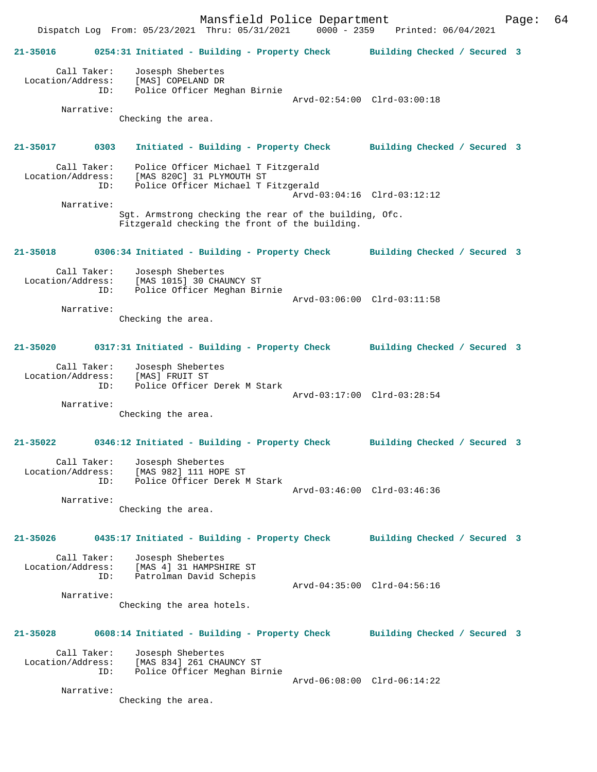**21-35016** 0254:31 Initiated - Building - Property Check — Building Checked / Secured 3

Call Taker: Josesph Shebertes
Location/Address: [MAS] COPELAND DR
ID: Police Officer Meghan Birnie
Arvd-02:54:00 Clrd-03:00:18

Narrative:
Checking the area.

**21-35017** 0303 Initiated - Building - Property Check — Building Checked / Secured 3

Call Taker: Police Officer Michael T Fitzgerald
Location/Address: [MAS 820C] 31 PLYMOUTH ST
ID: Police Officer Michael T Fitzgerald
Arvd-03:04:16 Clrd-03:12:12

Narrative:
Sgt. Armstrong checking the rear of the building, Ofc. Fitzgerald checking the front of the building.

**21-35018** 0306:34 Initiated - Building - Property Check — Building Checked / Secured 3

Call Taker: Josesph Shebertes
Location/Address: [MAS 1015] 30 CHAUNCY ST
ID: Police Officer Meghan Birnie
Arvd-03:06:00 Clrd-03:11:58

Narrative:
Checking the area.

**21-35020** 0317:31 Initiated - Building - Property Check — Building Checked / Secured 3

Call Taker: Josesph Shebertes
Location/Address: [MAS] FRUIT ST
ID: Police Officer Derek M Stark
Arvd-03:17:00 Clrd-03:28:54

Narrative:
Checking the area.

**21-35022** 0346:12 Initiated - Building - Property Check — Building Checked / Secured 3

Call Taker: Josesph Shebertes
Location/Address: [MAS 982] 111 HOPE ST
ID: Police Officer Derek M Stark
Arvd-03:46:00 Clrd-03:46:36

Narrative:
Checking the area.

**21-35026** 0435:17 Initiated - Building - Property Check — Building Checked / Secured 3

Call Taker: Josesph Shebertes
Location/Address: [MAS 4] 31 HAMPSHIRE ST
ID: Patrolman David Schepis
Arvd-04:35:00 Clrd-04:56:16

Narrative:
Checking the area hotels.

**21-35028** 0608:14 Initiated - Building - Property Check — Building Checked / Secured 3

Call Taker: Josesph Shebertes
Location/Address: [MAS 834] 261 CHAUNCY ST
ID: Police Officer Meghan Birnie
Arvd-06:08:00 Clrd-06:14:22

Narrative:
Checking the area.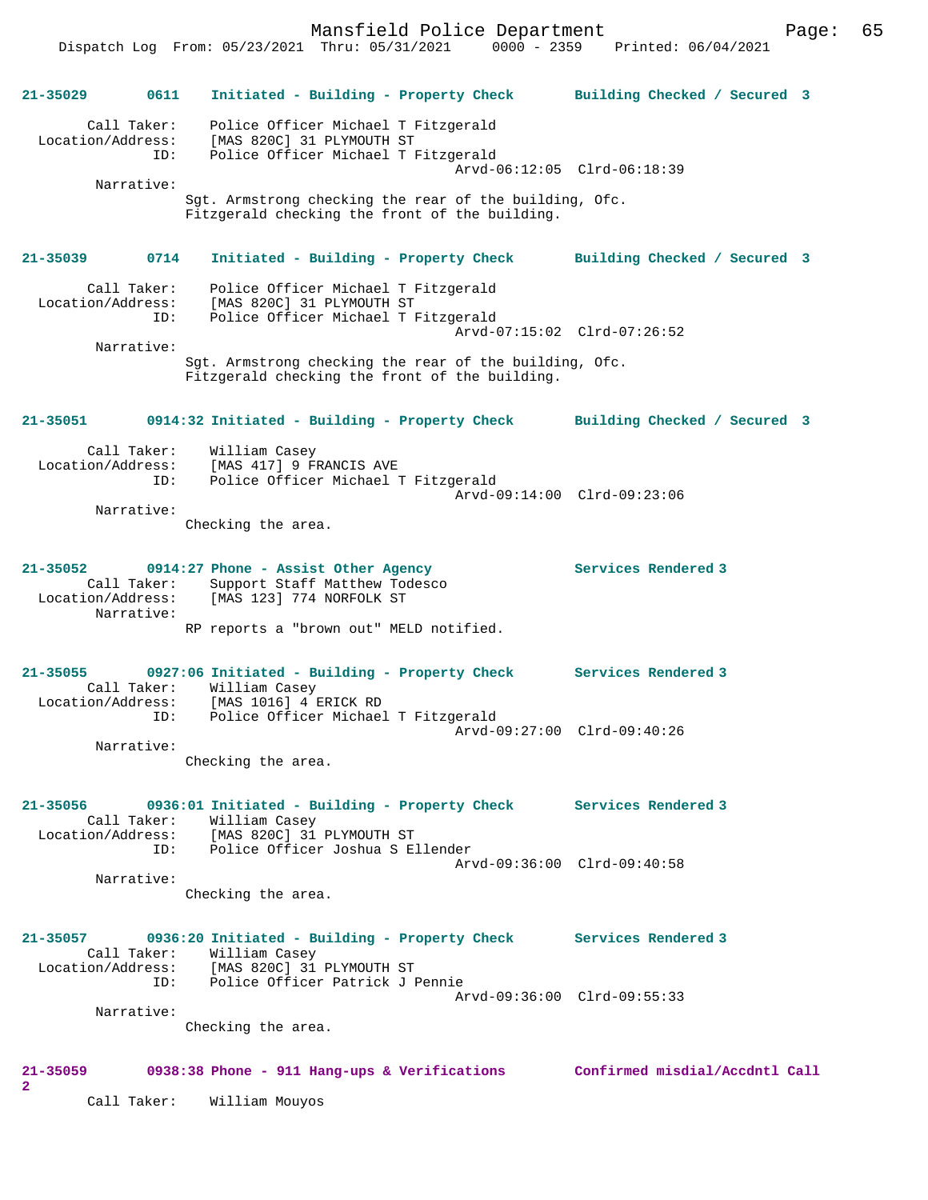**21-35029** 0611 **Initiated - Building - Property Check** **Building Checked / Secured 3**

Call Taker: Police Officer Michael T Fitzgerald
Location/Address: [MAS 820C] 31 PLYMOUTH ST
ID: Police Officer Michael T Fitzgerald
Arvd-06:12:05 Clrd-06:18:39
Narrative:
Sgt. Armstrong checking the rear of the building, Ofc. Fitzgerald checking the front of the building.

**21-35039** 0714 **Initiated - Building - Property Check** **Building Checked / Secured 3**

Call Taker: Police Officer Michael T Fitzgerald
Location/Address: [MAS 820C] 31 PLYMOUTH ST
ID: Police Officer Michael T Fitzgerald
Arvd-07:15:02 Clrd-07:26:52
Narrative:
Sgt. Armstrong checking the rear of the building, Ofc. Fitzgerald checking the front of the building.

**21-35051** 0914:32 **Initiated - Building - Property Check** **Building Checked / Secured 3**

Call Taker: William Casey
Location/Address: [MAS 417] 9 FRANCIS AVE
ID: Police Officer Michael T Fitzgerald
Arvd-09:14:00 Clrd-09:23:06
Narrative:
Checking the area.

**21-35052** 0914:27 **Phone - Assist Other Agency** **Services Rendered 3**
Call Taker: Support Staff Matthew Todesco
Location/Address: [MAS 123] 774 NORFOLK ST
Narrative:
RP reports a "brown out" MELD notified.

**21-35055** 0927:06 **Initiated - Building - Property Check** **Services Rendered 3**
Call Taker: William Casey
Location/Address: [MAS 1016] 4 ERICK RD
ID: Police Officer Michael T Fitzgerald
Arvd-09:27:00 Clrd-09:40:26
Narrative:
Checking the area.

**21-35056** 0936:01 **Initiated - Building - Property Check** **Services Rendered 3**
Call Taker: William Casey
Location/Address: [MAS 820C] 31 PLYMOUTH ST
ID: Police Officer Joshua S Ellender
Arvd-09:36:00 Clrd-09:40:58
Narrative:
Checking the area.

**21-35057** 0936:20 **Initiated - Building - Property Check** **Services Rendered 3**
Call Taker: William Casey
Location/Address: [MAS 820C] 31 PLYMOUTH ST
ID: Police Officer Patrick J Pennie
Arvd-09:36:00 Clrd-09:55:33
Narrative:
Checking the area.

**21-35059** 0938:38 **Phone - 911 Hang-ups & Verifications** **Confirmed misdial/Accdntl Call 2**
Call Taker: William Mouyos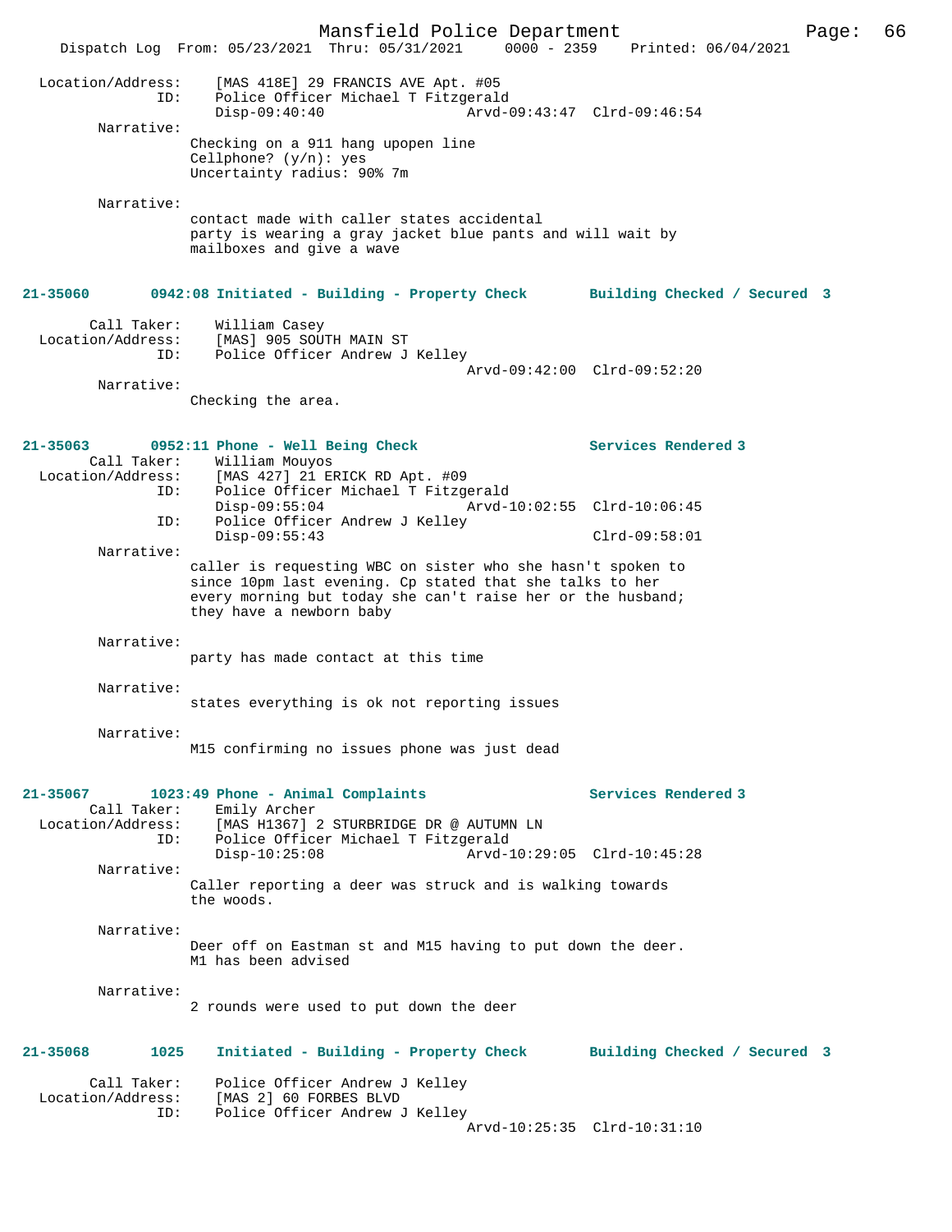Location/Address: [MAS 418E] 29 FRANCIS AVE Apt. #05
ID: Police Officer Michael T Fitzgerald
Disp-09:40:40 Arvd-09:43:47 Clrd-09:46:54

Narrative:
Checking on a 911 hang upopen line
Cellphone? (y/n): yes
Uncertainty radius: 90% 7m

Narrative:
contact made with caller states accidental
party is wearing a gray jacket blue pants and will wait by
mailboxes and give a wave

**21-35060 0942:08 Initiated - Building - Property Check Building Checked / Secured 3**

Call Taker: William Casey
Location/Address: [MAS] 905 SOUTH MAIN ST
ID: Police Officer Andrew J Kelley
Arvd-09:42:00 Clrd-09:52:20

Narrative:
Checking the area.

**21-35063 0952:11 Phone - Well Being Check Services Rendered 3**

Call Taker: William Mouyos
Location/Address: [MAS 427] 21 ERICK RD Apt. #09
ID: Police Officer Michael T Fitzgerald
Disp-09:55:04 Arvd-10:02:55 Clrd-10:06:45
ID: Police Officer Andrew J Kelley
Disp-09:55:43 Clrd-09:58:01

Narrative:
caller is requesting WBC on sister who she hasn't spoken to
since 10pm last evening. Cp stated that she talks to her
every morning but today she can't raise her or the husband;
they have a newborn baby

Narrative:
party has made contact at this time

Narrative:
states everything is ok not reporting issues

Narrative:
M15 confirming no issues phone was just dead

**21-35067 1023:49 Phone - Animal Complaints Services Rendered 3**

Call Taker: Emily Archer
Location/Address: [MAS H1367] 2 STURBRIDGE DR @ AUTUMN LN
ID: Police Officer Michael T Fitzgerald
Disp-10:25:08 Arvd-10:29:05 Clrd-10:45:28

Narrative:
Caller reporting a deer was struck and is walking towards
the woods.

Narrative:
Deer off on Eastman st and M15 having to put down the deer.
M1 has been advised

Narrative:
2 rounds were used to put down the deer

**21-35068 1025 Initiated - Building - Property Check Building Checked / Secured 3**

Call Taker: Police Officer Andrew J Kelley
Location/Address: [MAS 2] 60 FORBES BLVD
ID: Police Officer Andrew J Kelley
Arvd-10:25:35 Clrd-10:31:10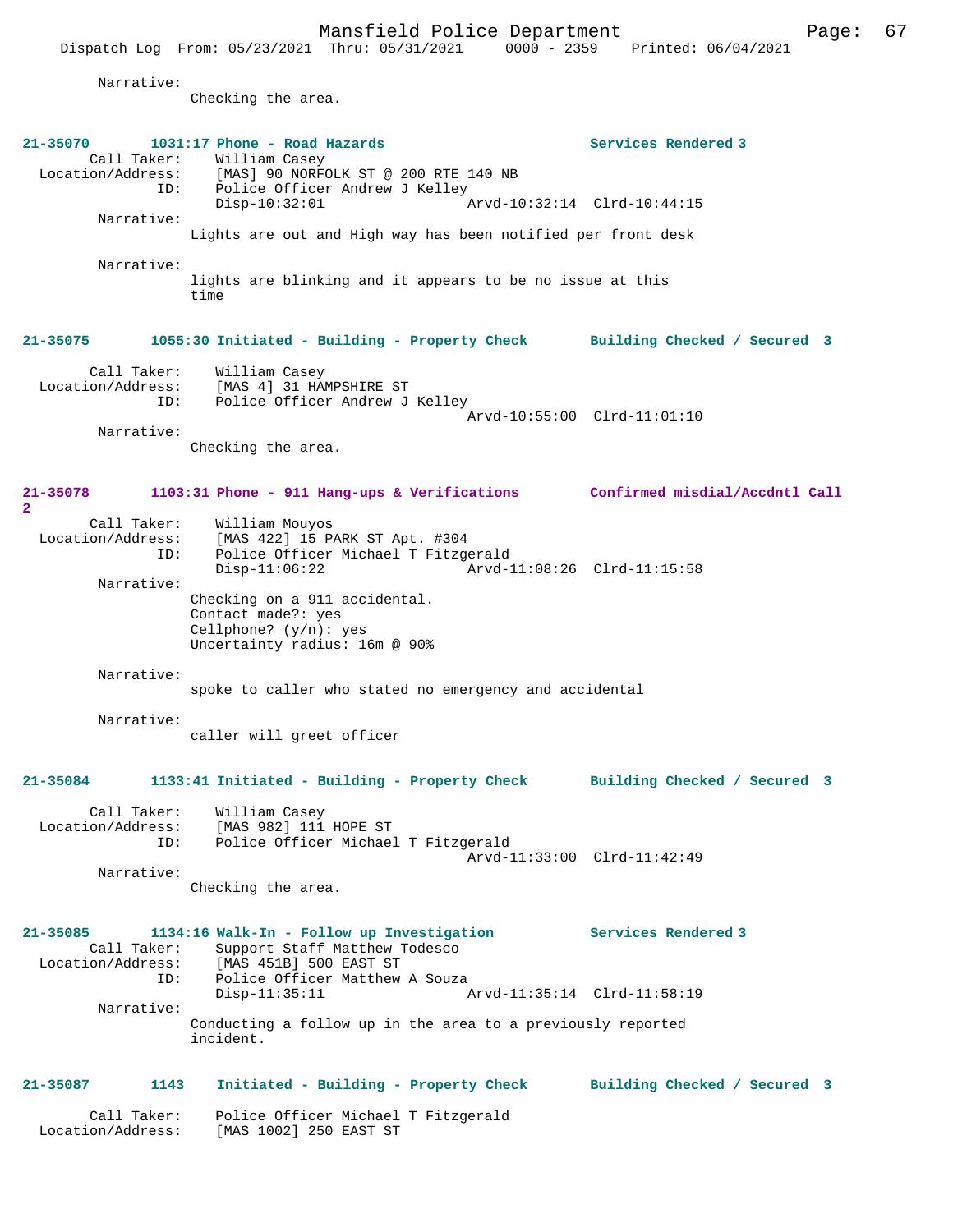Narrative:
    Checking the area.

**21-35070 1031:17 Phone - Road Hazards — Services Rendered 3**

Call Taker: William Casey
Location/Address: [MAS] 90 NORFOLK ST @ 200 RTE 140 NB
ID: Police Officer Andrew J Kelley
    Disp-10:32:01 Arvd-10:32:14 Clrd-10:44:15

Narrative:
    Lights are out and High way has been notified per front desk

Narrative:
    lights are blinking and it appears to be no issue at this time

**21-35075 1055:30 Initiated - Building - Property Check — Building Checked / Secured 3**

Call Taker: William Casey
Location/Address: [MAS 4] 31 HAMPSHIRE ST
ID: Police Officer Andrew J Kelley
    Arvd-10:55:00 Clrd-11:01:10

Narrative:
    Checking the area.

**21-35078 1103:31 Phone - 911 Hang-ups & Verifications — Confirmed misdial/Accdntl Call 2**

Call Taker: William Mouyos
Location/Address: [MAS 422] 15 PARK ST Apt. #304
ID: Police Officer Michael T Fitzgerald
    Disp-11:06:22 Arvd-11:08:26 Clrd-11:15:58

Narrative:
    Checking on a 911 accidental.
    Contact made?: yes
    Cellphone? (y/n): yes
    Uncertainty radius: 16m @ 90%

Narrative:
    spoke to caller who stated no emergency and accidental

Narrative:
    caller will greet officer

**21-35084 1133:41 Initiated - Building - Property Check — Building Checked / Secured 3**

Call Taker: William Casey
Location/Address: [MAS 982] 111 HOPE ST
ID: Police Officer Michael T Fitzgerald
    Arvd-11:33:00 Clrd-11:42:49

Narrative:
    Checking the area.

**21-35085 1134:16 Walk-In - Follow up Investigation — Services Rendered 3**

Call Taker: Support Staff Matthew Todesco
Location/Address: [MAS 451B] 500 EAST ST
ID: Police Officer Matthew A Souza
    Disp-11:35:11 Arvd-11:35:14 Clrd-11:58:19

Narrative:
    Conducting a follow up in the area to a previously reported incident.

**21-35087 1143 Initiated - Building - Property Check — Building Checked / Secured 3**

Call Taker: Police Officer Michael T Fitzgerald
Location/Address: [MAS 1002] 250 EAST ST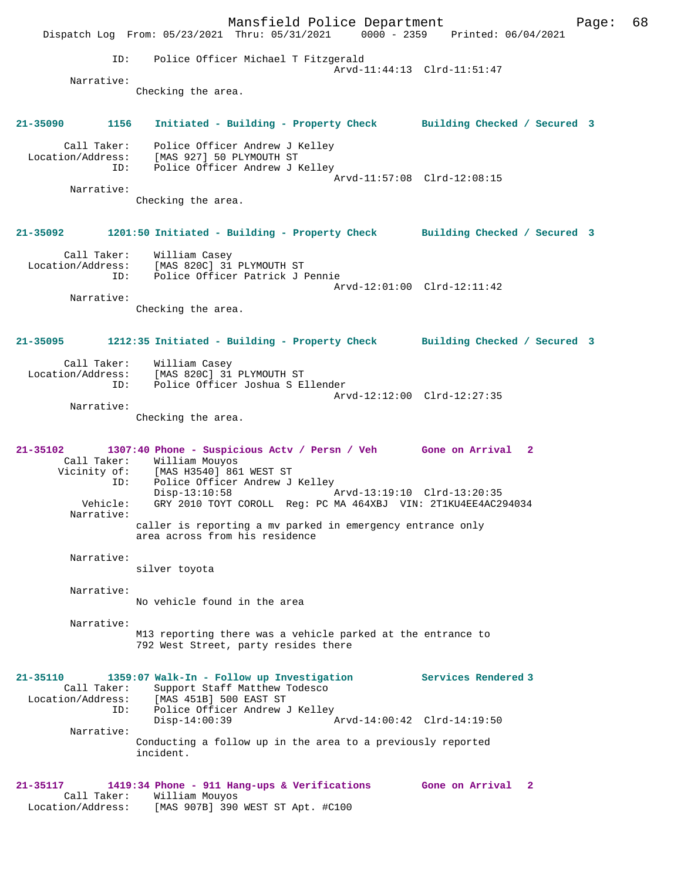ID: Police Officer Michael T Fitzgerald
Arvd-11:44:13 Clrd-11:51:47

Narrative:
Checking the area.

**21-35090 1156 Initiated - Building - Property Check Building Checked / Secured 3**

Call Taker: Police Officer Andrew J Kelley
Location/Address: [MAS 927] 50 PLYMOUTH ST
ID: Police Officer Andrew J Kelley
Arvd-11:57:08 Clrd-12:08:15

Narrative:
Checking the area.

**21-35092 1201:50 Initiated - Building - Property Check Building Checked / Secured 3**

Call Taker: William Casey
Location/Address: [MAS 820C] 31 PLYMOUTH ST
ID: Police Officer Patrick J Pennie
Arvd-12:01:00 Clrd-12:11:42

Narrative:
Checking the area.

**21-35095 1212:35 Initiated - Building - Property Check Building Checked / Secured 3**

Call Taker: William Casey
Location/Address: [MAS 820C] 31 PLYMOUTH ST
ID: Police Officer Joshua S Ellender
Arvd-12:12:00 Clrd-12:27:35

Narrative:
Checking the area.

**21-35102 1307:40 Phone - Suspicious Actv / Persn / Veh Gone on Arrival 2**

Call Taker: William Mouyos
Vicinity of: [MAS H3540] 861 WEST ST
ID: Police Officer Andrew J Kelley
Disp-13:10:58 Arvd-13:19:10 Clrd-13:20:35
Vehicle: GRY 2010 TOYT COROLL Reg: PC MA 464XBJ VIN: 2T1KU4EE4AC294034

Narrative:
caller is reporting a mv parked in emergency entrance only area across from his residence

Narrative:
silver toyota

Narrative:
No vehicle found in the area

Narrative:
M13 reporting there was a vehicle parked at the entrance to 792 West Street, party resides there

**21-35110 1359:07 Walk-In - Follow up Investigation Services Rendered 3**

Call Taker: Support Staff Matthew Todesco
Location/Address: [MAS 451B] 500 EAST ST
ID: Police Officer Andrew J Kelley
Disp-14:00:39 Arvd-14:00:42 Clrd-14:19:50

Narrative:
Conducting a follow up in the area to a previously reported incident.

**21-35117 1419:34 Phone - 911 Hang-ups & Verifications Gone on Arrival 2**

Call Taker: William Mouyos
Location/Address: [MAS 907B] 390 WEST ST Apt. #C100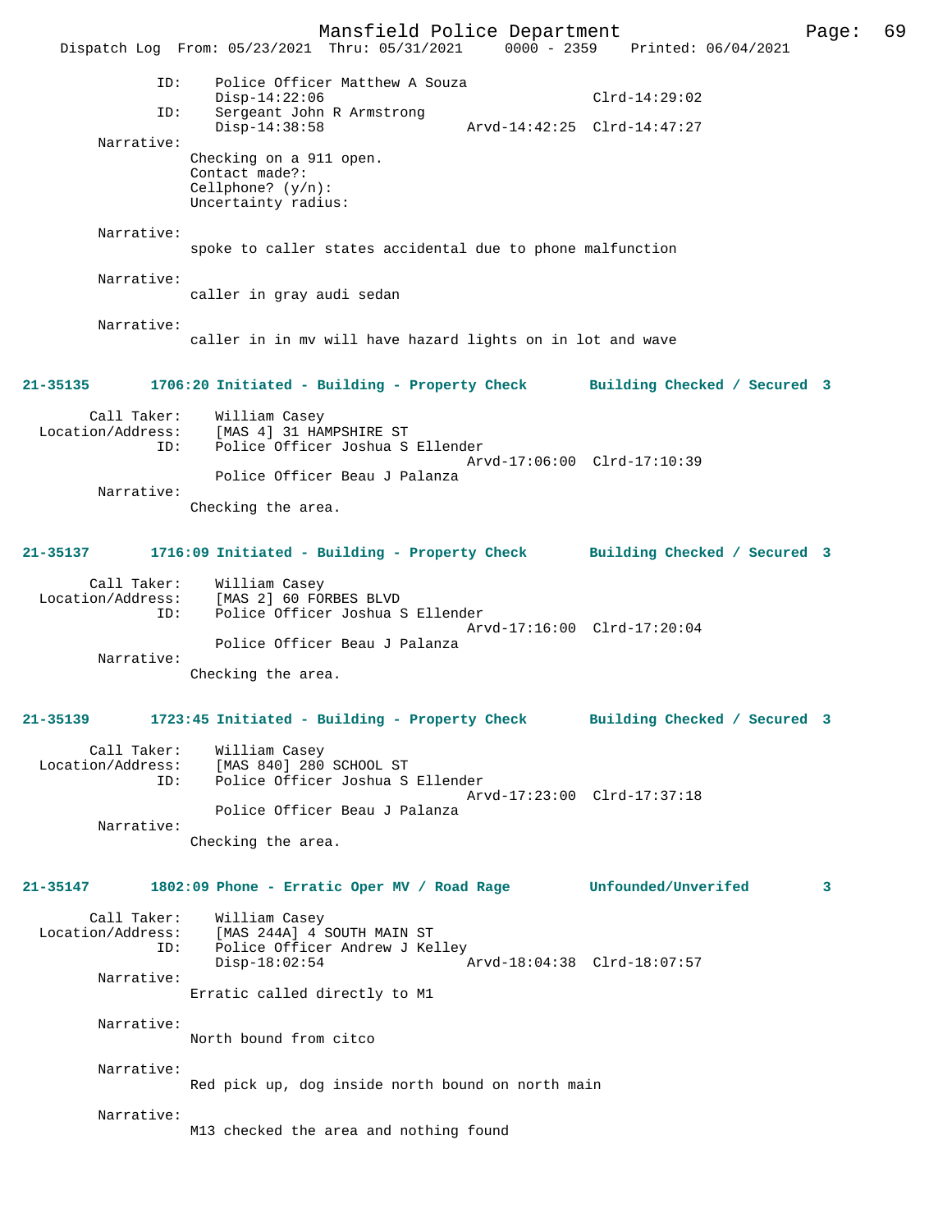```
            ID:    Police Officer Matthew A Souza
                   Disp-14:22:06                       Clrd-14:29:02
            ID:    Sergeant John R Armstrong
                   Disp-14:38:58              Arvd-14:42:25  Clrd-14:47:27
      Narrative:
                 Checking on a 911 open.
                 Contact made?:
                 Cellphone? (y/n):
                 Uncertainty radius:

      Narrative:
                 spoke to caller states accidental due to phone malfunction

      Narrative:
                 caller in gray audi sedan

      Narrative:
                 caller in in mv will have hazard lights on in lot and wave
```

**21-35135 1706:20 Initiated - Building - Property Check — Building Checked / Secured 3**

```
      Call Taker:    William Casey
Location/Address:    [MAS 4] 31 HAMPSHIRE ST
              ID:    Police Officer Joshua S Ellender
                                              Arvd-17:06:00  Clrd-17:10:39
                     Police Officer Beau J Palanza
       Narrative:
                 Checking the area.
```

**21-35137 1716:09 Initiated - Building - Property Check — Building Checked / Secured 3**

```
      Call Taker:    William Casey
Location/Address:    [MAS 2] 60 FORBES BLVD
              ID:    Police Officer Joshua S Ellender
                                              Arvd-17:16:00  Clrd-17:20:04
                     Police Officer Beau J Palanza
       Narrative:
                 Checking the area.
```

**21-35139 1723:45 Initiated - Building - Property Check — Building Checked / Secured 3**

```
      Call Taker:    William Casey
Location/Address:    [MAS 840] 280 SCHOOL ST
              ID:    Police Officer Joshua S Ellender
                                              Arvd-17:23:00  Clrd-17:37:18
                     Police Officer Beau J Palanza
       Narrative:
                 Checking the area.
```

**21-35147 1802:09 Phone - Erratic Oper MV / Road Rage — Unfounded/Unverifed 3**

```
      Call Taker:    William Casey
Location/Address:    [MAS 244A] 4 SOUTH MAIN ST
              ID:    Police Officer Andrew J Kelley
                     Disp-18:02:54            Arvd-18:04:38  Clrd-18:07:57
       Narrative:
                 Erratic called directly to M1

       Narrative:
                 North bound from citco

       Narrative:
                 Red pick up, dog inside north bound on north main

       Narrative:
                 M13 checked the area and nothing found
```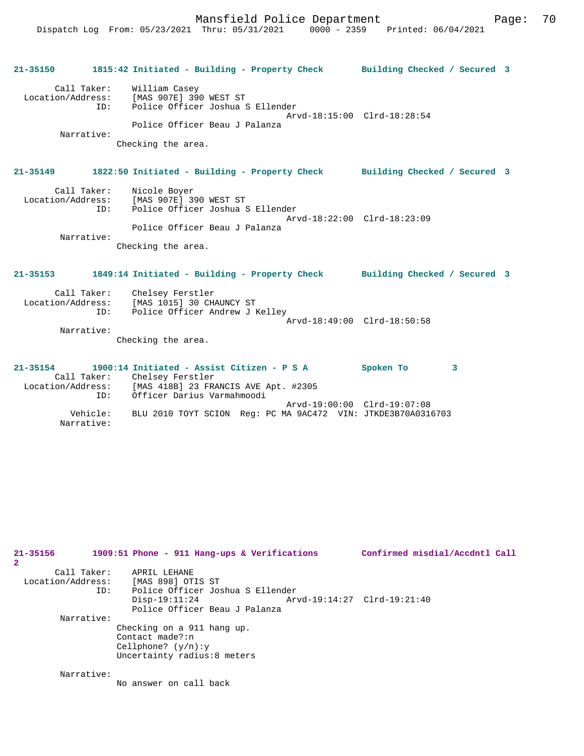**21-35150 1815:42 Initiated - Building - Property Check Building Checked / Secured 3**

Call Taker: William Casey
Location/Address: [MAS 907E] 390 WEST ST
ID: Police Officer Joshua S Ellender
Arvd-18:15:00 Clrd-18:28:54
Police Officer Beau J Palanza
Narrative:
Checking the area.

**21-35149 1822:50 Initiated - Building - Property Check Building Checked / Secured 3**

Call Taker: Nicole Boyer
Location/Address: [MAS 907E] 390 WEST ST
ID: Police Officer Joshua S Ellender
Arvd-18:22:00 Clrd-18:23:09
Police Officer Beau J Palanza
Narrative:
Checking the area.

**21-35153 1849:14 Initiated - Building - Property Check Building Checked / Secured 3**

Call Taker: Chelsey Ferstler
Location/Address: [MAS 1015] 30 CHAUNCY ST
ID: Police Officer Andrew J Kelley
Arvd-18:49:00 Clrd-18:50:58
Narrative:
Checking the area.

**21-35154 1900:14 Initiated - Assist Citizen - P S A Spoken To 3**

Call Taker: Chelsey Ferstler
Location/Address: [MAS 418B] 23 FRANCIS AVE Apt. #2305
ID: Officer Darius Varmahmoodi
Arvd-19:00:00 Clrd-19:07:08
Vehicle: BLU 2010 TOYT SCION Reg: PC MA 9AC472 VIN: JTKDE3B70A0316703
Narrative:

**21-35156 1909:51 Phone - 911 Hang-ups & Verifications Confirmed misdial/Accdntl Call 2**

Call Taker: APRIL LEHANE
Location/Address: [MAS 898] OTIS ST
ID: Police Officer Joshua S Ellender
Disp-19:11:24 Arvd-19:14:27 Clrd-19:21:40
Police Officer Beau J Palanza
Narrative:
Checking on a 911 hang up.
Contact made?:n
Cellphone? (y/n):y
Uncertainty radius:8 meters

Narrative:
No answer on call back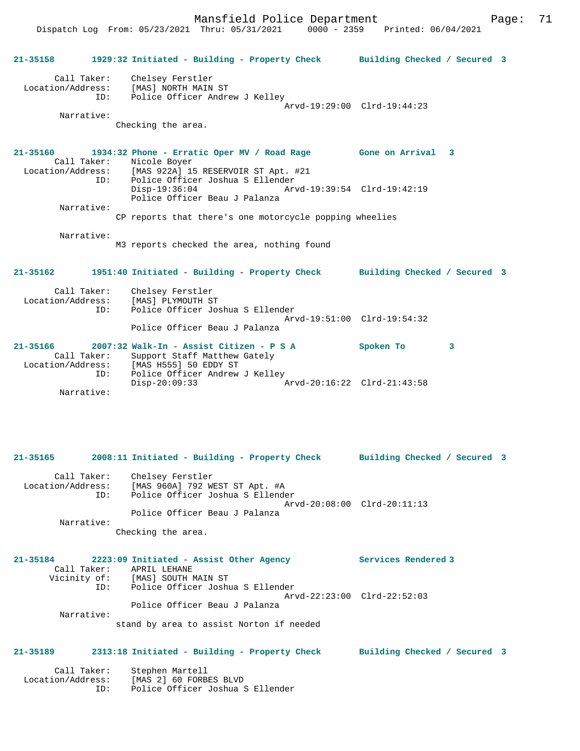**21-35158 1929:32 Initiated - Building - Property Check Building Checked / Secured 3**

Call Taker: Chelsey Ferstler
Location/Address: [MAS] NORTH MAIN ST
ID: Police Officer Andrew J Kelley
Arvd-19:29:00 Clrd-19:44:23
Narrative:
Checking the area.

**21-35160 1934:32 Phone - Erratic Oper MV / Road Rage Gone on Arrival 3**

Call Taker: Nicole Boyer
Location/Address: [MAS 922A] 15 RESERVOIR ST Apt. #21
ID: Police Officer Joshua S Ellender
Disp-19:36:04 Arvd-19:39:54 Clrd-19:42:19
Police Officer Beau J Palanza
Narrative:
CP reports that there's one motorcycle popping wheelies

Narrative:
M3 reports checked the area, nothing found

**21-35162 1951:40 Initiated - Building - Property Check Building Checked / Secured 3**

Call Taker: Chelsey Ferstler
Location/Address: [MAS] PLYMOUTH ST
ID: Police Officer Joshua S Ellender
Arvd-19:51:00 Clrd-19:54:32
Police Officer Beau J Palanza

**21-35166 2007:32 Walk-In - Assist Citizen - P S A Spoken To 3**

Call Taker: Support Staff Matthew Gately
Location/Address: [MAS H555] 50 EDDY ST
ID: Police Officer Andrew J Kelley
Disp-20:09:33 Arvd-20:16:22 Clrd-21:43:58
Narrative:

**21-35165 2008:11 Initiated - Building - Property Check Building Checked / Secured 3**

Call Taker: Chelsey Ferstler
Location/Address: [MAS 960A] 792 WEST ST Apt. #A
ID: Police Officer Joshua S Ellender
Arvd-20:08:00 Clrd-20:11:13
Police Officer Beau J Palanza
Narrative:
Checking the area.

**21-35184 2223:09 Initiated - Assist Other Agency Services Rendered 3**

Call Taker: APRIL LEHANE
Vicinity of: [MAS] SOUTH MAIN ST
ID: Police Officer Joshua S Ellender
Arvd-22:23:00 Clrd-22:52:03
Police Officer Beau J Palanza
Narrative:
stand by area to assist Norton if needed

**21-35189 2313:18 Initiated - Building - Property Check Building Checked / Secured 3**

Call Taker: Stephen Martell
Location/Address: [MAS 2] 60 FORBES BLVD
ID: Police Officer Joshua S Ellender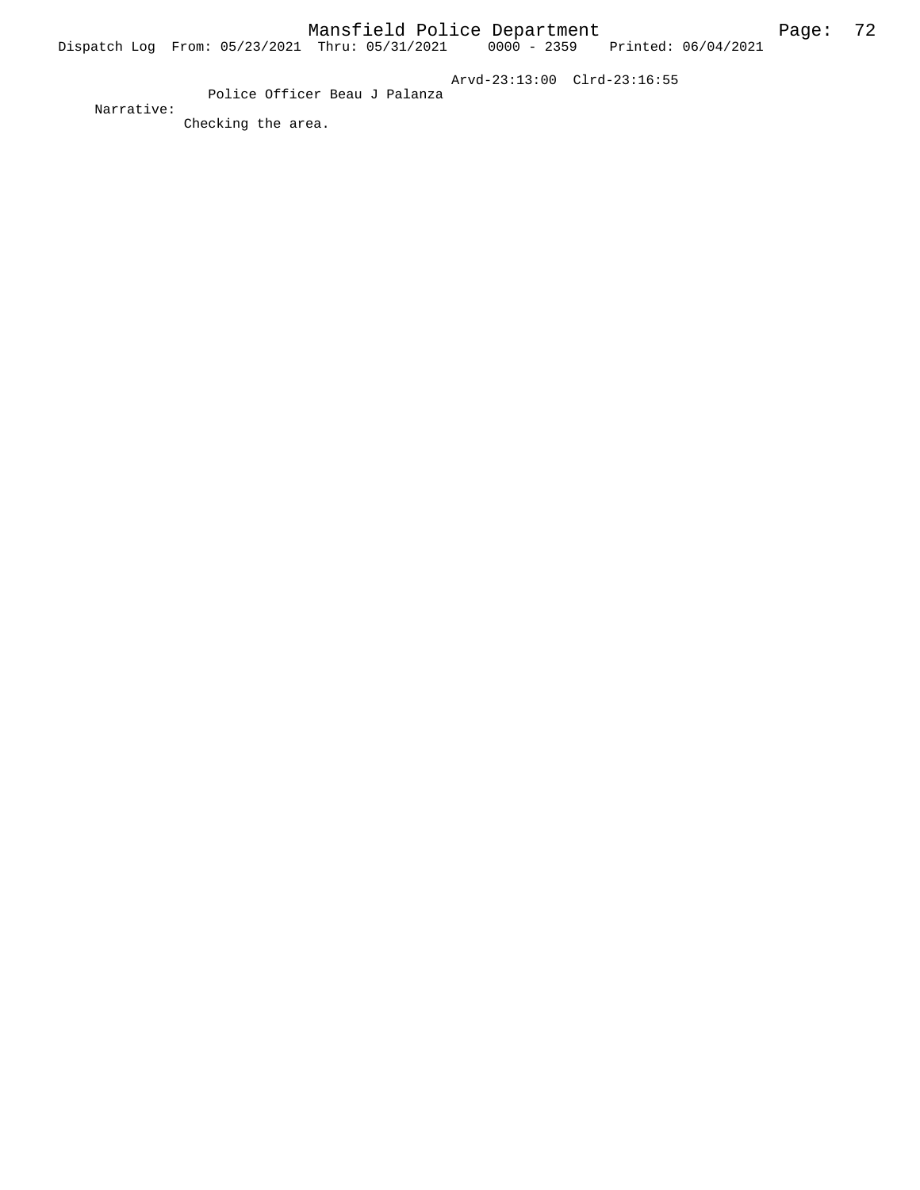Arvd-23:13:00 Clrd-23:16:55

Police Officer Beau J Palanza

Narrative:

Checking the area.